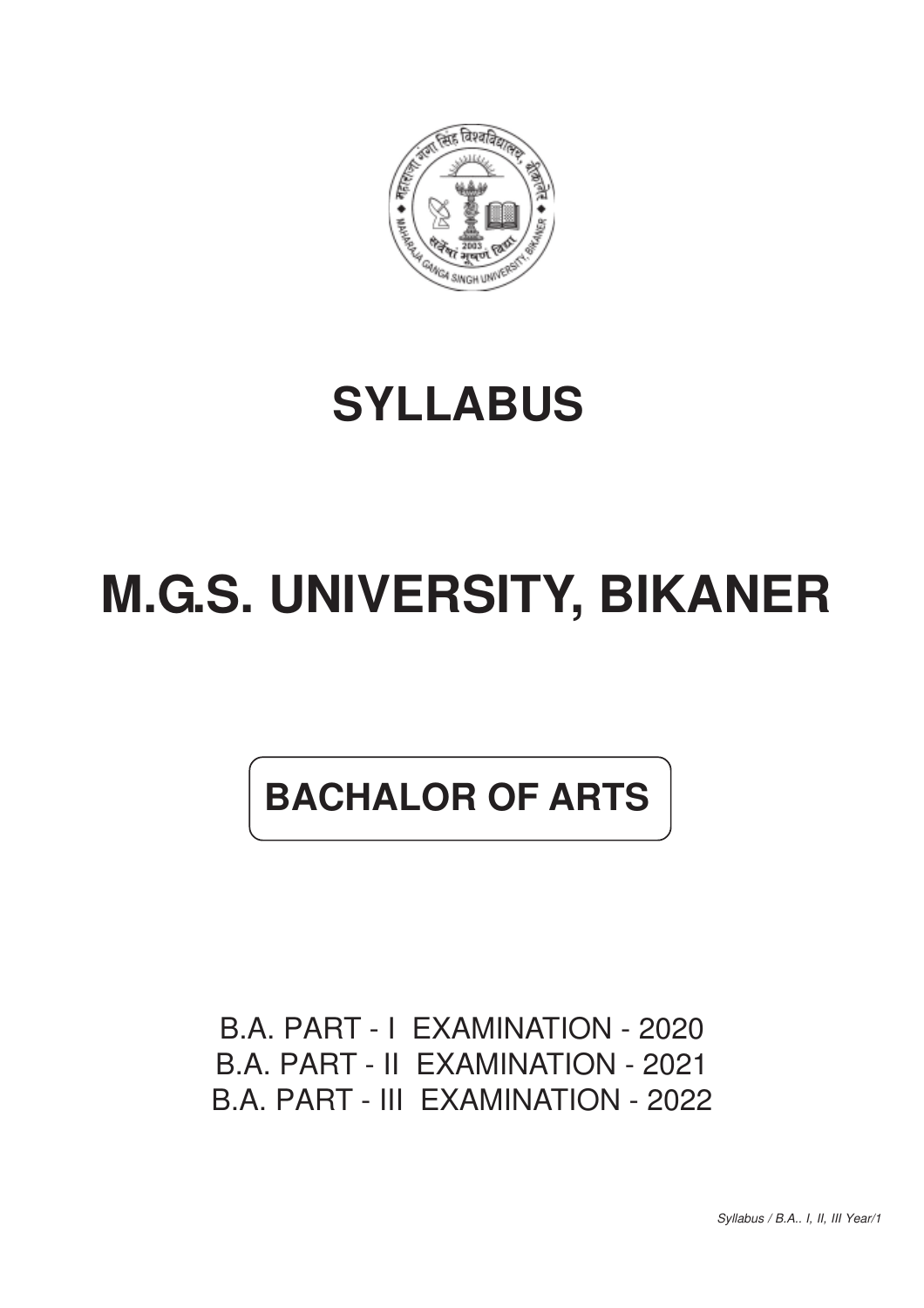# SYLLABUS

# M.G.S. UNIVERSITY, BIKANER

## BACHALOR OF ARTS

B.A. PART - I EXAMINATION - 2020
B.A. PART - II EXAMINATION - 2021
B.A. PART - III EXAMINATION - 2022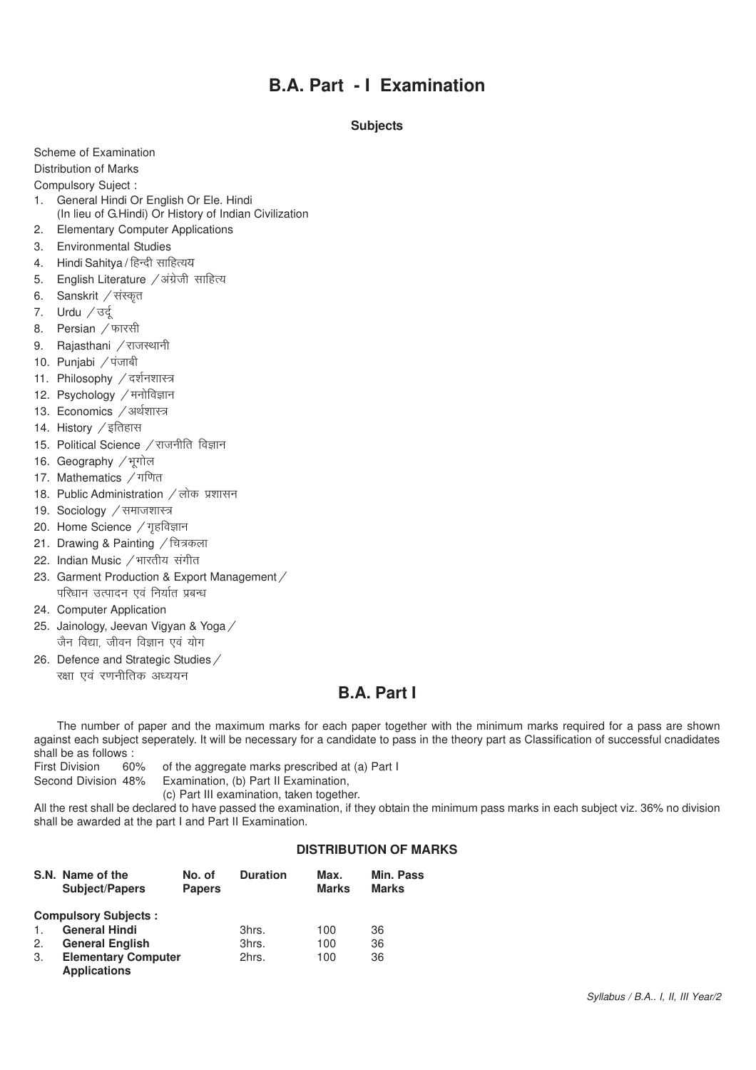# B.A. Part - I Examination

**Subjects**

Scheme of Examination

Distribution of Marks

Compulsory Suject :

1. General Hindi Or English Or Ele. Hindi
   (In lieu of G.Hindi) Or History of Indian Civilization
2. Elementary Computer Applications
3. Environmental Studies
4. Hindi Sahitya / हिन्दी साहित्यय
5. English Literature / अंग्रेजी साहित्य
6. Sanskrit / संस्कृत
7. Urdu / उर्दू
8. Persian / फारसी
9. Rajasthani / राजस्थानी
10. Punjabi / पंजाबी
11. Philosophy / दर्शनशास्त्र
12. Psychology / मनोविज्ञान
13. Economics / अर्थशास्त्र
14. History / इतिहास
15. Political Science / राजनीति विज्ञान
16. Geography / भूगोल
17. Mathematics / गणित
18. Public Administration / लोक प्रशासन
19. Sociology / समाजशास्त्र
20. Home Science / गृहविज्ञान
21. Drawing & Painting / चित्रकला
22. Indian Music / भारतीय संगीत
23. Garment Production & Export Management / परिधान उत्पादन एवं निर्यात प्रबन्ध
24. Computer Application
25. Jainology, Jeevan Vigyan & Yoga / जैन विद्या, जीवन विज्ञान एवं योग
26. Defence and Strategic Studies / रक्षा एवं रणनीतिक अध्ययन

## B.A. Part I

The number of paper and the maximum marks for each paper together with the minimum marks required for a pass are shown against each subject seperately. It will be necessary for a candidate to pass in the theory part as Classification of successful cnadidates shall be as follows :

First Division 60% of the aggregate marks prescribed at (a) Part I
Second Division 48% Examination, (b) Part II Examination,
(c) Part III examination, taken together.

All the rest shall be declared to have passed the examination, if they obtain the minimum pass marks in each subject viz. 36% no division shall be awarded at the part I and Part II Examination.

**DISTRIBUTION OF MARKS**

| S.N. | Name of the Subject/Papers | No. of Papers | Duration | Max. Marks | Min. Pass Marks |
|---|---|---|---|---|---|
| | **Compulsory Subjects :** | | | | |
| 1. | **General Hindi** | | 3hrs. | 100 | 36 |
| 2. | **General English** | | 3hrs. | 100 | 36 |
| 3. | **Elementary Computer Applications** | | 2hrs. | 100 | 36 |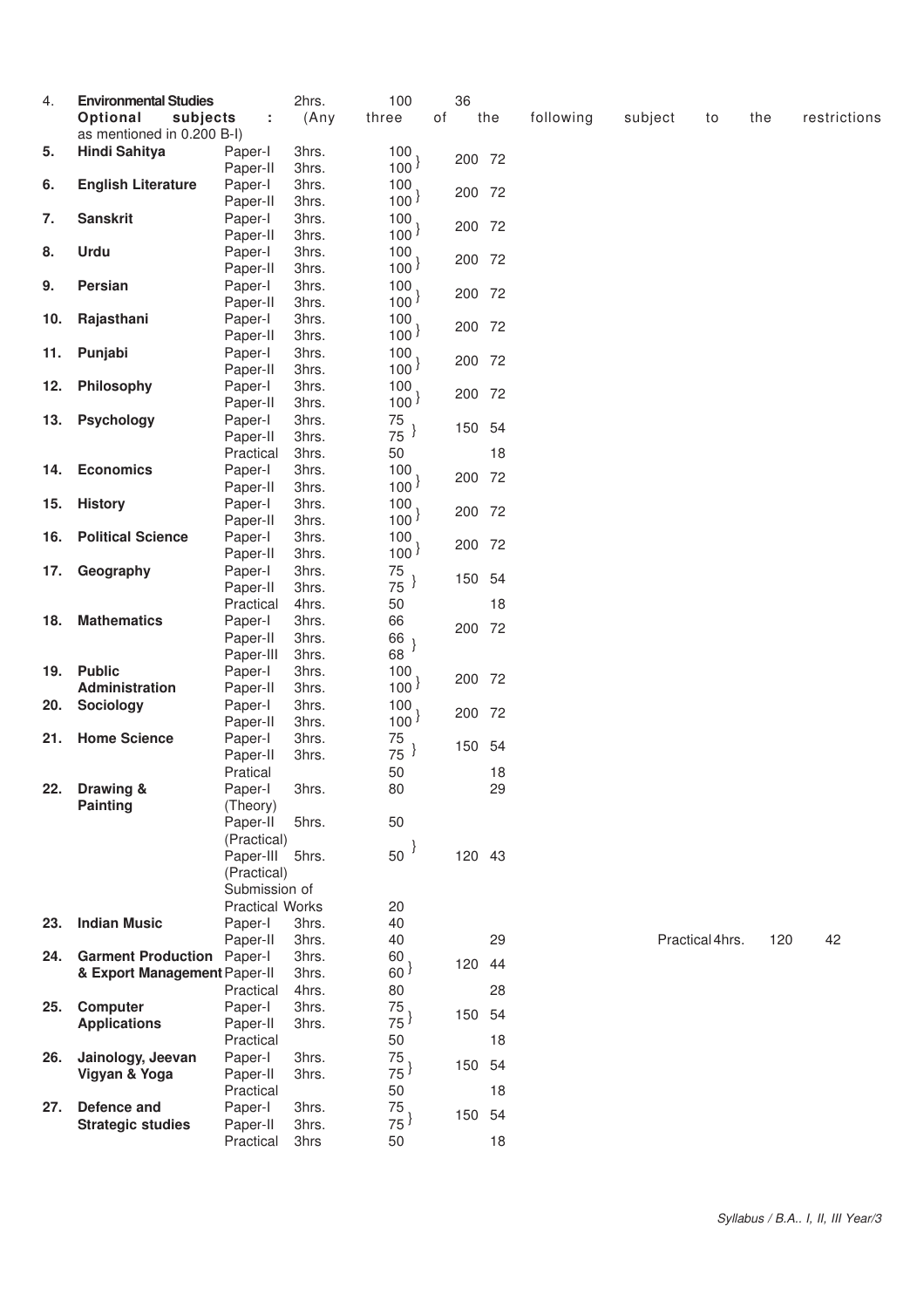| | | | | | | |
|---|---|---|---|---|---|---|
| 4. | **Environmental Studies** | | 2hrs. | 100 | 36 | |
| | **Optional subjects** : (Any three of the following subject to the restrictions as mentioned in 0.200 B-I) | | | | | |
| **5.** | **Hindi Sahitya** | Paper-I | 3hrs. | 100 | 200 | 72 |
| | | Paper-II | 3hrs. | 100 | | |
| **6.** | **English Literature** | Paper-I | 3hrs. | 100 | 200 | 72 |
| | | Paper-II | 3hrs. | 100 | | |
| **7.** | **Sanskrit** | Paper-I | 3hrs. | 100 | 200 | 72 |
| | | Paper-II | 3hrs. | 100 | | |
| **8.** | **Urdu** | Paper-I | 3hrs. | 100 | 200 | 72 |
| | | Paper-II | 3hrs. | 100 | | |
| **9.** | **Persian** | Paper-I | 3hrs. | 100 | 200 | 72 |
| | | Paper-II | 3hrs. | 100 | | |
| **10.** | **Rajasthani** | Paper-I | 3hrs. | 100 | 200 | 72 |
| | | Paper-II | 3hrs. | 100 | | |
| **11.** | **Punjabi** | Paper-I | 3hrs. | 100 | 200 | 72 |
| | | Paper-II | 3hrs. | 100 | | |
| **12.** | **Philosophy** | Paper-I | 3hrs. | 100 | 200 | 72 |
| | | Paper-II | 3hrs. | 100 | | |
| **13.** | **Psychology** | Paper-I | 3hrs. | 75 | 150 | 54 |
| | | Paper-II | 3hrs. | 75 | | |
| | | Practical | 3hrs. | 50 | | 18 |
| **14.** | **Economics** | Paper-I | 3hrs. | 100 | 200 | 72 |
| | | Paper-II | 3hrs. | 100 | | |
| **15.** | **History** | Paper-I | 3hrs. | 100 | 200 | 72 |
| | | Paper-II | 3hrs. | 100 | | |
| **16.** | **Political Science** | Paper-I | 3hrs. | 100 | 200 | 72 |
| | | Paper-II | 3hrs. | 100 | | |
| **17.** | **Geography** | Paper-I | 3hrs. | 75 | 150 | 54 |
| | | Paper-II | 3hrs. | 75 | | |
| | | Practical | 4hrs. | 50 | | 18 |
| **18.** | **Mathematics** | Paper-I | 3hrs. | 66 | 200 | 72 |
| | | Paper-II | 3hrs. | 66 | | |
| | | Paper-III | 3hrs. | 68 | | |
| **19.** | **Public Administration** | Paper-I | 3hrs. | 100 | 200 | 72 |
| | | Paper-II | 3hrs. | 100 | | |
| **20.** | **Sociology** | Paper-I | 3hrs. | 100 | 200 | 72 |
| | | Paper-II | 3hrs. | 100 | | |
| **21.** | **Home Science** | Paper-I | 3hrs. | 75 | 150 | 54 |
| | | Paper-II | 3hrs. | 75 | | |
| | | Pratical | | 50 | | 18 |
| **22.** | **Drawing & Painting** | Paper-I (Theory) | 3hrs. | 80 | | 29 |
| | | Paper-II (Practical) | 5hrs. | 50 | | |
| | | Paper-III (Practical) | 5hrs. | 50 | 120 | 43 |
| | | Submission of Practical Works | | 20 | | |
| **23.** | **Indian Music** | Paper-I | 3hrs. | 40 | | |
| | | Paper-II | 3hrs. | 40 | | 29 |
| | | Practical | 4hrs. | 120 | | 42 |
| **24.** | **Garment Production & Export Management** | Paper-I | 3hrs. | 60 | 120 | 44 |
| | | Paper-II | 3hrs. | 60 | | |
| | | Practical | 4hrs. | 80 | | 28 |
| **25.** | **Computer Applications** | Paper-I | 3hrs. | 75 | 150 | 54 |
| | | Paper-II | 3hrs. | 75 | | |
| | | Practical | | 50 | | 18 |
| **26.** | **Jainology, Jeevan Vigyan & Yoga** | Paper-I | 3hrs. | 75 | 150 | 54 |
| | | Paper-II | 3hrs. | 75 | | |
| | | Practical | | 50 | | 18 |
| **27.** | **Defence and Strategic studies** | Paper-I | 3hrs. | 75 | 150 | 54 |
| | | Paper-II | 3hrs. | 75 | | |
| | | Practical | 3hrs | 50 | | 18 |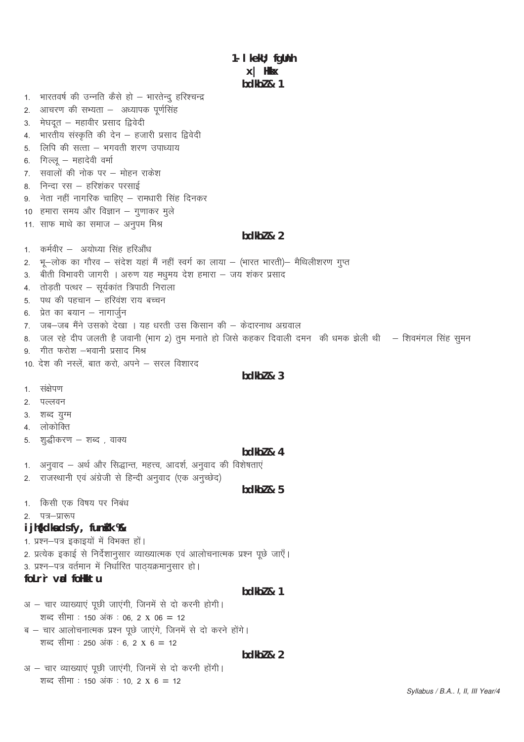# 1. सामान्य हिन्दी

## गद्य भाग

### इकाई– 1

1. भारतवर्ष की उन्नति कैसे हो – भारतेन्दु हरिश्चन्द्र
2. आचरण की सभ्यता – अध्यापक पूर्णसिंह
3. मेघदूत – महावीर प्रसाद द्विवेदी
4. भारतीय संस्कृति की देन – हजारी प्रसाद द्विवेदी
5. लिपि की सत्ता – भगवती शरण उपाध्याय
6. गिल्लू – महादेवी वर्मा
7. सवालों की नोक पर – मोहन राकेश
8. निन्दा रस – हरिशंकर परसाई
9. नेता नहीं नागरिक चाहिए – रामधारी सिंह दिनकर
10. हमारा समय और विज्ञान – गुणाकर मुले
11. साफ माथे का समाज – अनुपम मिश्र

### इकाई– 2

1. कर्मवीर – अयोध्या सिंह हरिऔध
2. भू–लोक का गौरव – संदेश यहां मैं नहीं स्वर्ग का लाया – (भारत भारती)– मैथिलीशरण गुप्त
3. बीती विभावरी जागरी । अरुण यह मधुमय देश हमारा – जय शंकर प्रसाद
4. तोड़ती पत्थर – सूर्यकांत त्रिपाठी निराला
5. पथ की पहचान – हरिवंश राय बच्चन
6. प्रेत का बयान – नागार्जुन
7. जब–जब मैंने उसको देखा । यह धरती उस किसान की – केदारनाथ अग्रवाल
8. जल रहे दीप जलती है जवानी (भाग 2) तुम मनाते हो जिसे कहकर दिवाली दमन की धमक झेली थी – शिवमंगल सिंह सुमन
9. गीत फरोश –भवानी प्रसाद मिश्र
10. देश की नस्लें, बात करो, अपने – सरल विशारद

### इकाई– 3

1. संक्षेपण
2. पल्लवन
3. शब्द युग्म
4. लोकोक्ति
5. शुद्धीकरण – शब्द , वाक्य

### इकाई– 4

1. अनुवाद – अर्थ और सिद्धान्त, महत्त्व, आदर्श, अनुवाद की विशेषताएं
2. राजस्थानी एवं अंग्रेजी से हिन्दी अनुवाद (एक अनुच्छेद)

### इकाई– 5

1. किसी एक विषय पर निबंध
2. पत्र–प्रारूप

## परीक्षा के लिए निर्देश :–

1. प्रश्न–पत्र इकाइयों में विभक्त हों।
2. प्रत्येक इकाई से निर्देशानुसार व्याख्यात्मक एवं आलोचनात्मक प्रश्न पूछे जाएँ।
3. प्रश्न–पत्र वर्तमान में निर्धारित पाठ्यक्रमानुसार हो।

## विस्तृत अंक विभाजन

### इकाई– 1

अ – चार व्याख्याएं पूछी जाएंगी, जिनमें से दो करनी होगी।
शब्द सीमा : 150 अंक : 06, 2 X 06 = 12

ब – चार आलोचनात्मक प्रश्न पूछे जाएंगे, जिनमें से दो करने होंगे।
शब्द सीमा : 250 अंक : 6, 2 X 6 = 12

### इकाई– 2

अ – चार व्याख्याएं पूछी जाएंगी, जिनमें से दो करनी होंगी।
शब्द सीमा : 150 अंक : 10, 2 X 6 = 12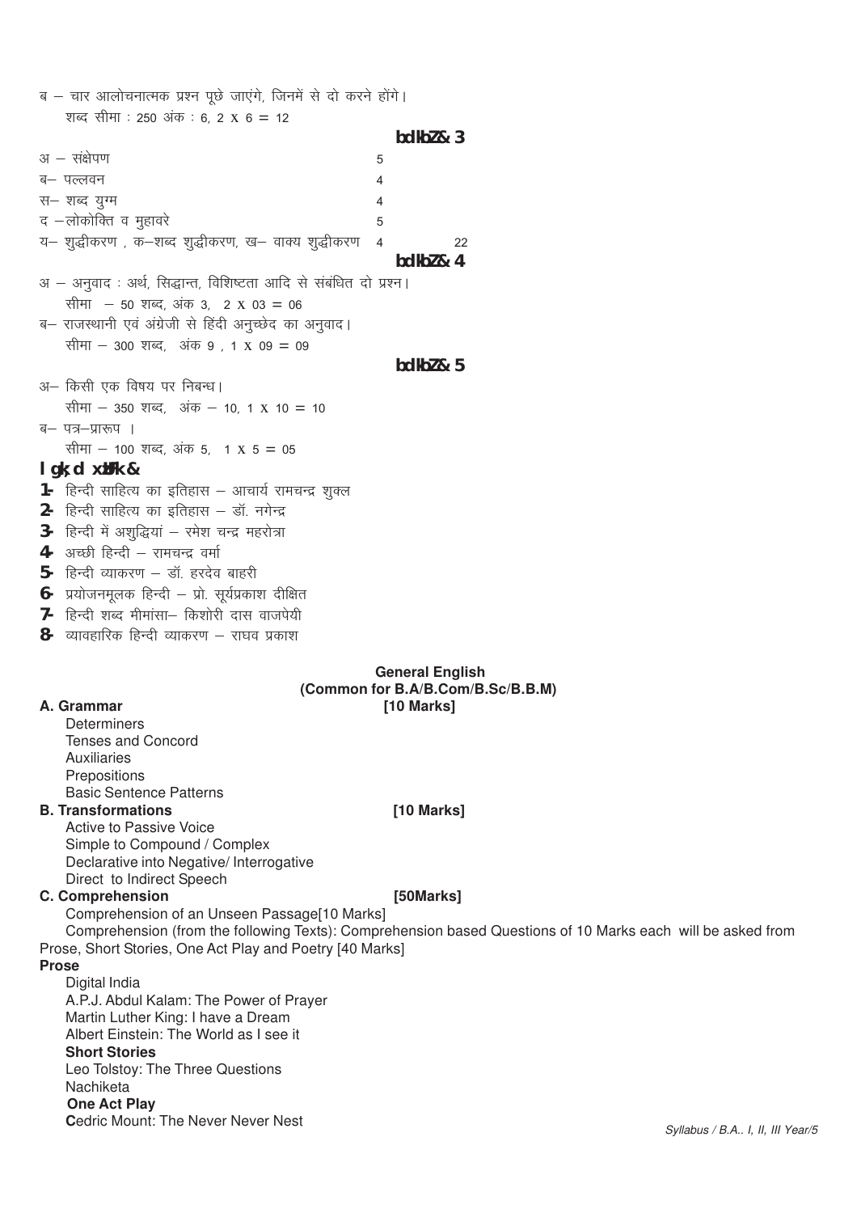ब – चार आलोचनात्मक प्रश्न पूछे जाएंगे, जिनमें से दो करने होंगे।
शब्द सीमा : 250 अंक : 6, 2 X 6 = 12

**bdkbZ& 3**

| | |
|---|---|
| अ – संक्षेपण | 5 |
| ब– पल्लवन | 4 |
| स– शब्द युग्म | 4 |
| द –लोकोक्ति व मुहावरे | 5 |
| य– शुद्धीकरण , क–शब्द शुद्धीकरण, ख– वाक्य शुद्धीकरण | 4 |
| | 22 |

**bdkbZ& 4**

अ – अनुवाद : अर्थ, सिद्धान्त, विशिष्टता आदि से संबंधित दो प्रश्न।
सीमा – 50 शब्द, अंक 3, 2 X 03 = 06

ब– राजस्थानी एवं अंग्रेजी से हिंदी अनुच्छेद का अनुवाद।
सीमा – 300 शब्द, अंक 9 , 1 X 09 = 09

**bdkbZ& 5**

अ– किसी एक विषय पर निबन्ध।
सीमा – 350 शब्द, अंक – 10, 1 X 10 = 10

ब– पत्र–प्रारूप ।
सीमा – 100 शब्द, अंक 5, 1 X 5 = 05

**lgk;d xzUFk&**

1. हिन्दी साहित्य का इतिहास – आचार्य रामचन्द्र शुक्ल
2. हिन्दी साहित्य का इतिहास – डॉ. नगेन्द्र
3. हिन्दी में अशुद्धियां – रमेश चन्द्र महरोत्रा
4. अच्छी हिन्दी – रामचन्द्र वर्मा
5. हिन्दी व्याकरण – डॉ. हरदेव बाहरी
6. प्रयोजनमूलक हिन्दी – प्रो. सूर्यप्रकाश दीक्षित
7. हिन्दी शब्द मीमांसा– किशोरी दास वाजपेयी
8. व्यावहारिक हिन्दी व्याकरण – राघव प्रकाश

## General English
### (Common for B.A/B.Com/B.Sc/B.B.M)

**A. Grammar** **[10 Marks]**

Determiners
Tenses and Concord
Auxiliaries
Prepositions
Basic Sentence Patterns

**B. Transformations** **[10 Marks]**

Active to Passive Voice
Simple to Compound / Complex
Declarative into Negative/ Interrogative
Direct to Indirect Speech

**C. Comprehension** **[50Marks]**

Comprehension of an Unseen Passage[10 Marks]

Comprehension (from the following Texts): Comprehension based Questions of 10 Marks each will be asked from Prose, Short Stories, One Act Play and Poetry [40 Marks]

**Prose**

Digital India
A.P.J. Abdul Kalam: The Power of Prayer
Martin Luther King: I have a Dream
Albert Einstein: The World as I see it

**Short Stories**

Leo Tolstoy: The Three Questions
Nachiketa

**One Act Play**

Cedric Mount: The Never Never Nest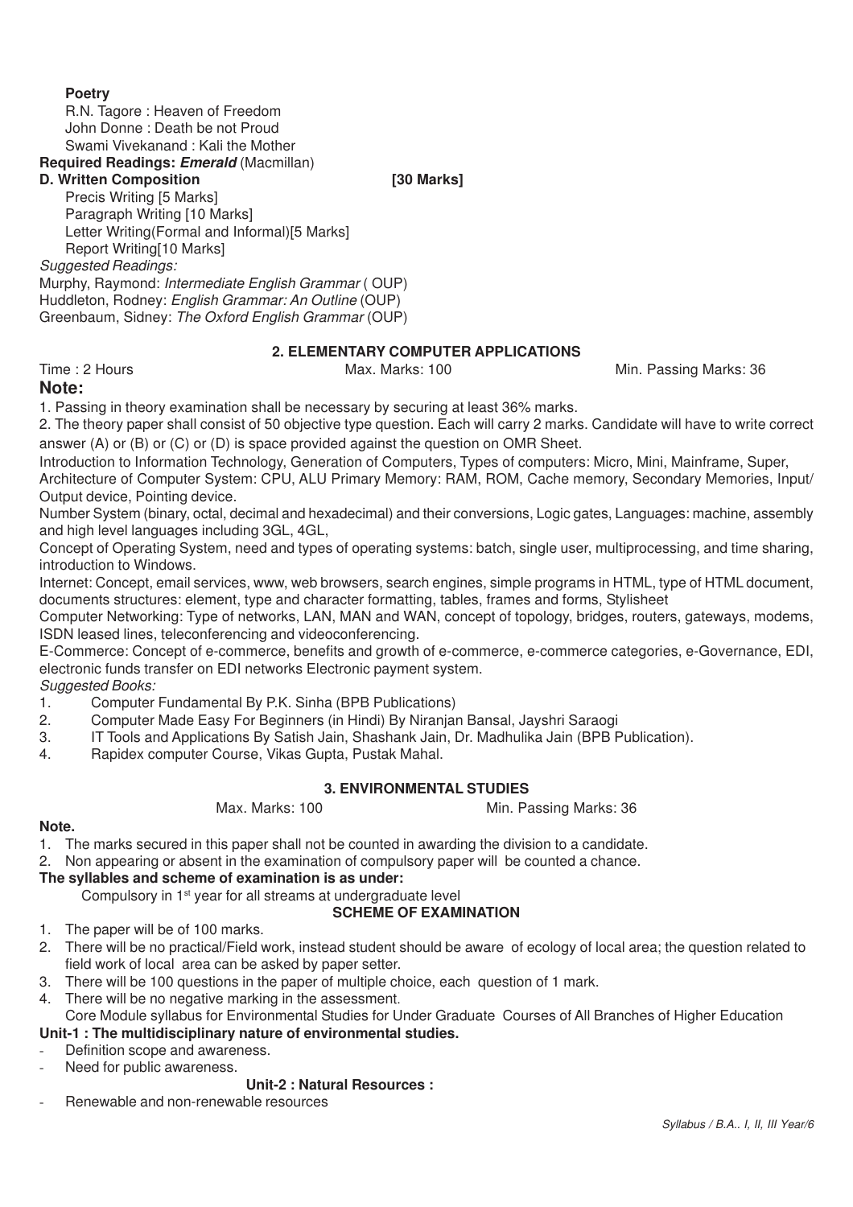**Poetry**

R.N. Tagore : Heaven of Freedom
John Donne : Death be not Proud
Swami Vivekanand : Kali the Mother

**Required Readings:** ***Emerald*** (Macmillan)

**D. Written Composition** **[30 Marks]**

Precis Writing [5 Marks]
Paragraph Writing [10 Marks]
Letter Writing(Formal and Informal)[5 Marks]
Report Writing[10 Marks]

*Suggested Readings:*

Murphy, Raymond: *Intermediate English Grammar* ( OUP)
Huddleton, Rodney: *English Grammar: An Outline* (OUP)
Greenbaum, Sidney: *The Oxford English Grammar* (OUP)

## 2. ELEMENTARY COMPUTER APPLICATIONS

Time : 2 Hours | Max. Marks: 100 | Min. Passing Marks: 36

**Note:**

1. Passing in theory examination shall be necessary by securing at least 36% marks.
2. The theory paper shall consist of 50 objective type question. Each will carry 2 marks. Candidate will have to write correct answer (A) or (B) or (C) or (D) is space provided against the question on OMR Sheet.

Introduction to Information Technology, Generation of Computers, Types of computers: Micro, Mini, Mainframe, Super, Architecture of Computer System: CPU, ALU Primary Memory: RAM, ROM, Cache memory, Secondary Memories, Input/ Output device, Pointing device.

Number System (binary, octal, decimal and hexadecimal) and their conversions, Logic gates, Languages: machine, assembly and high level languages including 3GL, 4GL,

Concept of Operating System, need and types of operating systems: batch, single user, multiprocessing, and time sharing, introduction to Windows.

Internet: Concept, email services, www, web browsers, search engines, simple programs in HTML, type of HTML document, documents structures: element, type and character formatting, tables, frames and forms, Stylisheet

Computer Networking: Type of networks, LAN, MAN and WAN, concept of topology, bridges, routers, gateways, modems, ISDN leased lines, teleconferencing and videoconferencing.

E-Commerce: Concept of e-commerce, benefits and growth of e-commerce, e-commerce categories, e-Governance, EDI, electronic funds transfer on EDI networks Electronic payment system.

*Suggested Books:*

1. Computer Fundamental By P.K. Sinha (BPB Publications)
2. Computer Made Easy For Beginners (in Hindi) By Niranjan Bansal, Jayshri Saraogi
3. IT Tools and Applications By Satish Jain, Shashank Jain, Dr. Madhulika Jain (BPB Publication).
4. Rapidex computer Course, Vikas Gupta, Pustak Mahal.

## 3. ENVIRONMENTAL STUDIES

Max. Marks: 100 | Min. Passing Marks: 36

**Note.**

1. The marks secured in this paper shall not be counted in awarding the division to a candidate.
2. Non appearing or absent in the examination of compulsory paper will be counted a chance.

**The syllables and scheme of examination is as under:**

Compulsory in 1st year for all streams at undergraduate level

**SCHEME OF EXAMINATION**

1. The paper will be of 100 marks.
2. There will be no practical/Field work, instead student should be aware of ecology of local area; the question related to field work of local area can be asked by paper setter.
3. There will be 100 questions in the paper of multiple choice, each question of 1 mark.
4. There will be no negative marking in the assessment.

Core Module syllabus for Environmental Studies for Under Graduate Courses of All Branches of Higher Education

**Unit-1 : The multidisciplinary nature of environmental studies.**

- Definition scope and awareness.
- Need for public awareness.

**Unit-2 : Natural Resources :**

- Renewable and non-renewable resources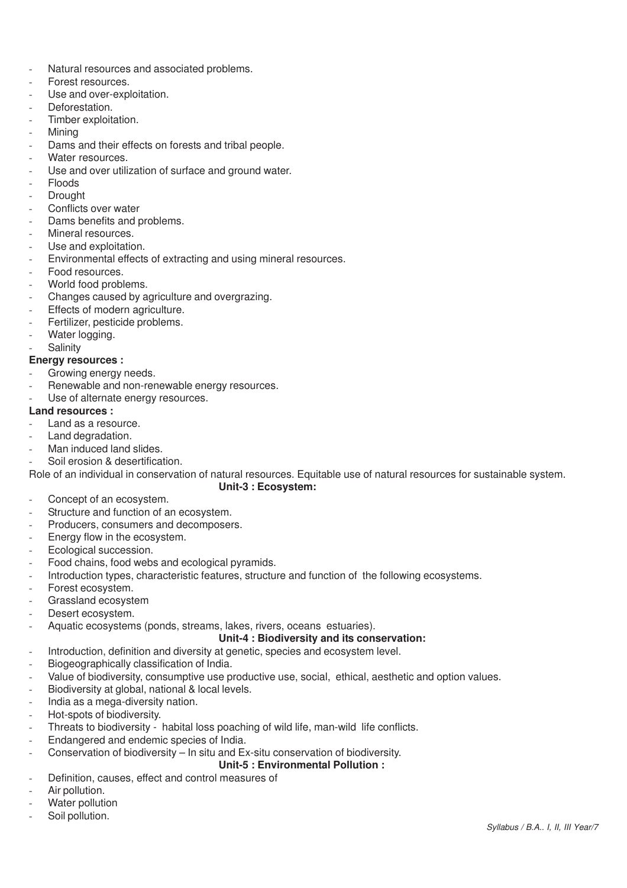- Natural resources and associated problems.
- Forest resources.
- Use and over-exploitation.
- Deforestation.
- Timber exploitation.
- Mining
- Dams and their effects on forests and tribal people.
- Water resources.
- Use and over utilization of surface and ground water.
- Floods
- Drought
- Conflicts over water
- Dams benefits and problems.
- Mineral resources.
- Use and exploitation.
- Environmental effects of extracting and using mineral resources.
- Food resources.
- World food problems.
- Changes caused by agriculture and overgrazing.
- Effects of modern agriculture.
- Fertilizer, pesticide problems.
- Water logging.
- Salinity

**Energy resources :**

- Growing energy needs.
- Renewable and non-renewable energy resources.
- Use of alternate energy resources.

**Land resources :**

- Land as a resource.
- Land degradation.
- Man induced land slides.
- Soil erosion & desertification.

Role of an individual in conservation of natural resources. Equitable use of natural resources for sustainable system.

**Unit-3 : Ecosystem:**

- Concept of an ecosystem.
- Structure and function of an ecosystem.
- Producers, consumers and decomposers.
- Energy flow in the ecosystem.
- Ecological succession.
- Food chains, food webs and ecological pyramids.
- Introduction types, characteristic features, structure and function of the following ecosystems.
- Forest ecosystem.
- Grassland ecosystem
- Desert ecosystem.
- Aquatic ecosystems (ponds, streams, lakes, rivers, oceans estuaries).

**Unit-4 : Biodiversity and its conservation:**

- Introduction, definition and diversity at genetic, species and ecosystem level.
- Biogeographically classification of India.
- Value of biodiversity, consumptive use productive use, social, ethical, aesthetic and option values.
- Biodiversity at global, national & local levels.
- India as a mega-diversity nation.
- Hot-spots of biodiversity.
- Threats to biodiversity - habital loss poaching of wild life, man-wild life conflicts.
- Endangered and endemic species of India.
- Conservation of biodiversity – In situ and Ex-situ conservation of biodiversity.

**Unit-5 : Environmental Pollution :**

- Definition, causes, effect and control measures of
- Air pollution.
- Water pollution
- Soil pollution.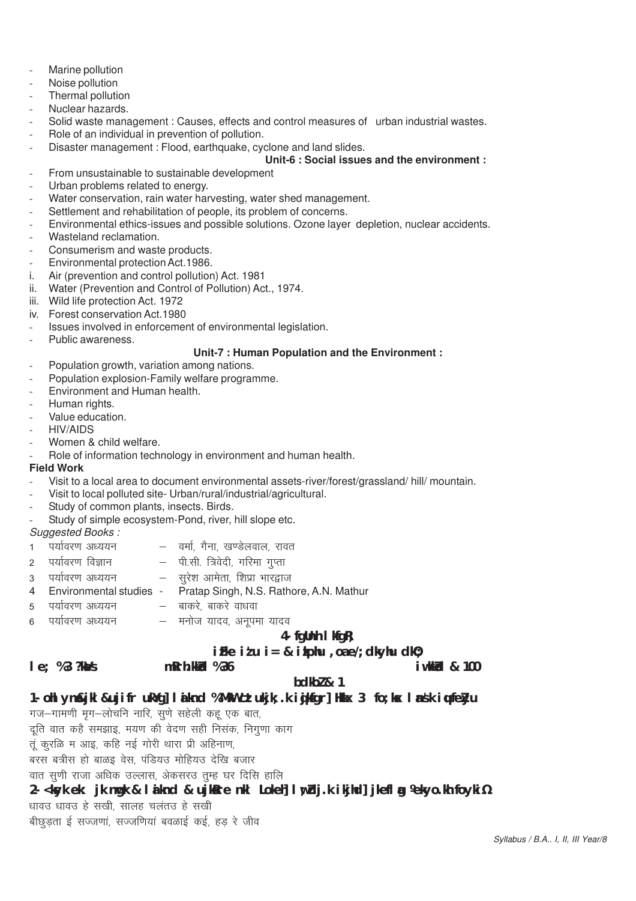- Marine pollution
- Noise pollution
- Thermal pollution
- Nuclear hazards.
- Solid waste management : Causes, effects and control measures of urban industrial wastes.
- Role of an individual in prevention of pollution.
- Disaster management : Flood, earthquake, cyclone and land slides.

**Unit-6 : Social issues and the environment :**

- From unsustainable to sustainable development
- Urban problems related to energy.
- Water conservation, rain water harvesting, water shed management.
- Settlement and rehabilitation of people, its problem of concerns.
- Environmental ethics-issues and possible solutions. Ozone layer depletion, nuclear accidents.
- Wasteland reclamation.
- Consumerism and waste products.
- Environmental protection Act.1986.

i. Air (prevention and control pollution) Act. 1981
ii. Water (Prevention and Control of Pollution) Act., 1974.
iii. Wild life protection Act. 1972
iv. Forest conservation Act.1980

- Issues involved in enforcement of environmental legislation.
- Public awareness.

**Unit-7 : Human Population and the Environment :**

- Population growth, variation among nations.
- Population explosion-Family welfare programme.
- Environment and Human health.
- Human rights.
- Value education.
- HIV/AIDS
- Women & child welfare.
- Role of information technology in environment and human health.

**Field Work**

- Visit to a local area to document environmental assets-river/forest/grassland/ hill/ mountain.
- Visit to local polluted site- Urban/rural/industrial/agricultural.
- Study of common plants, insects. Birds.
- Study of simple ecosystem-Pond, river, hill slope etc.

*Suggested Books :*

1 पर्यावरण अध्ययन – वर्मा, गैना, खण्डेलवाल, रावत
2 पर्यावरण विज्ञान – पी.सी. त्रिवेदी, गरिमा गुप्ता
3 पर्यावरण अध्ययन – सुरेश आमेता, शिप्रा भारद्वाज
4 Environmental studies - Pratap Singh, N.S. Rathore, A.N. Mathur
5 पर्यावरण अध्ययन – बाकरे, बाकरे वाधवा
6 पर्यावरण अध्ययन – मनोज यादव, अनूपमा यादव

**4- fgUnh lkfgR;**

**iFke iz'u i= & izkphu ,oa e/;dkyhu dkO;**

**le; %3 ?k.Vs mRrh.kkZad %36 iw.kkZad & 100**

**bdkbZ & 1**

**1- oh lynso jkl &ujifr ukYg] laiknd %MkW- ekrk izlkn iqjksfgr] Hkkx 3 fo;ksx lans'k iqfeZyu**

गज–गामणी मृग–लोचनि नारि, सुणे सहेली कहू एक बात,
दूति वात कहै समझाइ, मयण की वेदण सही निसंक, निगुणा काग
तूं कुरळि म आइ, कहि नई गोरी थारा प्री अहिनाण,
बरस बत्रीस हो बाळइ वेस, पंडियउ मोहियउ देखि बजार
वात सुणी राजा अधिक उल्लास, अेकसरउ तुम्ह घर दिसि हालि

**2- <kyk ek: jk nwgk & laiknd & ujksRre nkl Lokeh] lw;Zdj.k ikjhd] jkefla g ºekyo.kh foykiΩ**

धावउ धावउ हे सखी, सालह चलंतउ हे सखी
बीछुड़ता ई सज्जणां, सज्जणियां बवळाई कई, हड़ रे जीव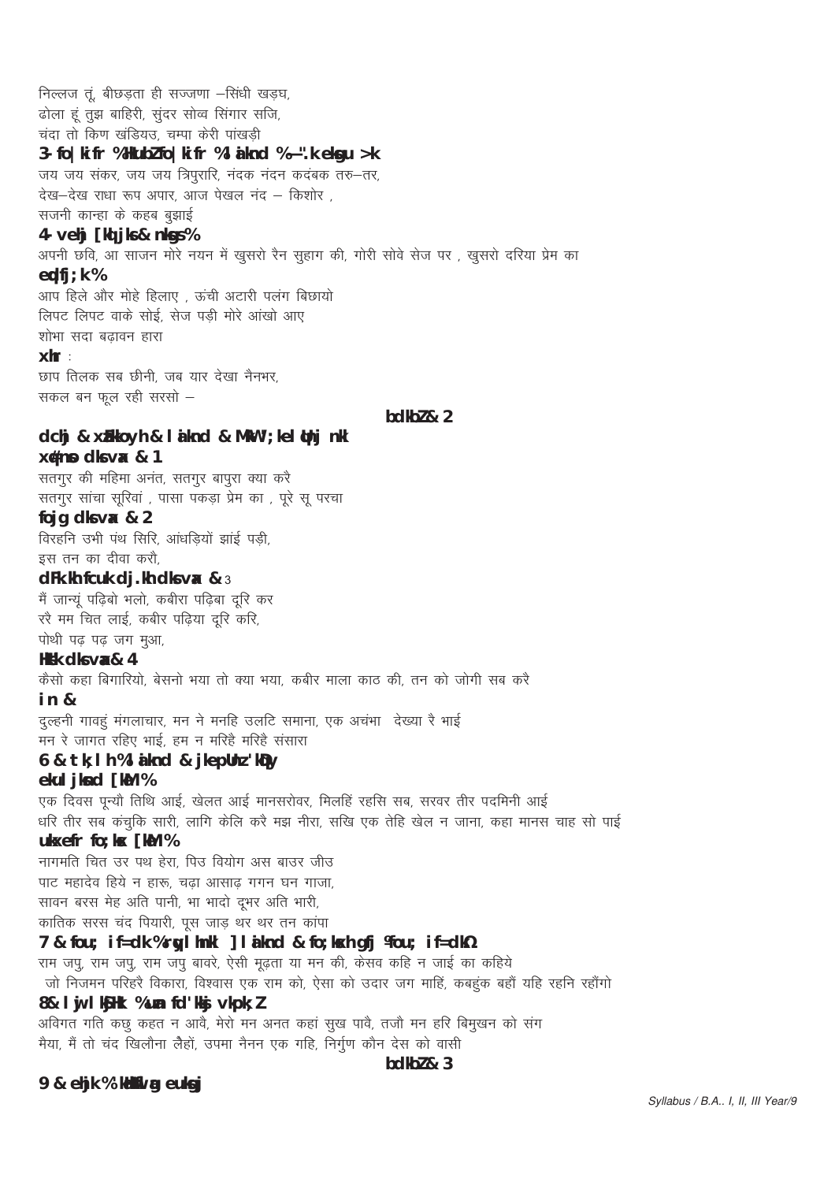निल्लज तूं, बीछड़ता ही सज्जणा –सिंधी खड़घ,
ढोला हूं तुझ बाहिरी, सुंदर सोव्व सिंगार सजि,
चंदा तो किण खंडियउ, चम्पा केरी पांखड़ी

**3- fo|kifr %Hkkjrh; fo|kifr %l aknd %&".k ekgu >k**

जय जय संकर, जय जय त्रिपुरारि, नंदक नंदन कदंबक तरु–तर,
देख–देख राधा रूप अपार, आज पेखल नंद – किशोर ,
सजनी कान्हा के कहब बुझाई

**4- vehj [kqljks& nksgs%**

अपनी छवि, आ साजन मोरे नयन में खुसरो रैन सुहाग की, गोरी सोवे सेज पर , खुसरो दरिया प्रेम का

**eqdfj;k%**

आप हिले और मोहे हिलाए , ऊंची अटारी पलंग बिछायो
लिपट लिपट वाके सोई, सेज पड़ी मोरे आंखो आए
शोभा सदा बढ़ावन हारा

**xhr** :

छाप तिलक सब छीनी, जब यार देखा नैनभर,
सकल बन फूल रही सरसो –

**bdkbZ& 2**

**dch j & xzUFkkoyh & l aknd & MkW ; kel ¶ehj nkl**

**xq#nso dks vax & 1**

सतगुर की महिमा अनंत, सतगुर बापुरा क्या करै
सतगुर सांचा सूरिवां , पासा पकड़ा प्रेम का , पूरे सू परचा

**fojg dks vax & 2**

विरहनि उभी पंथ सिरि, आंधड़ियों झांई पड़ी,
इस तन का दीवा करौ,

**dFk.kh fcuk dj.kh dks vax &** 3

मैं जान्यूं पढ़िबो भलो, कबीरा पढ़िबा दूरि कर
ररै मम चित लाई, कबीर पढ़िया दूरि करि,
पोथी पढ़ पढ़ जग मुआ,

**Hks"k dks vax & 4**

कैसो कहा बिगारियो, बेसनो भया तो क्या भया, कबीर माला काठ की, तन को जोगी सब करै

**in &**

दुल्हनी गावहुं मंगलाचार, मन ने मनहि उलटि समाना, एक अचंभा देख्या रै भाई
मन रे जागत रहिए भाई, हम न मरिहै मरिहै संसारा

**6 & tk;lh %l aknd & jkepUnz 'kqDy**

**ekul jksnd [k.M%**

एक दिवस पून्यौ तिथि आई, खेलत आई मानसरोवर, मिलहिं रहसि सब, सरवर तीर पदमिनी आई
धरि तीर सब कंचुकि सारी, लागि केलि करै मझ नीरा, सखि एक तेहि खेल न जाना, कहा मानस चाह सो पाई

**ukxefr fo;ksx [k.M%**

नागमति चित उर पथ हेरा, पिउ वियोग अस बाउर जीउ
पाट महादेव हिये न हारू, चढ़ा आसाढ़ गगन घन गाजा,
सावन बरस मेह अति पानी, भा भादो दूभर अति भारी,
कातिक सरस चंद पियारी, पूस जाड़ थर थर तन कांपा

**7 & fou; if=dk %rqy lhnkl ] l aknd & fo;ksxh gfj ¼fou; if=dk½**

राम जपु, राम जपु, राम जपु बावरे, ऐसी मूढ़ता या मन की, केसव कहि न जाई का कहिये
जो निजमन परिहरै विकारा, विश्वास एक राम को, ऐसा को उदार जग माहिं, कबहुंक बहौं यहि रहनि रहौंगो

**8& l wjlkxj %uan fd'kksj vkpk;Z**

अविगत गति कछु कहत न आवै, मेरो मन अनत कहां सुख पावै, तजौ मन हरि बिमुखन को संग
मैया, मैं तो चंद खिलौना लैहों, उपमा नैनन एक गहि, निर्गुण कौन देस को वासी

**bdkbZ& 3**

**9 & ehjk % kCnkoyh euksgj**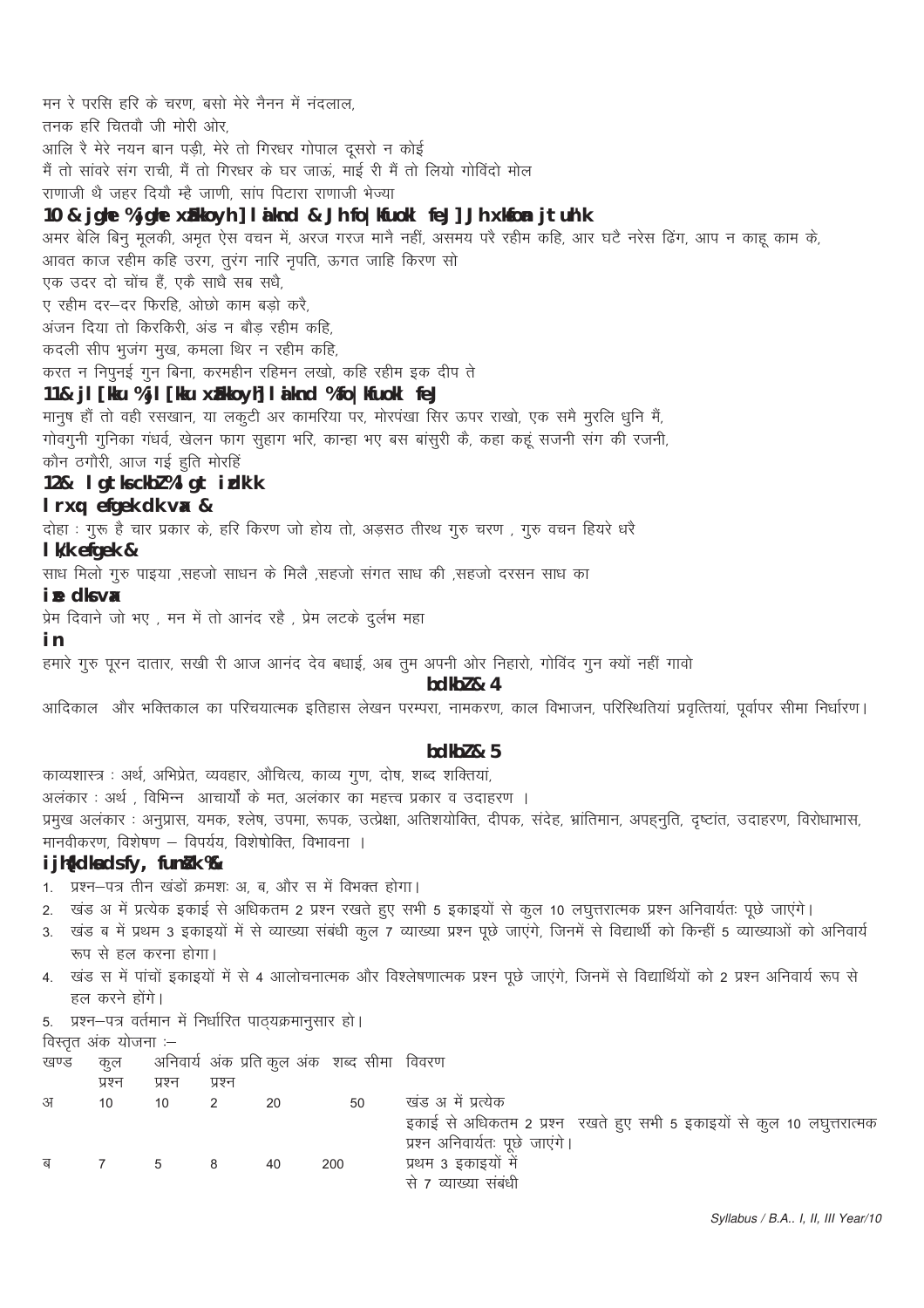मन रे परसि हरि के चरण, बसो मेरे नैनन में नंदलाल,
तनक हरि चितवौ जी मोरी ओर,
आलि रै मेरे नयन बान पड़ी, मेरे तो गिरधर गोपाल दूसरो न कोई
मैं तो सांवरे संग राची, मैं तो गिरधर के घर जाऊं, माई री मैं तो लियो गोविंदो मोल
राणाजी थे जहर दियौ म्हे जाणी, सांप पिटारा राणाजी भेज्या

### 10- रहीम : रहीम ग्रंथावली, संपादक - श्री विद्यानिवास मिश्र, श्री गोविंद रजनीश

अमर बेलि बिनु मूलकी, अमृत ऐस वचन में, अरज गरज मानै नहीं, असमय परै रहीम कहि, आर घटै नरेस ढिंग, आप न काहू काम के,
आवत काज रहीम कहि उरग, तुरंग नारि नृपति, ऊगत जाहि किरण सो
एक उदर दो चोंच हैं, एकै साधै सब सधै,
ए रहीम दर-दर फिरहि, ओछो काम बड़ो करै,
अंजन दिया तो किरकिरी, अंड न बौड़ रहीम कहि,
कदली सीप भुजंग मुख, कमला थिर न रहीम कहि,
करत न निपुनई गुन बिना, करमहीन रहिमन लखो, कहि रहीम इक दीप ते

### 11- रसखान : रसखान ग्रंथावली, संपादक : विद्यानिवास मिश्र

मानुष हौं तो वही रसखान, या लकुटी अर कामरिया पर, मोरपंखा सिर ऊपर राखो, एक समै मुरलि धुनि मैं,
गोवगुनी गुनिका गंधर्व, खेलन फाग सुहाग भरि, कान्हा भए बस बांसुरी कै, कहा कहूं सजनी संग की रजनी,
कौन ठगौरी, आज गई हुति मोरहिं

### 12- सहजोबाई : सहज प्रकाश

**सतगुरु महिमा का अंग -**

दोहा : गुरू है चार प्रकार के, हरि किरण जो होय तो, अड़सठ तीरथ गुरु चरण , गुरु वचन हियरे धरै

**साध महिमा -**

साध मिलो गुरु पाइया ,सहजो साधन के मिलै ,सहजो संगत साध की ,सहजो दरसन साध का

**प्रेम का अंग**

प्रेम दिवाने जो भए , मन में तो आनंद रहै , प्रेम लटके दुर्लभ महा

**पद**

हमारे गुरु पूरन दातार, सखी री आज आनंद देव बधाई, अब तुम अपनी ओर निहारो, गोविंद गुन क्यों नहीं गावो

## इकाई- 4

आदिकाल और भक्तिकाल का परिचयात्मक इतिहास लेखन परम्परा, नामकरण, काल विभाजन, परिस्थितियां प्रवृत्तियां, पूर्वापर सीमा निर्धारण।

## इकाई- 5

काव्यशास्त्र : अर्थ, अभिप्रेत, व्यवहार, औचित्य, काव्य गुण, दोष, शब्द शक्तियां,
अलंकार : अर्थ , विभिन्न आचार्यों के मत, अलंकार का महत्त्व प्रकार व उदाहरण ।
प्रमुख अलंकार : अनुप्रास, यमक, श्लेष, उपमा, रूपक, उत्प्रेक्षा, अतिशयोक्ति, दीपक, संदेह, भ्रांतिमान, अपह्नुति, दृष्टांत, उदाहरण, विरोधाभास, मानवीकरण, विशेषण - विपर्यय, विशेषोक्ति, विभावना ।

### परीक्षा के लिए निर्देश :-

1. प्रश्न-पत्र तीन खंडों क्रमशः अ, ब, और स में विभक्त होगा।
2. खंड अ में प्रत्येक इकाई से अधिकतम 2 प्रश्न रखते हुए सभी 5 इकाइयों से कुल 10 लघुत्तरात्मक प्रश्न अनिवार्यतः पूछे जाएंगे।
3. खंड ब में प्रथम 3 इकाइयों में से व्याख्या संबंधी कुल 7 व्याख्या प्रश्न पूछे जाएंगे, जिनमें से विद्यार्थी को किन्हीं 5 व्याख्याओं को अनिवार्य रूप से हल करना होगा।
4. खंड स में पांचों इकाइयों में से 4 आलोचनात्मक और विश्लेषणात्मक प्रश्न पूछे जाएंगे, जिनमें से विद्यार्थियों को 2 प्रश्न अनिवार्य रूप से हल करने होंगे।
5. प्रश्न-पत्र वर्तमान में निर्धारित पाठ्यक्रमानुसार हो।

विस्तृत अंक योजना :-

| खण्ड | कुल प्रश्न | अनिवार्य प्रश्न | अंक प्रति प्रश्न | कुल अंक | शब्द सीमा | विवरण |
|---|---|---|---|---|---|---|
| अ | 10 | 10 | 2 | 20 | 50 | खंड अ में प्रत्येक इकाई से अधिकतम 2 प्रश्न रखते हुए सभी 5 इकाइयों से कुल 10 लघुत्तरात्मक प्रश्न अनिवार्यतः पूछे जाएंगे। |
| ब | 7 | 5 | 8 | 40 | 200 | प्रथम 3 इकाइयों में से 7 व्याख्या संबंधी |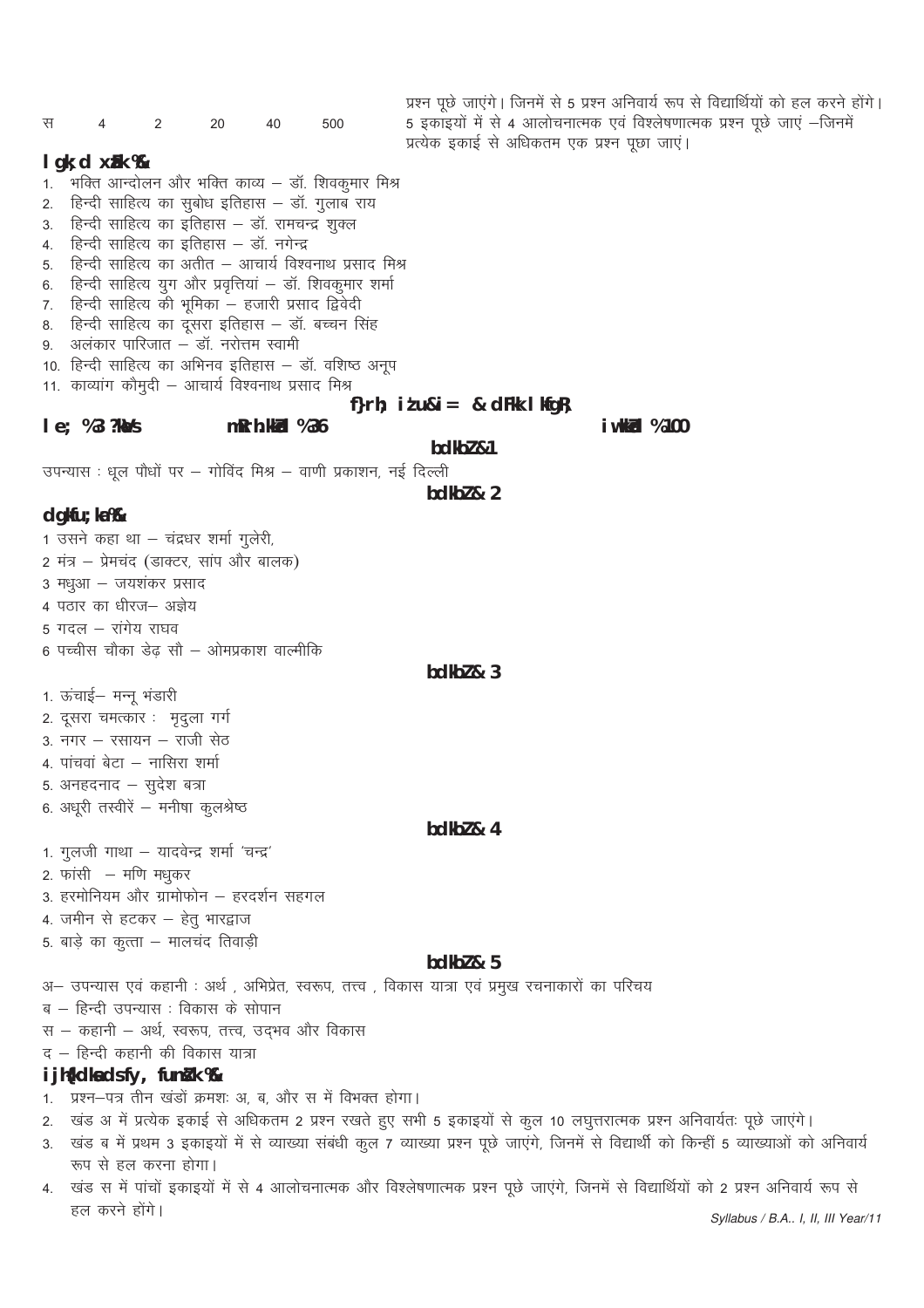| स | 4 | 2 | 20 | 40 | 500 |
|---|---|---|---|---|---|

प्रश्न पूछे जाएंगे। जिनमें से 5 प्रश्न अनिवार्य रूप से विद्यार्थियों को हल करने होंगे। 5 इकाइयों में से 4 आलोचनात्मक एवं विश्लेषणात्मक प्रश्न पूछे जाएं –जिनमें प्रत्येक इकाई से अधिकतम एक प्रश्न पूछा जाएं।

**lgk;d xzUFk %&**

1. भक्ति आन्दोलन और भक्ति काव्य – डॉ. शिवकुमार मिश्र
2. हिन्दी साहित्य का सुबोध इतिहास – डॉ. गुलाब राय
3. हिन्दी साहित्य का इतिहास – डॉ. रामचन्द्र शुक्ल
4. हिन्दी साहित्य का इतिहास – डॉ. नगेन्द्र
5. हिन्दी साहित्य का अतीत – आचार्य विश्वनाथ प्रसाद मिश्र
6. हिन्दी साहित्य युग और प्रवृत्तियां – डॉ. शिवकुमार शर्मा
7. हिन्दी साहित्य की भूमिका – हजारी प्रसाद द्विवेदी
8. हिन्दी साहित्य का दूसरा इतिहास – डॉ. बच्चन सिंह
9. अलंकार पारिजात – डॉ. नरोत्तम स्वामी
10. हिन्दी साहित्य का अभिनव इतिहास – डॉ. वशिष्ठ अनूप
11. काव्यांग कौमुदी – आचार्य विश्वनाथ प्रसाद मिश्र

## f}rh; iz'u&i= & dFkk lkfgR;

**le; %3 ?kaVs** **mRrh.kkZad %36** **iw.kkZad %100**

### bdkbZ&1

उपन्यास : धूल पौधों पर – गोविंद मिश्र – वाणी प्रकाशन, नई दिल्ली

### bdkbZ& 2

**dgkfu;ka%&**

1 उसने कहा था – चंद्रधर शर्मा गुलेरी,
2 मंत्र – प्रेमचंद (डाक्टर, सांप और बालक)
3 मधुआ – जयशंकर प्रसाद
4 पठार का धीरज– अज्ञेय
5 गदल – रांगेय राघव
6 पच्चीस चौका डेढ़ सौ – ओमप्रकाश वाल्मीकि

### bdkbZ& 3

1. ऊंचाई– मन्नू भंडारी
2. दूसरा चमत्कार : मृदुला गर्ग
3. नगर – रसायन – राजी सेठ
4. पांचवां बेटा – नासिरा शर्मा
5. अनहदनाद – सुदेश बत्रा
6. अधूरी तस्वीरें – मनीषा कुलश्रेष्ठ

### bdkbZ& 4

1. गुलजी गाथा – यादवेन्द्र शर्मा 'चन्द्र'
2. फांसी – मणि मधुकर
3. हरमोनियम और ग्रामोफोन – हरदर्शन सहगल
4. जमीन से हटकर – हेतु भारद्वाज
5. बाड़े का कुत्ता – मालचंद तिवाड़ी

### bdkbZ& 5

अ– उपन्यास एवं कहानी : अर्थ , अभिप्रेत, स्वरूप, तत्त्व , विकास यात्रा एवं प्रमुख रचनाकारों का परिचय
ब – हिन्दी उपन्यास : विकास के सोपान
स – कहानी – अर्थ, स्वरूप, तत्त्व, उद्भव और विकास
द – हिन्दी कहानी की विकास यात्रा

**ijh{kdksa ds fy, funsZ'k %&**

1. प्रश्न–पत्र तीन खंडों क्रमशः अ, ब, और स में विभक्त होगा।
2. खंड अ में प्रत्येक इकाई से अधिकतम 2 प्रश्न रखते हुए सभी 5 इकाइयों से कुल 10 लघुत्तरात्मक प्रश्न अनिवार्यतः पूछे जाएंगे।
3. खंड ब में प्रथम 3 इकाइयों में से व्याख्या संबंधी कुल 7 व्याख्या प्रश्न पूछे जाएंगे, जिनमें से विद्यार्थी को किन्हीं 5 व्याख्याओं को अनिवार्य रूप से हल करना होगा।
4. खंड स में पांचों इकाइयों में से 4 आलोचनात्मक और विश्लेषणात्मक प्रश्न पूछे जाएंगे, जिनमें से विद्यार्थियों को 2 प्रश्न अनिवार्य रूप से हल करने होंगे।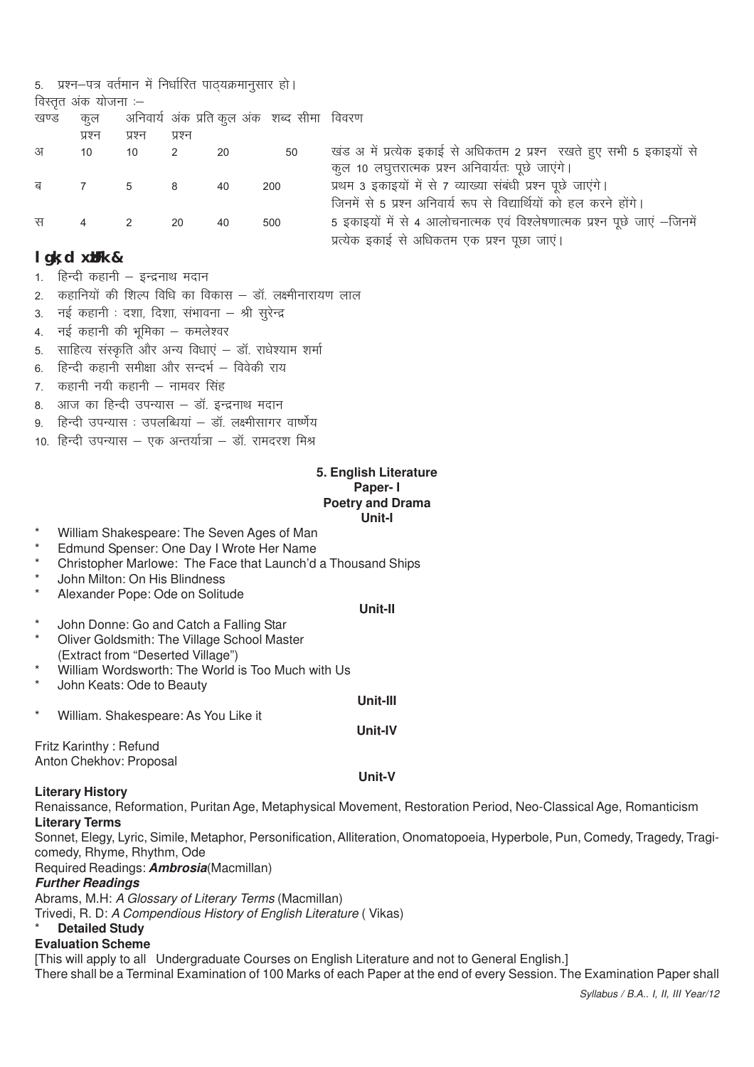5. प्रश्न–पत्र वर्तमान में निर्धारित पाठ्यक्रमानुसार हो।

विस्तृत अंक योजना :–

| खण्ड | कुल प्रश्न | अनिवार्य प्रश्न | अंक प्रति प्रश्न | कुल अंक | शब्द सीमा | विवरण |
|---|---|---|---|---|---|---|
| अ | 10 | 10 | 2 | 20 | 50 | खंड अ में प्रत्येक इकाई से अधिकतम 2 प्रश्न रखते हुए सभी 5 इकाइयों से कुल 10 लघुत्तरात्मक प्रश्न अनिवार्यतः पूछे जाएंगे। |
| ब | 7 | 5 | 8 | 40 | 200 | प्रथम 3 इकाइयों में से 7 व्याख्या संबंधी प्रश्न पूछे जाएंगे। जिनमें से 5 प्रश्न अनिवार्य रूप से विद्यार्थियों को हल करने होंगे। |
| स | 4 | 2 | 20 | 40 | 500 | 5 इकाइयों में से 4 आलोचनात्मक एवं विश्लेषणात्मक प्रश्न पूछे जाएं –जिनमें प्रत्येक इकाई से अधिकतम एक प्रश्न पूछा जाएं। |

**सहायक ग्रंथ&**

1. हिन्दी कहानी – इन्द्रनाथ मदान
2. कहानियों की शिल्प विधि का विकास – डॉ. लक्ष्मीनारायण लाल
3. नई कहानी : दशा, दिशा, संभावना – श्री सुरेन्द्र
4. नई कहानी की भूमिका – कमलेश्वर
5. साहित्य संस्कृति और अन्य विधाएं – डॉ. राधेश्याम शर्मा
6. हिन्दी कहानी समीक्षा और सन्दर्भ – विवेकी राय
7. कहानी नयी कहानी – नामवर सिंह
8. आज का हिन्दी उपन्यास – डॉ. इन्द्रनाथ मदान
9. हिन्दी उपन्यास : उपलब्धियां – डॉ. लक्ष्मीसागर वार्ष्णेय
10. हिन्दी उपन्यास – एक अन्तर्यात्रा – डॉ. रामदरश मिश्र

## 5. English Literature
### Paper- I
### Poetry and Drama
#### Unit-I

* William Shakespeare: The Seven Ages of Man
* Edmund Spenser: One Day I Wrote Her Name
* Christopher Marlowe: The Face that Launch'd a Thousand Ships
* John Milton: On His Blindness
* Alexander Pope: Ode on Solitude

#### Unit-II

* John Donne: Go and Catch a Falling Star
* Oliver Goldsmith: The Village School Master (Extract from "Deserted Village")
* William Wordsworth: The World is Too Much with Us
* John Keats: Ode to Beauty

#### Unit-III

* William. Shakespeare: As You Like it

#### Unit-IV

Fritz Karinthy : Refund
Anton Chekhov: Proposal

#### Unit-V

**Literary History**

Renaissance, Reformation, Puritan Age, Metaphysical Movement, Restoration Period, Neo-Classical Age, Romanticism

**Literary Terms**

Sonnet, Elegy, Lyric, Simile, Metaphor, Personification, Alliteration, Onomatopoeia, Hyperbole, Pun, Comedy, Tragedy, Tragi-comedy, Rhyme, Rhythm, Ode

Required Readings: ***Ambrosia***(Macmillan)

***Further Readings***

Abrams, M.H: *A Glossary of Literary Terms* (Macmillan)
Trivedi, R. D: *A Compendious History of English Literature* ( Vikas)

* **Detailed Study**

**Evaluation Scheme**

[This will apply to all Undergraduate Courses on English Literature and not to General English.]

There shall be a Terminal Examination of 100 Marks of each Paper at the end of every Session. The Examination Paper shall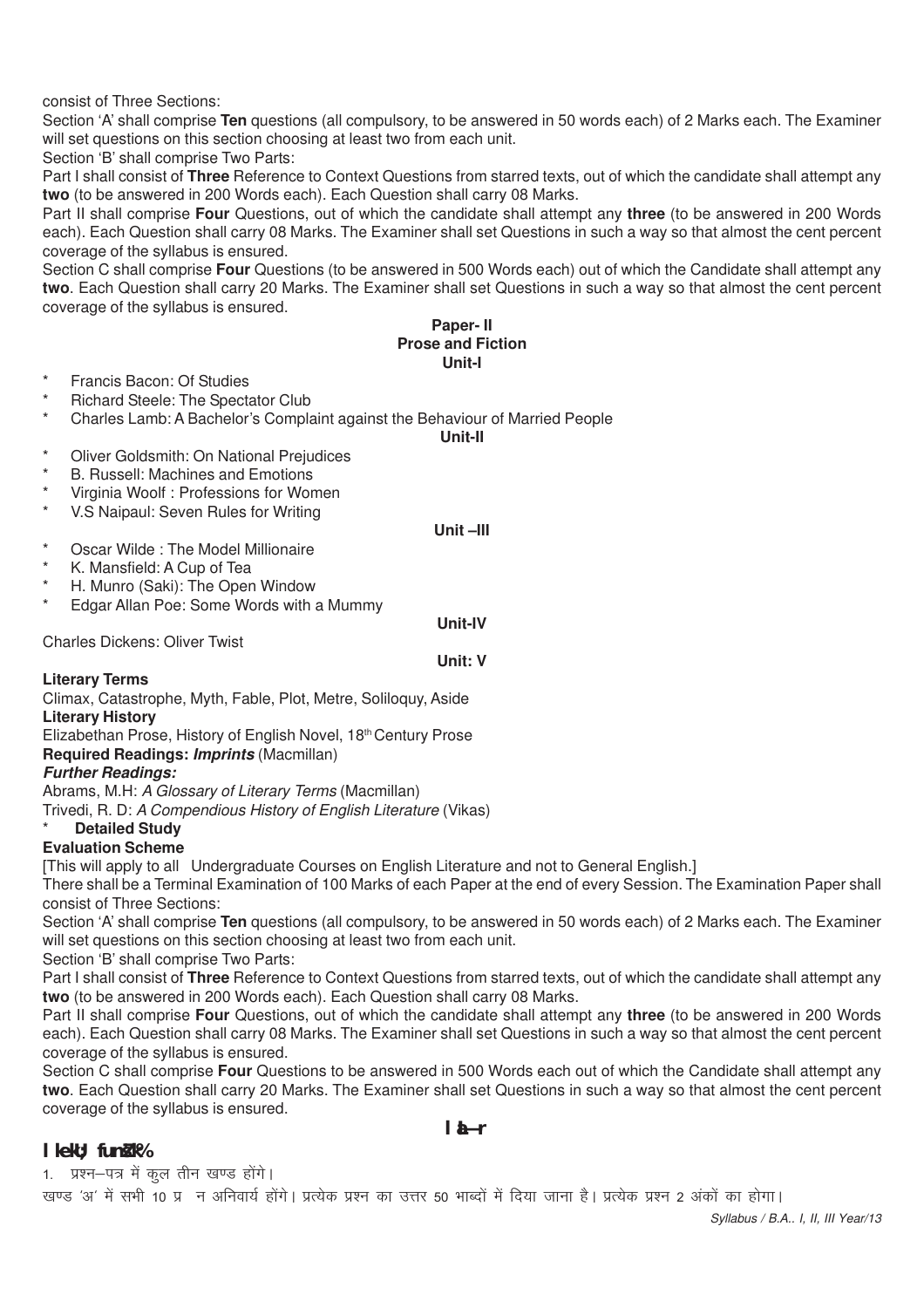consist of Three Sections:

Section 'A' shall comprise **Ten** questions (all compulsory, to be answered in 50 words each) of 2 Marks each. The Examiner will set questions on this section choosing at least two from each unit.

Section 'B' shall comprise Two Parts:

Part I shall consist of **Three** Reference to Context Questions from starred texts, out of which the candidate shall attempt any **two** (to be answered in 200 Words each). Each Question shall carry 08 Marks.

Part II shall comprise **Four** Questions, out of which the candidate shall attempt any **three** (to be answered in 200 Words each). Each Question shall carry 08 Marks. The Examiner shall set Questions in such a way so that almost the cent percent coverage of the syllabus is ensured.

Section C shall comprise **Four** Questions (to be answered in 500 Words each) out of which the Candidate shall attempt any **two**. Each Question shall carry 20 Marks. The Examiner shall set Questions in such a way so that almost the cent percent coverage of the syllabus is ensured.

## Paper- II
## Prose and Fiction
### Unit-I

* Francis Bacon: Of Studies
* Richard Steele: The Spectator Club
* Charles Lamb: A Bachelor's Complaint against the Behaviour of Married People

### Unit-II

* Oliver Goldsmith: On National Prejudices
* B. Russell: Machines and Emotions
* Virginia Woolf : Professions for Women
* V.S Naipaul: Seven Rules for Writing

### Unit –III

* Oscar Wilde : The Model Millionaire
* K. Mansfield: A Cup of Tea
* H. Munro (Saki): The Open Window
* Edgar Allan Poe: Some Words with a Mummy

### Unit-IV

Charles Dickens: Oliver Twist

### Unit: V

**Literary Terms**

Climax, Catastrophe, Myth, Fable, Plot, Metre, Soliloquy, Aside

**Literary History**

Elizabethan Prose, History of English Novel, 18th Century Prose

**Required Readings: *Imprints*** (Macmillan)

***Further Readings:***

Abrams, M.H: *A Glossary of Literary Terms* (Macmillan)

Trivedi, R. D: *A Compendious History of English Literature* (Vikas)

* **Detailed Study**

**Evaluation Scheme**

[This will apply to all Undergraduate Courses on English Literature and not to General English.]

There shall be a Terminal Examination of 100 Marks of each Paper at the end of every Session. The Examination Paper shall consist of Three Sections:

Section 'A' shall comprise **Ten** questions (all compulsory, to be answered in 50 words each) of 2 Marks each. The Examiner will set questions on this section choosing at least two from each unit.

Section 'B' shall comprise Two Parts:

Part I shall consist of **Three** Reference to Context Questions from starred texts, out of which the candidate shall attempt any **two** (to be answered in 200 Words each). Each Question shall carry 08 Marks.

Part II shall comprise **Four** Questions, out of which the candidate shall attempt any **three** (to be answered in 200 Words each). Each Question shall carry 08 Marks. The Examiner shall set Questions in such a way so that almost the cent percent coverage of the syllabus is ensured.

Section C shall comprise **Four** Questions to be answered in 500 Words each out of which the Candidate shall attempt any **two**. Each Question shall carry 20 Marks. The Examiner shall set Questions in such a way so that almost the cent percent coverage of the syllabus is ensured.

## l a—r

**l kekU; funZ'k%**

1. प्रश्न–पत्र में कुल तीन खण्ड होंगे।

खण्ड 'अ' में सभी 10 प्र न अनिवार्य होंगे। प्रत्येक प्रश्न का उत्तर 50 भाब्दों में दिया जाना है। प्रत्येक प्रश्न 2 अंकों का होगा।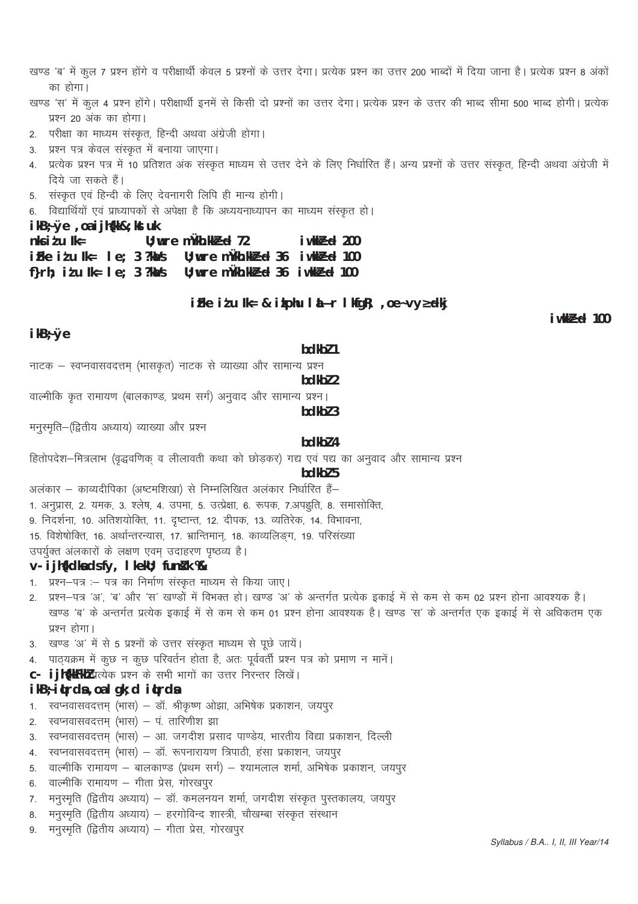खण्ड 'ब' में कुल 7 प्रश्न होंगे व परीक्षार्थी केवल 5 प्रश्नों के उत्तर देगा। प्रत्येक प्रश्न का उत्तर 200 भाब्दों में दिया जाना है। प्रत्येक प्रश्न 8 अंकों का होगा।

खण्ड 'स' में कुल 4 प्रश्न होंगे। परीक्षार्थी इनमें से किसी दो प्रश्नों का उत्तर देगा। प्रत्येक प्रश्न के उत्तर की भाब्द सीमा 500 भाब्द होगी। प्रत्येक प्रश्न 20 अंक का होगा।

2. परीक्षा का माध्यम संस्कृत, हिन्दी अथवा अंग्रेजी होगा।
3. प्रश्न पत्र केवल संस्कृत में बनाया जाएगा।
4. प्रत्येक प्रश्न पत्र में 10 प्रतिशत अंक संस्कृत माध्यम से उत्तर देने के लिए निर्धारित हैं। अन्य प्रश्नों के उत्तर संस्कृत, हिन्दी अथवा अंग्रेजी में दिये जा सकते हैं।
5. संस्कृत एवं हिन्दी के लिए देवनागरी लिपि ही मान्य होगी।
6. विद्यार्थियों एवं प्राध्यापकों से अपेक्षा है कि अध्ययनाध्यापन का माध्यम संस्कृत हो।

**ikB;Øe ,oa ijh{kk&;kstuk**

| | | | |
|---|---|---|---|
| **nksiz'u i=** | | **U;wure mÙkh.kkZad 72** | **iw.kkZad 200** |
| **izFke iz'u i=& le; 3 ?k.Vs** | | **U;wure mÙkh.kkZad 36** | **iw.kkZad 100** |
| **f}rh; iz'u i=& le; 3 ?k.Vs** | | **U;wure mÙkh.kkZad 36** | **iw.kkZad 100** |

### izFke iz'u i= & izkphu laL—r lkfgR; ,oe~ vyadkj

**iw.kkZad 100**

**ikB;Øe**

**bdkbZ 1**

नाटक – स्वप्नवासवदत्तम् (भासकृत) नाटक से व्याख्या और सामान्य प्रश्न

**bdkbZ 2**

वाल्मीकि कृत रामायण (बालकाण्ड, प्रथम सर्ग) अनुवाद और सामान्य प्रश्न।

**bdkbZ 3**

मनुस्मृति–(द्वितीय अध्याय) व्याख्या और प्रश्न

**bdkbZ 4**

हितोपदेश–मित्रलाभ (वृद्धवणिक् व लीलावती कथा को छोड़कर) गद्य एवं पद्य का अनुवाद और सामान्य प्रश्न

**bdkbZ 5**

अलंकार – काव्यदीपिका (अष्टमशिखा) से निम्नलिखित अलंकार निर्धारित हैं–

1. अनुप्रास, 2. यमक, 3. श्लेष, 4. उपमा, 5. उत्प्रेक्षा, 6. रूपक, 7.अपह्नुति, 8. समासोक्ति,
9. निदर्शना, 10. अतिशयोक्ति, 11. दृष्टान्त, 12. दीपक, 13. व्यतिरेक, 14. विभावना,
15. विशेषोक्ति, 16. अर्थान्तरन्यास, 17. भ्रान्तिमान्, 18. काव्यलिङ्ग, 19. परिसंख्या

उपर्युक्त अंलकारों के लक्षण एवम् उदाहरण पृष्टव्य है।

**v- ijh{kdksa ds fy, lkekU; funsZ'k %&**

1. प्रश्न–पत्र :– पत्र का निर्माण संस्कृत माध्यम से किया जाए।
2. प्रश्न–पत्र 'अ', 'ब' और 'स' खण्डों में विभक्त हो। खण्ड 'अ' के अन्तर्गत प्रत्येक इकाई में से कम से कम 02 प्रश्न होना आवश्यक है। खण्ड 'ब' के अन्तर्गत प्रत्येक इकाई में से कम से कम 01 प्रश्न होना आवश्यक है। खण्ड 'स' के अन्तर्गत एक इकाई में से अधिकतम एक प्रश्न होगा।
3. खण्ड 'अ' में से 5 प्रश्नों के उत्तर संस्कृत माध्यम से पूछे जायें।
4. पाठ्यक्रम में कुछ न कुछ परिवर्तन होता है, अतः पूर्ववर्ती प्रश्न पत्र को प्रमाण न मानें।

**c- ijh{kkFkhZ** प्रत्येक प्रश्न के सभी भागों का उत्तर निरन्तर लिखें।

**ikB~;iqLrdsa ,oa lgk;d iqLrdsa**

1. स्वप्नवासवदत्तम् (भास) – डॉ. श्रीकृष्ण ओझा, अभिषेक प्रकाशन, जयपुर
2. स्वप्नवासवदत्तम् (भास) – पं. तारिणीश झा
3. स्वप्नवासवदत्तम् (भास) – आ. जगदीश प्रसाद पाण्डेय, भारतीय विद्या प्रकाशन, दिल्ली
4. स्वप्नवासवदत्तम् (भास) – डॉ. रूपनारायण त्रिपाठी, हंसा प्रकाशन, जयपुर
5. वाल्मीकि रामायण – बालकाण्ड (प्रथम सर्ग) – श्यामलाल शर्मा, अभिषेक प्रकाशन, जयपुर
6. वाल्मीकि रामायण – गीता प्रेस, गोरखपुर
7. मनुस्मृति (द्वितीय अध्याय) – डॉ. कमलनयन शर्मा, जगदीश संस्कृत पुस्तकालय, जयपुर
8. मनुस्मृति (द्वितीय अध्याय) – हरगोविन्द शास्त्री, चौखम्बा संस्कृत संस्थान
9. मनुस्मृति (द्वितीय अध्याय) – गीता प्रेस, गोरखपुर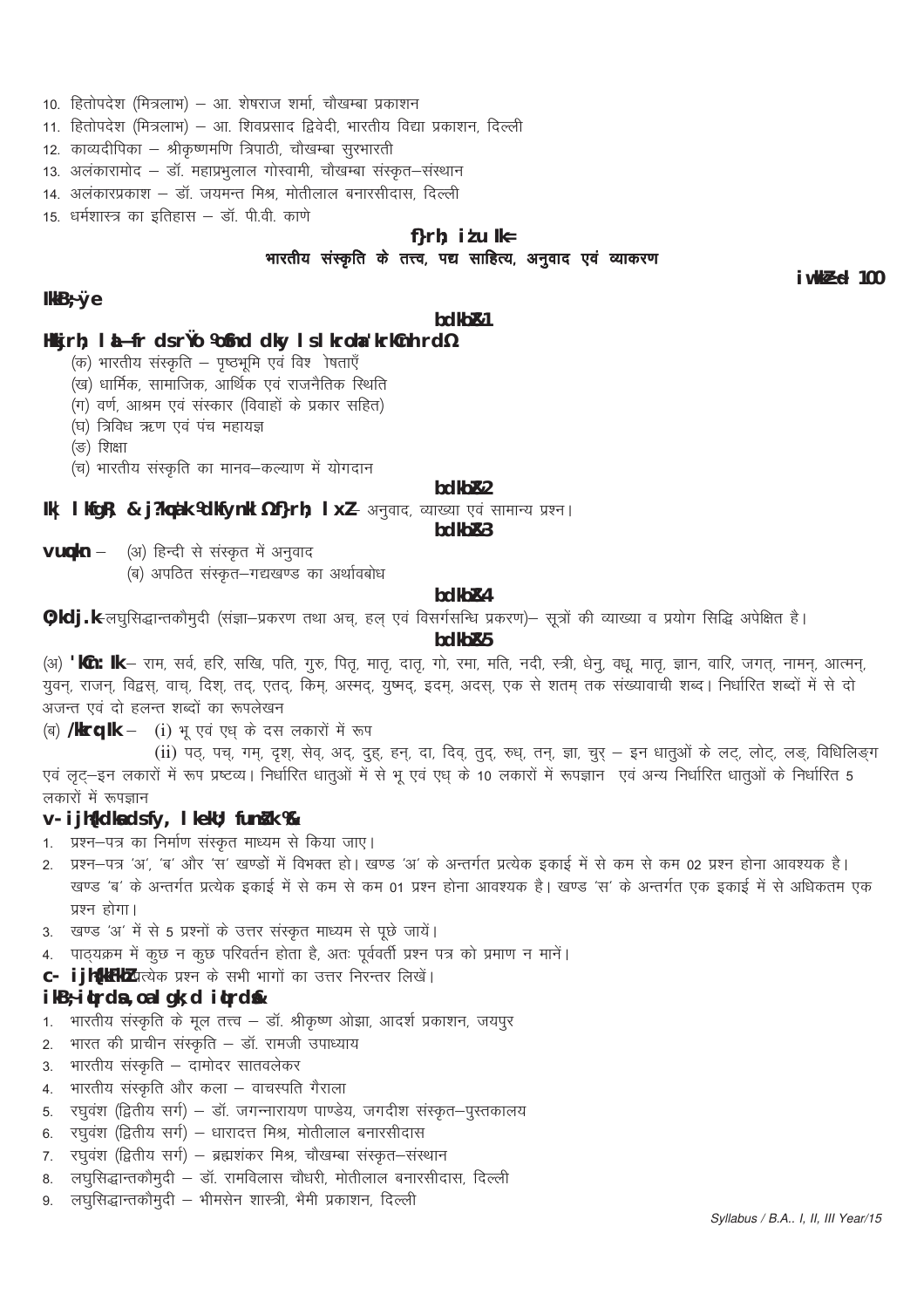10. हितोपदेश (मित्रलाभ) – आ. शेषराज शर्मा, चौखम्बा प्रकाशन
11. हितोपदेश (मित्रलाभ) – आ. शिवप्रसाद द्विवेदी, भारतीय विद्या प्रकाशन, दिल्ली
12. काव्यदीपिका – श्रीकृष्णमणि त्रिपाठी, चौखम्बा सुरभारती
13. अलंकारामोद – डॉ. महाप्रभुलाल गोस्वामी, चौखम्बा संस्कृत–संस्थान
14. अलंकारप्रकाश – डॉ. जयमन्त मिश्र, मोतीलाल बनारसीदास, दिल्ली
15. धर्मशास्त्र का इतिहास – डॉ. पी.वी. काणे

## द्वितीय प्रश्न पत्र
### भारतीय संस्कृति के तत्त्व, पद्य साहित्य, अनुवाद एवं व्याकरण

**पूर्णांक 100**

**पाठ्यक्रम**

**इकाई–1**

**भारतीय संस्कृति के तत्त्व (वैदिक काल से सातवीं शताब्दी तक)**

(क) भारतीय संस्कृति – पृष्ठभूमि एवं विशेषताएँ
(ख) धार्मिक, सामाजिक, आर्थिक एवं राजनैतिक स्थिति
(ग) वर्ण, आश्रम एवं संस्कार (विवाहों के प्रकार सहित)
(घ) त्रिविध ऋण एवं पंच महायज्ञ
(ङ) शिक्षा
(च) भारतीय संस्कृति का मानव–कल्याण में योगदान

**इकाई–2**

**पद्य साहित्य – रघुवंश (कालिदास) द्वितीय सर्ग –** अनुवाद, व्याख्या एवं सामान्य प्रश्न।

**इकाई–3**

**अनुवाद** – (अ) हिन्दी से संस्कृत में अनुवाद
(ब) अपठित संस्कृत–गद्यखण्ड का अर्थावबोध

**इकाई–4**

**व्याकरण**–लघुसिद्धान्तकौमुदी (संज्ञा–प्रकरण तथा अच्, हल् एवं विसर्गसन्धि प्रकरण)– सूत्रों की व्याख्या व प्रयोग सिद्धि अपेक्षित है।

**इकाई–5**

(अ) **शब्दरूप**– राम, सर्व, हरि, सखि, पति, गुरु, पितृ, मातृ, दातृ, गो, रमा, मति, नदी, स्त्री, धेनु, वधू, मातृ, ज्ञान, वारि, जगत्, नामन्, आत्मन्, युवन्, राजन्, विद्वस्, वाच्, दिश्, तद्, एतद्, किम्, अस्मद्, युष्मद्, इदम्, अदस्, एक से शतम् तक संख्यावाची शब्द। निर्धारित शब्दों में से दो अजन्त एवं दो हलन्त शब्दों का रूपलेखन

(ब) **धातुरूप** – (i) भू एवं एध् के दस लकारों में रूप

(ii) पठ्, पच्, गम्, दृश्, सेव्, अद्, दुह्, हन्, दा, दिव्, तुद्, रुध्, तन्, ज्ञा, चुर् – इन धातुओं के लट्, लोट्, लङ्, विधिलिङ्ग एवं लृट्–इन लकारों में रूप प्रष्टव्य। निर्धारित धातुओं में से भू एवं एध् के 10 लकारों में रूपज्ञान एवं अन्य निर्धारित धातुओं के निर्धारित 5 लकारों में रूपज्ञान

**अ. परीक्षकों के लिए सामान्य निर्देश :–**

1. प्रश्न–पत्र का निर्माण संस्कृत माध्यम से किया जाए।
2. प्रश्न–पत्र 'अ', 'ब' और 'स' खण्डों में विभक्त हो। खण्ड 'अ' के अन्तर्गत प्रत्येक इकाई में से कम से कम 02 प्रश्न होना आवश्यक है। खण्ड 'ब' के अन्तर्गत प्रत्येक इकाई में से कम से कम 01 प्रश्न होना आवश्यक है। खण्ड 'स' के अन्तर्गत एक इकाई में से अधिकतम एक प्रश्न होगा।
3. खण्ड 'अ' में से 5 प्रश्नों के उत्तर संस्कृत माध्यम से पूछे जायें।
4. पाठ्यक्रम में कुछ न कुछ परिवर्तन होता है, अतः पूर्ववर्ती प्रश्न पत्र को प्रमाण न मानें।

**ब. परीक्षार्थी** – प्रत्येक प्रश्न के सभी भागों का उत्तर निरन्तर लिखें।

**पाठ्यपुस्तकें एवं सहायक पुस्तकें :–**

1. भारतीय संस्कृति के मूल तत्त्व – डॉ. श्रीकृष्ण ओझा, आदर्श प्रकाशन, जयपुर
2. भारत की प्राचीन संस्कृति – डॉ. रामजी उपाध्याय
3. भारतीय संस्कृति – दामोदर सातवलेकर
4. भारतीय संस्कृति और कला – वाचस्पति गैराला
5. रघुवंश (द्वितीय सर्ग) – डॉ. जगन्नारायण पाण्डेय, जगदीश संस्कृत–पुस्तकालय
6. रघुवंश (द्वितीय सर्ग) – धारादत्त मिश्र, मोतीलाल बनारसीदास
7. रघुवंश (द्वितीय सर्ग) – ब्रह्मशंकर मिश्र, चौखम्बा संस्कृत–संस्थान
8. लघुसिद्धान्तकौमुदी – डॉ. रामविलास चौधरी, मोतीलाल बनारसीदास, दिल्ली
9. लघुसिद्धान्तकौमुदी – भीमसेन शास्त्री, भैमी प्रकाशन, दिल्ली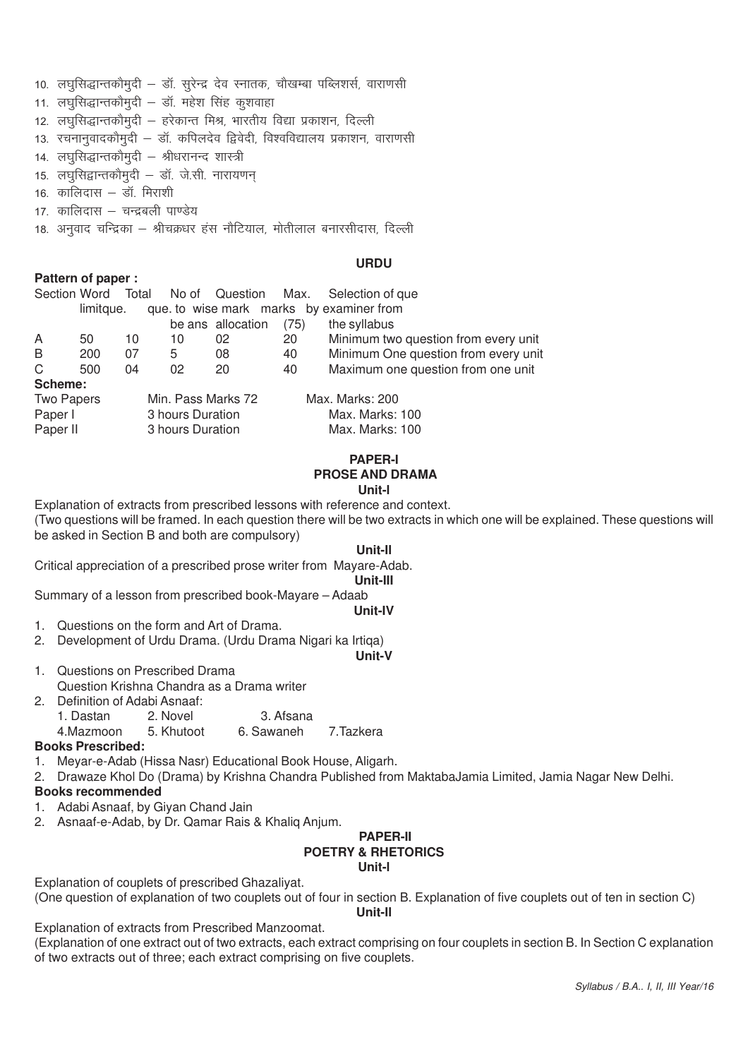10. लघुसिद्धान्तकौमुदी – डॉ. सुरेन्द्र देव स्नातक, चौखम्बा पब्लिशर्स, वाराणसी
11. लघुसिद्धान्तकौमुदी – डॉ. महेश सिंह कुशवाहा
12. लघुसिद्धान्तकौमुदी – हरेकान्त मिश्र, भारतीय विद्या प्रकाशन, दिल्ली
13. रचनानुवादकौमुदी – डॉ. कपिलदेव द्विवेदी, विश्वविद्यालय प्रकाशन, वाराणसी
14. लघुसिद्धान्तकौमुदी – श्रीधरानन्द शास्त्री
15. लघुसिद्धान्तकौमुदी – डॉ. जे.सी. नारायणन्
16. कालिदास – डॉ. मिराशी
17. कालिदास – चन्द्रबली पाण्डेय
18. अनुवाद चन्द्रिका – श्रीचक्रधर हंस नौटियाल, मोतीलाल बनारसीदास, दिल्ली

## URDU

**Pattern of paper :**

| Section | Word limitque. | Total que. | No of que. to be ans | Question wise mark allocation | Max. marks (75) | Selection of que by examiner from the syllabus |
|---|---|---|---|---|---|---|
| A | 50 | 10 | 10 | 02 | 20 | Minimum two question from every unit |
| B | 200 | 07 | 5 | 08 | 40 | Minimum One question from every unit |
| C | 500 | 04 | 02 | 20 | 40 | Maximum one question from one unit |

**Scheme:**

| | | |
|---|---|---|
| Two Papers | Min. Pass Marks 72 | Max. Marks: 200 |
| Paper I | 3 hours Duration | Max. Marks: 100 |
| Paper II | 3 hours Duration | Max. Marks: 100 |

### PAPER-I
### PROSE AND DRAMA

**Unit-I**

Explanation of extracts from prescribed lessons with reference and context.

(Two questions will be framed. In each question there will be two extracts in which one will be explained. These questions will be asked in Section B and both are compulsory)

**Unit-II**

Critical appreciation of a prescribed prose writer from Mayare-Adab.

**Unit-III**

Summary of a lesson from prescribed book-Mayare – Adaab

**Unit-IV**

1. Questions on the form and Art of Drama.
2. Development of Urdu Drama. (Urdu Drama Nigari ka Irtiqa)

**Unit-V**

1. Questions on Prescribed Drama
   Question Krishna Chandra as a Drama writer
2. Definition of Adabi Asnaaf:
   1. Dastan 2. Novel 3. Afsana
   4.Mazmoon 5. Khutoot 6. Sawaneh 7.Tazkera

**Books Prescribed:**

1. Meyar-e-Adab (Hissa Nasr) Educational Book House, Aligarh.
2. Drawaze Khol Do (Drama) by Krishna Chandra Published from MaktabaJamia Limited, Jamia Nagar New Delhi.

**Books recommended**

1. Adabi Asnaaf, by Giyan Chand Jain
2. Asnaaf-e-Adab, by Dr. Qamar Rais & Khaliq Anjum.

### PAPER-II
### POETRY & RHETORICS

**Unit-I**

Explanation of couplets of prescribed Ghazaliyat.

(One question of explanation of two couplets out of four in section B. Explanation of five couplets out of ten in section C)

**Unit-II**

Explanation of extracts from Prescribed Manzoomat.

(Explanation of one extract out of two extracts, each extract comprising on four couplets in section B. In Section C explanation of two extracts out of three; each extract comprising on five couplets.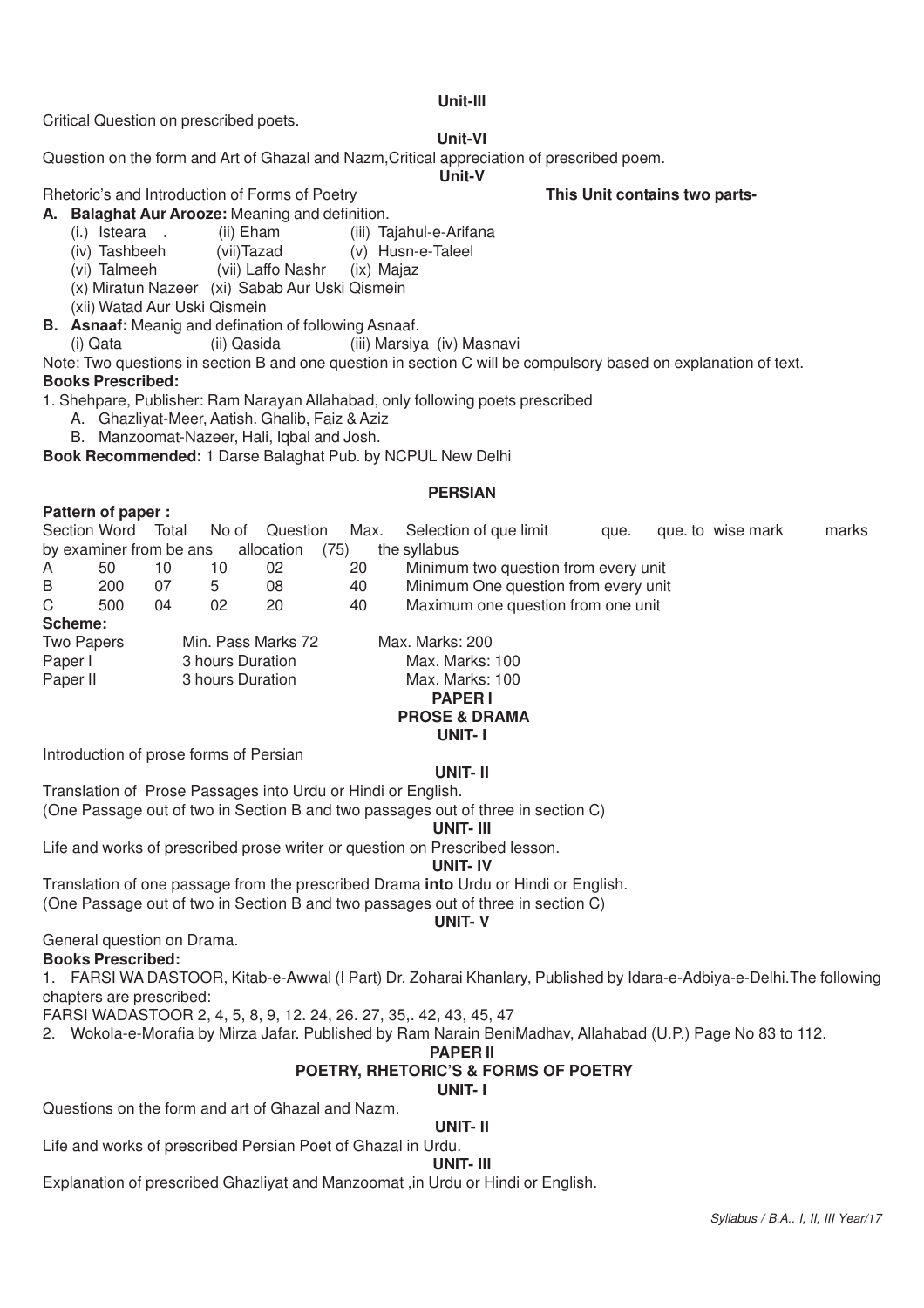**Unit-III**

Critical Question on prescribed poets.

**Unit-VI**

Question on the form and Art of Ghazal and Nazm,Critical appreciation of prescribed poem.

**Unit-V**

Rhetoric's and Introduction of Forms of Poetry **This Unit contains two parts-**

**A. Balaghat Aur Arooze:** Meaning and definition.

(i.) Isteara . (ii) Eham (iii) Tajahul-e-Arifana
(iv) Tashbeeh (vii)Tazad (v) Husn-e-Taleel
(vi) Talmeeh (vii) Laffo Nashr (ix) Majaz
(x) Miratun Nazeer (xi) Sabab Aur Uski Qismein
(xii) Watad Aur Uski Qismein

**B. Asnaaf:** Meanig and defination of following Asnaaf.

(i) Qata (ii) Qasida (iii) Marsiya (iv) Masnavi

Note: Two questions in section B and one question in section C will be compulsory based on explanation of text.

**Books Prescribed:**

1. Shehpare, Publisher: Ram Narayan Allahabad, only following poets prescribed
   A. Ghazliyat-Meer, Aatish. Ghalib, Faiz & Aziz
   B. Manzoomat-Nazeer, Hali, Iqbal and Josh.

**Book Recommended:** 1 Darse Balaghat Pub. by NCPUL New Delhi

## PERSIAN

**Pattern of paper :**

| Section | Word by examiner from be ans | Total que. | No of que. to allocation | Question wise mark (75) | Max. marks | Selection of que limit the syllabus |
|---|---|---|---|---|---|---|
| A | 50 | 10 | 10 | 02 | 20 | Minimum two question from every unit |
| B | 200 | 07 | 5 | 08 | 40 | Minimum One question from every unit |
| C | 500 | 04 | 02 | 20 | 40 | Maximum one question from one unit |

**Scheme:**

| | | |
|---|---|---|
| Two Papers | Min. Pass Marks 72 | Max. Marks: 200 |
| Paper I | 3 hours Duration | Max. Marks: 100 |
| Paper II | 3 hours Duration | Max. Marks: 100 |

### PAPER I
### PROSE & DRAMA

**UNIT- I**

Introduction of prose forms of Persian

**UNIT- II**

Translation of Prose Passages into Urdu or Hindi or English.
(One Passage out of two in Section B and two passages out of three in section C)

**UNIT- III**

Life and works of prescribed prose writer or question on Prescribed lesson.

**UNIT- IV**

Translation of one passage from the prescribed Drama **into** Urdu or Hindi or English.
(One Passage out of two in Section B and two passages out of three in section C)

**UNIT- V**

General question on Drama.

**Books Prescribed:**

1. FARSI WA DASTOOR, Kitab-e-Awwal (I Part) Dr. Zoharai Khanlary, Published by Idara-e-Adbiya-e-Delhi.The following chapters are prescribed:
FARSI WADASTOOR 2, 4, 5, 8, 9, 12. 24, 26. 27, 35,. 42, 43, 45, 47
2. Wokola-e-Morafia by Mirza Jafar. Published by Ram Narain BeniMadhav, Allahabad (U.P.) Page No 83 to 112.

### PAPER II
### POETRY, RHETORIC'S & FORMS OF POETRY

**UNIT- I**

Questions on the form and art of Ghazal and Nazm.

**UNIT- II**

Life and works of prescribed Persian Poet of Ghazal in Urdu.

**UNIT- III**

Explanation of prescribed Ghazliyat and Manzoomat ,in Urdu or Hindi or English.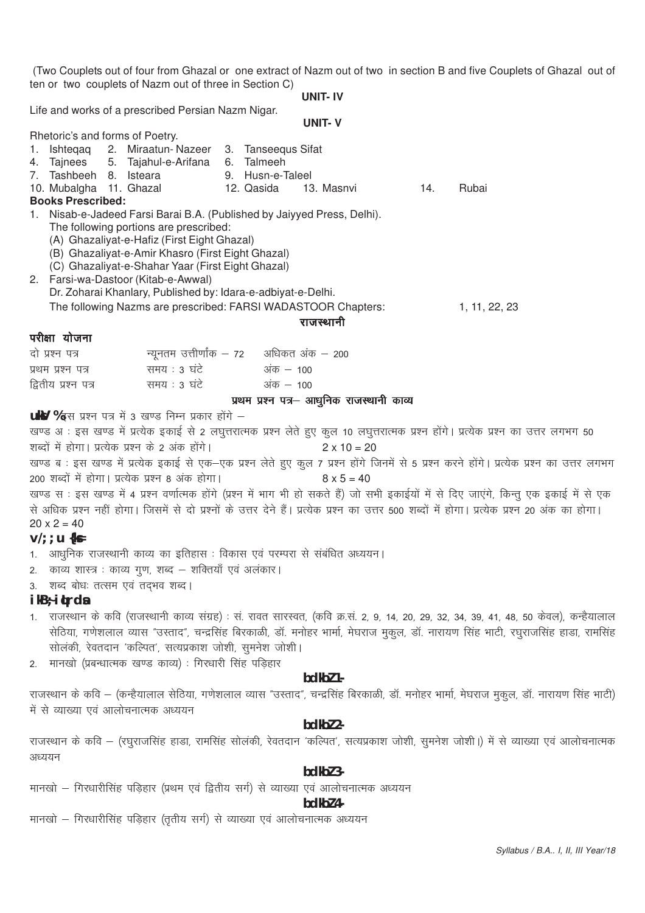(Two Couplets out of four from Ghazal or one extract of Nazm out of two in section B and five Couplets of Ghazal out of ten or two couplets of Nazm out of three in Section C)

### UNIT- IV

Life and works of a prescribed Persian Nazm Nigar.

### UNIT- V

Rhetoric's and forms of Poetry.

1. Ishteqaq 2. Miraatun- Nazeer 3. Tanseequs Sifat
4. Tajnees 5. Tajahul-e-Arifana 6. Talmeeh
7. Tashbeeh 8. Isteara 9. Husn-e-Taleel
10. Mubalgha 11. Ghazal 12. Qasida 13. Masnvi 14. Rubai

**Books Prescribed:**

1. Nisab-e-Jadeed Farsi Barai B.A. (Published by Jaiyyed Press, Delhi).
   The following portions are prescribed:
   (A) Ghazaliyat-e-Hafiz (First Eight Ghazal)
   (B) Ghazaliyat-e-Amir Khasro (First Eight Ghazal)
   (C) Ghazaliyat-e-Shahar Yaar (First Eight Ghazal)
2. Farsi-wa-Dastoor (Kitab-e-Awwal)
   Dr. Zoharai Khanlary, Published by: Idara-e-adbiyat-e-Delhi.
   The following Nazms are prescribed: FARSI WADASTOOR Chapters: 1, 11, 22, 23

## राजस्थानी

**परीक्षा योजना**

| | | |
|---|---|---|
| दो प्रश्न पत्र | न्यूनतम उत्तीर्णांक – 72 | अधिकत अंक – 200 |
| प्रथम प्रश्न पत्र | समय : 3 घंटे | अंक – 100 |
| द्वितीय प्रश्न पत्र | समय : 3 घंटे | अंक – 100 |

### प्रथम प्रश्न पत्र– आधुनिक राजस्थानी काव्य

**नोट :** इस प्रश्न पत्र में 3 खण्ड निम्न प्रकार होंगे –

खण्ड अ : इस खण्ड में प्रत्येक इकाई से 2 लघुत्तरात्मक प्रश्न लेते हुए कुल 10 लघुत्तरात्मक प्रश्न होंगे। प्रत्येक प्रश्न का उत्तर लगभग 50 शब्दों में होगा। प्रत्येक प्रश्न के 2 अंक होंगे। 2 x 10 = 20

खण्ड ब : इस खण्ड में प्रत्येक इकाई से एक–एक प्रश्न लेते हुए कुल 7 प्रश्न होंगे जिनमें से 5 प्रश्न करने होंगे। प्रत्येक प्रश्न का उत्तर लगभग 200 शब्दों में होगा। प्रत्येक प्रश्न 8 अंक होगा। 8 x 5 = 40

खण्ड स : इस खण्ड में 4 प्रश्न वर्णात्मक होंगे (प्रश्न में भाग भी हो सकते हैं) जो सभी इकाईयों में से दिए जाएंगे, किन्तु एक इकाई में से एक से अधिक प्रश्न नहीं होगा। जिसमें से दो प्रश्नों के उत्तर देने हैं। प्रत्येक प्रश्न का उत्तर 500 शब्दों में होगा। प्रत्येक प्रश्न 20 अंक का होगा। 20 x 2 = 40

**अध्ययन क्षेत्र**

1. आधुनिक राजस्थानी काव्य का इतिहास : विकास एवं परम्परा से संबंधित अध्ययन।
2. काव्य शास्त्र : काव्य गुण, शब्द – शक्तियाँ एवं अलंकार।
3. शब्द बोधः तत्सम एवं तद्भव शब्द।

**पाठ्य-पुस्तकें**

1. राजस्थान के कवि (राजस्थानी काव्य संग्रह) : सं. रावत सारस्वत, (कवि क्र.सं. 2, 9, 14, 20, 29, 32, 34, 39, 41, 48, 50 केवल), कन्हैयालाल सेठिया, गणेशलाल व्यास "उस्ताद", चन्द्रसिंह बिरकाळी, डॉ. मनोहर भार्मा, मेघराज मुकुल, डॉ. नारायण सिंह भाटी, रघुराजसिंह हाडा, रामसिंह सोलंकी, रेवतदान 'कल्पित', सत्यप्रकाश जोशी, सुमनेश जोशी।
2. मानखो (प्रबन्धात्मक खण्ड काव्य) : गिरधारी सिंह पड़िहार

### इकाई-1

राजस्थान के कवि – (कन्हैयालाल सेठिया, गणेशलाल व्यास "उस्ताद", चन्द्रसिंह बिरकाळी, डॉ. मनोहर भार्मा, मेघराज मुकुल, डॉ. नारायण सिंह भाटी) में से व्याख्या एवं आलोचनात्मक अध्ययन

### इकाई-2

राजस्थान के कवि – (रघुराजसिंह हाडा, रामसिंह सोलंकी, रेवतदान 'कल्पित', सत्यप्रकाश जोशी, सुमनेश जोशी।) में से व्याख्या एवं आलोचनात्मक अध्ययन

### इकाई-3

मानखो – गिरधारीसिंह पड़िहार (प्रथम एवं द्वितीय सर्ग) से व्याख्या एवं आलोचनात्मक अध्ययन

### इकाई-4

मानखो – गिरधारीसिंह पड़िहार (तृतीय सर्ग) से व्याख्या एवं आलोचनात्मक अध्ययन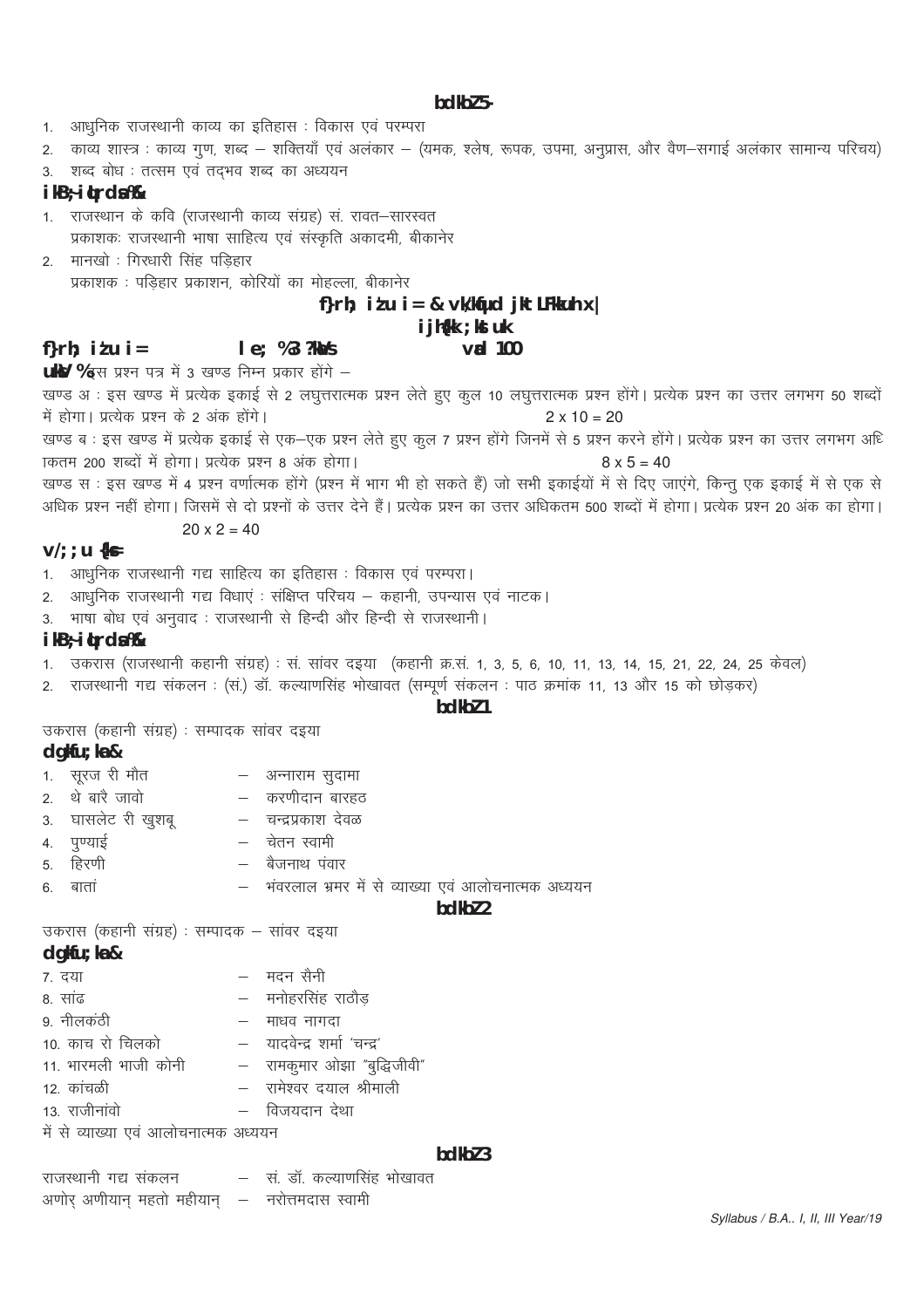### इकाई 5-

1. आधुनिक राजस्थानी काव्य का इतिहास : विकास एवं परम्परा
2. काव्य शास्त्र : काव्य गुण, शब्द – शक्तियाँ एवं अलंकार – (यमक, श्लेष, रूपक, उपमा, अनुप्रास, और वैण–सगाई अलंकार सामान्य परिचय)
3. शब्द बोध : तत्सम एवं तद्भव शब्द का अध्ययन

### पाठ्यपुस्तकें :-

1. राजस्थान के कवि (राजस्थानी काव्य संग्रह) सं. रावत–सारस्वत
   प्रकाशकः राजस्थानी भाषा साहित्य एवं संस्कृति अकादमी, बीकानेर
2. मानखो : गिरधारी सिंह पड़िहार
   प्रकाशक : पड़िहार प्रकाशन, कोरियों का मोहल्ला, बीकानेर

## द्वितीय प्रश्न पत्र - आधुनिक राजस्थानी गद्य

## परीक्षा योजना

**द्वितीय प्रश्न पत्र   समय : 3 घंटे   अंक 100**

**नोट :-** इस प्रश्न पत्र में 3 खण्ड निम्न प्रकार होंगे –

खण्ड अ : इस खण्ड में प्रत्येक इकाई से 2 लघुत्तरात्मक प्रश्न लेते हुए कुल 10 लघुत्तरात्मक प्रश्न होंगे। प्रत्येक प्रश्न का उत्तर लगभग 50 शब्दों में होगा। प्रत्येक प्रश्न के 2 अंक होंगे। 2 x 10 = 20

खण्ड ब : इस खण्ड में प्रत्येक इकाई से एक–एक प्रश्न लेते हुए कुल 7 प्रश्न होंगे जिनमें से 5 प्रश्न करने होंगे। प्रत्येक प्रश्न का उत्तर लगभग अधिकतम 200 शब्दों में होगा। प्रत्येक प्रश्न 8 अंक होगा। 8 x 5 = 40

खण्ड स : इस खण्ड में 4 प्रश्न वर्णात्मक होंगे (प्रश्न में भाग भी हो सकते हैं) जो सभी इकाईयों में से दिए जाएंगे, किन्तु एक इकाई में से एक से अधिक प्रश्न नहीं होगा। जिसमें से दो प्रश्नों के उत्तर देने हैं। प्रत्येक प्रश्न का उत्तर अधिकतम 500 शब्दों में होगा। प्रत्येक प्रश्न 20 अंक का होगा। 20 x 2 = 40

### अध्ययन क्षेत्र

1. आधुनिक राजस्थानी गद्य साहित्य का इतिहास : विकास एवं परम्परा।
2. आधुनिक राजस्थानी गद्य विधाएं : संक्षिप्त परिचय – कहानी, उपन्यास एवं नाटक।
3. भाषा बोध एवं अनुवाद : राजस्थानी से हिन्दी और हिन्दी से राजस्थानी।

### पाठ्यपुस्तकें :-

1. उकरास (राजस्थानी कहानी संग्रह) : सं. सांवर दइया (कहानी क्र.सं. 1, 3, 5, 6, 10, 11, 13, 14, 15, 21, 22, 24, 25 केवल)
2. राजस्थानी गद्य संकलन : (सं.) डॉ. कल्याणसिंह भोखावत (सम्पूर्ण संकलन : पाठ क्रमांक 11, 13 और 15 को छोड़कर)

### इकाई 1

उकरास (कहानी संग्रह) : सम्पादक सांवर दइया

**कहानियां-**

1. सूरज री मौत – अन्नाराम सुदामा
2. थे बारै जावो – करणीदान बारहठ
3. घासलेट री खुशबू – चन्द्रप्रकाश देवळ
4. पुण्याई – चेतन स्वामी
5. हिरणी – बैजनाथ पंवार
6. बातां – भंवरलाल भ्रमर में से व्याख्या एवं आलोचनात्मक अध्ययन

### इकाई 2

उकरास (कहानी संग्रह) : सम्पादक – सांवर दइया

**कहानियां-**

7. दया – मदन सैनी
8. सांढ – मनोहरसिंह राठौड़
9. नीलकंठी – माधव नागदा
10. काच रो चिलको – यादवेन्द्र शर्मा 'चन्द्र'
11. भारमली भाजी कोनी – रामकुमार ओझा "बुद्धिजीवी"
12. कांचळी – रामेश्वर दयाल श्रीमाली
13. राजीनांवो – विजयदान देथा

में से व्याख्या एवं आलोचनात्मक अध्ययन

### इकाई 3

राजस्थानी गद्य संकलन – सं. डॉ. कल्याणसिंह भोखावत

अणोर् अणीयान् महतो महीयान् – नरोत्तमदास स्वामी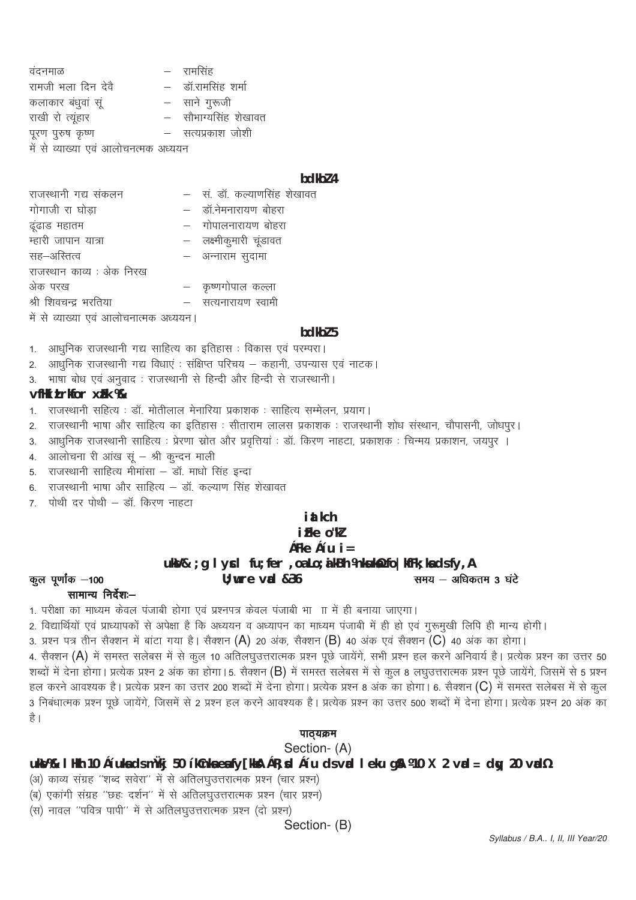| | | |
|---|---|---|
| वंदनमाळ | – | रामसिंह |
| रामजी भला दिन देवै | – | डॉ.रामसिंह शर्मा |
| कलाकार बंधुवां सूं | – | साने गुरूजी |
| राखी रो त्यूंहार | – | सौभाग्यसिंह शेखावत |
| पूरण पुरुष कृष्ण | – | सत्यप्रकाश जोशी |

में से व्याख्या एवं आलोचनत्मक अध्ययन

### bdkbZ4

| | | |
|---|---|---|
| राजस्थानी गद्य संकलन | – | सं. डॉ. कल्याणसिंह शेखावत |
| गोगाजी रा घोड़ा | – | डॉ.नेमनारायण बोहरा |
| ढूंढाड महातम | – | गोपालनारायण बोहरा |
| म्हारी जापान यात्रा | – | लक्ष्मीकुमारी चूंडावत |
| सह–अस्तित्व | – | अन्नाराम सुदामा |
| राजस्थान काव्य : अेक निरख | | |
| अेक परख | – | कृष्णगोपाल कल्ला |
| श्री शिवचन्द्र भरतिया | – | सत्यनारायण स्वामी |

में से व्याख्या एवं आलोचनात्मक अध्ययन।

### bdkbZ5

1. आधुनिक राजस्थानी गद्य साहित्य का इतिहास : विकास एवं परम्परा।
2. आधुनिक राजस्थानी गद्य विधाएं : संक्षिप्त परिचय – कहानी, उपन्यास एवं नाटक।
3. भाषा बोध एवं अनुवाद : राजस्थानी से हिन्दी और हिन्दी से राजस्थानी।

### vfHkLrkfor xzaFk %&

1. राजस्थानी सहित्य : डॉ. मोतीलाल मेनारिया प्रकाशक : साहित्य सम्मेलन, प्रयाग।
2. राजस्थानी भाषा और साहित्य का इतिहास : सीताराम लालस प्रकाशक : राजस्थानी शोध संस्थान, चौपासनी, जोधपुर।
3. आधुनिक राजस्थानी साहित्य : प्रेरणा स्रोत और प्रवृत्तियां : डॉ. किरण नाहटा, प्रकाशक : चिन्मय प्रकाशन, जयपुर ।
4. आलोचना री आंख सूं – श्री कुन्दन माली
5. राजस्थानी साहित्य मीमांसा – डॉ. माधो सिंह इन्दा
6. राजस्थानी भाषा और साहित्य – डॉ. कल्याण सिंह शेखावत
7. पोथी दर पोथी – डॉ. किरण नाहटा

## iatkch

## iFke o'kZ

## ÁFke Á'u i=

**uksV& ;g lysc fu;fer ,oa Lo;aikBh ¼ukWu&dkWyst½ fo|kfFk;ksa ds fy, A**

**कुल पूर्णांक –100** **U;wure vad &36** **समय – अधिकतम 3 घंटे**

**सामान्य निर्देश:–**

1. परीक्षा का माध्यम केवल पंजाबी होगा एवं प्रश्नपत्र केवल पंजाबी भा ा में ही बनाया जाएगा।
2. विद्यार्थियों एवं प्राध्यापकों से अपेक्षा है कि अध्ययन व अध्यापन का माध्यम पंजाबी में ही हो एवं गुरूमुखी लिपि ही मान्य होगी।
3. प्रश्न पत्र तीन सैक्शन में बांटा गया है। सैक्शन (A) 20 अंक, सैक्शन (B) 40 अंक एवं सैक्शन (C) 40 अंक का होगा।
4. सैक्शन (A) में समस्त सलेबस में से कुल 10 अतिलघुउत्तरात्मक प्रश्न पूछे जायेंगे, सभी प्रश्न हल करने अनिवार्य है। प्रत्येक प्रश्न का उत्तर 50 शब्दों में देना होगा। प्रत्येक प्रश्न 2 अंक का होगा। 5. सैक्शन (B) में समस्त सलेबस में से कुल 8 लघुउत्तरात्मक प्रश्न पूछे जायेंगे, जिसमें से 5 प्रश्न हल करने आवश्यक है। प्रत्येक प्रश्न का उत्तर 200 शब्दों में देना होगा। प्रत्येक प्रश्न 8 अंक का होगा। 6. सैक्शन (C) में समस्त सलेबस में से कुल 3 निबंधात्मक प्रश्न पूछे जायेंगे, जिसमें से 2 प्रश्न हल करने आवश्यक है। प्रत्येक प्रश्न का उत्तर 500 शब्दों में देना होगा। प्रत्येक प्रश्न 20 अंक का है।

### पाठ्यक्रम

### Section- (A)

**uksV& lHkh 10 Á'uksa ds mÙkj 50 ¼ipkl½ 'kCnksa esa fy[ksaA ÁR;sd Á'u ds vad leku gSaA ¼10 X 2 vad = dqy 20 vad½**

(अ) काव्य संग्रह ''शब्द सवेरा'' में से अतिलघुउत्तरात्मक प्रश्न (चार प्रश्न)

(ब) एकांगी संग्रह ''छहः दर्शन'' में से अतिलघुउत्तरात्मक प्रश्न (चार प्रश्न)

(स) नावल ''पवित्र पापी'' में से अतिलघुउत्तरात्मक प्रश्न (दो प्रश्न)

### Section- (B)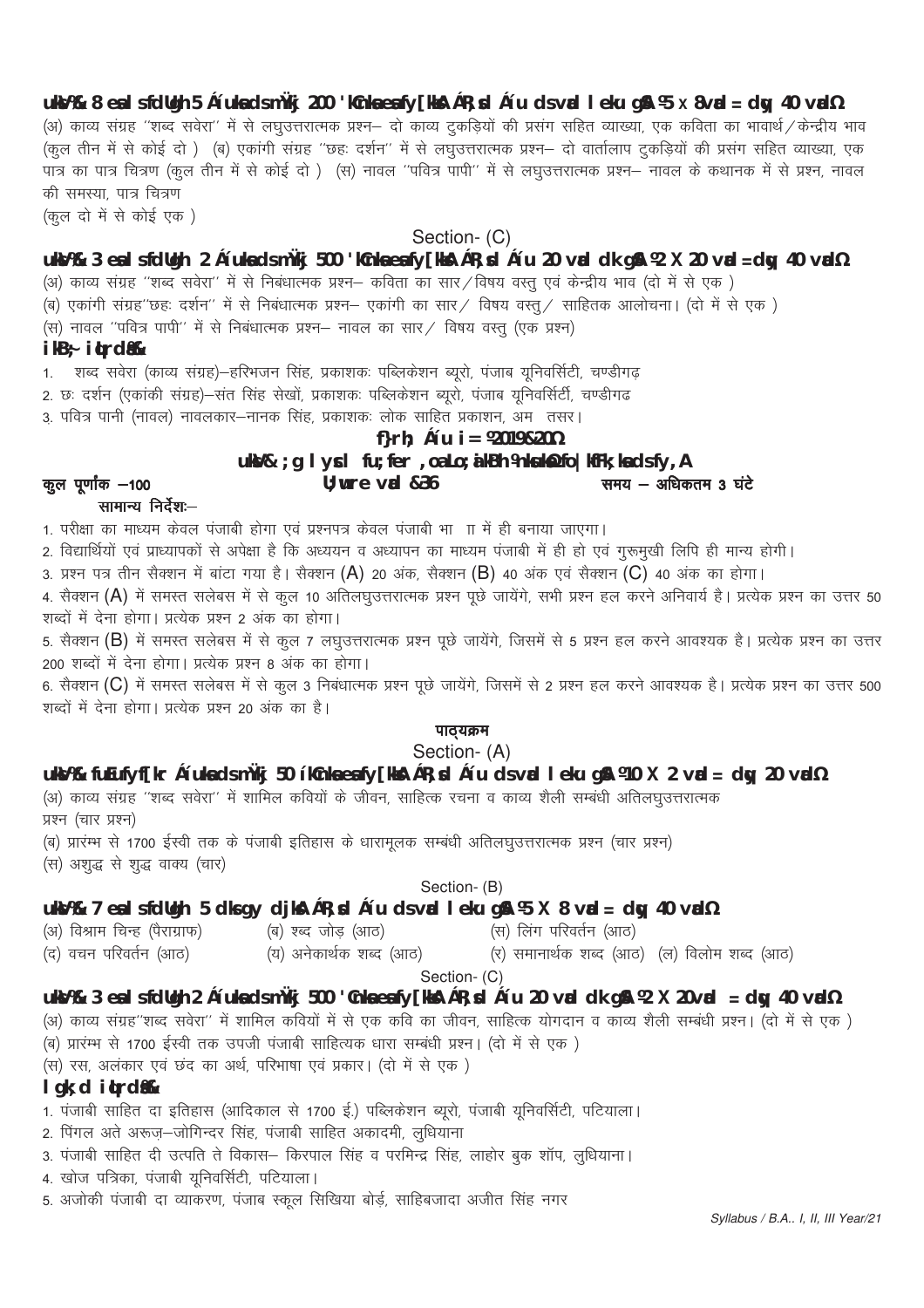**uksV&  8 esa ls fdUgha 5 Áuksa ds mÙkj 200 'kCnksa esa fy[kus gSaA ÁR;sd Áu ds vad lekus gSaA ¼5 x 8 vad = dqy 40 vad½**

(अ) काव्य संग्रह ''शब्द सवेरा'' में से लघुउत्तरात्मक प्रश्न– दो काव्य टुकड़ियों की प्रसंग सहित व्याख्या, एक कविता का भावार्थ / केन्द्रीय भाव (कुल तीन में से कोई दो ) (ब) एकांगी संग्रह ''छहः दर्शन'' में से लघुउत्तरात्मक प्रश्न– दो वार्तालाप टुकड़ियों की प्रसंग सहित व्याख्या, एक पात्र का पात्र चित्रण (कुल तीन में से कोई दो ) (स) नावल ''पवित्र पापी'' में से लघुउत्तरात्मक प्रश्न– नावल के कथानक में से प्रश्न, नावल की समस्या, पात्र चित्रण
(कुल दो में से कोई एक )

Section- (C)

**uksV&  3 esa ls fdUgha 2 Áuksa ds mÙkj 500 'kCnksa esa fy[kus gSaA ÁR;sd Áu 20 vad dk gSA ¼2 X 20 vad = dqy 40 vad½**

(अ) काव्य संग्रह ''शब्द सवेरा'' में से निबंधात्मक प्रश्न– कविता का सार / विषय वस्तु एवं केन्द्रीय भाव (दो में से एक )
(ब) एकांगी संग्रह''छहः दर्शन'' में से निबंधात्मक प्रश्न– एकांगी का सार / विषय वस्तु / साहितक आलोचना। (दो में से एक )
(स) नावल ''पवित्र पापी'' में से निबंधात्मक प्रश्न– नावल का सार / विषय वस्तु (एक प्रश्न)

**ikB~; iqLrdsa&**

1. शब्द सवेरा (काव्य संग्रह)–हरिभजन सिंह, प्रकाशकः पब्लिकेशन ब्यूरो, पंजाब यूनिवर्सिटी, चण्डीगढ़
2. छः दर्शन (एकांकी संग्रह)–संत सिंह सेखों, प्रकाशकः पब्लिकेशन ब्यूरो, पंजाब यूनिवर्सिटी, चण्डीगढ
3. पवित्र पानी (नावल) नावलकार–नानक सिंह, प्रकाशकः लोक साहित प्रकाशन, अम तसर।

**f}rh; Áu i = ¼2019&20½**

**uksV& ;g lHkh fu;fer ,oa Lo;aikBh ¼nksuksa½ fo|kfFkZ;ksa ds fy,A**

**कुल पूर्णांक –100** **U;wure vad &36** **समय – अधिकतम 3 घंटे**

**सामान्य निर्देशः–**

1. परीक्षा का माध्यम केवल पंजाबी होगा एवं प्रश्नपत्र केवल पंजाबी भा ाा में ही बनाया जाएगा।
2. विद्यार्थियों एवं प्राध्यापकों से अपेक्षा है कि अध्ययन व अध्यापन का माध्यम पंजाबी में ही हो एवं गुरूमुखी लिपि ही मान्य होगी।
3. प्रश्न पत्र तीन सैक्शन में बांटा गया है। सैक्शन (A) 20 अंक, सैक्शन (B) 40 अंक एवं सैक्शन (C) 40 अंक का होगा।
4. सैक्शन (A) में समस्त सलेबस में से कुल 10 अतिलघुउत्तरात्मक प्रश्न पूछे जायेंगे, सभी प्रश्न हल करने अनिवार्य है। प्रत्येक प्रश्न का उत्तर 50 शब्दों में देना होगा। प्रत्येक प्रश्न 2 अंक का होगा।
5. सैक्शन (B) में समस्त सलेबस में से कुल 7 लघुउत्तरात्मक प्रश्न पूछे जायेंगे, जिसमें से 5 प्रश्न हल करने आवश्यक है। प्रत्येक प्रश्न का उत्तर 200 शब्दों में देना होगा। प्रत्येक प्रश्न 8 अंक का होगा।
6. सैक्शन (C) में समस्त सलेबस में से कुल 3 निबंधात्मक प्रश्न पूछे जायेंगे, जिसमें से 2 प्रश्न हल करने आवश्यक है। प्रत्येक प्रश्न का उत्तर 500 शब्दों में देना होगा। प्रत्येक प्रश्न 20 अंक का है।

**पाठ्यक्रम**

Section- (A)

**uksV& fuEufyf[kr Áuksa ds mÙkj 50 ¼'kCnksa esa fy[kus gSaA ÁR;sd Áu ds vad lekus gSaA ¼10 X 2 vad = dqy 20 vad½**

(अ) काव्य संग्रह ''शब्द सवेरा'' में शामिल कवियों के जीवन, साहित्क रचना व काव्य शैली सम्बंधी अतिलघुउत्तरात्मक प्रश्न (चार प्रश्न)
(ब) प्रारंभ से 1700 ईस्वी तक के पंजाबी इतिहास के धारामूलक सम्बंधी अतिलघुउत्तरात्मक प्रश्न (चार प्रश्न)
(स) अशुद्ध से शुद्ध वाक्य (चार)

Section- (B)

**uksV& 7 esa ls fdUgha 5 dksa gy djkus gSaA ÁR;sd Áu ds vad lekus gSaA ¼5 X 8 vad = dqy 40 vad½**

(अ) विश्राम चिन्ह (पैराग्राफ) (ब) श्ब्द जोड़ (आठ) (स) लिंग परिवर्तन (आठ)
(द) वचन परिवर्तन (आठ) (य) अनेकार्थक शब्द (आठ) (र) समानार्थक शब्द (आठ) (ल) विलोम शब्द (आठ)

Section- (C)

**uksV& 3 esa ls fdUgha 2 Áuksa ds mÙkj 500 'kCnksa esa fy[kus gSaA ÁR;sd Áu 20 vad dk gSA ¼2 X 20vad = dqy 40 vad½**

(अ) काव्य संग्रह''शब्द सवेरा'' में शामिल कवियों में से एक कवि का जीवन, साहित्क योगदान व काव्य शैली सम्बंधी प्रश्न। (दो में से एक )
(ब) प्रारंम्भ से 1700 ईस्वी तक उपजी पंजाबी साहित्यक धारा सम्बंधी प्रश्न। (दो में से एक )
(स) रस, अलंकार एवं छंद का अर्थ, परिभाषा एवं प्रकार। (दो में से एक )

**lgk;d iqLrdsa&**

1. पंजाबी साहित दा इतिहास (आदिकाल से 1700 ई.) पब्लिकेशन ब्यूरो, पंजाबी यूनिवर्सिटी, पटियाला।
2. पिंगल अते अरूज़–जोगिन्दर सिंह, पंजाबी साहित अकादमी, लुधियाना
3. पंजाबी साहित दी उत्पति ते विकास– किरपाल सिंह व परमिन्द्र सिंह, लाहोर बुक शॉप, लुधियाना।
4. खोज पत्रिका, पंजाबी यूनिवर्सिटी, पटियाला।
5. अजोकी पंजाबी दा व्याकरण, पंजाब स्कूल सिखिया बोर्ड, साहिबजादा अजीत सिंह नगर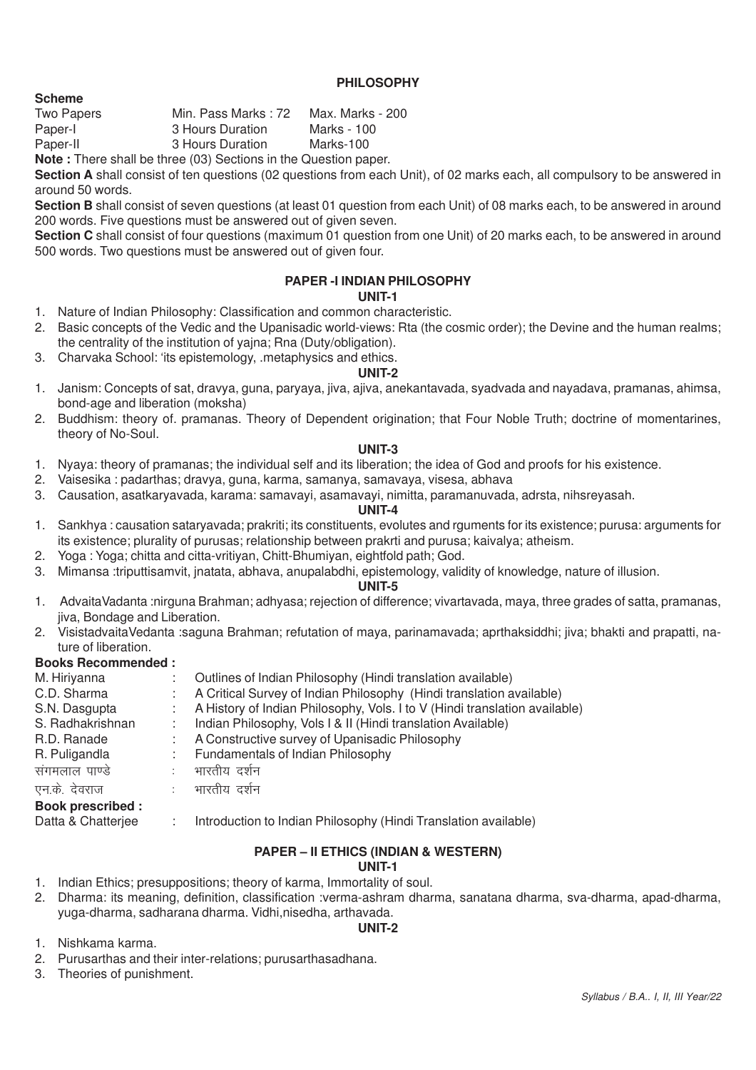## PHILOSOPHY

**Scheme**

| | | |
|---|---|---|
| Two Papers | Min. Pass Marks : 72 | Max. Marks - 200 |
| Paper-I | 3 Hours Duration | Marks - 100 |
| Paper-II | 3 Hours Duration | Marks-100 |

**Note :** There shall be three (03) Sections in the Question paper.

**Section A** shall consist of ten questions (02 questions from each Unit), of 02 marks each, all compulsory to be answered in around 50 words.

**Section B** shall consist of seven questions (at least 01 question from each Unit) of 08 marks each, to be answered in around 200 words. Five questions must be answered out of given seven.

**Section C** shall consist of four questions (maximum 01 question from one Unit) of 20 marks each, to be answered in around 500 words. Two questions must be answered out of given four.

### PAPER -I INDIAN PHILOSOPHY

**UNIT-1**

1. Nature of Indian Philosophy: Classification and common characteristic.
2. Basic concepts of the Vedic and the Upanisadic world-views: Rta (the cosmic order); the Devine and the human realms; the centrality of the institution of yajna; Rna (Duty/obligation).
3. Charvaka School: 'its epistemology, .metaphysics and ethics.

**UNIT-2**

1. Janism: Concepts of sat, dravya, guna, paryaya, jiva, ajiva, anekantavada, syadvada and nayadava, pramanas, ahimsa, bond-age and liberation (moksha)
2. Buddhism: theory of. pramanas. Theory of Dependent origination; that Four Noble Truth; doctrine of momentarines, theory of No-Soul.

**UNIT-3**

1. Nyaya: theory of pramanas; the individual self and its liberation; the idea of God and proofs for his existence.
2. Vaisesika : padarthas; dravya, guna, karma, samanya, samavaya, visesa, abhava
3. Causation, asatkaryavada, karama: samavayi, asamavayi, nimitta, paramanuvada, adrsta, nihsreyasah.

**UNIT-4**

1. Sankhya : causation sataryavada; prakriti; its constituents, evolutes and rguments for its existence; purusa: arguments for its existence; plurality of purusas; relationship between prakrti and purusa; kaivalya; atheism.
2. Yoga : Yoga; chitta and citta-vritiyan, Chitt-Bhumiyan, eightfold path; God.
3. Mimansa :triputtisamvit, jnatata, abhava, anupalabdhi, epistemology, validity of knowledge, nature of illusion.

**UNIT-5**

1. AdvaitaVadanta :nirguna Brahman; adhyasa; rejection of difference; vivartavada, maya, three grades of satta, pramanas, jiva, Bondage and Liberation.
2. VisistadvaitaVedanta :saguna Brahman; refutation of maya, parinamavada; aprthaksiddhi; jiva; bhakti and prapatti, nature of liberation.

**Books Recommended :**

| | | |
|---|---|---|
| M. Hiriyanna | : | Outlines of Indian Philosophy (Hindi translation available) |
| C.D. Sharma | : | A Critical Survey of Indian Philosophy (Hindi translation available) |
| S.N. Dasgupta | : | A History of Indian Philosophy, Vols. I to V (Hindi translation available) |
| S. Radhakrishnan | : | Indian Philosophy, Vols I & II (Hindi translation Available) |
| R.D. Ranade | : | A Constructive survey of Upanisadic Philosophy |
| R. Puligandla | : | Fundamentals of Indian Philosophy |
| संगमलाल पाण्डे | : | भारतीय दर्शन |
| एन.के. देवराज | : | भारतीय दर्शन |

**Book prescribed :**

| | | |
|---|---|---|
| Datta & Chatterjee | : | Introduction to Indian Philosophy (Hindi Translation available) |

### PAPER – II ETHICS (INDIAN & WESTERN)

**UNIT-1**

1. Indian Ethics; presuppositions; theory of karma, Immortality of soul.
2. Dharma: its meaning, definition, classification :verma-ashram dharma, sanatana dharma, sva-dharma, apad-dharma, yuga-dharma, sadharana dharma. Vidhi,nisedha, arthavada.

**UNIT-2**

1. Nishkama karma.
2. Purusarthas and their inter-relations; purusarthasadhana.
3. Theories of punishment.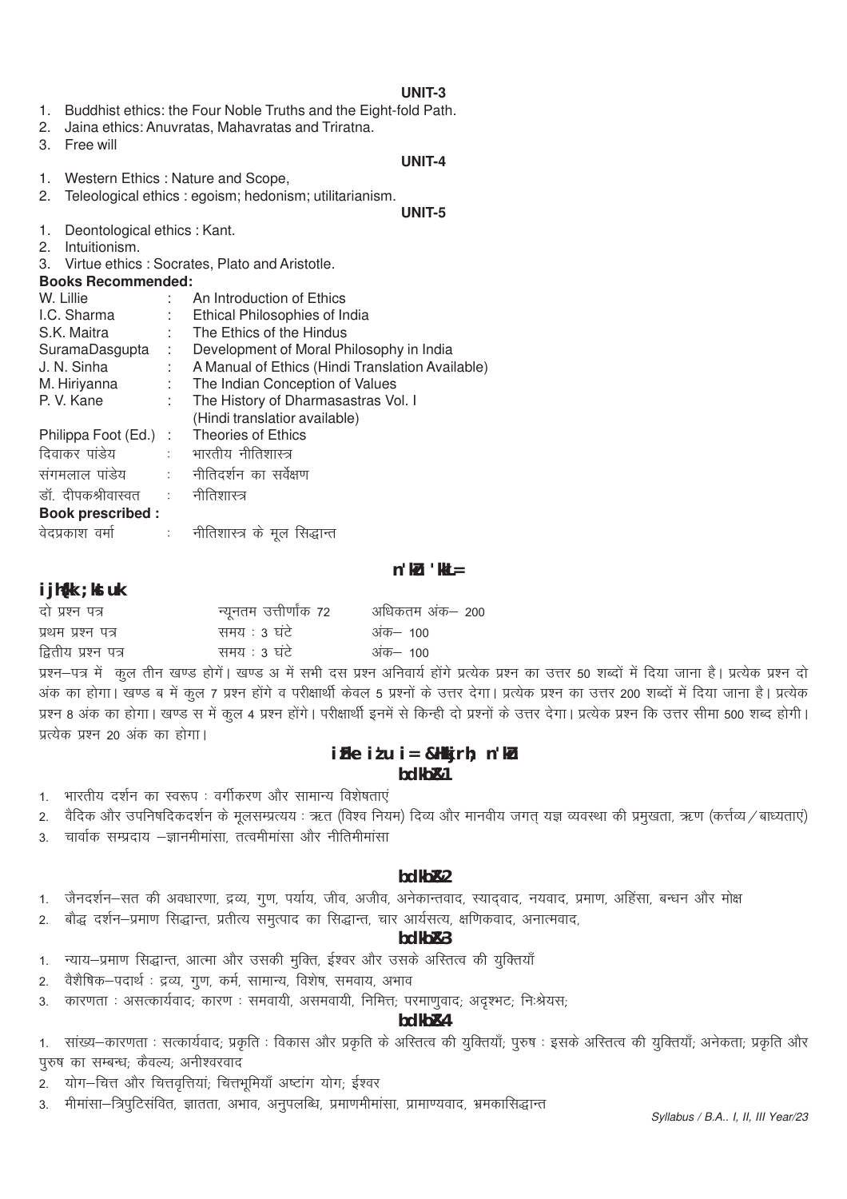**UNIT-3**

1. Buddhist ethics: the Four Noble Truths and the Eight-fold Path.
2. Jaina ethics: Anuvratas, Mahavratas and Triratna.
3. Free will

**UNIT-4**

1. Western Ethics : Nature and Scope,
2. Teleological ethics : egoism; hedonism; utilitarianism.

**UNIT-5**

1. Deontological ethics : Kant.
2. Intuitionism.
3. Virtue ethics : Socrates, Plato and Aristotle.

**Books Recommended:**

| | | |
|---|---|---|
| W. Lillie | : | An Introduction of Ethics |
| I.C. Sharma | : | Ethical Philosophies of India |
| S.K. Maitra | : | The Ethics of the Hindus |
| SuramaDasgupta | : | Development of Moral Philosophy in India |
| J. N. Sinha | : | A Manual of Ethics (Hindi Translation Available) |
| M. Hiriyanna | : | The Indian Conception of Values |
| P. V. Kane | : | The History of Dharmasastras Vol. I (Hindi translatior available) |
| Philippa Foot (Ed.) | : | Theories of Ethics |
| दिवाकर पांडेय | : | भारतीय नीतिशास्त्र |
| संगमलाल पांडेय | : | नीतिदर्शन का सर्वेक्षण |
| डॉ. दीपकश्रीवास्तव | : | नीतिशास्त्र |

**Book prescribed :**

| | | |
|---|---|---|
| वेदप्रकाश वर्मा | : | नीतिशास्त्र के मूल सिद्धान्त |

## दर्शन शास्त्र

### परीक्षा योजना

| | | |
|---|---|---|
| दो प्रश्न पत्र | न्यूनतम उत्तीर्णांक 72 | अधिकतम अंक– 200 |
| प्रथम प्रश्न पत्र | समय : 3 घंटे | अंक– 100 |
| द्वितीय प्रश्न पत्र | समय : 3 घंटे | अंक– 100 |

प्रश्न–पत्र में कुल तीन खण्ड होगें। खण्ड अ में सभी दस प्रश्न अनिवार्य होंगे प्रत्येक प्रश्न का उत्तर 50 शब्दों में दिया जाना है। प्रत्येक प्रश्न दो अंक का होगा। खण्ड ब में कुल 7 प्रश्न होंगे व परीक्षार्थी केवल 5 प्रश्नों के उत्तर देगा। प्रत्येक प्रश्न का उत्तर 200 शब्दों में दिया जाना है। प्रत्येक प्रश्न 8 अंक का होगा। खण्ड स में कुल 4 प्रश्न होंगे। परीक्षार्थी इनमें से किन्ही दो प्रश्नों के उत्तर देगा। प्रत्येक प्रश्न कि उत्तर सीमा 500 शब्द होगी। प्रत्येक प्रश्न 20 अंक का होगा।

### प्रथम प्रश्न पत्र – भारतीय दर्शन

**इकाई–1**

1. भारतीय दर्शन का स्वरूप : वर्गीकरण और सामान्य विशेषताएं
2. वैदिक और उपनिषदिकदर्शन के मूलसम्प्रत्यय : ऋत (विश्व नियम) दिव्य और मानवीय जगत् यज्ञ व्यवस्था की प्रमुखता, ऋण (कर्त्तव्य / बाध्यताएं)
3. चार्वाक सम्प्रदाय –ज्ञानमीमांसा, तत्वमीमांसा और नीतिमीमांसा

**इकाई–2**

1. जैनदर्शन–सत की अवधारणा, द्रव्य, गुण, पर्याय, जीव, अजीव, अनेकान्तवाद, स्याद्वाद, नयवाद, प्रमाण, अहिंसा, बन्धन और मोक्ष
2. बौद्ध दर्शन–प्रमाण सिद्धान्त, प्रतीत्य समुत्पाद का सिद्धान्त, चार आर्यसत्य, क्षणिकवाद, अनात्मवाद,

**इकाई–3**

1. न्याय–प्रमाण सिद्धान्त, आत्मा और उसकी मुक्ति, ईश्वर और उसके अस्तित्व की युक्तियाँ
2. वैशैषिक–पदार्थ : द्रव्य, गुण, कर्म, सामान्य, विशेष, समवाय, अभाव
3. कारणता : असत्कार्यवाद; कारण : समवायी, असमवायी, निमित्त; परमाणुवाद; अदृश्भट; निःश्रेयस;

**इकाई–4**

1. सांख्य–कारणता : सत्कार्यवाद; प्रकृति : विकास और प्रकृति के अस्तित्व की युक्तियाँ; पुरुष : इसके अस्तित्व की युक्तियाँ; अनेकता; प्रकृति और पुरुष का सम्बन्ध; कैवल्य; अनीश्वरवाद
2. योग–चित्त और चित्तवृत्तियां; चित्तभूमियाँ अष्टांग योग; ईश्वर
3. मीमांसा–त्रिपुटिसंवित, ज्ञातता, अभाव, अनुपलब्धि, प्रमाणमीमांसा, प्रामाण्यवाद, भ्रमकासिद्धान्त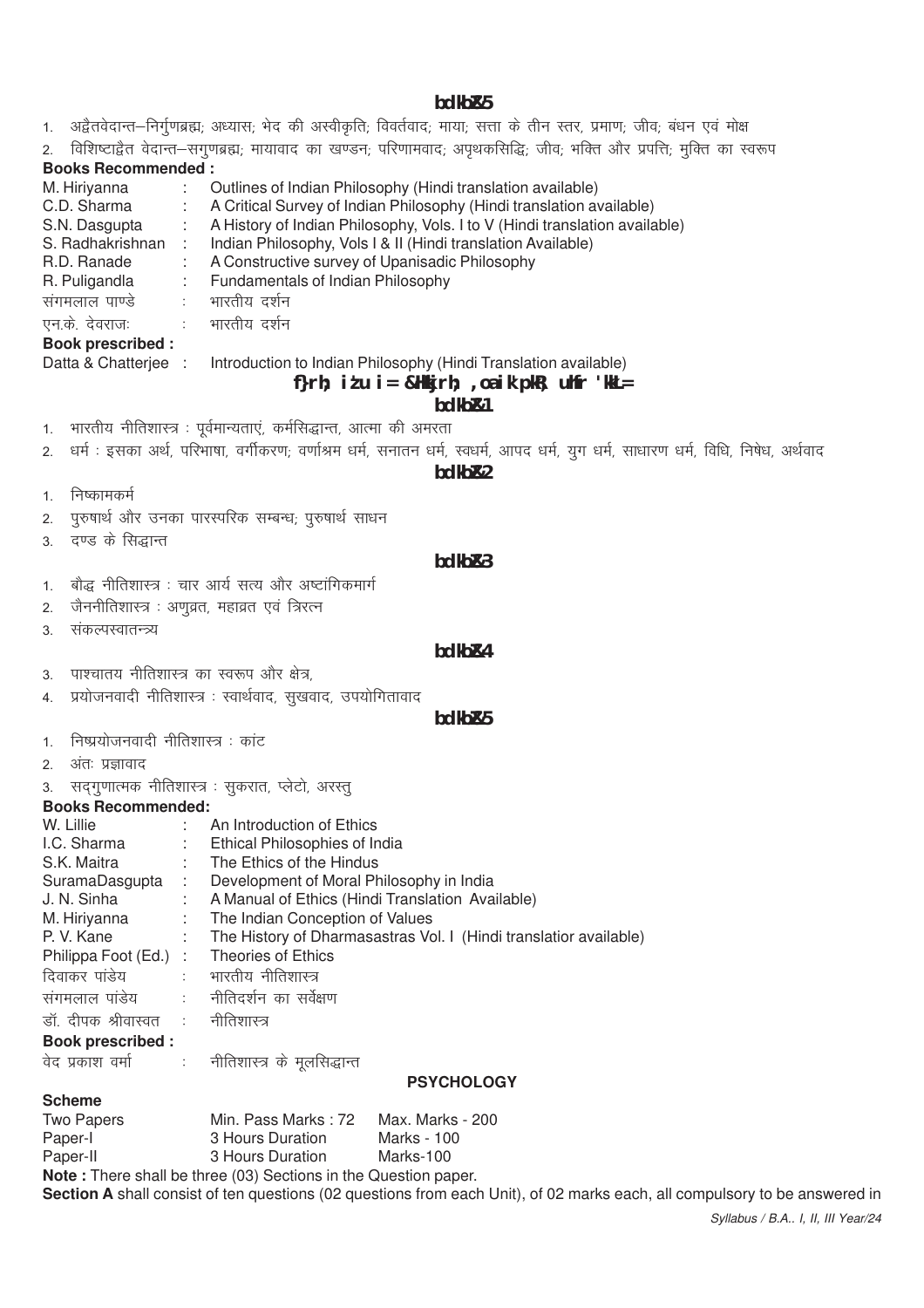**bdkbZ&5**

1. अद्वैतवेदान्त–निर्गुणब्रह्म; अध्यास; भेद की अस्वीकृति; विवर्तवाद; माया; सत्ता के तीन स्तर, प्रमाण; जीव; बंधन एवं मोक्ष
2. विशिष्टाद्वैत वेदान्त–सगुणब्रह्म; मायावाद का खण्डन; परिणामवाद; अपृथकसिद्धि; जीव; भक्ति और प्रपत्ति; मुक्ति का स्वरूप

**Books Recommended :**

| | | |
|---|---|---|
| M. Hiriyanna | : | Outlines of Indian Philosophy (Hindi translation available) |
| C.D. Sharma | : | A Critical Survey of Indian Philosophy (Hindi translation available) |
| S.N. Dasgupta | : | A History of Indian Philosophy, Vols. I to V (Hindi translation available) |
| S. Radhakrishnan | : | Indian Philosophy, Vols I & II (Hindi translation Available) |
| R.D. Ranade | : | A Constructive survey of Upanisadic Philosophy |
| R. Puligandla | : | Fundamentals of Indian Philosophy |
| संगमलाल पाण्डे | : | भारतीय दर्शन |
| एन.के. देवराजः | : | भारतीय दर्शन |

**Book prescribed :**

Datta & Chatterjee : Introduction to Indian Philosophy (Hindi Translation available)

## f}rh; iz'u i= &Hkkjrh; ,oa ik'pkR; uhfr 'kkL=

**bdkbZ&1**

1. भारतीय नीतिशास्त्र : पूर्वमान्यताएं, कर्मसिद्धान्त, आत्मा की अमरता
2. धर्म : इसका अर्थ, परिभाषा, वर्गीकरण; वर्णाश्रम धर्म, सनातन धर्म, स्वधर्म, आपद धर्म, युग धर्म, साधारण धर्म, विधि, निषेध, अर्थवाद

**bdkbZ&2**

1. निष्कामकर्म
2. पुरुषार्थ और उनका पारस्परिक सम्बन्ध; पुरुषार्थ साधन
3. दण्ड के सिद्धान्त

**bdkbZ&3**

1. बौद्ध नीतिशास्त्र : चार आर्य सत्य और अष्टांगिकमार्ग
2. जैननीतिशास्त्र : अणुव्रत, महाव्रत एवं त्रिरत्न
3. संकल्पस्वातन्त्र्य

**bdkbZ&4**

3. पाश्चातय नीतिशास्त्र का स्वरूप और क्षेत्र,
4. प्रयोजनवादी नीतिशास्त्र : स्वार्थवाद, सुखवाद, उपयोगितावाद

**bdkbZ&5**

1. निष्प्रयोजनवादी नीतिशास्त्र : कांट
2. अंतः प्रज्ञावाद
3. सद्गुणात्मक नीतिशास्त्र : सुकरात, प्लेटो, अरस्तु

**Books Recommended:**

| | | |
|---|---|---|
| W. Lillie | : | An Introduction of Ethics |
| I.C. Sharma | : | Ethical Philosophies of India |
| S.K. Maitra | : | The Ethics of the Hindus |
| SuramaDasgupta | : | Development of Moral Philosophy in India |
| J. N. Sinha | : | A Manual of Ethics (Hindi Translation Available) |
| M. Hiriyanna | : | The Indian Conception of Values |
| P. V. Kane | : | The History of Dharmasastras Vol. I (Hindi translatior available) |
| Philippa Foot (Ed.) | : | Theories of Ethics |
| दिवाकर पांडेय | : | भारतीय नीतिशास्त्र |
| संगमलाल पांडेय | : | नीतिदर्शन का सर्वेक्षण |
| डॉ. दीपक श्रीवास्वत | : | नीतिशास्त्र |

**Book prescribed :**

वेद प्रकाश वर्मा : नीतिशास्त्र के मूलसिद्धान्त

## PSYCHOLOGY

**Scheme**

| | | |
|---|---|---|
| Two Papers | Min. Pass Marks : 72 | Max. Marks - 200 |
| Paper-I | 3 Hours Duration | Marks - 100 |
| Paper-II | 3 Hours Duration | Marks-100 |

**Note :** There shall be three (03) Sections in the Question paper.

**Section A** shall consist of ten questions (02 questions from each Unit), of 02 marks each, all compulsory to be answered in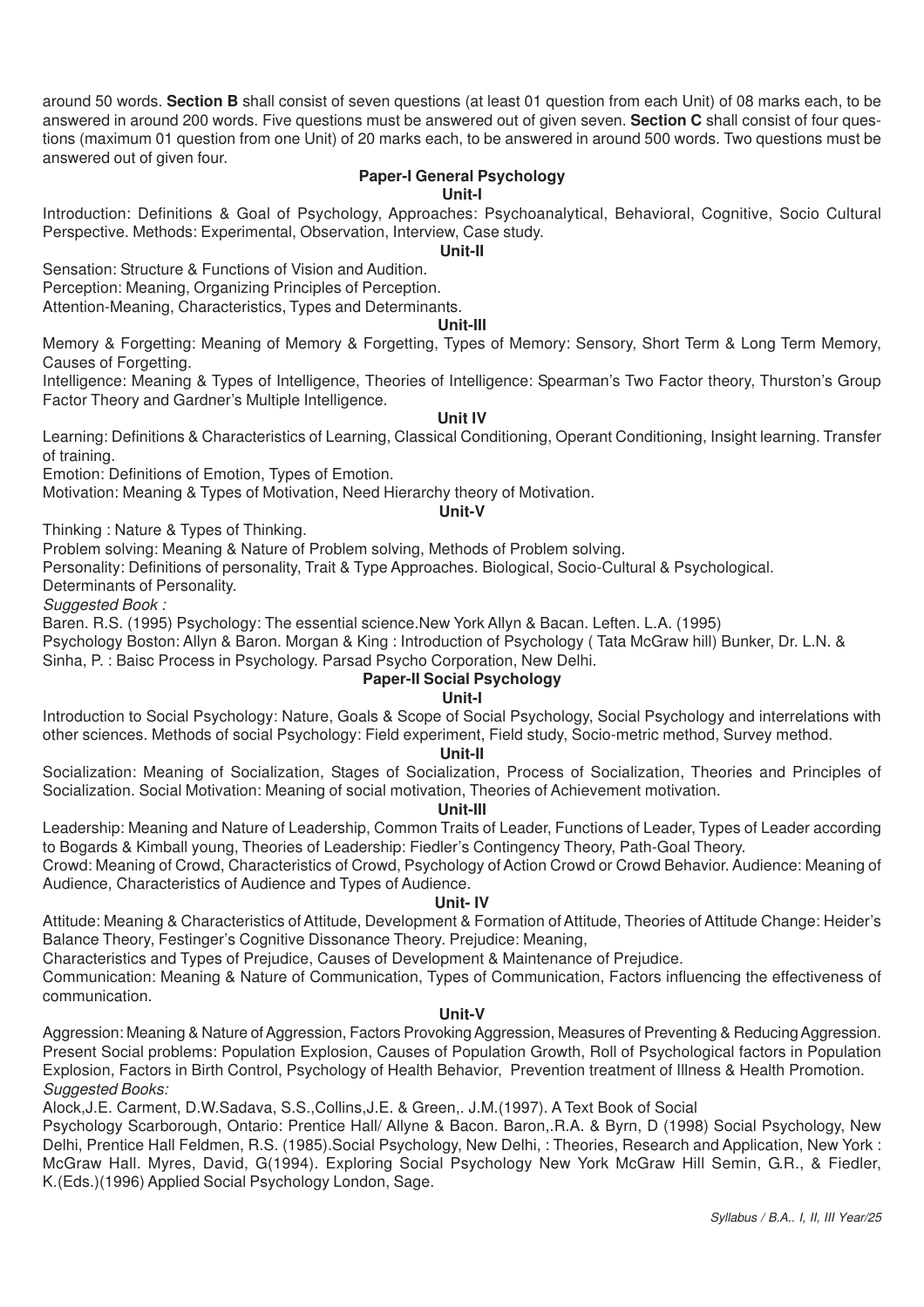around 50 words. **Section B** shall consist of seven questions (at least 01 question from each Unit) of 08 marks each, to be answered in around 200 words. Five questions must be answered out of given seven. **Section C** shall consist of four questions (maximum 01 question from one Unit) of 20 marks each, to be answered in around 500 words. Two questions must be answered out of given four.

## Paper-I General Psychology

### Unit-I

Introduction: Definitions & Goal of Psychology, Approaches: Psychoanalytical, Behavioral, Cognitive, Socio Cultural Perspective. Methods: Experimental, Observation, Interview, Case study.

### Unit-II

Sensation: Structure & Functions of Vision and Audition.

Perception: Meaning, Organizing Principles of Perception.

Attention-Meaning, Characteristics, Types and Determinants.

### Unit-III

Memory & Forgetting: Meaning of Memory & Forgetting, Types of Memory: Sensory, Short Term & Long Term Memory, Causes of Forgetting.

Intelligence: Meaning & Types of Intelligence, Theories of Intelligence: Spearman's Two Factor theory, Thurston's Group Factor Theory and Gardner's Multiple Intelligence.

### Unit IV

Learning: Definitions & Characteristics of Learning, Classical Conditioning, Operant Conditioning, Insight learning. Transfer of training.

Emotion: Definitions of Emotion, Types of Emotion.

Motivation: Meaning & Types of Motivation, Need Hierarchy theory of Motivation.

### Unit-V

Thinking : Nature & Types of Thinking.

Problem solving: Meaning & Nature of Problem solving, Methods of Problem solving.

Personality: Definitions of personality, Trait & Type Approaches. Biological, Socio-Cultural & Psychological.

Determinants of Personality.

*Suggested Book :*

Baren. R.S. (1995) Psychology: The essential science.New York Allyn & Bacan. Leften. L.A. (1995)
Psychology Boston: Allyn & Baron. Morgan & King : Introduction of Psychology ( Tata McGraw hill) Bunker, Dr. L.N. & Sinha, P. : Baisc Process in Psychology. Parsad Psycho Corporation, New Delhi.

## Paper-II Social Psychology

### Unit-I

Introduction to Social Psychology: Nature, Goals & Scope of Social Psychology, Social Psychology and interrelations with other sciences. Methods of social Psychology: Field experiment, Field study, Socio-metric method, Survey method.

### Unit-II

Socialization: Meaning of Socialization, Stages of Socialization, Process of Socialization, Theories and Principles of Socialization. Social Motivation: Meaning of social motivation, Theories of Achievement motivation.

### Unit-III

Leadership: Meaning and Nature of Leadership, Common Traits of Leader, Functions of Leader, Types of Leader according to Bogards & Kimball young, Theories of Leadership: Fiedler's Contingency Theory, Path-Goal Theory.

Crowd: Meaning of Crowd, Characteristics of Crowd, Psychology of Action Crowd or Crowd Behavior. Audience: Meaning of Audience, Characteristics of Audience and Types of Audience.

### Unit- IV

Attitude: Meaning & Characteristics of Attitude, Development & Formation of Attitude, Theories of Attitude Change: Heider's Balance Theory, Festinger's Cognitive Dissonance Theory. Prejudice: Meaning,

Characteristics and Types of Prejudice, Causes of Development & Maintenance of Prejudice.

Communication: Meaning & Nature of Communication, Types of Communication, Factors influencing the effectiveness of communication.

### Unit-V

Aggression: Meaning & Nature of Aggression, Factors Provoking Aggression, Measures of Preventing & Reducing Aggression. Present Social problems: Population Explosion, Causes of Population Growth, Roll of Psychological factors in Population Explosion, Factors in Birth Control, Psychology of Health Behavior, Prevention treatment of Illness & Health Promotion.

*Suggested Books:*

Alock,J.E. Carment, D.W.Sadava, S.S.,Collins,J.E. & Green,. J.M.(1997). A Text Book of Social

Psychology Scarborough, Ontario: Prentice Hall/ Allyne & Bacon. Baron,.R.A. & Byrn, D (1998) Social Psychology, New Delhi, Prentice Hall Feldmen, R.S. (1985).Social Psychology, New Delhi, : Theories, Research and Application, New York : McGraw Hall. Myres, David, G(1994). Exploring Social Psychology New York McGraw Hill Semin, G.R., & Fiedler, K.(Eds.)(1996) Applied Social Psychology London, Sage.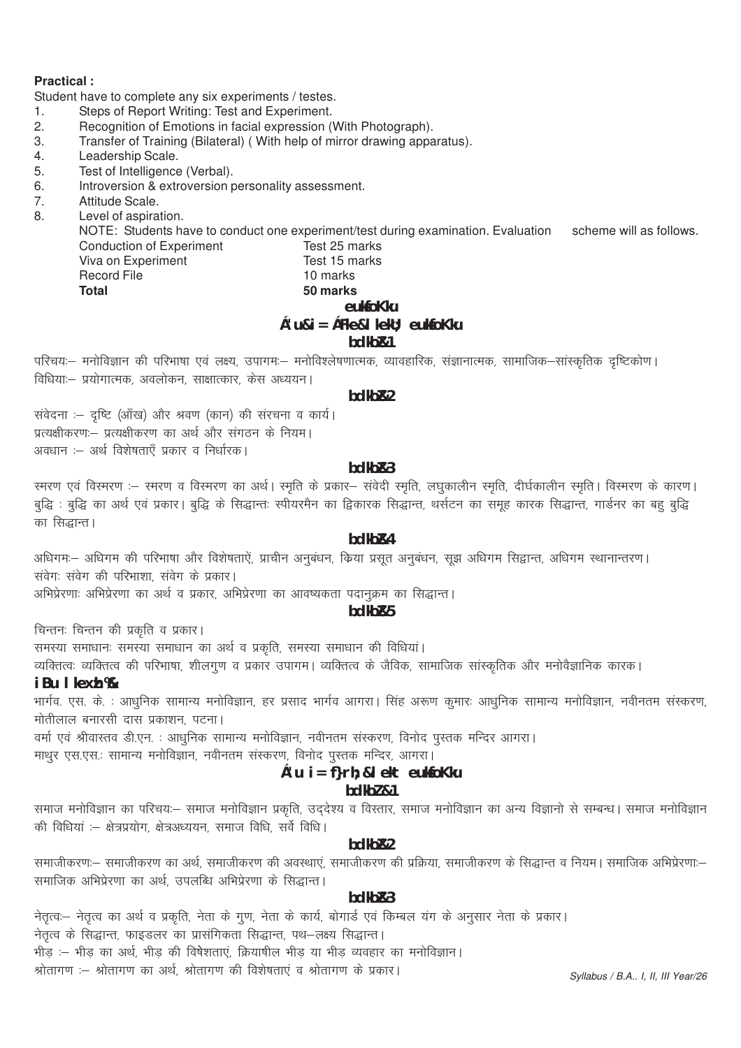**Practical :**

Student have to complete any six experiments / testes.

1. Steps of Report Writing: Test and Experiment.
2. Recognition of Emotions in facial expression (With Photograph).
3. Transfer of Training (Bilateral) ( With help of mirror drawing apparatus).
4. Leadership Scale.
5. Test of Intelligence (Verbal).
6. Introversion & extroversion personality assessment.
7. Attitude Scale.
8. Level of aspiration.

NOTE: Students have to conduct one experiment/test during examination. Evaluation scheme will as follows.

| | |
|---|---|
| Conduction of Experiment | Test 25 marks |
| Viva on Experiment | Test 15 marks |
| Record File | 10 marks |
| **Total** | **50 marks** |

## euksfoKku

## Á'u&i= ÁFke&lkekU; euksfoKku

### bdkbZ&1

परिचयः– मनोविज्ञान की परिभाषा एवं लक्ष्य, उपागमः– मनोविश्लेषणात्मक, व्यावहारिक, संज्ञानात्मक, सामाजिक–सांस्कृतिक दृष्टिकोण।
विधियाः– प्रयोगात्मक, अवलोकन, साक्षात्कार, केस अध्ययन।

### bdkbZ&2

संवेदना :– दृष्टि (आँख) और श्रवण (कान) की संरचना व कार्य।
प्रत्यक्षीकरणः– प्रत्यक्षीकरण का अर्थ और संगठन के नियम।
अवधान :– अर्थ विशेषताएँ प्रकार व निर्धारक।

### bdkbZ&3

स्मरण एवं विस्मरण :– स्मरण व विस्मरण का अर्थ। स्मृति के प्रकार– संवेदी स्मृति, लघुकालीन स्मृति, दीर्घकालीन स्मृति। विस्मरण के कारण।
बुद्धि : बुद्धि का अर्थ एवं प्रकार। बुद्धि के सिद्धान्तः स्पीयरमैन का द्विकारक सिद्धान्त, थर्सटन का समूह कारक सिद्धान्त, गार्डनर का बहु बुद्धि का सिद्धान्त।

### bdkbZ&4

अधिगमः– अधिगम की परिभाषा और विशेषताऐं, प्राचीन अनुबंधन, क्रिया प्रसूत अनुबंधन, सूझ अधिगम सिद्धान्त, अधिगम स्थानान्तरण।
संवेगः संवेग की परिभाशा, संवेग के प्रकार।
अभिप्रेरणाः अभिप्रेरणा का अर्थ व प्रकार, अभिप्रेरणा का आवष्यकता पदानुक्रम का सिद्धान्त।

### bdkbZ&5

चिन्तनः चिन्तन की प्रकृति व प्रकार।
समस्या समाधानः समस्या समाधान का अर्थ व प्रकृति, समस्या समाधान की विधियां।
व्यक्तित्वः व्यक्तित्व की परिभाषा, शीलगुण व प्रकार उपागम। व्यक्तित्व के जैविक, सामाजिक सांस्कृतिक और मनोवैज्ञानिक कारक।

**iBu lkexzh%&**

भार्गव. एस. के. : आधुनिक सामान्य मनोविज्ञान, हर प्रसाद भार्गव आगरा। सिंह अरूण कुमारः आधुनिक सामान्य मनोविज्ञान, नवीनतम संस्करण, मोतीलाल बनारसी दास प्रकाशन, पटना।
वर्मा एवं श्रीवास्तव डी.एन. : आधुनिक सामान्य मनोविज्ञान, नवीनतम संस्करण, विनोद पुस्तक मन्दिर आगरा।
माथुर एस.एस.: सामान्य मनोविज्ञान, नवीनतम संस्करण, विनोद पुस्तक मन्दिर, आगरा।

## Á'u i= f}rh; &lekt euksfoKku

### bdkbZ&1

समाज मनोविज्ञान का परिचयः– समाज मनोविज्ञान प्रकृति, उद्देश्य व विस्तार, समाज मनोविज्ञान का अन्य विज्ञानो से सम्बन्ध। समाज मनोविज्ञान की विधियां :– क्षेत्रप्रयोग, क्षेत्रअध्ययन, समाज विधि, सर्वे विधि।

### bdkbZ&2

समाजीकरणः– समाजीकरण का अर्थ, समाजीकरण की अवस्थाएं, समाजीकरण की प्रक्रिया, समाजीकरण के सिद्धान्त व नियम। सामाजिक अभिप्रेरणाः– सामाजिक अभिप्रेरणा का अर्थ, उपलब्धि अभिप्रेरणा के सिद्धान्त।

### bdkbZ&3

नेतृत्वः– नेतृत्व का अर्थ व प्रकृति, नेता के गुण, नेता के कार्य, बोगार्ड एवं किम्बल यंग के अनुसार नेता के प्रकार।
नेतृत्व के सिद्धान्त, फाइडलर का प्रासंगिकता सिद्धान्त, पथ–लक्ष्य सिद्धान्त।
भीड़ :– भीड़ का अर्थ, भीड़ की विषेशताएं, क्रियाषील भीड़ या भीड़ व्यवहार का मनोविज्ञान।
श्रोतागण :– श्रोतागण का अर्थ, श्रोतागण की विशेषताएं व श्रोतागण के प्रकार।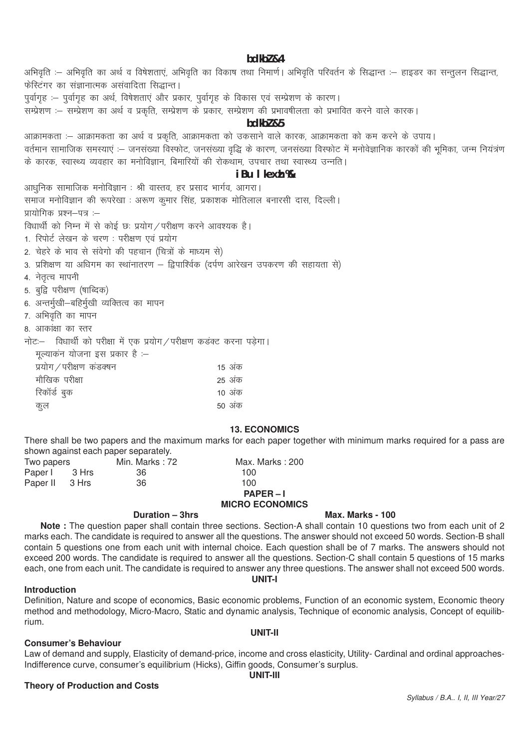### bdkbZ&4

अभिवृति :– अभिवृति का अर्थ व विषेशताएं, अभिवृति का विकाष तथा निमार्ण। अभिवृति परिवर्तन के सिद्धान्त :– हाइडर का सन्तुलन सिद्धान्त, फेस्टिंगर का संज्ञानात्मक असंवादिता सिद्धान्त।

पुर्वागृह :– पुर्वागृह का अर्थ, विषेशताएं और प्रकार, पुर्वागृह के विकास एवं सम्प्रेशण के कारण।

सम्प्रेशण :– सम्प्रेशण का अर्थ व प्रकृति, सम्प्रेशण के प्रकार, सम्प्रेशण की प्रभावषीलता को प्रभावित करने वाले कारक।

### bdkbZ&5

आक्रामकता :– आक्रामकता का अर्थ व प्रकृति, आक्रामकता को उकसाने वाले कारक, आक्रामकता को कम करने के उपाय।

वर्तमान सामाजिक समस्याएं :– जनसंख्या विस्फोट, जनसंख्या वृद्धि के कारण, जनसंख्या विस्फोट में मनोवेज्ञानिक कारकों की भूमिका, जन्म नियंत्रंण के कारक, स्वास्थ्य व्यवहार का मनोविज्ञान, बिमारियों की रोकथाम, उपचार तथा स्वास्थ्य उन्नति।

### iBu lkexzh%&

आधुनिक सामाजिक मनोविज्ञान : श्री वास्तव, हर प्रसाद भार्गव, आगरा।

समाज मनोविज्ञान की रूपरेखा : अरूण कुमार सिंह, प्रकाशक मोतिलाल बनारसी दास, दिल्ली।

प्रायोगिक प्रश्न–पत्र :–

विधार्थी को निम्न में से कोई छः प्रयोग/परीक्षण करने आवश्यक है।

1. रिपोर्ट लेखन के चरण : परीक्षण एवं प्रयोग
2. चेहरे के भाव से संवेगो की पहचान (चित्रों के माध्यम से)
3. प्रशिक्षण या अधिगम का स्थांनातरण – द्विपार्श्विक (दर्पण आरेखन उपकरण की सहायता से)
4. नेतृत्व मापनी
5. बुद्वि परीक्षण (षाब्दिक)
6. अन्तर्मुखी–बहिर्मुखी व्यक्तित्व का मापन
7. अभिवृति का मापन
8. आकांक्षा का स्तर

नोटः– विधार्थी को परीक्षा में एक प्रयोग/परीक्षण कडंक्ट करना पड़ेगा।

मूल्यांकन योजना इस प्रकार है :–

| | |
|---|---|
| प्रयोग/परीक्षण कंडक्षन | 15 अंक |
| मौखिक परीक्षा | 25 अंक |
| रिकॉर्ड बुक | 10 अंक |
| कुल | 50 अंक |

## 13. ECONOMICS

There shall be two papers and the maximum marks for each paper together with minimum marks required for a pass are shown against each paper separately.

| Two papers | | Min. Marks : 72 | Max. Marks : 200 |
|---|---|---|---|
| Paper I | 3 Hrs | 36 | 100 |
| Paper II | 3 Hrs | 36 | 100 |

### PAPER – I
### MICRO ECONOMICS

**Duration – 3hrs** **Max. Marks - 100**

**Note :** The question paper shall contain three sections. Section-A shall contain 10 questions two from each unit of 2 marks each. The candidate is required to answer all the questions. The answer should not exceed 50 words. Section-B shall contain 5 questions one from each unit with internal choice. Each question shall be of 7 marks. The answers should not exceed 200 words. The candidate is required to answer all the questions. Section-C shall contain 5 questions of 15 marks each, one from each unit. The candidate is required to answer any three questions. The answer shall not exceed 500 words.

**UNIT-I**

**Introduction**

Definition, Nature and scope of economics, Basic economic problems, Function of an economic system, Economic theory method and methodology, Micro-Macro, Static and dynamic analysis, Technique of economic analysis, Concept of equilibrium.

**UNIT-II**

**Consumer's Behaviour**

Law of demand and supply, Elasticity of demand-price, income and cross elasticity, Utility- Cardinal and ordinal approaches-Indifference curve, consumer's equilibrium (Hicks), Giffin goods, Consumer's surplus.

**UNIT-III**

**Theory of Production and Costs**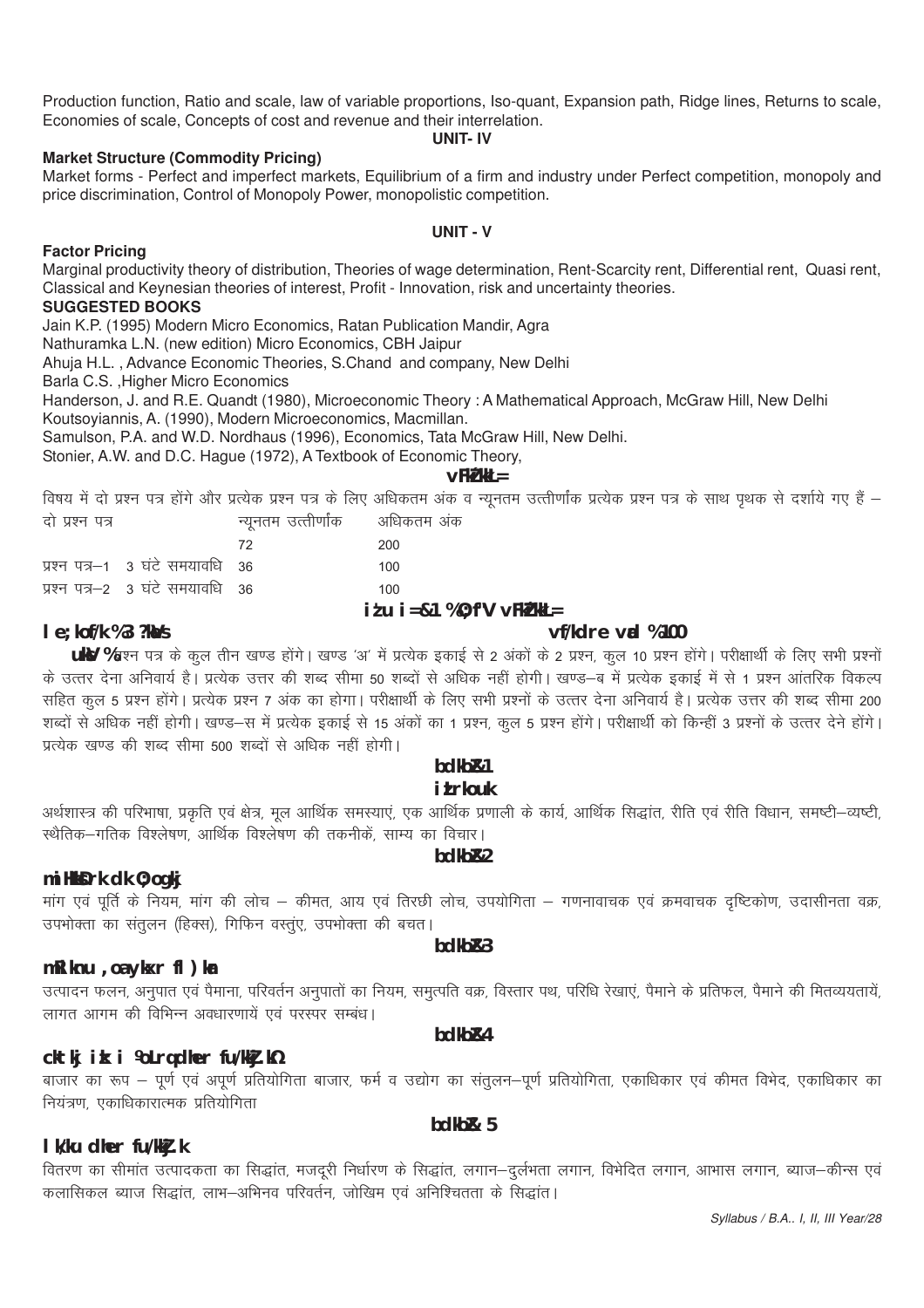Production function, Ratio and scale, law of variable proportions, Iso-quant, Expansion path, Ridge lines, Returns to scale, Economies of scale, Concepts of cost and revenue and their interrelation.

### UNIT- IV

**Market Structure (Commodity Pricing)**

Market forms - Perfect and imperfect markets, Equilibrium of a firm and industry under Perfect competition, monopoly and price discrimination, Control of Monopoly Power, monopolistic competition.

### UNIT - V

**Factor Pricing**

Marginal productivity theory of distribution, Theories of wage determination, Rent-Scarcity rent, Differential rent, Quasi rent, Classical and Keynesian theories of interest, Profit - Innovation, risk and uncertainty theories.

**SUGGESTED BOOKS**

Jain K.P. (1995) Modern Micro Economics, Ratan Publication Mandir, Agra

Nathuramka L.N. (new edition) Micro Economics, CBH Jaipur

Ahuja H.L. , Advance Economic Theories, S.Chand and company, New Delhi

Barla C.S. ,Higher Micro Economics

Handerson, J. and R.E. Quandt (1980), Microeconomic Theory : A Mathematical Approach, McGraw Hill, New Delhi

Koutsoyiannis, A. (1990), Modern Microeconomics, Macmillan.

Samulson, P.A. and W.D. Nordhaus (1996), Economics, Tata McGraw Hill, New Delhi.

Stonier, A.W. and D.C. Hague (1972), A Textbook of Economic Theory,

## अर्थशास्त्र

विषय में दो प्रश्न पत्र होंगे और प्रत्येक प्रश्न पत्र के लिए अधिकतम अंक व न्यूनतम उत्तीर्णांक प्रत्येक प्रश्न पत्र के साथ पृथक से दर्शाये गए हैं –

| दो प्रश्न पत्र | न्यूनतम उत्तीर्णांक | अधिकतम अंक |
|---|---|---|
| | 72 | 200 |
| प्रश्न पत्र–1 3 घंटे समयावधि | 36 | 100 |
| प्रश्न पत्र–2 3 घंटे समयावधि | 36 | 100 |

## प्रश्न पत्र-1 : व्यष्टि अर्थशास्त्र

**समयावधि : 3 घंटे** **अधिकतम अंक : 100**

**नोट :** प्रश्न पत्र के कुल तीन खण्ड होंगे। खण्ड 'अ' में प्रत्येक इकाई से 2 अंकों के 2 प्रश्न, कुल 10 प्रश्न होंगे। परीक्षार्थी के लिए सभी प्रश्नों के उत्तर देना अनिवार्य है। प्रत्येक उत्तर की शब्द सीमा 50 शब्दों से अधिक नहीं होगी। खण्ड–ब में प्रत्येक इकाई में से 1 प्रश्न आंतरिक विकल्प सहित कुल 5 प्रश्न होंगे। प्रत्येक प्रश्न 7 अंक का होगा। परीक्षार्थी के लिए सभी प्रश्नों के उत्तर देना अनिवार्य है। प्रत्येक उत्तर की शब्द सीमा 200 शब्दों से अधिक नहीं होगी। खण्ड–स में प्रत्येक इकाई से 15 अंकों का 1 प्रश्न, कुल 5 प्रश्न होंगे। परीक्षार्थी को किन्हीं 3 प्रश्नों के उत्तर देने होंगे। प्रत्येक खण्ड की शब्द सीमा 500 शब्दों से अधिक नहीं होगी।

### इकाई-1

**प्रस्तावना**

अर्थशास्त्र की परिभाषा, प्रकृति एवं क्षेत्र, मूल आर्थिक समस्याएं, एक आर्थिक प्रणाली के कार्य, आर्थिक सिद्धांत, रीति एवं रीति विधान, समष्टी–व्यष्टी, स्थैतिक–गतिक विश्लेषण, आर्थिक विश्लेषण की तकनीकें, साम्य का विचार।

### इकाई-2

**उपभोक्ता का व्यवहार**

मांग एवं पूर्ति के नियम, मांग की लोच – कीमत, आय एवं तिरछी लोच, उपयोगिता – गणनावाचक एवं क्रमवाचक दृष्टिकोण, उदासीनता वक्र, उपभोक्ता का संतुलन (हिक्स), गिफिन वस्तुएं, उपभोक्ता की बचत।

### इकाई-3

**उत्पादन एवं लागत सिद्धान्त**

उत्पादन फलन, अनुपात एवं पैमाना, परिवर्तन अनुपातों का नियम, समुत्पति वक्र, विस्तार पथ, परिधि रेखाएं, पैमाने के प्रतिफल, पैमाने की मितव्ययतायें, लागत आगम की विभिन्न अवधारणायें एवं परस्पर सम्बंध।

### इकाई-4

**बाजार प्रारूप (वस्तु कीमत निर्धारण)**

बाजार का रूप – पूर्ण एवं अपूर्ण प्रतियोगिता बाजार, फर्म व उद्योग का संतुलन–पूर्ण प्रतियोगिता, एकाधिकार एवं कीमत विभेद, एकाधिकार का नियंत्रण, एकाधिकारात्मक प्रतियोगिता

### इकाई- 5

**साधन कीमत निर्धारण**

वितरण का सीमांत उत्पादकता का सिद्धांत, मजदूरी निर्धारण के सिद्धांत, लगान–दुर्लभता लगान, विभेदित लगान, आभास लगान, ब्याज–कीन्स एवं कलासिकल ब्याज सिद्धांत, लाभ–अभिनव परिवर्तन, जोखिम एवं अनिश्चितता के सिद्धांत।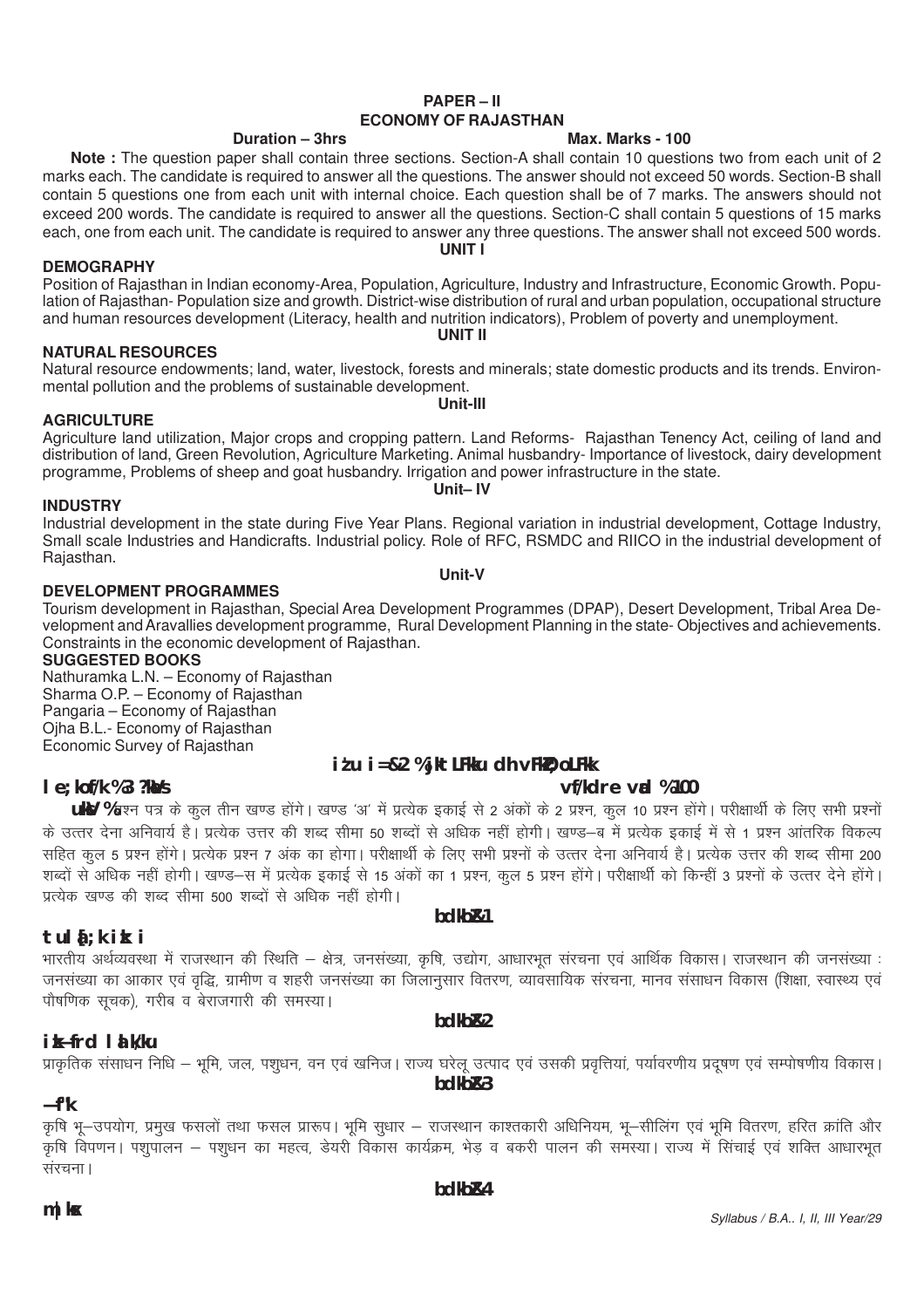# PAPER – II
## ECONOMY OF RAJASTHAN

**Duration – 3hrs** **Max. Marks - 100**

**Note :** The question paper shall contain three sections. Section-A shall contain 10 questions two from each unit of 2 marks each. The candidate is required to answer all the questions. The answer should not exceed 50 words. Section-B shall contain 5 questions one from each unit with internal choice. Each question shall be of 7 marks. The answers should not exceed 200 words. The candidate is required to answer all the questions. Section-C shall contain 5 questions of 15 marks each, one from each unit. The candidate is required to answer any three questions. The answer shall not exceed 500 words.

**UNIT I**

**DEMOGRAPHY**

Position of Rajasthan in Indian economy-Area, Population, Agriculture, Industry and Infrastructure, Economic Growth. Population of Rajasthan- Population size and growth. District-wise distribution of rural and urban population, occupational structure and human resources development (Literacy, health and nutrition indicators), Problem of poverty and unemployment.

**UNIT II**

**NATURAL RESOURCES**

Natural resource endowments; land, water, livestock, forests and minerals; state domestic products and its trends. Environmental pollution and the problems of sustainable development.

**Unit-III**

**AGRICULTURE**

Agriculture land utilization, Major crops and cropping pattern. Land Reforms- Rajasthan Tenency Act, ceiling of land and distribution of land, Green Revolution, Agriculture Marketing. Animal husbandry- Importance of livestock, dairy development programme, Problems of sheep and goat husbandry. Irrigation and power infrastructure in the state.

**Unit– IV**

**INDUSTRY**

Industrial development in the state during Five Year Plans. Regional variation in industrial development, Cottage Industry, Small scale Industries and Handicrafts. Industrial policy. Role of RFC, RSMDC and RIICO in the industrial development of Rajasthan.

**Unit-V**

**DEVELOPMENT PROGRAMMES**

Tourism development in Rajasthan, Special Area Development Programmes (DPAP), Desert Development, Tribal Area Development and Aravallies development programme, Rural Development Planning in the state- Objectives and achievements. Constraints in the economic development of Rajasthan.

**SUGGESTED BOOKS**

Nathuramka L.N. – Economy of Rajasthan
Sharma O.P. – Economy of Rajasthan
Pangaria – Economy of Rajasthan
Ojha B.L.- Economy of Rajasthan
Economic Survey of Rajasthan

# प्रश्न पत्र–2 : राजस्थान की अर्थव्यवस्था

**समयावधि : 3 घण्टे** **अधिकतम अंक : 100**

**नोट :** प्रश्न पत्र के कुल तीन खण्ड होंगे। खण्ड 'अ' में प्रत्येक इकाई से 2 अंकों के 2 प्रश्न, कुल 10 प्रश्न होंगे। परीक्षार्थी के लिए सभी प्रश्नों के उत्तर देना अनिवार्य है। प्रत्येक उत्तर की शब्द सीमा 50 शब्दों से अधिक नहीं होगी। खण्ड–ब में प्रत्येक इकाई में से 1 प्रश्न आंतरिक विकल्प सहित कुल 5 प्रश्न होंगे। प्रत्येक प्रश्न 7 अंक का होगा। परीक्षार्थी के लिए सभी प्रश्नों के उत्तर देना अनिवार्य है। प्रत्येक उत्तर की शब्द सीमा 200 शब्दों से अधिक नहीं होगी। खण्ड–स में प्रत्येक इकाई से 15 अंकों का 1 प्रश्न, कुल 5 प्रश्न होंगे। परीक्षार्थी को किन्हीं 3 प्रश्नों के उत्तर देने होंगे। प्रत्येक खण्ड की शब्द सीमा 500 शब्दों से अधिक नहीं होगी।

**इकाई–1**

**जनसंख्या प्रारूप**

भारतीय अर्थव्यवस्था में राजस्थान की स्थिति – क्षेत्र, जनसंख्या, कृषि, उद्योग, आधारभूत संरचना एवं आर्थिक विकास। राजस्थान की जनसंख्या : जनसंख्या का आकार एवं वृद्धि, ग्रामीण व शहरी जनसंख्या का जिलानुसार वितरण, व्यावसायिक संरचना, मानव संसाधन विकास (शिक्षा, स्वास्थ्य एवं पौषणिक सूचक), गरीब व बेराजगारी की समस्या।

**इकाई–2**

**प्राकृतिक संसाधन**

प्राकृतिक संसाधन निधि – भूमि, जल, पशुधन, वन एवं खनिज। राज्य घरेलू उत्पाद एवं उसकी प्रवृत्तियां, पर्यावरणीय प्रदूषण एवं सम्पोषणीय विकास।

**इकाई–3**

**कृषि**

कृषि भू–उपयोग, प्रमुख फसलों तथा फसल प्रारूप। भूमि सुधार – राजस्थान काश्तकारी अधिनियम, भू–सीलिंग एवं भूमि वितरण, हरित क्रांति और कृषि विपणन। पशुपालन – पशुधन का महत्व, डेयरी विकास कार्यक्रम, भेड़ व बकरी पालन की समस्या। राज्य में सिंचाई एवं शक्ति आधारभूत संरचना।

**इकाई–4**

**उद्योग**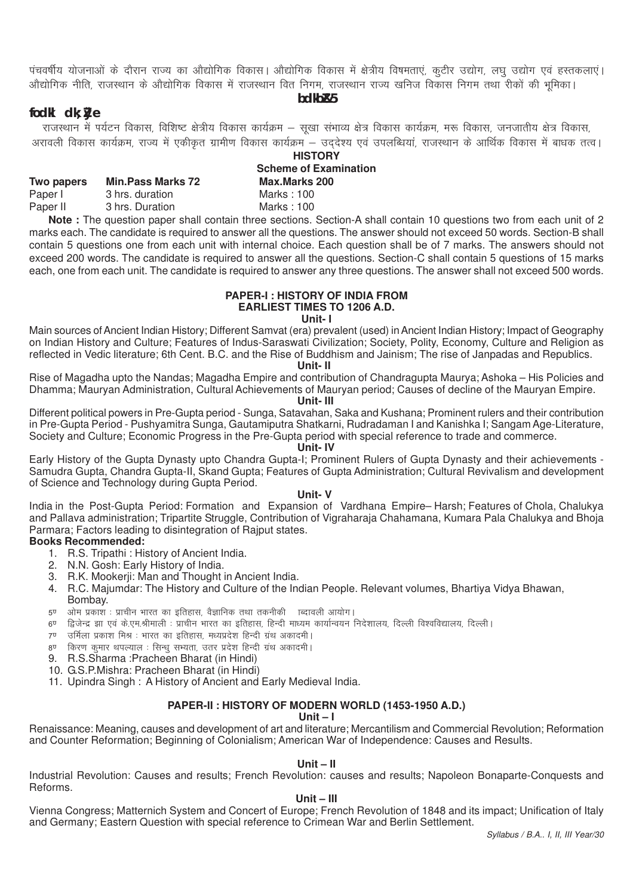पंचवर्षीय योजनाओं के दौरान राज्य का औद्योगिक विकास। औद्योगिक विकास में क्षेत्रीय विषमताएं, कुटीर उद्योग, लघु उद्योग एवं हस्तकलाएं। औद्योगिक नीति, राजस्थान के औद्योगिक विकास में राजस्थान वित निगम, राजस्थान राज्य खनिज विकास निगम तथा रीकों की भूमिका।

**इकाई-5**

**विकास कार्यक्रम**

राजस्थान में पर्यटन विकास, विशिष्ट क्षेत्रीय विकास कार्यक्रम – सूखा संभाव्य क्षेत्र विकास कार्यक्रम, मरू विकास, जनजातीय क्षेत्र विकास, अरावली विकास कार्यक्रम, राज्य में एकीकृत ग्रामीण विकास कार्यक्रम – उद्देश्य एवं उपलब्धियां, राजस्थान के आर्थिक विकास में बाधक तत्व।

## HISTORY

### Scheme of Examination

| **Two papers** | **Min.Pass Marks 72** | **Max.Marks 200** |
|---|---|---|
| Paper I | 3 hrs. duration | Marks : 100 |
| Paper II | 3 hrs. Duration | Marks : 100 |

**Note :** The question paper shall contain three sections. Section-A shall contain 10 questions two from each unit of 2 marks each. The candidate is required to answer all the questions. The answer should not exceed 50 words. Section-B shall contain 5 questions one from each unit with internal choice. Each question shall be of 7 marks. The answers should not exceed 200 words. The candidate is required to answer all the questions. Section-C shall contain 5 questions of 15 marks each, one from each unit. The candidate is required to answer any three questions. The answer shall not exceed 500 words.

### PAPER-I : HISTORY OF INDIA FROM EARLIEST TIMES TO 1206 A.D.

**Unit- I**

Main sources of Ancient Indian History; Different Samvat (era) prevalent (used) in Ancient Indian History; Impact of Geography on Indian History and Culture; Features of Indus-Saraswati Civilization; Society, Polity, Economy, Culture and Religion as reflected in Vedic literature; 6th Cent. B.C. and the Rise of Buddhism and Jainism; The rise of Janpadas and Republics.

**Unit- II**

Rise of Magadha upto the Nandas; Magadha Empire and contribution of Chandragupta Maurya; Ashoka – His Policies and Dhamma; Mauryan Administration, Cultural Achievements of Mauryan period; Causes of decline of the Mauryan Empire.

**Unit- III**

Different political powers in Pre-Gupta period - Sunga, Satavahan, Saka and Kushana; Prominent rulers and their contribution in Pre-Gupta Period - Pushyamitra Sunga, Gautamiputra Shatkarni, Rudradaman I and Kanishka I; Sangam Age-Literature, Society and Culture; Economic Progress in the Pre-Gupta period with special reference to trade and commerce.

**Unit- IV**

Early History of the Gupta Dynasty upto Chandra Gupta-I; Prominent Rulers of Gupta Dynasty and their achievements - Samudra Gupta, Chandra Gupta-II, Skand Gupta; Features of Gupta Administration; Cultural Revivalism and development of Science and Technology during Gupta Period.

**Unit- V**

India in the Post-Gupta Period: Formation and Expansion of Vardhana Empire– Harsh; Features of Chola, Chalukya and Pallava administration; Tripartite Struggle, Contribution of Vigraharaja Chahamana, Kumara Pala Chalukya and Bhoja Parmara; Factors leading to disintegration of Rajput states.

**Books Recommended:**

1. R.S. Tripathi : History of Ancient India.
2. N.N. Gosh: Early History of India.
3. R.K. Mookerji: Man and Thought in Ancient India.
4. R.C. Majumdar: The History and Culture of the Indian People. Relevant volumes, Bhartiya Vidya Bhawan, Bombay.
5. ओम प्रकाश : प्राचीन भारत का इतिहास, वैज्ञानिक तथा तकनीकी शब्दावली आयोग।
6. द्विजेन्द्र झा एवं के.एम.श्रीमाली : प्राचीन भारत का इतिहास, हिन्दी माध्यम कार्यान्वयन निदेशालय, दिल्ली विश्वविद्यालय, दिल्ली।
7. उर्मिला प्रकाश मिश्र : भारत का इतिहास, मध्यप्रदेश हिन्दी ग्रंथ अकादमी।
8. किरण कुमार थपल्याल : सिन्धु सभ्यता, उत्तर प्रदेश हिन्दी ग्रंथ अकादमी।
9. R.S.Sharma :Pracheen Bharat (in Hindi)
10. G.S.P.Mishra: Pracheen Bharat (in Hindi)
11. Upindra Singh : A History of Ancient and Early Medieval India.

### PAPER-II : HISTORY OF MODERN WORLD (1453-1950 A.D.)

**Unit – I**

Renaissance: Meaning, causes and development of art and literature; Mercantilism and Commercial Revolution; Reformation and Counter Reformation; Beginning of Colonialism; American War of Independence: Causes and Results.

**Unit – II**

Industrial Revolution: Causes and results; French Revolution: causes and results; Napoleon Bonaparte-Conquests and Reforms.

**Unit – III**

Vienna Congress; Matternich System and Concert of Europe; French Revolution of 1848 and its impact; Unification of Italy and Germany; Eastern Question with special reference to Crimean War and Berlin Settlement.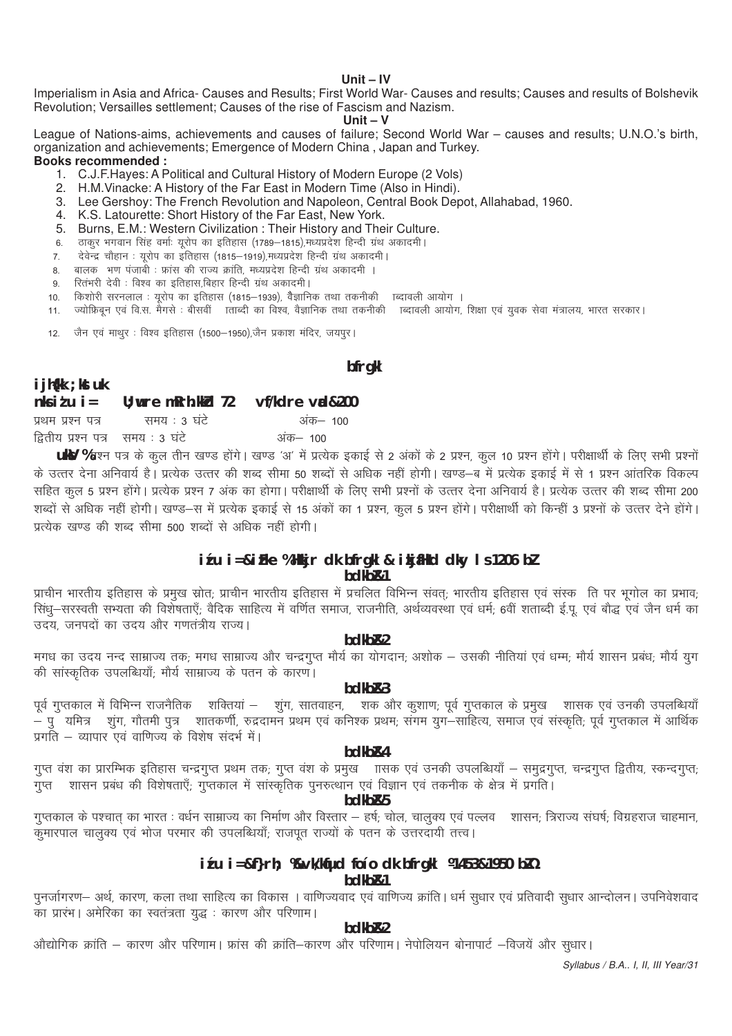**Unit – IV**

Imperialism in Asia and Africa- Causes and Results; First World War- Causes and results; Causes and results of Bolshevik Revolution; Versailles settlement; Causes of the rise of Fascism and Nazism.

**Unit – V**

League of Nations-aims, achievements and causes of failure; Second World War – causes and results; U.N.O.'s birth, organization and achievements; Emergence of Modern China , Japan and Turkey.

**Books recommended :**

1. C.J.F.Hayes: A Political and Cultural History of Modern Europe (2 Vols)
2. H.M.Vinacke: A History of the Far East in Modern Time (Also in Hindi).
3. Lee Gershoy: The French Revolution and Napoleon, Central Book Depot, Allahabad, 1960.
4. K.S. Latourette: Short History of the Far East, New York.
5. Burns, E.M.: Western Civilization : Their History and Their Culture.
6. ठाकुर भगवान सिंह वर्माः यूरोप का इतिहास (1789–1815),मध्यप्रदेश हिन्दी ग्रंथ अकादमी।
7. देवेन्द्र चौहान : यूरोप का इतिहास (1815–1919),मध्यप्रदेश हिन्दी ग्रंथ अकादमी।
8. बालक भण पंजाबी : फ्रांस की राज्य क्रांति, मध्यप्रदेश हिन्दी ग्रंथ अकादमी ।
9. रितंभरी देवी : विश्व का इतिहास,बिहार हिन्दी ग्रंथ अकादमी।
10. किशोरी सरनलाल : यूरोप का इतिहास (1815–1939), वैज्ञानिक तथा तकनीकी ाब्दावली आयोग ।
11. ज्योफ्रिबून एवं वि.स. मैगसे : बीसवीं ाताब्दी का विश्व, वैज्ञानिक तथा तकनीकी ाब्दावली आयोग, शिक्षा एवं युवक सेवा मंत्रालय, भारत सरकार।
12. जैन एवं माथुर : विश्व इतिहास (1500–1950),जैन प्रकाश मंदिर, जयपुर।

## bfrgkl

**ijh{kk ;kstuk**

**nks iz'u i= U;wure mRrh.kkZd 72 vf/kdre vad&200**

प्रथम प्रश्न पत्र    समय : 3 घंटे    अंक– 100

द्वितीय प्रश्न पत्र    समय : 3 घंटे    अंक– 100

**uksV %** प्रश्न पत्र के कुल तीन खण्ड होंगे। खण्ड 'अ' में प्रत्येक इकाई से 2 अंकों के 2 प्रश्न, कुल 10 प्रश्न होंगे। परीक्षार्थी के लिए सभी प्रश्नों के उत्तर देना अनिवार्य है। प्रत्येक उत्तर की शब्द सीमा 50 शब्दों से अधिक नहीं होगी। खण्ड–ब में प्रत्येक इकाई में से 1 प्रश्न आंतरिक विकल्प सहित कुल 5 प्रश्न होंगे। प्रत्येक प्रश्न 7 अंक का होगा। परीक्षार्थी के लिए सभी प्रश्नों के उत्तर देना अनिवार्य है। प्रत्येक उत्तर की शब्द सीमा 200 शब्दों से अधिक नहीं होगी। खण्ड–स में प्रत्येक इकाई से 15 अंकों का 1 प्रश्न, कुल 5 प्रश्न होंगे। परीक्षार्थी को किन्हीं 3 प्रश्नों के उत्तर देने होंगे। प्रत्येक खण्ड की शब्द सीमा 500 शब्दों से अधिक नहीं होगी।

## iz'u i=&izFke %Hkkjr dk bfrgkl & izkjfEHkd dky ls 1206 bZ

### bdkbZ&1

प्राचीन भारतीय इतिहास के प्रमुख स्रोत; प्राचीन भारतीय इतिहास में प्रचलित विभिन्न संवत्; भारतीय इतिहास एवं संस्क ति पर भूगोल का प्रभाव; सिंधु–सरस्वती सभ्यता की विशेषताएँ; वैदिक साहित्य में वर्णित समाज, राजनीति, अर्थव्यवस्था एवं धर्म; 6वीं शताब्दी ई.पू. एवं बौद्ध एवं जैन धर्म का उदय, जनपदों का उदय और गणतंत्रीय राज्य।

### bdkbZ&2

मगध का उदय नन्द साम्राज्य तक; मगध साम्राज्य और चन्द्रगुप्त मौर्य का योगदान; अशोक – उसकी नीतियां एवं धम्म; मौर्य शासन प्रबंध; मौर्य युग की सांस्कृतिक उपलब्धियाँ; मौर्य साम्राज्य के पतन के कारण।

### bdkbZ&3

पूर्व गुप्तकाल में विभिन्न राजनैतिक शक्तियां – शुंग, सातवाहन, शक और कुशाण; पूर्व गुप्तकाल के प्रमुख शासक एवं उनकी उपलब्धियाँ – पु यमित्र शुंग, गौतमी पुत्र शातकर्णी, रुद्रदामन प्रथम एवं कनिश्क प्रथम; संगम युग–साहित्य, समाज एवं संस्कृति; पूर्व गुप्तकाल में आर्थिक प्रगति – व्यापार एवं वाणिज्य के विशेष संदर्भ में।

### bdkbZ&4

गुप्त वंश का प्रारम्भिक इतिहास चन्द्रगुप्त प्रथम तक; गुप्त वंश के प्रमुख ाासक एवं उनकी उपलब्धियाँ – समुद्रगुप्त, चन्द्रगुप्त द्वितीय, स्कन्दगुप्त; गुप्त शासन प्रबंध की विशेषताएँ; गुप्तकाल में सांस्कृतिक पुनरुत्थान एवं विज्ञान एवं तकनीक के क्षेत्र में प्रगति।

### bdkbZ&5

गुप्तकाल के पश्चात् का भारत : वर्धन साम्राज्य का निर्माण और विस्तार – हर्ष; चोल, चालुक्य एवं पल्लव शासन; त्रिराज्य संघर्ष; विग्रहराज चाहमान, कुमारपाल चालुक्य एवं भोज परमार की उपलब्धियाँ; राजपूत राज्यों के पतन के उत्तरदायी तत्त्व।

## iz'u i=&f}rh; %&vk/kqfud fo'o dk bfrgkl ¼1453&1950 bZ-½

### bdkbZ&1

पुनर्जागरण– अर्थ, कारण, कला तथा साहित्य का विकास । वाणिज्यवाद एवं वाणिज्य क्रांति। धर्म सुधार एवं प्रतिवादी सुधार आन्दोलन। उपनिवेशवाद का प्रारंभ। अमेरिका का स्वतंत्रता युद्ध : कारण और परिणाम।

### bdkbZ&2

औद्योगिक क्रांति – कारण और परिणाम। फ्रांस की क्रांति–कारण और परिणाम। नेपोलियन बोनापार्ट –विजयें और सुधार।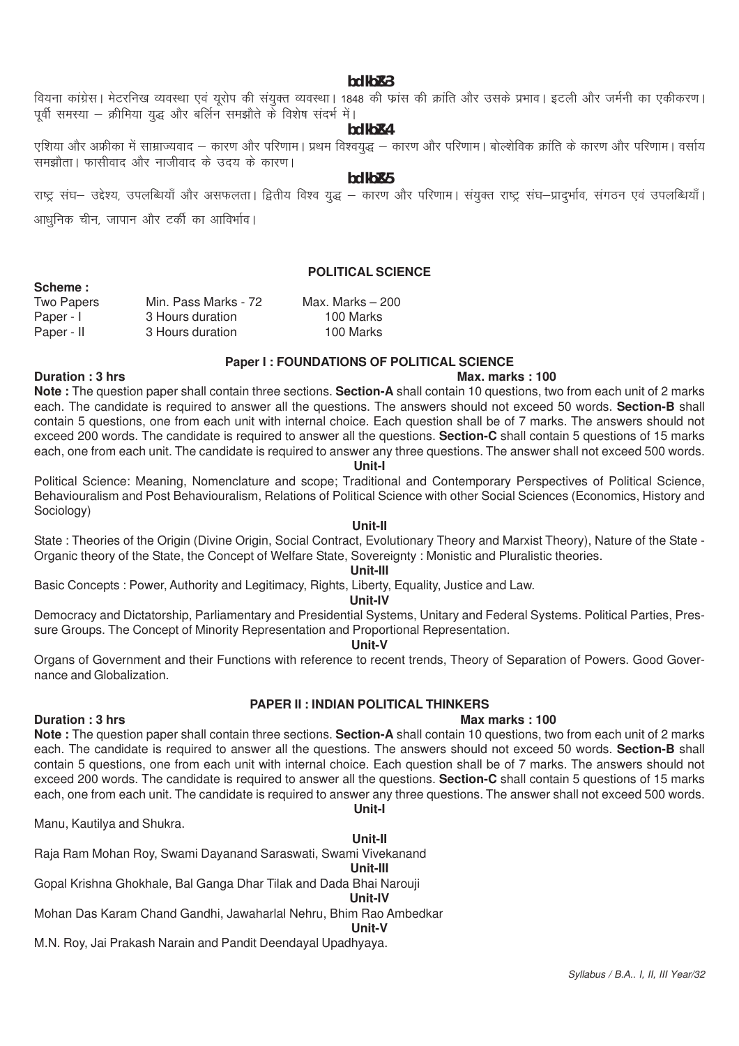**bdkbZ&3**

वियना कांग्रेस। मेटरनिख व्यवस्था एवं यूरोप की संयुक्त व्यवस्था। 1848 की फ्रांस की क्रांति और उसके प्रभाव। इटली और जर्मनी का एकीकरण। पूर्वी समस्या – क्रीमिया युद्ध और बर्लिन समझौते के विशेष संदर्भ में।

**bdkbZ&4**

एशिया और अफ्रीका में साम्राज्यवाद – कारण और परिणाम। प्रथम विश्वयुद्ध – कारण और परिणाम। बोल्शेविक क्रांति के कारण और परिणाम। वर्साय समझौता। फासीवाद और नाजीवाद के उदय के कारण।

**bdkbZ&5**

राष्ट्र संघ– उद्देश्य, उपलब्धियाँ और असफलता। द्वितीय विश्व युद्ध – कारण और परिणाम। संयुक्त राष्ट्र संघ–प्रादुर्भाव, संगठन एवं उपलब्धियाँ। आधुनिक चीन, जापान और टर्की का आविर्भाव।

## POLITICAL SCIENCE

**Scheme :**

| | | |
|---|---|---|
| Two Papers | Min. Pass Marks - 72 | Max. Marks – 200 |
| Paper - I | 3 Hours duration | 100 Marks |
| Paper - II | 3 Hours duration | 100 Marks |

### Paper I : FOUNDATIONS OF POLITICAL SCIENCE

**Duration : 3 hrs** **Max. marks : 100**

**Note :** The question paper shall contain three sections. **Section-A** shall contain 10 questions, two from each unit of 2 marks each. The candidate is required to answer all the questions. The answers should not exceed 50 words. **Section-B** shall contain 5 questions, one from each unit with internal choice. Each question shall be of 7 marks. The answers should not exceed 200 words. The candidate is required to answer all the questions. **Section-C** shall contain 5 questions of 15 marks each, one from each unit. The candidate is required to answer any three questions. The answer shall not exceed 500 words.

**Unit-I**

Political Science: Meaning, Nomenclature and scope; Traditional and Contemporary Perspectives of Political Science, Behaviouralism and Post Behaviouralism, Relations of Political Science with other Social Sciences (Economics, History and Sociology)

**Unit-II**

State : Theories of the Origin (Divine Origin, Social Contract, Evolutionary Theory and Marxist Theory), Nature of the State - Organic theory of the State, the Concept of Welfare State, Sovereignty : Monistic and Pluralistic theories.

**Unit-III**

Basic Concepts : Power, Authority and Legitimacy, Rights, Liberty, Equality, Justice and Law.

**Unit-IV**

Democracy and Dictatorship, Parliamentary and Presidential Systems, Unitary and Federal Systems. Political Parties, Pressure Groups. The Concept of Minority Representation and Proportional Representation.

**Unit-V**

Organs of Government and their Functions with reference to recent trends, Theory of Separation of Powers. Good Governance and Globalization.

### PAPER II : INDIAN POLITICAL THINKERS

**Duration : 3 hrs** **Max marks : 100**

**Note :** The question paper shall contain three sections. **Section-A** shall contain 10 questions, two from each unit of 2 marks each. The candidate is required to answer all the questions. The answers should not exceed 50 words. **Section-B** shall contain 5 questions, one from each unit with internal choice. Each question shall be of 7 marks. The answers should not exceed 200 words. The candidate is required to answer all the questions. **Section-C** shall contain 5 questions of 15 marks each, one from each unit. The candidate is required to answer any three questions. The answer shall not exceed 500 words.

**Unit-I**

Manu, Kautilya and Shukra.

**Unit-II**

Raja Ram Mohan Roy, Swami Dayanand Saraswati, Swami Vivekanand

**Unit-III**

Gopal Krishna Ghokhale, Bal Ganga Dhar Tilak and Dada Bhai Narouji

**Unit-IV**

Mohan Das Karam Chand Gandhi, Jawaharlal Nehru, Bhim Rao Ambedkar

**Unit-V**

M.N. Roy, Jai Prakash Narain and Pandit Deendayal Upadhyaya.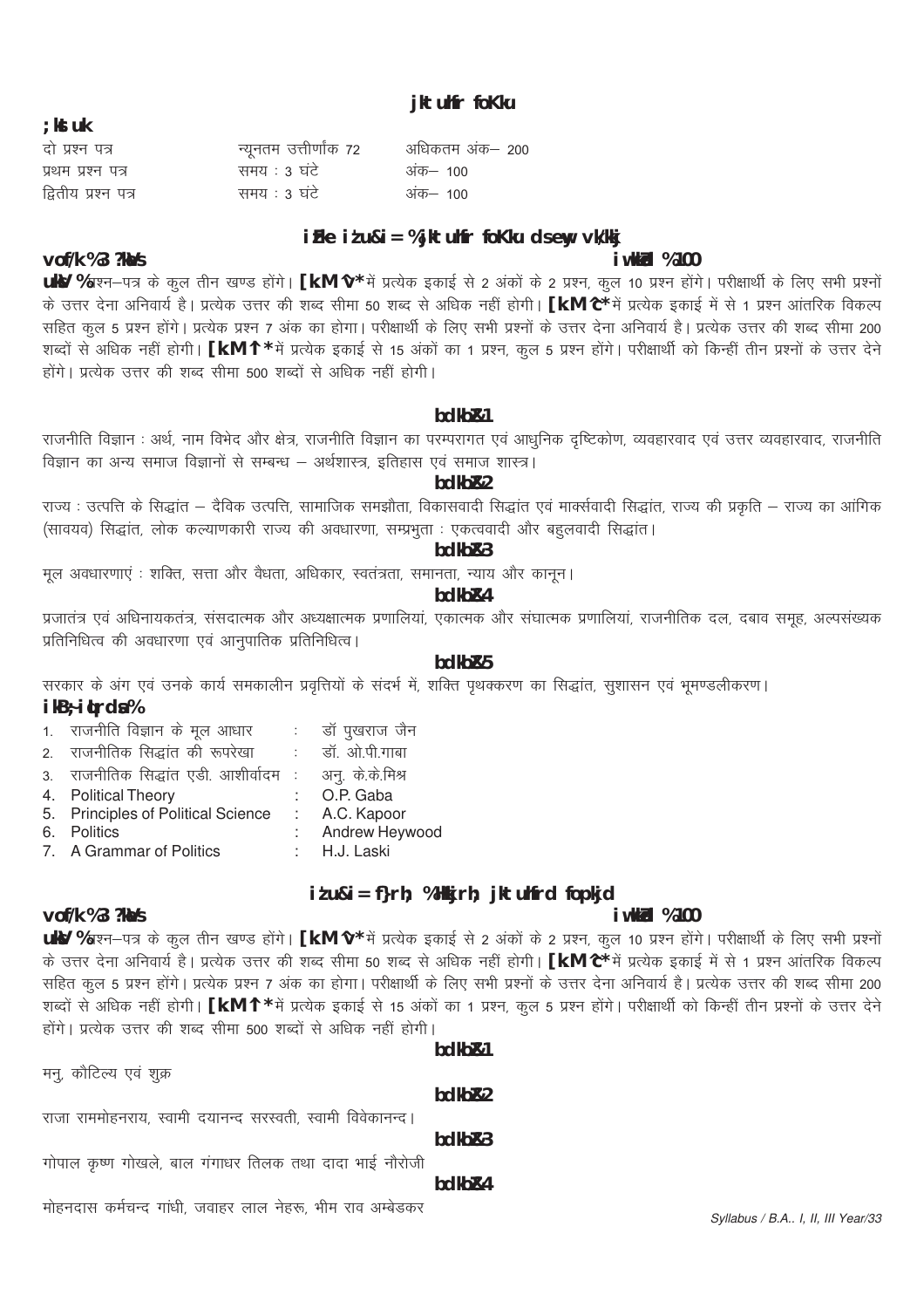# राजनीति विज्ञान

**योजना**

| | | |
|---|---|---|
| दो प्रश्न पत्र | न्यूनतम उत्तीर्णांक 72 | अधिकतम अंक– 200 |
| प्रथम प्रश्न पत्र | समय : 3 घंटे | अंक– 100 |
| द्वितीय प्रश्न पत्र | समय : 3 घंटे | अंक– 100 |

## प्रथम प्रश्न-पत्र : राजनीति विज्ञान के मूल आधार

**अवधि : 3 घंटे** **पूर्णांक : 100**

**नोट :** प्रश्न–पत्र के कुल तीन खण्ड होंगे। **खण्ड 'अ'** में प्रत्येक इकाई से 2 अंकों के 2 प्रश्न, कुल 10 प्रश्न होंगे। परीक्षार्थी के लिए सभी प्रश्नों के उत्तर देना अनिवार्य है। प्रत्येक उत्तर की शब्द सीमा 50 शब्द से अधिक नहीं होगी। **खण्ड 'ब'** में प्रत्येक इकाई में से 1 प्रश्न आंतरिक विकल्प सहित कुल 5 प्रश्न होंगे। प्रत्येक प्रश्न 7 अंक का होगा। परीक्षार्थी के लिए सभी प्रश्नों के उत्तर देना अनिवार्य है। प्रत्येक उत्तर की शब्द सीमा 200 शब्दों से अधिक नहीं होगी। **खण्ड 'स'** में प्रत्येक इकाई से 15 अंकों का 1 प्रश्न, कुल 5 प्रश्न होंगे। परीक्षार्थी को किन्हीं तीन प्रश्नों के उत्तर देने होंगे। प्रत्येक उत्तर की शब्द सीमा 500 शब्दों से अधिक नहीं होगी।

### इकाई-1

राजनीति विज्ञान : अर्थ, नाम विभेद और क्षेत्र, राजनीति विज्ञान का परम्परागत एवं आधुनिक दृष्टिकोण, व्यवहारवाद एवं उत्तर व्यवहारवाद, राजनीति विज्ञान का अन्य समाज विज्ञानों से सम्बन्ध – अर्थशास्त्र, इतिहास एवं समाज शास्त्र।

### इकाई-2

राज्य : उत्पत्ति के सिद्धांत – दैविक उत्पत्ति, सामाजिक समझौता, विकासवादी सिद्धांत एवं मार्क्सवादी सिद्धांत, राज्य की प्रकृति – राज्य का आंगिक (सावयव) सिद्धांत, लोक कल्याणकारी राज्य की अवधारणा, सम्प्रभुता : एकत्ववादी और बहुलवादी सिद्धांत।

### इकाई-3

मूल अवधारणाएं : शक्ति, सत्ता और वैधता, अधिकार, स्वतंत्रता, समानता, न्याय और कानून।

### इकाई-4

प्रजातंत्र एवं अधिनायकतंत्र, संसदात्मक और अध्यक्षात्मक प्रणालियां, एकात्मक और संघात्मक प्रणालियां, राजनीतिक दल, दबाव समूह, अल्पसंख्यक प्रतिनिधित्व की अवधारणा एवं आनुपातिक प्रतिनिधित्व।

### इकाई-5

सरकार के अंग एवं उनके कार्य समकालीन प्रवृत्तियों के संदर्भ में, शक्ति पृथक्करण का सिद्धांत, सुशासन एवं भूमण्डलीकरण।

**पुस्तकें :**

1. राजनीति विज्ञान के मूल आधार : डॉ पुखराज जैन
2. राजनीतिक सिद्धांत की रूपरेखा : डॉ. ओ.पी.गाबा
3. राजनीतिक सिद्धांत एडी. आशीर्वादम : अनु. के.के.मिश्र
4. Political Theory : O.P. Gaba
5. Principles of Political Science : A.C. Kapoor
6. Politics : Andrew Heywood
7. A Grammar of Politics : H.J. Laski

## द्वितीय प्रश्न-पत्र : भारतीय राजनीतिक विचारक

**अवधि : 3 घंटे** **पूर्णांक : 100**

**नोट :** प्रश्न–पत्र के कुल तीन खण्ड होंगे। **खण्ड 'अ'** में प्रत्येक इकाई से 2 अंकों के 2 प्रश्न, कुल 10 प्रश्न होंगे। परीक्षार्थी के लिए सभी प्रश्नों के उत्तर देना अनिवार्य है। प्रत्येक उत्तर की शब्द सीमा 50 शब्द से अधिक नहीं होगी। **खण्ड 'ब'** में प्रत्येक इकाई में से 1 प्रश्न आंतरिक विकल्प सहित कुल 5 प्रश्न होंगे। प्रत्येक प्रश्न 7 अंक का होगा। परीक्षार्थी के लिए सभी प्रश्नों के उत्तर देना अनिवार्य है। प्रत्येक उत्तर की शब्द सीमा 200 शब्दों से अधिक नहीं होगी। **खण्ड 'स'** में प्रत्येक इकाई से 15 अंकों का 1 प्रश्न, कुल 5 प्रश्न होंगे। परीक्षार्थी को किन्हीं तीन प्रश्नों के उत्तर देने होंगे। प्रत्येक उत्तर की शब्द सीमा 500 शब्दों से अधिक नहीं होगी।

### इकाई-1

मनु, कौटिल्य एवं शुक्र

### इकाई-2

राजा राममोहनराय, स्वामी दयानन्द सरस्वती, स्वामी विवेकानन्द।

### इकाई-3

गोपाल कृष्ण गोखले, बाल गंगाधर तिलक तथा दादा भाई नौरोजी

### इकाई-4

मोहनदास कर्मचन्द गांधी, जवाहर लाल नेहरू, भीम राव अम्बेडकर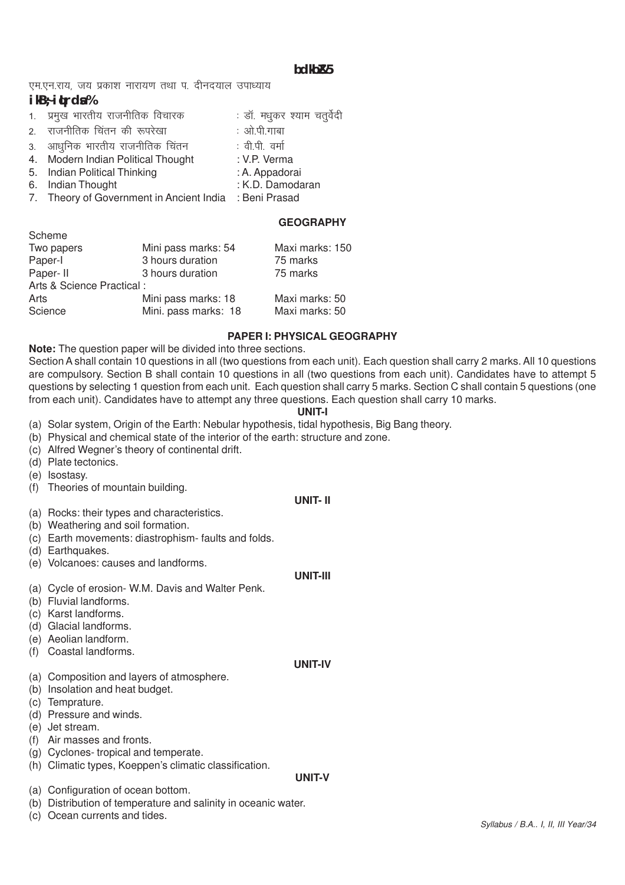**bdkbZ&5**

एम.एन.राय, जय प्रकाश नारायण तथा प. दीनदयाल उपाध्याय

**ikB~;-iqLrdsa%**

1. प्रमुख भारतीय राजनीतिक विचारक : डॉ. मधुकर श्याम चतुर्वेदी
2. राजनीतिक चिंतन की रूपरेखा : ओ.पी.गाबा
3. आधुनिक भारतीय राजनीतिक चिंतन : वी.पी. वर्मा
4. Modern Indian Political Thought : V.P. Verma
5. Indian Political Thinking : A. Appadorai
6. Indian Thought : K.D. Damodaran
7. Theory of Government in Ancient India : Beni Prasad

## GEOGRAPHY

| Scheme | | |
|---|---|---|
| Two papers | Mini pass marks: 54 | Maxi marks: 150 |
| Paper-I | 3 hours duration | 75 marks |
| Paper- II | 3 hours duration | 75 marks |
| Arts & Science Practical : | | |
| Arts | Mini pass marks: 18 | Maxi marks: 50 |
| Science | Mini. pass marks: 18 | Maxi marks: 50 |

### PAPER I: PHYSICAL GEOGRAPHY

**Note:** The question paper will be divided into three sections.

Section A shall contain 10 questions in all (two questions from each unit). Each question shall carry 2 marks. All 10 questions are compulsory. Section B shall contain 10 questions in all (two questions from each unit). Candidates have to attempt 5 questions by selecting 1 question from each unit. Each question shall carry 5 marks. Section C shall contain 5 questions (one from each unit). Candidates have to attempt any three questions. Each question shall carry 10 marks.

**UNIT-I**

(a) Solar system, Origin of the Earth: Nebular hypothesis, tidal hypothesis, Big Bang theory.
(b) Physical and chemical state of the interior of the earth: structure and zone.
(c) Alfred Wegner's theory of continental drift.
(d) Plate tectonics.
(e) Isostasy.
(f) Theories of mountain building.

**UNIT- II**

(a) Rocks: their types and characteristics.
(b) Weathering and soil formation.
(c) Earth movements: diastrophism- faults and folds.
(d) Earthquakes.
(e) Volcanoes: causes and landforms.

**UNIT-III**

(a) Cycle of erosion- W.M. Davis and Walter Penk.
(b) Fluvial landforms.
(c) Karst landforms.
(d) Glacial landforms.
(e) Aeolian landform.
(f) Coastal landforms.

**UNIT-IV**

(a) Composition and layers of atmosphere.
(b) Insolation and heat budget.
(c) Temprature.
(d) Pressure and winds.
(e) Jet stream.
(f) Air masses and fronts.
(g) Cyclones- tropical and temperate.
(h) Climatic types, Koeppen's climatic classification.

**UNIT-V**

(a) Configuration of ocean bottom.
(b) Distribution of temperature and salinity in oceanic water.
(c) Ocean currents and tides.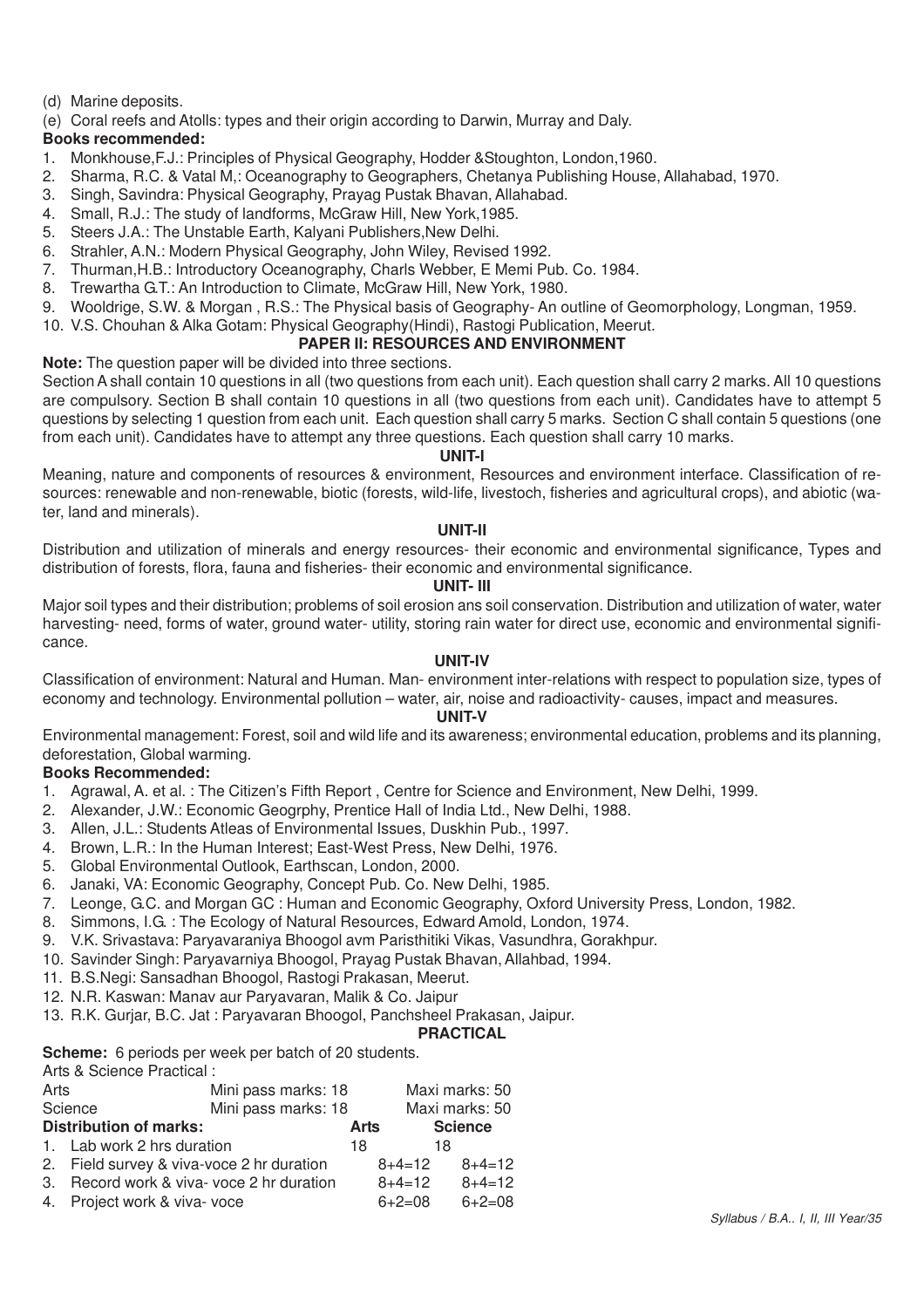(d) Marine deposits.

(e) Coral reefs and Atolls: types and their origin according to Darwin, Murray and Daly.

**Books recommended:**

1. Monkhouse,F.J.: Principles of Physical Geography, Hodder &Stoughton, London,1960.
2. Sharma, R.C. & Vatal M,: Oceanography to Geographers, Chetanya Publishing House, Allahabad, 1970.
3. Singh, Savindra: Physical Geography, Prayag Pustak Bhavan, Allahabad.
4. Small, R.J.: The study of landforms, McGraw Hill, New York,1985.
5. Steers J.A.: The Unstable Earth, Kalyani Publishers,New Delhi.
6. Strahler, A.N.: Modern Physical Geography, John Wiley, Revised 1992.
7. Thurman,H.B.: Introductory Oceanography, Charls Webber, E Memi Pub. Co. 1984.
8. Trewartha G.T.: An Introduction to Climate, McGraw Hill, New York, 1980.
9. Wooldrige, S.W. & Morgan , R.S.: The Physical basis of Geography- An outline of Geomorphology, Longman, 1959.
10. V.S. Chouhan & Alka Gotam: Physical Geography(Hindi), Rastogi Publication, Meerut.

## PAPER II: RESOURCES AND ENVIRONMENT

**Note:** The question paper will be divided into three sections.

Section A shall contain 10 questions in all (two questions from each unit). Each question shall carry 2 marks. All 10 questions are compulsory. Section B shall contain 10 questions in all (two questions from each unit). Candidates have to attempt 5 questions by selecting 1 question from each unit. Each question shall carry 5 marks. Section C shall contain 5 questions (one from each unit). Candidates have to attempt any three questions. Each question shall carry 10 marks.

### UNIT-I

Meaning, nature and components of resources & environment, Resources and environment interface. Classification of resources: renewable and non-renewable, biotic (forests, wild-life, livestoch, fisheries and agricultural crops), and abiotic (water, land and minerals).

### UNIT-II

Distribution and utilization of minerals and energy resources- their economic and environmental significance, Types and distribution of forests, flora, fauna and fisheries- their economic and environmental significance.

### UNIT- III

Major soil types and their distribution; problems of soil erosion ans soil conservation. Distribution and utilization of water, water harvesting- need, forms of water, ground water- utility, storing rain water for direct use, economic and environmental significance.

### UNIT-IV

Classification of environment: Natural and Human. Man- environment inter-relations with respect to population size, types of economy and technology. Environmental pollution – water, air, noise and radioactivity- causes, impact and measures.

### UNIT-V

Environmental management: Forest, soil and wild life and its awareness; environmental education, problems and its planning, deforestation, Global warming.

**Books Recommended:**

1. Agrawal, A. et al. : The Citizen's Fifth Report , Centre for Science and Environment, New Delhi, 1999.
2. Alexander, J.W.: Economic Geogrphy, Prentice Hall of India Ltd., New Delhi, 1988.
3. Allen, J.L.: Students Atleas of Environmental Issues, Duskhin Pub., 1997.
4. Brown, L.R.: In the Human Interest; East-West Press, New Delhi, 1976.
5. Global Environmental Outlook, Earthscan, London, 2000.
6. Janaki, VA: Economic Geography, Concept Pub. Co. New Delhi, 1985.
7. Leonge, G.C. and Morgan GC : Human and Economic Geography, Oxford University Press, London, 1982.
8. Simmons, I.G. : The Ecology of Natural Resources, Edward Amold, London, 1974.
9. V.K. Srivastava: Paryavaraniya Bhoogol avm Paristhitiki Vikas, Vasundhra, Gorakhpur.
10. Savinder Singh: Paryavarniya Bhoogol, Prayag Pustak Bhavan, Allahbad, 1994.
11. B.S.Negi: Sansadhan Bhoogol, Rastogi Prakasan, Meerut.
12. N.R. Kaswan: Manav aur Paryavaran, Malik & Co. Jaipur
13. R.K. Gurjar, B.C. Jat : Paryavaran Bhoogol, Panchsheel Prakasan, Jaipur.

### PRACTICAL

**Scheme:** 6 periods per week per batch of 20 students.

Arts & Science Practical :

| | | |
|---|---|---|
| Arts | Mini pass marks: 18 | Maxi marks: 50 |
| Science | Mini pass marks: 18 | Maxi marks: 50 |

| **Distribution of marks:** | **Arts** | **Science** |
|---|---|---|
| 1. Lab work 2 hrs duration | 18 | 18 |
| 2. Field survey & viva-voce 2 hr duration | 8+4=12 | 8+4=12 |
| 3. Record work & viva- voce 2 hr duration | 8+4=12 | 8+4=12 |
| 4. Project work & viva- voce | 6+2=08 | 6+2=08 |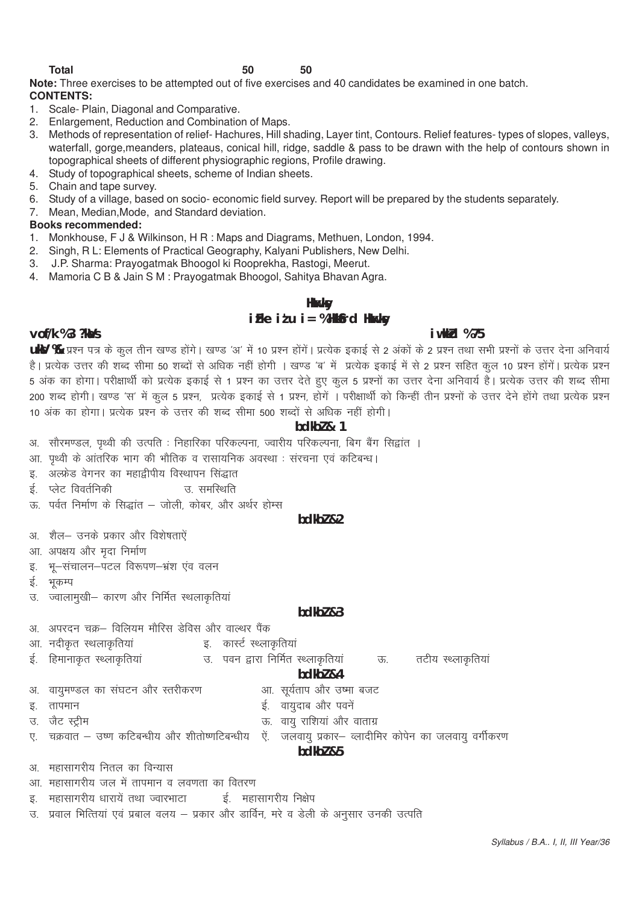| Total | 50 | 50 |
|---|---|---|

**Note:** Three exercises to be attempted out of five exercises and 40 candidates be examined in one batch.

**CONTENTS:**

1. Scale- Plain, Diagonal and Comparative.
2. Enlargement, Reduction and Combination of Maps.
3. Methods of representation of relief- Hachures, Hill shading, Layer tint, Contours. Relief features- types of slopes, valleys, waterfall, gorge,meanders, plateaus, conical hill, ridge, saddle & pass to be drawn with the help of contours shown in topographical sheets of different physiographic regions, Profile drawing.
4. Study of topographical sheets, scheme of Indian sheets.
5. Chain and tape survey.
6. Study of a village, based on socio- economic field survey. Report will be prepared by the students separately.
7. Mean, Median,Mode, and Standard deviation.

**Books recommended:**

1. Monkhouse, F J & Wilkinson, H R : Maps and Diagrams, Methuen, London, 1994.
2. Singh, R L: Elements of Practical Geography, Kalyani Publishers, New Delhi.
3. J.P. Sharma: Prayogatmak Bhoogol ki Rooprekha, Rastogi, Meerut.
4. Mamoria C B & Jain S M : Prayogatmak Bhoogol, Sahitya Bhavan Agra.

## भूगोल

## प्रथम प्रश्न पत्र : भौतिक भूगोल

**अवधि : 3 घंटे** **पूर्णांक : 75**

**नोट :-** प्रश्न पत्र के कुल तीन खण्ड होंगे। खण्ड 'अ' में 10 प्रश्न होंगें। प्रत्येक इकाई से 2 अंकों के 2 प्रश्न तथा सभी प्रश्नों के उत्तर देना अनिवार्य है। प्रत्येक उत्तर की शब्द सीमा 50 शब्दों से अधिक नहीं होगी । खण्ड 'ब' में प्रत्येक इकाई में से 2 प्रश्न सहित कुल 10 प्रश्न होंगें। प्रत्येक प्रश्न 5 अंक का होगा। परीक्षार्थी को प्रत्येक इकाई से 1 प्रश्न का उत्तर देते हुए कुल 5 प्रश्नों का उत्तर देना अनिवार्य है। प्रत्येक उत्तर की शब्द सीमा 200 शब्द होगी। खण्ड 'स' में कुल 5 प्रश्न, प्रत्येक इकाई से 1 प्रश्न, होगें । परीक्षार्थी को किन्हीं तीन प्रश्नों के उत्तर देने होंगे तथा प्रत्येक प्रश्न 10 अंक का होगा। प्रत्येक प्रश्न के उत्तर की शब्द सीमा 500 शब्दों से अधिक नहीं होगी।

### इकाई- 1

अ. सौरमण्डल, पृथ्वी की उत्पति : निहारिका परिकल्पना, ज्वारीय परिकल्पना, बिग बैंग सिद्वांत ।
आ. पृथ्वी के आंतरिक भाग की भौतिक व रासायनिक अवस्था : संरचना एवं कटिबन्ध।
इ. अल्फ्रेड वेगनर का महाद्वीपीय विस्थापन सिंद्वात
ई. प्लेट विवर्तनिकी उ. समस्थिति
ऊ. पर्वत निर्माण के सिद्धांत – जोली, कोबर, और अर्थर होम्स

### इकाई-2

अ. शैल– उनके प्रकार और विशेषताऐं
आ. अपक्षय और मृदा निर्माण
इ. भू–संचालन–पटल विरूपण–भ्रंश एंव वलन
ई. भूकम्प
उ. ज्वालामुखी– कारण और निर्मित स्थलाकृतियां

### इकाई-3

अ. अपरदन चक्र– विलियम मौरिस डेविस और वाल्थर पैंक
आ. नदीकृत स्थलाकृतियां इ. कार्स्ट स्थ्लाकृतियां
ई. हिमानाकृत स्थ्लाकृतियां उ. पवन द्वारा निर्मित स्थ्लाकृतियां ऊ. तटीय स्थ्लाकृतियां

### इकाई-4

अ. वायुमण्डल का संघटन और स्तरीकरण आ. सूर्यताप और उष्मा बजट
इ. तापमान ई. वायुदाब और पवनें
उ. जैट स्ट्रीम ऊ. वायु राशियां और वाताग्र
ए. चक्रवात – उष्ण कटिबन्धीय और शीतोष्णटिबन्धीय ऐं. जलवायु प्रकार– व्लादीमिर कोपेन का जलवायु वर्गीकरण

### इकाई-5

अ. महासागरीय नितल का विन्यास
आ. महासागरीय जल में तापमान व लवणता का वितरण
इ. महासागरीय धारायें तथा ज्वारभाटा ई. महासागरीय निक्षेप
उ. प्रवाल भित्तियां एवं प्रबाल वलय – प्रकार और डार्विन, मरे व डेली के अनुसार उनकी उत्पति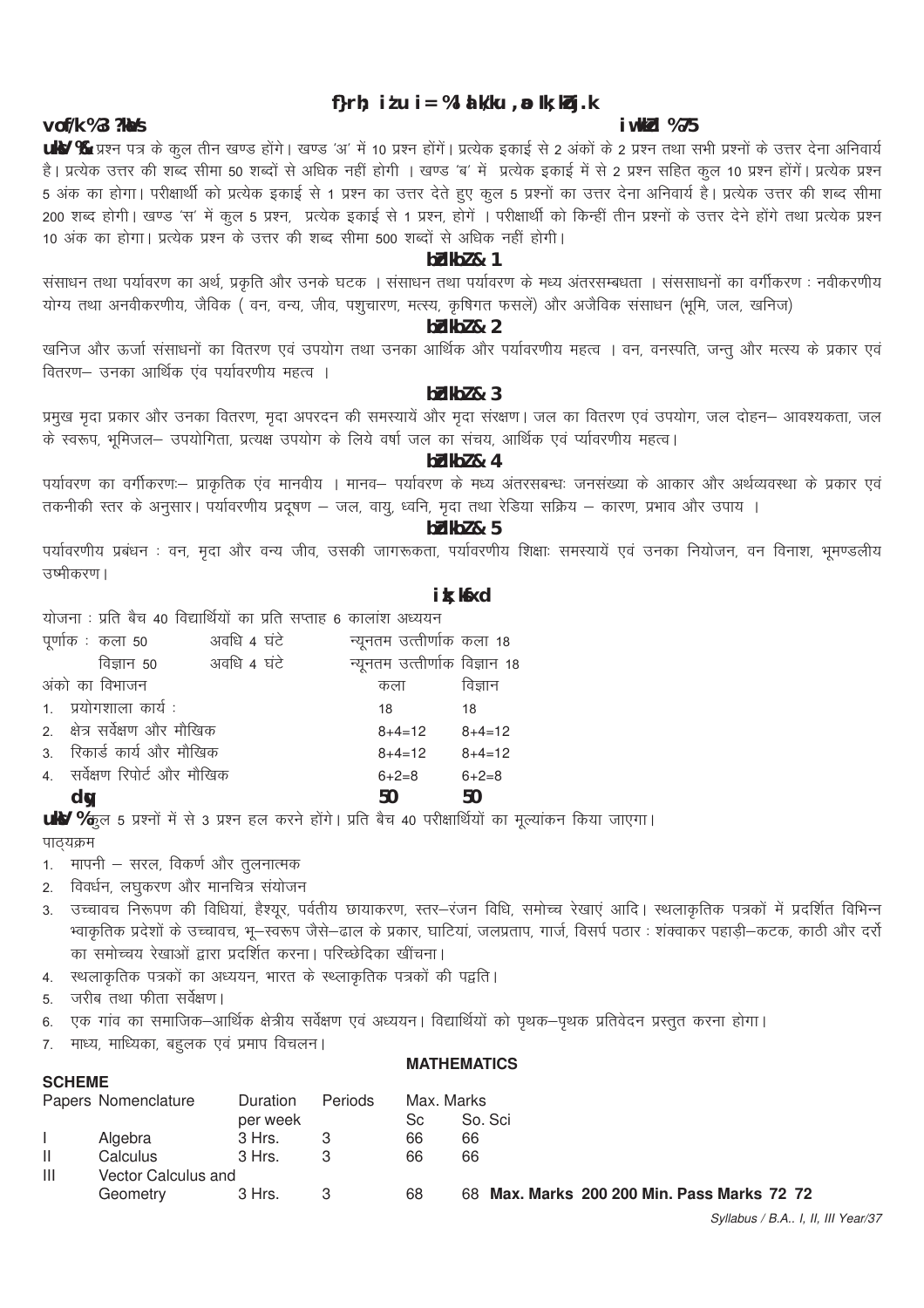## द्वितीय प्रश्न पत्र : संसाधन एवं पर्यावरण

**अवधि : 3 घंटे** **पूर्णांक : 75**

**नोट :-** प्रश्न पत्र के कुल तीन खण्ड होंगे। खण्ड 'अ' में 10 प्रश्न होंगें। प्रत्येक इकाई से 2 अंकों के 2 प्रश्न तथा सभी प्रश्नों के उत्तर देना अनिवार्य है। प्रत्येक उत्तर की शब्द सीमा 50 शब्दों से अधिक नहीं होगी । खण्ड 'ब' में प्रत्येक इकाई में से 2 प्रश्न सहित कुल 10 प्रश्न होंगें। प्रत्येक प्रश्न 5 अंक का होगा। परीक्षार्थी को प्रत्येक इकाई से 1 प्रश्न का उत्तर देते हुए कुल 5 प्रश्नों का उत्तर देना अनिवार्य है। प्रत्येक उत्तर की शब्द सीमा 200 शब्द होगी। खण्ड 'स' में कुल 5 प्रश्न, प्रत्येक इकाई से 1 प्रश्न, होगें । परीक्षार्थी को किन्हीं तीन प्रश्नों के उत्तर देने होंगे तथा प्रत्येक प्रश्न 10 अंक का होगा। प्रत्येक प्रश्न के उत्तर की शब्द सीमा 500 शब्दों से अधिक नहीं होगी।

### इकाई- 1

संसाधन तथा पर्यावरण का अर्थ, प्रकृति और उनके घटक । संसाधन तथा पर्यावरण के मध्य अंतरसम्बधता । संससाधनों का वर्गीकरण : नवीकरणीय योग्य तथा अनवीकरणीय, जैविक ( वन, वन्य, जीव, पशुचारण, मत्स्य, कृषिगत फसलें) और अजैविक संसाधन (भूमि, जल, खनिज)

### इकाई- 2

खनिज और ऊर्जा संसाधनों का वितरण एवं उपयोग तथा उनका आर्थिक और पर्यावरणीय महत्व । वन, वनस्पति, जन्तु और मत्स्य के प्रकार एवं वितरण– उनका आर्थिक एंव पर्यावरणीय महत्व ।

### इकाई- 3

प्रमुख मृदा प्रकार और उनका वितरण, मृदा अपरदन की समस्यायें और मृदा संरक्षण। जल का वितरण एवं उपयोग, जल दोहन– आवश्यकता, जल के स्वरूप, भूमिजल– उपयोगिता, प्रत्यक्ष उपयोग के लिये वर्षा जल का संचय, आर्थिक एवं र्प्यावरणीय महत्व।

### इकाई- 4

पर्यावरण का वर्गीकरणः– प्राकृतिक एंव मानवीय । मानव– पर्यावरण के मध्य अंतरसबन्धः जनसंख्या के आकार और अर्थव्यवस्था के प्रकार एवं तकनीकी स्तर के अनुसार। पर्यावरणीय प्रदूषण – जल, वायु, ध्वनि, मृदा तथा रेडिया सक्रिय – कारण, प्रभाव और उपाय ।

### इकाई- 5

पर्यावरणीय प्रबंधन : वन, मृदा और वन्य जीव, उसकी जागरूकता, पर्यावरणीय शिक्षाः समस्यायें एवं उनका नियोजन, वन विनाश, भूमण्डलीय उष्मीकरण।

### प्रायोगिक

योजना : प्रति बैच 40 विद्यार्थियों का प्रति सप्ताह 6 कालांश अध्ययन

| पूर्णांक : | अवधि | न्यूनतम उत्तीर्णांक |
|---|---|---|
| कला 50 | अवधि 4 घंटे | न्यूनतम उत्तीर्णांक कला 18 |
| विज्ञान 50 | अवधि 4 घंटे | न्यूनतम उत्तीर्णाक विज्ञान 18 |

| अंको का विभाजन | कला | विज्ञान |
|---|---|---|
| 1. प्रयोगशाला कार्य : | 18 | 18 |
| 2. क्षेत्र सर्वेक्षण और मौखिक | 8+4=12 | 8+4=12 |
| 3. रिकार्ड कार्य और मौखिक | 8+4=12 | 8+4=12 |
| 4. सर्वेक्षण रिपोर्ट और मौखिक | 6+2=8 | 6+2=8 |
| **कुल** | **50** | **50** |

**नोट :-** कुल 5 प्रश्नों में से 3 प्रश्न हल करने होंगे। प्रति बैच 40 परीक्षार्थियों का मूल्यांकन किया जाएगा।

पाठ्यक्रम

1. मापनी – सरल, विकर्ण और तुलनात्मक
2. विवर्धन, लघुकरण और मानचित्र संयोजन
3. उच्चावच निरूपण की विधियां, हैश्यूर, पर्वतीय छायाकरण, स्तर–रंजन विधि, समोच्च रेखाएं आदि। स्थलाकृतिक पत्रकों में प्रदर्शित विभिन्न भ्वाकृतिक प्रदेशों के उच्चावच, भू–स्वरूप जैसे–ढाल के प्रकार, घाटियां, जलप्रताप, गार्ज, विसर्प पठार : शंक्वाकर पहाड़ी–कटक, काठी और दर्रो का समोच्चय रेखाओं द्वारा प्रदर्शित करना। परिच्छेदिका खींचना।
4. स्थलाकृतिक पत्रकों का अध्ययन, भारत के स्थ्लाकृतिक पत्रकों की पद्वति।
5. जरीब तथा फीता सर्वेक्षण।
6. एक गांव का समाजिक–आर्थिक क्षेत्रीय सर्वेक्षण एवं अध्ययन। विद्यार्थियों को पृथक–पृथक प्रतिवेदन प्रस्तुत करना होगा।
7. माध्य, माध्यिका, बहुलक एवं प्रमाप विचलन।

## MATHEMATICS

**SCHEME**

| | Papers Nomenclature | Duration per week | Periods | Max. Marks Sc | So. Sci |
|---|---|---|---|---|---|
| I | Algebra | 3 Hrs. | 3 | 66 | 66 |
| II | Calculus | 3 Hrs. | 3 | 66 | 66 |
| III | Vector Calculus and Geometry | 3 Hrs. | 3 | 68 | 68 |

**Max. Marks 200 200 Min. Pass Marks 72 72**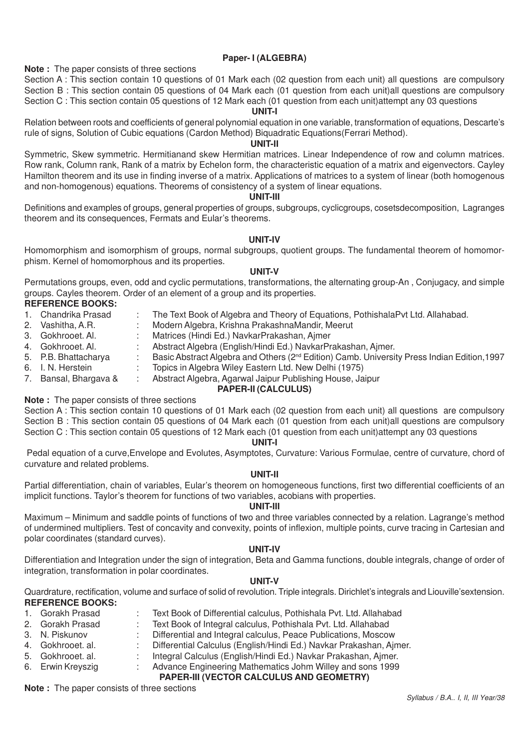### Paper- I (ALGEBRA)

**Note :** The paper consists of three sections

Section A : This section contain 10 questions of 01 Mark each (02 question from each unit) all questions are compulsory

Section B : This section contain 05 questions of 04 Mark each (01 question from each unit)all questions are compulsory

Section C : This section contain 05 questions of 12 Mark each (01 question from each unit)attempt any 03 questions

**UNIT-I**

Relation between roots and coefficients of general polynomial equation in one variable, transformation of equations, Descarte's rule of signs, Solution of Cubic equations (Cardon Method) Biquadratic Equations(Ferrari Method).

**UNIT-II**

Symmetric, Skew symmetric. Hermitianand skew Hermitian matrices. Linear Independence of row and column matrices. Row rank, Column rank, Rank of a matrix by Echelon form, the characteristic equation of a matrix and eigenvectors. Cayley Hamilton theorem and its use in finding inverse of a matrix. Applications of matrices to a system of linear (both homogenous and non-homogenous) equations. Theorems of consistency of a system of linear equations.

**UNIT-III**

Definitions and examples of groups, general properties of groups, subgroups, cyclicgroups, cosetsdecomposition, Lagranges theorem and its consequences, Fermats and Eular's theorems.

**UNIT-IV**

Homomorphism and isomorphism of groups, normal subgroups, quotient groups. The fundamental theorem of homomorphism. Kernel of homomorphous and its properties.

**UNIT-V**

Permutations groups, even, odd and cyclic permutations, transformations, the alternating group-An , Conjugacy, and simple groups. Cayles theorem. Order of an element of a group and its properties.

**REFERENCE BOOKS:**

1. Chandrika Prasad : The Text Book of Algebra and Theory of Equations, PothishalaPvt Ltd. Allahabad.
2. Vashitha, A.R. : Modern Algebra, Krishna PrakashnaMandir, Meerut
3. Gokhrooet. Al. : Matrices (Hindi Ed.) NavkarPrakashan, Ajmer
4. Gokhrooet. Al. : Abstract Algebra (English/Hindi Ed.) NavkarPrakashan, Ajmer.
5. P.B. Bhattacharya : Basic Abstract Algebra and Others (2nd Edition) Camb. University Press Indian Edition,1997
6. I. N. Herstein : Topics in Algebra Wiley Eastern Ltd. New Delhi (1975)
7. Bansal, Bhargava & : Abstract Algebra, Agarwal Jaipur Publishing House, Jaipur

### PAPER-II (CALCULUS)

**Note :** The paper consists of three sections

Section A : This section contain 10 questions of 01 Mark each (02 question from each unit) all questions are compulsory

Section B : This section contain 05 questions of 04 Mark each (01 question from each unit)all questions are compulsory

Section C : This section contain 05 questions of 12 Mark each (01 question from each unit)attempt any 03 questions

**UNIT-I**

Pedal equation of a curve,Envelope and Evolutes, Asymptotes, Curvature: Various Formulae, centre of curvature, chord of curvature and related problems.

**UNIT-II**

Partial differentiation, chain of variables, Eular's theorem on homogeneous functions, first two differential coefficients of an implicit functions. Taylor's theorem for functions of two variables, acobians with properties.

**UNIT-III**

Maximum – Minimum and saddle points of functions of two and three variables connected by a relation. Lagrange's method of undermined multipliers. Test of concavity and convexity, points of inflexion, multiple points, curve tracing in Cartesian and polar coordinates (standard curves).

**UNIT-IV**

Differentiation and Integration under the sign of integration, Beta and Gamma functions, double integrals, change of order of integration, transformation in polar coordinates.

**UNIT-V**

Quardrature, rectification, volume and surface of solid of revolution. Triple integrals. Dirichlet's integrals and Liouville'sextension.

**REFERENCE BOOKS:**

1. Gorakh Prasad : Text Book of Differential calculus, Pothishala Pvt. Ltd. Allahabad
2. Gorakh Prasad : Text Book of Integral calculus, Pothishala Pvt. Ltd. Allahabad
3. N. Piskunov : Differential and Integral calculus, Peace Publications, Moscow
4. Gokhrooet. al. : Differential Calculus (English/Hindi Ed.) Navkar Prakashan, Ajmer.
5. Gokhrooet. al. : Integral Calculus (English/Hindi Ed.) Navkar Prakashan, Ajmer.
6. Erwin Kreyszig : Advance Engineering Mathematics Johm Willey and sons 1999

### PAPER-III (VECTOR CALCULUS AND GEOMETRY)

**Note :** The paper consists of three sections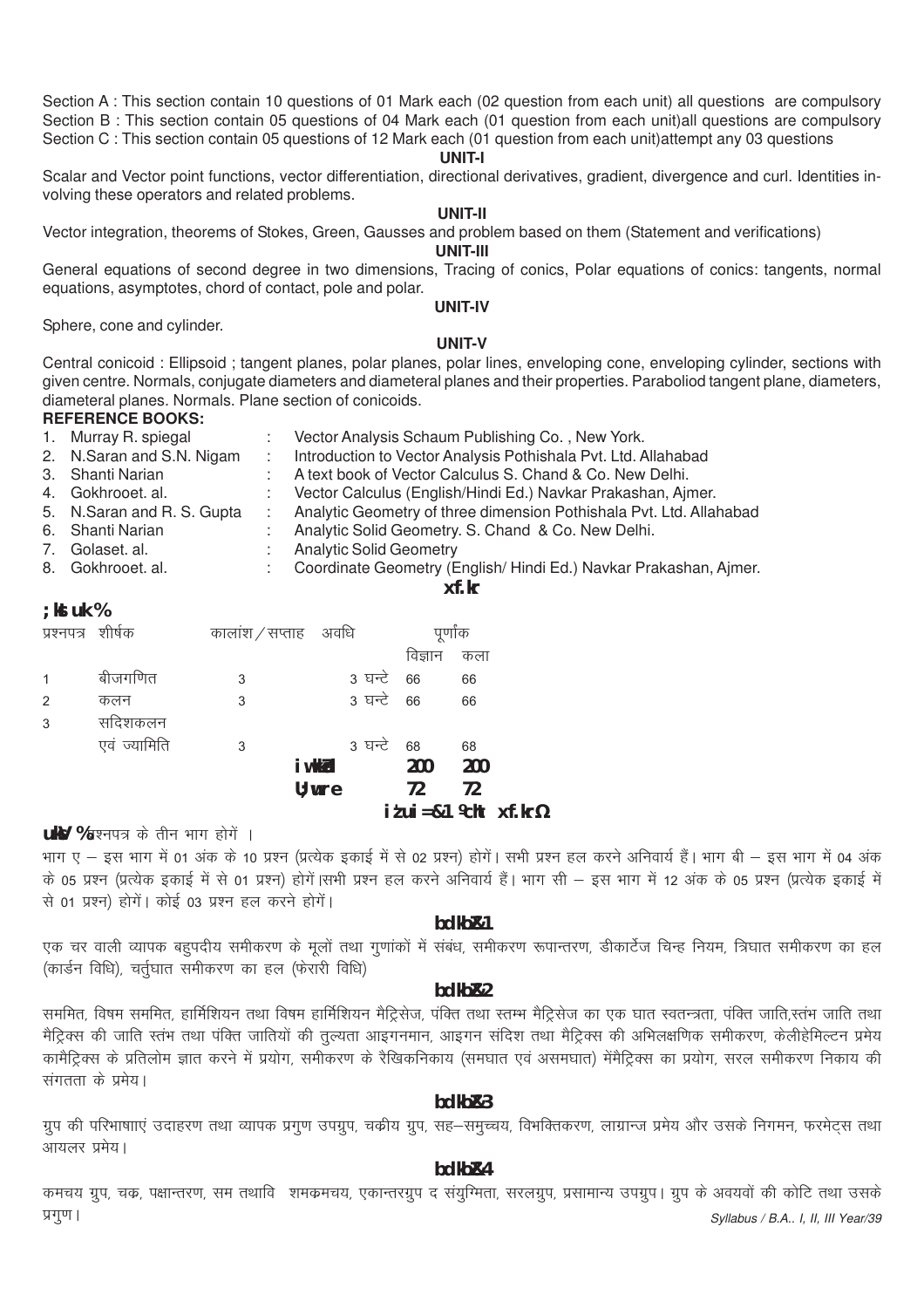Section A : This section contain 10 questions of 01 Mark each (02 question from each unit) all questions are compulsory
Section B : This section contain 05 questions of 04 Mark each (01 question from each unit)all questions are compulsory
Section C : This section contain 05 questions of 12 Mark each (01 question from each unit)attempt any 03 questions

**UNIT-I**

Scalar and Vector point functions, vector differentiation, directional derivatives, gradient, divergence and curl. Identities involving these operators and related problems.

**UNIT-II**

Vector integration, theorems of Stokes, Green, Gausses and problem based on them (Statement and verifications)

**UNIT-III**

General equations of second degree in two dimensions, Tracing of conics, Polar equations of conics: tangents, normal equations, asymptotes, chord of contact, pole and polar.

**UNIT-IV**

Sphere, cone and cylinder.

**UNIT-V**

Central conicoid : Ellipsoid ; tangent planes, polar planes, polar lines, enveloping cone, enveloping cylinder, sections with given centre. Normals, conjugate diameters and diameteral planes and their properties. Paraboliod tangent plane, diameters, diameteral planes. Normals. Plane section of conicoids.

**REFERENCE BOOKS:**

1. Murray R. spiegal : Vector Analysis Schaum Publishing Co. , New York.
2. N.Saran and S.N. Nigam : Introduction to Vector Analysis Pothishala Pvt. Ltd. Allahabad
3. Shanti Narian : A text book of Vector Calculus S. Chand & Co. New Delhi.
4. Gokhrooet. al. : Vector Calculus (English/Hindi Ed.) Navkar Prakashan, Ajmer.
5. N.Saran and R. S. Gupta : Analytic Geometry of three dimension Pothishala Pvt. Ltd. Allahabad
6. Shanti Narian : Analytic Solid Geometry. S. Chand & Co. New Delhi.
7. Golaset. al. : Analytic Solid Geometry
8. Gokhrooet. al. : Coordinate Geometry (English/ Hindi Ed.) Navkar Prakashan, Ajmer.

## xf.kr

**;kstuk%**

| प्रश्नपत्र | शीर्षक | कालांश/सप्ताह | अवधि | पूर्णांक | |
|---|---|---|---|---|---|
| | | | | विज्ञान | कला |
| 1 | बीजगणित | 3 | 3 घन्टे | 66 | 66 |
| 2 | कलन | 3 | 3 घन्टे | 66 | 66 |
| 3 | सदिशकलन एवं ज्यामिति | 3 | 3 घन्टे | 68 | 68 |
| | | **iw.kkZad** | | **200** | **200** |
| | | **U;wure** | | **72** | **72** |

**i'ui=&1 ¼cht xf.kr½**

**uksV%** प्रश्नपत्र के तीन भाग होगें ।

भाग ए – इस भाग में 01 अंक के 10 प्रश्न (प्रत्येक इकाई में से 02 प्रश्न) होगें। सभी प्रश्न हल करने अनिवार्य हैं। भाग बी – इस भाग में 04 अंक के 05 प्रश्न (प्रत्येक इकाई में से 01 प्रश्न) होगें।सभी प्रश्न हल करने अनिवार्य हैं। भाग सी – इस भाग में 12 अंक के 05 प्रश्न (प्रत्येक इकाई में से 01 प्रश्न) होगें। कोई 03 प्रश्न हल करने होगें।

**bdkbZ&1**

एक चर वाली व्यापक बहुपदीय समीकरण के मूलों तथा गुणांकों में संबंध, समीकरण रूपान्तरण, डीकार्टेज चिन्ह नियम, त्रिघात समीकरण का हल (कार्डन विधि), चर्तुघात समीकरण का हल (फेरारी विधि)

**bdkbZ&2**

सममित, विषम सममित, हार्मिशियन तथा विषम हार्मिशियन मैट्रिसेज, पंक्ति तथा स्तम्भ मैट्रिसेज का एक घात स्वतन्त्रता, पंक्ति जाति,स्तंभ जाति तथा मैट्रिक्स की जाति स्तंभ तथा पंक्ति जातियों की तुल्यता आइगनमान, आइगन संदिश तथा मैट्रिक्स की अभिलक्षणिक समीकरण, केलीहेमिल्टन प्रमेय कामैट्रिक्स के प्रतिलोम ज्ञात करने में प्रयोग, समीकरण के रैखिकनिकाय (समघात एवं असमघात) मेंमैट्रिक्स का प्रयोग, सरल समीकरण निकाय की संगतता के प्रमेय।

**bdkbZ&3**

ग्रुप की परिभाषाएं उदाहरण तथा व्यापक प्रगुण उपग्रुप, चक्रीय ग्रुप, सह–समुच्चय, विभक्तिकरण, लाग्रान्ज प्रमेय और उसके निगमन, फरमेट्स तथा आयलर प्रमेय।

**bdkbZ&4**

कमचय ग्रुप, चक्र, पक्षान्तरण, सम तथावि शमक्रमचय, एकान्तरग्रुप द संयुग्मिता, सरलग्रुप, प्रसामान्य उपग्रुप। ग्रुप के अवयवों की कोटि तथा उसके प्रगुण।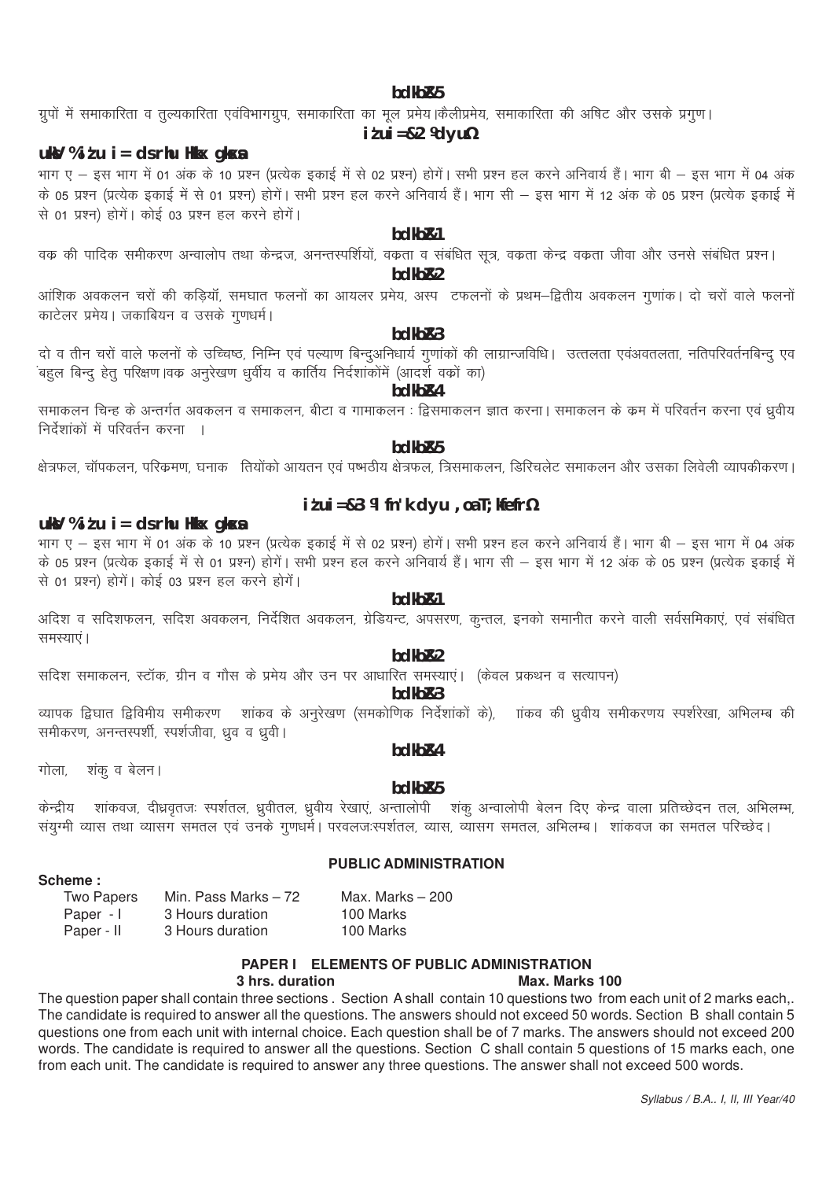## bdkbZ&5

ग्रुपों में समाकारिता व तुल्यकारिता एवंविभागग्रुप, समाकारिता का मूल प्रमेय।कैलीप्रमेय, समाकारिता की अष्टि और उसके प्रगुण।

## iz'u i=&2 ¼dyu½

### uksV %iz'u i= dsrhu Hkkx gksaxs

भाग ए – इस भाग में 01 अंक के 10 प्रश्न (प्रत्येक इकाई में से 02 प्रश्न) होगें। सभी प्रश्न हल करने अनिवार्य हैं। भाग बी – इस भाग में 04 अंक के 05 प्रश्न (प्रत्येक इकाई में से 01 प्रश्न) होगें। सभी प्रश्न हल करने अनिवार्य हैं। भाग सी – इस भाग में 12 अंक के 05 प्रश्न (प्रत्येक इकाई में से 01 प्रश्न) होगें। कोई 03 प्रश्न हल करने होगें।

### bdkbZ&1

वक्र की पादिक समीकरण अन्वालोप तथा केन्द्रज, अनन्तस्पर्शियों, वक्रता व संबंधित सूत्र, वक्रता केन्द्र वक्रता जीवा और उनसे संबंधित प्रश्न।

### bdkbZ&2

आंशिक अवकलन चरों की कड़ियॉ, समघात फलनों का आयलर प्रमेय, अस्प टफलनों के प्रथम–द्वितीय अवकलन गुणांक। दो चरों वाले फलनों काटेलर प्रमेय। जकाबियन व उसके गुणधर्म।

### bdkbZ&3

दो व तीन चरों वाले फलनों के उच्चिष्ठ, निम्नि एवं पल्याण बिन्दुअनिधार्य गुणांकों की लाग्रान्जविधि। उत्तलता एवंअवतलता, नतिपरिवर्तनबिन्दु एव बहुल बिन्दु हेतु परिक्षण।वक्र अनुरेखण धुर्वीय व कार्तिय निर्देशांकोंमें (आदर्श वक्रों का)

### bdkbZ&4

समाकलन चिन्ह के अन्तर्गत अवकलन व समाकलन, बीटा व गामाकलन : द्विसमाकलन ज्ञात करना। समाकलन के क्रम में परिवर्तन करना एवं ध्रुवीय निर्देशांकों में परिवर्तन करना ।

### bdkbZ&5

क्षेत्रफल, चॉपकलन, परिक्रमण, घनाक तियोंको आयतन एवं पष्ठीय क्षेत्रफल, त्रिसमाकलन, डिरिचलेट समाकलन और उसका लिवेली व्यापकीकरण।

## iz'u i=&3 ¼fn'k dyu ,oa T;kfefr½

### uksV %iz'u i= dsrhu Hkkx gksaxs

भाग ए – इस भाग में 01 अंक के 10 प्रश्न (प्रत्येक इकाई में से 02 प्रश्न) होगें। सभी प्रश्न हल करने अनिवार्य हैं। भाग बी – इस भाग में 04 अंक के 05 प्रश्न (प्रत्येक इकाई में से 01 प्रश्न) होगें। सभी प्रश्न हल करने अनिवार्य हैं। भाग सी – इस भाग में 12 अंक के 05 प्रश्न (प्रत्येक इकाई में से 01 प्रश्न) होगें। कोई 03 प्रश्न हल करने होगें।

### bdkbZ&1

अदिश व सदिशफलन, सदिश अवकलन, निर्देशित अवकलन, ग्रेडियन्ट, अपसरण, कुन्तल, इनको समानीत करने वाली सर्वसमिकाएं, एवं संबंधित समस्याएं।

### bdkbZ&2

सदिश समाकलन, स्टॉक, ग्रीन व गौस के प्रमेय और उन पर आधारित समस्याएं। (केवल प्रकथन व सत्यापन)

### bdkbZ&3

व्यापक द्विघात द्विविमीय समीकरण शांकव के अनुरेखण (समकोणिक निर्देशांकों के), ांकव की ध्रुवीय समीकरणय स्पर्शरेखा, अभिलम्ब की समीकरण, अनन्तस्पर्शी, स्पर्शजीवा, ध्रुव व ध्रुवी।

### bdkbZ&4

गोला, शंकु व बेलन।

### bdkbZ&5

केन्द्रीय शांकवज, दीघ्रवृतजः स्पर्शतल, ध्रुवीतल, ध्रुवीय रेखाएं, अन्तालोपी शंकु अन्वालोपी बेलन दिए केन्द्र वाला प्रतिच्छेदन तल, अभिलम्ब, संयुग्मी व्यास तथा व्यासग समतल एवं उनके गुणधर्म। परवलजःस्पर्शतल, व्यास, व्यासग समतल, अभिलम्ब। शांकवज का समतल परिच्छेद।

## PUBLIC ADMINISTRATION

**Scheme :**

| | | |
|---|---|---|
| Two Papers | Min. Pass Marks – 72 | Max. Marks – 200 |
| Paper - I | 3 Hours duration | 100 Marks |
| Paper - II | 3 Hours duration | 100 Marks |

### PAPER I ELEMENTS OF PUBLIC ADMINISTRATION

**3 hrs. duration** **Max. Marks 100**

The question paper shall contain three sections . Section A shall contain 10 questions two from each unit of 2 marks each,. The candidate is required to answer all the questions. The answers should not exceed 50 words. Section B shall contain 5 questions one from each unit with internal choice. Each question shall be of 7 marks. The answers should not exceed 200 words. The candidate is required to answer all the questions. Section C shall contain 5 questions of 15 marks each, one from each unit. The candidate is required to answer any three questions. The answer shall not exceed 500 words.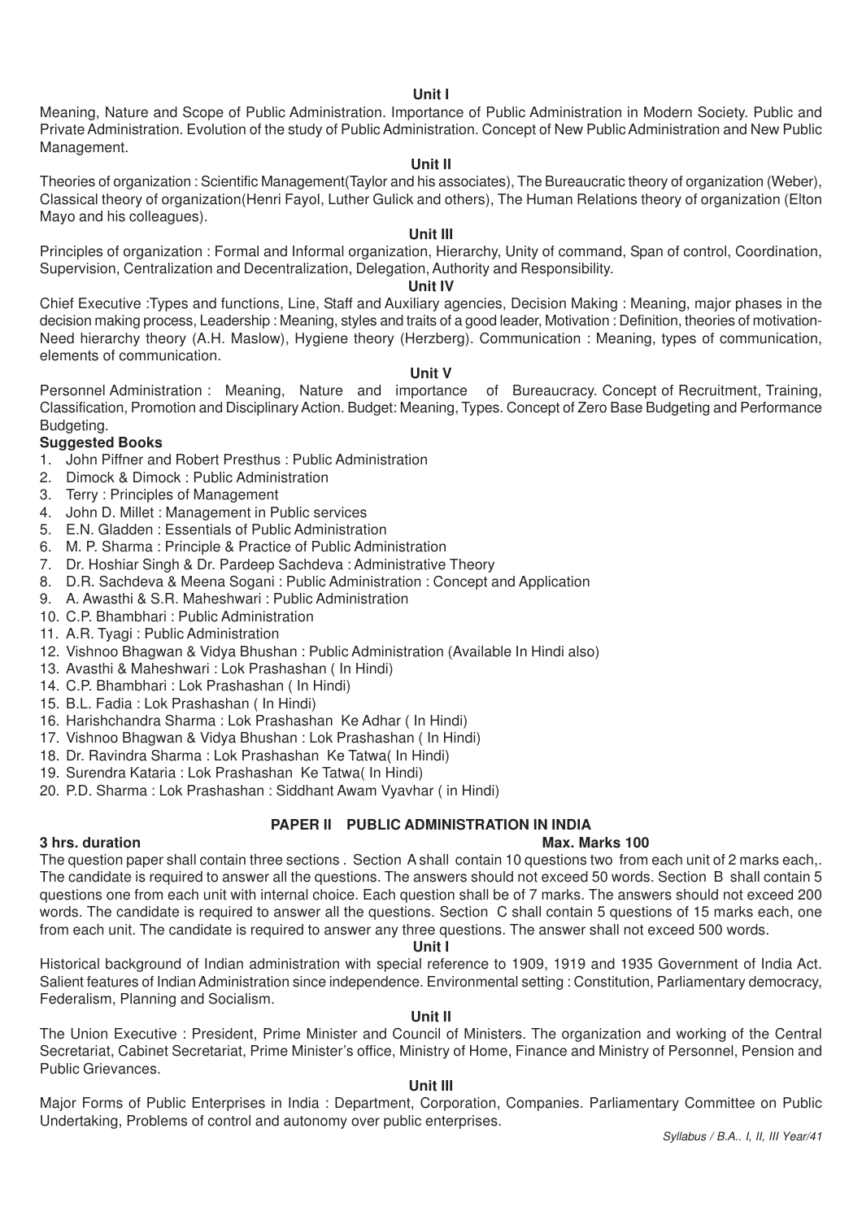### Unit I

Meaning, Nature and Scope of Public Administration. Importance of Public Administration in Modern Society. Public and Private Administration. Evolution of the study of Public Administration. Concept of New Public Administration and New Public Management.

### Unit II

Theories of organization : Scientific Management(Taylor and his associates), The Bureaucratic theory of organization (Weber), Classical theory of organization(Henri Fayol, Luther Gulick and others), The Human Relations theory of organization (Elton Mayo and his colleagues).

### Unit III

Principles of organization : Formal and Informal organization, Hierarchy, Unity of command, Span of control, Coordination, Supervision, Centralization and Decentralization, Delegation, Authority and Responsibility.

### Unit IV

Chief Executive :Types and functions, Line, Staff and Auxiliary agencies, Decision Making : Meaning, major phases in the decision making process, Leadership : Meaning, styles and traits of a good leader, Motivation : Definition, theories of motivation- Need hierarchy theory (A.H. Maslow), Hygiene theory (Herzberg). Communication : Meaning, types of communication, elements of communication.

### Unit V

Personnel Administration : Meaning, Nature and importance of Bureaucracy. Concept of Recruitment, Training, Classification, Promotion and Disciplinary Action. Budget: Meaning, Types. Concept of Zero Base Budgeting and Performance Budgeting.

**Suggested Books**

1. John Piffner and Robert Presthus : Public Administration
2. Dimock & Dimock : Public Administration
3. Terry : Principles of Management
4. John D. Millet : Management in Public services
5. E.N. Gladden : Essentials of Public Administration
6. M. P. Sharma : Principle & Practice of Public Administration
7. Dr. Hoshiar Singh & Dr. Pardeep Sachdeva : Administrative Theory
8. D.R. Sachdeva & Meena Sogani : Public Administration : Concept and Application
9. A. Awasthi & S.R. Maheshwari : Public Administration
10. C.P. Bhambhari : Public Administration
11. A.R. Tyagi : Public Administration
12. Vishnoo Bhagwan & Vidya Bhushan : Public Administration (Available In Hindi also)
13. Avasthi & Maheshwari : Lok Prashashan ( In Hindi)
14. C.P. Bhambhari : Lok Prashashan ( In Hindi)
15. B.L. Fadia : Lok Prashashan ( In Hindi)
16. Harishchandra Sharma : Lok Prashashan Ke Adhar ( In Hindi)
17. Vishnoo Bhagwan & Vidya Bhushan : Lok Prashashan ( In Hindi)
18. Dr. Ravindra Sharma : Lok Prashashan Ke Tatwa( In Hindi)
19. Surendra Kataria : Lok Prashashan Ke Tatwa( In Hindi)
20. P.D. Sharma : Lok Prashashan : Siddhant Awam Vyavhar ( in Hindi)

## PAPER II PUBLIC ADMINISTRATION IN INDIA

**3 hrs. duration** **Max. Marks 100**

The question paper shall contain three sections . Section A shall contain 10 questions two from each unit of 2 marks each,. The candidate is required to answer all the questions. The answers should not exceed 50 words. Section B shall contain 5 questions one from each unit with internal choice. Each question shall be of 7 marks. The answers should not exceed 200 words. The candidate is required to answer all the questions. Section C shall contain 5 questions of 15 marks each, one from each unit. The candidate is required to answer any three questions. The answer shall not exceed 500 words.

### Unit I

Historical background of Indian administration with special reference to 1909, 1919 and 1935 Government of India Act. Salient features of Indian Administration since independence. Environmental setting : Constitution, Parliamentary democracy, Federalism, Planning and Socialism.

### Unit II

The Union Executive : President, Prime Minister and Council of Ministers. The organization and working of the Central Secretariat, Cabinet Secretariat, Prime Minister's office, Ministry of Home, Finance and Ministry of Personnel, Pension and Public Grievances.

### Unit III

Major Forms of Public Enterprises in India : Department, Corporation, Companies. Parliamentary Committee on Public Undertaking, Problems of control and autonomy over public enterprises.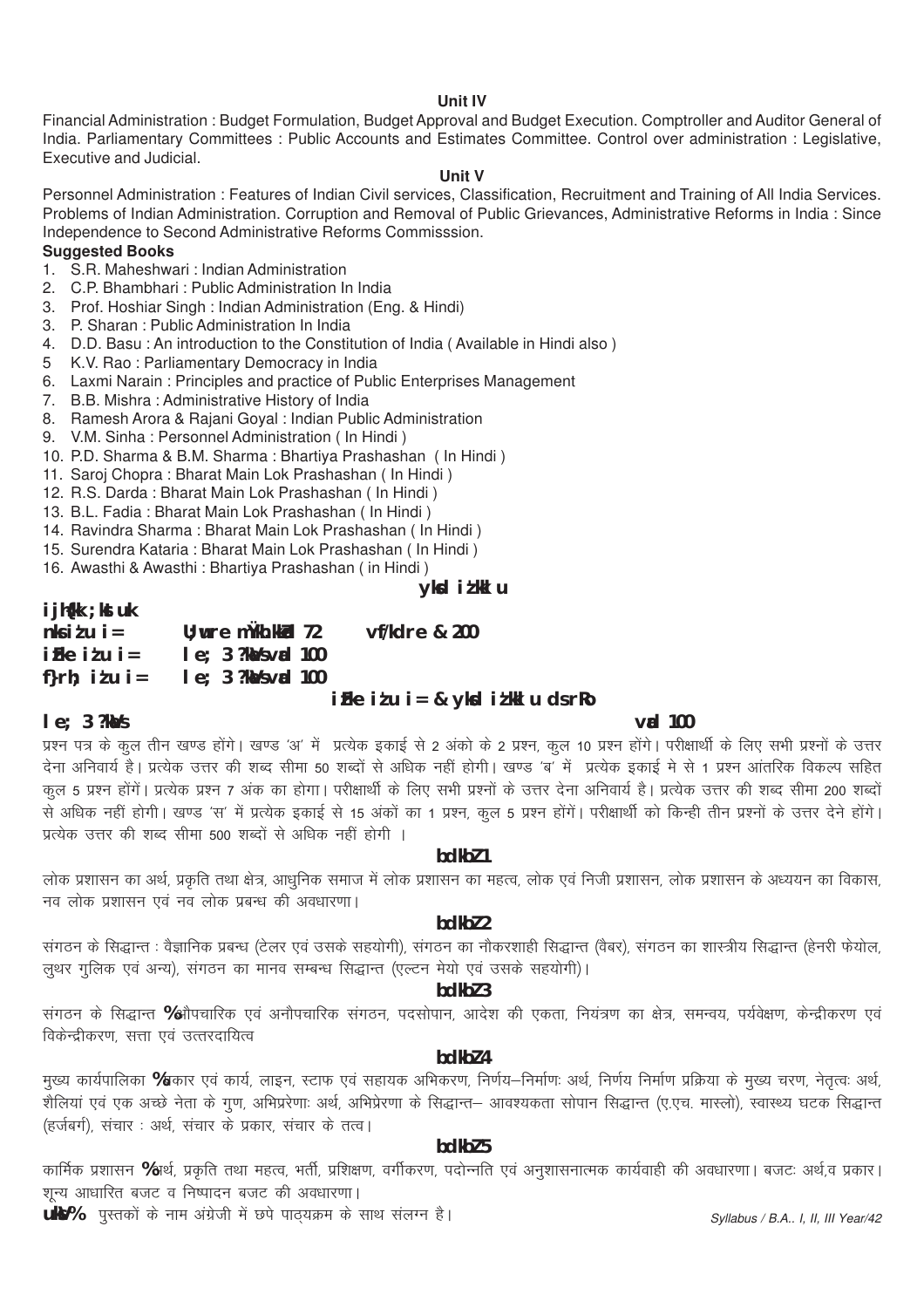## Unit IV

Financial Administration : Budget Formulation, Budget Approval and Budget Execution. Comptroller and Auditor General of India. Parliamentary Committees : Public Accounts and Estimates Committee. Control over administration : Legislative, Executive and Judicial.

## Unit V

Personnel Administration : Features of Indian Civil services, Classification, Recruitment and Training of All India Services. Problems of Indian Administration. Corruption and Removal of Public Grievances, Administrative Reforms in India : Since Independence to Second Administrative Reforms Commisssion.

**Suggested Books**

1. S.R. Maheshwari : Indian Administration
2. C.P. Bhambhari : Public Administration In India
3. Prof. Hoshiar Singh : Indian Administration (Eng. & Hindi)
3. P. Sharan : Public Administration In India
4. D.D. Basu : An introduction to the Constitution of India ( Available in Hindi also )
5 K.V. Rao : Parliamentary Democracy in India
6. Laxmi Narain : Principles and practice of Public Enterprises Management
7. B.B. Mishra : Administrative History of India
8. Ramesh Arora & Rajani Goyal : Indian Public Administration
9. V.M. Sinha : Personnel Administration ( In Hindi )
10. P.D. Sharma & B.M. Sharma : Bhartiya Prashashan ( In Hindi )
11. Saroj Chopra : Bharat Main Lok Prashashan ( In Hindi )
12. R.S. Darda : Bharat Main Lok Prashashan ( In Hindi )
13. B.L. Fadia : Bharat Main Lok Prashashan ( In Hindi )
14. Ravindra Sharma : Bharat Main Lok Prashashan ( In Hindi )
15. Surendra Kataria : Bharat Main Lok Prashashan ( In Hindi )
16. Awasthi & Awasthi : Bhartiya Prashashan ( in Hindi )

## लोक प्रशासन

**परीक्षा योजना**

**दो प्रश्न पत्र — न्यूनतम उत्तीर्णांक 72 — अधिकतम – 200**

**प्रथम प्रश्न पत्र — समय 3 घंटे — अंक 100**

**द्वितीय प्रश्न पत्र — समय 3 घंटे — अंक 100**

### प्रथम प्रश्न पत्र – लोक प्रशासन के तत्व

**समय 3 घंटे** — **अंक 100**

प्रश्न पत्र के कुल तीन खण्ड होंगे। खण्ड 'अ' में प्रत्येक इकाई से 2 अंको के 2 प्रश्न, कुल 10 प्रश्न होंगे। परीक्षार्थी के लिए सभी प्रश्नों के उत्तर देना अनिवार्य है। प्रत्येक उत्तर की शब्द सीमा 50 शब्दों से अधिक नहीं होगी। खण्ड 'ब' में प्रत्येक इकाई मे से 1 प्रश्न आंतरिक विकल्प सहित कुल 5 प्रश्न होंगें। प्रत्येक प्रश्न 7 अंक का होगा। परीक्षार्थी के लिए सभी प्रश्नों के उत्तर देना अनिवार्य है। प्रत्येक उत्तर की शब्द सीमा 200 शब्दों से अधिक नहीं होगी। खण्ड 'स' में प्रत्येक इकाई से 15 अंकों का 1 प्रश्न, कुल 5 प्रश्न होंगें। परीक्षार्थी को किन्ही तीन प्रश्नों के उत्तर देने होंगे। प्रत्येक उत्तर की शब्द सीमा 500 शब्दों से अधिक नहीं होगी ।

#### इकाई 1

लोक प्रशासन का अर्थ, प्रकृति तथा क्षेत्र, आधुनिक समाज में लोक प्रशासन का महत्व, लोक एवं निजी प्रशासन, लोक प्रशासन के अध्ययन का विकास, नव लोक प्रशासन एवं नव लोक प्रबन्ध की अवधारणा।

#### इकाई 2

संगठन के सिद्धान्त : वैज्ञानिक प्रबन्ध (टेलर एवं उसके सहयोगी), संगठन का नौकरशाही सिद्धान्त (वैबर), संगठन का शास्त्रीय सिद्धान्त (हेनरी फेयोल, लुथर गुलिक एवं अन्य), संगठन का मानव सम्बन्ध सिद्धान्त (एल्टन मेयो एवं उसके सहयोगी)।

#### इकाई 3

संगठन के सिद्धान्त : औपचारिक एवं अनौपचारिक संगठन, पदसोपान, आदेश की एकता, नियंत्रण का क्षेत्र, समन्वय, पर्यवेक्षण, केन्द्रीकरण एवं विकेन्द्रीकरण, सत्ता एवं उत्तरदायित्व

#### इकाई 4

मुख्य कार्यपालिका : प्रकार एवं कार्य, लाइन, स्टाफ एवं सहायक अभिकरण, निर्णय–निर्माणः अर्थ, निर्णय निर्माण प्रक्रिया के मुख्य चरण, नेतृत्वः अर्थ, शैलियां एवं एक अच्छे नेता के गुण, अभिप्रेरणाः अर्थ, अभिप्रेरणा के सिद्धान्त– आवश्यकता सोपान सिद्धान्त (ए.एच. मास्लो), स्वास्थ्य घटक सिद्धान्त (हर्जबर्ग), संचार : अर्थ, संचार के प्रकार, संचार के तत्व।

#### इकाई 5

कार्मिक प्रशासन : अर्थ, प्रकृति तथा महत्व, भर्ती, प्रशिक्षण, वर्गीकरण, पदोन्नति एवं अनुशासनात्मक कार्यवाही की अवधारणा। बजटः अर्थ,व प्रकार। शून्य आधारित बजट व निष्पादन बजट की अवधारणा।

**नोट:** पुस्तकों के नाम अंग्रेजी में छपे पाठ्यक्रम के साथ संलग्न है।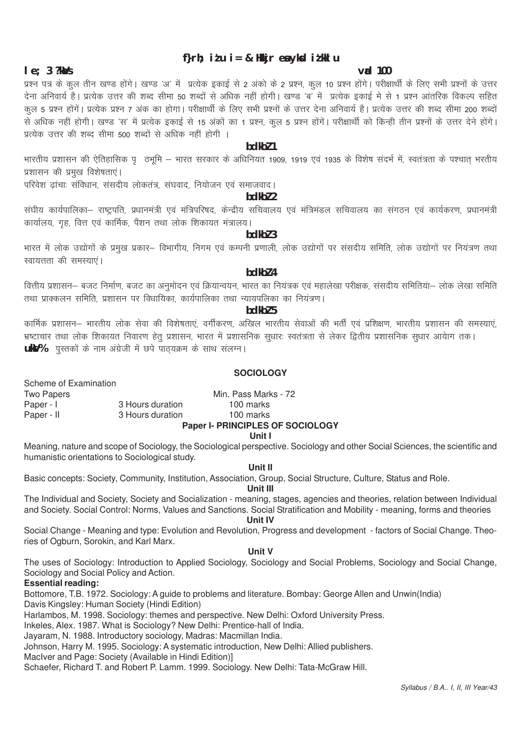**f}rh; iz'u i= & Hkkjr esa yksd iz'kklu**

**le; 3 ?kaVs** **vad 100**

प्रश्न पत्र के कुल तीन खण्ड होंगे। खण्ड 'अ' में प्रत्येक इकाई से 2 अंको के 2 प्रश्न, कुल 10 प्रश्न होंगे। परीक्षार्थी के लिए सभी प्रश्नों के उत्तर देना अनिवार्य है। प्रत्येक उत्तर की शब्द सीमा 50 शब्दों से अधिक नहीं होगी। खण्ड 'ब' में प्रत्येक इकाई मे से 1 प्रश्न आंतरिक विकल्प सहित कुल 5 प्रश्न होंगें। प्रत्येक प्रश्न 7 अंक का होगा। परीक्षार्थी के लिए सभी प्रश्नों के उत्तर देना अनिवार्य है। प्रत्येक उत्तर की शब्द सीमा 200 शब्दों से अधिक नहीं होगी। खण्ड 'स' में प्रत्येक इकाई से 15 अंकों का 1 प्रश्न, कुल 5 प्रश्न होंगें। परीक्षार्थी को किन्ही तीन प्रश्नों के उत्तर देने होंगे। प्रत्येक उत्तर की शब्द सीमा 500 शब्दों से अधिक नहीं होगी ।

**bdkbZ 1**

भारतीय प्रशासन की ऐतिहासिक पृ ठभूमि – भारत सरकार के अधिनियत 1909, 1919 एवं 1935 के विशेष संदर्भ में, स्वतंत्रता के पश्चात् भरतीय प्रशासन की प्रमुख विशेषताएं।

परिवेश ढ़ांचाः संविधान, संसदीय लोकतंत्र, संघवाद, नियोजन एवं समाजवाद।

**bdkbZ 2**

संघीय कार्यपालिका– राष्ट्रपति, प्रधानमंत्री एवं मंत्रिपरिषद, केन्द्रीय सचिवालय एवं मंत्रिमंडल सचिवालय का संगठन एवं कार्यकरण, प्रधानमंत्री कार्यालय, गृह, वित्त एवं कार्मिक, पैंशन तथा लोक शिकायत मंत्रालय।

**bdkbZ 3**

भारत में लोक उद्योगों के प्रमुख प्रकार– विभागीय, निगम एवं कम्पनी प्रणाली, लोक उद्योगों पर संसदीय समिति, लोक उद्योगों पर नियंत्रण तथा स्वायत्तता की समस्याएं।

**bdkbZ 4**

वित्तीय प्रशासन– बजट निर्माण, बजट का अनुमोदन एवं क्रियान्वयन, भारत का नियंत्रक एवं महालेखा परीक्षक, संसदीय समितियां– लोक लेखा समिति तथा प्राक्कलन समिति, प्रशासन पर विधायिका, कार्यपालिका तथा न्यायपलिका का नियंत्रण।

**bdkbZ 5**

कार्मिक प्रशासन– भारतीय लोक सेवा की विशेषताएं, वर्गीकरण, अखिल भारतीय सेवाओं की भर्ती एवं प्रशिक्षण, भारतीय प्रशासन की समस्याएं, भ्रष्टाचार तथा लोक शिकायत निवारण हेतु प्रशासन, भारत में प्रशासनिक सुधारः स्वतंत्रता से लेकर द्वितीय प्रशासनिक सुधार आयेाग तक।

**uksV%** पुस्तकों के नाम अंग्रेजी में छपे पाठ्यक्रम के साथ संलग्न।

## SOCIOLOGY

Scheme of Examination

| Two Papers | | Min. Pass Marks - 72 |
|---|---|---|
| Paper - I | 3 Hours duration | 100 marks |
| Paper - II | 3 Hours duration | 100 marks |

### Paper I- PRINCIPLES OF SOCIOLOGY

**Unit I**

Meaning, nature and scope of Sociology, the Sociological perspective. Sociology and other Social Sciences, the scientific and humanistic orientations to Sociological study.

**Unit II**

Basic concepts: Society, Community, Institution, Association, Group, Social Structure, Culture, Status and Role.

**Unit III**

The Individual and Society, Society and Socialization - meaning, stages, agencies and theories, relation between Individual and Society. Social Control: Norms, Values and Sanctions. Social Stratification and Mobility - meaning, forms and theories

**Unit IV**

Social Change - Meaning and type: Evolution and Revolution, Progress and development - factors of Social Change. Theories of Ogburn, Sorokin, and Karl Marx.

**Unit V**

The uses of Sociology: Introduction to Applied Sociology, Sociology and Social Problems, Sociology and Social Change, Sociology and Social Policy and Action.

**Essential reading:**

Bottomore, T.B. 1972. Sociology: A guide to problems and literature. Bombay: George Allen and Unwin(India)

Davis Kingsley: Human Society (Hindi Edition)

Harlambos, M. 1998. Sociology: themes and perspective. New Delhi: Oxford University Press.

Inkeles, Alex. 1987. What is Sociology? New Delhi: Prentice-hall of India.

Jayaram, N. 1988. Introductory sociology, Madras: Macmillan India.

Johnson, Harry M. 1995. Sociology: A systematic introduction, New Delhi: Allied publishers.

MacIver and Page: Society (Available in Hindi Edition)]

Schaefer, Richard T. and Robert P. Lamm. 1999. Sociology. New Delhi: Tata-McGraw Hill.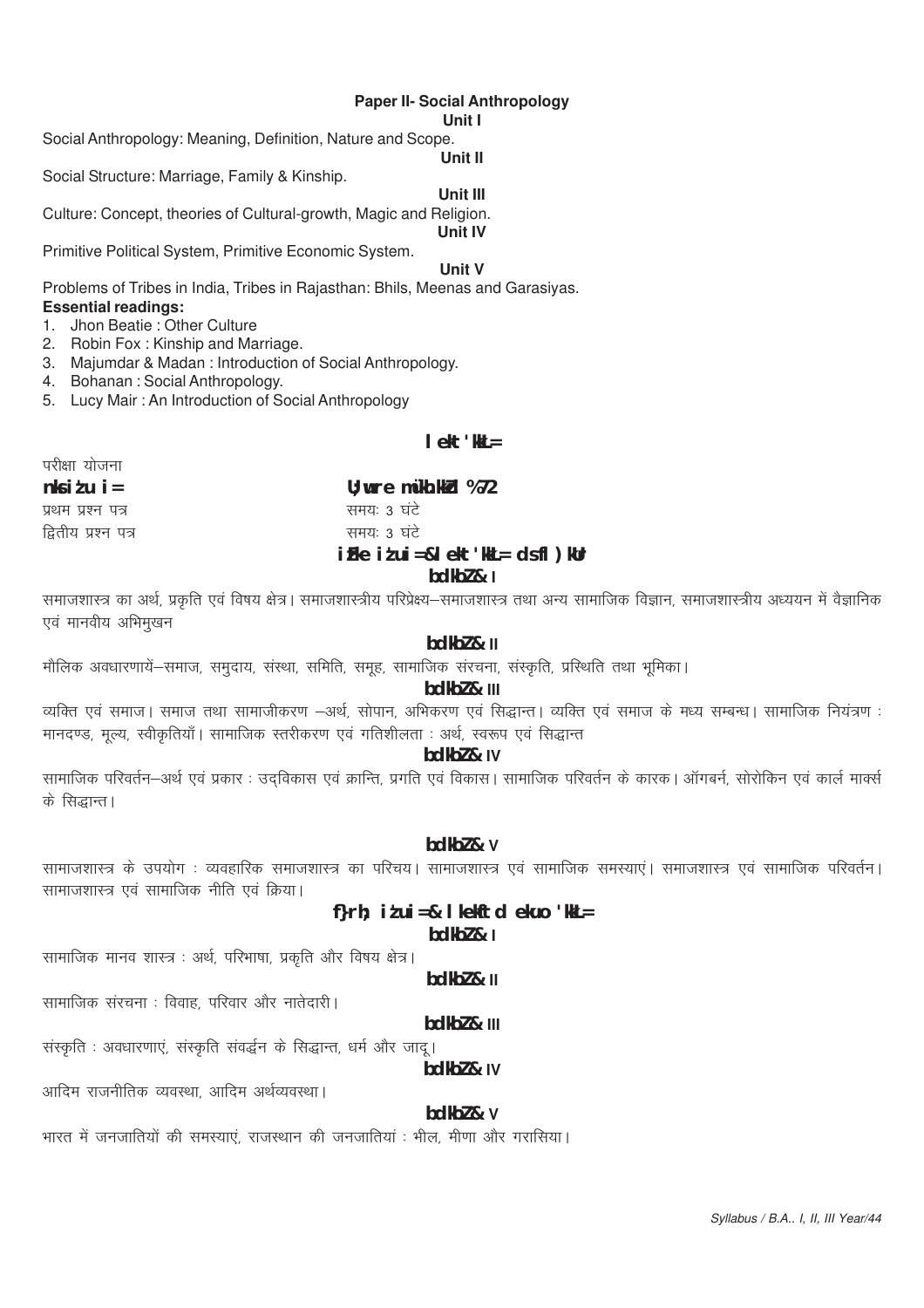**Paper II- Social Anthropology**

**Unit I**

Social Anthropology: Meaning, Definition, Nature and Scope.

**Unit II**

Social Structure: Marriage, Family & Kinship.

**Unit III**

Culture: Concept, theories of Cultural-growth, Magic and Religion.

**Unit IV**

Primitive Political System, Primitive Economic System.

**Unit V**

Problems of Tribes in India, Tribes in Rajasthan: Bhils, Meenas and Garasiyas.

**Essential readings:**

1. Jhon Beatie : Other Culture
2. Robin Fox : Kinship and Marriage.
3. Majumdar & Madan : Introduction of Social Anthropology.
4. Bohanan : Social Anthropology.
5. Lucy Mair : An Introduction of Social Anthropology

**lekt'kkL=**

परीक्षा योजना

**nks iz'u i=** **U;wure mÙkh.kkZad %72**

प्रथम प्रश्न पत्र समयः 3 घंटे

द्वितीय प्रश्न पत्र समयः 3 घंटे

**izFke iz'u i=&lekt'kkL= ds fl)kUr**

**bdkbZ& I**

समाजशास्त्र का अर्थ, प्रकृति एवं विषय क्षेत्र। समाजशास्त्रीय परिप्रेक्ष्य–समाजशास्त्र तथा अन्य सामाजिक विज्ञान, समाजशास्त्रीय अध्ययन में वैज्ञानिक एवं मानवीय अभिमुखन

**bdkbZ& II**

मौलिक अवधारणायें–समाज, समुदाय, संस्था, समिति, समूह, सामाजिक संरचना, संस्कृति, प्रस्थिति तथा भूमिका।

**bdkbZ& III**

व्यक्ति एवं समाज। समाज तथा सामाजीकरण –अर्थ, सोपान, अभिकरण एवं सिद्धान्त। व्यक्ति एवं समाज के मध्य सम्बन्ध। सामाजिक नियंत्रण : मानदण्ड, मूल्य, स्वीकृतियाँ। सामाजिक स्तरीकरण एवं गतिशीलता : अर्थ, स्वरूप एवं सिद्धान्त

**bdkbZ& IV**

सामाजिक परिवर्तन–अर्थ एवं प्रकार : उद्विकास एवं क्रान्ति, प्रगति एवं विकास। सामाजिक परिवर्तन के कारक। ऑगबर्न, सोरोकिन एवं कार्ल मार्क्स के सिद्धान्त।

**bdkbZ& V**

सामाजशास्त्र के उपयोग : व्यवहारिक समाजशास्त्र का परिचय। सामाजशास्त्र एवं सामाजिक समस्याएं। समाजशास्त्र एवं सामाजिक परिवर्तन। सामाजशास्त्र एवं सामाजिक नीति एवं क्रिया।

**f}rh; iz'u i=& lkekftd ekuo 'kkL=**

**bdkbZ& I**

सामाजिक मानव शास्त्र : अर्थ, परिभाषा, प्रकृति और विषय क्षेत्र।

**bdkbZ& II**

सामाजिक संरचना : विवाह, परिवार और नातेदारी।

**bdkbZ& III**

संस्कृति : अवधारणाएं, संस्कृति संवर्द्धन के सिद्धान्त, धर्म और जादू।

**bdkbZ& IV**

आदिम राजनीतिक व्यवस्था, आदिम अर्थव्यवस्था।

**bdkbZ& V**

भारत में जनजातियों की समस्याएं, राजस्थान की जनजातियां : भील, मीणा और गरासिया।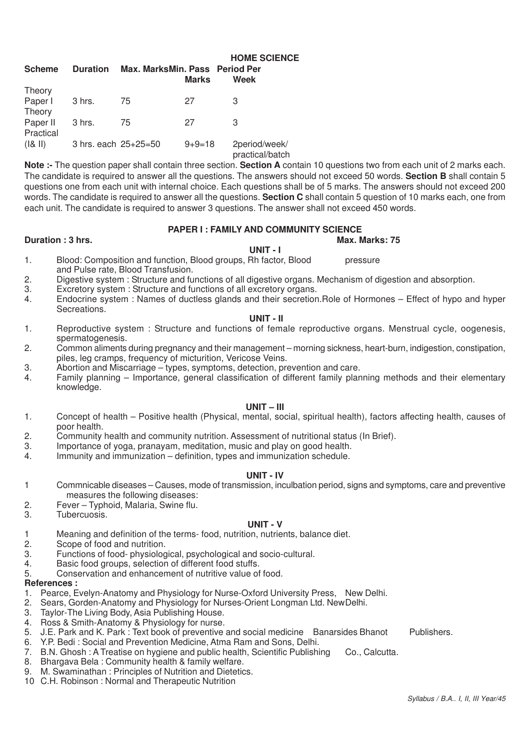## HOME SCIENCE

| Scheme | Duration | Max. Marks | Min. Pass Marks | Period Per Week |
|---|---|---|---|---|
| Theory Paper I | 3 hrs. | 75 | 27 | 3 |
| Theory Paper II | 3 hrs. | 75 | 27 | 3 |
| Practical (I& II) | 3 hrs. each | 25+25=50 | 9+9=18 | 2period/week/ practical/batch |

**Note :-** The question paper shall contain three section. **Section A** contain 10 questions two from each unit of 2 marks each. The candidate is required to answer all the questions. The answers should not exceed 50 words. **Section B** shall contain 5 questions one from each unit with internal choice. Each questions shall be of 5 marks. The answers should not exceed 200 words. The candidate is required to answer all the questions. **Section C** shall contain 5 question of 10 marks each, one from each unit. The candidate is required to answer 3 questions. The answer shall not exceed 450 words.

### PAPER I : FAMILY AND COMMUNITY SCIENCE

**Duration : 3 hrs.** **Max. Marks: 75**

#### UNIT - I

1. Blood: Composition and function, Blood groups, Rh factor, Blood pressure and Pulse rate, Blood Transfusion.
2. Digestive system : Structure and functions of all digestive organs. Mechanism of digestion and absorption.
3. Excretory system : Structure and functions of all excretory organs.
4. Endocrine system : Names of ductless glands and their secretion.Role of Hormones – Effect of hypo and hyper Secreations.

#### UNIT - II

1. Reproductive system : Structure and functions of female reproductive organs. Menstrual cycle, oogenesis, spermatogenesis.
2. Common aliments during pregnancy and their management – morning sickness, heart-burn, indigestion, constipation, piles, leg cramps, frequency of micturition, Vericose Veins.
3. Abortion and Miscarriage – types, symptoms, detection, prevention and care.
4. Family planning – Importance, general classification of different family planning methods and their elementary knowledge.

#### UNIT – III

1. Concept of health – Positive health (Physical, mental, social, spiritual health), factors affecting health, causes of poor health.
2. Community health and community nutrition. Assessment of nutritional status (In Brief).
3. Importance of yoga, pranayam, meditation, music and play on good health.
4. Immunity and immunization – definition, types and immunization schedule.

#### UNIT - IV

1. Commnicable diseases – Causes, mode of transmission, inculbation period, signs and symptoms, care and preventive measures the following diseases:
2. Fever – Typhoid, Malaria, Swine flu.
3. Tubercuosis.

#### UNIT - V

1. Meaning and definition of the terms- food, nutrition, nutrients, balance diet.
2. Scope of food and nutrition.
3. Functions of food- physiological, psychological and socio-cultural.
4. Basic food groups, selection of different food stuffs.
5. Conservation and enhancement of nutritive value of food.

**References :**

1. Pearce, Evelyn-Anatomy and Physiology for Nurse-Oxford University Press, New Delhi.
2. Sears, Gorden-Anatomy and Physiology for Nurses-Orient Longman Ltd. NewDelhi.
3. Taylor-The Living Body, Asia Publishing House.
4. Ross & Smith-Anatomy & Physiology for nurse.
5. J.E. Park and K. Park : Text book of preventive and social medicine Banarsides Bhanot Publishers.
6. Y.P. Bedi : Social and Prevention Medicine, Atma Ram and Sons, Delhi.
7. B.N. Ghosh : A Treatise on hygiene and public health, Scientific Publishing Co., Calcutta.
8. Bhargava Bela : Community health & family welfare.
9. M. Swaminathan : Principles of Nutrition and Dietetics.
10. C.H. Robinson : Normal and Therapeutic Nutrition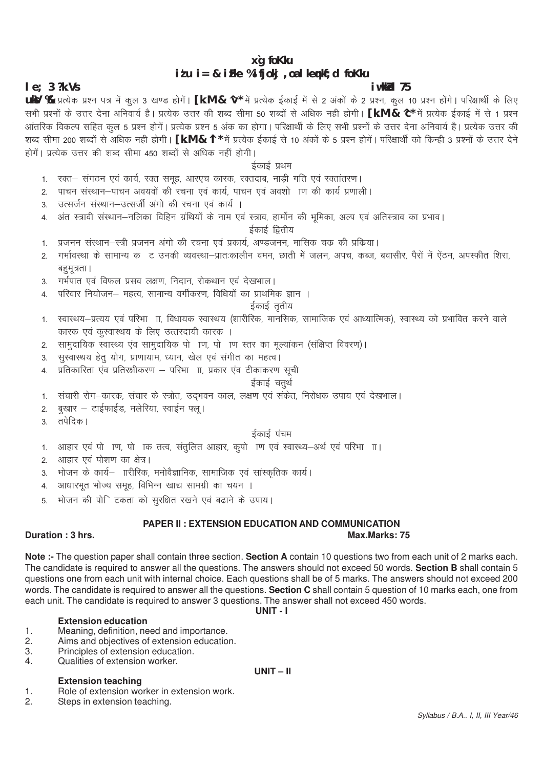# गृह विज्ञान

## प्रश्न पत्र – प्रथम : परिवार एवं सामुदायिक विज्ञान

**समय 3 घण्टे** **पूर्णांक 75**

**नोट :** प्रत्येक प्रश्न पत्र में कुल 3 खण्ड होगें। **खण्ड 'अ'** में प्रत्येक ईकाई में से 2 अंकों के 2 प्रश्न, कुल 10 प्रश्न होंगे। परिक्षार्थी के लिए सभी प्रश्नों के उत्तर देना अनिवार्य है। प्रत्येक उत्तर की शब्द सीमा 50 शब्दों से अधिक नही होगी। **खण्ड 'ब'** में प्रत्येक ईकाई में से 1 प्रश्न आंतरिक विकल्प सहित कुल 5 प्रश्न होगें। प्रत्येक प्रश्न 5 अंक का होगा। परिक्षार्थी के लिए सभी प्रश्नों के उत्तर देना अनिवार्य है। प्रत्येक उत्तर की शब्द सीमा 200 शब्दों से अधिक नही होगी। **खण्ड 'स'** में प्रत्येक ईकाई से 10 अंकों के 5 प्रश्न होगें। परिक्षार्थी को किन्ही 3 प्रश्नों के उत्तर देने होगें। प्रत्येक उत्तर की शब्द सीमा 450 शब्दों से अधिक नहीं होगी।

### ईकाई प्रथम

1. रक्त– संगठन एवं कार्य, रक्त समूह, आरएच कारक, रक्तदाब, नाड़ी गति एवं रक्तांतरण।
2. पाचन संस्थान–पाचन अवयवों की रचना एवं कार्य, पाचन एवं अवशोषण की कार्य प्रणाली।
3. उत्सर्जन संस्थान–उत्सर्जी अंगो की रचना एवं कार्य ।
4. अंत स्त्रावी संस्थान–नलिका विहिन ग्रंथियों के नाम एवं स्त्राव, हार्मोन की भूमिका, अल्प एवं अतिस्त्राव का प्रभाव।

### ईकाई द्वितीय

1. प्रजनन संस्थान–स्त्री प्रजनन अंगो की रचना एवं प्रकार्य, अण्डजनन, मासिक चक्र की प्रक्रिया।
2. गर्भावस्था के सामान्य कष्ट उनकी व्यवस्था–प्रातःकालीन वमन, छाती में जलन, अपच, कब्ज, बवासीर, पैरों में ऐंठन, अपस्फीत शिरा, बहुमूत्रता।
3. गर्भपात एवं विफल प्रसव लक्षण, निदान, रोकथान एवं देखभाल।
4. परिवार नियोजन– महत्व, सामान्य वर्गीकरण, विधियों का प्राथमिक ज्ञान ।

### ईकाई तृतीय

1. स्वास्थ्य–प्रत्यय एवं परिभाषा, विधायक स्वास्थय (शारीरिक, मानसिक, सामाजिक एवं आध्यात्मिक), स्वास्थ्य को प्रभावित करने वाले कारक एवं कुस्वास्थ्य के लिए उत्तरदायी कारक ।
2. सामुदायिक स्वास्थ्य एंव सामुदायिक पोषण, पोषण स्तर का मूल्यांकन (संक्षिप्त विवरण)।
3. सुस्वास्थय हेतु योग, प्राणायाम, ध्यान, खेल एवं संगीत का महत्व।
4. प्रतिकारिता एंव प्रतिरक्षीकरण – परिभाषा, प्रकार एंव टीकाकरण सूची

### ईकाई चतुर्थ

1. संचारी रोग–कारक, संचार के स्त्रोत, उद्भवन काल, लक्षण एवं संकेत, निरोधक उपाय एवं देखभाल।
2. बुखार – टाईफाईड, मलेरिया, स्वाईन फ्लू।
3. तपेदिक।

### ईकाई पंचम

1. आहार एवं पोषण, पोषक तत्व, संतुलित आहार, कुपोषण एवं स्वास्थ्य–अर्थ एवं परिभाषा।
2. आहार एवं पोशण का क्षेत्र।
3. भोजन के कार्य– शारीरिक, मनोवैज्ञानिक, सामाजिक एवं सांस्कृतिक कार्य।
4. आधारभूत भोज्य समूह, विभिन्न खाद्य सामग्री का चयन ।
5. भोजन की पोष्टिकता को सुरक्षित रखने एवं बढाने के उपाय।

## PAPER II : EXTENSION EDUCATION AND COMMUNICATION

**Duration : 3 hrs.** **Max.Marks: 75**

**Note :-** The question paper shall contain three section. **Section A** contain 10 questions two from each unit of 2 marks each. The candidate is required to answer all the questions. The answers should not exceed 50 words. **Section B** shall contain 5 questions one from each unit with internal choice. Each questions shall be of 5 marks. The answers should not exceed 200 words. The candidate is required to answer all the questions. **Section C** shall contain 5 question of 10 marks each, one from each unit. The candidate is required to answer 3 questions. The answer shall not exceed 450 words.

### UNIT - I

**Extension education**

1. Meaning, definition, need and importance.
2. Aims and objectives of extension education.
3. Principles of extension education.
4. Qualities of extension worker.

### UNIT – II

**Extension teaching**

1. Role of extension worker in extension work.
2. Steps in extension teaching.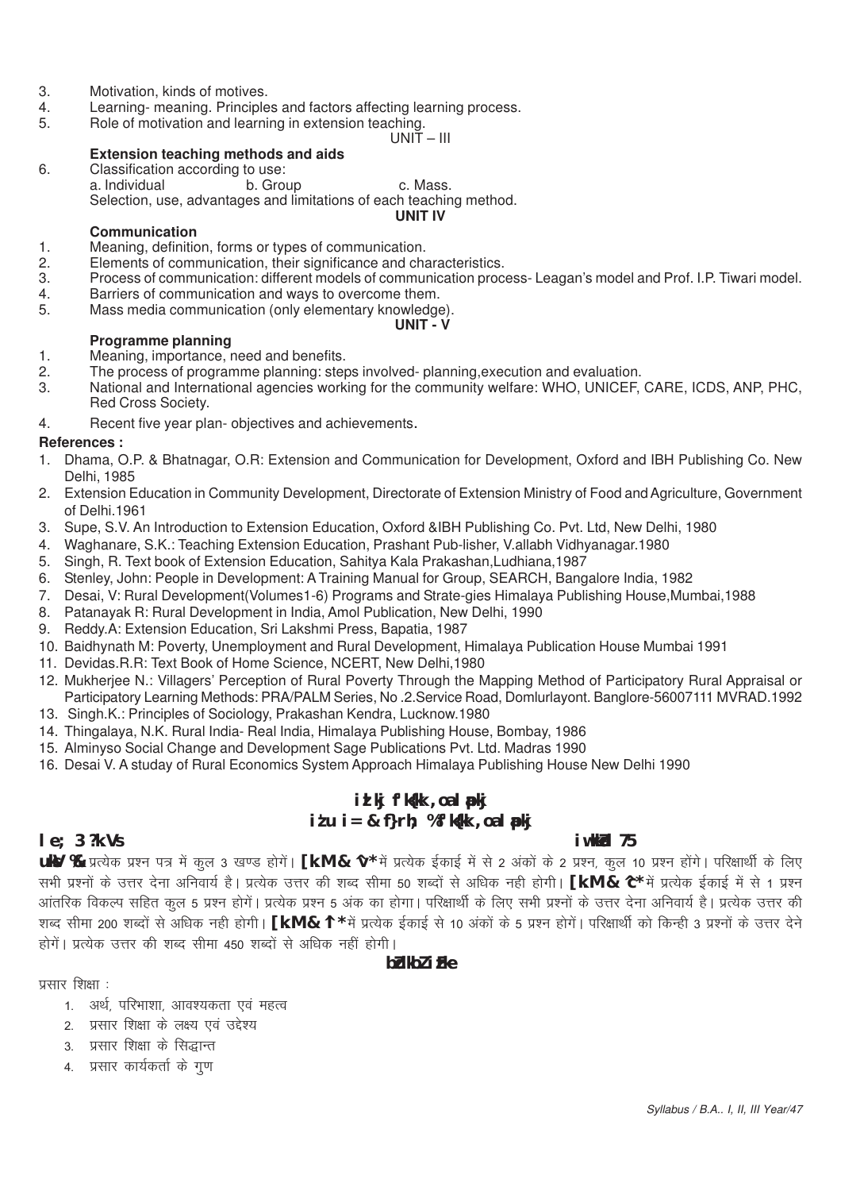3. Motivation, kinds of motives.
4. Learning- meaning. Principles and factors affecting learning process.
5. Role of motivation and learning in extension teaching.

**UNIT – III**

**Extension teaching methods and aids**

6. Classification according to use:
   a. Individual b. Group c. Mass.
   Selection, use, advantages and limitations of each teaching method.

**UNIT IV**

**Communication**

1. Meaning, definition, forms or types of communication.
2. Elements of communication, their significance and characteristics.
3. Process of communication: different models of communication process- Leagan's model and Prof. I.P. Tiwari model.
4. Barriers of communication and ways to overcome them.
5. Mass media communication (only elementary knowledge).

**UNIT - V**

**Programme planning**

1. Meaning, importance, need and benefits.
2. The process of programme planning: steps involved- planning,execution and evaluation.
3. National and International agencies working for the community welfare: WHO, UNICEF, CARE, ICDS, ANP, PHC, Red Cross Society.
4. Recent five year plan- objectives and achievements.

**References :**

1. Dhama, O.P. & Bhatnagar, O.R: Extension and Communication for Development, Oxford and IBH Publishing Co. New Delhi, 1985
2. Extension Education in Community Development, Directorate of Extension Ministry of Food and Agriculture, Government of Delhi.1961
3. Supe, S.V. An Introduction to Extension Education, Oxford &IBH Publishing Co. Pvt. Ltd, New Delhi, 1980
4. Waghanare, S.K.: Teaching Extension Education, Prashant Pub-lisher, V.allabh Vidhyanagar.1980
5. Singh, R. Text book of Extension Education, Sahitya Kala Prakashan,Ludhiana,1987
6. Stenley, John: People in Development: A Training Manual for Group, SEARCH, Bangalore India, 1982
7. Desai, V: Rural Development(Volumes1-6) Programs and Strate-gies Himalaya Publishing House,Mumbai,1988
8. Patanayak R: Rural Development in India, Amol Publication, New Delhi, 1990
9. Reddy.A: Extension Education, Sri Lakshmi Press, Bapatia, 1987
10. Baidhynath M: Poverty, Unemployment and Rural Development, Himalaya Publication House Mumbai 1991
11. Devidas.R.R: Text Book of Home Science, NCERT, New Delhi,1980
12. Mukherjee N.: Villagers' Perception of Rural Poverty Through the Mapping Method of Participatory Rural Appraisal or Participatory Learning Methods: PRA/PALM Series, No .2.Service Road, Domlurlayont. Banglore-56007111 MVRAD.1992
13. Singh.K.: Principles of Sociology, Prakashan Kendra, Lucknow.1980
14. Thingalaya, N.K. Rural India- Real India, Himalaya Publishing House, Bombay, 1986
15. Alminyso Social Change and Development Sage Publications Pvt. Ltd. Madras 1990
16. Desai V. A studay of Rural Economics System Approach Himalaya Publishing House New Delhi 1990

## प्रसार शिक्षा एवं संचार
## प्रश्न पत्र – द्वितीय :शिक्षा एवं संचार

**समय 3 घण्टे** **पूर्णांक 75**

**नोट :-** प्रत्येक प्रश्न पत्र में कुल 3 खण्ड होगें। **खण्ड-'अ'** में प्रत्येक ईकाई में से 2 अंकों के 2 प्रश्न, कुल 10 प्रश्न होंगे। परिक्षार्थी के लिए सभी प्रश्नों के उत्तर देना अनिवार्य है। प्रत्येक उत्तर की शब्द सीमा 50 शब्दों से अधिक नही होगी। **खण्ड-'ब'** में प्रत्येक ईकाई में से 1 प्रश्न आंतरिक विकल्प सहित कुल 5 प्रश्न होगें। प्रत्येक प्रश्न 5 अंक का होगा। परिक्षार्थी के लिए सभी प्रश्नों के उत्तर देना अनिवार्य है। प्रत्येक उत्तर की शब्द सीमा 200 शब्दों से अधिक नही होगी। **खण्ड-'स'** में प्रत्येक ईकाई से 10 अंकों के 5 प्रश्न होगें। परिक्षार्थी को किन्ही 3 प्रश्नों के उत्तर देने होगें। प्रत्येक उत्तर की शब्द सीमा 450 शब्दों से अधिक नहीं होगी।

**इकाई प्रथम**

प्रसार शिक्षा :

1. अर्थ, परिभाशा, आवश्यकता एवं महत्व
2. प्रसार शिक्षा के लक्ष्य एवं उद्देश्य
3. प्रसार शिक्षा के सिद्धान्त
4. प्रसार कार्यकर्ता के गुण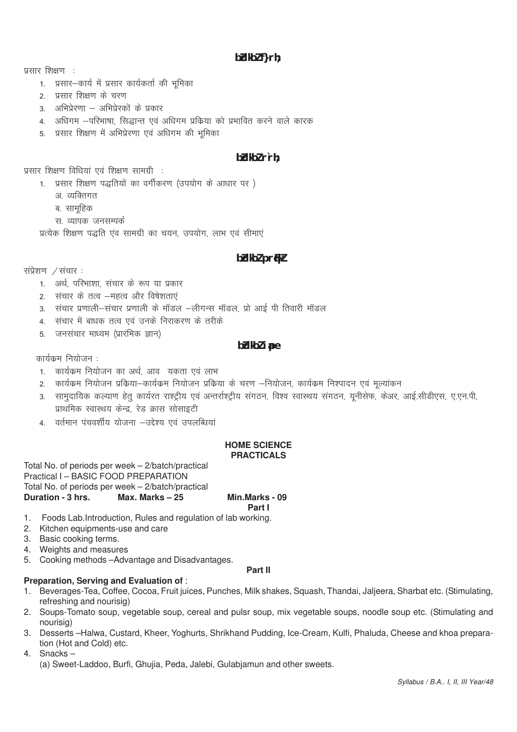## bdkbZ f}rh;

प्रसार शिक्षण :

1. प्रसार–कार्य में प्रसार कार्यकर्ता की भूमिका
2. प्रसार शिक्षण के चरण
3. अभिप्रेरणा – अभिप्रेरकों के प्रकार
4. अधिगम –परिभाषा, सिद्धान्त एवं अधिगम प्रक्रिया को प्रभावित करने वाले कारक
5. प्रसार शिक्षण में अभिप्रेरणा एवं अधिगम की भूमिका

## bdkbZ r`rh;

प्रसार शिक्षण विधियां एवं शिक्षण सामग्री :

1. प्रसार शिक्षण पद्धतियों का वर्गीकरण (उपयोग के आधार पर )
   अ. व्यक्तिगत
   ब. सामूहिक
   स. व्यापक जनसम्पर्क

प्रत्येक शिक्षण पद्धति एंव सामग्री का चयन, उपयोग, लाभ एवं सीमाएं

## bdkbZ prqFkZ

संप्रेशण /संचार :

1. अर्थ, परिभाशा, संचार के रूप या प्रकार
2. संचार के तत्व –महत्व और विषेशताएं
3. संचार प्रणाली–संचार प्रणाली के मॉडल –लीगन्स मॉडल, प्रो आई पी तिवारी मॉडल
4. संचार में बाधक तत्व एवं उनके निराकरण के तरीके
5. जनसंचार माध्यम (प्रारंभिक ज्ञान)

## bdkbZ iape

कार्यक्रम नियोजन :

1. कार्यक्रम नियोजन का अर्थ, आव यकता एवं लाभ
2. कार्यक्रम नियोजन प्रक्रिया–कार्यक्रम नियोजन प्रक्रिया के चरण –नियोजन, कार्यक्रम निश्पादन एवं मूल्यांकन
3. सामुदायिक कल्याण हेतु कार्यरत राश्ट्रीय एवं अन्तर्राश्ट्रीय संगठन, विश्व स्वास्थय संगठन, यूनीसेफ, केअर, आई.सीडीएस, ए.एन.पी, प्राथमिक स्वास्थय केन्द्र, रेड क्रास सोसाइटी
4. वर्तमान पंचवर्शीय योजना –उद्देश्य एवं उपलब्धियां

### HOME SCIENCE
### PRACTICALS

Total No. of periods per week – 2/batch/practical
Practical I – BASIC FOOD PREPARATION
Total No. of periods per week – 2/batch/practical
**Duration - 3 hrs.    Max. Marks – 25    Min.Marks - 09**

**Part I**

1. Foods Lab.Introduction, Rules and regulation of lab working.
2. Kitchen equipments-use and care
3. Basic cooking terms.
4. Weights and measures
5. Cooking methods –Advantage and Disadvantages.

**Part II**

**Preparation, Serving and Evaluation of** :

1. Beverages-Tea, Coffee, Cocoa, Fruit juices, Punches, Milk shakes, Squash, Thandai, Jaljeera, Sharbat etc. (Stimulating, refreshing and nourisig)
2. Soups-Tomato soup, vegetable soup, cereal and pulsr soup, mix vegetable soups, noodle soup etc. (Stimulating and nourisig)
3. Desserts –Halwa, Custard, Kheer, Yoghurts, Shrikhand Pudding, Ice-Cream, Kulfi, Phaluda, Cheese and khoa preparation (Hot and Cold) etc.
4. Snacks –
   (a) Sweet-Laddoo, Burfi, Ghujia, Peda, Jalebi, Gulabjamun and other sweets.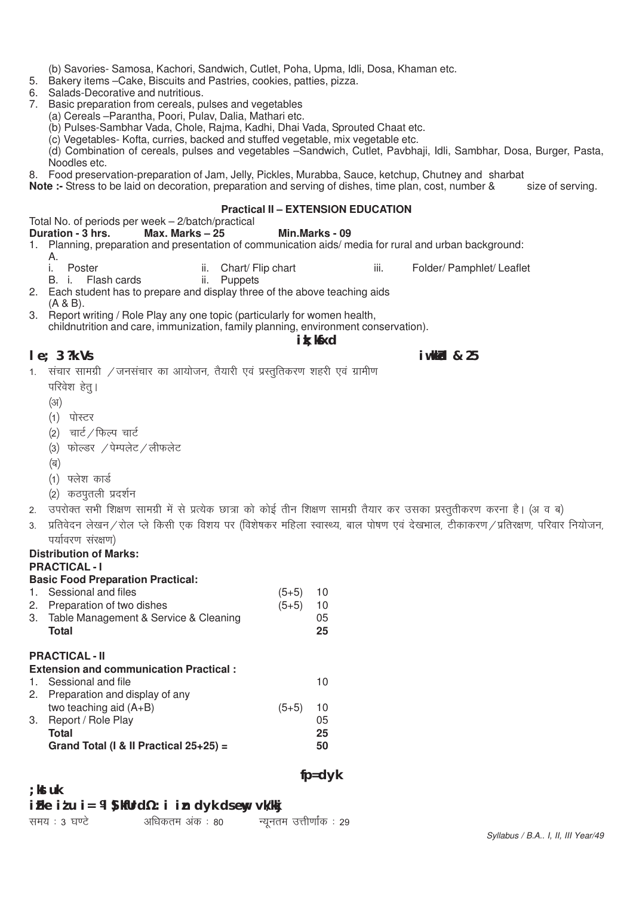(b) Savories- Samosa, Kachori, Sandwich, Cutlet, Poha, Upma, Idli, Dosa, Khaman etc.

5. Bakery items –Cake, Biscuits and Pastries, cookies, patties, pizza.
6. Salads-Decorative and nutritious.
7. Basic preparation from cereals, pulses and vegetables
   (a) Cereals –Parantha, Poori, Pulav, Dalia, Mathari etc.
   (b) Pulses-Sambhar Vada, Chole, Rajma, Kadhi, Dhai Vada, Sprouted Chaat etc.
   (c) Vegetables- Kofta, curries, backed and stuffed vegetable, mix vegetable etc.
   (d) Combination of cereals, pulses and vegetables –Sandwich, Cutlet, Pavbhaji, Idli, Sambhar, Dosa, Burger, Pasta, Noodles etc.
8. Food preservation-preparation of Jam, Jelly, Pickles, Murabba, Sauce, ketchup, Chutney and sharbat

**Note :-** Stress to be laid on decoration, preparation and serving of dishes, time plan, cost, number & size of serving.

### Practical II – EXTENSION EDUCATION

Total No. of periods per week – 2/batch/practical

**Duration - 3 hrs. Max. Marks – 25 Min.Marks - 09**

1. Planning, preparation and presentation of communication aids/ media for rural and urban background:
   A.
   i. Poster ii. Chart/ Flip chart iii. Folder/ Pamphlet/ Leaflet
   B. i. Flash cards ii. Puppets
2. Each student has to prepare and display three of the above teaching aids (A & B).
3. Report writing / Role Play any one topic (particularly for women health, childnutrition and care, immunization, family planning, environment conservation).

**izk;kfxd**

**le; 3 ?k.Vs** **iw.kkZd & 25**

1. संचार सामग्री /जनसंचार का आयोजन, तैयारी एवं प्रस्तुतिकरण शहरी एवं ग्रामीण परिवेश हेतु।
   (अ)
   (1) पोस्टर
   (2) चार्ट/फिल्प चार्ट
   (3) फोल्डर /पेम्पलेट/लीफलेट
   (ब)
   (1) फ्लेश कार्ड
   (2) कठपुतली प्रदर्शन
2. उपरोक्त सभी शिक्षण सामग्री में से प्रत्येक छात्रा को कोई तीन शिक्षण सामग्री तैयार कर उसका प्रस्तुतीकरण करना है। (अ व ब)
3. प्रतिवेदन लेखन/रोल प्ले किसी एक विशय पर (विशेषकर महिला स्वास्थ्य, बाल पोषण एवं देखभाल, टीकाकरण/प्रतिरक्षण, परिवार नियोजन, पर्यावरण संरक्षण)

**Distribution of Marks:**

**PRACTICAL - I**

**Basic Food Preparation Practical:**

| | | | |
|---|---|---|---|
| 1. | Sessional and files | (5+5) | 10 |
| 2. | Preparation of two dishes | (5+5) | 10 |
| 3. | Table Management & Service & Cleaning | | 05 |
| | **Total** | | **25** |

**PRACTICAL - II**

**Extension and communication Practical :**

| | | | |
|---|---|---|---|
| 1. | Sessional and file | | 10 |
| 2. | Preparation and display of any two teaching aid (A+B) | (5+5) | 10 |
| 3. | Report / Role Play | | 05 |
| | **Total** | | **25** |
| | **Grand Total (I & II Practical 25+25) =** | | **50** |

## fp=dyk

**;kstuk**

**izFke iz'u i= ¶ \$kfUrdΩ: i izn dykdsewy vk/kkj**

समय : 3 घण्टे अधिकतम अंक : 80 न्यूनतम उत्तीर्णांक : 29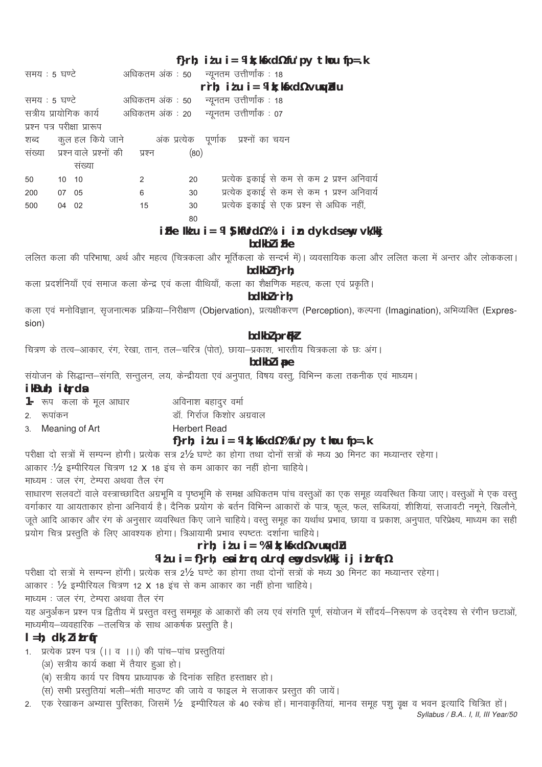## द्वितीय प्रश्न पत्र (प्रयोगात्मक) निश्चल जीवन चित्रण

समय : 5 घण्टे &nbsp;&nbsp;&nbsp;&nbsp; अधिकतम अंक : 50 &nbsp;&nbsp;&nbsp;&nbsp; न्यूनतम उत्तीर्णांक : 18

## तृतीय प्रश्न पत्र (प्रयोगात्मक) अनुकृति

समय : 5 घण्टे &nbsp;&nbsp;&nbsp;&nbsp; अधिकतम अंक : 50 &nbsp;&nbsp;&nbsp;&nbsp; न्यूनतम उत्तीर्णांक : 18

सत्रीय प्रायोगिक कार्य &nbsp;&nbsp;&nbsp;&nbsp; अधिकतम अंक : 20 &nbsp;&nbsp;&nbsp;&nbsp; न्यूनतम उत्तीर्णांक : 07

प्रश्न पत्र परीक्षा प्रारूप

| शब्द संख्या | कुल प्रश्न | हल किये जाने वाले प्रश्नों की संख्या | अंक प्रत्येक प्रश्न | पूर्णांक (80) | प्रश्नों का चयन |
|---|---|---|---|---|---|
| 50 | 10 | 10 | 2 | 20 | प्रत्येक इकाई से कम से कम 2 प्रश्न अनिवार्य |
| 200 | 07 | 05 | 6 | 30 | प्रत्येक इकाई से कम से कम 1 प्रश्न अनिवार्य |
| 500 | 04 | 02 | 15 | 30 | प्रत्येक इकाई से एक प्रश्न से अधिक नहीं, |
| | | | | 80 | |

## प्रथम प्रश्न पत्र (सैद्धान्तिक) : रूपप्रद कला के मूल आधार

### इकाई प्रथम

ललित कला की परिभाषा, अर्थ और महत्व (चित्रकला और मूर्तिकला के सन्दर्भ में)। व्यवसायिक कला और ललित कला में अन्तर और लोककला।

### इकाई द्वितीय

कला प्रदर्शनियाँ एवं समाज कला केन्द्र एवं कला वीथियाँ, कला का शैक्षणिक महत्व, कला एवं प्रकृति।

### इकाई तृतीय

कला एवं मनोविज्ञान, सृजनात्मक प्रक्रिया–निरीक्षण (Objervation), प्रत्यक्षीकरण (Perception), कल्पना (Imagination), अभिव्यक्ति (Expression)

### इकाई चतुर्थ

चित्रण के तत्व–आकार, रंग, रेखा, तान, तल–चरित्र (पोत), छाया–प्रकाश, भारतीय चित्रकला के छः अंग।

### इकाई पंचम

संयोजन के सिद्धान्त–संगति, सन्तुलन, लय, केन्द्रीयता एवं अनुपात, विषय वस्तु, विभिन्न कला तकनीक एवं माध्यम।

### पाठ्य पुस्तकें

1. रूप कला के मूल आधार — अविनाश बहादुर वर्मा
2. रूपांकन — डॉ. गिर्राज किशोर अग्रवाल
3. Meaning of Art — Herbert Read

## द्वितीय प्रश्न पत्र (प्रयोगात्मक) : निश्चल जीवन चित्रण

परीक्षा दो सत्रों में सम्पन्न होगी। प्रत्येक सत्र 2½ घण्टे का होगा तथा दोनों सत्रों के मध्य 30 मिनट का मध्यान्तर रहेगा।

आकार :½ इम्पीरियल चित्रण 12 X 18 इंच से कम आकार का नहीं होना चाहिये।

माध्यम : जल रंग, टेम्परा अथवा तैल रंग

साधारण सलवटों वाले वस्त्राच्छादित अग्रभूमि व पृष्ठभूमि के समक्ष अधिकतम पांच वस्तुओं का एक समूह व्यवस्थित किया जाए। वस्तुओं मे एक वस्तु वर्गाकार या आयताकार होना अनिवार्य है। दैनिक प्रयोग के बर्तन विभिन्न आकारों के पात्र, फूल, फल, सब्जियां, शीशियां, सजावटी नमूने, खिलौने, जूते आदि आकार और रंग के अनुसार व्यवस्थित किए जाने चाहिये। वस्तु समूह का यथार्थ प्रभाव, छाया व प्रकाश, अनुपात, परिप्रेक्ष्य, माध्यम का सही प्रयोग चित्र प्रस्तुति के लिए आवश्यक होगा। त्रिआयामी प्रभाव स्पष्टतः दर्शाना चाहिये।

## तृतीय प्रश्न पत्र (प्रयोगात्मक) अनुकृति

### (प्रश्न पत्र द्वितीय में प्रस्तुत वस्तु समूह के आधार पर प्रस्तुति)

परीक्षा दो सत्रों मे सम्पन्न होंगी। प्रत्येक सत्र 2½ घण्टे का होगा तथा दोनों सत्रों के मध्य 30 मिनट का मध्यान्तर रहेगा।

आकार : ½ इम्पीरियल चित्रण 12 X 18 इंच से कम आकार का नहीं होना चाहिये।

माध्यम : जल रंग, टेम्परा अथवा तैल रंग

यह अनुअंकन प्रश्न पत्र द्वितीय में प्रस्तुत वस्तु सममूह के आकारों की लय एवं संगति पूर्ण, संयोजन में सौंदर्य–निरूपण के उद्देश्य से रंगीन छटाओं, माध्यमीय–व्यवहारिक –तलचित्र के साथ आकर्षक प्रस्तुति है।

### सत्रीय कार्य प्रस्तुति

1. प्रत्येक प्रश्न पत्र (।। व ।।।) की पांच–पांच प्रस्तुतियां
   - (अ) सत्रीय कार्य कक्षा में तैयार हुआ हो।
   - (ब) सत्रीय कार्य पर विषय प्राध्यापक के दिनांक सहित हस्ताक्षर हो।
   - (स) सभी प्रस्तुतियां भली–भंती माउण्ट की जाये व फाइल मे सजाकर प्रस्तुत की जायें।
2. एक रेखाकन अभ्यास पुस्तिका, जिसमें ½ इम्पीरियल के 40 स्केच हों। मानवाकृतियां, मानव समूह पशु वृक्ष व भवन इत्यादि चित्रित हों।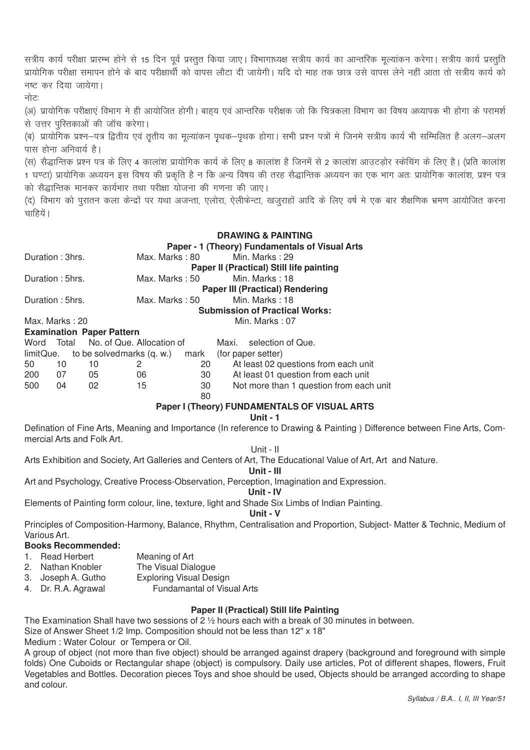सत्रीय कार्य परीक्षा प्रारम्भ होने से 15 दिन पूर्व प्रस्तुत किया जाए। विभागाध्यक्ष सत्रीय कार्य का आन्तरिक मूल्यांकन करेगा। सत्रीय कार्य प्रस्तुति प्रायोगिक परीक्षा समापन होने के बाद परीक्षार्थी को वापस लौटा दी जायेगी। यदि दो माह तक छात्र उसे वापस लेने नहीं आता तो सत्रीय कार्य को नष्ट कर दिया जायेगा।

नोटः

(अ) प्रायोगिक परीक्षाएं विभाग मे ही आयोजित होगी। बाह्य एवं आन्तरिक परीक्षक जो कि चित्रकला विभाग का विषय अध्यापक भी होगा के परामर्श से उत्तर पुस्तिकाओं की जॉच करेगा।

(ब) प्रायोगिक प्रश्न–पत्र द्वितीय एवं तृतीय का मूल्यांकन पृथक–पृथक होगा। सभी प्रश्न पत्रों मे जिनमे सत्रीय कार्य भी सम्मिलित है अलग–अलग पास होना अनिवार्य है।

(स) सैद्धान्तिक प्रश्न पत्र के लिए 4 कालांश प्रायोगिक कार्य के लिए 8 कालांश है जिनमें से 2 कालांश आउटड़ोर स्केचिंग के लिए है। (प्रति कालांश 1 घण्टा) प्रायोगिक अध्ययन इस विषय की प्रकृति है न कि अन्य विषय की तरह सैद्धान्तिक अध्ययन का एक भाग अतः प्रायोगिक कालांश, प्रश्न पत्र को सैद्धान्तिक मानकर कार्यभार तथा परीक्षा योजना की गणना की जाए।

(द) विभाग को पुरातन कला केन्द्रों पर यथा अजन्ता, एलोरा, ऐलीफेन्टा, खजुराहों आदि के लिए वर्ष मे एक बार शैक्षणिक भ्रमण आयोजित करना चाहियें।

## DRAWING & PAINTING

**Paper - 1 (Theory) Fundamentals of Visual Arts**

Duration : 3hrs. Max. Marks : 80 Min. Marks : 29

**Paper II (Practical) Still life painting**

Duration : 5hrs. Max. Marks : 50 Min. Marks : 18

**Paper III (Practical) Rendering**

Duration : 5hrs. Max. Marks : 50 Min. Marks : 18

**Submission of Practical Works:**

Max. Marks : 20 Min. Marks : 07

**Examination Paper Pattern**

| Word limit | Total Que. | No. of Que. to be solved | Allocation of marks (q. w.) | Maxi. mark | selection of Que. (for paper setter) |
|---|---|---|---|---|---|
| 50 | 10 | 10 | 2 | 20 | At least 02 questions from each unit |
| 200 | 07 | 05 | 06 | 30 | At least 01 question from each unit |
| 500 | 04 | 02 | 15 | 30 | Not more than 1 question from each unit |
| | | | | 80 | |

### Paper I (Theory) FUNDAMENTALS OF VISUAL ARTS

**Unit - 1**

Defination of Fine Arts, Meaning and Importance (In reference to Drawing & Painting ) Difference between Fine Arts, Commercial Arts and Folk Art.

Unit - II

Arts Exhibition and Society, Art Galleries and Centers of Art, The Educational Value of Art, Art and Nature.

**Unit - III**

Art and Psychology, Creative Process-Observation, Perception, Imagination and Expression.

**Unit - IV**

Elements of Painting form colour, line, texture, light and Shade Six Limbs of Indian Painting.

**Unit - V**

Principles of Composition-Harmony, Balance, Rhythm, Centralisation and Proportion, Subject- Matter & Technic, Medium of Various Art.

**Books Recommended:**

1. Read Herbert — Meaning of Art
2. Nathan Knobler — The Visual Dialogue
3. Joseph A. Gutho — Exploring Visual Design
4. Dr. R.A. Agrawal — Fundamantal of Visual Arts

### Paper II (Practical) Still life Painting

The Examination Shall have two sessions of 2 ½ hours each with a break of 30 minutes in between.

Size of Answer Sheet 1/2 Imp. Composition should not be less than 12" x 18"

Medium : Water Colour or Tempera or Oil.

A group of object (not more than five object) should be arranged against drapery (background and foreground with simple folds) One Cuboids or Rectangular shape (object) is compulsory. Daily use articles, Pot of different shapes, flowers, Fruit Vegetables and Bottles. Decoration pieces Toys and shoe should be used, Objects should be arranged according to shape and colour.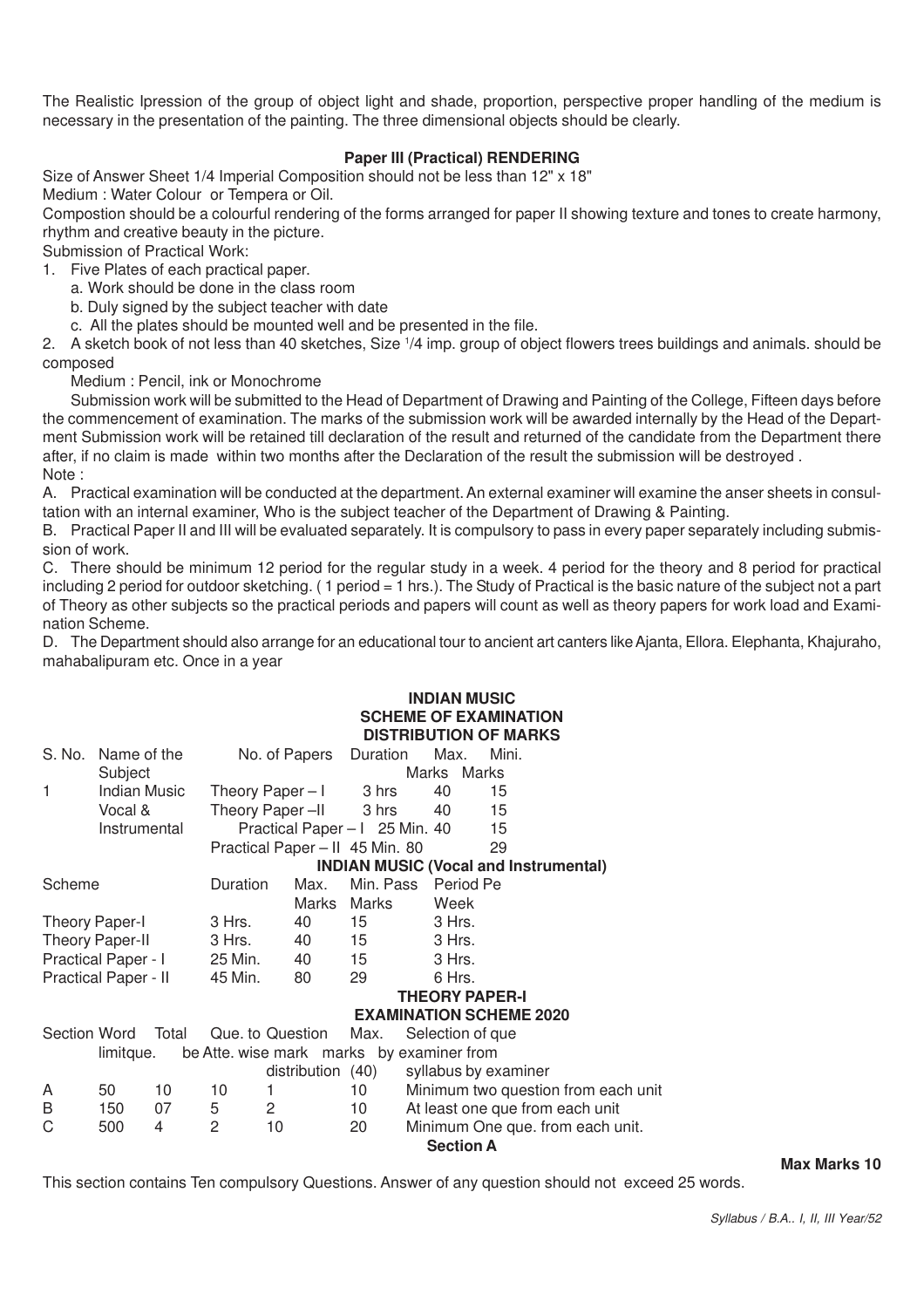The Realistic Ipression of the group of object light and shade, proportion, perspective proper handling of the medium is necessary in the presentation of the painting. The three dimensional objects should be clearly.

### Paper III (Practical) RENDERING

Size of Answer Sheet 1/4 Imperial Composition should not be less than 12" x 18"

Medium : Water Colour or Tempera or Oil.

Compostion should be a colourful rendering of the forms arranged for paper II showing texture and tones to create harmony, rhythm and creative beauty in the picture.

Submission of Practical Work:

1. Five Plates of each practical paper.
   a. Work should be done in the class room
   b. Duly signed by the subject teacher with date
   c. All the plates should be mounted well and be presented in the file.
2. A sketch book of not less than 40 sketches, Size 1/4 imp. group of object flowers trees buildings and animals. should be composed

   Medium : Pencil, ink or Monochrome

   Submission work will be submitted to the Head of Department of Drawing and Painting of the College, Fifteen days before the commencement of examination. The marks of the submission work will be awarded internally by the Head of the Department Submission work will be retained till declaration of the result and returned of the candidate from the Department there after, if no claim is made within two months after the Declaration of the result the submission will be destroyed .

Note :

A. Practical examination will be conducted at the department. An external examiner will examine the anser sheets in consultation with an internal examiner, Who is the subject teacher of the Department of Drawing & Painting.

B. Practical Paper II and III will be evaluated separately. It is compulsory to pass in every paper separately including submission of work.

C. There should be minimum 12 period for the regular study in a week. 4 period for the theory and 8 period for practical including 2 period for outdoor sketching. ( 1 period = 1 hrs.). The Study of Practical is the basic nature of the subject not a part of Theory as other subjects so the practical periods and papers will count as well as theory papers for work load and Examination Scheme.

D. The Department should also arrange for an educational tour to ancient art canters like Ajanta, Ellora. Elephanta, Khajuraho, mahabalipuram etc. Once in a year

## INDIAN MUSIC
### SCHEME OF EXAMINATION
### DISTRIBUTION OF MARKS

| S. No. | Name of the Subject | No. of Papers | Duration | Max. Marks | Mini. Marks |
|---|---|---|---|---|---|
| 1 | Indian Music Vocal & Instrumental | Theory Paper – I | 3 hrs | 40 | 15 |
| | | Theory Paper –II | 3 hrs | 40 | 15 |
| | | Practical Paper – I | 25 Min. | 40 | 15 |
| | | Practical Paper – II | 45 Min. | 80 | 29 |

### INDIAN MUSIC (Vocal and Instrumental)

| Scheme | Duration | Max. Marks | Min. Pass Marks | Period Pe Week |
|---|---|---|---|---|
| Theory Paper-I | 3 Hrs. | 40 | 15 | 3 Hrs. |
| Theory Paper-II | 3 Hrs. | 40 | 15 | 3 Hrs. |
| Practical Paper - I | 25 Min. | 40 | 15 | 3 Hrs. |
| Practical Paper - II | 45 Min. | 80 | 29 | 6 Hrs. |

### THEORY PAPER-I
### EXAMINATION SCHEME 2020

| Section | Word limitque. | Total | Que. to be Atte. | Question wise mark distribution | Max. marks (40) | Selection of que by examiner from syllabus by examiner |
|---|---|---|---|---|---|---|
| A | 50 | 10 | 10 | 1 | 10 | Minimum two question from each unit |
| B | 150 | 07 | 5 | 2 | 10 | At least one que from each unit |
| C | 500 | 4 | 2 | 10 | 20 | Minimum One que. from each unit. |

### Section A

**Max Marks 10**

This section contains Ten compulsory Questions. Answer of any question should not exceed 25 words.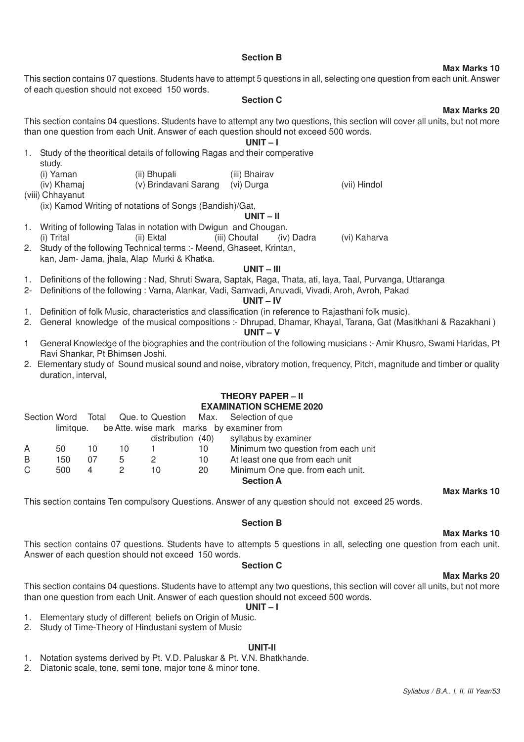### Section B

**Max Marks 10**

This section contains 07 questions. Students have to attempt 5 questions in all, selecting one question from each unit. Answer of each question should not exceed 150 words.

### Section C

**Max Marks 20**

This section contains 04 questions. Students have to attempt any two questions, this section will cover all units, but not more than one question from each Unit. Answer of each question should not exceed 500 words.

### UNIT – I

1. Study of the theoritical details of following Ragas and their comperative study.
   (i) Yaman (ii) Bhupali (iii) Bhairav
   (iv) Khamaj (v) Brindavani Sarang (vi) Durga (vii) Hindol
   (viii) Chhayanut
   (ix) Kamod Writing of notations of Songs (Bandish)/Gat,

### UNIT – II

1. Writing of following Talas in notation with Dwigun and Chougan.
   (i) Trital (ii) Ektal (iii) Choutal (iv) Dadra (vi) Kaharva
2. Study of the following Technical terms :- Meend, Ghaseet, Krintan, kan, Jam- Jama, jhala, Alap Murki & Khatka.

### UNIT – III

1. Definitions of the following : Nad, Shruti Swara, Saptak, Raga, Thata, ati, laya, Taal, Purvanga, Uttaranga
2- Definitions of the following : Varna, Alankar, Vadi, Samvadi, Anuvadi, Vivadi, Aroh, Avroh, Pakad

### UNIT – IV

1. Definition of folk Music, characteristics and classification (in reference to Rajasthani folk music).
2. General knowledge of the musical compositions :- Dhrupad, Dhamar, Khayal, Tarana, Gat (Masitkhani & Razakhani )

### UNIT – V

1 General Knowledge of the biographies and the contribution of the following musicians :- Amir Khusro, Swami Haridas, Pt Ravi Shankar, Pt Bhimsen Joshi.
2. Elementary study of Sound musical sound and noise, vibratory motion, frequency, Pitch, magnitude and timber or quality duration, interval,

## THEORY PAPER – II

## EXAMINATION SCHEME 2020

| Section | Word limitque. | Total | Que. to be Atte. | Question wise mark distribution | Max. marks (40) | Selection of que by examiner from syllabus by examiner |
|---|---|---|---|---|---|---|
| A | 50 | 10 | 10 | 1 | 10 | Minimum two question from each unit |
| B | 150 | 07 | 5 | 2 | 10 | At least one que from each unit |
| C | 500 | 4 | 2 | 10 | 20 | Minimum One que. from each unit. |

### Section A

**Max Marks 10**

This section contains Ten compulsory Questions. Answer of any question should not exceed 25 words.

### Section B

**Max Marks 10**

This section contains 07 questions. Students have to attempts 5 questions in all, selecting one question from each unit. Answer of each question should not exceed 150 words.

### Section C

**Max Marks 20**

This section contains 04 questions. Students have to attempt any two questions, this section will cover all units, but not more than one question from each Unit. Answer of each question should not exceed 500 words.

### UNIT – I

1. Elementary study of different beliefs on Origin of Music.
2. Study of Time-Theory of Hindustani system of Music

### UNIT-II

1. Notation systems derived by Pt. V.D. Paluskar & Pt. V.N. Bhatkhande.
2. Diatonic scale, tone, semi tone, major tone & minor tone.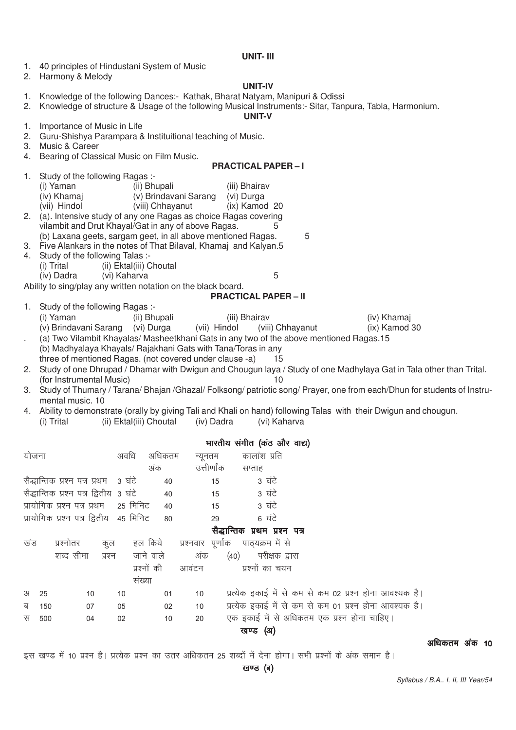### UNIT- III

1. 40 principles of Hindustani System of Music
2. Harmony & Melody

### UNIT-IV

1. Knowledge of the following Dances:- Kathak, Bharat Natyam, Manipuri & Odissi
2. Knowledge of structure & Usage of the following Musical Instruments:- Sitar, Tanpura, Tabla, Harmonium.

### UNIT-V

1. Importance of Music in Life
2. Guru-Shishya Parampara & Instituitional teaching of Music.
3. Music & Career
4. Bearing of Classical Music on Film Music.

### PRACTICAL PAPER – I

1. Study of the following Ragas :-
   (i) Yaman (ii) Bhupali (iii) Bhairav
   (iv) Khamaj (v) Brindavani Sarang (vi) Durga
   (vii) Hindol (viii) Chhayanut (ix) Kamod 20
2. (a). Intensive study of any one Ragas as choice Ragas covering vilambit and Drut Khayal/Gat in any of above Ragas. 5
   (b) Laxana geets, sargam geet, in all above mentioned Ragas. 5
3. Five Alankars in the notes of That Bilaval, Khamaj and Kalyan.5
4. Study of the following Talas :-
   (i) Trital (ii) Ektal(iii) Choutal
   (iv) Dadra (vi) Kaharva 5

Ability to sing/play any written notation on the black board.

### PRACTICAL PAPER – II

1. Study of the following Ragas :-
   (i) Yaman (ii) Bhupali (iii) Bhairav (iv) Khamaj
   (v) Brindavani Sarang (vi) Durga (vii) Hindol (viii) Chhayanut (ix) Kamod 30
   . (a) Two Vilambit Khayalas/ Masheetkhani Gats in any two of the above mentioned Ragas.15
   (b) Madhyalaya Khayals/ Rajakhani Gats with Tana/Toras in any three of mentioned Ragas. (not covered under clause -a) 15
2. Study of one Dhrupad / Dhamar with Dwigun and Chougun laya / Study of one Madhylaya Gat in Tala other than Trital. (for Instrumental Music) 10
3. Study of Thumary / Tarana/ Bhajan /Ghazal/ Folksong/ patriotic song/ Prayer, one from each/Dhun for students of Instrumental music. 10
4. Ability to demonstrate (orally by giving Tali and Khali on hand) following Talas with their Dwigun and chougun.
   (i) Trital (ii) Ektal(iii) Choutal (iv) Dadra (vi) Kaharva

### भारतीय संगीत (कंठ और वाद्य)

| योजना | अवधि | अधिकतम अंक | न्यूनतम उत्तीर्णांक | कालांश प्रति सप्ताह |
|---|---|---|---|---|
| सैद्धान्तिक प्रश्न पत्र प्रथम | 3 घंटे | 40 | 15 | 3 घंटे |
| सैद्धान्तिक प्रश्न पत्र द्वितीय | 3 घंटे | 40 | 15 | 3 घंटे |
| प्रायोगिक प्रश्न पत्र प्रथम | 25 मिनिट | 40 | 15 | 3 घंटे |
| प्रायोगिक प्रश्न पत्र द्वितीय | 45 मिनिट | 80 | 29 | 6 घंटे |

### सैद्धान्तिक प्रथम प्रश्न पत्र

| खंड | प्रश्नोतर शब्द सीमा | कुल प्रश्न | हल किये जाने वाले प्रश्नों की संख्या | प्रश्नवार अंक आवंटन | पूर्णांक (40) | पाठ्यक्रम में से परीक्षक द्वारा प्रश्नों का चयन |
|---|---|---|---|---|---|---|
| अ | 25 | 10 | 10 | 01 | 10 | प्रत्येक इकाई में से कम से कम 02 प्रश्न होना आवश्यक है। |
| ब | 150 | 07 | 05 | 02 | 10 | प्रत्येक इकाई में से कम से कम 01 प्रश्न होना आवश्यक है। |
| स | 500 | 04 | 02 | 10 | 20 | एक इकाई में से अधिकतम एक प्रश्न होना चाहिए। |

### खण्ड (अ)

**अधिकतम अंक 10**

इस खण्ड में 10 प्रश्न है। प्रत्येक प्रश्न का उत्तर अधिकतम 25 शब्दों में देना होगा। सभी प्रश्नों के अंक समान है।

### खण्ड (ब)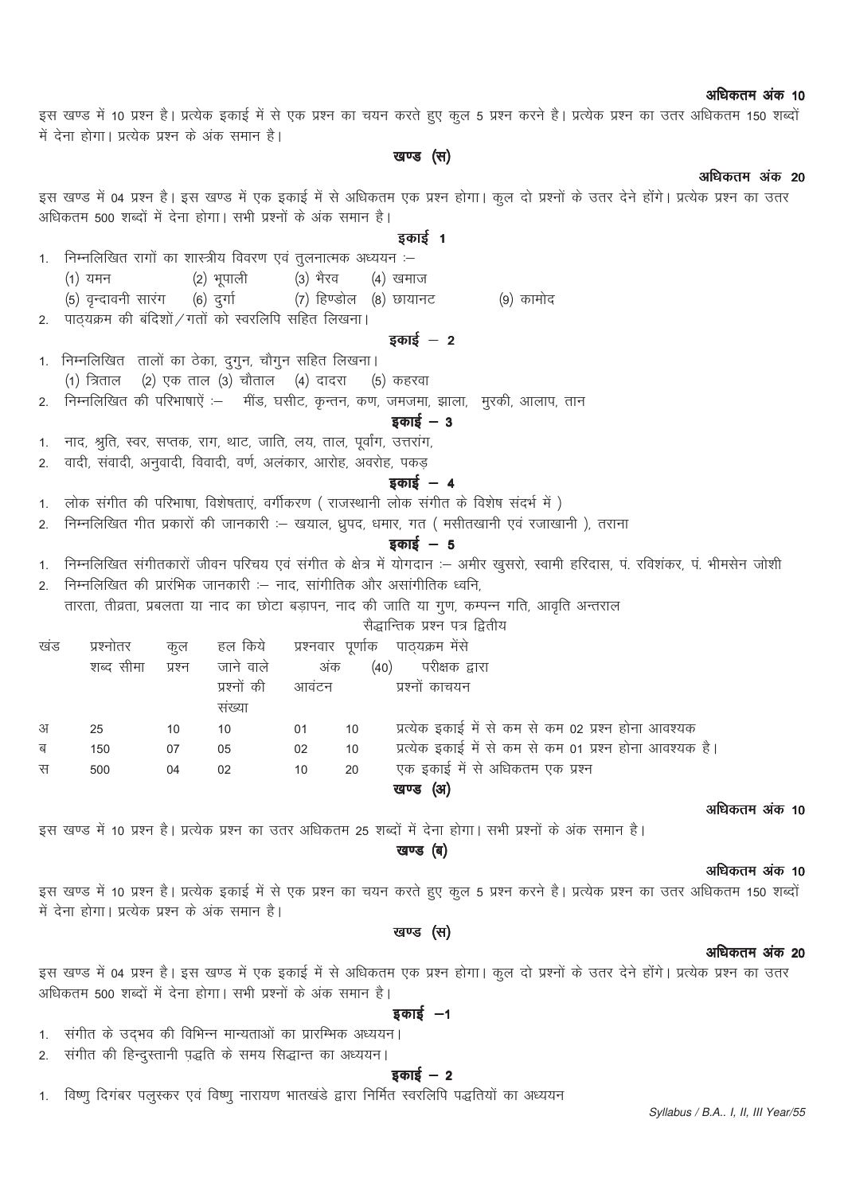**अधिकतम अंक 10**

इस खण्ड में 10 प्रश्न है। प्रत्येक इकाई में से एक प्रश्न का चयन करते हुए कुल 5 प्रश्न करने है। प्रत्येक प्रश्न का उत्तर अधिकतम 150 शब्दों में देना होगा। प्रत्येक प्रश्न के अंक समान है।

### खण्ड (स)

**अधिकतम अंक 20**

इस खण्ड में 04 प्रश्न है। इस खण्ड में एक इकाई में से अधिकतम एक प्रश्न होगा। कुल दो प्रश्नों के उत्तर देने होंगे। प्रत्येक प्रश्न का उत्तर अधिकतम 500 शब्दों में देना होगा। सभी प्रश्नों के अंक समान है।

### इकाई 1

1. निम्नलिखित रागों का शास्त्रीय विवरण एवं तुलनात्मक अध्ययन :—
   (1) यमन (2) भूपाली (3) भैरव (4) खमाज
   (5) वृन्दावनी सारंग (6) दुर्गा (7) हिण्डोल (8) छायानट (9) कामोद
2. पाठ्यक्रम की बंदिशों / गतों को स्वरलिपि सहित लिखना।

### इकाई – 2

1. निम्नलिखित तालों का ठेका, दुगुन, चौगुन सहित लिखना।
   (1) त्रिताल (2) एक ताल (3) चौताल (4) दादरा (5) कहरवा
2. निम्नलिखित की परिभाषाऐं :— मींड, घसीट, कृन्तन, कण, जमजमा, झाला, मुरकी, आलाप, तान

### इकाई – 3

1. नाद, श्रुति, स्वर, सप्तक, राग, थाट, जाति, लय, ताल, पूर्वांग, उत्तरांग,
2. वादी, संवादी, अनुवादी, विवादी, वर्ण, अलंकार, आरोह, अवरोह, पकड़

### इकाई – 4

1. लोक संगीत की परिभाषा, विशेषताएं, वर्गीकरण ( राजस्थानी लोक संगीत के विशेष संदर्भ में )
2. निम्नलिखित गीत प्रकारों की जानकारी :— खयाल, ध्रुपद, धमार, गत ( मसीतखानी एवं रजाखानी ), तराना

### इकाई – 5

1. निम्नलिखित संगीतकारों जीवन परिचय एवं संगीत के क्षेत्र में योगदान :— अमीर खुसरो, स्वामी हरिदास, पं. रविशंकर, पं. भीमसेन जोशी
2. निम्नलिखित की प्रारंभिक जानकारी :— नाद, सांगीतिक और असांगीतिक ध्वनि,
   तारता, तीव्रता, प्रबलता या नाद का छोटा बड़ापन, नाद की जाति या गुण, कम्पन्न गति, आवृति अन्तराल

## सैद्धान्तिक प्रश्न पत्र द्वितीय

| खंड | प्रश्नोतर शब्द सीमा | कुल प्रश्न | हल किये जाने वाले प्रश्नों की संख्या | प्रश्नवार अंक आवंटन | पूर्णांक (40) | पाठ्यक्रम मेंसे परीक्षक द्वारा प्रश्नों काचयन |
|---|---|---|---|---|---|---|
| अ | 25 | 10 | 10 | 01 | 10 | प्रत्येक इकाई में से कम से कम 02 प्रश्न होना आवश्यक |
| ब | 150 | 07 | 05 | 02 | 10 | प्रत्येक इकाई में से कम से कम 01 प्रश्न होना आवश्यक है। |
| स | 500 | 04 | 02 | 10 | 20 | एक इकाई में से अधिकतम एक प्रश्न |

### खण्ड (अ)

**अधिकतम अंक 10**

इस खण्ड में 10 प्रश्न है। प्रत्येक प्रश्न का उत्तर अधिकतम 25 शब्दों में देना होगा। सभी प्रश्नों के अंक समान है।

### खण्ड (ब)

**अधिकतम अंक 10**

इस खण्ड में 10 प्रश्न है। प्रत्येक इकाई में से एक प्रश्न का चयन करते हुए कुल 5 प्रश्न करने है। प्रत्येक प्रश्न का उत्तर अधिकतम 150 शब्दों में देना होगा। प्रत्येक प्रश्न के अंक समान है।

### खण्ड (स)

**अधिकतम अंक 20**

इस खण्ड में 04 प्रश्न है। इस खण्ड में एक इकाई में से अधिकतम एक प्रश्न होगा। कुल दो प्रश्नों के उत्तर देने होंगे। प्रत्येक प्रश्न का उत्तर अधिकतम 500 शब्दों में देना होगा। सभी प्रश्नों के अंक समान है।

### इकाई –1

1. संगीत के उद्भव की विभिन्न मान्यताओं का प्रारम्भिक अध्ययन।
2. संगीत की हिन्दुस्तानी पद्धति के समय सिद्धान्त का अध्ययन।

### इकाई – 2

1. विष्णु दिगंबर पलुस्कर एवं विष्णु नारायण भातखंडे द्वारा निर्मित स्वरलिपि पद्धतियों का अध्ययन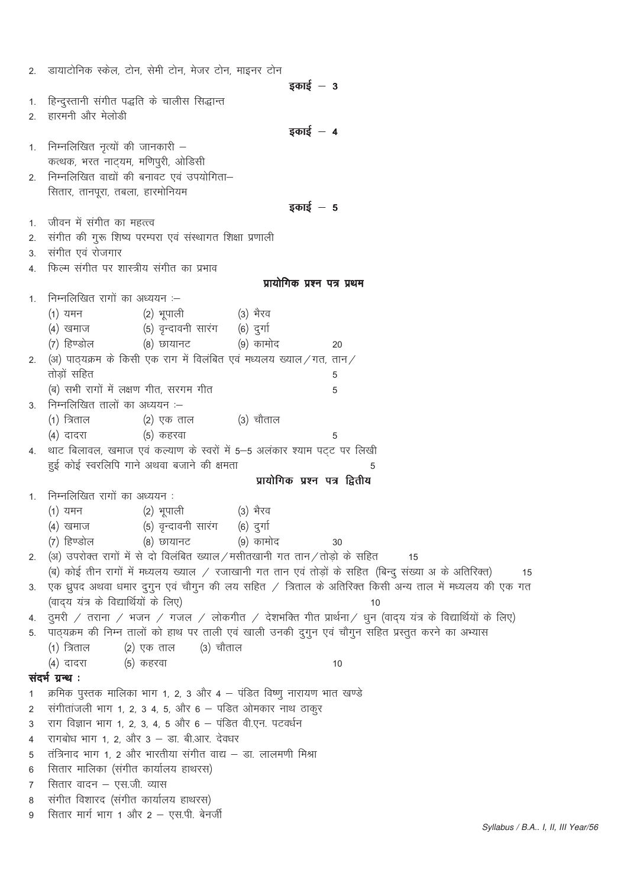2. डायाटोनिक स्केल, टोन, सेमी टोन, मेजर टोन, माइनर टोन

### इकाई – 3

1. हिन्दुस्तानी संगीत पद्धति के चालीस सिद्धान्त
2. हारमनी और मेलोडी

### इकाई – 4

1. निम्नलिखित नृत्यों की जानकारी –
   कत्थक, भरत नाट्यम, मणिपुरी, ओडिसी
2. निम्नलिखित वाद्यों की बनावट एवं उपयोगिता–
   सितार, तानपूरा, तबला, हारमोनियम

### इकाई – 5

1. जीवन में संगीत का महत्त्व
2. संगीत की गुरू शिष्य परम्परा एवं संस्थागत शिक्षा प्रणाली
3. संगीत एवं रोजगार
4. फिल्म संगीत पर शास्त्रीय संगीत का प्रभाव

### प्रायोगिक प्रश्न पत्र प्रथम

1. निम्नलिखित रागों का अध्ययन :–
   (1) यमन (2) भूपाली (3) भैरव
   (4) खमाज (5) वृन्दावनी सारंग (6) दुर्गा
   (7) हिण्डोल (8) छायानट (9) कामोद — 20
2. (अ) पाठ्यक्रम के किसी एक राग में विलंबित एवं मध्यलय ख्याल/गत, तान/तोड़ों सहित — 5
   (ब) सभी रागों में लक्षण गीत, सरगम गीत — 5
3. निम्नलिखित तालों का अध्ययन :–
   (1) त्रिताल (2) एक ताल (3) चौताल
   (4) दादरा (5) कहरवा — 5
4. थाट बिलावल, खमाज एवं कल्याण के स्वरों में 5–5 अलंकार श्याम पट्ट पर लिखी हुई कोई स्वरलिपि गाने अथवा बजाने की क्षमता — 5

### प्रायोगिक प्रश्न पत्र द्वितीय

1. निम्नलिखित रागों का अध्ययन :
   (1) यमन (2) भूपाली (3) भैरव
   (4) खमाज (5) वृन्दावनी सारंग (6) दुर्गा
   (7) हिण्डोल (8) छायानट (9) कामोद — 30
2. (अ) उपरोक्त रागों में से दो विलंबित ख्याल/मसीतखानी गत तान/तोड़ो के सहित — 15
   (ब) कोई तीन रागों में मध्यलय ख्याल / रजाखानी गत तान एवं तोड़ों के सहित (बिन्दु संख्या अ के अतिरिक्त) — 15
3. एक ध्रुपद अथवा धमार दुगुन एवं चौगुन की लय सहित / त्रिताल के अतिरिक्त किसी अन्य ताल में मध्यलय की एक गत (वाद्य यंत्र के विद्यार्थियों के लिए) — 10
4. ठुमरी / तराना / भजन / गजल / लोकगीत / देशभक्ति गीत प्रार्थना/ धुन (वाद्य यंत्र के विद्यार्थियों के लिए)
5. पाठ्यक्रम की निम्न तालों को हाथ पर ताली एवं खाली उनकी दुगुन एवं चौगुन सहित प्रस्तुत करने का अभ्यास
   (1) त्रिताल (2) एक ताल (3) चौताल
   (4) दादरा (5) कहरवा — 10

**संदर्भ ग्रन्थ :**

1. क्रमिक पुस्तक मालिका भाग 1, 2, 3 और 4 – पंडित विष्णु नारायण भात खण्डे
2. संगीतांजली भाग 1, 2, 3 4, 5, और 6 – पडित ओमकार नाथ ठाकुर
3. राग विज्ञान भाग 1, 2, 3, 4, 5 और 6 – पंडित वी.एन. पटवर्धन
4. रागबोध भाग 1, 2, और 3 – डा. बी.आर. देवधर
5. तंत्रिनाद भाग 1, 2 और भारतीया संगीत वाद्य – डा. लालमणी मिश्रा
6. सितार मालिका (संगीत कार्यालय हाथरस)
7. सितार वादन – एस.जी. व्यास
8. संगीत विशारद (संगीत कार्यालय हाथरस)
9. सितार मार्ग भाग 1 और 2 – एस.पी. बेनर्जी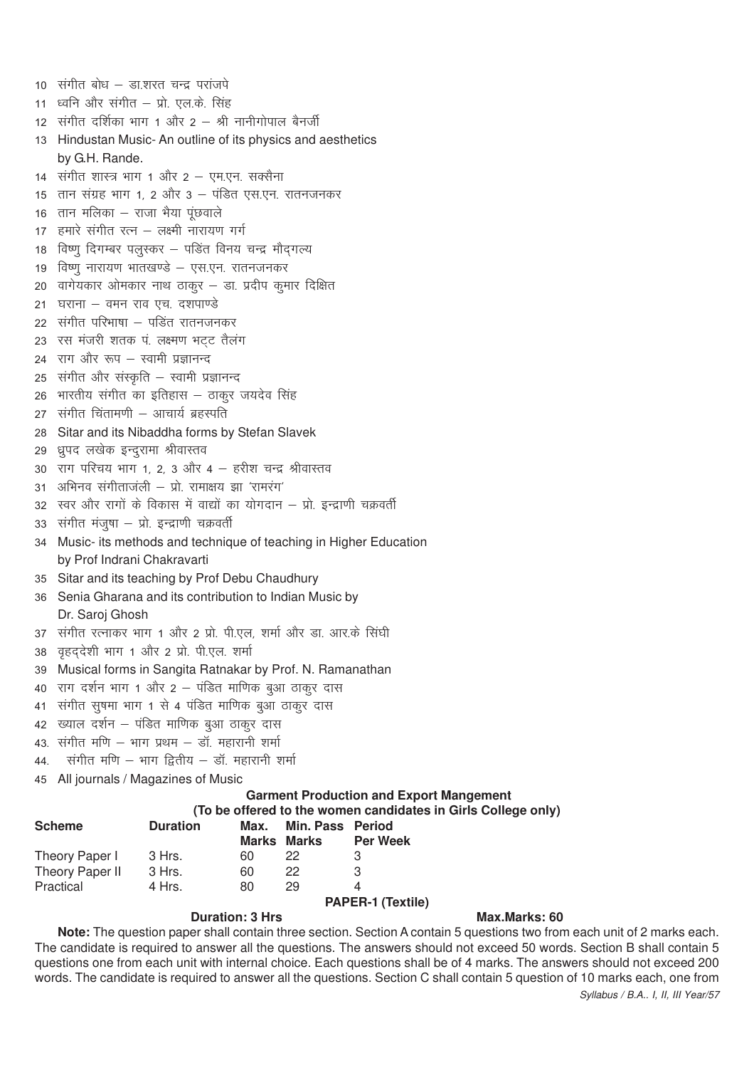10 संगीत बोध – डा.शरत चन्द्र परांजपे

11 ध्वनि और संगीत – प्रो. एल.के. सिंह

12 संगीत दर्शिका भाग 1 और 2 – श्री नानीगोपाल बैनर्जी

13 Hindustan Music- An outline of its physics and aesthetics by G.H. Rande.

14 संगीत शास्त्र भाग 1 और 2 – एम.एन. सक्सैना

15 तान संग्रह भाग 1, 2 और 3 – पंडित एस.एन. रातनजनकर

16 तान मलिका – राजा भैया पूंछवाले

17 हमारे संगीत रत्न – लक्ष्मी नारायण गर्ग

18 विष्णु दिगम्बर पलुस्कर – पडिंत विनय चन्द्र मौद्गल्य

19 विष्णु नारायण भातखण्डे – एस.एन. रातनजनकर

20 वागेयकार ओमकार नाथ ठाकुर – डा. प्रदीप कुमार दिक्षित

21 घराना – वमन राव एच. दशपाण्डे

22 संगीत परिभाषा – पडिंत रातनजनकर

23 रस मंजरी शतक पं. लक्ष्मण भट्ट तैलंग

24 राग और रूप – स्वामी प्रज्ञानन्द

25 संगीत और संस्कृति – स्वामी प्रज्ञानन्द

26 भारतीय संगीत का इतिहास – ठाकुर जयदेव सिंह

27 संगीत चिंतामणी – आचार्य ब्रहस्पति

28 Sitar and its Nibaddha forms by Stefan Slavek

29 ध्रुपद लखेक इन्दुरामा श्रीवास्तव

30 राग परिचय भाग 1, 2, 3 और 4 – हरीश चन्द्र श्रीवास्तव

31 अभिनव संगीताजंली – प्रो. रामाक्षय झा 'रामरंग'

32 स्वर और रागों के विकास में वाद्यों का योगदान – प्रो. इन्द्राणी चक्रवर्ती

33 संगीत मंजुषा – प्रो. इन्द्राणी चक्रवर्ती

34 Music- its methods and technique of teaching in Higher Education by Prof Indrani Chakravarti

35 Sitar and its teaching by Prof Debu Chaudhury

36 Senia Gharana and its contribution to Indian Music by Dr. Saroj Ghosh

37 संगीत रत्नाकर भाग 1 और 2 प्रो. पी.एल. शर्मा और डा. आर.के सिंघी

38 वृहद्देशी भाग 1 और 2 प्रो. पी.एल. शर्मा

39 Musical forms in Sangita Ratnakar by Prof. N. Ramanathan

40 राग दर्शन भाग 1 और 2 – पंडित माणिक बुआ ठाकुर दास

41 संगीत सुषमा भाग 1 से 4 पंडित माणिक बुआ ठाकुर दास

42 ख्याल दर्शन – पंडित माणिक बुआ ठाकुर दास

43. संगीत मणि – भाग प्रथम – डॉ. महारानी शर्मा

44. संगीत मणि – भाग द्वितीय – डॉ. महारानी शर्मा

45 All journals / Magazines of Music

## Garment Production and Export Mangement

**(To be offered to the women candidates in Girls College only)**

| Scheme | Duration | Max. Marks | Min. Pass Marks | Period Per Week |
|---|---|---|---|---|
| Theory Paper I | 3 Hrs. | 60 | 22 | 3 |
| Theory Paper II | 3 Hrs. | 60 | 22 | 3 |
| Practical | 4 Hrs. | 80 | 29 | 4 |

### PAPER-1 (Textile)

**Duration: 3 Hrs** **Max.Marks: 60**

**Note:** The question paper shall contain three section. Section A contain 5 questions two from each unit of 2 marks each. The candidate is required to answer all the questions. The answers should not exceed 50 words. Section B shall contain 5 questions one from each unit with internal choice. Each questions shall be of 4 marks. The answers should not exceed 200 words. The candidate is required to answer all the questions. Section C shall contain 5 question of 10 marks each, one from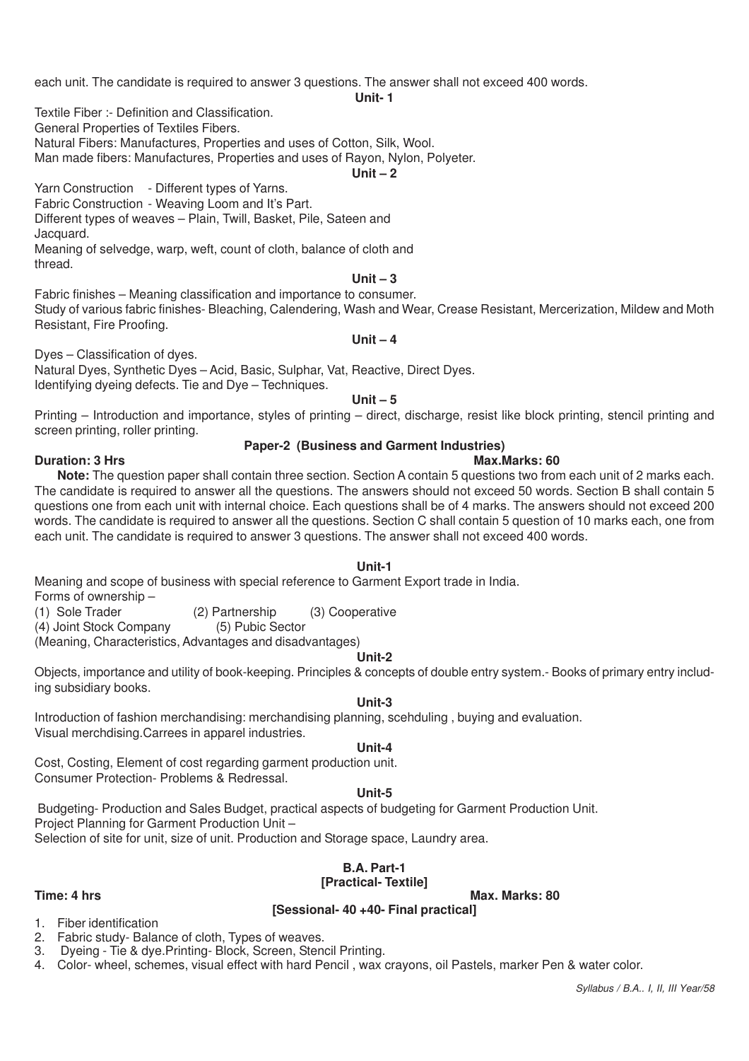each unit. The candidate is required to answer 3 questions. The answer shall not exceed 400 words.

**Unit- 1**

Textile Fiber :- Definition and Classification.

General Properties of Textiles Fibers.

Natural Fibers: Manufactures, Properties and uses of Cotton, Silk, Wool.

Man made fibers: Manufactures, Properties and uses of Rayon, Nylon, Polyeter.

**Unit – 2**

Yarn Construction - Different types of Yarns.

Fabric Construction - Weaving Loom and It's Part.

Different types of weaves – Plain, Twill, Basket, Pile, Sateen and Jacquard.

Meaning of selvedge, warp, weft, count of cloth, balance of cloth and thread.

**Unit – 3**

Fabric finishes – Meaning classification and importance to consumer.

Study of various fabric finishes- Bleaching, Calendering, Wash and Wear, Crease Resistant, Mercerization, Mildew and Moth Resistant, Fire Proofing.

**Unit – 4**

Dyes – Classification of dyes.

Natural Dyes, Synthetic Dyes – Acid, Basic, Sulphar, Vat, Reactive, Direct Dyes.

Identifying dyeing defects. Tie and Dye – Techniques.

**Unit – 5**

Printing – Introduction and importance, styles of printing – direct, discharge, resist like block printing, stencil printing and screen printing, roller printing.

## Paper-2 (Business and Garment Industries)

**Duration: 3 Hrs** **Max.Marks: 60**

**Note:** The question paper shall contain three section. Section A contain 5 questions two from each unit of 2 marks each. The candidate is required to answer all the questions. The answers should not exceed 50 words. Section B shall contain 5 questions one from each unit with internal choice. Each questions shall be of 4 marks. The answers should not exceed 200 words. The candidate is required to answer all the questions. Section C shall contain 5 question of 10 marks each, one from each unit. The candidate is required to answer 3 questions. The answer shall not exceed 400 words.

**Unit-1**

Meaning and scope of business with special reference to Garment Export trade in India.

Forms of ownership –

(1) Sole Trader (2) Partnership (3) Cooperative

(4) Joint Stock Company (5) Pubic Sector

(Meaning, Characteristics, Advantages and disadvantages)

**Unit-2**

Objects, importance and utility of book-keeping. Principles & concepts of double entry system.- Books of primary entry including subsidiary books.

**Unit-3**

Introduction of fashion merchandising: merchandising planning, scehduling , buying and evaluation.

Visual merchdising.Carrees in apparel industries.

**Unit-4**

Cost, Costing, Element of cost regarding garment production unit.

Consumer Protection- Problems & Redressal.

**Unit-5**

Budgeting- Production and Sales Budget, practical aspects of budgeting for Garment Production Unit.

Project Planning for Garment Production Unit –

Selection of site for unit, size of unit. Production and Storage space, Laundry area.

## B.A. Part-1
### [Practical- Textile]

**Time: 4 hrs** **Max. Marks: 80**

**[Sessional- 40 +40- Final practical]**

1. Fiber identification
2. Fabric study- Balance of cloth, Types of weaves.
3. Dyeing - Tie & dye.Printing- Block, Screen, Stencil Printing.
4. Color- wheel, schemes, visual effect with hard Pencil , wax crayons, oil Pastels, marker Pen & water color.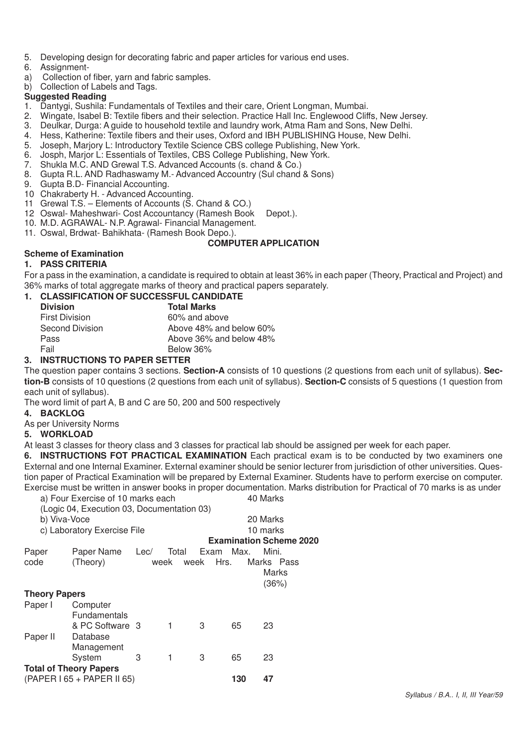5. Developing design for decorating fabric and paper articles for various end uses.
6. Assignment-
a) Collection of fiber, yarn and fabric samples.
b) Collection of Labels and Tags.

**Suggested Reading**

1. Dantygi, Sushila: Fundamentals of Textiles and their care, Orient Longman, Mumbai.
2. Wingate, Isabel B: Textile fibers and their selection. Practice Hall Inc. Englewood Cliffs, New Jersey.
3. Deulkar, Durga: A guide to household textile and laundry work, Atma Ram and Sons, New Delhi.
4. Hess, Katherine: Textile fibers and their uses, Oxford and IBH PUBLISHING House, New Delhi.
5. Joseph, Marjory L: Introductory Textile Science CBS college Publishing, New York.
6. Josph, Marjor L: Essentials of Textiles, CBS College Publishing, New York.
7. Shukla M.C. AND Grewal T.S. Advanced Accounts (s. chand & Co.)
8. Gupta R.L. AND Radhaswamy M.- Advanced Accountry (Sul chand & Sons)
9. Gupta B.D- Financial Accounting.
10 Chakraberty H. - Advanced Accounting.
11 Grewal T.S. – Elements of Accounts (S. Chand & CO.)
12 Oswal- Maheshwari- Cost Accountancy (Ramesh Book Depot.).
10. M.D. AGRAWAL- N.P. Agrawal- Financial Management.
11. Oswal, Brdwat- Bahikhata- (Ramesh Book Depo.).

## COMPUTER APPLICATION

**Scheme of Examination**

**1. PASS CRITERIA**

For a pass in the examination, a candidate is required to obtain at least 36% in each paper (Theory, Practical and Project) and 36% marks of total aggregate marks of theory and practical papers separately.

**1. CLASSIFICATION OF SUCCESSFUL CANDIDATE**

| Division | Total Marks |
|---|---|
| First Division | 60% and above |
| Second Division | Above 48% and below 60% |
| Pass | Above 36% and below 48% |
| Fail | Below 36% |

**3. INSTRUCTIONS TO PAPER SETTER**

The question paper contains 3 sections. **Section-A** consists of 10 questions (2 questions from each unit of syllabus). **Section-B** consists of 10 questions (2 questions from each unit of syllabus). **Section-C** consists of 5 questions (1 question from each unit of syllabus).

The word limit of part A, B and C are 50, 200 and 500 respectively

**4. BACKLOG**

As per University Norms

**5. WORKLOAD**

At least 3 classes for theory class and 3 classes for practical lab should be assigned per week for each paper.

**6. INSTRUCTIONS FOT PRACTICAL EXAMINATION** Each practical exam is to be conducted by two examiners one External and one Internal Examiner. External examiner should be senior lecturer from jurisdiction of other universities. Question paper of Practical Examination will be prepared by External Examiner. Students have to perform exercise on computer. Exercise must be written in answer books in proper documentation. Marks distribution for Practical of 70 marks is as under

| | |
|---|---|
| a) Four Exercise of 10 marks each (Logic 04, Execution 03, Documentation 03) | 40 Marks |
| b) Viva-Voce | 20 Marks |
| c) Laboratory Exercise File | 10 marks |

**Examination Scheme 2020**

| Paper code | Paper Name (Theory) | Lec/ week | Total week | Exam Hrs. | Max. Marks | Mini. Pass Marks (36%) |
|---|---|---|---|---|---|---|
| **Theory Papers** | | | | | | |
| Paper I | Computer Fundamentals & PC Software | 3 | 1 | 3 | 65 | 23 |
| Paper II | Database Management System | 3 | 1 | 3 | 65 | 23 |
| **Total of Theory Papers** (PAPER I 65 + PAPER II 65) | | | | | **130** | **47** |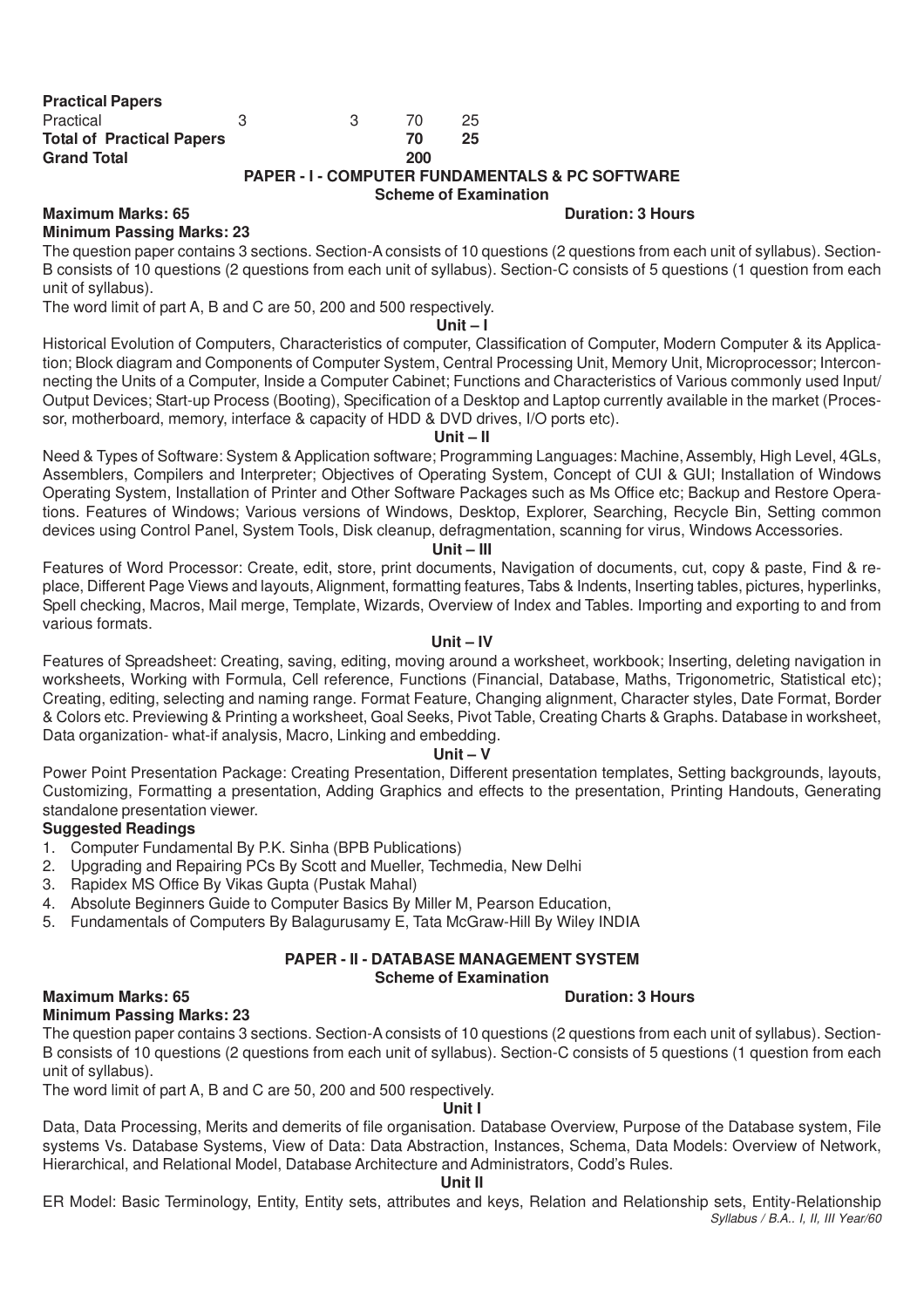| **Practical Papers** | | | | |
|---|---|---|---|---|
| Practical | 3 | 3 | 70 | 25 |
| **Total of Practical Papers** | | | **70** | **25** |
| **Grand Total** | | | **200** | |

## PAPER - I - COMPUTER FUNDAMENTALS & PC SOFTWARE

### Scheme of Examination

**Maximum Marks: 65** **Duration: 3 Hours**

**Minimum Passing Marks: 23**

The question paper contains 3 sections. Section-A consists of 10 questions (2 questions from each unit of syllabus). Section-B consists of 10 questions (2 questions from each unit of syllabus). Section-C consists of 5 questions (1 question from each unit of syllabus).

The word limit of part A, B and C are 50, 200 and 500 respectively.

**Unit – I**

Historical Evolution of Computers, Characteristics of computer, Classification of Computer, Modern Computer & its Application; Block diagram and Components of Computer System, Central Processing Unit, Memory Unit, Microprocessor; Interconnecting the Units of a Computer, Inside a Computer Cabinet; Functions and Characteristics of Various commonly used Input/Output Devices; Start-up Process (Booting), Specification of a Desktop and Laptop currently available in the market (Processor, motherboard, memory, interface & capacity of HDD & DVD drives, I/O ports etc).

**Unit – II**

Need & Types of Software: System & Application software; Programming Languages: Machine, Assembly, High Level, 4GLs, Assemblers, Compilers and Interpreter; Objectives of Operating System, Concept of CUI & GUI; Installation of Windows Operating System, Installation of Printer and Other Software Packages such as Ms Office etc; Backup and Restore Operations. Features of Windows; Various versions of Windows, Desktop, Explorer, Searching, Recycle Bin, Setting common devices using Control Panel, System Tools, Disk cleanup, defragmentation, scanning for virus, Windows Accessories.

**Unit – III**

Features of Word Processor: Create, edit, store, print documents, Navigation of documents, cut, copy & paste, Find & replace, Different Page Views and layouts, Alignment, formatting features, Tabs & Indents, Inserting tables, pictures, hyperlinks, Spell checking, Macros, Mail merge, Template, Wizards, Overview of Index and Tables. Importing and exporting to and from various formats.

**Unit – IV**

Features of Spreadsheet: Creating, saving, editing, moving around a worksheet, workbook; Inserting, deleting navigation in worksheets, Working with Formula, Cell reference, Functions (Financial, Database, Maths, Trigonometric, Statistical etc); Creating, editing, selecting and naming range. Format Feature, Changing alignment, Character styles, Date Format, Border & Colors etc. Previewing & Printing a worksheet, Goal Seeks, Pivot Table, Creating Charts & Graphs. Database in worksheet, Data organization- what-if analysis, Macro, Linking and embedding.

**Unit – V**

Power Point Presentation Package: Creating Presentation, Different presentation templates, Setting backgrounds, layouts, Customizing, Formatting a presentation, Adding Graphics and effects to the presentation, Printing Handouts, Generating standalone presentation viewer.

**Suggested Readings**

1. Computer Fundamental By P.K. Sinha (BPB Publications)
2. Upgrading and Repairing PCs By Scott and Mueller, Techmedia, New Delhi
3. Rapidex MS Office By Vikas Gupta (Pustak Mahal)
4. Absolute Beginners Guide to Computer Basics By Miller M, Pearson Education,
5. Fundamentals of Computers By Balagurusamy E, Tata McGraw-Hill By Wiley INDIA

## PAPER - II - DATABASE MANAGEMENT SYSTEM

### Scheme of Examination

**Maximum Marks: 65** **Duration: 3 Hours**

**Minimum Passing Marks: 23**

The question paper contains 3 sections. Section-A consists of 10 questions (2 questions from each unit of syllabus). Section-B consists of 10 questions (2 questions from each unit of syllabus). Section-C consists of 5 questions (1 question from each unit of syllabus).

The word limit of part A, B and C are 50, 200 and 500 respectively.

**Unit I**

Data, Data Processing, Merits and demerits of file organisation. Database Overview, Purpose of the Database system, File systems Vs. Database Systems, View of Data: Data Abstraction, Instances, Schema, Data Models: Overview of Network, Hierarchical, and Relational Model, Database Architecture and Administrators, Codd's Rules.

**Unit II**

ER Model: Basic Terminology, Entity, Entity sets, attributes and keys, Relation and Relationship sets, Entity-Relationship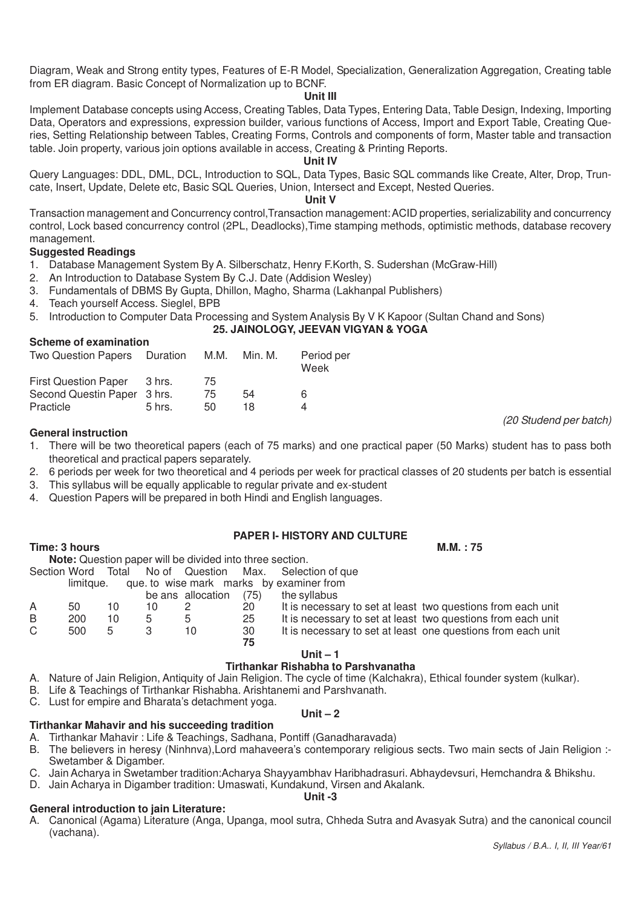Diagram, Weak and Strong entity types, Features of E-R Model, Specialization, Generalization Aggregation, Creating table from ER diagram. Basic Concept of Normalization up to BCNF.

**Unit III**

Implement Database concepts using Access, Creating Tables, Data Types, Entering Data, Table Design, Indexing, Importing Data, Operators and expressions, expression builder, various functions of Access, Import and Export Table, Creating Queries, Setting Relationship between Tables, Creating Forms, Controls and components of form, Master table and transaction table. Join property, various join options available in access, Creating & Printing Reports.

**Unit IV**

Query Languages: DDL, DML, DCL, Introduction to SQL, Data Types, Basic SQL commands like Create, Alter, Drop, Truncate, Insert, Update, Delete etc, Basic SQL Queries, Union, Intersect and Except, Nested Queries.

**Unit V**

Transaction management and Concurrency control,Transaction management: ACID properties, serializability and concurrency control, Lock based concurrency control (2PL, Deadlocks),Time stamping methods, optimistic methods, database recovery management.

**Suggested Readings**

1. Database Management System By A. Silberschatz, Henry F.Korth, S. Sudershan (McGraw-Hill)
2. An Introduction to Database System By C.J. Date (Addision Wesley)
3. Fundamentals of DBMS By Gupta, Dhillon, Magho, Sharma (Lakhanpal Publishers)
4. Teach yourself Access. Sieglel, BPB
5. Introduction to Computer Data Processing and System Analysis By V K Kapoor (Sultan Chand and Sons)

## 25. JAINOLOGY, JEEVAN VIGYAN & YOGA

**Scheme of examination**

| Two Question Papers | Duration | M.M. | Min. M. | Period per Week |
|---|---|---|---|---|
| First Question Paper | 3 hrs. | 75 | | |
| Second Questin Paper | 3 hrs. | 75 | 54 | 6 |
| Practicle | 5 hrs. | 50 | 18 | 4 |

*(20 Studend per batch)*

**General instruction**

1. There will be two theoretical papers (each of 75 marks) and one practical paper (50 Marks) student has to pass both theoretical and practical papers separately.
2. 6 periods per week for two theoretical and 4 periods per week for practical classes of 20 students per batch is essential
3. This syllabus will be equally applicable to regular private and ex-student
4. Question Papers will be prepared in both Hindi and English languages.

### PAPER I- HISTORY AND CULTURE

**Time: 3 hours** **M.M. : 75**

**Note:** Question paper will be divided into three section.

| Section | Word limitque. | Total que. | No of Question to be ans | Question wise mark allocation | Max. marks (75) | Selection of que by examiner from the syllabus |
|---|---|---|---|---|---|---|
| A | 50 | 10 | 10 | 2 | 20 | It is necessary to set at least two questions from each unit |
| B | 200 | 10 | 5 | 5 | 25 | It is necessary to set at least two questions from each unit |
| C | 500 | 5 | 3 | 10 | 30 | It is necessary to set at least one questions from each unit |
| | | | | | **75** | |

**Unit – 1**

**Tirthankar Rishabha to Parshvanatha**

A. Nature of Jain Religion, Antiquity of Jain Religion. The cycle of time (Kalchakra), Ethical founder system (kulkar).
B. Life & Teachings of Tirthankar Rishabha. Arishtanemi and Parshvanath.
C. Lust for empire and Bharata's detachment yoga.

**Unit – 2**

**Tirthankar Mahavir and his succeeding tradition**

A. Tirthankar Mahavir : Life & Teachings, Sadhana, Pontiff (Ganadharavada)
B. The believers in heresy (Ninhnva),Lord mahaveera's contemporary religious sects. Two main sects of Jain Religion :- Swetamber & Digamber.
C. Jain Acharya in Swetamber tradition:Acharya Shayyambhav Haribhadrasuri. Abhaydevsuri, Hemchandra & Bhikshu.
D. Jain Acharya in Digamber tradition: Umaswati, Kundakund, Virsen and Akalank.

**Unit -3**

**General introduction to jain Literature:**

A. Canonical (Agama) Literature (Anga, Upanga, mool sutra, Chheda Sutra and Avasyak Sutra) and the canonical council (vachana).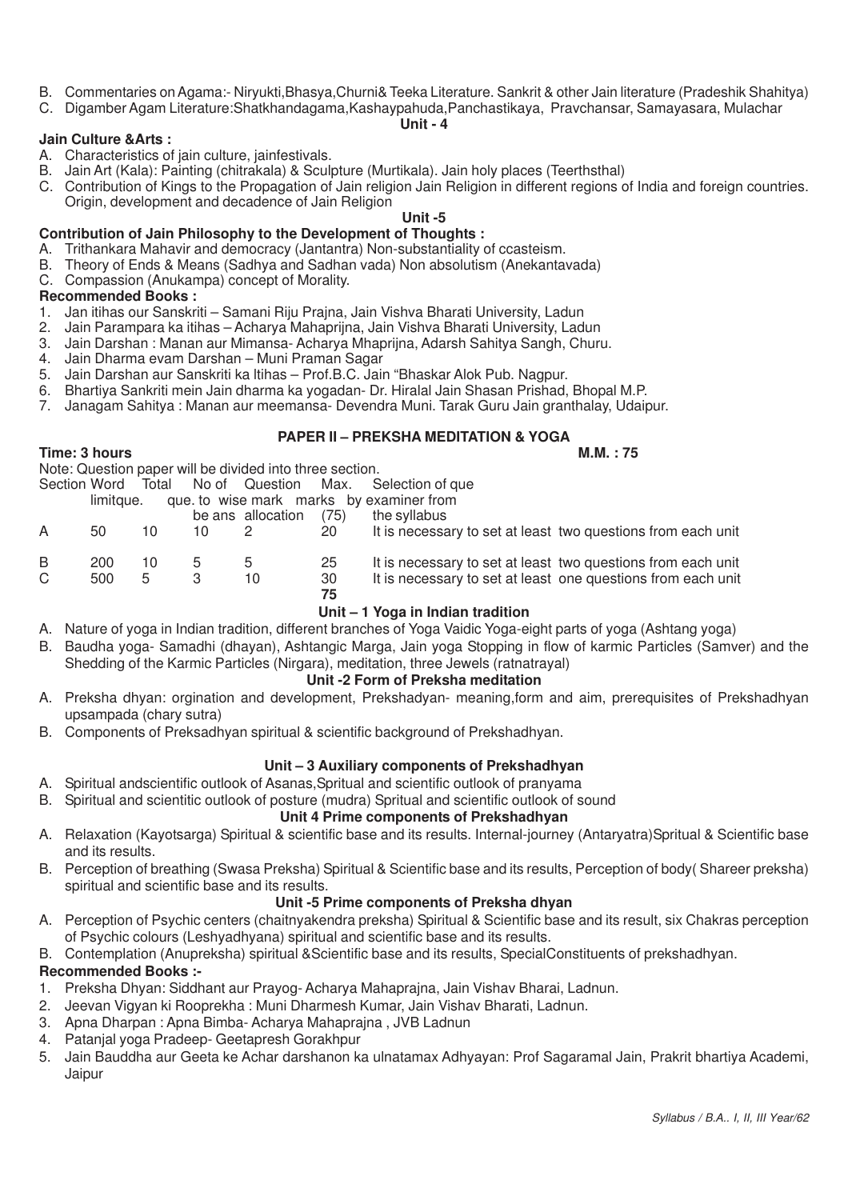B. Commentaries on Agama:- Niryukti,Bhasya,Churni& Teeka Literature. Sankrit & other Jain literature (Pradeshik Shahitya)
C. Digamber Agam Literature:Shatkhandagama,Kashaypahuda,Panchastikaya, Pravchansar, Samayasara, Mulachar

**Unit - 4**

**Jain Culture &Arts :**

A. Characteristics of jain culture, jainfestivals.
B. Jain Art (Kala): Painting (chitrakala) & Sculpture (Murtikala). Jain holy places (Teerthsthal)
C. Contribution of Kings to the Propagation of Jain religion Jain Religion in different regions of India and foreign countries. Origin, development and decadence of Jain Religion

**Unit -5**

**Contribution of Jain Philosophy to the Development of Thoughts :**

A. Trithankara Mahavir and democracy (Jantantra) Non-substantiality of ccasteism.
B. Theory of Ends & Means (Sadhya and Sadhan vada) Non absolutism (Anekantavada)
C. Compassion (Anukampa) concept of Morality.

**Recommended Books :**

1. Jan itihas our Sanskriti – Samani Riju Prajna, Jain Vishva Bharati University, Ladun
2. Jain Parampara ka itihas – Acharya Mahaprijna, Jain Vishva Bharati University, Ladun
3. Jain Darshan : Manan aur Mimansa- Acharya Mhaprijna, Adarsh Sahitya Sangh, Churu.
4. Jain Dharma evam Darshan – Muni Praman Sagar
5. Jain Darshan aur Sanskriti ka Itihas – Prof.B.C. Jain "Bhaskar Alok Pub. Nagpur.
6. Bhartiya Sankriti mein Jain dharma ka yogadan- Dr. Hiralal Jain Shasan Prishad, Bhopal M.P.
7. Janagam Sahitya : Manan aur meemansa- Devendra Muni. Tarak Guru Jain granthalay, Udaipur.

## PAPER II – PREKSHA MEDITATION & YOGA

**Time: 3 hours** **M.M. : 75**

Note: Question paper will be divided into three section.

| Section | Word limitque. | Total que. | No of Question to be ans | Question wise mark allocation | Max. marks (75) | Selection of que by examiner from the syllabus |
|---|---|---|---|---|---|---|
| A | 50 | 10 | 10 | 2 | 20 | It is necessary to set at least two questions from each unit |
| B | 200 | 10 | 5 | 5 | 25 | It is necessary to set at least two questions from each unit |
| C | 500 | 5 | 3 | 10 | 30 | It is necessary to set at least one questions from each unit |
| | | | | | 75 | |

**Unit – 1 Yoga in Indian tradition**

A. Nature of yoga in Indian tradition, different branches of Yoga Vaidic Yoga-eight parts of yoga (Ashtang yoga)
B. Baudha yoga- Samadhi (dhayan), Ashtangic Marga, Jain yoga Stopping in flow of karmic Particles (Samver) and the Shedding of the Karmic Particles (Nirgara), meditation, three Jewels (ratnatrayal)

**Unit -2 Form of Preksha meditation**

A. Preksha dhyan: orgination and development, Prekshadyan- meaning,form and aim, prerequisites of Prekshadhyan upsampada (chary sutra)
B. Components of Preksadhyan spiritual & scientific background of Prekshadhyan.

**Unit – 3 Auxiliary components of Prekshadhyan**

A. Spiritual andscientific outlook of Asanas,Spritual and scientific outlook of pranyama
B. Spiritual and scientitic outlook of posture (mudra) Spritual and scientific outlook of sound

**Unit 4 Prime components of Prekshadhyan**

A. Relaxation (Kayotsarga) Spiritual & scientific base and its results. Internal-journey (Antaryatra)Spritual & Scientific base and its results.
B. Perception of breathing (Swasa Preksha) Spiritual & Scientific base and its results, Perception of body( Shareer preksha) spiritual and scientific base and its results.

**Unit -5 Prime components of Preksha dhyan**

A. Perception of Psychic centers (chaitnyakendra preksha) Spiritual & Scientific base and its result, six Chakras perception of Psychic colours (Leshyadhyana) spiritual and scientific base and its results.
B. Contemplation (Anupreksha) spiritual &Scientific base and its results, SpecialConstituents of prekshadhyan.

**Recommended Books :-**

1. Preksha Dhyan: Siddhant aur Prayog- Acharya Mahaprajna, Jain Vishav Bharai, Ladnun.
2. Jeevan Vigyan ki Rooprekha : Muni Dharmesh Kumar, Jain Vishav Bharati, Ladnun.
3. Apna Dharpan : Apna Bimba- Acharya Mahaprajna , JVB Ladnun
4. Patanjal yoga Pradeep- Geetapresh Gorakhpur
5. Jain Bauddha aur Geeta ke Achar darshanon ka ulnatamax Adhyayan: Prof Sagaramal Jain, Prakrit bhartiya Academi, Jaipur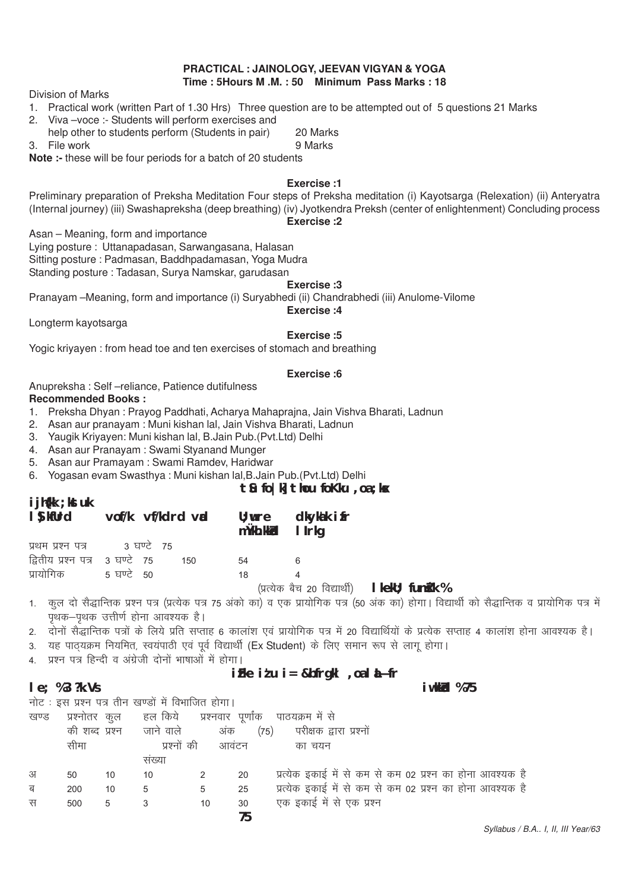## PRACTICAL : JAINOLOGY, JEEVAN VIGYAN & YOGA

**Time : 5Hours M .M. : 50 Minimum Pass Marks : 18**

Division of Marks

1. Practical work (written Part of 1.30 Hrs) Three question are to be attempted out of 5 questions 21 Marks
2. Viva –voce :- Students will perform exercises and help other to students perform (Students in pair) 20 Marks
3. File work 9 Marks

**Note :-** these will be four periods for a batch of 20 students

**Exercise :1**

Preliminary preparation of Preksha Meditation Four steps of Preksha meditation (i) Kayotsarga (Relexation) (ii) Anteryatra (Internal journey) (iii) Swashapreksha (deep breathing) (iv) Jyotkendra Preksh (center of enlightenment) Concluding process

**Exercise :2**

Asan – Meaning, form and importance

Lying posture : Uttanapadasan, Sarwangasana, Halasan

Sitting posture : Padmasan, Baddhpadamasan, Yoga Mudra

Standing posture : Tadasan, Surya Namskar, garudasan

**Exercise :3**

Pranayam –Meaning, form and importance (i) Suryabhedi (ii) Chandrabhedi (iii) Anulome-Vilome

**Exercise :4**

Longterm kayotsarga

**Exercise :5**

Yogic kriyayen : from head toe and ten exercises of stomach and breathing

**Exercise :6**

Anupreksha : Self –reliance, Patience dutifulness

**Recommended Books :**

1. Preksha Dhyan : Prayog Paddhati, Acharya Mahaprajna, Jain Vishva Bharati, Ladnun
2. Asan aur pranayam : Muni kishan lal, Jain Vishva Bharati, Ladnun
3. Yaugik Kriyayen: Muni kishan lal, B.Jain Pub.(Pvt.Ltd) Delhi
4. Asan aur Pranayam : Swami Styanand Munger
5. Asan aur Pramayam : Swami Ramdev, Haridwar
6. Yogasan evam Swasthya : Muni kishan lal,B.Jain Pub.(Pvt.Ltd) Delhi

## tSu fo|k] thou foKku ,oa ;ksx

**ijh{kk ;kstuk**

| lS)kfUrd | vof/k | vf/kdre vad | | U;wure mÙkh.kk±d | dkyka'k izfr lIrkg |
|---|---|---|---|---|---|
| प्रथम प्रश्न पत्र | 3 घण्टे | 75 | | | |
| द्वितीय प्रश्न पत्र | 3 घण्टे | 75 | 150 | 54 | 6 |
| प्रायोगिक | 5 घण्टे | 50 | | 18 | 4 |

(प्रत्येक बैच 20 विद्यार्थी) **lkekU; funsZ'k%**

1. कुल दो सैद्धान्तिक प्रश्न पत्र (प्रत्येक पत्र 75 अंको का) व एक प्रायोगिक पत्र (50 अंक का) होगा। विद्यार्थी को सैद्धान्तिक व प्रायोगिक पत्र में पृथक–पृथक उत्तीर्ण होना आवश्यक है।
2. दोनों सैद्धान्तिक पत्रों के लिये प्रति सप्ताह 6 कालांश एवं प्रायोगिक पत्र में 20 विद्यार्थियों के प्रत्येक सप्ताह 4 कालांश होना आवश्यक है।
3. यह पाठ्यक्रम नियमित, स्वयंपाठी एवं पूर्व विद्यार्थी (Ex Student) के लिए समान रूप से लागू होगा।
4. प्रश्न पत्र हिन्दी व अंग्रेजी दोनों भाषाओं में होगा।

## izFke iz'u i= & bfrgkl ,oa laL—fr

**le; %3 ?k.Vs** **iw.kkZad %75**

नोट : इस प्रश्न पत्र तीन खण्डों में विभाजित होगा।

| खण्ड | प्रश्नोतर की शब्द सीमा | कुल प्रश्न | हल किये जाने वाले प्रश्नों की संख्या | प्रश्नवार अंक | पूर्णांक (75) आवंटन | पाठयक्रम में से परीक्षक द्वारा प्रश्नों का चयन |
|---|---|---|---|---|---|---|
| अ | 50 | 10 | 10 | 2 | 20 | प्रत्येक इकाई में से कम से कम 02 प्रश्न का होना आवश्यक है |
| ब | 200 | 10 | 5 | 5 | 25 | प्रत्येक इकाई में से कम से कम 02 प्रश्न का होना आवश्यक है |
| स | 500 | 5 | 3 | 10 | 30 | एक इकाई में से एक प्रश्न |
| | | | | | **75** | |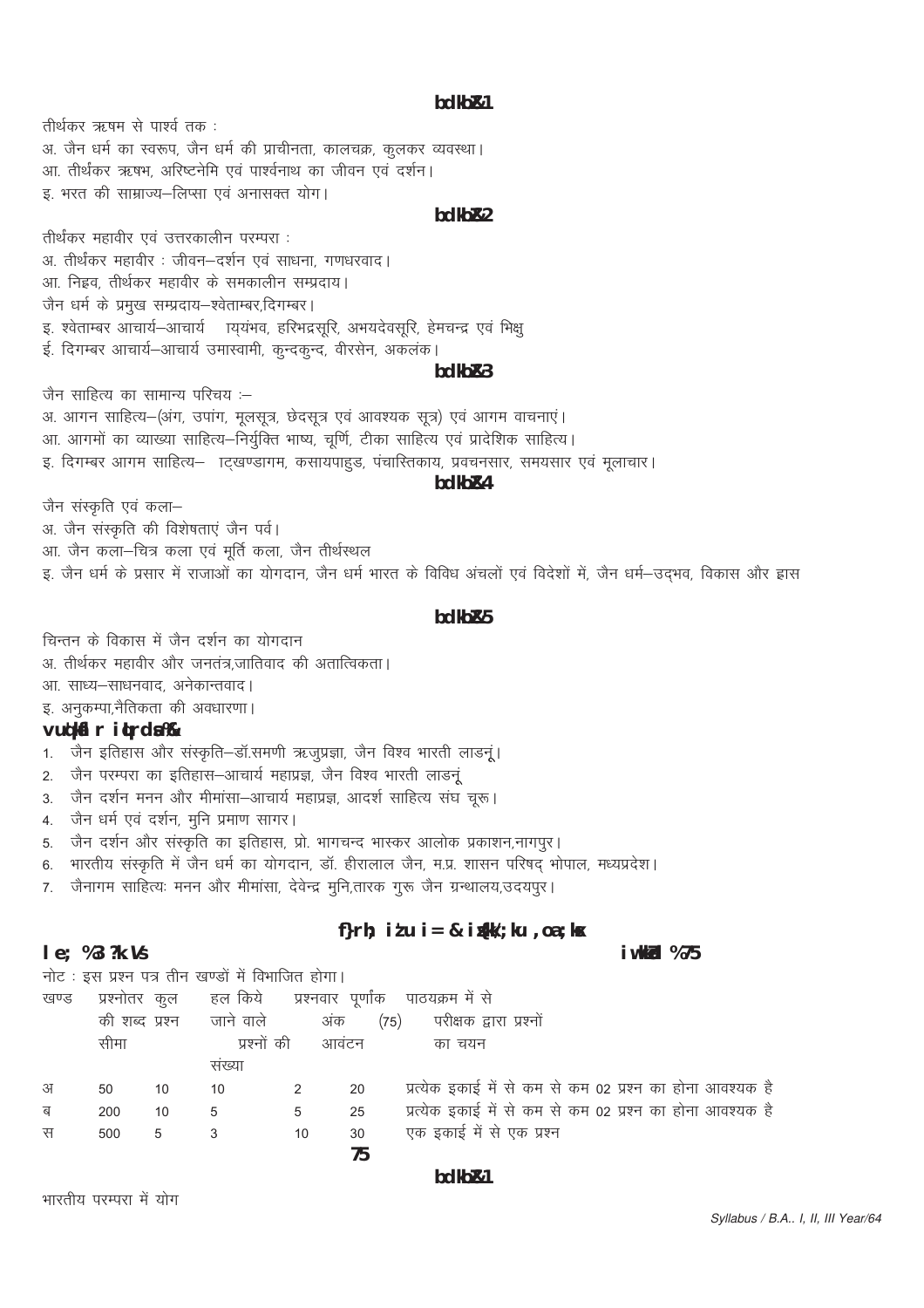**bdkbZ&1**

तीर्थकर ऋषभ से पार्श्व तक :

अ. जैन धर्म का स्वरूप, जैन धर्म की प्राचीनता, कालचक्र, कुलकर व्यवस्था।

आ. तीर्थकर ऋषभ, अरिष्टनेमि एवं पार्श्वनाथ का जीवन एवं दर्शन।

इ. भरत की साम्राज्य–लिप्सा एवं अनासक्त योग।

**bdkbZ&2**

तीर्थंकर महावीर एवं उत्तरकालीन परम्परा :

अ. तीर्थंकर महावीर : जीवन–दर्शन एवं साधना, गणधरवाद।

आ. निह्नव, तीर्थकर महावीर के समकालीन सम्प्रदाय।

जैन धर्म के प्रमुख सम्प्रदाय–श्वेताम्बर,दिगम्बर।

इ. श्वेताम्बर आचार्य–आचार्य ायंभव, हरिभद्रसूरि, अभयदेवसूरि, हेमचन्द्र एवं भिक्षु

ई. दिगम्बर आचार्य–आचार्य उमास्वामी, कुन्दकुन्द, वीरसेन, अकलंक।

**bdkbZ&3**

जैन साहित्य का सामान्य परिचय :–

अ. आगन साहित्य–(अंग, उपांग, मूलसूत्र, छेदसूत्र एवं आवश्यक सूत्र) एवं आगम वाचनाएं।

आ. आगमों का व्याख्या साहित्य–निर्युक्ति भाष्य, चूर्णि, टीका साहित्य एवं प्रादेशिक साहित्य।

इ. दिगम्बर आगम साहित्य– ाट्खण्डागम, कसायपाहुड, पंचास्तिकाय, प्रवचनसार, समयसार एवं मूलाचार।

**bdkbZ&4**

जैन संस्कृति एवं कला–

अ. जैन संस्कृति की विशेषताएं जैन पर्व।

आ. जैन कला–चित्र कला एवं मूर्ति कला, जैन तीर्थस्थल

इ. जैन धर्म के प्रसार में राजाओं का योगदान, जैन धर्म भारत के विविध अंचलों एवं विदेशों में, जैन धर्म–उद्‌भव, विकास और ह्रास

**bdkbZ&5**

चिन्तन के विकास में जैन दर्शन का योगदान

अ. तीर्थंकर महावीर और जनतंत्र,जातिवाद की अतात्विकता।

आ. साध्य–साधनवाद, अनेकान्तवाद।

इ. अनुकम्पा,नैतिकता की अवधारणा।

**vuq'kaflr iqLrdsa&**

1. जैन इतिहास और संस्कृति–डॉ.समणी ऋजुप्रज्ञा, जैन विश्व भारती लाडनूं।
2. जैन परम्परा का इतिहास–आचार्य महाप्रज्ञ, जैन विश्व भारती लाडनूं
3. जैन दर्शन मनन और मीमांसा–आचार्य महाप्रज्ञ, आदर्श साहित्य संघ चूरू।
4. जैन धर्म एवं दर्शन, मुनि प्रमाण सागर।
5. जैन दर्शन और संस्कृति का इतिहास, प्रो. भागचन्द भास्कर आलोक प्रकाशन,नागपुर।
6. भारतीय संस्कृति में जैन धर्म का योगदान, डॉ. हीरालाल जैन, म.प्र. शासन परिषद् भोपाल, मध्यप्रदेश।
7. जैनागम साहित्यः मनन और मीमांसा, देवेन्द्र मुनि,तारक गुरू जैन ग्रन्थालय,उदयपुर।

## f}rh; i'u i= & iz{kk/;ku ,oa ;ksx

**le; %3 ?k.Vs** **iw.kkZad %75**

नोट : इस प्रश्न पत्र तीन खण्डों में विभाजित होगा।

| खण्ड | प्रश्नोतर की शब्द सीमा | कुल प्रश्न | हल किये जाने वाले प्रश्नों की संख्या | प्रश्नवार अंक | पूर्णांक (75) आवंटन | पाठयक्रम में से परीक्षक द्वारा प्रश्नों का चयन |
|---|---|---|---|---|---|---|
| अ | 50 | 10 | 10 | 2 | 20 | प्रत्येक इकाई में से कम से कम 02 प्रश्न का होना आवश्यक है |
| ब | 200 | 10 | 5 | 5 | 25 | प्रत्येक इकाई में से कम से कम 02 प्रश्न का होना आवश्यक है |
| स | 500 | 5 | 3 | 10 | 30 | एक इकाई में से एक प्रश्न |
| | | | | | **75** | |

**bdkbZ&1**

भारतीय परम्परा में योग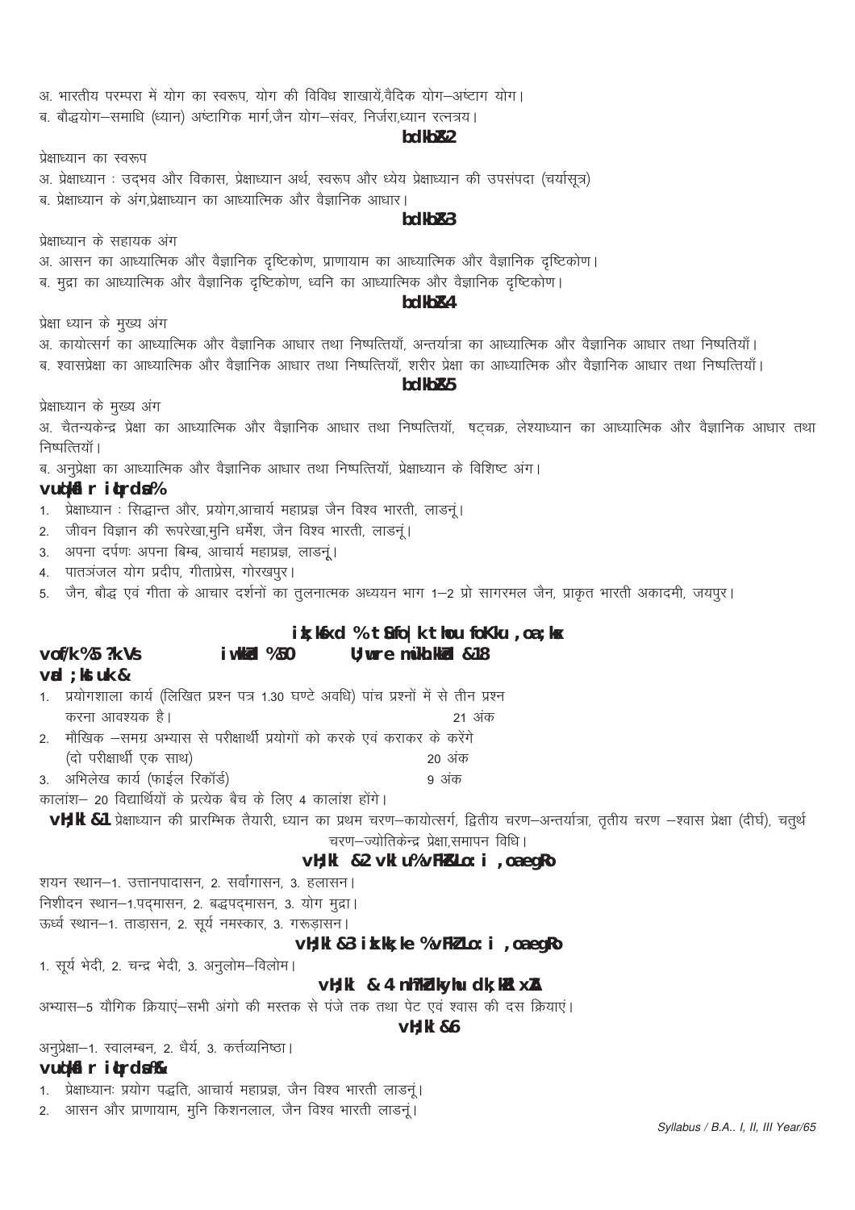अ. भारतीय परम्परा में योग का स्वरूप, योग की विविध शाखायें,वैदिक योग–अष्टांग योग।

ब. बौद्धयोग–समाधि (ध्यान) अष्टांगिक मार्ग,जैन योग–संवर, निर्जरा,ध्यान रत्नत्रय।

**bdkbZ&2**

प्रेक्षाध्यान का स्वरूप

अ. प्रेक्षाध्यान : उद्भव और विकास, प्रेक्षाध्यान अर्थ, स्वरूप और ध्येय प्रेक्षाध्यान की उपसंपदा (चर्यासूत्र)

ब. प्रेक्षाध्यान के अंग,प्रेक्षाध्यान का आध्यात्मिक और वैज्ञानिक आधार।

**bdkbZ&3**

प्रेक्षाध्यान के सहायक अंग

अ. आसन का आध्यात्मिक और वैज्ञानिक दृष्टिकोण, प्राणायाम का आध्यात्मिक और वैज्ञानिक दृष्टिकोण।

ब. मुद्रा का आध्यात्मिक और वैज्ञानिक दृष्टिकोण, ध्वनि का आध्यात्मिक और वैज्ञानिक दृष्टिकोण।

**bdkbZ&4**

प्रेक्षा ध्यान के मुख्य अंग

अ. कायोत्सर्ग का आध्यात्मिक और वैज्ञानिक आधार तथा निष्पत्तियाँ, अन्तर्यात्रा का आध्यात्मिक और वैज्ञानिक आधार तथा निष्पत्तियाँ।

ब. श्वासप्रेक्षा का आध्यात्मिक और वैज्ञानिक आधार तथा निष्पत्तियाँ, शरीर प्रेक्षा का आध्यात्मिक और वैज्ञानिक आधार तथा निष्पत्तियाँ।

**bdkbZ&5**

प्रेक्षाध्यान के मुख्य अंग

अ. चैतन्यकेन्द्र प्रेक्षा का आध्यात्मिक और वैज्ञानिक आधार तथा निष्पत्तियॉं, षट्चक्र, लेश्याध्यान का आध्यात्मिक और वैज्ञानिक आधार तथा निष्पत्तियॉं।

ब. अनुप्रेक्षा का आध्यात्मिक और वैज्ञानिक आधार तथा निष्पत्तियॉं, प्रेक्षाध्यान के विशिष्ट अंग।

**vuq'kaflr iqLrdsa%**

1. प्रेक्षाध्यान : सिद्धान्त और, प्रयोग,आचार्य महाप्रज्ञ जैन विश्व भारती, लाडनूं।
2. जीवन विज्ञान की रूपरेखा,मुनि धर्मेश, जैन विश्व भारती, लाडनूं।
3. अपना दर्पणः अपना बिम्ब, आचार्य महाप्रज्ञ, लाडनूं।
4. पातञ्जल योग प्रदीप, गीताप्रेस, गोरखपुर।
5. जैन, बौद्ध एवं गीता के आचार दर्शनों का तुलनात्मक अध्ययन भाग 1–2 प्रो सागरमल जैन, प्राकृत भारती अकादमी, जयपुर।

**izk;ksfxd % tSufo|k thou foKku ,oa ;ksx**

**vof/k%5 ?kaVs          iw.kkZad %50          U;wure mÙkh.kkZad &18**

**vad ;kstuk&**

1. प्रयोगशाला कार्य (लिखित प्रश्न पत्र 1.30 घण्टे अवधि) पांच प्रश्नों में से तीन प्रश्न करना आवश्यक है। — 21 अंक
2. मौखिक –समग्र अभ्यास से परीक्षार्थी प्रयोगों को करके एवं कराकर के करेंगे (दो परीक्षार्थी एक साथ) — 20 अंक
3. अभिलेख कार्य (फाईल रिकॉर्ड) — 9 अंक

कालांश– 20 विद्यार्थियों के प्रत्येक बैच के लिए 4 कालांश होंगे।

**vH;kl &1** प्रेक्षाध्यान की प्रारम्भिक तैयारी, ध्यान का प्रथम चरण–कायोत्सर्ग, द्वितीय चरण–अन्तर्यात्रा, तृतीय चरण –श्वास प्रेक्षा (दीर्घ), चतुर्थ चरण–ज्योतिकेन्द्र प्रेक्षा,समापन विधि।

**vH;kl &2 vklu%vH;kLo:i ,oa egRo**

शयन स्थान–1. उत्तानपादासन, 2. सर्वांगासन, 3. हलासन।

निशीदन स्थान–1.पद्मासन, 2. बद्धपद्मासन, 3. योग मुद्रा।

ऊर्ध्व स्थान–1. ताड़ासन, 2. सूर्य नमस्कार, 3. गरूड़ासन।

**vH;kl &3 izk.kk;ke %vH;kLo:i ,oa egRo**

1. सूर्य भेदी, 2. चन्द्र भेदी, 3. अनुलोम–विलोम।

**vH;kl & 4 nh?kZdkyhu dk;ksRlxZ**

अभ्यास–5 यौगिक क्रियाएं–सभी अंगो की मस्तक से पंजे तक तथा पेट एवं श्वास की दस क्रियाएं।

**vH;kl &5**

अनुप्रेक्षा–1. स्वालम्बन, 2. धैर्य, 3. कर्त्तव्यनिष्ठा।

**vuq'kaflr iqLrdsa&**

1. प्रेक्षाध्यानः प्रयोग पद्धति, आचार्य महाप्रज्ञ, जैन विश्व भारती लाडनूं।
2. आसन और प्राणायाम, मुनि किशनलाल, जैन विश्व भारती लाडनूं।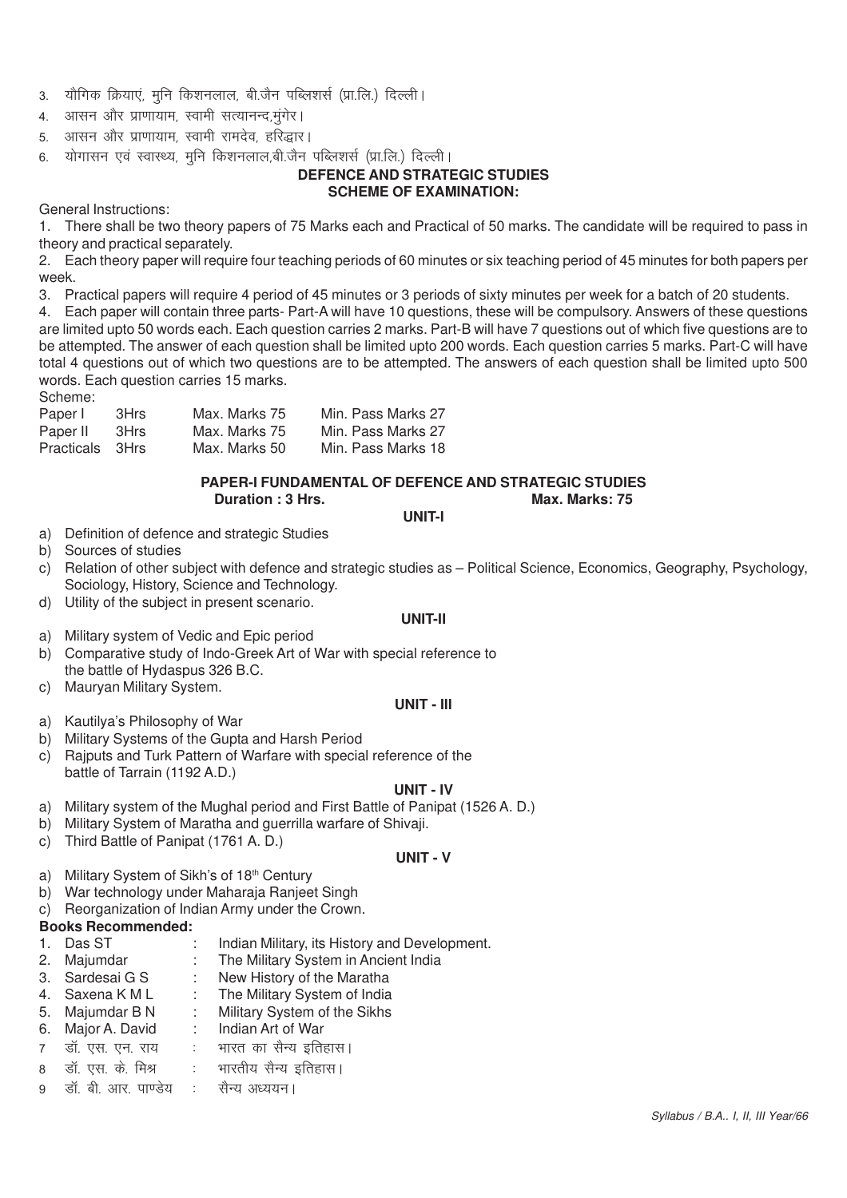3. यौगिक क्रियाएं, मुनि किशनलाल, बी.जैन पब्लिशर्स (प्रा.लि.) दिल्ली।
4. आसन और प्राणायाम, स्वामी सत्यानन्द,मुंगेर।
5. आसन और प्राणायाम, स्वामी रामदेव, हरिद्वार।
6. योगासन एवं स्वास्थ्य, मुनि किशनलाल,बी.जैन पब्लिशर्स (प्रा.लि.) दिल्ली।

## DEFENCE AND STRATEGIC STUDIES

### SCHEME OF EXAMINATION:

General Instructions:

1. There shall be two theory papers of 75 Marks each and Practical of 50 marks. The candidate will be required to pass in theory and practical separately.
2. Each theory paper will require four teaching periods of 60 minutes or six teaching period of 45 minutes for both papers per week.
3. Practical papers will require 4 period of 45 minutes or 3 periods of sixty minutes per week for a batch of 20 students.
4. Each paper will contain three parts- Part-A will have 10 questions, these will be compulsory. Answers of these questions are limited upto 50 words each. Each question carries 2 marks. Part-B will have 7 questions out of which five questions are to be attempted. The answer of each question shall be limited upto 200 words. Each question carries 5 marks. Part-C will have total 4 questions out of which two questions are to be attempted. The answers of each question shall be limited upto 500 words. Each question carries 15 marks.

Scheme:

| | | | |
|---|---|---|---|
| Paper I | 3Hrs | Max. Marks 75 | Min. Pass Marks 27 |
| Paper II | 3Hrs | Max. Marks 75 | Min. Pass Marks 27 |
| Practicals | 3Hrs | Max. Marks 50 | Min. Pass Marks 18 |

### PAPER-I FUNDAMENTAL OF DEFENCE AND STRATEGIC STUDIES

**Duration : 3 Hrs.** **Max. Marks: 75**

**UNIT-I**

a) Definition of defence and strategic Studies
b) Sources of studies
c) Relation of other subject with defence and strategic studies as – Political Science, Economics, Geography, Psychology, Sociology, History, Science and Technology.
d) Utility of the subject in present scenario.

**UNIT-II**

a) Military system of Vedic and Epic period
b) Comparative study of Indo-Greek Art of War with special reference to the battle of Hydaspus 326 B.C.
c) Mauryan Military System.

**UNIT - III**

a) Kautilya's Philosophy of War
b) Military Systems of the Gupta and Harsh Period
c) Rajputs and Turk Pattern of Warfare with special reference of the battle of Tarrain (1192 A.D.)

**UNIT - IV**

a) Military system of the Mughal period and First Battle of Panipat (1526 A. D.)
b) Military System of Maratha and guerrilla warfare of Shivaji.
c) Third Battle of Panipat (1761 A. D.)

**UNIT - V**

a) Military System of Sikh's of 18th Century
b) War technology under Maharaja Ranjeet Singh
c) Reorganization of Indian Army under the Crown.

**Books Recommended:**

1. Das ST : Indian Military, its History and Development.
2. Majumdar : The Military System in Ancient India
3. Sardesai G S : New History of the Maratha
4. Saxena K M L : The Military System of India
5. Majumdar B N : Military System of the Sikhs
6. Major A. David : Indian Art of War
7. डॉ. एस. एन. राय : भारत का सैन्य इतिहास।
8. डॉ. एस. के. मिश्र : भारतीय सैन्य इतिहास।
9. डॉ. बी. आर. पाण्डेय : सैन्य अध्ययन।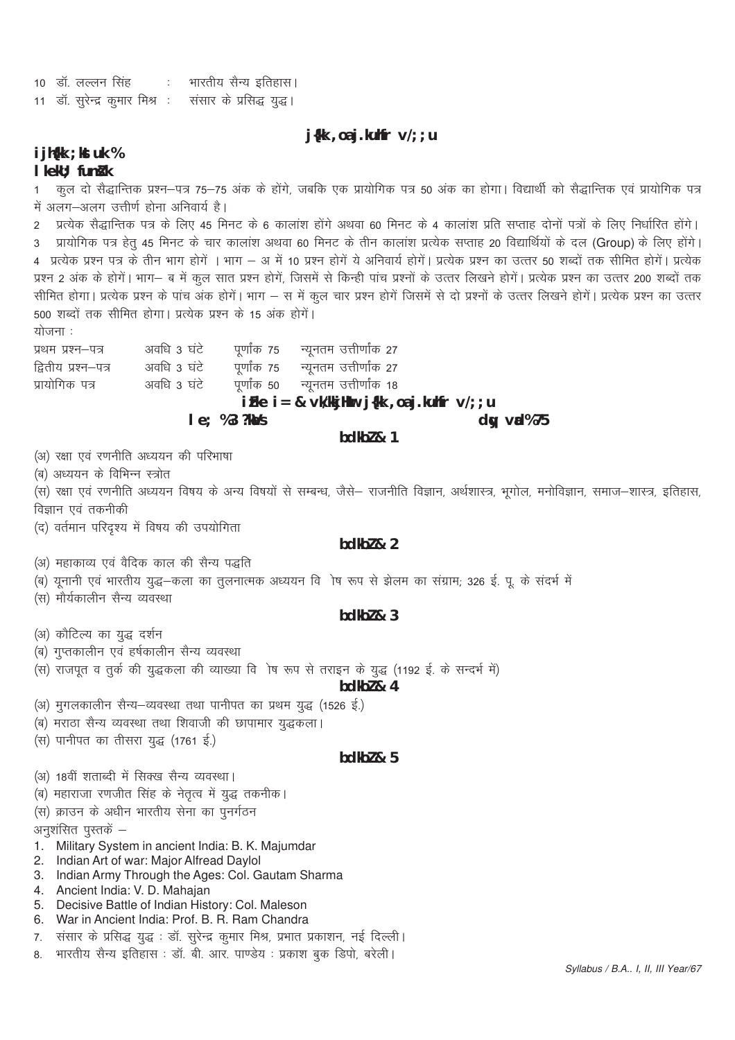10 डॉ. लल्लन सिंह : भारतीय सैन्य इतिहास।

11 डॉ. सुरेन्द्र कुमार मिश्र : संसार के प्रसिद्ध युद्ध।

## रक्षा एवं रणनीति अध्ययन

### परीक्षा योजना:

### सामान्य निर्देश

1 कुल दो सैद्धान्तिक प्रश्न–पत्र 75–75 अंक के होंगे, जबकि एक प्रायोगिक पत्र 50 अंक का होगा। विद्यार्थी को सैद्धान्तिक एवं प्रायोगिक पत्र में अलग–अलग उत्तीर्ण होना अनिवार्य है।

2 प्रत्येक सैद्धान्तिक पत्र के लिए 45 मिनट के 6 कालांश होंगे अथवा 60 मिनट के 4 कालांश प्रति सप्ताह दोनों पत्रों के लिए निर्धारित होंगे।

3 प्रायोगिक पत्र हेतु 45 मिनट के चार कालांश अथवा 60 मिनट के तीन कालांश प्रत्येक सप्ताह 20 विद्यार्थियों के दल (Group) के लिए होंगे।

4 प्रत्येक प्रश्न पत्र के तीन भाग होगें । भाग – अ में 10 प्रश्न होगें ये अनिवार्य होगें। प्रत्येक प्रश्न का उत्तर 50 शब्दों तक सीमित होगें। प्रत्येक प्रश्न 2 अंक के होगें। भाग– ब में कुल सात प्रश्न होगें, जिसमें से किन्ही पांच प्रश्नों के उत्तर लिखने होगें। प्रत्येक प्रश्न का उत्तर 200 शब्दों तक सीमित होगा। प्रत्येक प्रश्न के पांच अंक होगें। भाग – स में कुल चार प्रश्न होगें जिसमें से दो प्रश्नों के उत्तर लिखने होगें। प्रत्येक प्रश्न का उत्तर 500 शब्दों तक सीमित होगा। प्रत्येक प्रश्न के 15 अंक होगें।

योजना :

| | | | |
|---|---|---|---|
| प्रथम प्रश्न–पत्र | अवधि 3 घंटे | पूर्णांक 75 | न्यूनतम उत्तीर्णांक 27 |
| द्वितीय प्रश्न–पत्र | अवधि 3 घंटे | पूर्णांक 75 | न्यूनतम उत्तीर्णांक 27 |
| प्रायोगिक पत्र | अवधि 3 घंटे | पूर्णांक 50 | न्यूनतम उत्तीर्णांक 18 |

## प्रथम पत्र – आधारभूत रक्षा एवं रणनीति अध्ययन

**समय: 3 घंटे** **कुल अंक: 75**

### इकाई – 1

(अ) रक्षा एवं रणनीति अध्ययन की परिभाषा

(ब) अध्ययन के विभिन्न स्त्रोत

(स) रक्षा एवं रणनीति अध्ययन विषय के अन्य विषयों से सम्बन्ध, जैसे– राजनीति विज्ञान, अर्थशास्त्र, भूगोल, मनोविज्ञान, समाज–शास्त्र, इतिहास, विज्ञान एवं तकनीकी

(द) वर्तमान परिदृश्य में विषय की उपयोगिता

### इकाई – 2

(अ) महाकाव्य एवं वैदिक काल की सैन्य पद्धति

(ब) यूनानी एवं भारतीय युद्ध–कला का तुलनात्मक अध्ययन वि ोष रूप से झेलम का संग्राम; 326 ई. पू. के संदर्भ में

(स) मौर्यकालीन सैन्य व्यवस्था

### इकाई – 3

(अ) कौटिल्य का युद्ध दर्शन

(ब) गुप्तकालीन एवं हर्षकालीन सैन्य व्यवस्था

(स) राजपूत व तुर्क की युद्धकला की व्याख्या वि ोष रूप से तराइन के युद्ध (1192 ई. के सन्दर्भ में)

### इकाई – 4

(अ) मुगलकालीन सैन्य–व्यवस्था तथा पानीपत का प्रथम युद्ध (1526 ई.)

(ब) मराठा सैन्य व्यवस्था तथा शिवाजी की छापामार युद्धकला।

(स) पानीपत का तीसरा युद्ध (1761 ई.)

### इकाई – 5

(अ) 18वीं शताब्दी में सिक्ख सैन्य व्यवस्था।

(ब) महाराजा रणजीत सिंह के नेतृत्व में युद्ध तकनीक।

(स) क्राउन के अधीन भारतीय सेना का पुनर्गठन

अनुशंसित पुस्तकें –

1. Military System in ancient India: B. K. Majumdar
2. Indian Art of war: Major Alfread Daylol
3. Indian Army Through the Ages: Col. Gautam Sharma
4. Ancient India: V. D. Mahajan
5. Decisive Battle of Indian History: Col. Maleson
6. War in Ancient India: Prof. B. R. Ram Chandra
7. संसार के प्रसिद्ध युद्ध : डॉ. सुरेन्द्र कुमार मिश्र, प्रभात प्रकाशन, नई दिल्ली।
8. भारतीय सैन्य इतिहास : डॉ. बी. आर. पाण्डेय : प्रकाश बुक डिपो, बरेली।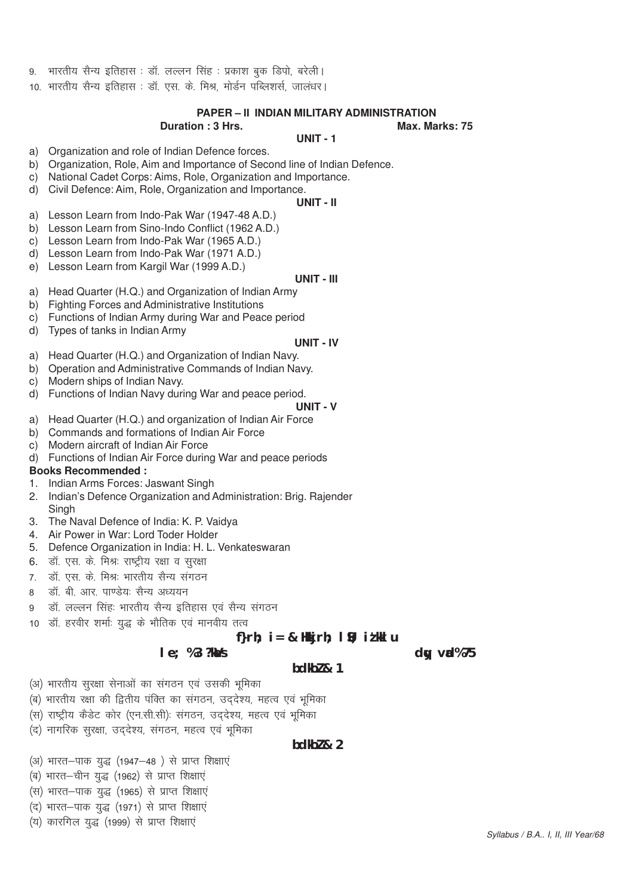9. भारतीय सैन्य इतिहास : डॉ. लल्लन सिंह : प्रकाश बुक डिपो, बरेली।
10. भारतीय सैन्य इतिहास : डॉ. एस. के. मिश्र, मोर्डन पब्लिशर्स, जालंधर।

## PAPER – II INDIAN MILITARY ADMINISTRATION

**Duration : 3 Hrs.** **Max. Marks: 75**

### UNIT - 1

a) Organization and role of Indian Defence forces.
b) Organization, Role, Aim and Importance of Second line of Indian Defence.
c) National Cadet Corps: Aims, Role, Organization and Importance.
d) Civil Defence: Aim, Role, Organization and Importance.

### UNIT - II

a) Lesson Learn from Indo-Pak War (1947-48 A.D.)
b) Lesson Learn from Sino-Indo Conflict (1962 A.D.)
c) Lesson Learn from Indo-Pak War (1965 A.D.)
d) Lesson Learn from Indo-Pak War (1971 A.D.)
e) Lesson Learn from Kargil War (1999 A.D.)

### UNIT - III

a) Head Quarter (H.Q.) and Organization of Indian Army
b) Fighting Forces and Administrative Institutions
c) Functions of Indian Army during War and Peace period
d) Types of tanks in Indian Army

### UNIT - IV

a) Head Quarter (H.Q.) and Organization of Indian Navy.
b) Operation and Administrative Commands of Indian Navy.
c) Modern ships of Indian Navy.
d) Functions of Indian Navy during War and peace period.

### UNIT - V

a) Head Quarter (H.Q.) and organization of Indian Air Force
b) Commands and formations of Indian Air Force
c) Modern aircraft of Indian Air Force
d) Functions of Indian Air Force during War and peace periods

**Books Recommended :**

1. Indian Arms Forces: Jaswant Singh
2. Indian's Defence Organization and Administration: Brig. Rajender Singh
3. The Naval Defence of India: K. P. Vaidya
4. Air Power in War: Lord Toder Holder
5. Defence Organization in India: H. L. Venkateswaran
6. डॉ. एस. के. मिश्रः राष्ट्रीय रक्षा व सुरक्षा
7. डॉ. एस. के. मिश्रः भारतीय सैन्य संगठन
8. डॉ. बी. आर. पाण्डेयः सैन्य अध्ययन
9. डॉ. लल्लन सिंहः भारतीय सैन्य इतिहास एवं सैन्य संगठन
10. डॉ. हरवीर शर्माः युद्ध के भौतिक एवं मानवीय तत्व

## द्वितीय पत्र – भारतीय सैन्य प्रशासन

**समय : 3 घंटे** **कुल अंक : 75**

### इकाई – 1

(अ) भारतीय सुरक्षा सेनाओं का संगठन एवं उसकी भूमिका
(ब) भारतीय रक्षा की द्वितीय पंक्ति का संगठन, उद्देश्य, महत्व एवं भूमिका
(स) राष्ट्रीय कैडेट कोर (एन.सी.सी): संगठन, उद्देश्य, महत्व एवं भूमिका
(द) नागरिक सुरक्षा, उद्देश्य, संगठन, महत्व एवं भूमिका

### इकाई – 2

(अ) भारत–पाक युद्ध (1947–48 ) से प्राप्त शिक्षाएं
(ब) भारत–चीन युद्ध (1962) से प्राप्त शिक्षाएं
(स) भारत–पाक युद्ध (1965) से प्राप्त शिक्षाएं
(द) भारत–पाक युद्ध (1971) से प्राप्त शिक्षाएं
(य) कारगिल युद्ध (1999) से प्राप्त शिक्षाएं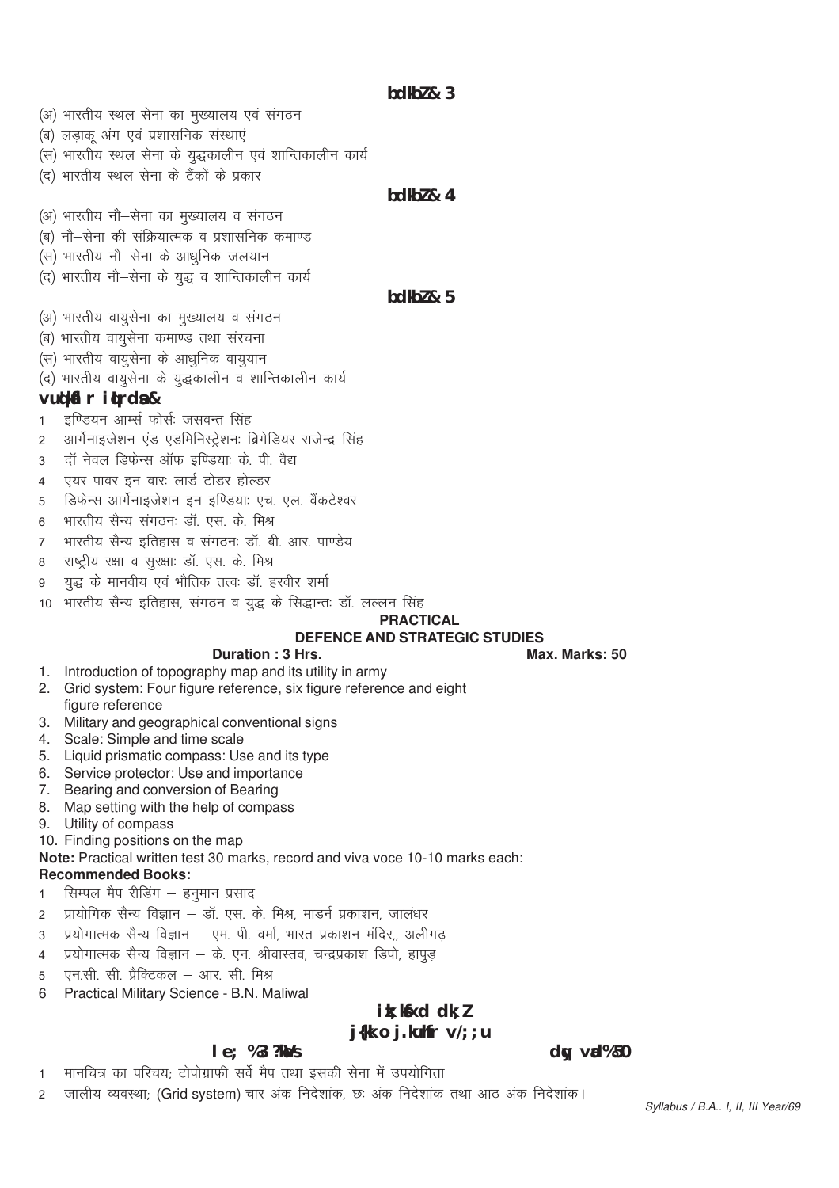### इकाई- 3

(अ) भारतीय स्थल सेना का मुख्यालय एवं संगठन
(ब) लड़ाकू अंग एवं प्रशासनिक संस्थाएं
(स) भारतीय स्थल सेना के युद्धकालीन एवं शान्तिकालीन कार्य
(द) भारतीय स्थल सेना के टैंकों के प्रकार

### इकाई- 4

(अ) भारतीय नौ–सेना का मुख्यालय व संगठन
(ब) नौ–सेना की संक्रियात्मक व प्रशासनिक कमाण्ड
(स) भारतीय नौ–सेना के आधुनिक जलयान
(द) भारतीय नौ–सेना के युद्ध व शान्तिकालीन कार्य

### इकाई- 5

(अ) भारतीय वायुसेना का मुख्यालय व संगठन
(ब) भारतीय वायुसेना कमाण्ड तथा संरचना
(स) भारतीय वायुसेना के आधुनिक वायुयान
(द) भारतीय वायुसेना के युद्धकालीन व शान्तिकालीन कार्य

### अनुमोदित पुस्तकें-

1. इण्डियन आर्म्स फोर्सः जसवन्त सिंह
2. आर्गेनाइजेशन एंड एडमिनिस्ट्रेशनः ब्रिगेडियर राजेन्द्र सिंह
3. दॉ नेवल डिफेन्स ऑफ इण्डियाः के. पी. वैद्य
4. एयर पावर इन वारः लार्ड टोडर होल्डर
5. डिफेन्स आर्गेनाइजेशन इन इण्डियाः एच. एल. वैंकटेश्वर
6. भारतीय सैन्य संगठनः डॉ. एस. के. मिश्र
7. भारतीय सैन्य इतिहास व संगठनः डॉ. बी. आर. पाण्डेय
8. राष्ट्रीय रक्षा व सुरक्षाः डॉ. एस. के. मिश्र
9. युद्ध के मानवीय एवं भौतिक तत्वः डॉ. हरवीर शर्मा
10. भारतीय सैन्य इतिहास, संगठन व युद्ध के सिद्धान्तः डॉ. लल्लन सिंह

## PRACTICAL
## DEFENCE AND STRATEGIC STUDIES

**Duration : 3 Hrs.** **Max. Marks: 50**

1. Introduction of topography map and its utility in army
2. Grid system: Four figure reference, six figure reference and eight figure reference
3. Military and geographical conventional signs
4. Scale: Simple and time scale
5. Liquid prismatic compass: Use and its type
6. Service protector: Use and importance
7. Bearing and conversion of Bearing
8. Map setting with the help of compass
9. Utility of compass
10. Finding positions on the map

**Note:** Practical written test 30 marks, record and viva voce 10-10 marks each:

**Recommended Books:**

1. सिम्पल मैप रीडिंग – हनुमान प्रसाद
2. प्रायोगिक सैन्य विज्ञान – डॉ. एस. के. मिश्र, माडर्न प्रकाशन, जालंधर
3. प्रयोगात्मक सैन्य विज्ञान – एम. पी. वर्मा, भारत प्रकाशन मंदिर,, अलीगढ़
4. प्रयोगात्मक सैन्य विज्ञान – के. एन. श्रीवास्तव, चन्द्रप्रकाश डिपो, हापुड़
5. एन.सी. सी. प्रैक्टिकल – आर. सी. मिश्र
6. Practical Military Science - B.N. Maliwal

## प्रायोगिक कार्य
## रक्षा व रणनीति अध्ययन

**समय : 3 घंटे** **कुल अंक : 50**

1. मानचित्र का परिचय; टोपोग्राफी सर्वे मैप तथा इसकी सेना में उपयोगिता
2. जालीय व्यवस्था; (Grid system) चार अंक निदेशांक, छः अंक निदेशांक तथा आठ अंक निदेशांक।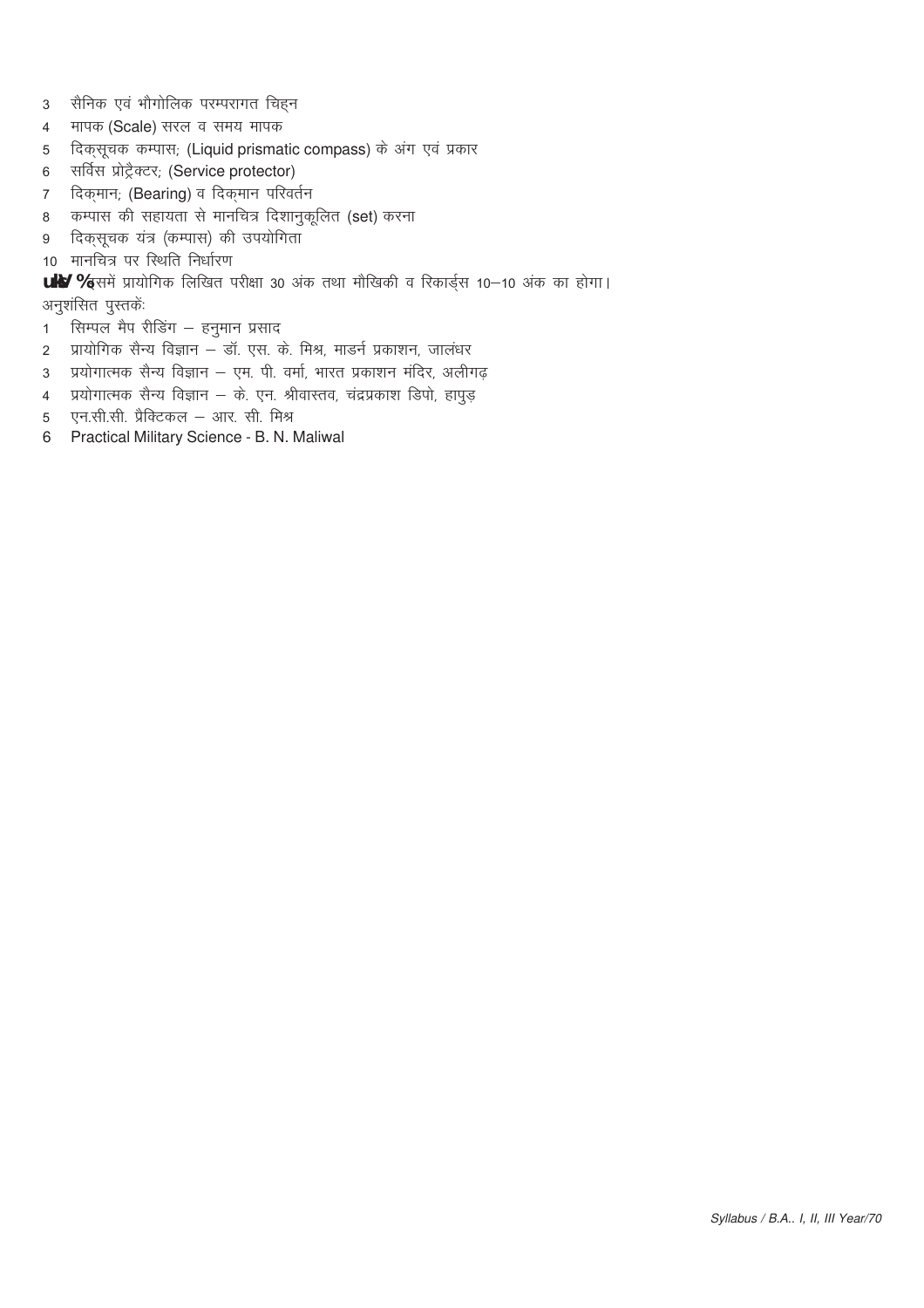3 सैनिक एवं भौगोलिक परम्परागत चिह्न
4 मापक (Scale) सरल व समय मापक
5 दिक्सूचक कम्पास; (Liquid prismatic compass) के अंग एवं प्रकार
6 सर्विस प्रोट्रैक्टर; (Service protector)
7 दिक्मान; (Bearing) व दिक्मान परिवर्तन
8 कम्पास की सहायता से मानचित्र दिशानुकूलित (set) करना
9 दिक्सूचक यंत्र (कम्पास) की उपयोगिता
10 मानचित्र पर स्थिति निर्धारण

**नोट :** इसमें प्रायोगिक लिखित परीक्षा 30 अंक तथा मौखिकी व रिकार्ड्स 10–10 अंक का होगा।

अनुशंसित पुस्तकें:

1 सिम्पल मैप रीडिंग – हनुमान प्रसाद
2 प्रायोगिक सैन्य विज्ञान – डॉ. एस. के. मिश्र, माडर्न प्रकाशन, जालंधर
3 प्रयोगात्मक सैन्य विज्ञान – एम. पी. वर्मा, भारत प्रकाशन मंदिर, अलीगढ़
4 प्रयोगात्मक सैन्य विज्ञान – के. एन. श्रीवास्तव, चंद्रप्रकाश डिपो, हापुड़
5 एन.सी.सी. प्रैक्टिकल – आर. सी. मिश्र
6 Practical Military Science - B. N. Maliwal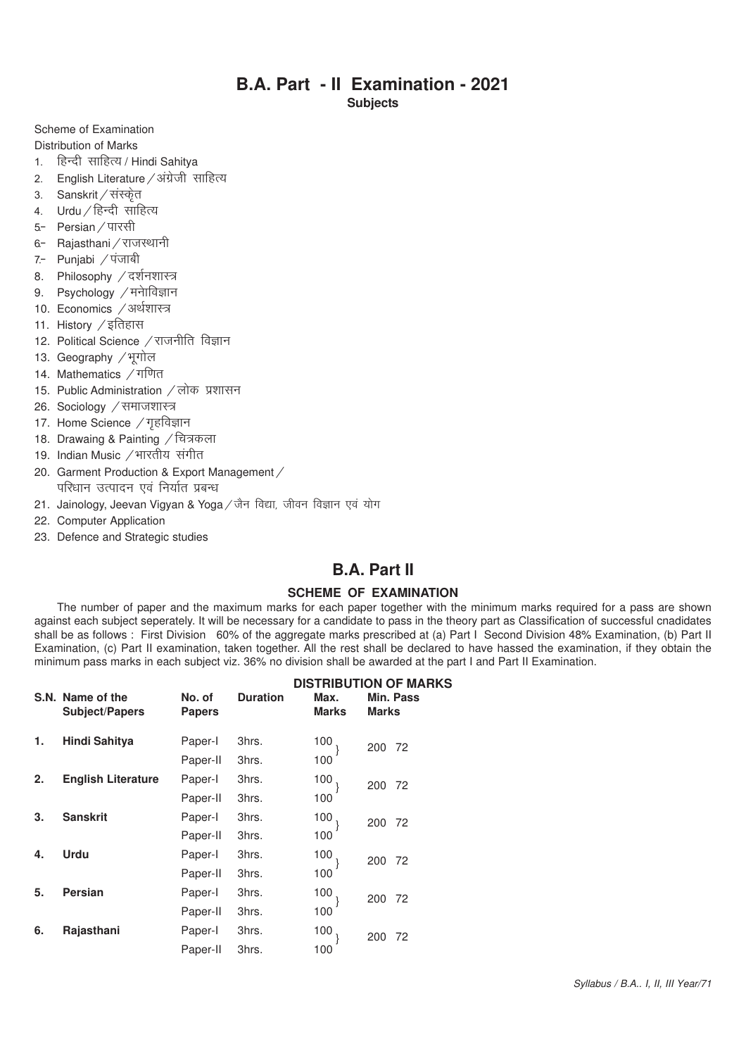# B.A. Part - II Examination - 2021

**Subjects**

Scheme of Examination

Distribution of Marks

1. हिन्दी साहित्य / Hindi Sahitya
2. English Literature / अंग्रेजी साहित्य
3. Sanskrit / संस्कृत
4. Urdu / हिन्दी साहित्य
5. Persian / पारसी
6. Rajasthani / राजस्थानी
7. Punjabi / पंजाबी
8. Philosophy / दर्शनशास्त्र
9. Psychology / मनोविज्ञान
10. Economics / अर्थशास्त्र
11. History / इतिहास
12. Political Science / राजनीति विज्ञान
13. Geography / भूगोल
14. Mathematics / गणित
15. Public Administration / लोक प्रशासन
26. Sociology / समाजशास्त्र
17. Home Science / गृहविज्ञान
18. Drawaing & Painting / चित्रकला
19. Indian Music / भारतीय संगीत
20. Garment Production & Export Management / परिधान उत्पादन एवं निर्यात प्रबन्ध
21. Jainology, Jeevan Vigyan & Yoga / जैन विद्या, जीवन विज्ञान एवं योग
22. Computer Application
23. Defence and Strategic studies

## B.A. Part II

### SCHEME OF EXAMINATION

The number of paper and the maximum marks for each paper together with the minimum marks required for a pass are shown against each subject seperately. It will be necessary for a candidate to pass in the theory part as Classification of successful cnadidates shall be as follows : First Division 60% of the aggregate marks prescribed at (a) Part I Second Division 48% Examination, (b) Part II Examination, (c) Part II examination, taken together. All the rest shall be declared to have hassed the examination, if they obtain the minimum pass marks in each subject viz. 36% no division shall be awarded at the part I and Part II Examination.

**DISTRIBUTION OF MARKS**

| S.N. | Name of the Subject/Papers | No. of Papers | Duration | Max. Marks | Min. Pass Marks |
|---|---|---|---|---|---|
| 1. | **Hindi Sahitya** | Paper-I | 3hrs. | 100 | 200 72 |
| | | Paper-II | 3hrs. | 100 | |
| 2. | **English Literature** | Paper-I | 3hrs. | 100 | 200 72 |
| | | Paper-II | 3hrs. | 100 | |
| 3. | **Sanskrit** | Paper-I | 3hrs. | 100 | 200 72 |
| | | Paper-II | 3hrs. | 100 | |
| 4. | **Urdu** | Paper-I | 3hrs. | 100 | 200 72 |
| | | Paper-II | 3hrs. | 100 | |
| 5. | **Persian** | Paper-I | 3hrs. | 100 | 200 72 |
| | | Paper-II | 3hrs. | 100 | |
| 6. | **Rajasthani** | Paper-I | 3hrs. | 100 | 200 72 |
| | | Paper-II | 3hrs. | 100 | |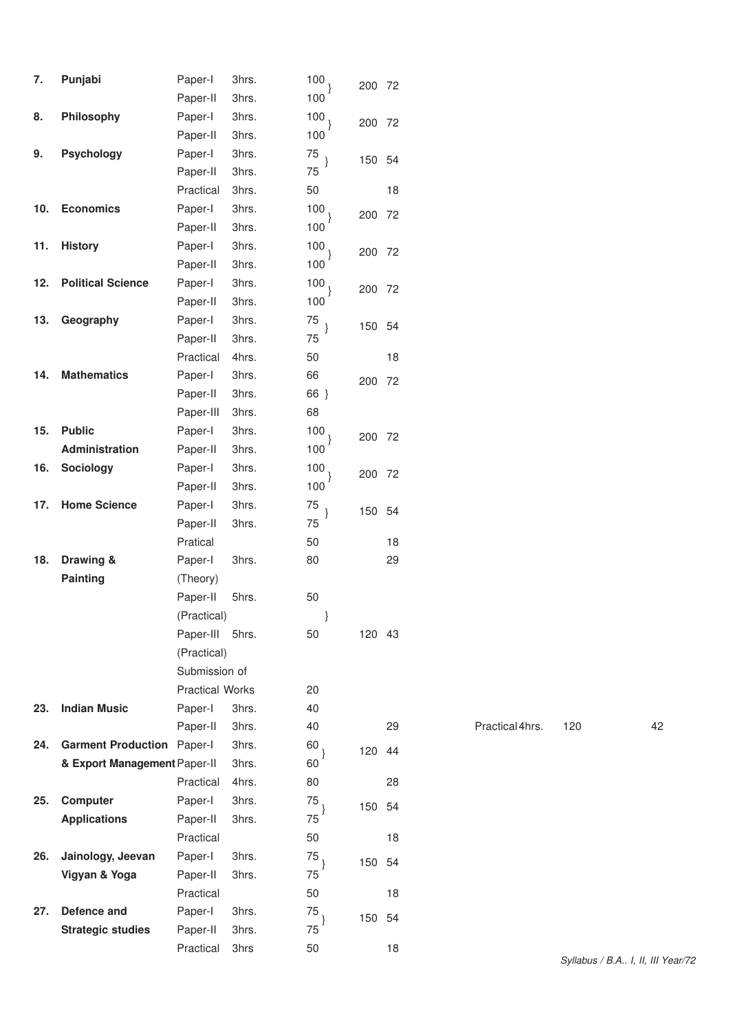| | | | | | | |
|---|---|---|---|---|---|---|
| 7. | **Punjabi** | Paper-I | 3hrs. | 100 | 200 | 72 |
| | | Paper-II | 3hrs. | 100 | | |
| 8. | **Philosophy** | Paper-I | 3hrs. | 100 | 200 | 72 |
| | | Paper-II | 3hrs. | 100 | | |
| 9. | **Psychology** | Paper-I | 3hrs. | 75 | 150 | 54 |
| | | Paper-II | 3hrs. | 75 | | |
| | | Practical | 3hrs. | 50 | | 18 |
| 10. | **Economics** | Paper-I | 3hrs. | 100 | 200 | 72 |
| | | Paper-II | 3hrs. | 100 | | |
| 11. | **History** | Paper-I | 3hrs. | 100 | 200 | 72 |
| | | Paper-II | 3hrs. | 100 | | |
| 12. | **Political Science** | Paper-I | 3hrs. | 100 | 200 | 72 |
| | | Paper-II | 3hrs. | 100 | | |
| 13. | **Geography** | Paper-I | 3hrs. | 75 | 150 | 54 |
| | | Paper-II | 3hrs. | 75 | | |
| | | Practical | 4hrs. | 50 | | 18 |
| 14. | **Mathematics** | Paper-I | 3hrs. | 66 | 200 | 72 |
| | | Paper-II | 3hrs. | 66 | | |
| | | Paper-III | 3hrs. | 68 | | |
| 15. | **Public Administration** | Paper-I | 3hrs. | 100 | 200 | 72 |
| | | Paper-II | 3hrs. | 100 | | |
| 16. | **Sociology** | Paper-I | 3hrs. | 100 | 200 | 72 |
| | | Paper-II | 3hrs. | 100 | | |
| 17. | **Home Science** | Paper-I | 3hrs. | 75 | 150 | 54 |
| | | Paper-II | 3hrs. | 75 | | |
| | | Pratical | | 50 | | 18 |
| 18. | **Drawing & Painting** | Paper-I (Theory) | 3hrs. | 80 | | 29 |
| | | Paper-II (Practical) | 5hrs. | 50 | | |
| | | Paper-III (Practical) | 5hrs. | 50 | 120 | 43 |
| | | Submission of Practical Works | | 20 | | |
| 23. | **Indian Music** | Paper-I | 3hrs. | 40 | | |
| | | Paper-II | 3hrs. | 40 | | 29 |
| | | Practical | 4hrs. | 120 | | 42 |
| 24. | **Garment Production & Export Management** | Paper-I | 3hrs. | 60 | 120 | 44 |
| | | Paper-II | 3hrs. | 60 | | |
| | | Practical | 4hrs. | 80 | | 28 |
| 25. | **Computer Applications** | Paper-I | 3hrs. | 75 | 150 | 54 |
| | | Paper-II | 3hrs. | 75 | | |
| | | Practical | | 50 | | 18 |
| 26. | **Jainology, Jeevan Vigyan & Yoga** | Paper-I | 3hrs. | 75 | 150 | 54 |
| | | Paper-II | 3hrs. | 75 | | |
| | | Practical | | 50 | | 18 |
| 27. | **Defence and Strategic studies** | Paper-I | 3hrs. | 75 | 150 | 54 |
| | | Paper-II | 3hrs. | 75 | | |
| | | Practical | 3hrs | 50 | | 18 |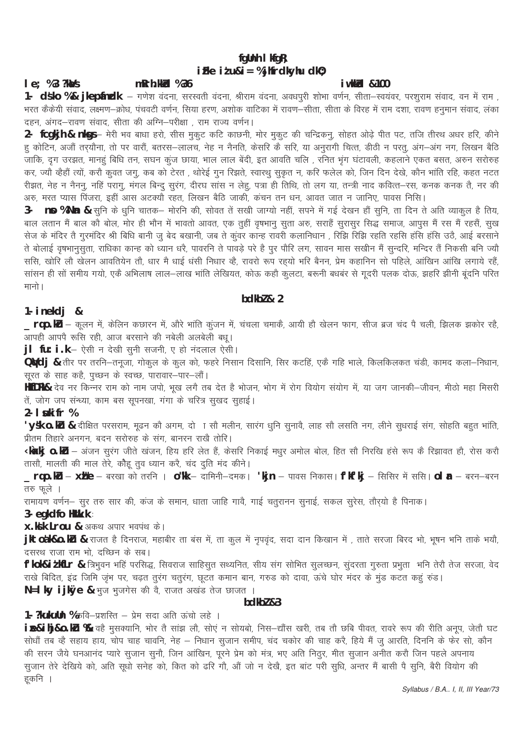# हिन्दी साहित्य

## प्रथम प्रश्न–पत्र – रीतिकालीन काव्य

**समय : 3 घण्टे** **उत्तीर्णांक : 36** **पूर्णांक –100**

**1. केशव :– रामचन्द्रिका** – गणेश वंदना, सरस्वती वंदना, श्रीराम वंदना, अवधपुरी शोभा वर्णन, सीता–स्वयंवर, परशुराम संवाद, वन में राम, भरत कैकेयी संवाद, लक्ष्मण–क्रोध, पंचवटी वर्णन, सिया हरण, अशोक वाटिका में रावण–सीता, सीता के विरह में राम दशा, रावण हनुमान संवाद, लंका दहन, अंगद–रावण संवाद, सीता की अग्नि–परीक्षा, राम राज्य वर्णन।

**2. बिहारी – दोहे**– मेरी भव बाधा हरो, सीस मुकुट कटि काछनी, मोर मुकुट की चन्द्रिकनु, सोहत ओढ़े पीत पट, तजि तीरथ अधर हरि, कीने हु कोटिन, अजौं तर्यौना, तो पर वारौं, बतरस–लालच, नेह न नैनति, केसरि कै सरि, या अनुरागी चित्त, डीठी न परतु, अंग–अंग नग, लिखन बैठि जाकि, दृग उरझत, मानहुं बिधि तन, सघन कुंज छाया, भाल लाल बेंदी, इत आवति चलि, रनित भृंग घंटावली, कहलाने एकत बसत, अरुन सरोरुह कर, ज्यौ व्हैहौं त्यों, करौ कुवत जगु, कब को टेरत, थोरेई गुन रिझते, स्वारथु सुकृत न, करि फलेल को, जिन दिन देखे, कौन भांति रहि, कहत नटत रीझत, नेह न नैननु, नहिं परागु, मंगल बिन्दु सुरंग, दीरघ सांस न लेहु, पत्रा ही तिथि, तो लग या, तन्त्री नाद कवित्त–रस, कनक कनक तै, नर की अरु, मरत प्यास पिंजरा, इहीं आस अटक्यौ रहत, लिखन बैठि जाकी, कंचन तन धन, आवत जात न जानिए, पावस निसि।

**3. देव : छन्द –** सुनि के धुनि चातक– मोरनि की, सोवत तें सखी जाग्यो नहीं, सपने में गई देखन हौं सुनि, ता दिन ते अति व्याकुल है तिय, बाल लतान मैं बाल कौ बोल, मोर ही भौन में भावतो आवत, एक तुहीं वृषभानु सुता अरु, सराहैं सुरासुर सिद्ध समाज, आपुस मैं रस मैं रहसैं, सुख सेज के मंदिर तै गुरमंदिर श्री बिधि बानी जु बेद बखानी, जब ते कुंवर कान्ह रावरी कलानिधान, रिझि रिझि रहति रहसि हंसि हंसि उठै, आई बरसाने ते बोलाई वृषभानुसुता, राधिका कान्ह को ध्यान धरै, पावरनि ते पावड़े परे है पुर पौरि लग, सावन मास सखीन मैं सुन्दरि, मन्दिर तैं निकसी बनि ज्यौ ससि, खोरि लौ खेलन आवतियेन तौ, धार मै धाई धंसी निधार व्है, रावरो रूप रह्यो भरि बैनन, प्रेम कहानिन सो पहिले, आंखिन आंखि लगाये रहैं, सांसन ही सों समीय गयो, एकै अभिलाष लाल–लाख भांति लेखियत, कोऊ कहौ कुलटा, बरूनी बघबंर से गूदरी पलक दोऊ, झहरि झीनी बूंदनि परित मानो।

## इकाई – 2

**1. पद्माकर –**

**ऋतु वर्णन** – कूलन में, केलिन कछारन में, औरे भांति कुंजन में, चंचला चमाकै, आयी हौ खेलन फाग, सीज ब्रज चंद पै चली, झिलक झकोर रहे, आपही आपपै रूसि रही, आज बरसाने की नबेली अलबेली बधू।

**रस निरूपण**– ऐसी न देखी सुनी सजनी, ए हो नंदलाल ऐसी।

**फुटकर –** तीर पर तरनि–तनूजा, गोकुल के कुल को, फहरे निसान दिसानि, सिर कटहिं, एकै गहि भाले, किलकिलकत चंडी, कामद कला–निधान, सूरत के साह कहै, पुच्छन के स्वच्छ, पारावार–पार–लौं।

**भक्ति –** देव नर किन्नर राम को नाम जपो, भूख लगै तब देत है भोजन, भोग में रोग वियोग संयोग में, या जग जानकी–जीवन, मीठो महा मिसरी तें, जोग जप संन्ध्या, काम बस सूपनखा, गंगा के चरित्र सुखद सुहाई।

**2. सेनापति :**

**श्लेष वर्णन –** दीक्षित परसराम, मूढ़न कौ अगम, दो ा सौ मलीन, सारंग धुनि सुनावै, लाह सौ लसति नग, लीने सुधराई संग, सोहति बहुत भांति, प्रीतम तिहारे अनगन, बदन सरोरुह के संग, बानरन राखै तोरि।

**शृंगार वर्णन** – अंजन सुरंग जीते खंजन, हिय हरि लेत हैं, केसरि निकाई मधुर अमोल बोल, हित सौ निरखि हंसे रूप कै रिझावत हौ, रोस करौ तासौ, मालती की माल तेरे, कौहू तुव ध्यान करै, चंद दुति मंद कीने।

**ऋतु वर्णन – ग्रीष्म** – बरखा को तरनि। **वर्षा**– दामिनी–दमक। **शरद** – पावस निकास। **शिशिर** – सिसिर में ससि। **वसंत** – बरन–बरन तरु फूले।

रामायण वर्णन– सुर तरु सार की, कंज के समान, धाता जाहि गावै, गाई चतुरानन सुनाई, सकल सुरेस, तौर्यो है पिनाक।

**3. महाकवि भूषण :**

**गणेश स्तवन –** अकथ अपार भवपंथ के।

**राजवंश वर्णन –** राजत है दिनराज, महाबीर ता बंस में, ता कुल में नृपवृंद, सदा दान किखान में, ताते सरजा बिरद भो, भूषन भनि ताके भयौ, दसरथ राजा राम भो, दच्छिन के सब।

**शिवा–प्रशस्ति –** त्रिभुवन भहिं परसिद्ध, सिवराज साहिसुत सथ्यनित, सीय संग सोभित सुलच्छन, सुंदरता गुरुता प्रभुता भनि तेरौ तेज सरजा, वेद राखे बिदित, इंद्र जिमि जृंभ पर, चढ़त तुरंग चतुरंग, छूटत कमान बान, गरुड को दावा, ऊंचे घोर मंदर के मुंड कटत कहुं रुंड।

**छत्रसाल पराक्रम –** भुज भुजगेस की वै, राजत अखंड तेज छाजत ।

## इकाई–3

**1. घनानन्द :** कवि–प्रशस्ति – प्रेम सदा अति ऊंचो लहे ।

**प्रेम–पीर–वर्णन :–** वहै मुसक्यानि, भोर तै सांझ लौ, सोएं न सोयबो, निस–द्यौंस खरी, तब तौ छबि पीवत, रावरे रूप की रीति अनूप, जेतौ घट सोधौं तब व्है सहाय हाय, चोप चाह चावनि, नेह – निधान सुजान समीप, चंद चकोर की चाह करै, हिये मैं जु आरति, दिननि के फेर सो, कौन की सरन जैये घनआनंद प्यारे सुजान सुनौ, जिन आंखिन, पूरने प्रेम को मंत्र, भए अति निठुर, मीत सुजान अनीत करौ जिन पहले अपनाय सुजान तेरे देखिये को, अति सूधो सनेह को, कित को ढरि गौ, औं जो न देखै, इत बांट परी सुधि, अन्तर मैं बासी पै सुनि, बैरी वियोग की हूकनि ।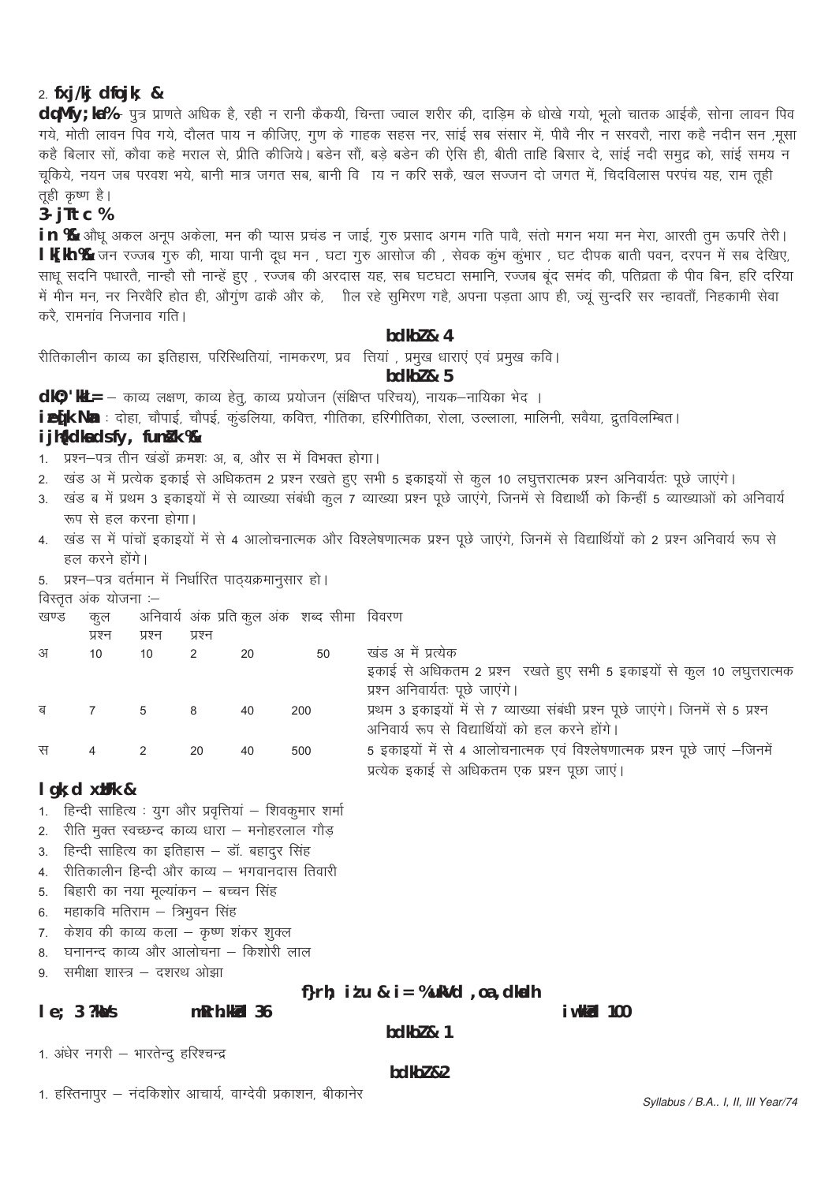2. **fxj/kj dfojk; &**

**dq.Mfy;ka%&** पुत्र प्राणते अधिक है, रही न रानी कैकयी, चिन्ता ज्वाल शरीर की, दाड़िम के धोखे गयो, भूलो चातक आईकै, सोना लावन पिव गये, मोती लावन पिव गये, दौलत पाय न कीजिए, गुण के गाहक सहस नर, सांई सब संसार में, पीवै नीर न सरवरौ, नारा कहै नदीन सन ,मूसा कहै बिलार सों, कौवा कहे मराल से, प्रीति कीजिये। बडेन सौं, बड़े बडेन की ऐसि ही, बीती ताहि बिसार दे, सांई नदी समुद्र को, सांई समय न चूकिये, नयन जब परवश भये, बानी मात्र जगत सब, बानी वि ाय न करि सकै, खल सज्जन दो जगत में, चिदविलास परपंच यह, राम तूही तूही कृष्ण है।

**3- jTtc %**

**in %&** औधू अकल अनूप अकेला, मन की प्यास प्रचंड न जाई, गुरु प्रसाद अगम गति पावै, संतो मगन भया मन मेरा, आरती तुम ऊपरि तेरी।

**lk[kh %&** जन रज्जब गुरु की, माया पानी दूध मन , घटा गुरु आसोज की , सेवक कुंभ कुंभार , घट दीपक बाती पवन, दरपन में सब देखिए, साधू सदनि पधारतै, नान्हौ सौ नान्हें हुए , रज्जब की अरदास यह, सब घटघटा समानि, रज्जब बूंद समंद की, पतिव्रता कै पीव बिन, हरि दरिया में मीन मन, नर निरवैरि होत ही, औगुंण ढाकै और के, ीत रहे सुमिरण गहै, अपना पड़ता आप ही, ज्यूं सुन्दरि सर न्हावतौं, निहकामी सेवा करै, रामनांव निजनाव गति।

**bdkbZ & 4**

रीतिकालीन काव्य का इतिहास, परिस्थितियां, नामकरण, प्रव त्तियां , प्रमुख धाराएं एवं प्रमुख कवि।

**bdkbZ & 5**

**dkO;'kkL= –** काव्य लक्षण, काव्य हेतु, काव्य प्रयोजन (संक्षिप्त परिचय), नायक–नायिका भेद ।

**iz[;kr Nan :** दोहा, चौपाई, चौपई, कुंडलिया, कवित्त, गीतिका, हरिगीतिका, रोला, उल्लाला, मालिनी, सवैया, द्रुतविलम्बित।

**ijh{kdksa ds fy, funsZ'k %&**

1. प्रश्न–पत्र तीन खंडों क्रमशः अ, ब, और स में विभक्त होगा।
2. खंड अ में प्रत्येक इकाई से अधिकतम 2 प्रश्न रखते हुए सभी 5 इकाइयों से कुल 10 लघुत्तरात्मक प्रश्न अनिवार्यतः पूछे जाएंगे।
3. खंड ब में प्रथम 3 इकाइयों में से व्याख्या संबंधी कुल 7 व्याख्या प्रश्न पूछे जाएंगे, जिनमें से विद्यार्थी को किन्हीं 5 व्याख्याओं को अनिवार्य रूप से हल करना होगा।
4. खंड स में पांचों इकाइयों में से 4 आलोचनात्मक और विश्लेषणात्मक प्रश्न पूछे जाएंगे, जिनमें से विद्यार्थियों को 2 प्रश्न अनिवार्य रूप से हल करने होंगे।
5. प्रश्न–पत्र वर्तमान में निर्धारित पाठ्यक्रमानुसार हो।

विस्तृत अंक योजना :–

| खण्ड | कुल प्रश्न | अनिवार्य प्रश्न | अंक प्रति प्रश्न | कुल अंक | शब्द सीमा | विवरण |
|---|---|---|---|---|---|---|
| अ | 10 | 10 | 2 | 20 | 50 | खंड अ में प्रत्येक इकाई से अधिकतम 2 प्रश्न रखते हुए सभी 5 इकाइयों से कुल 10 लघुत्तरात्मक प्रश्न अनिवार्यतः पूछे जाएंगे। |
| ब | 7 | 5 | 8 | 40 | 200 | प्रथम 3 इकाइयों में से 7 व्याख्या संबंधी प्रश्न पूछे जाएंगे। जिनमें से 5 प्रश्न अनिवार्य रूप से विद्यार्थियों को हल करने होंगे। |
| स | 4 | 2 | 20 | 40 | 500 | 5 इकाइयों में से 4 आलोचनात्मक एवं विश्लेषणात्मक प्रश्न पूछे जाएं –जिनमें प्रत्येक इकाई से अधिकतम एक प्रश्न पूछा जाएं। |

**lgk;d xzUFk &**

1. हिन्दी साहित्य : युग और प्रवृत्तियां – शिवकुमार शर्मा
2. रीति मुक्त स्वच्छन्द काव्य धारा – मनोहरलाल गौड़
3. हिन्दी साहित्य का इतिहास – डॉ. बहादुर सिंह
4. रीतिकालीन हिन्दी और काव्य – भगवानदास तिवारी
5. बिहारी का नया मूल्यांकन – बच्चन सिंह
6. महाकवि मतिराम – त्रिभुवन सिंह
7. केशव की काव्य कला – कृष्ण शंकर शुक्ल
8. घनानन्द काव्य और आलोचना – किशोरी लाल
9. समीक्षा शास्त्र – दशरथ ओझा

**f}rh; iz'u & i = % ukVd ,oa dgkuh**

**le; 3 ?k.Vs** **mRrh.kkZad 36** **iw.kkZad 100**

**bdkbZ & 1**

1. अंधेर नगरी – भारतेन्दु हरिश्चन्द्र

**bdkbZ&2**

1. हस्तिनापुर – नंदकिशोर आचार्य, वाग्देवी प्रकाशन, बीकानेर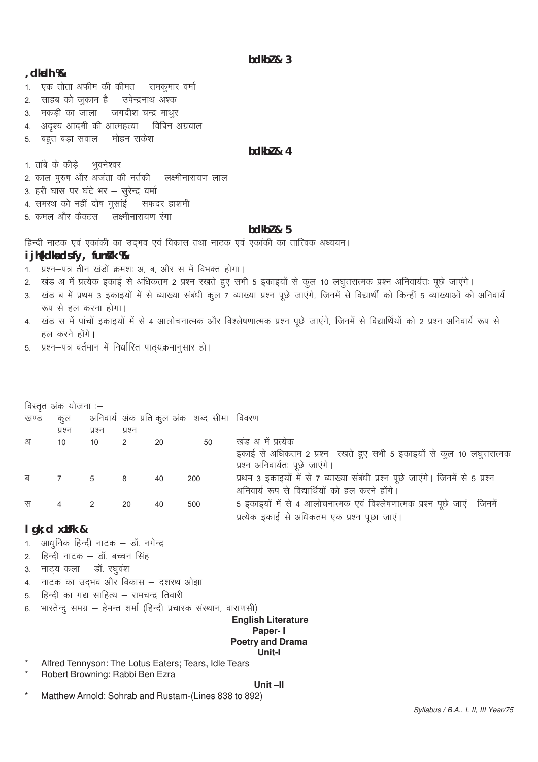**इकाई-3**

**एकांकी :-**

1. एक तोता अफीम की कीमत – रामकुमार वर्मा
2. साहब को जुकाम है – उपेन्द्रनाथ अश्क
3. मकड़ी का जाला – जगदीश चन्द्र माथुर
4. अदृश्य आदमी की आत्महत्या – विपिन अग्रवाल
5. बहुत बड़ा सवाल – मोहन राकेश

**इकाई-4**

1. तांबे के कीड़े – भुवनेश्वर
2. काल पुरुष और अजंता की नर्तकी – लक्ष्मीनारायण लाल
3. हरी घास पर घंटे भर – सुरेन्द्र वर्मा
4. समरथ को नहीं दोष गुसांई – सफदर हाशमी
5. कमल और कैक्टस – लक्ष्मीनारायण रंगा

**इकाई-5**

हिन्दी नाटक एवं एकांकी का उद्‌भव एवं विकास तथा नाटक एवं एकांकी का तात्त्विक अध्ययन।

**परीक्षा के लिए निर्देश :-**

1. प्रश्न–पत्र तीन खंडों क्रमशः अ, ब, और स में विभक्त होगा।
2. खंड अ में प्रत्येक इकाई से अधिकतम 2 प्रश्न रखते हुए सभी 5 इकाइयों से कुल 10 लघुत्तरात्मक प्रश्न अनिवार्यतः पूछे जाएंगे।
3. खंड ब में प्रथम 3 इकाइयों में से व्याख्या संबंधी कुल 7 व्याख्या प्रश्न पूछे जाएंगे, जिनमें से विद्यार्थी को किन्हीं 5 व्याख्याओं को अनिवार्य रूप से हल करना होगा।
4. खंड स में पांचों इकाइयों में से 4 आलोचनात्मक और विश्लेषणात्मक प्रश्न पूछे जाएंगे, जिनमें से विद्यार्थियों को 2 प्रश्न अनिवार्य रूप से हल करने होंगे।
5. प्रश्न–पत्र वर्तमान में निर्धारित पाठ्‌यक्रमानुसार हो।

विस्तृत अंक योजना :–

| खण्ड | कुल प्रश्न | अनिवार्य प्रश्न | अंक प्रति प्रश्न | कुल अंक | शब्द सीमा | विवरण |
|---|---|---|---|---|---|---|
| अ | 10 | 10 | 2 | 20 | 50 | खंड अ में प्रत्येक इकाई से अधिकतम 2 प्रश्न रखते हुए सभी 5 इकाइयों से कुल 10 लघुत्तरात्मक प्रश्न अनिवार्यतः पूछे जाएंगे। |
| ब | 7 | 5 | 8 | 40 | 200 | प्रथम 3 इकाइयों में से 7 व्याख्या संबंधी प्रश्न पूछे जाएंगे। जिनमें से 5 प्रश्न अनिवार्य रूप से विद्यार्थियों को हल करने होंगे। |
| स | 4 | 2 | 20 | 40 | 500 | 5 इकाइयों में से 4 आलोचनात्मक एवं विश्लेषणात्मक प्रश्न पूछे जाएं –जिनमें प्रत्येक इकाई से अधिकतम एक प्रश्न पूछा जाएं। |

**सहायक ग्रन्थ -**

1. आधुनिक हिन्दी नाटक – डॉ. नगेन्द्र
2. हिन्दी नाटक – डॉ. बच्चन सिंह
3. नाट्‌य कला – डॉ. रघुवंश
4. नाटक का उद्‌भव और विकास – दशरथ ओझा
5. हिन्दी का गद्य साहित्य – रामचन्द्र तिवारी
6. भारतेन्दु समग्र – हेमन्त शर्मा (हिन्दी प्रचारक संस्थान, वाराणसी)

**English Literature**

**Paper- I**

**Poetry and Drama**

**Unit-I**

* Alfred Tennyson: The Lotus Eaters; Tears, Idle Tears
* Robert Browning: Rabbi Ben Ezra

**Unit –II**

* Matthew Arnold: Sohrab and Rustam-(Lines 838 to 892)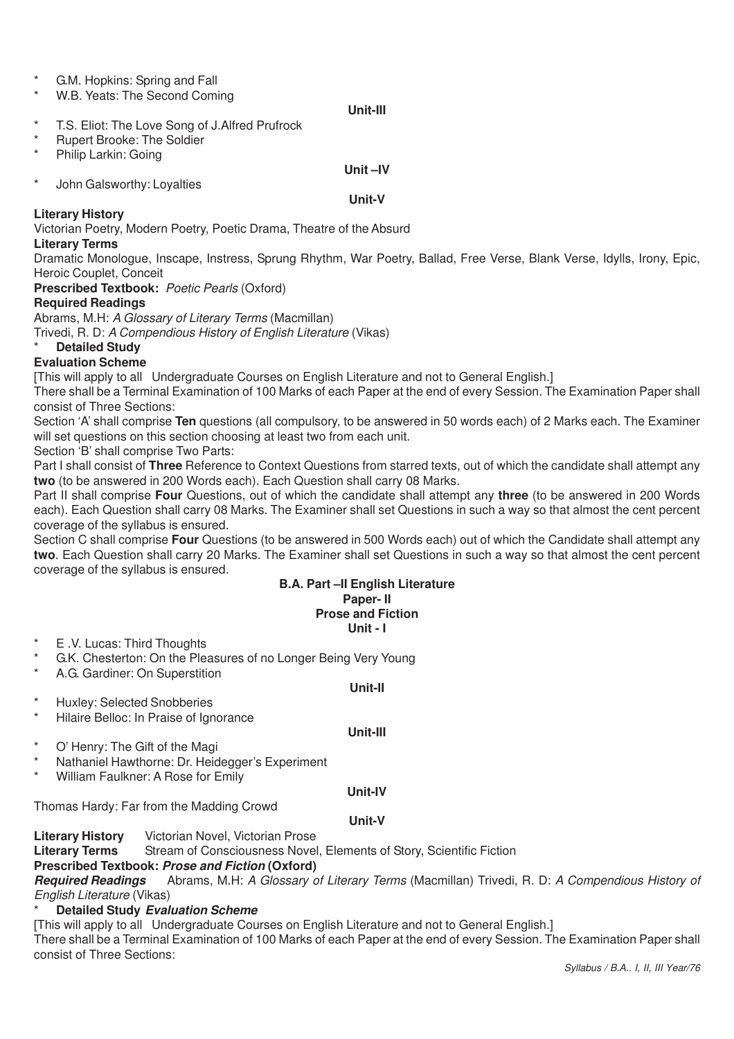- * G.M. Hopkins: Spring and Fall
- * W.B. Yeats: The Second Coming

**Unit-III**

- * T.S. Eliot: The Love Song of J.Alfred Prufrock
- * Rupert Brooke: The Soldier
- * Philip Larkin: Going

**Unit –IV**

- * John Galsworthy: Loyalties

**Unit-V**

**Literary History**

Victorian Poetry, Modern Poetry, Poetic Drama, Theatre of the Absurd

**Literary Terms**

Dramatic Monologue, Inscape, Instress, Sprung Rhythm, War Poetry, Ballad, Free Verse, Blank Verse, Idylls, Irony, Epic, Heroic Couplet, Conceit

**Prescribed Textbook:** *Poetic Pearls* (Oxford)

**Required Readings**

Abrams, M.H: *A Glossary of Literary Terms* (Macmillan)

Trivedi, R. D: *A Compendious History of English Literature* (Vikas)

* **Detailed Study**

**Evaluation Scheme**

[This will apply to all Undergraduate Courses on English Literature and not to General English.]

There shall be a Terminal Examination of 100 Marks of each Paper at the end of every Session. The Examination Paper shall consist of Three Sections:

Section 'A' shall comprise **Ten** questions (all compulsory, to be answered in 50 words each) of 2 Marks each. The Examiner will set questions on this section choosing at least two from each unit.

Section 'B' shall comprise Two Parts:

Part I shall consist of **Three** Reference to Context Questions from starred texts, out of which the candidate shall attempt any **two** (to be answered in 200 Words each). Each Question shall carry 08 Marks.

Part II shall comprise **Four** Questions, out of which the candidate shall attempt any **three** (to be answered in 200 Words each). Each Question shall carry 08 Marks. The Examiner shall set Questions in such a way so that almost the cent percent coverage of the syllabus is ensured.

Section C shall comprise **Four** Questions (to be answered in 500 Words each) out of which the Candidate shall attempt any **two**. Each Question shall carry 20 Marks. The Examiner shall set Questions in such a way so that almost the cent percent coverage of the syllabus is ensured.

## B.A. Part –II English Literature
## Paper- II
## Prose and Fiction

**Unit - I**

- * E .V. Lucas: Third Thoughts
- * G.K. Chesterton: On the Pleasures of no Longer Being Very Young
- * A.G. Gardiner: On Superstition

**Unit-II**

- * Huxley: Selected Snobberies
- * Hilaire Belloc: In Praise of Ignorance

**Unit-III**

- * O' Henry: The Gift of the Magi
- * Nathaniel Hawthorne: Dr. Heidegger's Experiment
- * William Faulkner: A Rose for Emily

**Unit-IV**

Thomas Hardy: Far from the Madding Crowd

**Unit-V**

**Literary History** Victorian Novel, Victorian Prose

**Literary Terms** Stream of Consciousness Novel, Elements of Story, Scientific Fiction

**Prescribed Textbook:** ***Prose and Fiction*** **(Oxford)**

***Required Readings*** Abrams, M.H: *A Glossary of Literary Terms* (Macmillan) Trivedi, R. D: *A Compendious History of English Literature* (Vikas)

* **Detailed Study** ***Evaluation Scheme***

[This will apply to all Undergraduate Courses on English Literature and not to General English.]

There shall be a Terminal Examination of 100 Marks of each Paper at the end of every Session. The Examination Paper shall consist of Three Sections: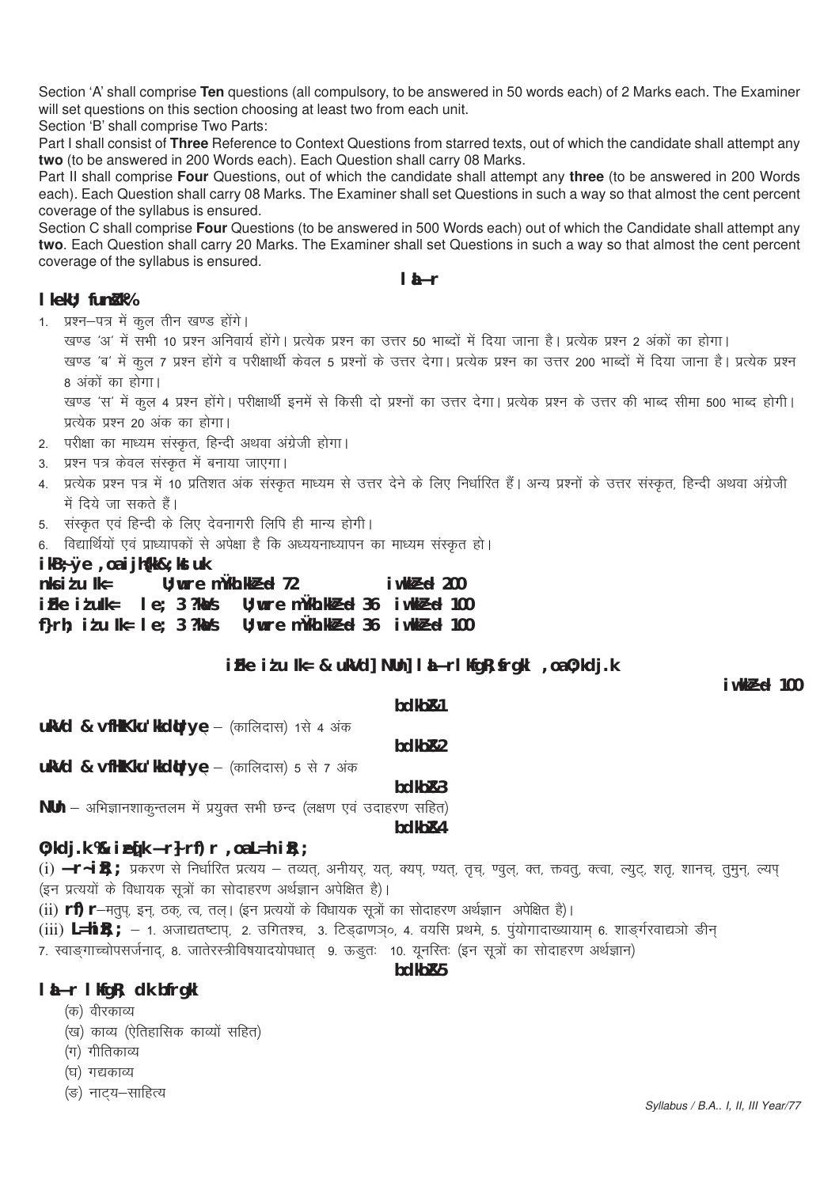Section 'A' shall comprise **Ten** questions (all compulsory, to be answered in 50 words each) of 2 Marks each. The Examiner will set questions on this section choosing at least two from each unit.

Section 'B' shall comprise Two Parts:

Part I shall consist of **Three** Reference to Context Questions from starred texts, out of which the candidate shall attempt any **two** (to be answered in 200 Words each). Each Question shall carry 08 Marks.

Part II shall comprise **Four** Questions, out of which the candidate shall attempt any **three** (to be answered in 200 Words each). Each Question shall carry 08 Marks. The Examiner shall set Questions in such a way so that almost the cent percent coverage of the syllabus is ensured.

Section C shall comprise **Four** Questions (to be answered in 500 Words each) out of which the Candidate shall attempt any **two**. Each Question shall carry 20 Marks. The Examiner shall set Questions in such a way so that almost the cent percent coverage of the syllabus is ensured.

## संस्कृत

### सामान्य निर्देश:

1. प्रश्न–पत्र में कुल तीन खण्ड होंगे।

   खण्ड 'अ' में सभी 10 प्रश्न अनिवार्य होंगे। प्रत्येक प्रश्न का उत्तर 50 भाब्दों में दिया जाना है। प्रत्येक प्रश्न 2 अंकों का होगा।

   खण्ड 'ब' में कुल 7 प्रश्न होंगे व परीक्षार्थी केवल 5 प्रश्नों के उत्तर देगा। प्रत्येक प्रश्न का उत्तर 200 भाब्दों में दिया जाना है। प्रत्येक प्रश्न 8 अंकों का होगा।

   खण्ड 'स' में कुल 4 प्रश्न होंगे। परीक्षार्थी इनमें से किसी दो प्रश्नों का उत्तर देगा। प्रत्येक प्रश्न के उत्तर की भाब्द सीमा 500 भाब्द होगी। प्रत्येक प्रश्न 20 अंक का होगा।
2. परीक्षा का माध्यम संस्कृत, हिन्दी अथवा अंग्रेजी होगा।
3. प्रश्न पत्र केवल संस्कृत में बनाया जाएगा।
4. प्रत्येक प्रश्न पत्र में 10 प्रतिशत अंक संस्कृत माध्यम से उत्तर देने के लिए निर्धारित हैं। अन्य प्रश्नों के उत्तर संस्कृत, हिन्दी अथवा अंग्रेजी में दिये जा सकते हैं।
5. संस्कृत एवं हिन्दी के लिए देवनागरी लिपि ही मान्य होगी।
6. विद्यार्थियों एवं प्राध्यापकों से अपेक्षा है कि अध्ययनाध्यापन का माध्यम संस्कृत हो।

### पाठ्यक्रम एवं परीक्षा-योजना

| | | | |
|---|---|---|---|
| दो प्रश्न पत्र | | न्यूनतम उत्तीर्णांक 72 | पूर्णांक 200 |
| प्रथम प्रश्न पत्र | समय 3 घण्टे | न्यूनतम उत्तीर्णांक 36 | पूर्णांक 100 |
| द्वितीय प्रश्न पत्र | समय 3 घण्टे | न्यूनतम उत्तीर्णांक 36 | पूर्णांक 100 |

### प्रथम प्रश्न पत्र – नाटक, छन्द, संस्कृत साहित्येतिहास एवं व्याकरण

पूर्णांक 100

**इकाई-1**

**नाटक – अभिज्ञानशाकुन्तलम्** – (कालिदास) 1से 4 अंक

**इकाई-2**

**नाटक – अभिज्ञानशाकुन्तलम्** – (कालिदास) 5 से 7 अंक

**इकाई-3**

**छन्द** – अभिज्ञानशाकुन्तलम में प्रयुक्त सभी छन्द (लक्षण एवं उदाहरण सहित)

**इकाई-4**

**व्याकरण : प्रमुख कृत्, तद्धित एवं स्त्री प्रत्यय**

(i) **कृत् प्रत्यय** : प्रकरण से निर्धारित प्रत्यय – तव्यत्, अनीयर्, यत्, क्यप्, ण्यत्, तृच्, ण्वुल्, क्त, क्तवतु, क्त्वा, ल्युट्, शतृ, शानच्, तुमुन्, ल्यप् (इन प्रत्ययों के विधायक सूत्रों का सोदाहरण अर्थज्ञान अपेक्षित है)।

(ii) **तद्धित** –मतुप्, इन्, ठक्, त्व, तल्। (इन प्रत्ययों के विधायक सूत्रों का सोदाहरण अर्थज्ञान अपेक्षित है)।

(iii) **स्त्रीप्रत्यय** – 1. अजाद्यतष्टाप्, 2. उगितश्च, 3. टिड्ढाणञ्०, 4. वयसि प्रथमे, 5. पुंयोगादाख्यायाम् 6. शाङ्गर्रवाद्यञो ङीन् 7. स्वाङ्गाच्चोपसर्जनाद्, 8. जातेरस्त्रीविषयादयोपधात् 9. ऊङुतः 10. यूनस्तिः (इन सूत्रों का सोदाहरण अर्थज्ञान)

**इकाई-5**

**संस्कृत साहित्य का इतिहास**

(क) वीरकाव्य
(ख) काव्य (ऐतिहासिक काव्यों सहित)
(ग) गीतिकाव्य
(घ) गद्यकाव्य
(ङ) नाट्य–साहित्य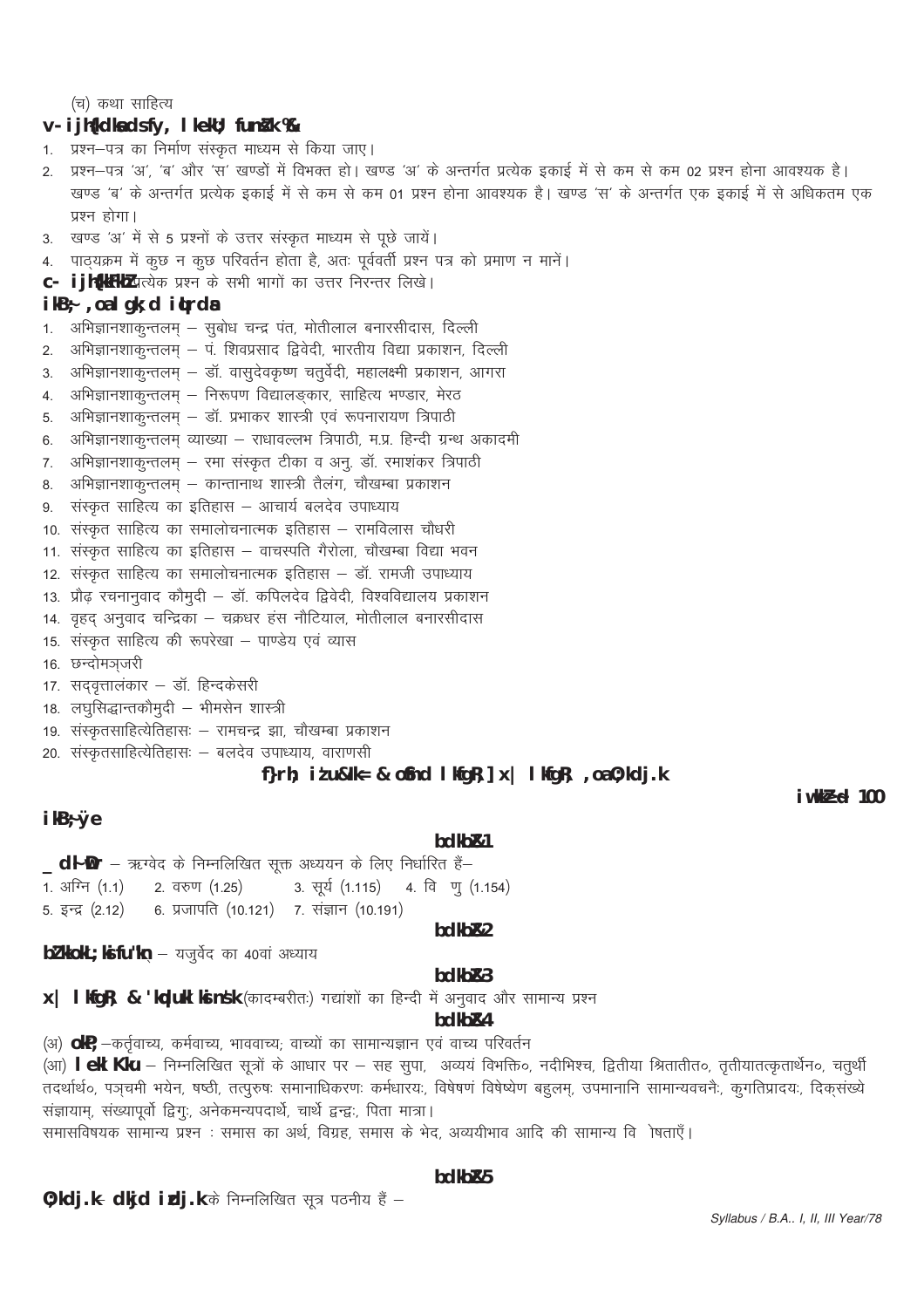(च) कथा साहित्य

### अ. परीक्षकों के लिए सामान्य निर्देश :-

1. प्रश्न–पत्र का निर्माण संस्कृत माध्यम से किया जाए।
2. प्रश्न–पत्र 'अ', 'ब' और 'स' खण्डों में विभक्त हो। खण्ड 'अ' के अन्तर्गत प्रत्येक इकाई में से कम से कम 02 प्रश्न होना आवश्यक है। खण्ड 'ब' के अन्तर्गत प्रत्येक इकाई में से कम से कम 01 प्रश्न होना आवश्यक है। खण्ड 'स' के अन्तर्गत एक इकाई में से अधिकतम एक प्रश्न होगा।
3. खण्ड 'अ' में से 5 प्रश्नों के उत्तर संस्कृत माध्यम से पूछे जायें।
4. पाठ्यक्रम में कुछ न कुछ परिवर्तन होता है, अतः पूर्ववर्ती प्रश्न पत्र को प्रमाण न मानें।

**ब. परीक्षार्थी** प्रत्येक प्रश्न के सभी भागों का उत्तर निरन्तर लिखे।

### पाठ्य एवं सहायक पुस्तकें

1. अभिज्ञानशाकुन्तलम् – सुबोध चन्द्र पंत, मोतीलाल बनारसीदास, दिल्ली
2. अभिज्ञानशाकुन्तलम् – पं. शिवप्रसाद द्विवेदी, भारतीय विद्या प्रकाशन, दिल्ली
3. अभिज्ञानशाकुन्तलम् – डॉ. वासुदेवकृष्ण चतुर्वेदी, महालक्ष्मी प्रकाशन, आगरा
4. अभिज्ञानशाकुन्तलम् – निरूपण विद्यालङ्कार, साहित्य भण्डार, मेरठ
5. अभिज्ञानशाकुन्तलम् – डॉ. प्रभाकर शास्त्री एवं रूपनारायण त्रिपाठी
6. अभिज्ञानशाकुन्तलम् व्याख्या – राधावल्लभ त्रिपाठी, म.प्र. हिन्दी ग्रन्थ अकादमी
7. अभिज्ञानशाकुन्तलम् – रमा संस्कृत टीका व अनु. डॉ. रमाशंकर त्रिपाठी
8. अभिज्ञानशाकुन्तलम् – कान्तानाथ शास्त्री तैलंग, चौखम्बा प्रकाशन
9. संस्कृत साहित्य का इतिहास – आचार्य बलदेव उपाध्याय
10. संस्कृत साहित्य का समालोचनात्मक इतिहास – रामविलास चौधरी
11. संस्कृत साहित्य का इतिहास – वाचस्पति गैरोला, चौखम्बा विद्या भवन
12. संस्कृत साहित्य का समालोचनात्मक इतिहास – डॉ. रामजी उपाध्याय
13. प्रौढ़ रचनानुवाद कौमुदी – डॉ. कपिलदेव द्विवेदी, विश्वविद्यालय प्रकाशन
14. वृहद् अनुवाद चन्द्रिका – चक्रधर हंस नौटियाल, मोतीलाल बनारसीदास
15. संस्कृत साहित्य की रूपरेखा – पाण्डेय एवं व्यास
16. छन्दोमञ्जरी
17. सद्वृत्तालंकार – डॉ. हिन्दकेसरी
18. लघुसिद्धान्तकौमुदी – भीमसेन शास्त्री
19. संस्कृतसाहित्येतिहासः – रामचन्द्र झा, चौखम्बा प्रकाशन
20. संस्कृतसाहित्येतिहासः – बलदेव उपाध्याय, वाराणसी

## द्वितीय प्रश्न-पत्र - वैदिक साहित्य, गद्य साहित्य एवं व्याकरण

**पूर्णांक 100**

### पाठ्यक्रम

#### इकाई-1

**ऋक्सूक्त** – ऋग्वेद के निम्नलिखित सूक्त अध्ययन के लिए निर्धारित हैं–

1. अग्नि (1.1) 2. वरुण (1.25) 3. सूर्य (1.115) 4. वि ष्णु (1.154)
5. इन्द्र (2.12) 6. प्रजापति (10.121) 7. संज्ञान (10.191)

#### इकाई-2

**ईशावास्योपनिषद्** – यजुर्वेद का 40वां अध्याय

#### इकाई-3

**गद्य साहित्य - शुकनासोपदेश** (कादम्बरीतः) गद्यांशों का हिन्दी में अनुवाद और सामान्य प्रश्न

#### इकाई-4

(अ) **वाच्य** –कर्तृवाच्य, कर्मवाच्य, भाववाच्य; वाच्यों का सामान्यज्ञान एवं वाच्य परिवर्तन

(आ) **समास ज्ञान** – निम्नलिखित सूत्रों के आधार पर – सह सुपा, अव्ययं विभक्ति०, नदीभिश्च, द्वितीया श्रितातीत०, तृतीयातत्कृतार्थेन०, चतुर्थी तदर्थार्थ०, पञ्चमी भयेन, षष्ठी, तत्पुरुषः समानाधिकरणः कर्मधारयः, विषेषणं विषेष्येण बहुलम्, उपमानानि सामान्यवचनैः, कुगतिप्रादयः, दिक्संख्ये संज्ञायाम्, संख्यापूर्वो द्विगुः, अनेकमन्यपदार्थे, चार्थे द्वन्द्वः, पिता मात्रा।

समासविषयक सामान्य प्रश्न : समास का अर्थ, विग्रह, समास के भेद, अव्ययीभाव आदि की सामान्य वि षताएँ।

#### इकाई-5

**व्याकरण- कारक प्रकरण** के निम्नलिखित सूत्र पठनीय हैं –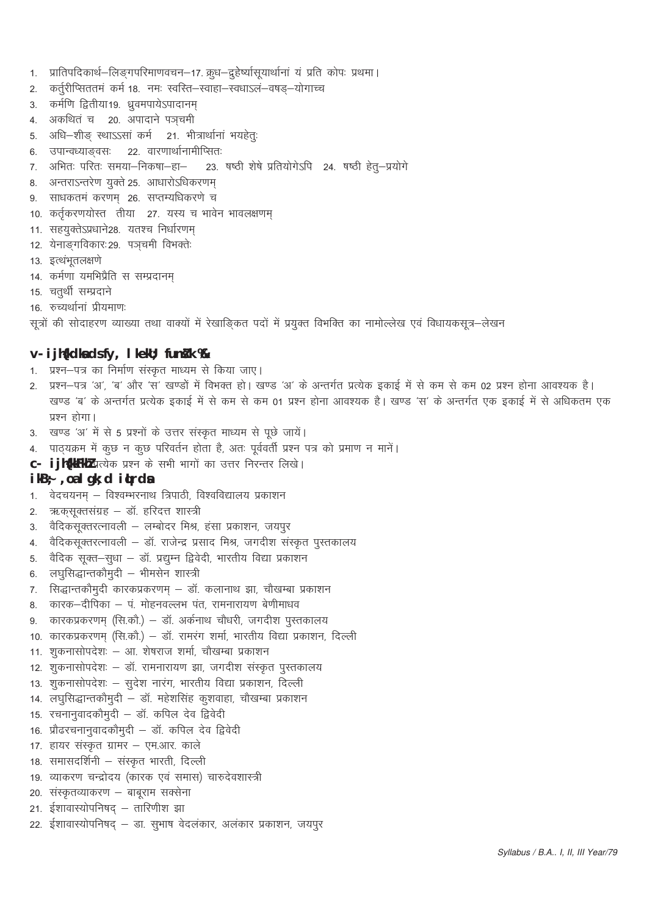1. प्रातिपदिकार्थ–लिङ्गपरिमाणवचन–
2. कर्तुरीप्सिततमं कर्म
3. कर्मणि द्वितीया
4. अकथितं च
5. अधि–शीङ् स्थाऽऽसां कर्म
6. उपान्वध्याङ्वसः
7. अभितः परितः समया–निकषा–हा–
8. अन्तराऽन्तरेण युक्ते
9. साधकतमं करणम्
10. कर्तृकरणयोस्त तीया
11. सहयुक्तेऽप्रधाने
12. येनाङ्गविकारः
13. इत्थंभूतलक्षणे
14. कर्मणा यमभिप्रैति स सम्प्रदानम्
15. चतुर्थी सम्प्रदाने
16. रुच्यर्थानां प्रीयमाणः
17. क्रुध–द्रुहेर्ष्यासूयार्थानां यं प्रति कोपः प्रथमा।
18. नमः स्वस्ति–स्वाहा–स्वधाऽलं–वषड्–योगाच्च
19. ध्रुवमपायेऽपादानम्
20. अपादाने पञ्चमी
21. भीत्रार्थानां भयहेतुः
22. वारणार्थानामीप्सितः
23. षष्ठी शेषे प्रतियोगेऽपि
24. षष्ठी हेतु–प्रयोगे
25. आधारोऽधिकरणम्
26. सप्तम्यधिकरणे च
27. यस्य च भावेन भावलक्षणम्
28. यतश्च निर्धारणम्
29. पञ्चमी विभक्तेः

सूत्रों की सोदाहरण व्याख्या तथा वाक्यों में रेखाङ्कित पदों में प्रयुक्त विभक्ति का नामोल्लेख एवं विधायकसूत्र–लेखन

## अ. परीक्षक के लिए सामान्य निर्देश :-

1. प्रश्न–पत्र का निर्माण संस्कृत माध्यम से किया जाए।
2. प्रश्न–पत्र 'अ', 'ब' और 'स' खण्डों में विभक्त हो। खण्ड 'अ' के अन्तर्गत प्रत्येक इकाई में से कम से कम 02 प्रश्न होना आवश्यक है। खण्ड 'ब' के अन्तर्गत प्रत्येक इकाई में से कम से कम 01 प्रश्न होना आवश्यक है। खण्ड 'स' के अन्तर्गत एक इकाई में से अधिकतम एक प्रश्न होगा।
3. खण्ड 'अ' में से 5 प्रश्नों के उत्तर संस्कृत माध्यम से पूछे जायें।
4. पाठ्यक्रम में कुछ न कुछ परिवर्तन होता है, अतः पूर्ववर्ती प्रश्न पत्र को प्रमाण न मानें।

**ब. परीक्षार्थी** प्रत्येक प्रश्न के सभी भागों का उत्तर निरन्तर लिखे।

## पाठ्य एवं सहायक पुस्तकें

1. वेदचयनम् – विश्वम्भरनाथ त्रिपाठी, विश्वविद्यालय प्रकाशन
2. ऋक्सूक्तसंग्रह – डॉ. हरिदत्त शास्त्री
3. वैदिकसूक्तरत्नावली – लम्बोदर मिश्र, हंसा प्रकाशन, जयपुर
4. वैदिकसूक्तरत्नावली – डॉ. राजेन्द्र प्रसाद मिश्र, जगदीश संस्कृत पुस्तकालय
5. वैदिक सूक्त–सुधा – डॉ. प्रद्युम्न द्विवेदी, भारतीय विद्या प्रकाशन
6. लघुसिद्धान्तकौमुदी – भीमसेन शास्त्री
7. सिद्धान्तकौमुदी कारकप्रकरणम् – डॉ. कलानाथ झा, चौखम्बा प्रकाशन
8. कारक–दीपिका – पं. मोहनवल्लभ पंत, रामनारायण बेणीमाधव
9. कारकप्रकरणम् (सि.कौ.) – डॉ. अर्कनाथ चौधरी, जगदीश पुस्तकालय
10. कारकप्रकरणम् (सि.कौ.) – डॉ. रामरंग शर्मा, भारतीय विद्या प्रकाशन, दिल्ली
11. शुकनासोपदेशः – आ. शेषराज शर्मा, चौखम्बा प्रकाशन
12. शुकनासोपदेशः – डॉ. रामनारायण झा, जगदीश संस्कृत पुस्तकालय
13. शुकनासोपदेशः – सुदेश नारंग, भारतीय विद्या प्रकाशन, दिल्ली
14. लघुसिद्धान्तकौमुदी – डॉ. महेशसिंह कुशवाहा, चौखम्बा प्रकाशन
15. रचनानुवादकौमुदी – डॉ. कपिल देव द्विवेदी
16. प्रौढरचनानुवादकौमुदी – डॉ. कपिल देव द्विवेदी
17. हायर संस्कृत ग्रामर – एम.आर. काले
18. समासदर्शिनी – संस्कृत भारती, दिल्ली
19. व्याकरण चन्द्रोदय (कारक एवं समास) चारुदेवशास्त्री
20. संस्कृतव्याकरण – बाबूराम सक्सेना
21. ईशावास्योपनिषद् – तारिणीश झा
22. ईशावास्योपनिषद् – डा. सुभाष वेदलंकार, अलंकार प्रकाशन, जयपुर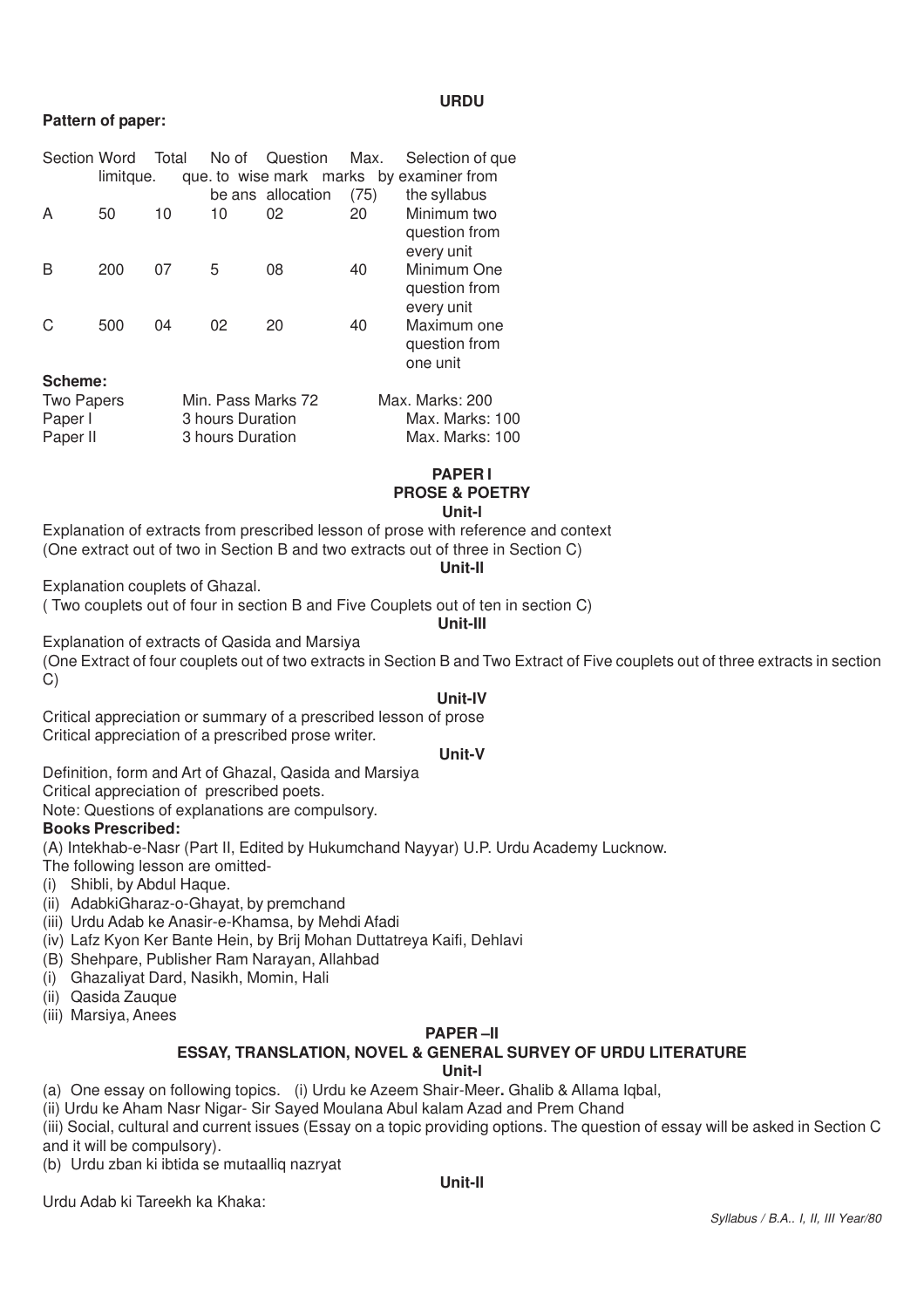## URDU

**Pattern of paper:**

| Section | Word limitque. | Total que. | No of que. to be ans | Question wise mark allocation | Max. marks (75) | Selection of que by examiner from the syllabus |
|---|---|---|---|---|---|---|
| A | 50 | 10 | 10 | 02 | 20 | Minimum two question from every unit |
| B | 200 | 07 | 5 | 08 | 40 | Minimum One question from every unit |
| C | 500 | 04 | 02 | 20 | 40 | Maximum one question from one unit |

**Scheme:**

| | | |
|---|---|---|
| Two Papers | Min. Pass Marks 72 | Max. Marks: 200 |
| Paper I | 3 hours Duration | Max. Marks: 100 |
| Paper II | 3 hours Duration | Max. Marks: 100 |

### PAPER I
### PROSE & POETRY

**Unit-I**

Explanation of extracts from prescribed lesson of prose with reference and context
(One extract out of two in Section B and two extracts out of three in Section C)

**Unit-II**

Explanation couplets of Ghazal.
( Two couplets out of four in section B and Five Couplets out of ten in section C)

**Unit-III**

Explanation of extracts of Qasida and Marsiya
(One Extract of four couplets out of two extracts in Section B and Two Extract of Five couplets out of three extracts in section C)

**Unit-IV**

Critical appreciation or summary of a prescribed lesson of prose
Critical appreciation of a prescribed prose writer.

**Unit-V**

Definition, form and Art of Ghazal, Qasida and Marsiya
Critical appreciation of prescribed poets.
Note: Questions of explanations are compulsory.

**Books Prescribed:**

(A) Intekhab-e-Nasr (Part II, Edited by Hukumchand Nayyar) U.P. Urdu Academy Lucknow.
The following lesson are omitted-
(i) Shibli, by Abdul Haque.
(ii) AdabkiGharaz-o-Ghayat, by premchand
(iii) Urdu Adab ke Anasir-e-Khamsa, by Mehdi Afadi
(iv) Lafz Kyon Ker Bante Hein, by Brij Mohan Duttatreya Kaifi, Dehlavi
(B) Shehpare, Publisher Ram Narayan, Allahbad
(i) Ghazaliyat Dard, Nasikh, Momin, Hali
(ii) Qasida Zauque
(iii) Marsiya, Anees

### PAPER –II
### ESSAY, TRANSLATION, NOVEL & GENERAL SURVEY OF URDU LITERATURE

**Unit-I**

(a) One essay on following topics. (i) Urdu ke Azeem Shair-Meer**.** Ghalib & Allama Iqbal,
(ii) Urdu ke Aham Nasr Nigar- Sir Sayed Moulana Abul kalam Azad and Prem Chand
(iii) Social, cultural and current issues (Essay on a topic providing options. The question of essay will be asked in Section C and it will be compulsory).
(b) Urdu zban ki ibtida se mutaalliq nazryat

**Unit-II**

Urdu Adab ki Tareekh ka Khaka: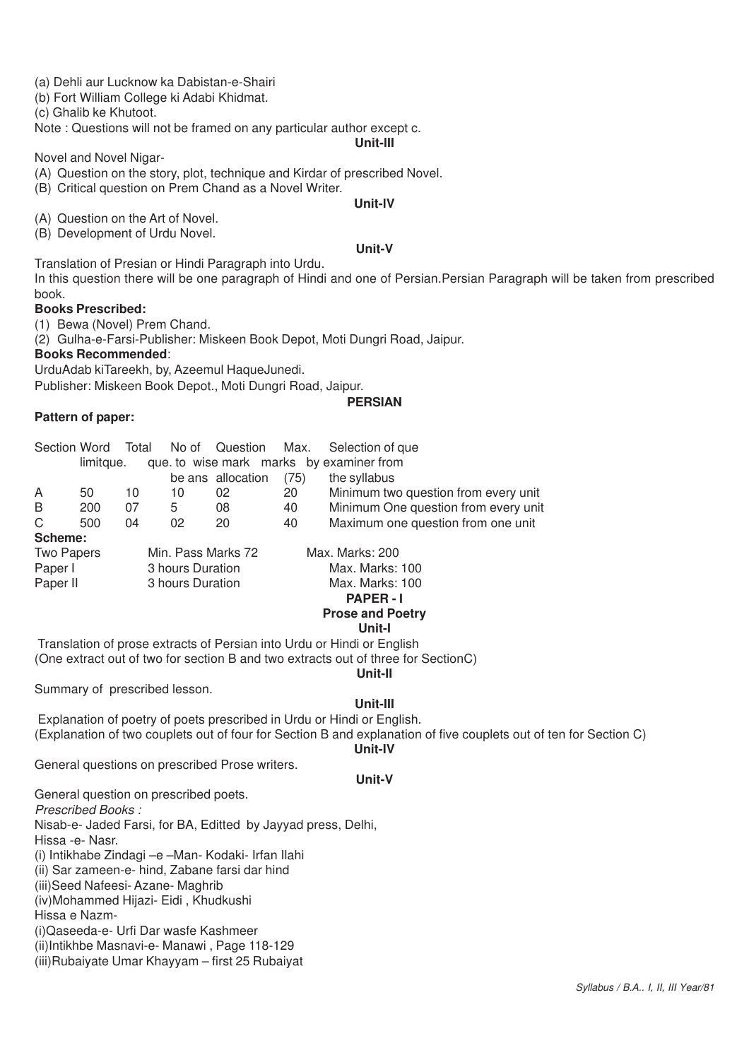(a) Dehli aur Lucknow ka Dabistan-e-Shairi

(b) Fort William College ki Adabi Khidmat.

(c) Ghalib ke Khutoot.

Note : Questions will not be framed on any particular author except c.

**Unit-III**

Novel and Novel Nigar-

(A) Question on the story, plot, technique and Kirdar of prescribed Novel.

(B) Critical question on Prem Chand as a Novel Writer.

**Unit-IV**

(A) Question on the Art of Novel.

(B) Development of Urdu Novel.

**Unit-V**

Translation of Presian or Hindi Paragraph into Urdu.

In this question there will be one paragraph of Hindi and one of Persian.Persian Paragraph will be taken from prescribed book.

**Books Prescribed:**

(1) Bewa (Novel) Prem Chand.

(2) Gulha-e-Farsi-Publisher: Miskeen Book Depot, Moti Dungri Road, Jaipur.

**Books Recommended**:

UrduAdab kiTareekh, by, Azeemul HaqueJunedi.

Publisher: Miskeen Book Depot., Moti Dungri Road, Jaipur.

**PERSIAN**

**Pattern of paper:**

| Section | Word limitque. | Total que. | No of que. to be ans | Question wise mark allocation | Max. marks (75) | Selection of que by examiner from the syllabus |
|---|---|---|---|---|---|---|
| A | 50 | 10 | 10 | 02 | 20 | Minimum two question from every unit |
| B | 200 | 07 | 5 | 08 | 40 | Minimum One question from every unit |
| C | 500 | 04 | 02 | 20 | 40 | Maximum one question from one unit |

**Scheme:**

| | | |
|---|---|---|
| Two Papers | Min. Pass Marks 72 | Max. Marks: 200 |
| Paper I | 3 hours Duration | Max. Marks: 100 |
| Paper II | 3 hours Duration | Max. Marks: 100 |

**PAPER - I**

**Prose and Poetry**

**Unit-I**

Translation of prose extracts of Persian into Urdu or Hindi or English

(One extract out of two for section B and two extracts out of three for SectionC)

**Unit-II**

Summary of prescribed lesson.

**Unit-III**

Explanation of poetry of poets prescribed in Urdu or Hindi or English.

(Explanation of two couplets out of four for Section B and explanation of five couplets out of ten for Section C)

**Unit-IV**

General questions on prescribed Prose writers.

**Unit-V**

General question on prescribed poets.

*Prescribed Books :*

Nisab-e- Jaded Farsi, for BA, Editted by Jayyad press, Delhi,

Hissa -e- Nasr.

(i) Intikhabe Zindagi –e –Man- Kodaki- Irfan Ilahi

(ii) Sar zameen-e- hind, Zabane farsi dar hind

(iii)Seed Nafeesi- Azane- Maghrib

(iv)Mohammed Hijazi- Eidi , Khudkushi

Hissa e Nazm-

(i)Qaseeda-e- Urfi Dar wasfe Kashmeer

(ii)Intikhbe Masnavi-e- Manawi , Page 118-129

(iii)Rubaiyate Umar Khayyam – first 25 Rubaiyat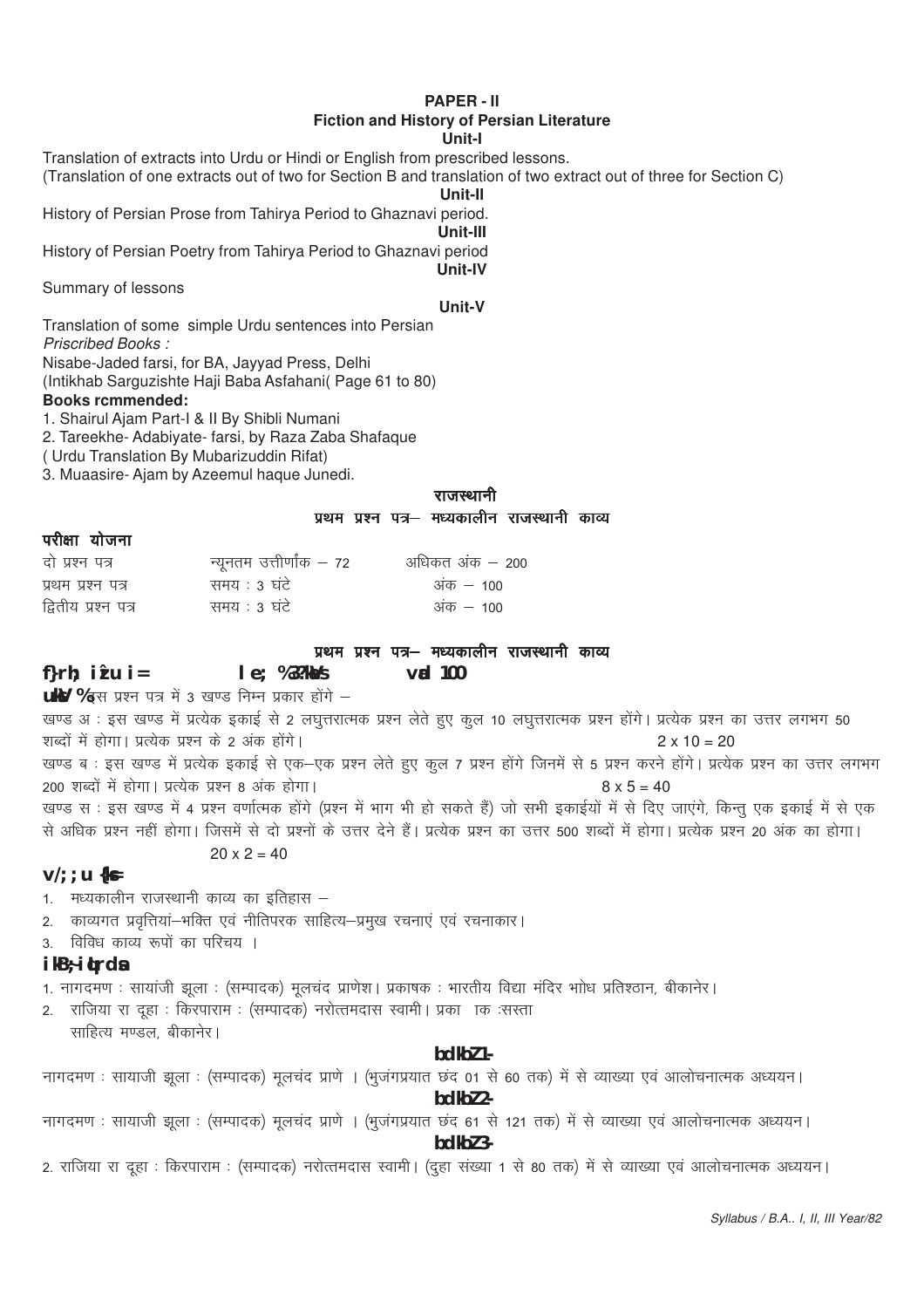**PAPER - II**

**Fiction and History of Persian Literature**

**Unit-I**

Translation of extracts into Urdu or Hindi or English from prescribed lessons.
(Translation of one extracts out of two for Section B and translation of two extract out of three for Section C)

**Unit-II**

History of Persian Prose from Tahirya Period to Ghaznavi period.

**Unit-III**

History of Persian Poetry from Tahirya Period to Ghaznavi period

**Unit-IV**

Summary of lessons

**Unit-V**

Translation of some simple Urdu sentences into Persian

*Priscribed Books :*

Nisabe-Jaded farsi, for BA, Jayyad Press, Delhi
(Intikhab Sarguzishte Haji Baba Asfahani( Page 61 to 80)

**Books rcmmended:**

1. Shairul Ajam Part-I & II By Shibli Numani
2. Tareekhe- Adabiyate- farsi, by Raza Zaba Shafaque
( Urdu Translation By Mubarizuddin Rifat)
3. Muaasire- Ajam by Azeemul haque Junedi.

**राजस्थानी**

**प्रथम प्रश्न पत्र– मध्यकालीन राजस्थानी काव्य**

**परीक्षा योजना**

| | | |
|---|---|---|
| दो प्रश्न पत्र | न्यूनतम उत्तीर्णांक – 72 | अधिकत अंक – 200 |
| प्रथम प्रश्न पत्र | समय : 3 घंटे | अंक – 100 |
| द्वितीय प्रश्न पत्र | समय : 3 घंटे | अंक – 100 |

**प्रथम प्रश्न पत्र– मध्यकालीन राजस्थानी काव्य**

**f}rh; iz'u i= le; %3 ?kaVs vad 100**

**uksV %** इस प्रश्न पत्र में 3 खण्ड निम्न प्रकार होंगे –

खण्ड अ : इस खण्ड में प्रत्येक इकाई से 2 लघुत्तरात्मक प्रश्न लेते हुए कुल 10 लघुत्तरात्मक प्रश्न होंगे। प्रत्येक प्रश्न का उत्तर लगभग 50 शब्दों में होगा। प्रत्येक प्रश्न के 2 अंक होंगे। 2 x 10 = 20

खण्ड ब : इस खण्ड में प्रत्येक इकाई से एक–एक प्रश्न लेते हुए कुल 7 प्रश्न होंगे जिनमें से 5 प्रश्न करने होंगे। प्रत्येक प्रश्न का उत्तर लगभग 200 शब्दों में होगा। प्रत्येक प्रश्न 8 अंक होगा। 8 x 5 = 40

खण्ड स : इस खण्ड में 4 प्रश्न वर्णात्मक होंगे (प्रश्न में भाग भी हो सकते हैं) जो सभी इकाईयों में से दिए जाएंगे, किन्तु एक इकाई में से एक से अधिक प्रश्न नहीं होगा। जिसमें से दो प्रश्नों के उत्तर देने हैं। प्रत्येक प्रश्न का उत्तर 500 शब्दों में होगा। प्रत्येक प्रश्न 20 अंक का होगा। 20 x 2 = 40

**v/;;u {ks=**

1. मध्यकालीन राजस्थानी काव्य का इतिहास –
2. काव्यगत प्रवृत्तियां–भक्ति एवं नीतिपरक साहित्य–प्रमुख रचनाएं एवं रचनाकार।
3. विविध काव्य रूपों का परिचय ।

**ikB;iqLrdsa**

1. नागदमण : सायांजी झूला : (सम्पादक) मूलचंद प्राणेश। प्रकाषक : भारतीय विद्या मंदिर भोध प्रतिश्ठान, बीकानेर।
2. राजिया रा दूहा : किरपाराम : (सम्पादक) नरोत्तमदास स्वामी। प्रका ाक :सस्ता साहित्य मण्डल, बीकानेर।

**bdkbZ 1-**

नागदमण : सायाजी झूला : (सम्पादक) मूलचंद प्राणे । (भुजंगप्रयात छंद 01 से 60 तक) में से व्याख्या एवं आलोचनात्मक अध्ययन।

**bdkbZ 2-**

नागदमण : सायाजी झूला : (सम्पादक) मूलचंद प्राणे । (भुजंगप्रयात छंद 61 से 121 तक) में से व्याख्या एवं आलोचनात्मक अध्ययन।

**bdkbZ 3-**

2. राजिया रा दूहा : किरपाराम : (सम्पादक) नरोत्तमदास स्वामी। (दुहा संख्या 1 से 80 तक) में से व्याख्या एवं आलोचनात्मक अध्ययन।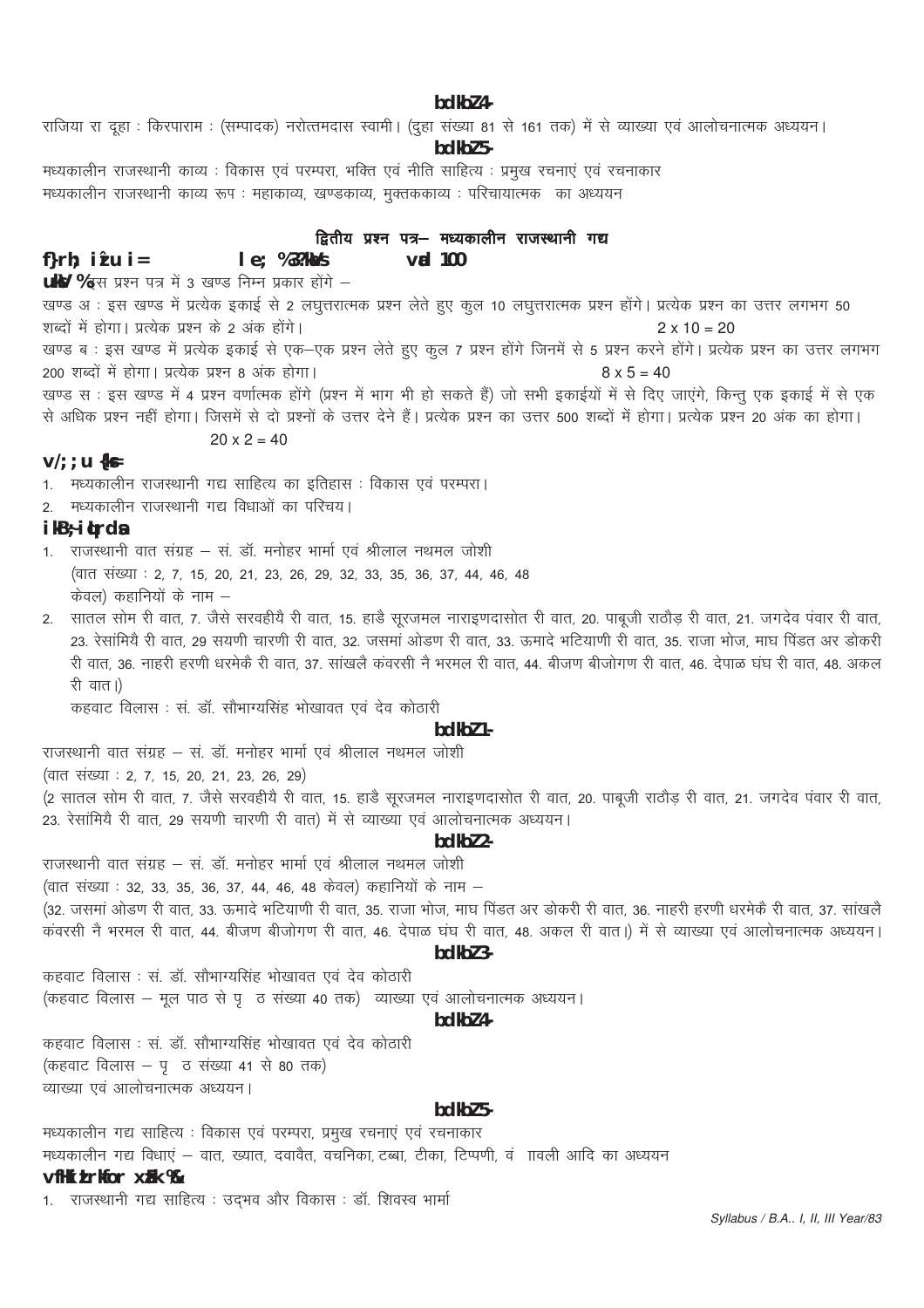**इकाई 4**

राजिया रा दूहा : किरपाराम : (सम्पादक) नरोत्तमदास स्वामी। (दुहा संख्या 81 से 161 तक) में से व्याख्या एवं आलोचनात्मक अध्ययन।

**इकाई 5**

मध्यकालीन राजस्थानी काव्य : विकास एवं परम्परा, भक्ति एवं नीति साहित्य : प्रमुख रचनाएं एवं रचनाकार

मध्यकालीन राजस्थानी काव्य रूप : महाकाव्य, खण्डकाव्य, मुक्तककाव्य : परिचायात्मक का अध्ययन

## द्वितीय प्रश्न पत्र– मध्यकालीन राजस्थानी गद्य

**द्वितीय प्रश्न पत्र    समय : 3 घण्टे    अंक 100**

**नोट :** इस प्रश्न पत्र में 3 खण्ड निम्न प्रकार होंगे –

खण्ड अ : इस खण्ड में प्रत्येक इकाई से 2 लघुत्तरात्मक प्रश्न लेते हुए कुल 10 लघुत्तरात्मक प्रश्न होंगे। प्रत्येक प्रश्न का उत्तर लगभग 50 शब्दों में होगा। प्रत्येक प्रश्न के 2 अंक होंगे। 2 x 10 = 20

खण्ड ब : इस खण्ड में प्रत्येक इकाई से एक–एक प्रश्न लेते हुए कुल 7 प्रश्न होंगे जिनमें से 5 प्रश्न करने होंगे। प्रत्येक प्रश्न का उत्तर लगभग 200 शब्दों में होगा। प्रत्येक प्रश्न 8 अंक होगा। 8 x 5 = 40

खण्ड स : इस खण्ड में 4 प्रश्न वर्णात्मक होंगे (प्रश्न में भाग भी हो सकते हैं) जो सभी इकाईयों में से दिए जाएंगे, किन्तु एक इकाई में से एक से अधिक प्रश्न नहीं होगा। जिसमें से दो प्रश्नों के उत्तर देने हैं। प्रत्येक प्रश्न का उत्तर 500 शब्दों में होगा। प्रत्येक प्रश्न 20 अंक का होगा। 20 x 2 = 40

### अध्ययन क्षेत्र

1. मध्यकालीन राजस्थानी गद्य साहित्य का इतिहास : विकास एवं परम्परा।
2. मध्यकालीन राजस्थानी गद्य विधाओं का परिचय।

### पाठ्यपुस्तकें

1. राजस्थानी वात संग्रह – सं. डॉ. मनोहर भार्मा एवं श्रीलाल नथमल जोशी
   (वात संख्या : 2, 7, 15, 20, 21, 23, 26, 29, 32, 33, 35, 36, 37, 44, 46, 48
   केवल) कहानियों के नाम –
2. सातल सोम री वात, 7. जैसे सरवहीयै री वात, 15. हाडै सूरजमल नाराइणदासोत री वात, 20. पाबूजी राठौड़ री वात, 21. जगदेव पंवार री वात, 23. रेसांमियै री वात, 29 सयणी चारणी री वात, 32. जसमां ओडण री वात, 33. ऊमादे भटियाणी री वात, 35. राजा भोज, माघ पिंडत अर डोकरी री वात, 36. नाहरी हरणी धरमेकै री वात, 37. सांखलै कंवरसी नै भरमल री वात, 44. बीजण बीजोगण री वात, 46. देपाळ घंघ री वात, 48. अकल री वात।)

   कहवाट विलास : सं. डॉ. सौभाग्यसिंह भोखावत एवं देव कोठारी

**इकाई 1**

राजस्थानी वात संग्रह – सं. डॉ. मनोहर भार्मा एवं श्रीलाल नथमल जोशी

(वात संख्या : 2, 7, 15, 20, 21, 23, 26, 29)

(2 सातल सोम री वात, 7. जैसे सरवहीयै री वात, 15. हाडै सूरजमल नाराइणदासोत री वात, 20. पाबूजी राठौड़ री वात, 21. जगदेव पंवार री वात, 23. रेसांमियै री वात, 29 सयणी चारणी री वात) में से व्याख्या एवं आलोचनात्मक अध्ययन।

**इकाई 2**

राजस्थानी वात संग्रह – सं. डॉ. मनोहर भार्मा एवं श्रीलाल नथमल जोशी

(वात संख्या : 32, 33, 35, 36, 37, 44, 46, 48 केवल) कहानियों के नाम –

(32. जसमां ओडण री वात, 33. ऊमादे भटियाणी री वात, 35. राजा भोज, माघ पिंडत अर डोकरी री वात, 36. नाहरी हरणी धरमेकै री वात, 37. सांखलै कंवरसी नै भरमल री वात, 44. बीजण बीजोगण री वात, 46. देपाळ घंघ री वात, 48. अकल री वात।) में से व्याख्या एवं आलोचनात्मक अध्ययन।

**इकाई 3**

कहवाट विलास : सं. डॉ. सौभाग्यसिंह भोखावत एवं देव कोठारी

(कहवाट विलास – मूल पाठ से पृ ठ संख्या 40 तक) व्याख्या एवं आलोचनात्मक अध्ययन।

**इकाई 4**

कहवाट विलास : सं. डॉ. सौभाग्यसिंह भोखावत एवं देव कोठारी

(कहवाट विलास – पृ ठ संख्या 41 से 80 तक)

व्याख्या एवं आलोचनात्मक अध्ययन।

**इकाई 5**

मध्यकालीन गद्य साहित्य : विकास एवं परम्परा, प्रमुख रचनाएं एवं रचनाकार

मध्यकालीन गद्य विधाएं – वात, ख्यात, दवावैत, वचनिका, टब्बा, टीका, टिप्पणी, वं ावली आदि का अध्ययन

### अभिस्तावित ग्रन्थ :–

1. राजस्थानी गद्य साहित्य : उद्भव और विकास : डॉ. शिवस्व भार्मा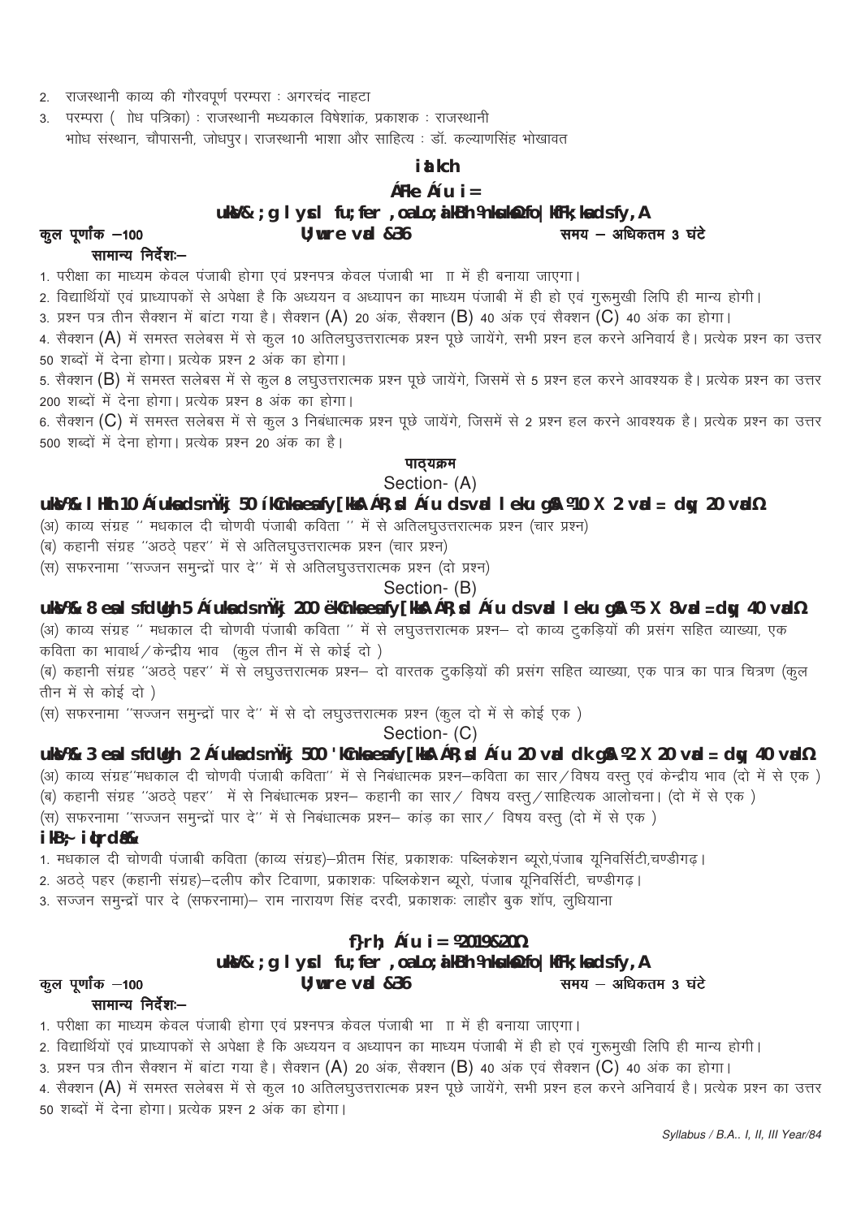2. राजस्थानी काव्य की गौरवपूर्ण परम्परा : अगरचंद नाहटा
3. परम्परा ( शोध पत्रिका) : राजस्थानी मध्यकाल विषेशांक, प्रकाशक : राजस्थानी भाोध संस्थान, चौपासनी, जोधपुर। राजस्थानी भाषा और साहित्य : डॉ. कल्याणसिंह भोखावत

## iatkch

## ÁFke Áu i =

### uksV& ;g lysl fu;fer ,oa Lo;aikBh ºnksuksaΩ fo|kfFk;ksa ds fy, A

**कुल पूर्णांक –100** **U;wure vad &36** **समय – अधिकतम 3 घंटे**

**सामान्य निर्देशः–**

1. परीक्षा का माध्यम केवल पंजाबी होगा एवं प्रश्नपत्र केवल पंजाबी भा ाा में ही बनाया जाएगा।
2. विद्यार्थियों एवं प्राध्यापकों से अपेक्षा है कि अध्ययन व अध्यापन का माध्यम पंजाबी में ही हो एवं गुरूमुखी लिपि ही मान्य होगी।
3. प्रश्न पत्र तीन सैक्शन में बांटा गया है। सैक्शन (A) 20 अंक, सैक्शन (B) 40 अंक एवं सैक्शन (C) 40 अंक का होगा।
4. सैक्शन (A) में समस्त सलेबस में से कुल 10 अतिलघुउत्तरात्मक प्रश्न पूछे जायेंगे, सभी प्रश्न हल करने अनिवार्य है। प्रत्येक प्रश्न का उत्तर 50 शब्दों में देना होगा। प्रत्येक प्रश्न 2 अंक का होगा।
5. सैक्शन (B) में समस्त सलेबस में से कुल 8 लघुउत्तरात्मक प्रश्न पूछे जायेंगे, जिसमें से 5 प्रश्न हल करने आवश्यक है। प्रत्येक प्रश्न का उत्तर 200 शब्दों में देना होगा। प्रत्येक प्रश्न 8 अंक का होगा।
6. सैक्शन (C) में समस्त सलेबस में से कुल 3 निबंधात्मक प्रश्न पूछे जायेंगे, जिसमें से 2 प्रश्न हल करने आवश्यक है। प्रत्येक प्रश्न का उत्तर 500 शब्दों में देना होगा। प्रत्येक प्रश्न 20 अंक का है।

**पाठ्यक्रम**

**Section- (A)**

**uksV%& lHkh 10 Áuksa ds mÙkj 50 íkCnksa esa fy[kksA ÁR;sd Áu ds vad leku gSA º10 X 2 vad = dqy 20 vadΩ**

(अ) काव्य संग्रह '' मधकाल दी चोणवी पंजाबी कविता '' में से अतिलघुउत्तरात्मक प्रश्न (चार प्रश्न)
(ब) कहानी संग्रह ''अठद़े पहर'' में से अतिलघुउत्तरात्मक प्रश्न (चार प्रश्न)
(स) सफरनामा ''सज्जन समुन्द्रों पार दे'' में से अतिलघुउत्तरात्मक प्रश्न (दो प्रश्न)

**Section- (B)**

**uksV%& 8 esa ls fdUgh 5 Áuksa ds mÙkj 200 ëkCnksa esa fy[kksA ÁR;sd Áu ds vad leku gSA º5 X 8vad = dqy 40 vadΩ**

(अ) काव्य संग्रह '' मधकाल दी चोणवी पंजाबी कविता '' में से लघुउत्तरात्मक प्रश्न– दो काव्य टुकड़ियों की प्रसंग सहित व्याख्या, एक कविता का भावार्थ/केन्द्रीय भाव (कुल तीन में से कोई दो )
(ब) कहानी संग्रह ''अठद़े पहर'' में से लघुउत्तरात्मक प्रश्न– दो वारतक टुकड़ियों की प्रसंग सहित व्याख्या, एक पात्र का पात्र चित्रण (कुल तीन में से कोई दो )
(स) सफरनामा ''सज्जन समुन्द्रों पार दे'' में से दो लघुउत्तरात्मक प्रश्न (कुल दो में से कोई एक )

**Section- (C)**

**uksV%& 3 esa ls fdUgh 2 Áuksa ds mÙkj 500 'kCnksa esa fy[kksA ÁR;sd Áu 20 vad dk gSA º2 X 20 vad = dqy 40 vadΩ**

(अ) काव्य संग्रह''मधकाल दी चोणवी पंजाबी कविता'' में से निबंधात्मक प्रश्न–कविता का सार/विषय वस्तु एवं केन्द्रीय भाव (दो में से एक )
(ब) कहानी संग्रह ''अठद़े पहर'' में से निबंधात्मक प्रश्न– कहानी का सार/ विषय वस्तु/साहित्यक आलोचना। (दो में से एक )
(स) सफरनामा ''सज्जन समुन्द्रों पार दे'' में से निबंधात्मक प्रश्न– कांड़ का सार/ विषय वस्तु (दो में से एक )

**ikB;~ iqLrdsa&**

1. मधकाल दी चोणवी पंजाबी कविता (काव्य संग्रह)–प्रीतम सिंह, प्रकाशकः पब्लिकेशन ब्यूरो,पंजाब यूनिवर्सिटी,चण्डीगढ़।
2. अठद़े पहर (कहानी संग्रह)–दलीप कौर टिवाणा, प्रकाशकः पब्लिकेशन ब्यूरो, पंजाब यूनिवर्सिटी, चण्डीगढ़।
3. सज्जन समुन्द्रों पार दे (सफरनामा)– राम नारायण सिंह दरदी, प्रकाशकः लाहौर बुक शॉप, लुधियाना

## f}rh; Áu i = º2019&20Ω

### uksV& ;g lysl fu;fer ,oa Lo;aikBh ºnksuksaΩ fo|kfFk;ksa ds fy, A

**कुल पूर्णांक –100** **U;wure vad &36** **समय – अधिकतम 3 घंटे**

**सामान्य निर्देशः–**

1. परीक्षा का माध्यम केवल पंजाबी होगा एवं प्रश्नपत्र केवल पंजाबी भा ाा में ही बनाया जाएगा।
2. विद्यार्थियों एवं प्राध्यापकों से अपेक्षा है कि अध्ययन व अध्यापन का माध्यम पंजाबी में ही हो एवं गुरूमुखी लिपि ही मान्य होगी।
3. प्रश्न पत्र तीन सैक्शन में बांटा गया है। सैक्शन (A) 20 अंक, सैक्शन (B) 40 अंक एवं सैक्शन (C) 40 अंक का होगा।
4. सैक्शन (A) में समस्त सलेबस में से कुल 10 अतिलघुउत्तरात्मक प्रश्न पूछे जायेंगे, सभी प्रश्न हल करने अनिवार्य है। प्रत्येक प्रश्न का उत्तर 50 शब्दों में देना होगा। प्रत्येक प्रश्न 2 अंक का होगा।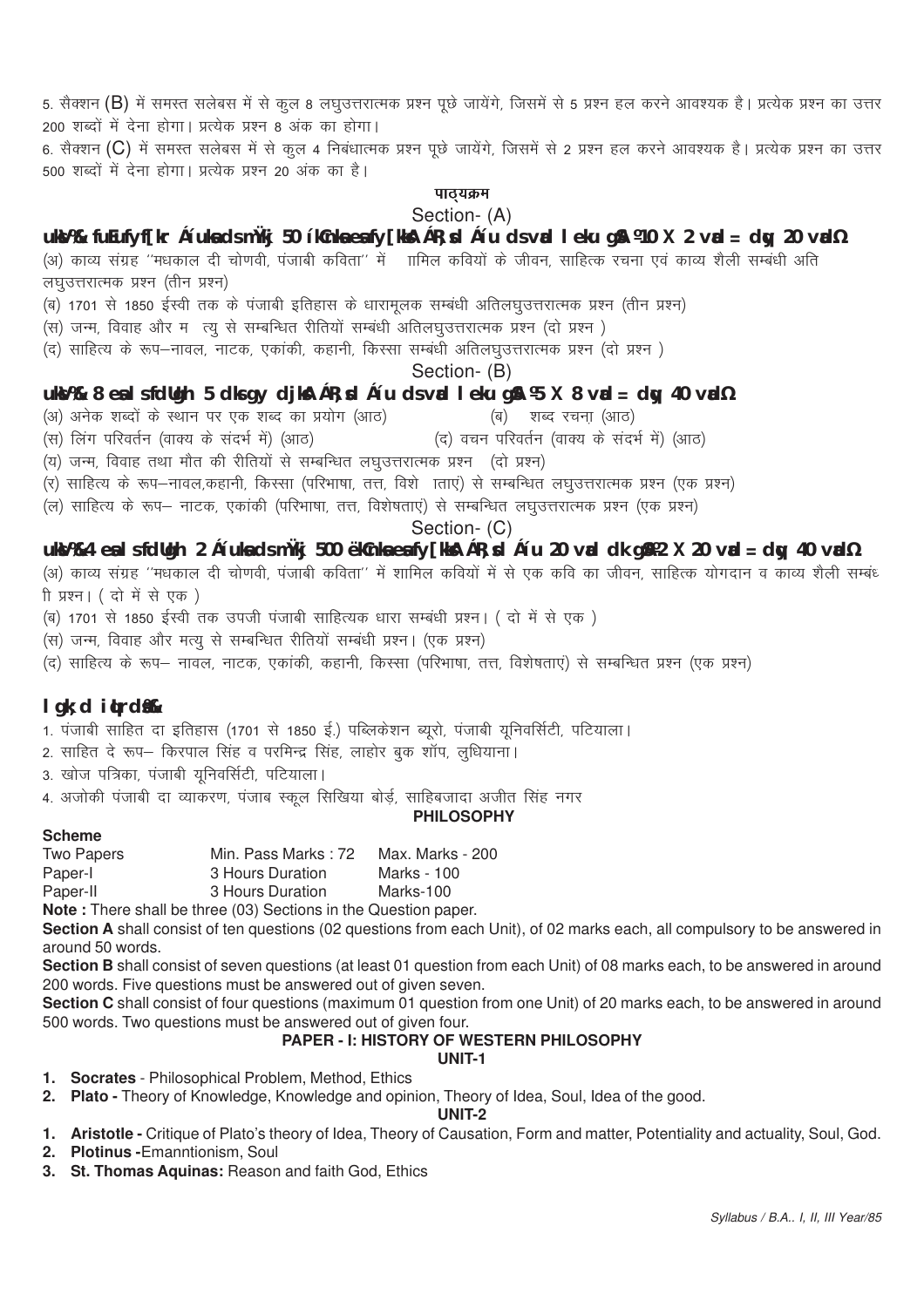5. सैक्शन (B) में समस्त सलेबस में से कुल 8 लघुउत्तरात्मक प्रश्न पूछे जायेंगे, जिसमें से 5 प्रश्न हल करने आवश्यक है। प्रत्येक प्रश्न का उत्तर 200 शब्दों में देना होगा। प्रत्येक प्रश्न 8 अंक का होगा।

6. सैक्शन (C) में समस्त सलेबस में से कुल 4 निबंधात्मक प्रश्न पूछे जायेंगे, जिसमें से 2 प्रश्न हल करने आवश्यक है। प्रत्येक प्रश्न का उत्तर 500 शब्दों में देना होगा। प्रत्येक प्रश्न 20 अंक का है।

## पाठ्यक्रम

### Section- (A)

**ukV%& fuEufyf[kr Áíuksa ds mÙkj 50 íkCnksa esa fy[ksaA ÁR;sd Áíu ds vad leku gSaA º10 X 2 vad = dqy 20 vadΩ**

(अ) काव्य संग्रह ''मधकाल दी चोणवी, पंजाबी कविता'' में ाामिल कवियों के जीवन, साहित्क रचना एवं काव्य शैली सम्बंधी अति लघुउत्तरात्मक प्रश्न (तीन प्रश्न)

(ब) 1701 से 1850 ईस्वी तक के पंजाबी इतिहास के धारामूलक सम्बंधी अतिलघुउत्तरात्मक प्रश्न (तीन प्रश्न)

(स) जन्म, विवाह और म त्यु से सम्बन्धित रीतियों सम्बंधी अतिलघुउत्तरात्मक प्रश्न (दो प्रश्न )

(द) साहित्य के रूप–नावल, नाटक, एकांकी, कहानी, किस्सा सम्बंधी अतिलघुउत्तरात्मक प्रश्न (दो प्रश्न )

### Section- (B)

**ukV%& 8 esa ls fdUgh 5 dks gy djksaA ÁR;sd Áíu ds vad leku gSaA º5 X 8 vad = dqy 40 vadΩ**

(अ) अनेक शब्दों के स्थान पर एक शब्द का प्रयोग (आठ) (ब) शब्द रचना (आठ)

(स) लिंग परिवर्तन (वाक्य के संदर्भ में) (आठ) (द) वचन परिवर्तन (वाक्य के संदर्भ में) (आठ)

(य) जन्म, विवाह तथा मौत की रीतियों से सम्बन्धित लघुउत्तरात्मक प्रश्न (दो प्रश्न)

(र) साहित्य के रूप–नावल,कहानी, किस्सा (परिभाषा, तत्त, विशे ताएं) से सम्बन्धित लघुउत्तरात्मक प्रश्न (एक प्रश्न)

(ल) साहित्य के रूप– नाटक, एकांकी (परिभाषा, तत्त, विशेषताएं) से सम्बन्धित लघुउत्तरात्मक प्रश्न (एक प्रश्न)

### Section- (C)

**ukV%&4 esa ls fdUgh 2 Áíuksa ds mÙkj 500 ëkCnksa esa fy[ksaA ÁR;sd Áíu 20 vad dk gSaº2 X 20 vad = dqy 40 vadΩ**

(अ) काव्य संग्रह ''मधकाल दी चोणवी, पंजाबी कविता'' में शामिल कवियों में से एक कवि का जीवन, साहित्क योगदान व काव्य शैली सम्बंधी प्रश्न। ( दो में से एक )

(ब) 1701 से 1850 ईस्वी तक उपजी पंजाबी साहित्यक धारा सम्बंधी प्रश्न। ( दो में से एक )

(स) जन्म, विवाह और मत्यु से सम्बन्धित रीतियों सम्बंधी प्रश्न। (एक प्रश्न)

(द) साहित्य के रूप– नावल, नाटक, एकांकी, कहानी, किस्सा (परिभाषा, तत्त, विशेषताएं) से सम्बन्धित प्रश्न (एक प्रश्न)

**lgk;d iqLrdsa&**

1. पंजाबी साहित दा इतिहास (1701 से 1850 ई.) पब्लिकेशन ब्यूरो, पंजाबी यूनिवर्सिटी, पटियाला।
2. साहित दे रूप– किरपाल सिंह व परमिन्द्र सिंह, लाहोर बुक शॉप, लुधियाना।
3. खोज पत्रिका, पंजाबी यूनिवर्सिटी, पटियाला।
4. अजोकी पंजाबी दा व्याकरण, पंजाब स्कूल सिखिया बोर्ड, साहिबजादा अजीत सिंह नगर

## PHILOSOPHY

**Scheme**

| | | |
|---|---|---|
| Two Papers | Min. Pass Marks : 72 | Max. Marks - 200 |
| Paper-I | 3 Hours Duration | Marks - 100 |
| Paper-II | 3 Hours Duration | Marks-100 |

**Note :** There shall be three (03) Sections in the Question paper.

**Section A** shall consist of ten questions (02 questions from each Unit), of 02 marks each, all compulsory to be answered in around 50 words.

**Section B** shall consist of seven questions (at least 01 question from each Unit) of 08 marks each, to be answered in around 200 words. Five questions must be answered out of given seven.

**Section C** shall consist of four questions (maximum 01 question from one Unit) of 20 marks each, to be answered in around 500 words. Two questions must be answered out of given four.

### PAPER - I: HISTORY OF WESTERN PHILOSOPHY

#### UNIT-1

1. **Socrates** - Philosophical Problem, Method, Ethics
2. **Plato -** Theory of Knowledge, Knowledge and opinion, Theory of Idea, Soul, Idea of the good.

#### UNIT-2

1. **Aristotle -** Critique of Plato's theory of Idea, Theory of Causation, Form and matter, Potentiality and actuality, Soul, God.
2. **Plotinus -**Emanntionism, Soul
3. **St. Thomas Aquinas:** Reason and faith God, Ethics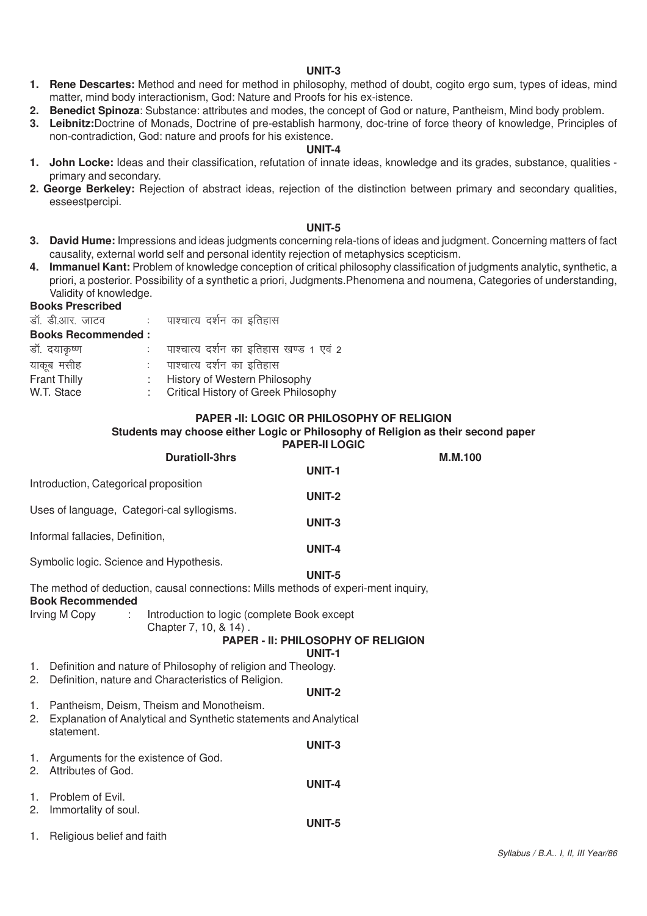### UNIT-3

1. **Rene Descartes:** Method and need for method in philosophy, method of doubt, cogito ergo sum, types of ideas, mind matter, mind body interactionism, God: Nature and Proofs for his ex-istence.
2. **Benedict Spinoza**: Substance: attributes and modes, the concept of God or nature, Pantheism, Mind body problem.
3. **Leibnitz:**Doctrine of Monads, Doctrine of pre-establish harmony, doc-trine of force theory of knowledge, Principles of non-contradiction, God: nature and proofs for his existence.

### UNIT-4

1. **John Locke:** Ideas and their classification, refutation of innate ideas, knowledge and its grades, substance, qualities - primary and secondary.
2. **George Berkeley:** Rejection of abstract ideas, rejection of the distinction between primary and secondary qualities, esseestpercipi.

### UNIT-5

3. **David Hume:** Impressions and ideas judgments concerning rela-tions of ideas and judgment. Concerning matters of fact causality, external world self and personal identity rejection of metaphysics scepticism.
4. **Immanuel Kant:** Problem of knowledge conception of critical philosophy classification of judgments analytic, synthetic, a priori, a posterior. Possibility of a synthetic a priori, Judgments.Phenomena and noumena, Categories of understanding, Validity of knowledge.

**Books Prescribed**

डॉ. डी.आर. जाटव : पाश्चात्य दर्शन का इतिहास

**Books Recommended :**

डॉ. दयाकृष्ण : पाश्चात्य दर्शन का इतिहास खण्ड 1 एवं 2

याकूब मसीह : पाश्चात्य दर्शन का इतिहास

Frant Thilly : History of Western Philosophy

W.T. Stace : Critical History of Greek Philosophy

## PAPER -II: LOGIC OR PHILOSOPHY OF RELIGION

**Students may choose either Logic or Philosophy of Religion as their second paper**

## PAPER-II LOGIC

**Duratioll-3hrs** **M.M.100**

### UNIT-1

Introduction, Categorical proposition

### UNIT-2

Uses of language, Categori-cal syllogisms.

### UNIT-3

Informal fallacies, Definition,

### UNIT-4

Symbolic logic. Science and Hypothesis.

### UNIT-5

The method of deduction, causal connections: Mills methods of experi-ment inquiry,

**Book Recommended**

Irving M Copy : Introduction to logic (complete Book except Chapter 7, 10, & 14) .

## PAPER - II: PHILOSOPHY OF RELIGION

### UNIT-1

1. Definition and nature of Philosophy of religion and Theology.
2. Definition, nature and Characteristics of Religion.

### UNIT-2

1. Pantheism, Deism, Theism and Monotheism.
2. Explanation of Analytical and Synthetic statements and Analytical statement.

### UNIT-3

1. Arguments for the existence of God.
2. Attributes of God.

### UNIT-4

1. Problem of Evil.
2. Immortality of soul.

### UNIT-5

1. Religious belief and faith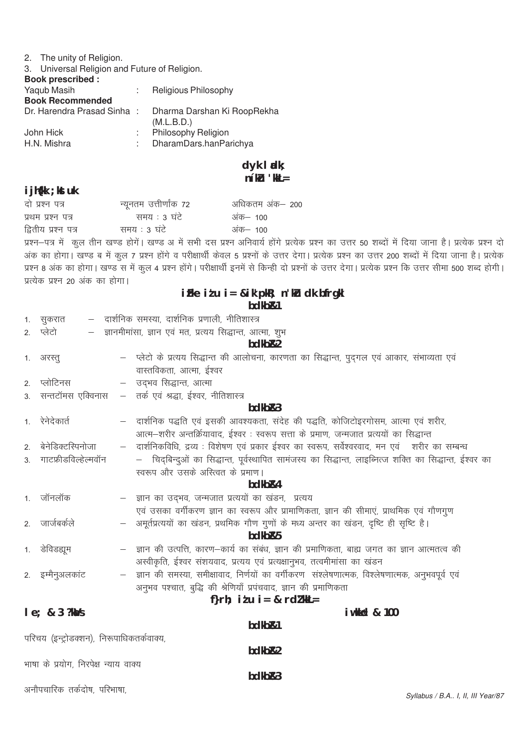2. The unity of Religion.
3. Universal Religion and Future of Religion.

**Book prescribed :**

| | | |
|---|---|---|
| Yaqub Masih | : | Religious Philosophy |

**Book Recommended**

| | | |
|---|---|---|
| Dr. Harendra Prasad Sinha | : | Dharma Darshan Ki RoopRekha (M.L.B.D.) |
| John Hick | : | Philosophy Religion |
| H.N. Mishra | : | DharamDars.hanParichya |

## कला संकाय
## दर्शन शास्त्र

### परीक्षा योजना

| | | |
|---|---|---|
| दो प्रश्न पत्र | न्यूनतम उत्तीर्णांक 72 | अधिकतम अंक– 200 |
| प्रथम प्रश्न पत्र | समय : 3 घंटे | अंक– 100 |
| द्वितीय प्रश्न पत्र | समय : 3 घंटे | अंक– 100 |

प्रश्न–पत्र में कुल तीन खण्ड होगें। खण्ड अ में सभी दस प्रश्न अनिवार्य होंगे प्रत्येक प्रश्न का उत्तर 50 शब्दों में दिया जाना है। प्रत्येक प्रश्न दो अंक का होगा। खण्ड ब में कुल 7 प्रश्न होंगे व परीक्षार्थी केवल 5 प्रश्नों के उत्तर देगा। प्रत्येक प्रश्न का उत्तर 200 शब्दों में दिया जाना है। प्रत्येक प्रश्न 8 अंक का होगा। खण्ड स में कुल 4 प्रश्न होंगे। परीक्षार्थी इनमें से किन्ही दो प्रश्नों के उत्तर देगा। प्रत्येक प्रश्न कि उत्तर सीमा 500 शब्द होगी। प्रत्येक प्रश्न 20 अंक का होगा।

### प्रथम प्रश्न पत्र – पाश्चात्य दर्शन का इतिहास

**इकाई–1**

1. सुकरात – दार्शनिक समस्या, दार्शनिक प्रणाली, नीतिशास्त्र
2. प्लेटो – ज्ञानमीमांसा, ज्ञान एवं मत, प्रत्यय सिद्धान्त, आत्मा, शुभ

**इकाई–2**

1. अरस्तु – प्लेटो के प्रत्यय सिद्धान्त की आलोचना, कारणता का सिद्धान्त, पुद्गल एवं आकार, संभाव्यता एवं वास्तविकता, आत्मा, ईश्वर
2. प्लोटिनस – उद्भव सिद्धान्त, आत्मा
3. सन्तटॉमस एक्विनास – तर्क एवं श्रद्धा, ईश्वर, नीतिशास्त्र

**इकाई–3**

1. रेनेदेकार्त – दार्शनिक पद्धति एवं इसकी आवश्यकता, संदेह की पद्धति, कोजिटोइरगोसम, आत्मा एवं शरीर, आत्म–शरीर अन्तर्क्रियावाद, ईश्वर : स्वरूप सत्ता के प्रमाण, जन्मजात प्रत्ययों का सिद्धान्त
2. बेनेडिक्टस्पिनोजा – दार्शनिकविधि, द्रव्य : विशेषण एवं प्रकार ईश्वर का स्वरूप, सर्वेश्वरवाद, मन एवं शरीर का सम्बन्ध
3. गाटफ्रीडविल्हेल्मवॉन – चिद्‌बिन्दुओं का सिद्धान्त, पूर्वस्थापित सामंजस्य का सिद्धान्त, लाइब्नित्ज शक्ति का सिद्धान्त, ईश्वर का स्वरूप और उसके अस्त्वित के प्रमाण।

**इकाई–4**

1. जॉनलॉक – ज्ञान का उद्‌भव, जन्मजात प्रत्ययों का खंडन, प्रत्यय एवं उसका वर्गीकरण ज्ञान का स्वरूप और प्रामाणिकता, ज्ञान की सीमाएं, प्राथमिक एवं गौणगुण
2. जार्जबर्कले – अमूर्तप्रत्ययों का खंडन, प्रथमिक गौण गुणों के मध्य अन्तर का खंडन, दृष्टि ही सृष्टि है।

**इकाई–5**

1. डेविडह्यूम – ज्ञान की उत्पत्ति, कारण–कार्य का संबंध, ज्ञान की प्रमाणिकता, बाह्य जगत का ज्ञान आत्मतत्व की अस्वीकृति, ईश्वर संशयवाद, प्रत्यय एवं प्रत्यक्षानुभव, तत्वमीमांसा का खंडन
2. इम्मैनुअलकांट – ज्ञान की समस्या, समीक्षावाद, निर्णयों का वर्गीकरण संश्लेषणात्मक, विश्लेषणात्मक, अनुभवपूर्व एवं अनुभव पश्चात, बुद्धि की श्रेणियाँ प्रपंचवाद, ज्ञान की प्रमाणिकता

### द्वितीय प्रश्न पत्र – तर्कशास्त्र

समय – 3 घंटे | पूर्णांक – 100

**इकाई–1**

परिचय (इन्ट्रोडक्शन), निरूपाधिकतर्कवाक्य,

**इकाई–2**

भाषा के प्रयोग, निरपेक्ष न्याय वाक्य

**इकाई–3**

अनौपचारिक तर्कदोष, परिभाषा,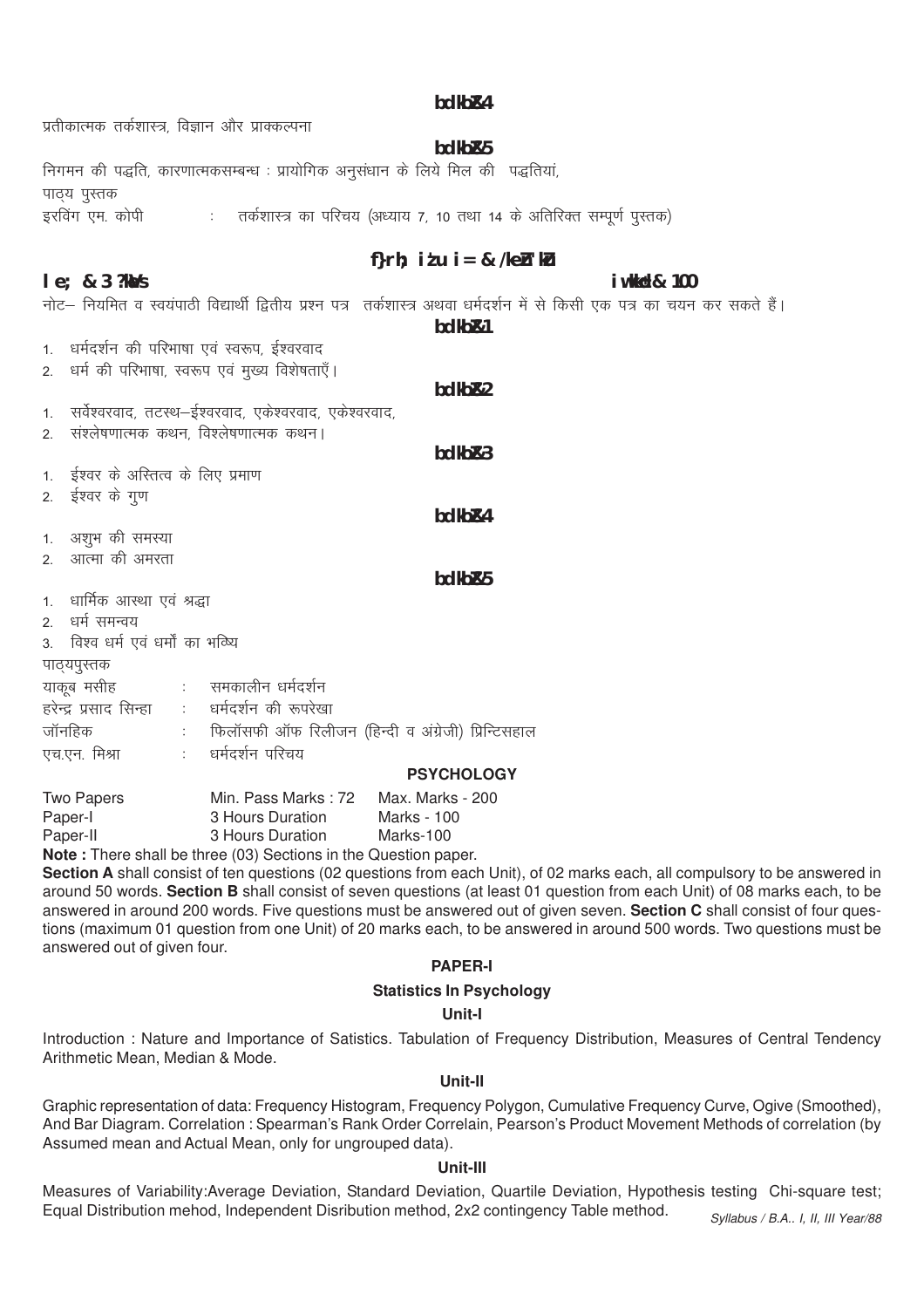**इकाई–4**

प्रतीकात्मक तर्कशास्त्र, विज्ञान और प्राक्कल्पना

**इकाई–5**

निगमन की पद्धति, कारणात्मकसम्बन्ध : प्रायोगिक अनुसंधान के लिये मिल की पद्धतियां,

पाठ्य पुस्तक

इरविंग एम. कोपी : तर्कशास्त्र का परिचय (अध्याय 7, 10 तथा 14 के अतिरिक्त सम्पूर्ण पुस्तक)

## द्वितीय प्रश्न पत्र – धर्मदर्शन

**समय – 3 घंटे** **पूर्णांक – 100**

नोट– नियमित व स्वयंपाठी विद्यार्थी द्वितीय प्रश्न पत्र तर्कशास्त्र अथवा धर्मदर्शन में से किसी एक पत्र का चयन कर सकते हैं।

**इकाई–1**

1. धर्मदर्शन की परिभाषा एवं स्वरूप, ईश्वरवाद
2. धर्म की परिभाषा, स्वरूप एवं मुख्य विशेषताएँ।

**इकाई–2**

1. सर्वेश्वरवाद, तटस्थ–ईश्वरवाद, एकेश्वरवाद, एकेश्वरवाद,
2. संश्लेषणात्मक कथन, विश्लेषणात्मक कथन।

**इकाई–3**

1. ईश्वर के अस्तित्व के लिए प्रमाण
2. ईश्वर के गुण

**इकाई–4**

1. अशुभ की समस्या
2. आत्मा की अमरता

**इकाई–5**

1. धार्मिक आस्था एवं श्रद्धा
2. धर्म समन्वय
3. विश्व धर्म एवं धर्मों का भविष्य

पाठ्यपुस्तक

याकूब मसीह : समकालीन धर्मदर्शन

हरेन्द्र प्रसाद सिन्हा : धर्मदर्शन की रूपरेखा

जॉनहिक : फिलॉसफी ऑफ रिलीजन (हिन्दी व अंग्रेजी) प्रिन्टिसहाल

एच.एन. मिश्रा : धर्मदर्शन परिचय

## PSYCHOLOGY

| | | |
|---|---|---|
| Two Papers | Min. Pass Marks : 72 | Max. Marks - 200 |
| Paper-I | 3 Hours Duration | Marks - 100 |
| Paper-II | 3 Hours Duration | Marks-100 |

**Note :** There shall be three (03) Sections in the Question paper.

**Section A** shall consist of ten questions (02 questions from each Unit), of 02 marks each, all compulsory to be answered in around 50 words. **Section B** shall consist of seven questions (at least 01 question from each Unit) of 08 marks each, to be answered in around 200 words. Five questions must be answered out of given seven. **Section C** shall consist of four questions (maximum 01 question from one Unit) of 20 marks each, to be answered in around 500 words. Two questions must be answered out of given four.

### PAPER-I

### Statistics In Psychology

**Unit-I**

Introduction : Nature and Importance of Satistics. Tabulation of Frequency Distribution, Measures of Central Tendency Arithmetic Mean, Median & Mode.

**Unit-II**

Graphic representation of data: Frequency Histogram, Frequency Polygon, Cumulative Frequency Curve, Ogive (Smoothed), And Bar Diagram. Correlation : Spearman's Rank Order Correlain, Pearson's Product Movement Methods of correlation (by Assumed mean and Actual Mean, only for ungrouped data).

**Unit-III**

Measures of Variability:Average Deviation, Standard Deviation, Quartile Deviation, Hypothesis testing Chi-square test; Equal Distribution mehod, Independent Disribution method, 2x2 contingency Table method.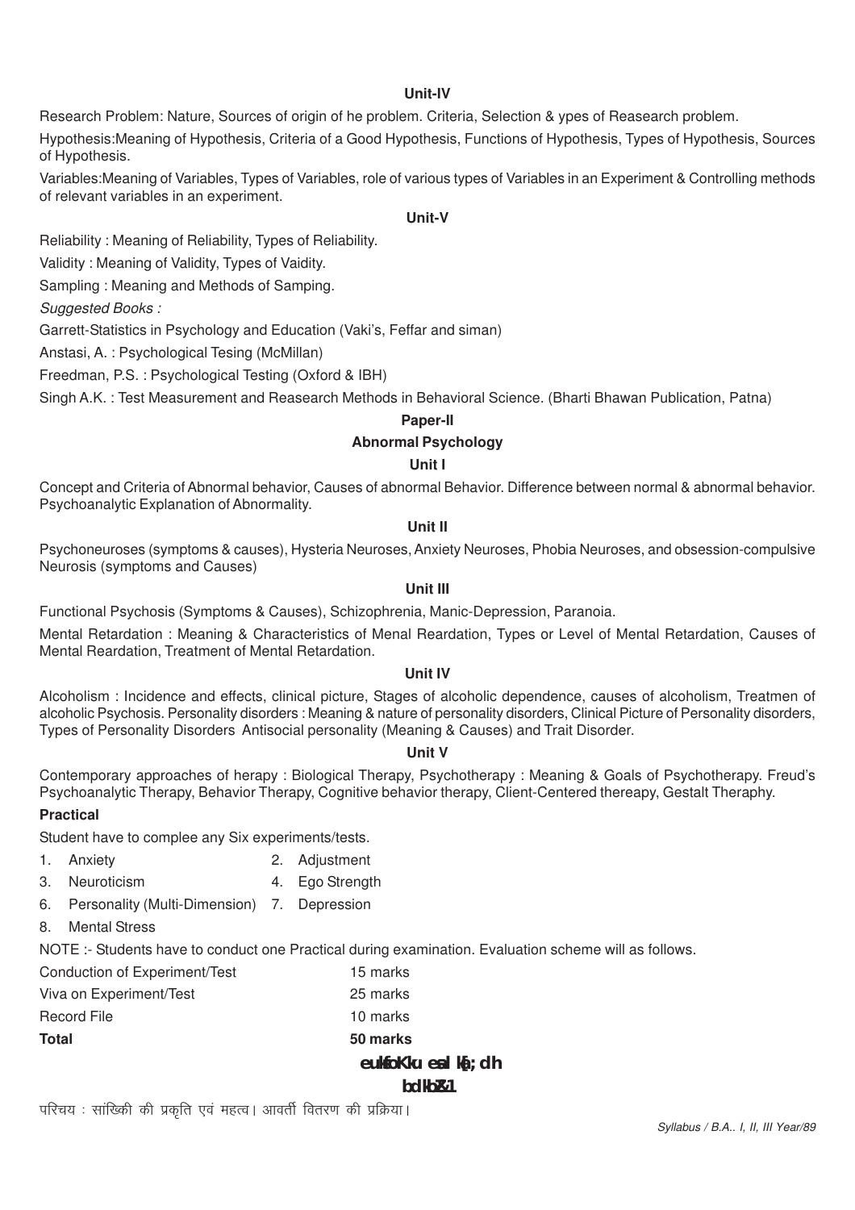#### Unit-IV

Research Problem: Nature, Sources of origin of he problem. Criteria, Selection & ypes of Reasearch problem.

Hypothesis:Meaning of Hypothesis, Criteria of a Good Hypothesis, Functions of Hypothesis, Types of Hypothesis, Sources of Hypothesis.

Variables:Meaning of Variables, Types of Variables, role of various types of Variables in an Experiment & Controlling methods of relevant variables in an experiment.

#### Unit-V

Reliability : Meaning of Reliability, Types of Reliability.

Validity : Meaning of Validity, Types of Vaidity.

Sampling : Meaning and Methods of Samping.

*Suggested Books :*

Garrett-Statistics in Psychology and Education (Vaki's, Feffar and siman)

Anstasi, A. : Psychological Tesing (McMillan)

Freedman, P.S. : Psychological Testing (Oxford & IBH)

Singh A.K. : Test Measurement and Reasearch Methods in Behavioral Science. (Bharti Bhawan Publication, Patna)

### Paper-II

### Abnormal Psychology

#### Unit I

Concept and Criteria of Abnormal behavior, Causes of abnormal Behavior. Difference between normal & abnormal behavior. Psychoanalytic Explanation of Abnormality.

#### Unit II

Psychoneuroses (symptoms & causes), Hysteria Neuroses, Anxiety Neuroses, Phobia Neuroses, and obsession-compulsive Neurosis (symptoms and Causes)

#### Unit III

Functional Psychosis (Symptoms & Causes), Schizophrenia, Manic-Depression, Paranoia.

Mental Retardation : Meaning & Characteristics of Menal Reardation, Types or Level of Mental Retardation, Causes of Mental Reardation, Treatment of Mental Retardation.

#### Unit IV

Alcoholism : Incidence and effects, clinical picture, Stages of alcoholic dependence, causes of alcoholism, Treatmen of alcoholic Psychosis. Personality disorders : Meaning & nature of personality disorders, Clinical Picture of Personality disorders, Types of Personality Disorders Antisocial personality (Meaning & Causes) and Trait Disorder.

#### Unit V

Contemporary approaches of herapy : Biological Therapy, Psychotherapy : Meaning & Goals of Psychotherapy. Freud's Psychoanalytic Therapy, Behavior Therapy, Cognitive behavior therapy, Client-Centered thereapy, Gestalt Theraphy.

**Practical**

Student have to complee any Six experiments/tests.

1. Anxiety
2. Adjustment
3. Neuroticism
4. Ego Strength
6. Personality (Multi-Dimension)
7. Depression
8. Mental Stress

NOTE :- Students have to conduct one Practical during examination. Evaluation scheme will as follows.

| | |
|---|---|
| Conduction of Experiment/Test | 15 marks |
| Viva on Experiment/Test | 25 marks |
| Record File | 10 marks |
| **Total** | **50 marks** |

### euksfoKku esa lkaf[;dh

#### bdkbZ&1

परिचय : सांख्यिकी की प्रकृति एवं महत्व। आवर्ती वितरण की प्रक्रिया।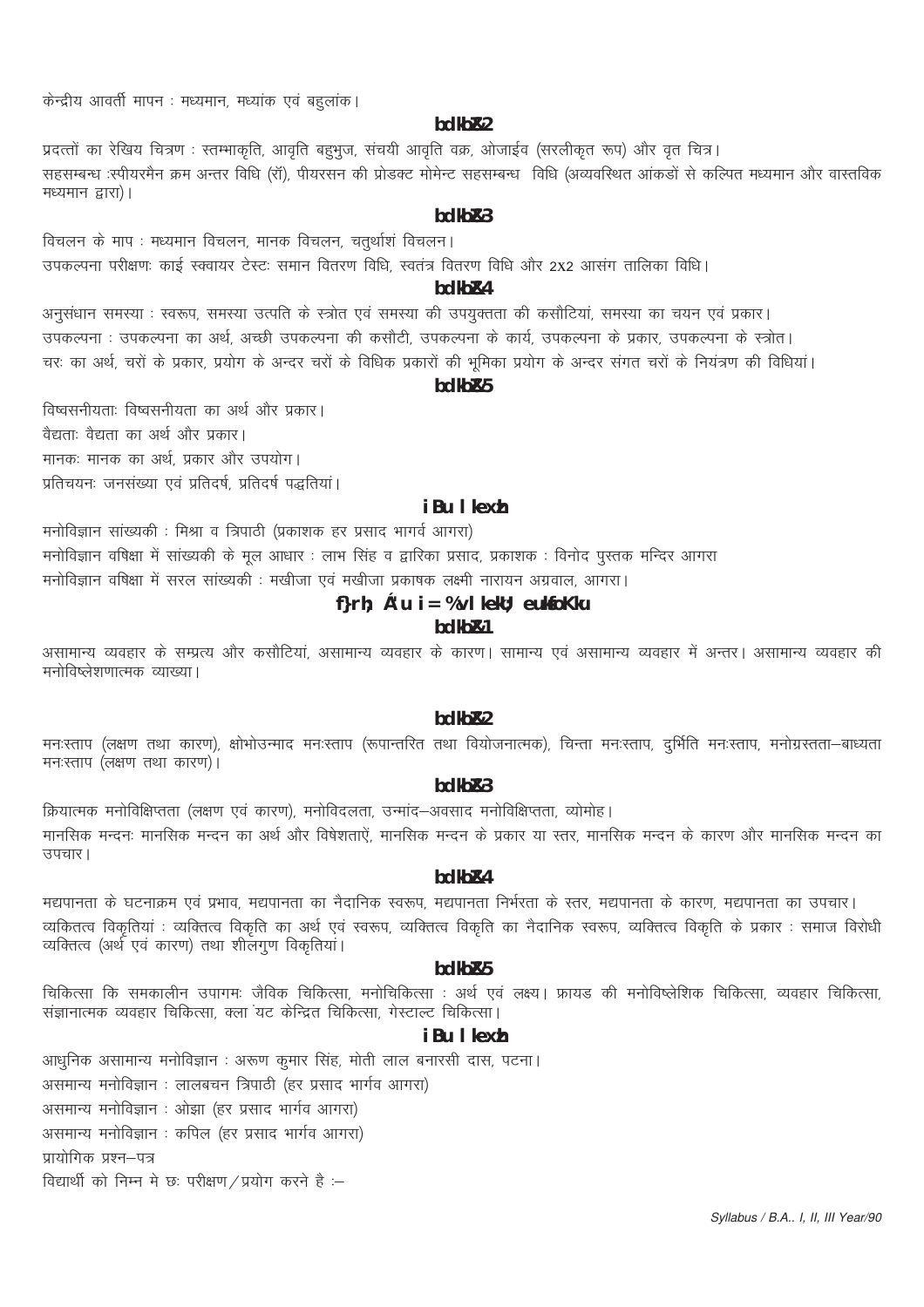केन्द्रीय आवर्ती मापन : मध्यमान, मध्यांक एवं बहुलांक।

### bdkbZ&2

प्रदत्तों का रेखिय चित्रण : स्तम्भाकृति, आवृति बहुभुज, संचयी आवृति वक्र, ओजाईव (सरलीकृत रूप) और वृत चित्र।

सहसम्बन्ध :स्पीयरमैन क्रम अन्तर विधि (रॉ), पीयरसन की प्रोडक्ट मोमेन्ट सहसम्बन्ध विधि (अव्यवस्थित आंकडों से कल्पित मध्यमान और वास्तविक मध्यमान द्वारा)।

### bdkbZ&3

विचलन के माप : मध्यमान विचलन, मानक विचलन, चतुर्थाशं विचलन।

उपकल्पना परीक्षणः काई स्क्वायर टेस्टः समान वितरण विधि, स्वतंत्र वितरण विधि और 2X2 आसंग तालिका विधि।

### bdkbZ&4

अनुसंधान समस्या : स्वरूप, समस्या उत्पति के स्त्रोत एवं समस्या की उपयुक्तता की कसौटियां, समस्या का चयन एवं प्रकार।

उपकल्पना : उपकल्पना का अर्थ, अच्छी उपकल्पना की कसौटी, उपकल्पना के कार्य, उपकल्पना के प्रकार, उपकल्पना के स्त्रोत।

चरः का अर्थ, चरों के प्रकार, प्रयोग के अन्दर चरों के विधिक प्रकारों की भूमिका प्रयोग के अन्दर संगत चरों के नियंत्रण की विधियां।

### bdkbZ&5

विष्वसनीयताः विष्वसनीयता का अर्थ और प्रकार।

वैद्यताः वैद्यता का अर्थ और प्रकार।

मानकः मानक का अर्थ, प्रकार और उपयोग।

प्रतिचयनः जनसंख्या एवं प्रतिदर्ष, प्रतिदर्ष पद्धतियां।

### iBu lexh

मनोविज्ञान सांख्यकी : मिश्रा व त्रिपाठी (प्रकाशक हर प्रसाद भागर्व आगरा)

मनोविज्ञान वषिक्षा में सांख्यकी के मूल आधार : लाभ सिंह व द्वारिका प्रसाद, प्रकाशक : विनोद पुस्तक मन्दिर आगरा

मनोविज्ञान वषिक्षा में सरल सांख्यकी : मखीजा एवं मखीजा प्रकाषक लक्ष्मी नारायन अग्रवाल, आगरा।

## f}rh; Á'u i= %vlkekU; euksfoKku

### bdkbZ&1

असामान्य व्यवहार के सम्प्रत्य और कसौटियां, असामान्य व्यवहार के कारण। सामान्य एवं असामान्य व्यवहार में अन्तर। असामान्य व्यवहार की मनोविष्लेशणात्मक व्याख्या।

### bdkbZ&2

मनःस्ताप (लक्षण तथा कारण), क्षोभोउन्माद मनःस्ताप (रूपान्तरित तथा वियोजनात्मक), चिन्ता मनःस्ताप, दुर्भिति मनःस्ताप, मनोग्रस्तता–बाध्यता मनःस्ताप (लक्षण तथा कारण)।

### bdkbZ&3

क्रियात्मक मनोविक्षिप्तता (लक्षण एवं कारण), मनोविदलता, उन्मांद–अवसाद मनोविक्षिप्तता, व्योमोह।

मानसिक मन्दनः मानसिक मन्दन का अर्थ और विषेशताऐं, मानसिक मन्दन के प्रकार या स्तर, मानसिक मन्दन के कारण और मानसिक मन्दन का उपचार।

### bdkbZ&4

मद्यपानता के घटनाक्रम एवं प्रभाव, मद्यपानता का नैदानिक स्वरूप, मद्यपानता निर्भरता के स्तर, मद्यपानता के कारण, मद्यपानता का उपचार।

व्यकितत्व विकृतियां : व्यक्तित्व विकृति का अर्थ एवं स्वरूप, व्यक्तित्व विकृति का नैदानिक स्वरूप, व्यक्तित्व विकृति के प्रकार : समाज विरोधी व्यक्तित्व (अर्थ एवं कारण) तथा शीलगुण विकृतियां।

### bdkbZ&5

चिकित्सा कि समकालीन उपागमः जैविक चिकित्सा, मनोचिकित्सा : अर्थ एवं लक्ष्य। फ्रायड की मनोविष्लेशिक चिकित्सा, व्यवहार चिकित्सा, संज्ञानात्मक व्यवहार चिकित्सा, क्ला ंयट केन्द्रित चिकित्सा, गेस्टाल्ट चिकित्सा।

### iBu lexh

आधुनिक असामान्य मनोविज्ञान : अरूण कुमार सिंह, मोती लाल बनारसी दास, पटना।

असमान्य मनोविज्ञान : लालबचन त्रिपाठी (हर प्रसाद भार्गव आगरा)

असमान्य मनोविज्ञान : ओझा (हर प्रसाद भार्गव आगरा)

असमान्य मनोविज्ञान : कपिल (हर प्रसाद भार्गव आगरा)

प्रायोगिक प्रश्न–पत्र

विद्यार्थी को निम्न मे छः परीक्षण/प्रयोग करने है :–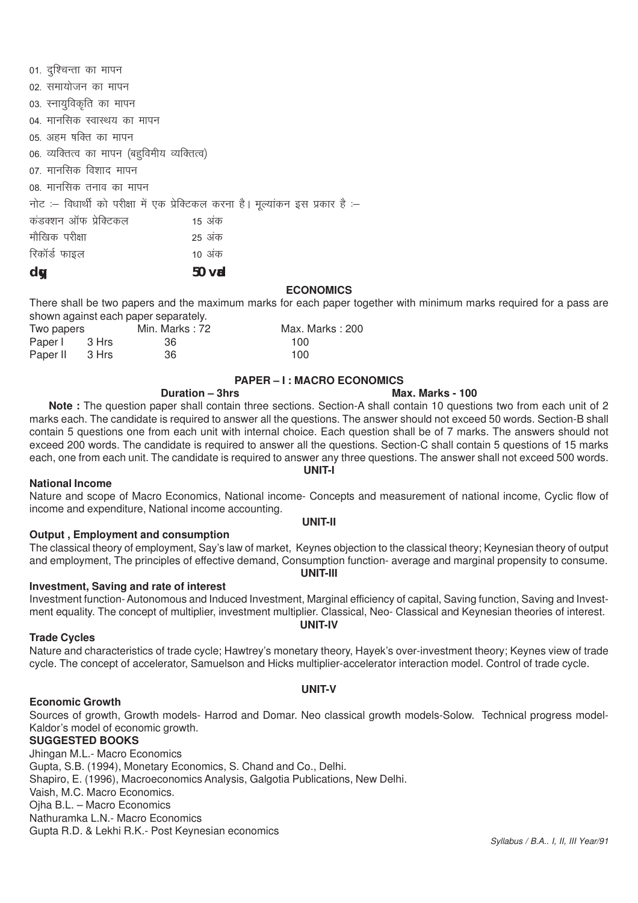01. दुश्चिन्ता का मापन

02. समायोजन का मापन

03. स्नायुविकृति का मापन

04. मानसिक स्वास्थय का मापन

05. अहम षक्ति का मापन

06. व्यक्तित्व का मापन (बहुविमीय व्यक्तित्व)

07. मानसिक विशाद मापन

08. मानसिक तनाव का मापन

नोट :– विधार्थी को परीक्षा में एक प्रेक्टिकल करना है। मूल्यांकन इस प्रकार है :–

| | |
|---|---|
| कंडक्शन ऑफ प्रेक्टिकल | 15 अंक |
| मौखिक परीक्षा | 25 अंक |
| रिकॉर्ड फाइल | 10 अंक |
| **dqy** | **50 vad** |

## ECONOMICS

There shall be two papers and the maximum marks for each paper together with minimum marks required for a pass are shown against each paper separately.

| Two papers | | Min. Marks : 72 | Max. Marks : 200 |
|---|---|---|---|
| Paper I | 3 Hrs | 36 | 100 |
| Paper II | 3 Hrs | 36 | 100 |

### PAPER – I : MACRO ECONOMICS

**Duration – 3hrs** **Max. Marks - 100**

**Note :** The question paper shall contain three sections. Section-A shall contain 10 questions two from each unit of 2 marks each. The candidate is required to answer all the questions. The answer should not exceed 50 words. Section-B shall contain 5 questions one from each unit with internal choice. Each question shall be of 7 marks. The answers should not exceed 200 words. The candidate is required to answer all the questions. Section-C shall contain 5 questions of 15 marks each, one from each unit. The candidate is required to answer any three questions. The answer shall not exceed 500 words.

**UNIT-I**

**National Income**

Nature and scope of Macro Economics, National income- Concepts and measurement of national income, Cyclic flow of income and expenditure, National income accounting.

**UNIT-II**

**Output , Employment and consumption**

The classical theory of employment, Say's law of market, Keynes objection to the classical theory; Keynesian theory of output and employment, The principles of effective demand, Consumption function- average and marginal propensity to consume.

**UNIT-III**

**Investment, Saving and rate of interest**

Investment function- Autonomous and Induced Investment, Marginal efficiency of capital, Saving function, Saving and Investment equality. The concept of multiplier, investment multiplier. Classical, Neo- Classical and Keynesian theories of interest.

**UNIT-IV**

**Trade Cycles**

Nature and characteristics of trade cycle; Hawtrey's monetary theory, Hayek's over-investment theory; Keynes view of trade cycle. The concept of accelerator, Samuelson and Hicks multiplier-accelerator interaction model. Control of trade cycle.

**UNIT-V**

**Economic Growth**

Sources of growth, Growth models- Harrod and Domar. Neo classical growth models-Solow. Technical progress model- Kaldor's model of economic growth.

**SUGGESTED BOOKS**

Jhingan M.L.- Macro Economics

Gupta, S.B. (1994), Monetary Economics, S. Chand and Co., Delhi.

Shapiro, E. (1996), Macroeconomics Analysis, Galgotia Publications, New Delhi.

Vaish, M.C. Macro Economics.

Ojha B.L. – Macro Economics

Nathuramka L.N.- Macro Economics

Gupta R.D. & Lekhi R.K.- Post Keynesian economics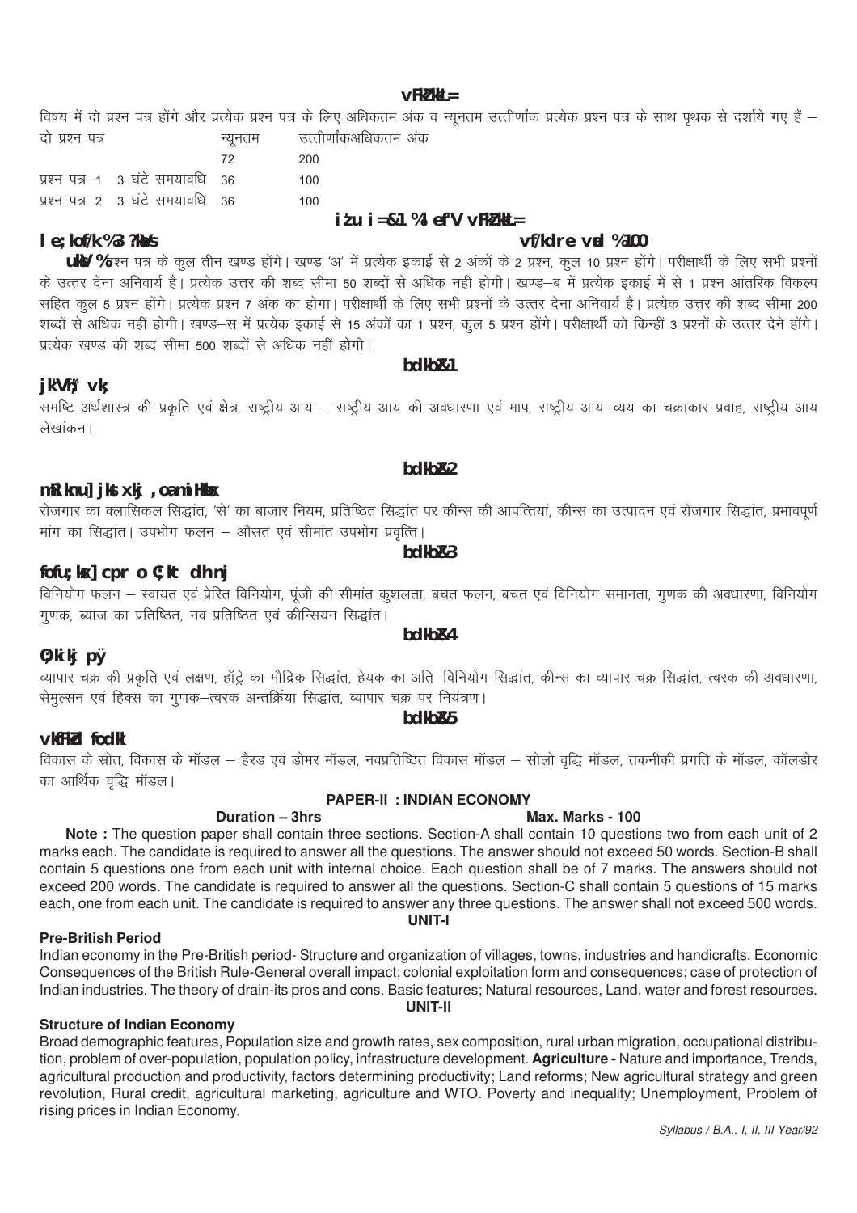## अर्थशास्त्र

विषय में दो प्रश्न पत्र होंगे और प्रत्येक प्रश्न पत्र के लिए अधिकतम अंक व न्यूनतम उत्तीर्णांक प्रत्येक प्रश्न पत्र के साथ पृथक से दर्शाये गए हैं –

| दो प्रश्न पत्र | न्यूनतम उत्तीर्णांक | अधिकतम अंक |
|---|---|---|
| | 72 | 200 |
| प्रश्न पत्र–1 3 घंटे समयावधि | 36 | 100 |
| प्रश्न पत्र–2 3 घंटे समयावधि | 36 | 100 |

### प्रश्न पत्र–1 : समष्टि अर्थशास्त्र

**समय अवधि : 3 घंटे** **अधिकतम अंक : 100**

**नोट :** प्रश्न पत्र के कुल तीन खण्ड होंगे। खण्ड 'अ' में प्रत्येक इकाई से 2 अंकों के 2 प्रश्न, कुल 10 प्रश्न होंगे। परीक्षार्थी के लिए सभी प्रश्नों के उत्तर देना अनिवार्य है। प्रत्येक उत्तर की शब्द सीमा 50 शब्दों से अधिक नहीं होगी। खण्ड–ब में प्रत्येक इकाई में से 1 प्रश्न आंतरिक विकल्प सहित कुल 5 प्रश्न होंगे। प्रत्येक प्रश्न 7 अंक का होगा। परीक्षार्थी के लिए सभी प्रश्नों के उत्तर देना अनिवार्य है। प्रत्येक उत्तर की शब्द सीमा 200 शब्दों से अधिक नहीं होगी। खण्ड–स में प्रत्येक इकाई से 15 अंकों का 1 प्रश्न, कुल 5 प्रश्न होंगे। परीक्षार्थी को किन्हीं 3 प्रश्नों के उत्तर देने होंगे। प्रत्येक खण्ड की शब्द सीमा 500 शब्दों से अधिक नहीं होगी।

**इकाई–1**

**राष्ट्रीय आय**

समष्टि अर्थशास्त्र की प्रकृति एवं क्षेत्र, राष्ट्रीय आय – राष्ट्रीय आय की अवधारणा एवं माप, राष्ट्रीय आय–व्यय का चक्राकार प्रवाह, राष्ट्रीय आय लेखांकन।

**इकाई–2**

**उत्पादन, रोजगार एवं उपभोग**

रोजगार का क्लासिकल सिद्धांत, 'से' का बाजार नियम, प्रतिष्ठित सिद्धांत पर कीन्स की आपत्तियां, कीन्स का उत्पादन एवं रोजगार सिद्धांत, प्रभावपूर्ण मांग का सिद्धांत। उपभोग फलन – औसत एवं सीमांत उपभोग प्रवृत्ति।

**इकाई–3**

**विनियोग, बचत व ब्याज की दर**

विनियोग फलन – स्वायत एवं प्रेरित विनियोग, पूंजी की सीमांत कुशलता, बचत फलन, बचत एवं विनियोग समानता, गुणक की अवधारणा, विनियोग गुणक, ब्याज का प्रतिष्ठित, नव प्रतिष्ठित एवं कीन्सियन सिद्धांत।

**इकाई–4**

**व्यापार चक्र**

व्यापार चक्र की प्रकृति एवं लक्षण, हॉट्रे का मौद्रिक सिद्धांत, हेयक का अति–विनियोग सिद्धांत, कीन्स का व्यापार चक्र सिद्धांत, त्वरक की अवधारणा, सेमुल्सन एवं हिक्स का गुणक–त्वरक अन्तर्क्रिया सिद्धांत, व्यापार चक्र पर नियंत्रण।

**इकाई–5**

**आर्थिक विकास**

विकास के स्रोत, विकास के मॉडल – हैरड एवं डोमर मॉडल, नवप्रतिष्ठित विकास मॉडल – सोलो वृद्धि मॉडल, तकनीकी प्रगति के मॉडल, कॉलडोर का आर्थिक वृद्धि मॉडल।

### PAPER-II : INDIAN ECONOMY

**Duration – 3hrs** **Max. Marks - 100**

**Note :** The question paper shall contain three sections. Section-A shall contain 10 questions two from each unit of 2 marks each. The candidate is required to answer all the questions. The answer should not exceed 50 words. Section-B shall contain 5 questions one from each unit with internal choice. Each question shall be of 7 marks. The answers should not exceed 200 words. The candidate is required to answer all the questions. Section-C shall contain 5 questions of 15 marks each, one from each unit. The candidate is required to answer any three questions. The answer shall not exceed 500 words.

**UNIT-I**

**Pre-British Period**

Indian economy in the Pre-British period- Structure and organization of villages, towns, industries and handicrafts. Economic Consequences of the British Rule-General overall impact; colonial exploitation form and consequences; case of protection of Indian industries. The theory of drain-its pros and cons. Basic features; Natural resources, Land, water and forest resources.

**UNIT-II**

**Structure of Indian Economy**

Broad demographic features, Population size and growth rates, sex composition, rural urban migration, occupational distribution, problem of over-population, population policy, infrastructure development. **Agriculture -** Nature and importance, Trends, agricultural production and productivity, factors determining productivity; Land reforms; New agricultural strategy and green revolution, Rural credit, agricultural marketing, agriculture and WTO. Poverty and inequality; Unemployment, Problem of rising prices in Indian Economy.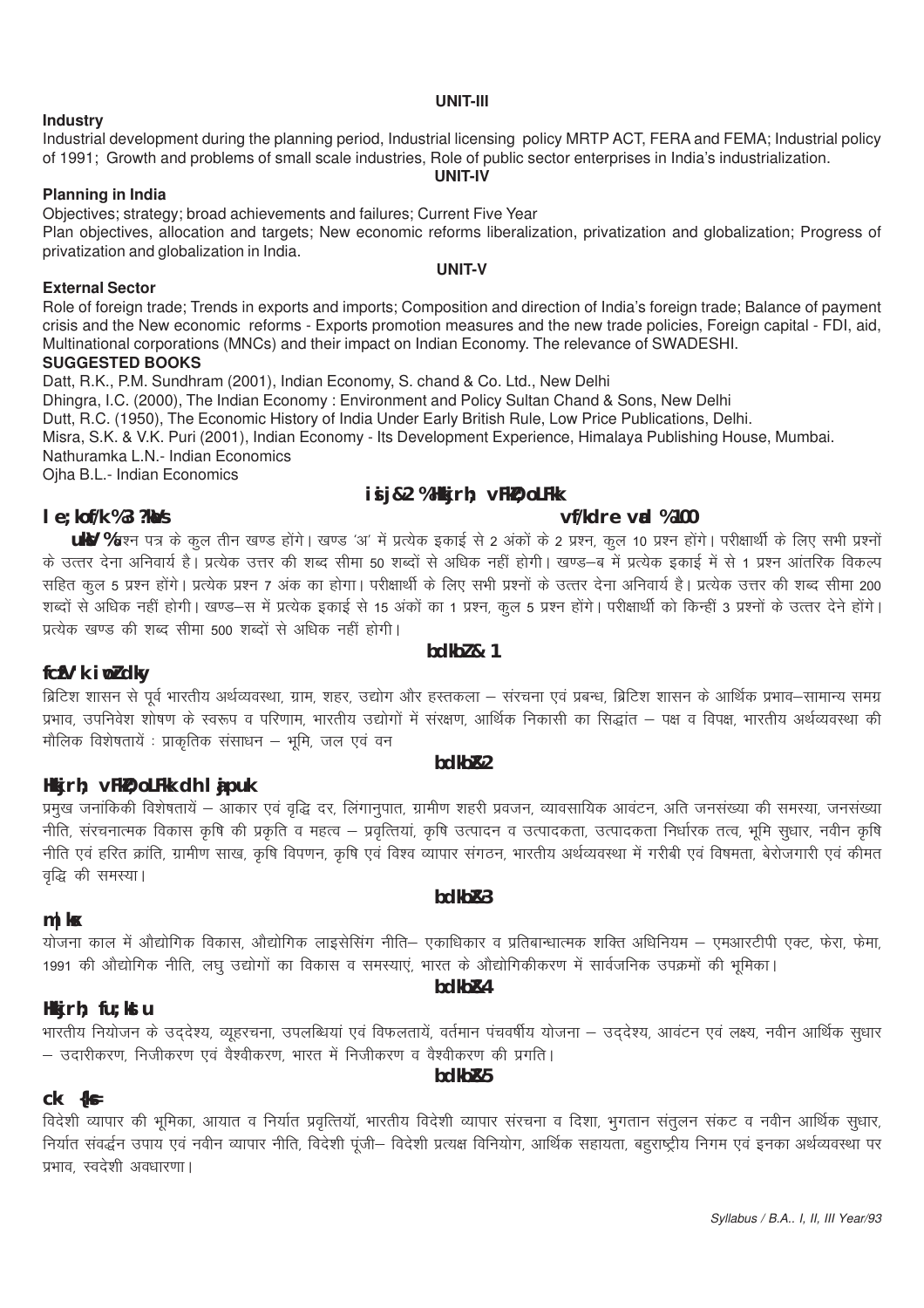### UNIT-III

**Industry**

Industrial development during the planning period, Industrial licensing policy MRTP ACT, FERA and FEMA; Industrial policy of 1991; Growth and problems of small scale industries, Role of public sector enterprises in India's industrialization.

### UNIT-IV

**Planning in India**

Objectives; strategy; broad achievements and failures; Current Five Year Plan objectives, allocation and targets; New economic reforms liberalization, privatization and globalization; Progress of privatization and globalization in India.

### UNIT-V

**External Sector**

Role of foreign trade; Trends in exports and imports; Composition and direction of India's foreign trade; Balance of payment crisis and the New economic reforms - Exports promotion measures and the new trade policies, Foreign capital - FDI, aid, Multinational corporations (MNCs) and their impact on Indian Economy. The relevance of SWADESHI.

**SUGGESTED BOOKS**

Datt, R.K., P.M. Sundhram (2001), Indian Economy, S. chand & Co. Ltd., New Delhi

Dhingra, I.C. (2000), The Indian Economy : Environment and Policy Sultan Chand & Sons, New Delhi

Dutt, R.C. (1950), The Economic History of India Under Early British Rule, Low Price Publications, Delhi.

Misra, S.K. & V.K. Puri (2001), Indian Economy - Its Development Experience, Himalaya Publishing House, Mumbai.

Nathuramka L.N.- Indian Economics

Ojha B.L.- Indian Economics

## isij&2 %Hkkjrh; vFkZO;oLFkk

**le;kof/k %3 ?kaVs** **vf/kdre vad %100**

**uksV %** प्रश्न पत्र के कुल तीन खण्ड होंगे। खण्ड 'अ' में प्रत्येक इकाई से 2 अंकों के 2 प्रश्न, कुल 10 प्रश्न होंगे। परीक्षार्थी के लिए सभी प्रश्नों के उत्तर देना अनिवार्य है। प्रत्येक उत्तर की शब्द सीमा 50 शब्दों से अधिक नहीं होगी। खण्ड–ब में प्रत्येक इकाई में से 1 प्रश्न आंतरिक विकल्प सहित कुल 5 प्रश्न होंगे। प्रत्येक प्रश्न 7 अंक का होगा। परीक्षार्थी के लिए सभी प्रश्नों के उत्तर देना अनिवार्य है। प्रत्येक उत्तर की शब्द सीमा 200 शब्दों से अधिक नहीं होगी। खण्ड–स में प्रत्येक इकाई से 15 अंकों का 1 प्रश्न, कुल 5 प्रश्न होंगे। परीक्षार्थी को किन्हीं 3 प्रश्नों के उत्तर देने होंगे। प्रत्येक खण्ड की शब्द सीमा 500 शब्दों से अधिक नहीं होगी।

### bdkbZ&1

**fczfV'k iwoZ dky**

ब्रिटिश शासन से पूर्व भारतीय अर्थव्यवस्था, ग्राम, शहर, उद्योग और हस्तकला – संरचना एवं प्रबन्ध, ब्रिटिश शासन के आर्थिक प्रभाव–सामान्य समग्र प्रभाव, उपनिवेश शोषण के स्वरूप व परिणाम, भारतीय उद्योगों में संरक्षण, आर्थिक निकासी का सिद्धांत – पक्ष व विपक्ष, भारतीय अर्थव्यवस्था की मौलिक विशेषतायें : प्राकृतिक संसाधन – भूमि, जल एवं वन

### bdkbZ&2

**Hkkjrh; vFkZO;oLFkk dh lajpuk**

प्रमुख जनांकिकी विशेषतायें – आकार एवं वृद्धि दर, लिंगानुपात, ग्रामीण शहरी प्रवजन, व्यावसायिक आवंटन, अति जनसंख्या की समस्या, जनसंख्या नीति, संरचनात्मक विकास कृषि की प्रकृति व महत्व – प्रवृत्तियां, कृषि उत्पादन व उत्पादकता, उत्पादकता निर्धारक तत्व, भूमि सुधार, नवीन कृषि नीति एवं हरित क्रांति, ग्रामीण साख, कृषि विपणन, कृषि एवं विश्व व्यापार संगठन, भारतीय अर्थव्यवस्था में गरीबी एवं विषमता, बेरोजगारी एवं कीमत वृद्धि की समस्या।

### bdkbZ&3

**m|ksx**

योजना काल में औद्योगिक विकास, औद्योगिक लाइसेसिंग नीति– एकाधिकार व प्रतिबान्धात्मक शक्ति अधिनियम – एमआरटीपी एक्ट, फेरा, फेमा, 1991 की औद्योगिक नीति, लघु उद्योगों का विकास व समस्याएं, भारत के औद्योगिकीकरण में सार्वजनिक उपक्रमों की भूमिका।

### bdkbZ&4

**Hkkjrh; fu;kstu**

भारतीय नियोजन के उद्देश्य, व्यूहरचना, उपलब्धियां एवं विफलतायें, वर्तमान पंचवर्षीय योजना – उद्देश्य, आवंटन एवं लक्ष्य, नवीन आर्थिक सुधार – उदारीकरण, निजीकरण एवं वैश्वीकरण, भारत में निजीकरण व वैश्वीकरण की प्रगति।

### bdkbZ&5

**ckg~; {ks=**

विदेशी व्यापार की भूमिका, आयात व निर्यात प्रवृत्तियॉं, भारतीय विदेशी व्यापार संरचना व दिशा, भुगतान संतुलन संकट व नवीन आर्थिक सुधार, निर्यात संवर्द्धन उपाय एवं नवीन व्यापार नीति, विदेशी पूंजी– विदेशी प्रत्यक्ष विनियोग, आर्थिक सहायता, बहुराष्ट्रीय निगम एवं इनका अर्थव्यवस्था पर प्रभाव, स्वदेशी अवधारणा।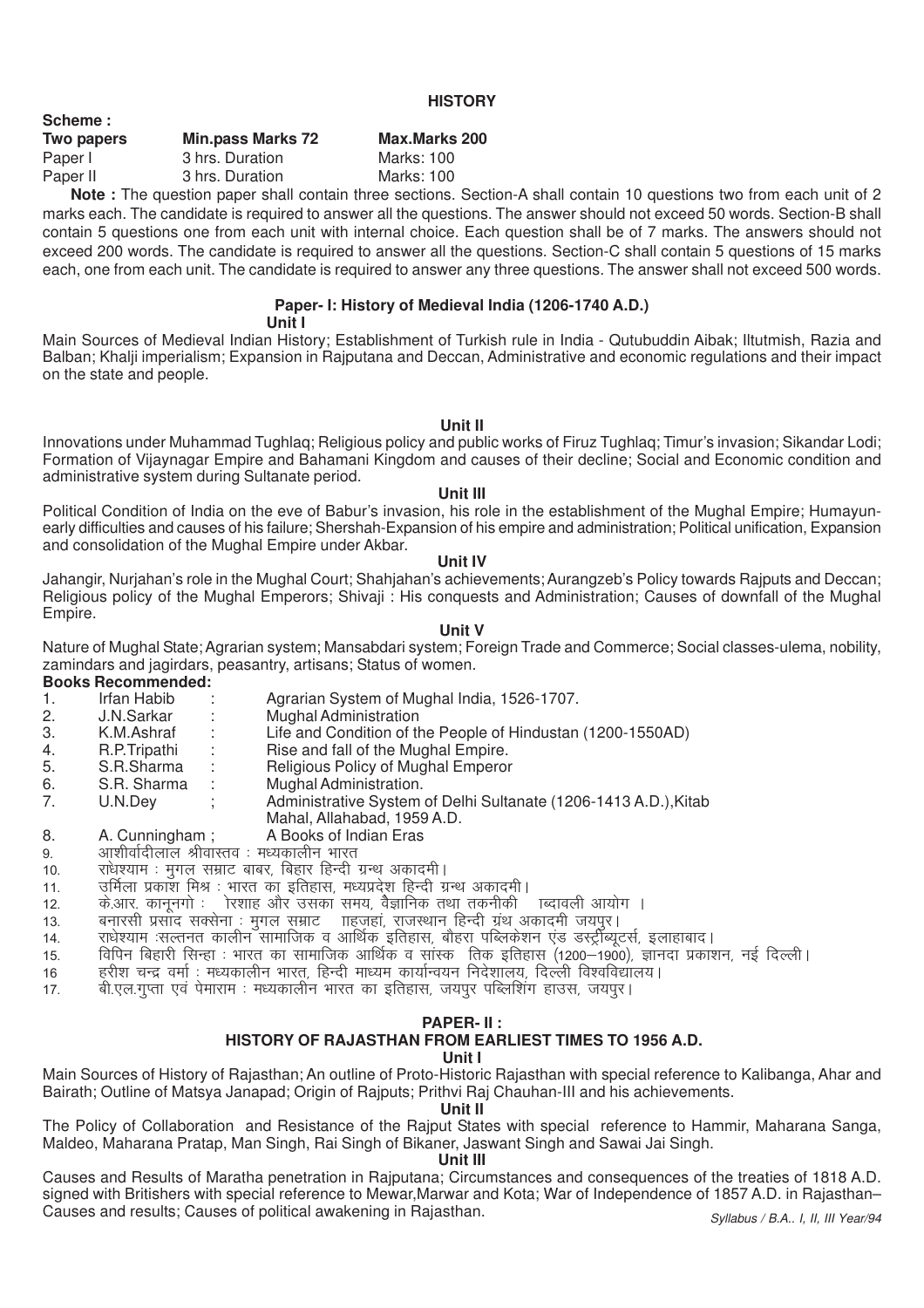## HISTORY

**Scheme :**

| **Two papers** | **Min.pass Marks 72** | **Max.Marks 200** |
|---|---|---|
| Paper I | 3 hrs. Duration | Marks: 100 |
| Paper II | 3 hrs. Duration | Marks: 100 |

**Note :** The question paper shall contain three sections. Section-A shall contain 10 questions two from each unit of 2 marks each. The candidate is required to answer all the questions. The answer should not exceed 50 words. Section-B shall contain 5 questions one from each unit with internal choice. Each question shall be of 7 marks. The answers should not exceed 200 words. The candidate is required to answer all the questions. Section-C shall contain 5 questions of 15 marks each, one from each unit. The candidate is required to answer any three questions. The answer shall not exceed 500 words.

### Paper- I: History of Medieval India (1206-1740 A.D.)

**Unit I**

Main Sources of Medieval Indian History; Establishment of Turkish rule in India - Qutubuddin Aibak; Iltutmish, Razia and Balban; Khalji imperialism; Expansion in Rajputana and Deccan, Administrative and economic regulations and their impact on the state and people.

**Unit II**

Innovations under Muhammad Tughlaq; Religious policy and public works of Firuz Tughlaq; Timur's invasion; Sikandar Lodi; Formation of Vijaynagar Empire and Bahamani Kingdom and causes of their decline; Social and Economic condition and administrative system during Sultanate period.

**Unit III**

Political Condition of India on the eve of Babur's invasion, his role in the establishment of the Mughal Empire; Humayun-early difficulties and causes of his failure; Shershah-Expansion of his empire and administration; Political unification, Expansion and consolidation of the Mughal Empire under Akbar.

**Unit IV**

Jahangir, Nurjahan's role in the Mughal Court; Shahjahan's achievements; Aurangzeb's Policy towards Rajputs and Deccan; Religious policy of the Mughal Emperors; Shivaji : His conquests and Administration; Causes of downfall of the Mughal Empire.

**Unit V**

Nature of Mughal State; Agrarian system; Mansabdari system; Foreign Trade and Commerce; Social classes-ulema, nobility, zamindars and jagirdars, peasantry, artisans; Status of women.

**Books Recommended:**

1. Irfan Habib : Agrarian System of Mughal India, 1526-1707.
2. J.N.Sarkar : Mughal Administration
3. K.M.Ashraf : Life and Condition of the People of Hindustan (1200-1550AD)
4. R.P.Tripathi : Rise and fall of the Mughal Empire.
5. S.R.Sharma : Religious Policy of Mughal Emperor
6. S.R. Sharma : Mughal Administration.
7. U.N.Dey ; Administrative System of Delhi Sultanate (1206-1413 A.D.),Kitab Mahal, Allahabad, 1959 A.D.
8. A. Cunningham ; A Books of Indian Eras
9. आशीर्वादीलाल श्रीवास्तव : मध्यकालीन भारत
10. राधेश्याम : मुगल सम्राट बाबर, बिहार हिन्दी ग्रन्थ अकादमी।
11. उर्मिला प्रकाश मिश्र : भारत का इतिहास, मध्यप्रदेश हिन्दी ग्रन्थ अकादमी।
12. के.आर. कानूनगो : रशाह और उसका समय, वैज्ञानिक तथा तकनीकी ब्दावली आयोग ।
13. बनारसी प्रसाद सक्सेना : मुगल सम्राट ाहजहां, राजस्थान हिन्दी ग्रंथ अकादमी जयपुर।
14. राधेश्याम :सल्तनत कालीन सामाजिक व आर्थिक इतिहास, बौहरा पब्लिकेशन एंड डस्ट्रीब्यूटर्स, इलाहाबाद।
15. विपिन बिहारी सिन्हा : भारत का सामाजिक आर्थिक व सांस्क तिक इतिहास (1200–1900), ज्ञानदा प्रकाशन, नई दिल्ली।
16. हरीश चन्द्र वर्मा : मध्यकालीन भारत, हिन्दी माध्यम कार्यान्वयन निदेशालय, दिल्ली विश्वविद्यालय।
17. बी.एल.गुप्ता एवं पेमाराम : मध्यकालीन भारत का इतिहास, जयपुर पब्लिशिंग हाउस, जयपुर।

### PAPER- II :
### HISTORY OF RAJASTHAN FROM EARLIEST TIMES TO 1956 A.D.

**Unit I**

Main Sources of History of Rajasthan; An outline of Proto-Historic Rajasthan with special reference to Kalibanga, Ahar and Bairath; Outline of Matsya Janapad; Origin of Rajputs; Prithvi Raj Chauhan-III and his achievements.

**Unit II**

The Policy of Collaboration and Resistance of the Rajput States with special reference to Hammir, Maharana Sanga, Maldeo, Maharana Pratap, Man Singh, Rai Singh of Bikaner, Jaswant Singh and Sawai Jai Singh.

**Unit III**

Causes and Results of Maratha penetration in Rajputana; Circumstances and consequences of the treaties of 1818 A.D. signed with Britishers with special reference to Mewar,Marwar and Kota; War of Independence of 1857 A.D. in Rajasthan– Causes and results; Causes of political awakening in Rajasthan.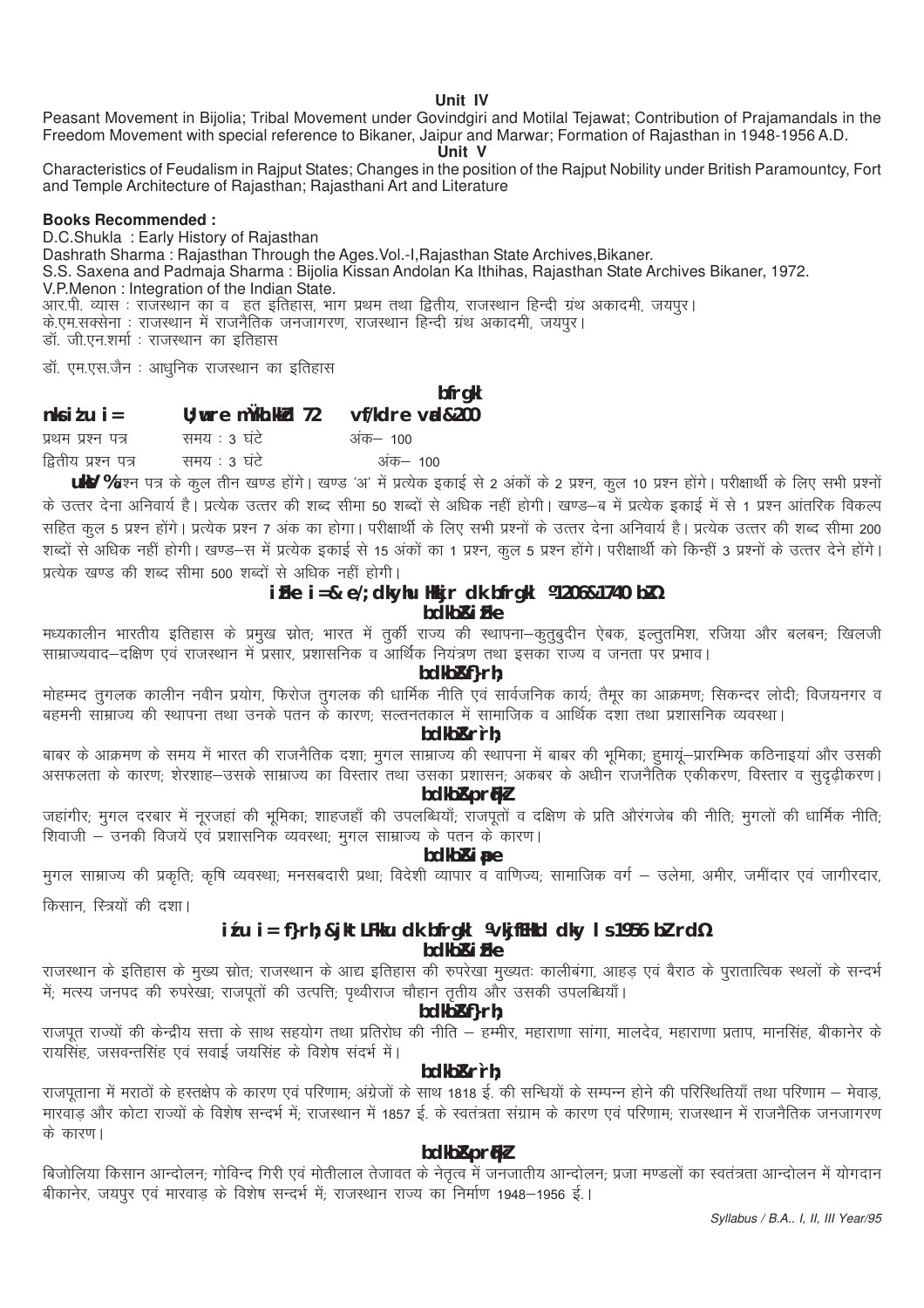**Unit IV**

Peasant Movement in Bijolia; Tribal Movement under Govindgiri and Motilal Tejawat; Contribution of Prajamandals in the Freedom Movement with special reference to Bikaner, Jaipur and Marwar; Formation of Rajasthan in 1948-1956 A.D.

**Unit V**

Characteristics of Feudalism in Rajput States; Changes in the position of the Rajput Nobility under British Paramountcy, Fort and Temple Architecture of Rajasthan; Rajasthani Art and Literature

**Books Recommended :**

D.C.Shukla : Early History of Rajasthan

Dashrath Sharma : Rajasthan Through the Ages.Vol.-I,Rajasthan State Archives,Bikaner.

S.S. Saxena and Padmaja Sharma : Bijolia Kissan Andolan Ka Ithihas, Rajasthan State Archives Bikaner, 1972.

V.P.Menon : Integration of the Indian State.

आर.पी. व्यास : राजस्थान का व हत इतिहास, भाग प्रथम तथा द्वितीय, राजस्थान हिन्दी ग्रंथ अकादमी, जयपुर।

के.एम.सक्सेना : राजस्थान में राजनैतिक जनजागरण, राजस्थान हिन्दी ग्रंथ अकादमी, जयपुर।

डॉ. जी.एन.शर्मा : राजस्थान का इतिहास

डॉ. एम.एस.जैन : आधुनिक राजस्थान का इतिहास

## इतिहास

**दो प्रश्न पत्र  न्यूनतम उत्तीर्णांक 72  अधिकतम अंक–200**

| | | |
|---|---|---|
| प्रथम प्रश्न पत्र | समय : 3 घंटे | अंक– 100 |
| द्वितीय प्रश्न पत्र | समय : 3 घंटे | अंक– 100 |

**नोट :** प्रश्न पत्र के कुल तीन खण्ड होंगे। खण्ड 'अ' में प्रत्येक इकाई से 2 अंकों के 2 प्रश्न, कुल 10 प्रश्न होंगे। परीक्षार्थी के लिए सभी प्रश्नों के उत्तर देना अनिवार्य है। प्रत्येक उत्तर की शब्द सीमा 50 शब्दों से अधिक नहीं होगी। खण्ड–ब में प्रत्येक इकाई में से 1 प्रश्न आंतरिक विकल्प सहित कुल 5 प्रश्न होंगे। प्रत्येक प्रश्न 7 अंक का होगा। परीक्षार्थी के लिए सभी प्रश्नों के उत्तर देना अनिवार्य है। प्रत्येक उत्तर की शब्द सीमा 200 शब्दों से अधिक नहीं होगी। खण्ड–स में प्रत्येक इकाई से 15 अंकों का 1 प्रश्न, कुल 5 प्रश्न होंगे। परीक्षार्थी को किन्हीं 3 प्रश्नों के उत्तर देने होंगे। प्रत्येक खण्ड की शब्द सीमा 500 शब्दों से अधिक नहीं होगी।

### प्रथम पत्र– मध्यकालीन भारत का इतिहास (1206–1740 ई.)

**इकाई–प्रथम**

मध्यकालीन भारतीय इतिहास के प्रमुख स्रोत; भारत में तुर्की राज्य की स्थापना–कुतुबुदीन ऐबक, इल्तुतमिश, रजिया और बलबन; खिलजी साम्राज्यवाद–दक्षिण एवं राजस्थान में प्रसार, प्रशासनिक व आर्थिक नियंत्रण तथा इसका राज्य व जनता पर प्रभाव।

**इकाई–द्वितीय**

मोहम्मद तुगलक कालीन नवीन प्रयोग, फिरोज तुगलक की धार्मिक नीति एवं सार्वजनिक कार्य; तैमूर का आक्रमण; सिकन्दर लोदी; विजयनगर व बहमनी साम्राज्य की स्थापना तथा उनके पतन के कारण; सल्तनतकाल में सामाजिक व आर्थिक दशा तथा प्रशासनिक व्यवस्था।

**इकाई–तृतीय**

बाबर के आक्रमण के समय में भारत की राजनैतिक दशा; मुगल साम्राज्य की स्थापना में बाबर की भूमिका; हुमायूं–प्रारम्भिक कठिनाइयां और उसकी असफलता के कारण; शेरशाह–उसके साम्राज्य का विस्तार तथा उसका प्रशासन; अकबर के अधीन राजनैतिक एकीकरण, विस्तार व सुदृढ़ीकरण।

**इकाई–चतुर्थ**

जहांगीर; मुगल दरबार में नूरजहां की भूमिका; शाहजहाँ की उपलब्धियाँ; राजपूतों व दक्षिण के प्रति औरंगजेब की नीति; मुगलों की धार्मिक नीति; शिवाजी – उनकी विजयें एवं प्रशासनिक व्यवस्था; मुगल साम्राज्य के पतन के कारण।

**इकाई–पंचम**

मुगल साम्राज्य की प्रकृति; कृषि व्यवस्था; मनसबदारी प्रथा; विदेशी व्यापार व वाणिज्य; सामाजिक वर्ग – उलेमा, अमीर, जमींदार एवं जागीरदार, किसान, स्त्रियों की दशा।

### द्वितीय पत्र–राजस्थान का इतिहास (आरम्भिक काल से 1956 ई. तक)

**इकाई–प्रथम**

राजस्थान के इतिहास के मुख्य स्रोत; राजस्थान के आद्य इतिहास की रुपरेखा मुख्यतः कालीबंगा, आहड़ एवं बैराठ के पुरातात्विक स्थलों के सन्दर्भ में; मत्स्य जनपद की रुपरेखा; राजपूतों की उत्पत्ति; पृथ्वीराज चौहान तृतीय और उसकी उपलब्धियाँ।

**इकाई–द्वितीय**

राजपूत राज्यों की केन्द्रीय सत्ता के साथ सहयोग तथा प्रतिरोध की नीति – हम्मीर, महाराणा सांगा, मालदेव, महाराणा प्रताप, मानसिंह, बीकानेर के रायसिंह, जसवन्तसिंह एवं सवाई जयसिंह के विशेष संदर्भ में।

**इकाई–तृतीय**

राजपूताना में मराठों के हस्तक्षेप के कारण एवं परिणाम; अंग्रेजों के साथ 1818 ई. की सन्धियों के सम्पन्न होने की परिस्थितियाँ तथा परिणाम – मेवाड़, मारवाड़ और कोटा राज्यों के विशेष सन्दर्भ में; राजस्थान में 1857 ई. के स्वतंत्रता संग्राम के कारण एवं परिणाम; राजस्थान में राजनैतिक जनजागरण के कारण।

**इकाई–चतुर्थ**

बिजोलिया किसान आन्दोलन; गोविन्द गिरी एवं मोतीलाल तेजावत के नेतृत्व में जनजातीय आन्दोलन; प्रजा मण्डलों का स्वतंत्रता आन्दोलन में योगदान बीकानेर, जयपुर एवं मारवाड़ के विशेष सन्दर्भ में; राजस्थान राज्य का निर्माण 1948–1956 ई.।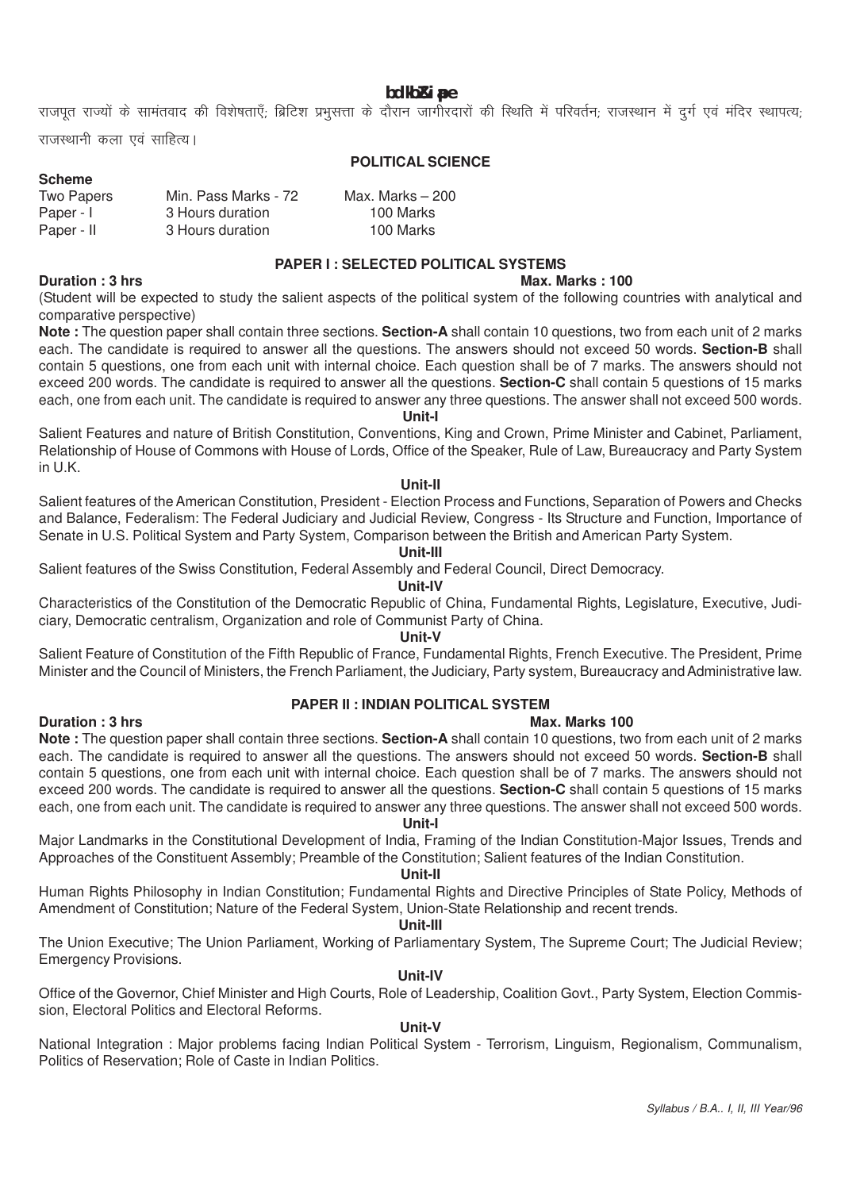**bdkbZ‐pe**

राजपूत राज्यों के सामंतवाद की विशेषताएँ; ब्रिटिश प्रभुसत्ता के दौरान जागीरदारों की स्थिति में परिवर्तन; राजस्थान में दुर्ग एवं मंदिर स्थापत्य; राजस्थानी कला एवं साहित्य।

## POLITICAL SCIENCE

**Scheme**

| | | |
|---|---|---|
| Two Papers | Min. Pass Marks - 72 | Max. Marks – 200 |
| Paper - I | 3 Hours duration | 100 Marks |
| Paper - II | 3 Hours duration | 100 Marks |

### PAPER I : SELECTED POLITICAL SYSTEMS

**Duration : 3 hrs** **Max. Marks : 100**

(Student will be expected to study the salient aspects of the political system of the following countries with analytical and comparative perspective)

**Note :** The question paper shall contain three sections. **Section-A** shall contain 10 questions, two from each unit of 2 marks each. The candidate is required to answer all the questions. The answers should not exceed 50 words. **Section-B** shall contain 5 questions, one from each unit with internal choice. Each question shall be of 7 marks. The answers should not exceed 200 words. The candidate is required to answer all the questions. **Section-C** shall contain 5 questions of 15 marks each, one from each unit. The candidate is required to answer any three questions. The answer shall not exceed 500 words.

**Unit-I**

Salient Features and nature of British Constitution, Conventions, King and Crown, Prime Minister and Cabinet, Parliament, Relationship of House of Commons with House of Lords, Office of the Speaker, Rule of Law, Bureaucracy and Party System in U.K.

**Unit-II**

Salient features of the American Constitution, President - Election Process and Functions, Separation of Powers and Checks and Balance, Federalism: The Federal Judiciary and Judicial Review, Congress - Its Structure and Function, Importance of Senate in U.S. Political System and Party System, Comparison between the British and American Party System.

**Unit-III**

Salient features of the Swiss Constitution, Federal Assembly and Federal Council, Direct Democracy.

**Unit-IV**

Characteristics of the Constitution of the Democratic Republic of China, Fundamental Rights, Legislature, Executive, Judiciary, Democratic centralism, Organization and role of Communist Party of China.

**Unit-V**

Salient Feature of Constitution of the Fifth Republic of France, Fundamental Rights, French Executive. The President, Prime Minister and the Council of Ministers, the French Parliament, the Judiciary, Party system, Bureaucracy and Administrative law.

### PAPER II : INDIAN POLITICAL SYSTEM

**Duration : 3 hrs** **Max. Marks 100**

**Note :** The question paper shall contain three sections. **Section-A** shall contain 10 questions, two from each unit of 2 marks each. The candidate is required to answer all the questions. The answers should not exceed 50 words. **Section-B** shall contain 5 questions, one from each unit with internal choice. Each question shall be of 7 marks. The answers should not exceed 200 words. The candidate is required to answer all the questions. **Section-C** shall contain 5 questions of 15 marks each, one from each unit. The candidate is required to answer any three questions. The answer shall not exceed 500 words.

**Unit-I**

Major Landmarks in the Constitutional Development of India, Framing of the Indian Constitution-Major Issues, Trends and Approaches of the Constituent Assembly; Preamble of the Constitution; Salient features of the Indian Constitution.

**Unit-II**

Human Rights Philosophy in Indian Constitution; Fundamental Rights and Directive Principles of State Policy, Methods of Amendment of Constitution; Nature of the Federal System, Union-State Relationship and recent trends.

**Unit-III**

The Union Executive; The Union Parliament, Working of Parliamentary System, The Supreme Court; The Judicial Review; Emergency Provisions.

**Unit-IV**

Office of the Governor, Chief Minister and High Courts, Role of Leadership, Coalition Govt., Party System, Election Commission, Electoral Politics and Electoral Reforms.

**Unit-V**

National Integration : Major problems facing Indian Political System - Terrorism, Linguism, Regionalism, Communalism, Politics of Reservation; Role of Caste in Indian Politics.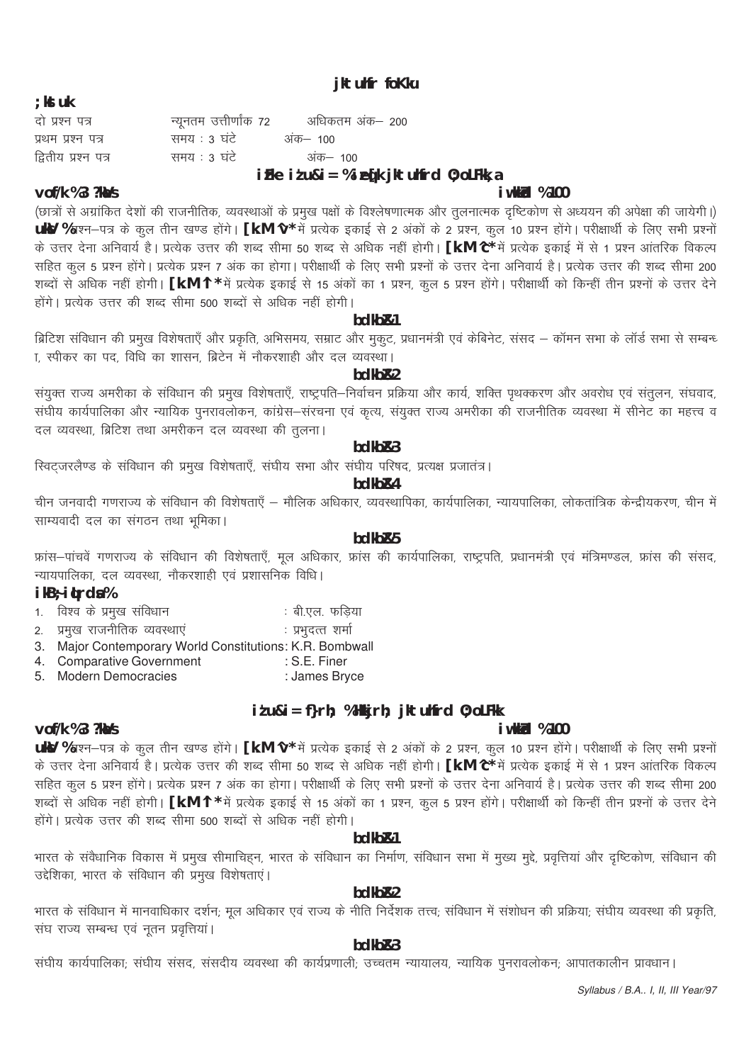## jktuhfr foKku

**; kstuk**

| | | |
|---|---|---|
| दो प्रश्न पत्र | न्यूनतम उत्तीर्णांक 72 | अधिकतम अंक– 200 |
| प्रथम प्रश्न पत्र | समय : 3 घंटे | अंक– 100 |
| द्वितीय प्रश्न पत्र | समय : 3 घंटे | अंक– 100 |

### iFke itu&i= %iæq[k jktuhfrd 0; oLFkk,a

**vof/k %3 ?kaVs** **iw.kkad %100**

(छात्रों से अग्रांकित देशों की राजनीतिक, व्यवस्थाओं के प्रमुख पक्षों के विश्लेषणात्मक और तुलनात्मक दृष्टिकोण से अध्ययन की अपेक्षा की जायेगी।)

**uksV %**प्रश्न–पत्र के कुल तीन खण्ड होंगे। **[k.M ^v*** में प्रत्येक इकाई से 2 अंकों के 2 प्रश्न, कुल 10 प्रश्न होंगे। परीक्षार्थी के लिए सभी प्रश्नों के उत्तर देना अनिवार्य है। प्रत्येक उत्तर की शब्द सीमा 50 शब्द से अधिक नहीं होगी। **[k.M ^c*** में प्रत्येक इकाई में से 1 प्रश्न आंतरिक विकल्प सहित कुल 5 प्रश्न होंगे। प्रत्येक प्रश्न 7 अंक का होगा। परीक्षार्थी के लिए सभी प्रश्नों के उत्तर देना अनिवार्य है। प्रत्येक उत्तर की शब्द सीमा 200 शब्दों से अधिक नहीं होगी। **[k.M ^l*** में प्रत्येक इकाई से 15 अंकों का 1 प्रश्न, कुल 5 प्रश्न होंगे। परीक्षार्थी को किन्हीं तीन प्रश्नों के उत्तर देने होंगे। प्रत्येक उत्तर की शब्द सीमा 500 शब्दों से अधिक नहीं होगी।

**bdkbZ&1**

ब्रिटिश संविधान की प्रमुख विशेषताएँ और प्रकृति, अभिसमय, सम्राट और मुकुट, प्रधानमंत्री एवं केबिनेट, संसद – कॉमन सभा के लॉर्ड सभा से सम्बन्ध, स्पीकर का पद, विधि का शासन, ब्रिटेन में नौकरशाही और दल व्यवस्था।

**bdkbZ&2**

संयुक्त राज्य अमरीका के संविधान की प्रमुख विशेषताएँ, राष्ट्रपति–निर्वाचन प्रक्रिया और कार्य, शक्ति पृथक्करण और अवरोध एवं संतुलन, संघवाद, संघीय कार्यपालिका और न्यायिक पुनरावलोकन, कांग्रेस–संरचना एवं कृत्य, संयुक्त राज्य अमरीका की राजनीतिक व्यवस्था में सीनेट का महत्त्व व दल व्यवस्था, ब्रिटिश तथा अमरीकन दल व्यवस्था की तुलना।

**bdkbZ&3**

स्विट्जरलैण्ड के संविधान की प्रमुख विशेषताएँ, संघीय सभा और संघीय परिषद, प्रत्यक्ष प्रजातंत्र।

**bdkbZ&4**

चीन जनवादी गणराज्य के संविधान की विशेषताएँ – मौलिक अधिकार, व्यवस्थापिका, कार्यपालिका, न्यायपालिका, लोकतांत्रिक केन्द्रीयकरण, चीन में साम्यवादी दल का संगठन तथा भूमिका।

**bdkbZ&5**

फ्रांस–पांचवें गणराज्य के संविधान की विशेषताएँ, मूल अधिकार, फ्रांस की कार्यपालिका, राष्ट्रपति, प्रधानमंत्री एवं मंत्रिमण्डल, फ्रांस की संसद, न्यायपालिका, दल व्यवस्था, नौकरशाही एवं प्रशासनिक विधि।

**ikB; iqLrdsa%**

1. विश्व के प्रमुख संविधान : बी.एल. फड़िया
2. प्रमुख राजनीतिक व्यवस्थाएं : प्रभुदत्त शर्मा
3. Major Contemporary World Constitutions: K.R. Bombwall
4. Comparative Government : S.E. Finer
5. Modern Democracies : James Bryce

### itu&i= f}rh; %Hkkjrh; jktuhfrd 0; oLFkk

**vof/k %3 ?kaVs** **iw.kkad %100**

**uksV %**प्रश्न–पत्र के कुल तीन खण्ड होंगे। **[k.M ^v*** में प्रत्येक इकाई से 2 अंकों के 2 प्रश्न, कुल 10 प्रश्न होंगे। परीक्षार्थी के लिए सभी प्रश्नों के उत्तर देना अनिवार्य है। प्रत्येक उत्तर की शब्द सीमा 50 शब्द से अधिक नहीं होगी। **[k.M ^c*** में प्रत्येक इकाई में से 1 प्रश्न आंतरिक विकल्प सहित कुल 5 प्रश्न होंगे। प्रत्येक प्रश्न 7 अंक का होगा। परीक्षार्थी के लिए सभी प्रश्नों के उत्तर देना अनिवार्य है। प्रत्येक उत्तर की शब्द सीमा 200 शब्दों से अधिक नहीं होगी। **[k.M ^l*** में प्रत्येक इकाई से 15 अंकों का 1 प्रश्न, कुल 5 प्रश्न होंगे। परीक्षार्थी को किन्हीं तीन प्रश्नों के उत्तर देने होंगे। प्रत्येक उत्तर की शब्द सीमा 500 शब्दों से अधिक नहीं होगी।

**bdkbZ&1**

भारत के संवैधानिक विकास में प्रमुख सीमाचिह्न, भारत के संविधान का निर्माण, संविधान सभा में मुख्य मुद्दे, प्रवृत्तियां और दृष्टिकोण, संविधान की उद्देशिका, भारत के संविधान की प्रमुख विशेषताएं।

**bdkbZ&2**

भारत के संविधान में मानवाधिकार दर्शन; मूल अधिकार एवं राज्य के नीति निर्देशक तत्त्व; संविधान में संशोधन की प्रक्रिया; संघीय व्यवस्था की प्रकृति, संघ राज्य सम्बन्ध एवं नूतन प्रवृत्तियां।

**bdkbZ&3**

संघीय कार्यपालिका; संघीय संसद, संसदीय व्यवस्था की कार्यप्रणाली; उच्चतम न्यायालय, न्यायिक पुनरावलोकन; आपातकालीन प्रावधान।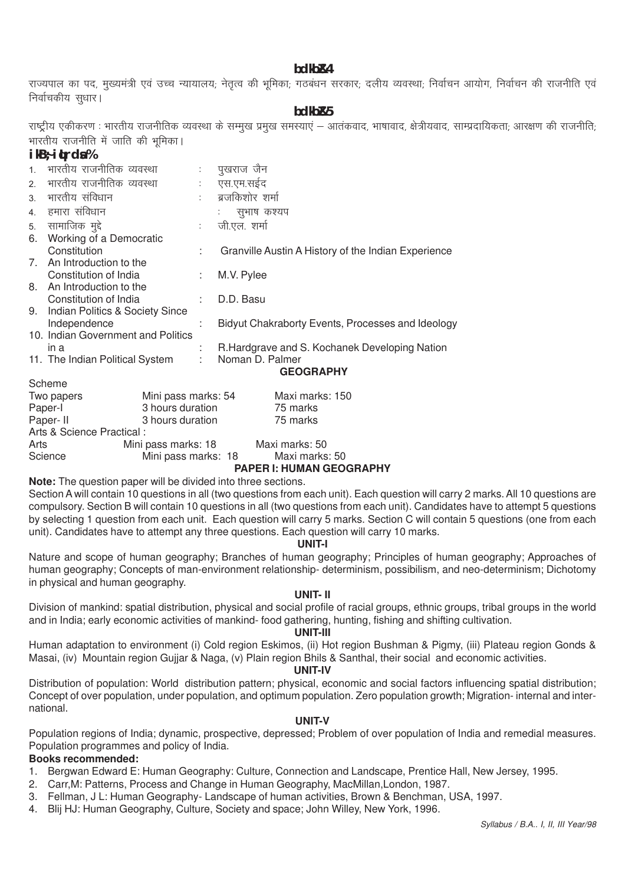**इकाई-4**

राज्यपाल का पद, मुख्यमंत्री एवं उच्च न्यायालय; नेतृत्व की भूमिका; गठबंधन सरकार; दलीय व्यवस्था; निर्वाचन आयोग, निर्वाचन की राजनीति एवं निर्वाचकीय सुधार।

**इकाई-5**

राष्ट्रीय एकीकरण : भारतीय राजनीतिक व्यवस्था के सम्मुख प्रमुख समस्याएं – आतंकवाद, भाषावाद, क्षेत्रीयवाद, साम्प्रदायिकता; आरक्षण की राजनीति; भारतीय राजनीति में जाति की भूमिका।

**पाठ्य-पुस्तकें:**

1. भारतीय राजनीतिक व्यवस्था : पुखराज जैन
2. भारतीय राजनीतिक व्यवस्था : एस.एम.सईद
3. भारतीय संविधान : ब्रजकिशोर शर्मा
4. हमारा संविधान : सुभाष कश्यप
5. सामाजिक मुद्दे : जी.एल. शर्मा
6. Working of a Democratic Constitution : Granville Austin A History of the Indian Experience
7. An Introduction to the Constitution of India : M.V. Pylee
8. An Introduction to the Constitution of India : D.D. Basu
9. Indian Politics & Society Since Independence : Bidyut Chakraborty Events, Processes and Ideology
10. Indian Government and Politics in a : R.Hardgrave and S. Kochanek Developing Nation
11. The Indian Political System : Noman D. Palmer

## GEOGRAPHY

Scheme

| | | |
|---|---|---|
| Two papers | Mini pass marks: 54 | Maxi marks: 150 |
| Paper-I | 3 hours duration | 75 marks |
| Paper- II | 3 hours duration | 75 marks |
| Arts & Science Practical : | | |
| Arts | Mini pass marks: 18 | Maxi marks: 50 |
| Science | Mini pass marks: 18 | Maxi marks: 50 |

### PAPER I: HUMAN GEOGRAPHY

**Note:** The question paper will be divided into three sections.

Section A will contain 10 questions in all (two questions from each unit). Each question will carry 2 marks. All 10 questions are compulsory. Section B will contain 10 questions in all (two questions from each unit). Candidates have to attempt 5 questions by selecting 1 question from each unit. Each question will carry 5 marks. Section C will contain 5 questions (one from each unit). Candidates have to attempt any three questions. Each question will carry 10 marks.

**UNIT-I**

Nature and scope of human geography; Branches of human geography; Principles of human geography; Approaches of human geography; Concepts of man-environment relationship- determinism, possibilism, and neo-determinism; Dichotomy in physical and human geography.

**UNIT- II**

Division of mankind: spatial distribution, physical and social profile of racial groups, ethnic groups, tribal groups in the world and in India; early economic activities of mankind- food gathering, hunting, fishing and shifting cultivation.

**UNIT-III**

Human adaptation to environment (i) Cold region Eskimos, (ii) Hot region Bushman & Pigmy, (iii) Plateau region Gonds & Masai, (iv) Mountain region Gujjar & Naga, (v) Plain region Bhils & Santhal, their social and economic activities.

**UNIT-IV**

Distribution of population: World distribution pattern; physical, economic and social factors influencing spatial distribution; Concept of over population, under population, and optimum population. Zero population growth; Migration- internal and international.

**UNIT-V**

Population regions of India; dynamic, prospective, depressed; Problem of over population of India and remedial measures. Population programmes and policy of India.

**Books recommended:**

1. Bergwan Edward E: Human Geography: Culture, Connection and Landscape, Prentice Hall, New Jersey, 1995.
2. Carr,M: Patterns, Process and Change in Human Geography, MacMillan,London, 1987.
3. Fellman, J L: Human Geography- Landscape of human activities, Brown & Benchman, USA, 1997.
4. Blij HJ: Human Geography, Culture, Society and space; John Willey, New York, 1996.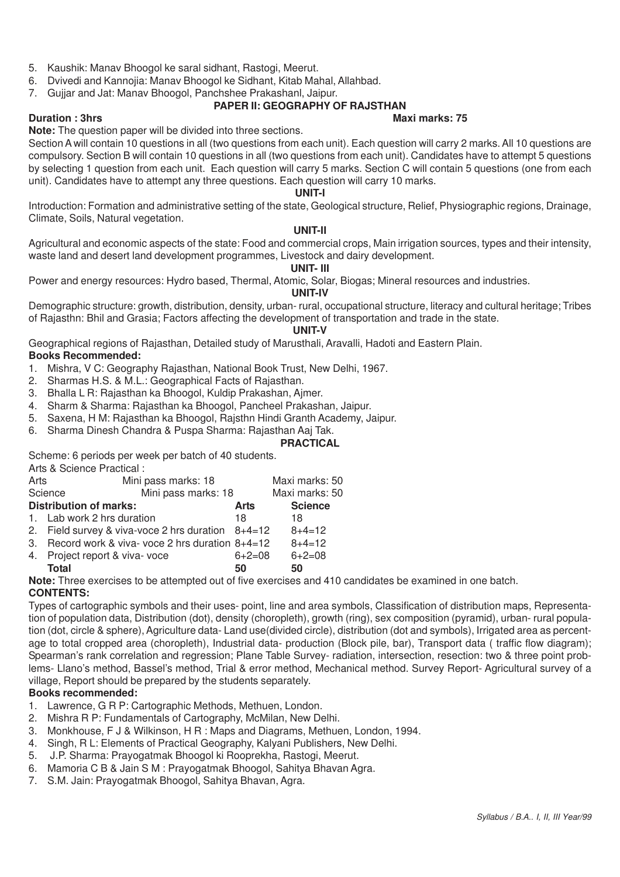5. Kaushik: Manav Bhoogol ke saral sidhant, Rastogi, Meerut.
6. Dvivedi and Kannojia: Manav Bhoogol ke Sidhant, Kitab Mahal, Allahbad.
7. Gujjar and Jat: Manav Bhoogol, Panchshee Prakashanl, Jaipur.

## PAPER II: GEOGRAPHY OF RAJSTHAN

**Duration : 3hrs** **Maxi marks: 75**

**Note:** The question paper will be divided into three sections.

Section A will contain 10 questions in all (two questions from each unit). Each question will carry 2 marks. All 10 questions are compulsory. Section B will contain 10 questions in all (two questions from each unit). Candidates have to attempt 5 questions by selecting 1 question from each unit. Each question will carry 5 marks. Section C will contain 5 questions (one from each unit). Candidates have to attempt any three questions. Each question will carry 10 marks.

### UNIT-I

Introduction: Formation and administrative setting of the state, Geological structure, Relief, Physiographic regions, Drainage, Climate, Soils, Natural vegetation.

### UNIT-II

Agricultural and economic aspects of the state: Food and commercial crops, Main irrigation sources, types and their intensity, waste land and desert land development programmes, Livestock and dairy development.

### UNIT- III

Power and energy resources: Hydro based, Thermal, Atomic, Solar, Biogas; Mineral resources and industries.

### UNIT-IV

Demographic structure: growth, distribution, density, urban- rural, occupational structure, literacy and cultural heritage; Tribes of Rajasthn: Bhil and Grasia; Factors affecting the development of transportation and trade in the state.

### UNIT-V

Geographical regions of Rajasthan, Detailed study of Marusthali, Aravalli, Hadoti and Eastern Plain.

**Books Recommended:**

1. Mishra, V C: Geography Rajasthan, National Book Trust, New Delhi, 1967.
2. Sharmas H.S. & M.L.: Geographical Facts of Rajasthan.
3. Bhalla L R: Rajasthan ka Bhoogol, Kuldip Prakashan, Ajmer.
4. Sharm & Sharma: Rajasthan ka Bhoogol, Pancheel Prakashan, Jaipur.
5. Saxena, H M: Rajasthan ka Bhoogol, Rajsthn Hindi Granth Academy, Jaipur.
6. Sharma Dinesh Chandra & Puspa Sharma: Rajasthan Aaj Tak.

## PRACTICAL

Scheme: 6 periods per week per batch of 40 students.

Arts & Science Practical :

| | Mini pass marks | Maxi marks |
|---|---|---|
| Arts | 18 | 50 |
| Science | 18 | 50 |

| **Distribution of marks:** | **Arts** | **Science** |
|---|---|---|
| 1. Lab work 2 hrs duration | 18 | 18 |
| 2. Field survey & viva-voce 2 hrs duration | 8+4=12 | 8+4=12 |
| 3. Record work & viva- voce 2 hrs duration | 8+4=12 | 8+4=12 |
| 4. Project report & viva- voce | 6+2=08 | 6+2=08 |
| **Total** | **50** | **50** |

**Note:** Three exercises to be attempted out of five exercises and 410 candidates be examined in one batch.

**CONTENTS:**

Types of cartographic symbols and their uses- point, line and area symbols, Classification of distribution maps, Representation of population data, Distribution (dot), density (choropleth), growth (ring), sex composition (pyramid), urban- rural population (dot, circle & sphere), Agriculture data- Land use(divided circle), distribution (dot and symbols), Irrigated area as percentage to total cropped area (choropleth), Industrial data- production (Block pile, bar), Transport data ( traffic flow diagram); Spearman's rank correlation and regression; Plane Table Survey- radiation, intersection, resection: two & three point problems- Llano's method, Bassel's method, Trial & error method, Mechanical method. Survey Report- Agricultural survey of a village, Report should be prepared by the students separately.

**Books recommended:**

1. Lawrence, G R P: Cartographic Methods, Methuen, London.
2. Mishra R P: Fundamentals of Cartography, McMilan, New Delhi.
3. Monkhouse, F J & Wilkinson, H R : Maps and Diagrams, Methuen, London, 1994.
4. Singh, R L: Elements of Practical Geography, Kalyani Publishers, New Delhi.
5. J.P. Sharma: Prayogatmak Bhoogol ki Rooprekha, Rastogi, Meerut.
6. Mamoria C B & Jain S M : Prayogatmak Bhoogol, Sahitya Bhavan Agra.
7. S.M. Jain: Prayogatmak Bhoogol, Sahitya Bhavan, Agra.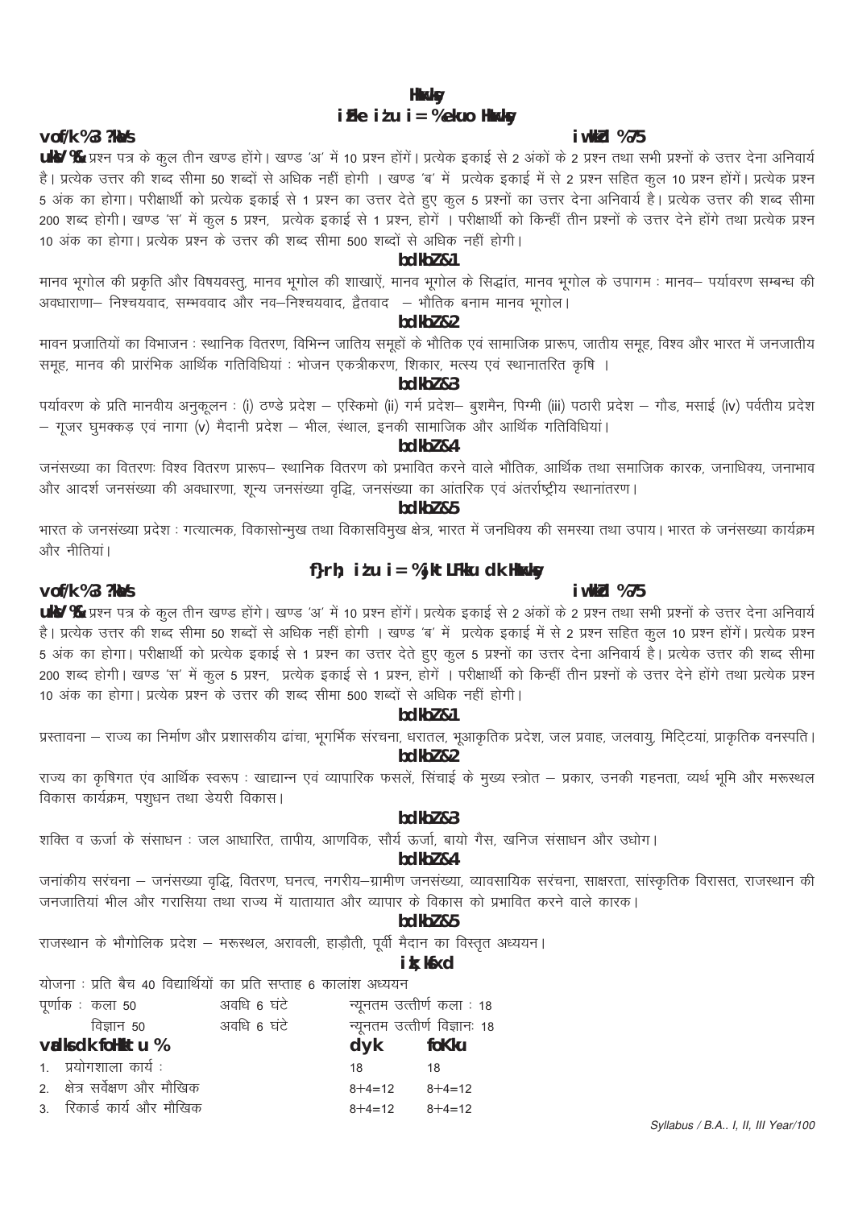# भूगोल

## प्रथम प्रश्न पत्र : मानव भूगोल

**अवधि : 3 घण्टे** **पूर्णांक : 75**

**नोट :-** प्रश्न पत्र के कुल तीन खण्ड होंगे। खण्ड 'अ' में 10 प्रश्न होंगें। प्रत्येक इकाई से 2 अंकों के 2 प्रश्न तथा सभी प्रश्नों के उत्तर देना अनिवार्य है। प्रत्येक उत्तर की शब्द सीमा 50 शब्दों से अधिक नहीं होगी । खण्ड 'ब' में प्रत्येक इकाई में से 2 प्रश्न सहित कुल 10 प्रश्न होंगें। प्रत्येक प्रश्न 5 अंक का होगा। परीक्षार्थी को प्रत्येक इकाई से 1 प्रश्न का उत्तर देते हुए कुल 5 प्रश्नों का उत्तर देना अनिवार्य है। प्रत्येक उत्तर की शब्द सीमा 200 शब्द होगी। खण्ड 'स' में कुल 5 प्रश्न, प्रत्येक इकाई से 1 प्रश्न, होगें । परीक्षार्थी को किन्हीं तीन प्रश्नों के उत्तर देने होंगे तथा प्रत्येक प्रश्न 10 अंक का होगा। प्रत्येक प्रश्न के उत्तर की शब्द सीमा 500 शब्दों से अधिक नहीं होगी।

### इकाई-1

मानव भूगोल की प्रकृति और विषयवस्तु, मानव भूगोल की शाखाऐं, मानव भूगोल के सिद्धांत, मानव भूगोल के उपागम : मानव– पर्यावरण सम्बन्ध की अवधाराणा– निश्चयवाद, सम्भववाद और नव–निश्चयवाद, द्वैतवाद – भौतिक बनाम मानव भूगोल।

### इकाई-2

मावन प्रजातियों का विभाजन : स्थानिक वितरण, विभिन्न जातिय समूहों के भौतिक एवं सामाजिक प्रारूप, जातीय समूह, विश्व और भारत में जनजातीय समूह, मानव की प्रारंभिक आर्थिक गतिविधियां : भोजन एकत्रीकरण, शिकार, मत्स्य एवं स्थानातरित कृषि ।

### इकाई-3

पर्यावरण के प्रति मानवीय अनुकूलन : (i) ठण्डे प्रदेश – एस्किमो (ii) गर्म प्रदेश– बुशमैन, पिग्मी (iii) पठारी प्रदेश – गौड, मसाई (iv) पर्वतीय प्रदेश – गूजर घुमक्कड़ एवं नागा (v) मैदानी प्रदेश – भील, संथाल, इनकी सामाजिक और आर्थिक गतिविधियां।

### इकाई-4

जनंसख्या का वितरणः विश्व वितरण प्रारूप– स्थानिक वितरण को प्रभावित करने वाले भौतिक, आर्थिक तथा समाजिक कारक, जनाधिक्य, जनाभाव और आदर्श जनसंख्या की अवधारणा, शून्य जनसंख्या वृद्धि, जनसंख्या का आंतरिक एवं अंतर्राष्ट्रीय स्थानांतरण।

### इकाई-5

भारत के जनसंख्या प्रदेश : गत्यात्मक, विकासोन्मुख तथा विकासविमुख क्षेत्र, भारत में जनधिक्य की समस्या तथा उपाय। भारत के जनंसख्या कार्यक्रम और नीतियां।

## द्वितीय प्रश्न पत्र : राजस्थान का भूगोल

**अवधि : 3 घण्टे** **पूर्णांक : 75**

**नोट :-** प्रश्न पत्र के कुल तीन खण्ड होंगे। खण्ड 'अ' में 10 प्रश्न होंगें। प्रत्येक इकाई से 2 अंकों के 2 प्रश्न तथा सभी प्रश्नों के उत्तर देना अनिवार्य है। प्रत्येक उत्तर की शब्द सीमा 50 शब्दों से अधिक नहीं होगी । खण्ड 'ब' में प्रत्येक इकाई में से 2 प्रश्न सहित कुल 10 प्रश्न होंगें। प्रत्येक प्रश्न 5 अंक का होगा। परीक्षार्थी को प्रत्येक इकाई से 1 प्रश्न का उत्तर देते हुए कुल 5 प्रश्नों का उत्तर देना अनिवार्य है। प्रत्येक उत्तर की शब्द सीमा 200 शब्द होगी। खण्ड 'स' में कुल 5 प्रश्न, प्रत्येक इकाई से 1 प्रश्न, होगें । परीक्षार्थी को किन्हीं तीन प्रश्नों के उत्तर देने होंगे तथा प्रत्येक प्रश्न 10 अंक का होगा। प्रत्येक प्रश्न के उत्तर की शब्द सीमा 500 शब्दों से अधिक नहीं होगी।

### इकाई-1

प्रस्तावना – राज्य का निर्माण और प्रशासकीय ढांचा, भूगर्भिक संरचना, धरातल, भूआकृतिक प्रदेश, जल प्रवाह, जलवायु, मिट्टियां, प्राकृतिक वनस्पति।

### इकाई-2

राज्य का कृषिगत एंव आर्थिक स्वरूप : खाद्यान्न एवं व्यापारिक फसलें, सिंचाई के मुख्य स्त्रोत – प्रकार, उनकी गहनता, व्यर्थ भूमि और मरूस्थल विकास कार्यक्रम, पशुधन तथा डेयरी विकास।

### इकाई-3

शक्ति व ऊर्जा के संसाधन : जल आधारित, तापीय, आणविक, सौर्य ऊर्जा, बायो गैस, खनिज संसाधन और उधोग।

### इकाई-4

जनांकीय सरंचना – जनंसख्या वृद्धि, वितरण, घनत्व, नगरीय–ग्रामीण जनसंख्या, व्यावसायिक सरंचना, साक्षरता, सांस्कृतिक विरासत, राजस्थान की जनजातियां भील और गरासिया तथा राज्य में यातायात और व्यापार के विकास को प्रभावित करने वाले कारक।

### इकाई-5

राजस्थान के भौगोलिक प्रदेश – मरूस्थल, अरावली, हाड़ौती, पूर्वी मैदान का विस्तृत अध्ययन।

## प्रायोगिक

योजना : प्रति बैच 40 विद्यार्थियों का प्रति सप्ताह 6 कालांश अध्ययन

| | | |
|---|---|---|
| पूर्णांक : कला 50 | अवधि 6 घंटे | न्यूनतम उत्तीर्ण कला : 18 |
| विज्ञान 50 | अवधि 6 घंटे | न्यूनतम उत्तीर्ण विज्ञानः 18 |

**अंकों का विभाजन :**

| | कला | विज्ञान |
|---|---|---|
| 1. प्रयोगशाला कार्य : | 18 | 18 |
| 2. क्षेत्र सर्वेक्षण और मौखिक | 8+4=12 | 8+4=12 |
| 3. रिकार्ड कार्य और मौखिक | 8+4=12 | 8+4=12 |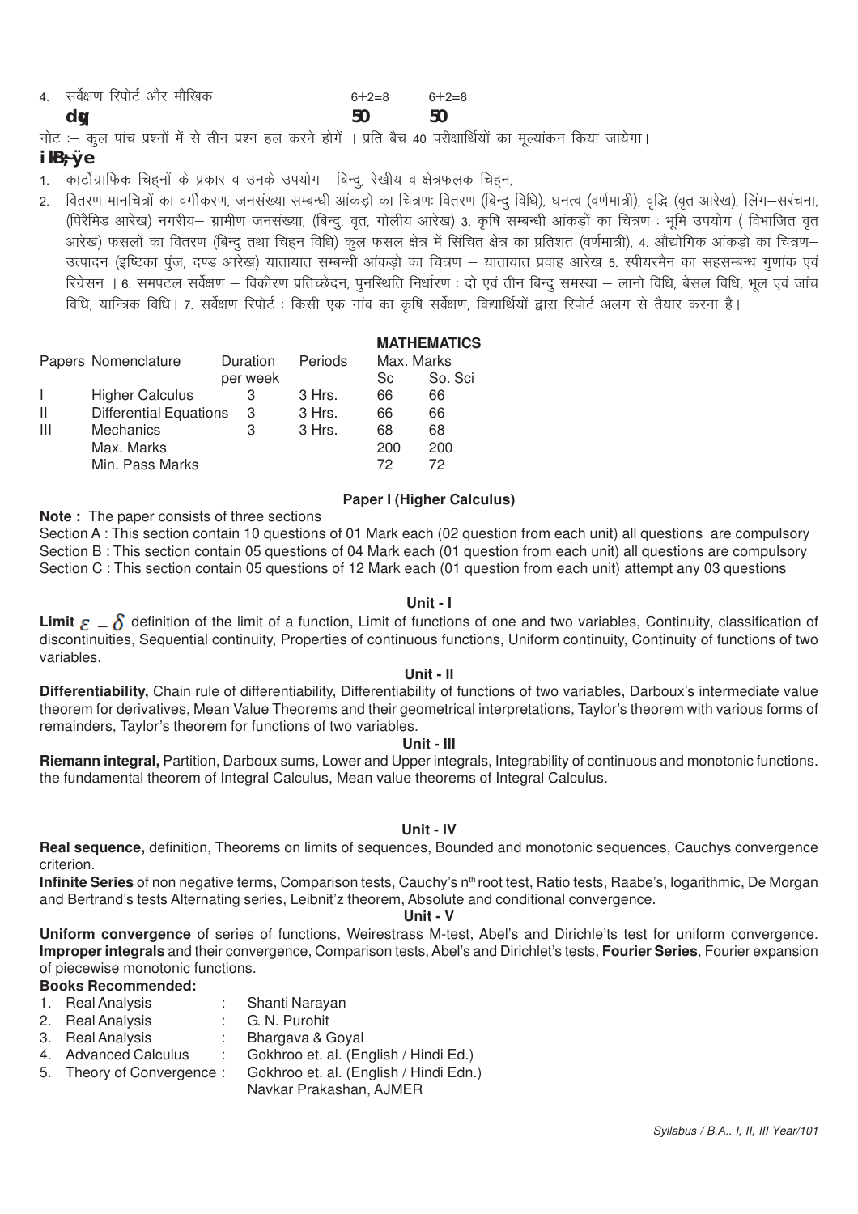| 4. | सर्वेक्षण रिपोर्ट और मौखिक | 6+2=8 | 6+2=8 |
|---|---|---|---|
| | कुल | 50 | 50 |

नोट :– कुल पांच प्रश्नों में से तीन प्रश्न हल करने होगें । प्रति बैच 40 परीक्षार्थियों का मूल्यांकन किया जायेगा।

**पाठ्यक्रम**

1. कार्टोग्राफिक चिह्नों के प्रकार व उनके उपयोग– बिन्दु, रेखीय व क्षेत्रफलक चिह्न,
2. वितरण मानचित्रों का वर्गीकरण, जनसंख्या सम्बन्धी आंकड़ो का चित्रणः वितरण (बिन्दु विधि), घनत्व (वर्णमात्री), वृद्धि (वृत आरेख), लिंग–सरंचना, (पिरैमिड आरेख) नगरीय– ग्रामीण जनसंख्या, (बिन्दु, वृत, गोलीय आरेख) 3. कृषि सम्बन्धी आंकड़ों का चित्रण : भूमि उपयोग ( विभाजित वृत आरेख) फसलों का वितरण (बिन्दु तथा चिह्न विधि) कुल फसल क्षेत्र में सिंचित क्षेत्र का प्रतिशत (वर्णमात्री), 4. औद्योगिक आंकड़ो का चित्रण– उत्पादन (इष्टिका पुंज, दण्ड आरेख) यातायात सम्बन्धी आंकड़ो का चित्रण – यातायात प्रवाह आरेख 5. स्पीयरमैन का सहसम्बन्ध गुणांक एवं रिग्रेसन । 6. समपटल सर्वेक्षण – विकीरण प्रतिच्छेदन, पुनस्थिति निर्धारण : दो एवं तीन बिन्दु समस्या – लानो विधि, बेसल विधि, भूल एवं जांच विधि, यान्त्रिक विधि। 7. सर्वेक्षण रिपोर्ट : किसी एक गांव का कृषि सर्वेक्षण, विद्यार्थियों द्वारा रिपोर्ट अलग से तैयार करना है।

## MATHEMATICS

| Papers | Nomenclature | Duration per week | Periods | Max. Marks Sc | Max. Marks So. Sci |
|---|---|---|---|---|---|
| I | Higher Calculus | 3 | 3 Hrs. | 66 | 66 |
| II | Differential Equations | 3 | 3 Hrs. | 66 | 66 |
| III | Mechanics | 3 | 3 Hrs. | 68 | 68 |
| | Max. Marks | | | 200 | 200 |
| | Min. Pass Marks | | | 72 | 72 |

### Paper I (Higher Calculus)

**Note :** The paper consists of three sections

Section A : This section contain 10 questions of 01 Mark each (02 question from each unit) all questions are compulsory

Section B : This section contain 05 questions of 04 Mark each (01 question from each unit) all questions are compulsory

Section C : This section contain 05 questions of 12 Mark each (01 question from each unit) attempt any 03 questions

#### Unit - I

**Limit** $\varepsilon - \delta$ definition of the limit of a function, Limit of functions of one and two variables, Continuity, classification of discontinuities, Sequential continuity, Properties of continuous functions, Uniform continuity, Continuity of functions of two variables.

#### Unit - II

**Differentiability,** Chain rule of differentiability, Differentiability of functions of two variables, Darboux's intermediate value theorem for derivatives, Mean Value Theorems and their geometrical interpretations, Taylor's theorem with various forms of remainders, Taylor's theorem for functions of two variables.

#### Unit - III

**Riemann integral,** Partition, Darboux sums, Lower and Upper integrals, Integrability of continuous and monotonic functions. the fundamental theorem of Integral Calculus, Mean value theorems of Integral Calculus.

#### Unit - IV

**Real sequence,** definition, Theorems on limits of sequences, Bounded and monotonic sequences, Cauchys convergence criterion.

**Infinite Series** of non negative terms, Comparison tests, Cauchy's $n^{th}$ root test, Ratio tests, Raabe's, logarithmic, De Morgan and Bertrand's tests Alternating series, Leibnit'z theorem, Absolute and conditional convergence.

#### Unit - V

**Uniform convergence** of series of functions, Weirestrass M-test, Abel's and Dirichle'ts test for uniform convergence. **Improper integrals** and their convergence, Comparison tests, Abel's and Dirichlet's tests, **Fourier Series**, Fourier expansion of piecewise monotonic functions.

**Books Recommended:**

1. Real Analysis : Shanti Narayan
2. Real Analysis : G. N. Purohit
3. Real Analysis : Bhargava & Goyal
4. Advanced Calculus : Gokhroo et. al. (English / Hindi Ed.)
5. Theory of Convergence : Gokhroo et. al. (English / Hindi Edn.) Navkar Prakashan, AJMER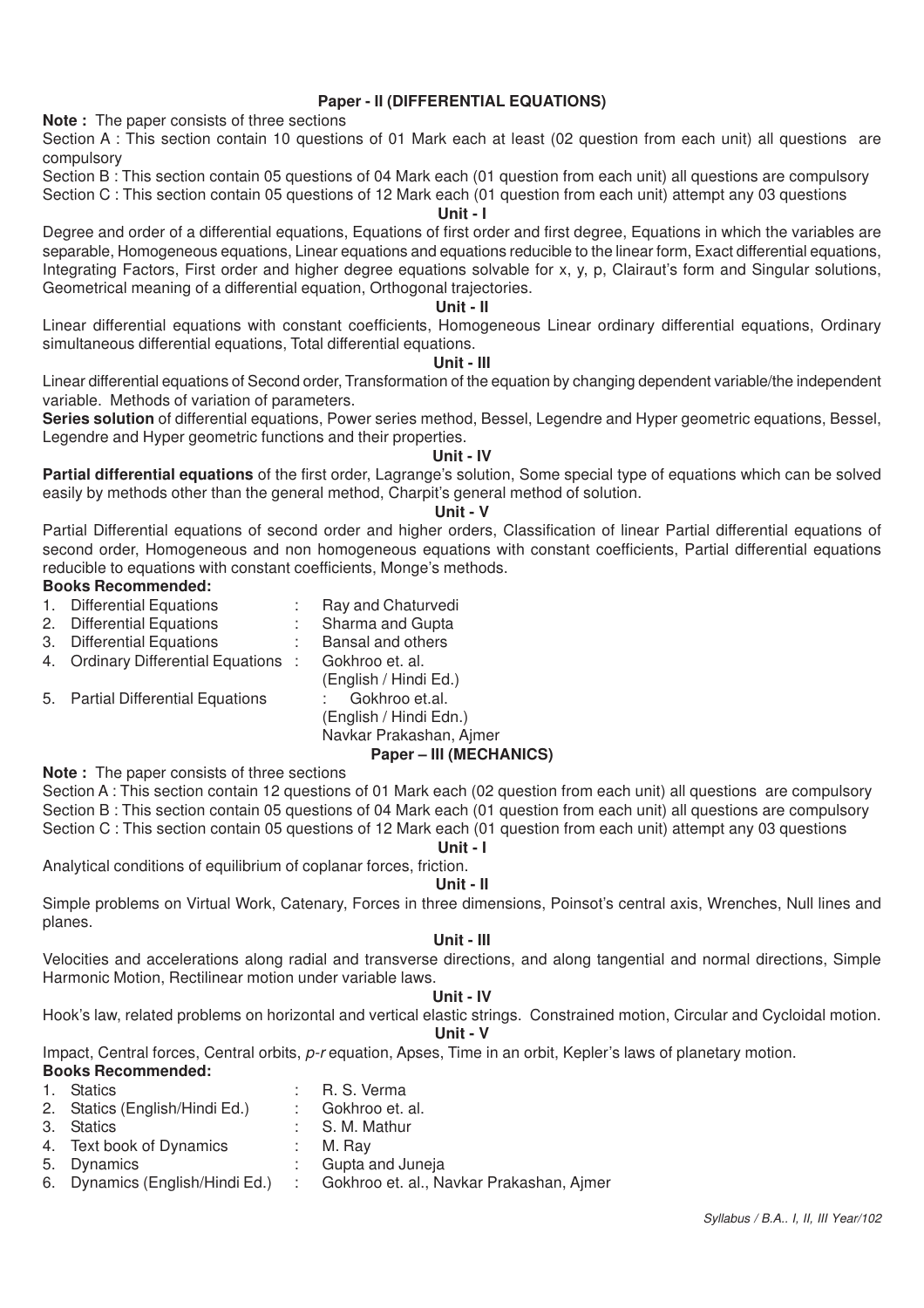## Paper - II (DIFFERENTIAL EQUATIONS)

**Note :** The paper consists of three sections

Section A : This section contain 10 questions of 01 Mark each at least (02 question from each unit) all questions are compulsory

Section B : This section contain 05 questions of 04 Mark each (01 question from each unit) all questions are compulsory

Section C : This section contain 05 questions of 12 Mark each (01 question from each unit) attempt any 03 questions

### Unit - I

Degree and order of a differential equations, Equations of first order and first degree, Equations in which the variables are separable, Homogeneous equations, Linear equations and equations reducible to the linear form, Exact differential equations, Integrating Factors, First order and higher degree equations solvable for x, y, p, Clairaut's form and Singular solutions, Geometrical meaning of a differential equation, Orthogonal trajectories.

### Unit - II

Linear differential equations with constant coefficients, Homogeneous Linear ordinary differential equations, Ordinary simultaneous differential equations, Total differential equations.

### Unit - III

Linear differential equations of Second order, Transformation of the equation by changing dependent variable/the independent variable. Methods of variation of parameters.

**Series solution** of differential equations, Power series method, Bessel, Legendre and Hyper geometric equations, Bessel, Legendre and Hyper geometric functions and their properties.

### Unit - IV

**Partial differential equations** of the first order, Lagrange's solution, Some special type of equations which can be solved easily by methods other than the general method, Charpit's general method of solution.

### Unit - V

Partial Differential equations of second order and higher orders, Classification of linear Partial differential equations of second order, Homogeneous and non homogeneous equations with constant coefficients, Partial differential equations reducible to equations with constant coefficients, Monge's methods.

**Books Recommended:**

1. Differential Equations : Ray and Chaturvedi
2. Differential Equations : Sharma and Gupta
3. Differential Equations : Bansal and others
4. Ordinary Differential Equations : Gokhroo et. al. (English / Hindi Ed.)
5. Partial Differential Equations : Gokhroo et.al. (English / Hindi Edn.) Navkar Prakashan, Ajmer

## Paper – III (MECHANICS)

**Note :** The paper consists of three sections

Section A : This section contain 12 questions of 01 Mark each (02 question from each unit) all questions are compulsory

Section B : This section contain 05 questions of 04 Mark each (01 question from each unit) all questions are compulsory

Section C : This section contain 05 questions of 12 Mark each (01 question from each unit) attempt any 03 questions

### Unit - I

Analytical conditions of equilibrium of coplanar forces, friction.

### Unit - II

Simple problems on Virtual Work, Catenary, Forces in three dimensions, Poinsot's central axis, Wrenches, Null lines and planes.

### Unit - III

Velocities and accelerations along radial and transverse directions, and along tangential and normal directions, Simple Harmonic Motion, Rectilinear motion under variable laws.

### Unit - IV

Hook's law, related problems on horizontal and vertical elastic strings. Constrained motion, Circular and Cycloidal motion.

### Unit - V

Impact, Central forces, Central orbits, *p-r* equation, Apses, Time in an orbit, Kepler's laws of planetary motion.

**Books Recommended:**

1. Statics : R. S. Verma
2. Statics (English/Hindi Ed.) : Gokhroo et. al.
3. Statics : S. M. Mathur
4. Text book of Dynamics : M. Ray
5. Dynamics : Gupta and Juneja
6. Dynamics (English/Hindi Ed.) : Gokhroo et. al., Navkar Prakashan, Ajmer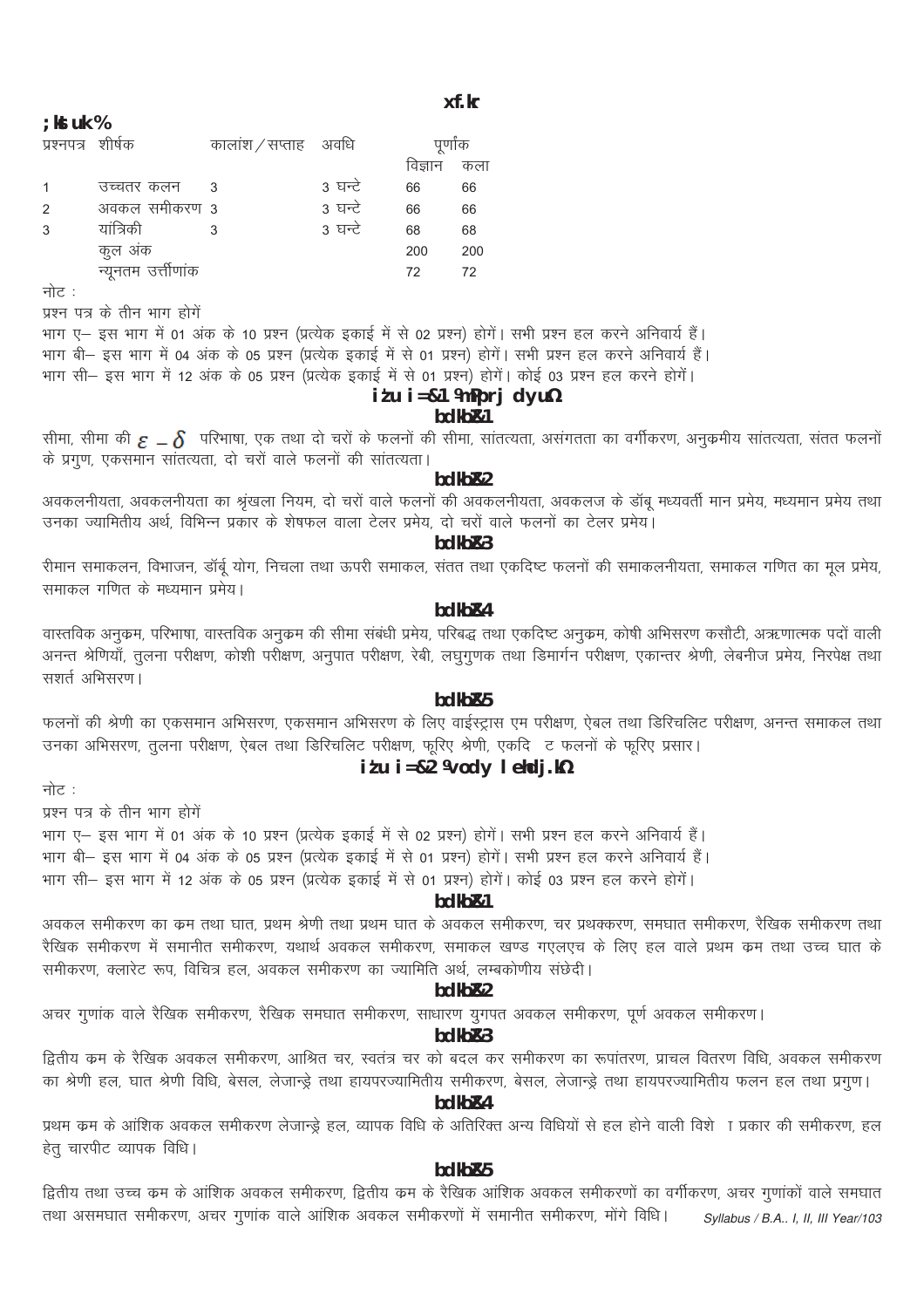# xf.kr

## ; kstuk%

| प्रश्नपत्र | शीर्षक | कालांश / सप्ताह | अवधि | पूर्णांक | |
|---|---|---|---|---|---|
| | | | | विज्ञान | कला |
| 1 | उच्चतर कलन | 3 | 3 घन्टे | 66 | 66 |
| 2 | अवकल समीकरण | 3 | 3 घन्टे | 66 | 66 |
| 3 | यांत्रिकी | 3 | 3 घन्टे | 68 | 68 |
| | कुल अंक | | | 200 | 200 |
| | न्यूनतम उत्तीर्णांक | | | 72 | 72 |

नोट :

प्रश्न पत्र के तीन भाग होगें

भाग ए– इस भाग में 01 अंक के 10 प्रश्न (प्रत्येक इकाई में से 02 प्रश्न) होगें। सभी प्रश्न हल करने अनिवार्य हैं।

भाग बी– इस भाग में 04 अंक के 05 प्रश्न (प्रत्येक इकाई में से 01 प्रश्न) होगें। सभी प्रश्न हल करने अनिवार्य हैं।

भाग सी– इस भाग में 12 अंक के 05 प्रश्न (प्रत्येक इकाई में से 01 प्रश्न) होगें। कोई 03 प्रश्न हल करने होगें।

## iz'u i=&1 ¼mPprj dyu½

### bdkbZ&1

सीमा, सीमा की $\varepsilon - \delta$ परिभाषा, एक तथा दो चरों के फलनों की सीमा, सांतत्यता, असंगतता का वर्गीकरण, अनुक्रमीय सांतत्यता, संतत फलनों के प्रगुण, एकसमान सांतत्यता, दो चरों वाले फलनों की सांतत्यता।

### bdkbZ&2

अवकलनीयता, अवकलनीयता का श्रृंखला नियम, दो चरों वाले फलनों की अवकलनीयता, अवकलज के डॉबू मध्यवर्ती मान प्रमेय, मध्यमान प्रमेय तथा उनका ज्यामितीय अर्थ, विभिन्न प्रकार के शेषफल वाला टेलर प्रमेय, दो चरों वाले फलनों का टेलर प्रमेय।

### bdkbZ&3

रीमान समाकलन, विभाजन, डॉर्बू योग, निचला तथा ऊपरी समाकल, संतत तथा एकदिष्ट फलनों की समाकलनीयता, समाकल गणित का मूल प्रमेय, समाकल गणित के मध्यमान प्रमेय।

### bdkbZ&4

वास्तविक अनुक्रम, परिभाषा, वास्तविक अनुक्रम की सीमा संबंधी प्रमेय, परिबद्ध तथा एकदिष्ट अनुक्रम, कोषी अभिसरण कसौटी, अऋणात्मक पदों वाली अनन्त श्रेणियाँ, तुलना परीक्षण, कोशी परीक्षण, अनुपात परीक्षण, रेबी, लघुगुणक तथा डिमार्गन परीक्षण, एकान्तर श्रेणी, लेबनीज प्रमेय, निरपेक्ष तथा सशर्त अभिसरण।

### bdkbZ&5

फलनों की श्रेणी का एकसमान अभिसरण, एकसमान अभिसरण के लिए वाईस्ट्रास एम परीक्षण, ऐबल तथा डिरिचलिट परीक्षण, अनन्त समाकल तथा उनका अभिसरण, तुलना परीक्षण, ऐबल तथा डिरिचलिट परीक्षण, फूरिए श्रेणी, एकदि ट फलनों के फूरिए प्रसार।

## iz'u i=&2 ¼vody lehdj.k½

नोट :

प्रश्न पत्र के तीन भाग होगें

भाग ए– इस भाग में 01 अंक के 10 प्रश्न (प्रत्येक इकाई में से 02 प्रश्न) होगें। सभी प्रश्न हल करने अनिवार्य हैं।

भाग बी– इस भाग में 04 अंक के 05 प्रश्न (प्रत्येक इकाई में से 01 प्रश्न) होगें। सभी प्रश्न हल करने अनिवार्य हैं।

भाग सी– इस भाग में 12 अंक के 05 प्रश्न (प्रत्येक इकाई में से 01 प्रश्न) होगें। कोई 03 प्रश्न हल करने होगें।

### bdkbZ&1

अवकल समीकरण का क्रम तथा घात, प्रथम श्रेणी तथा प्रथम घात के अवकल समीकरण, चर प्रथक्करण, समघात समीकरण, रैखिक समीकरण तथा रैखिक समीकरण में समानीत समीकरण, यथार्थ अवकल समीकरण, समाकल खण्ड गएलएच के लिए हल वाले प्रथम क्रम तथा उच्च घात के समीकरण, क्लारेट रूप, विचित्र हल, अवकल समीकरण का ज्यामिति अर्थ, लम्बकोणीय संछेदी।

### bdkbZ&2

अचर गुणांक वाले रैखिक समीकरण, रैखिक समघात समीकरण, साधारण युगपत अवकल समीकरण, पूर्ण अवकल समीकरण।

### bdkbZ&3

द्वितीय क्रम के रैखिक अवकल समीकरण, आश्रित चर, स्वतंत्र चर को बदल कर समीकरण का रूपांतरण, प्राचल वितरण विधि, अवकल समीकरण का श्रेणी हल, घात श्रेणी विधि, बेसल, लेजान्ड्रे तथा हायपरज्यामितीय समीकरण, बेसल, लेजान्ड्रे तथा हायपरज्यामितीय फलन हल तथा प्रगुण।

### bdkbZ&4

प्रथम क्रम के आंशिक अवकल समीकरण लेजान्ड्रे हल, व्यापक विधि के अतिरिक्त अन्य विधियों से हल होने वाली विशे ा प्रकार की समीकरण, हल हेतु चारपीट व्यापक विधि।

### bdkbZ&5

द्वितीय तथा उच्च क्रम के आंशिक अवकल समीकरण, द्वितीय क्रम के रैखिक आंशिक अवकल समीकरणों का वर्गीकरण, अचर गुणांकों वाले समघात तथा असमघात समीकरण, अचर गुणांक वाले आंशिक अवकल समीकरणों में समानीत समीकरण, मोंगे विधि।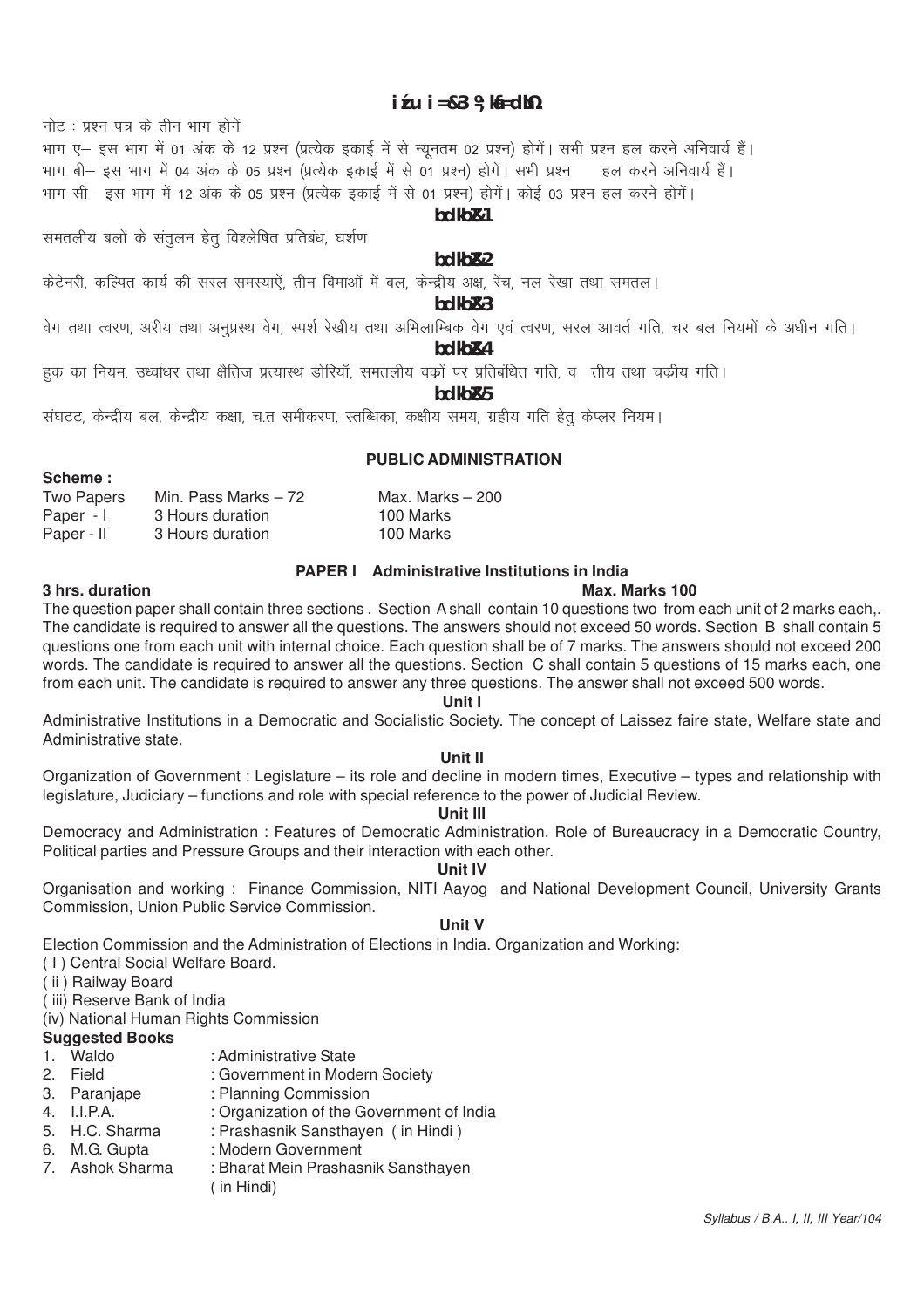## प्रश्न पत्र-3 (यांत्रिकी)

नोट : प्रश्न पत्र के तीन भाग होगें

भाग ए– इस भाग में 01 अंक के 12 प्रश्न (प्रत्येक इकाई में से न्यूनतम 02 प्रश्न) होगें। सभी प्रश्न हल करने अनिवार्य हैं।

भाग बी– इस भाग में 04 अंक के 05 प्रश्न (प्रत्येक इकाई में से 01 प्रश्न) होगें। सभी प्रश्न हल करने अनिवार्य हैं।

भाग सी– इस भाग में 12 अंक के 05 प्रश्न (प्रत्येक इकाई में से 01 प्रश्न) होगें। कोई 03 प्रश्न हल करने होगें।

### इकाई-1

समतलीय बलों के संतुलन हेतु विश्लेषित प्रतिबंध, घर्षण

### इकाई-2

केटेनरी, कल्पित कार्य की सरल समस्याऐं, तीन विमाओं में बल, केन्द्रीय अक्ष, रेंच, नल रेखा तथा समतल।

### इकाई-3

वेग तथा त्वरण, अरीय तथा अनुप्रस्थ वेग, स्पर्श रेखीय तथा अभिलाम्बिक वेग एवं त्वरण, सरल आवर्त गति, चर बल नियमों के अधीन गति।

### इकाई-4

हुक का नियम, उर्ध्वाधर तथा क्षैतिज प्रत्यास्थ डोरियाँ, समतलीय वक्रों पर प्रतिबंधित गति, व त्तीय तथा चक्रीय गति।

### इकाई-5

संघटट, केन्द्रीय बल, केन्द्रीय कक्षा, च.त समीकरण, स्तब्धिका, कक्षीय समय, ग्रहीय गति हेतु केप्लर नियम।

## PUBLIC ADMINISTRATION

**Scheme :**

| | | |
|---|---|---|
| Two Papers | Min. Pass Marks – 72 | Max. Marks – 200 |
| Paper - I | 3 Hours duration | 100 Marks |
| Paper - II | 3 Hours duration | 100 Marks |

### PAPER I Administrative Institutions in India

**3 hrs. duration** **Max. Marks 100**

The question paper shall contain three sections . Section A shall contain 10 questions two from each unit of 2 marks each,. The candidate is required to answer all the questions. The answers should not exceed 50 words. Section B shall contain 5 questions one from each unit with internal choice. Each question shall be of 7 marks. The answers should not exceed 200 words. The candidate is required to answer all the questions. Section C shall contain 5 questions of 15 marks each, one from each unit. The candidate is required to answer any three questions. The answer shall not exceed 500 words.

**Unit I**

Administrative Institutions in a Democratic and Socialistic Society. The concept of Laissez faire state, Welfare state and Administrative state.

**Unit II**

Organization of Government : Legislature – its role and decline in modern times, Executive – types and relationship with legislature, Judiciary – functions and role with special reference to the power of Judicial Review.

**Unit III**

Democracy and Administration : Features of Democratic Administration. Role of Bureaucracy in a Democratic Country, Political parties and Pressure Groups and their interaction with each other.

**Unit IV**

Organisation and working : Finance Commission, NITI Aayog and National Development Council, University Grants Commission, Union Public Service Commission.

**Unit V**

Election Commission and the Administration of Elections in India. Organization and Working:

( I ) Central Social Welfare Board.

( ii ) Railway Board

( iii) Reserve Bank of India

(iv) National Human Rights Commission

**Suggested Books**

1. Waldo : Administrative State
2. Field : Government in Modern Society
3. Paranjape : Planning Commission
4. I.I.P.A. : Organization of the Government of India
5. H.C. Sharma : Prashasnik Sansthayen ( in Hindi )
6. M.G. Gupta : Modern Government
7. Ashok Sharma : Bharat Mein Prashasnik Sansthayen ( in Hindi)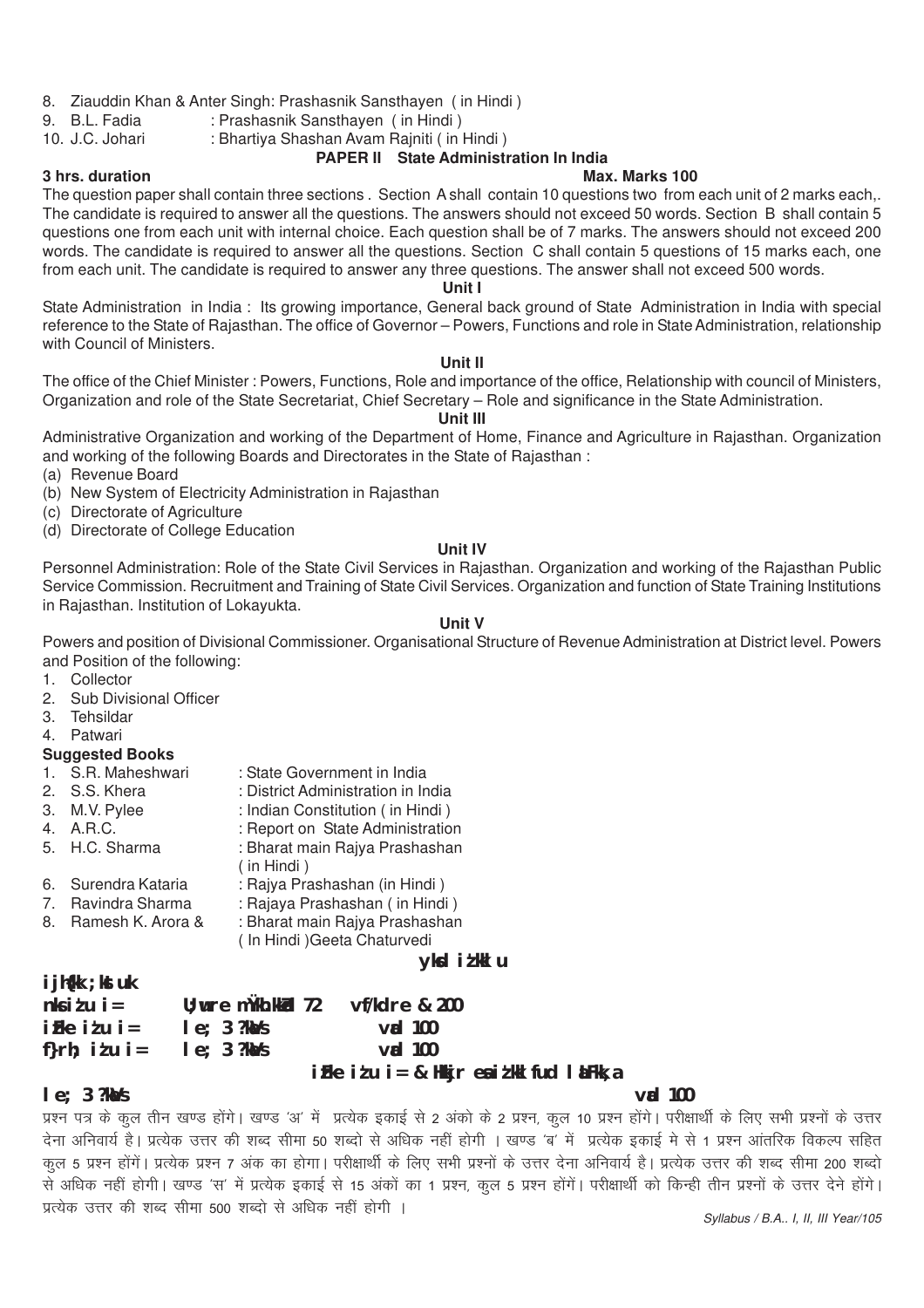8. Ziauddin Khan & Anter Singh: Prashasnik Sansthayen ( in Hindi )
9. B.L. Fadia : Prashasnik Sansthayen ( in Hindi )
10. J.C. Johari : Bhartiya Shashan Avam Rajniti ( in Hindi )

## PAPER II State Administration In India

**3 hrs. duration** **Max. Marks 100**

The question paper shall contain three sections . Section A shall contain 10 questions two from each unit of 2 marks each,. The candidate is required to answer all the questions. The answers should not exceed 50 words. Section B shall contain 5 questions one from each unit with internal choice. Each question shall be of 7 marks. The answers should not exceed 200 words. The candidate is required to answer all the questions. Section C shall contain 5 questions of 15 marks each, one from each unit. The candidate is required to answer any three questions. The answer shall not exceed 500 words.

**Unit I**

State Administration in India : Its growing importance, General back ground of State Administration in India with special reference to the State of Rajasthan. The office of Governor – Powers, Functions and role in State Administration, relationship with Council of Ministers.

**Unit II**

The office of the Chief Minister : Powers, Functions, Role and importance of the office, Relationship with council of Ministers, Organization and role of the State Secretariat, Chief Secretary – Role and significance in the State Administration.

**Unit III**

Administrative Organization and working of the Department of Home, Finance and Agriculture in Rajasthan. Organization and working of the following Boards and Directorates in the State of Rajasthan :

(a) Revenue Board
(b) New System of Electricity Administration in Rajasthan
(c) Directorate of Agriculture
(d) Directorate of College Education

**Unit IV**

Personnel Administration: Role of the State Civil Services in Rajasthan. Organization and working of the Rajasthan Public Service Commission. Recruitment and Training of State Civil Services. Organization and function of State Training Institutions in Rajasthan. Institution of Lokayukta.

**Unit V**

Powers and position of Divisional Commissioner. Organisational Structure of Revenue Administration at District level. Powers and Position of the following:

1. Collector
2. Sub Divisional Officer
3. Tehsildar
4. Patwari

**Suggested Books**

1. S.R. Maheshwari : State Government in India
2. S.S. Khera : District Administration in India
3. M.V. Pylee : Indian Constitution ( in Hindi )
4. A.R.C. : Report on State Administration
5. H.C. Sharma : Bharat main Rajya Prashashan ( in Hindi )
6. Surendra Kataria : Rajya Prashashan (in Hindi )
7. Ravindra Sharma : Rajaya Prashashan ( in Hindi )
8. Ramesh K. Arora & Geeta Chaturvedi : Bharat main Rajya Prashashan ( In Hindi )

**ykd iz'kklu**

**ijh{kk ;kstuk**

**nks iz'u i= U;wure mÙkh.kkZad 72 vf/kdre & 200**
**izFke iz'u i= le; 3 ?kaVs vad 100**
**f}rh; iz'u i= le; 3 ?kaVs vad 100**

**izFke iz'u i= & Hkkjr esa iz'kklfud laLFkk,a**

**le; 3 ?kaVs** **vad 100**

प्रश्न पत्र के कुल तीन खण्ड होंगे। खण्ड 'अ' में प्रत्येक इकाई से 2 अंको के 2 प्रश्न, कुल 10 प्रश्न होंगे। परीक्षार्थी के लिए सभी प्रश्नों के उत्तर देना अनिवार्य है। प्रत्येक उत्तर की शब्द सीमा 50 शब्दो से अधिक नहीं होगी । खण्ड 'ब' में प्रत्येक इकाई मे से 1 प्रश्न आंतरिक विकल्प सहित कुल 5 प्रश्न होंगें। प्रत्येक प्रश्न 7 अंक का होगा। परीक्षार्थी के लिए सभी प्रश्नों के उत्तर देना अनिवार्य है। प्रत्येक उत्तर की शब्द सीमा 200 शब्दो से अधिक नहीं होगी। खण्ड 'स' में प्रत्येक इकाई से 15 अंकों का 1 प्रश्न, कुल 5 प्रश्न होंगें। परीक्षार्थी को किन्ही तीन प्रश्नों के उत्तर देने होंगे। प्रत्येक उत्तर की शब्द सीमा 500 शब्दो से अधिक नहीं होगी ।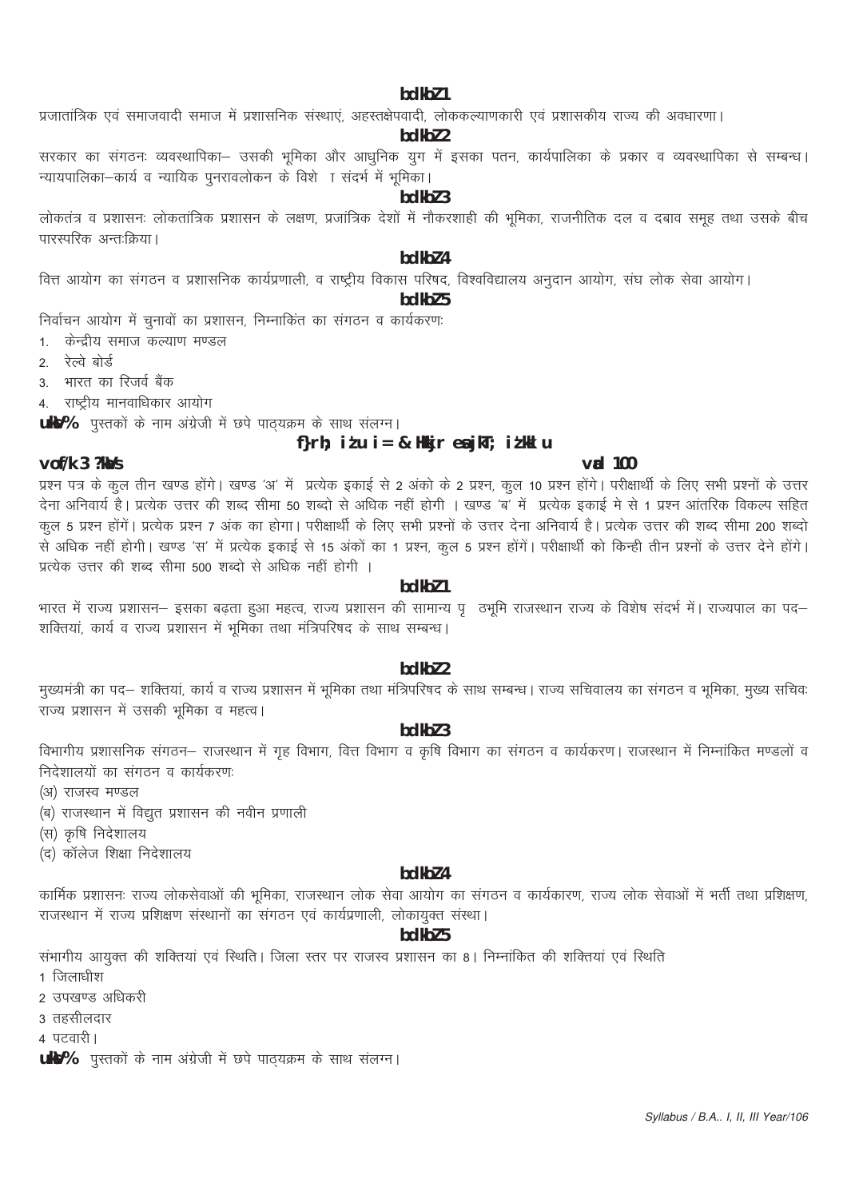**bdkbZ 1**

प्रजातांत्रिक एवं समाजवादी समाज में प्रशासनिक संस्थाएं, अहस्तक्षेपवादी, लोककल्याणकारी एवं प्रशासकीय राज्य की अवधारणा।

**bdkbZ 2**

सरकार का संगठनः व्यवस्थापिका– उसकी भूमिका और आधुनिक युग में इसका पतन, कार्यपालिका के प्रकार व व्यवस्थापिका से सम्बन्ध। न्यायपालिका–कार्य व न्यायिक पुनरावलोकन के विशे  ा संदर्भ में भूमिका।

**bdkbZ 3**

लोकतंत्र व प्रशासनः लोकतांत्रिक प्रशासन के लक्षण, प्रजांत्रिक देशों में नौकरशाही की भूमिका, राजनीतिक दल व दबाव समूह तथा उसके बीच पारस्परिक अन्तःक्रिया।

**bdkbZ 4**

वित्त आयोग का संगठन व प्रशासनिक कार्यप्रणाली, व राष्ट्रीय विकास परिषद, विश्वविद्यालय अनुदान आयोग, संघ लोक सेवा आयोग।

**bdkbZ 5**

निर्वाचन आयोग में चुनावों का प्रशासन, निम्नाकिंत का संगठन व कार्यकरणः

1. केन्द्रीय समाज कल्याण मण्डल
2. रेल्वे बोर्ड
3. भारत का रिजर्व बैंक
4. राष्ट्रीय मानवाधिकार आयोग

**uksV%** पुस्तकों के नाम अंग्रेजी में छपे पाठ्यक्रम के साथ संलग्न।

## f}rh; iz'u i= & Hkkjr esa jkT; iz'kklu

**vof/k 3 ?kaVs** **vad 100**

प्रश्न पत्र के कुल तीन खण्ड होंगे। खण्ड 'अ' में प्रत्येक इकाई से 2 अंको के 2 प्रश्न, कुल 10 प्रश्न होंगे। परीक्षार्थी के लिए सभी प्रश्नों के उत्तर देना अनिवार्य है। प्रत्येक उत्तर की शब्द सीमा 50 शब्दो से अधिक नहीं होगी । खण्ड 'ब' में प्रत्येक इकाई मे से 1 प्रश्न आंतरिक विकल्प सहित कुल 5 प्रश्न होंगें। प्रत्येक प्रश्न 7 अंक का होगा। परीक्षार्थी के लिए सभी प्रश्नों के उत्तर देना अनिवार्य है। प्रत्येक उत्तर की शब्द सीमा 200 शब्दो से अधिक नहीं होगी। खण्ड 'स' में प्रत्येक इकाई से 15 अंकों का 1 प्रश्न, कुल 5 प्रश्न होंगें। परीक्षार्थी को किन्ही तीन प्रश्नों के उत्तर देने होंगे। प्रत्येक उत्तर की शब्द सीमा 500 शब्दो से अधिक नहीं होगी ।

**bdkbZ 1**

भारत में राज्य प्रशासन– इसका बढ़ता हुआ महत्व, राज्य प्रशासन की सामान्य पृ  ठभूमि राजस्थान राज्य के विशेष संदर्भ में। राज्यपाल का पद– शक्तियां, कार्य व राज्य प्रशासन में भूमिका तथा मंत्रिपरिषद के साथ सम्बन्ध।

**bdkbZ 2**

मुख्यमंत्री का पद– शक्तियां, कार्य व राज्य प्रशासन में भूमिका तथा मंत्रिपरिषद के साथ सम्बन्ध। राज्य सचिवालय का संगठन व भूमिका, मुख्य सचिवः राज्य प्रशासन में उसकी भूमिका व महत्व।

**bdkbZ 3**

विभागीय प्रशासनिक संगठन– राजस्थान में गृह विभाग, वित्त विभाग व कृषि विभाग का संगठन व कार्यकरण। राजस्थान में निम्नांकित मण्डलों व निदेशालयों का संगठन व कार्यकरणः

(अ) राजस्व मण्डल
(ब) राजस्थान में विद्युत प्रशासन की नवीन प्रणाली
(स) कृषि निदेशालय
(द) कॉलेज शिक्षा निदेशालय

**bdkbZ 4**

कार्मिक प्रशासनः राज्य लोकसेवाओं की भूमिका, राजस्थान लोक सेवा आयोग का संगठन व कार्यकारण, राज्य लोक सेवाओं में भर्ती तथा प्रशिक्षण, राजस्थान में राज्य प्रशिक्षण संस्थानों का संगठन एवं कार्यप्रणाली, लोकायुक्त संस्था।

**bdkbZ 5**

संभागीय आयुक्त की शक्तियां एवं स्थिति। जिला स्तर पर राजस्व प्रशासन का 8। निम्नांकित की शक्तियां एवं स्थिति

1 जिलाधीश
2 उपखण्ड अधिकरी
3 तहसीलदार
4 पटवारी।

**uksV%** पुस्तकों के नाम अंग्रेजी में छपे पाठ्यक्रम के साथ संलग्न।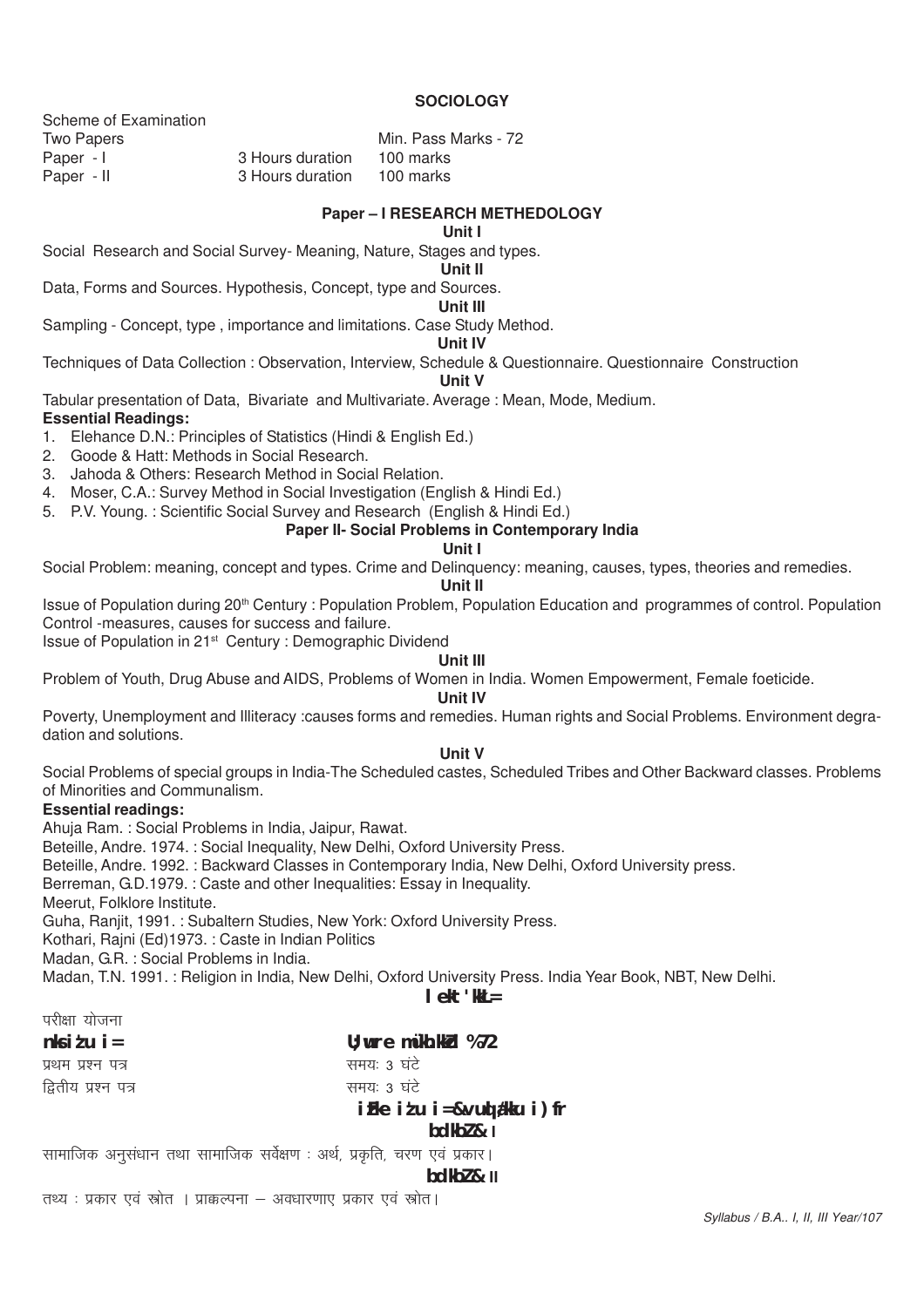## SOCIOLOGY

Scheme of Examination

| | | |
|---|---|---|
| Two Papers | | Min. Pass Marks - 72 |
| Paper - I | 3 Hours duration | 100 marks |
| Paper - II | 3 Hours duration | 100 marks |

### Paper – I RESEARCH METHEDOLOGY

**Unit I**

Social Research and Social Survey- Meaning, Nature, Stages and types.

**Unit II**

Data, Forms and Sources. Hypothesis, Concept, type and Sources.

**Unit III**

Sampling - Concept, type , importance and limitations. Case Study Method.

**Unit IV**

Techniques of Data Collection : Observation, Interview, Schedule & Questionnaire. Questionnaire Construction

**Unit V**

Tabular presentation of Data, Bivariate and Multivariate. Average : Mean, Mode, Medium.

**Essential Readings:**

1. Elehance D.N.: Principles of Statistics (Hindi & English Ed.)
2. Goode & Hatt: Methods in Social Research.
3. Jahoda & Others: Research Method in Social Relation.
4. Moser, C.A.: Survey Method in Social Investigation (English & Hindi Ed.)
5. P.V. Young. : Scientific Social Survey and Research (English & Hindi Ed.)

### Paper II- Social Problems in Contemporary India

**Unit I**

Social Problem: meaning, concept and types. Crime and Delinquency: meaning, causes, types, theories and remedies.

**Unit II**

Issue of Population during 20th Century : Population Problem, Population Education and programmes of control. Population Control -measures, causes for success and failure.

Issue of Population in 21st Century : Demographic Dividend

**Unit III**

Problem of Youth, Drug Abuse and AIDS, Problems of Women in India. Women Empowerment, Female foeticide.

**Unit IV**

Poverty, Unemployment and Illiteracy :causes forms and remedies. Human rights and Social Problems. Environment degradation and solutions.

**Unit V**

Social Problems of special groups in India-The Scheduled castes, Scheduled Tribes and Other Backward classes. Problems of Minorities and Communalism.

**Essential readings:**

Ahuja Ram. : Social Problems in India, Jaipur, Rawat.

Beteille, Andre. 1974. : Social Inequality, New Delhi, Oxford University Press.

Beteille, Andre. 1992. : Backward Classes in Contemporary India, New Delhi, Oxford University press.

Berreman, G.D.1979. : Caste and other Inequalities: Essay in Inequality.

Meerut, Folklore Institute.

Guha, Ranjit, 1991. : Subaltern Studies, New York: Oxford University Press.

Kothari, Rajni (Ed)1973. : Caste in Indian Politics

Madan, G.R. : Social Problems in India.

Madan, T.N. 1991. : Religion in India, New Delhi, Oxford University Press. India Year Book, NBT, New Delhi.

## lekt'kkL=

परीक्षा योजना

| | |
|---|---|
| **nks iz'u i=** | **U;wure mÙkh.kkZad %72** |
| प्रथम प्रश्न पत्र | समयः 3 घंटे |
| द्वितीय प्रश्न पत्र | समयः 3 घंटे |

### izFke iz'u i=&vuqla/kku i)fr

**bdkbZ& I**

सामाजिक अनुसंधान तथा सामाजिक सर्वेक्षण : अर्थ, प्रकृति, चरण एवं प्रकार।

**bdkbZ& II**

तथ्य : प्रकार एवं स्रोत । प्राक्कल्पना – अवधारणाए प्रकार एवं स्रोत।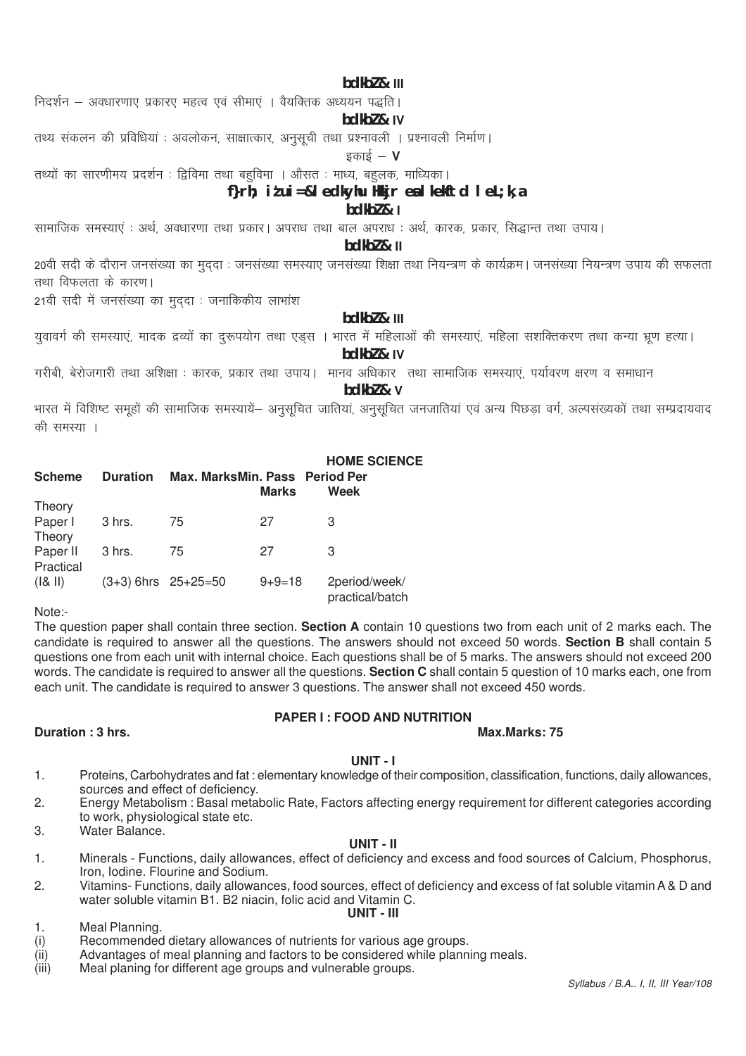**bdkbZ& III**

निदर्शन – अवधारणाए प्रकारए महत्व एवं सीमाएं । वैयक्तिक अध्ययन पद्धति।

**bdkbZ& IV**

तथ्य संकलन की प्रविधियां : अवलोकन, साक्षात्कार, अनुसूची तथा प्रश्नावली । प्रश्नावली निर्माण।

इकाई – **V**

तथ्यों का सारणीमय प्रदर्शन : द्विविमा तथा बहुविमा । औसत : माध्य, बहुलक, माध्यिका।

## f}rh; i'zui=&ledkyhu Hkkjr esa lkekftd leL;k,a

**bdkbZ& I**

सामाजिक समस्याएं : अर्थ, अवधारणा तथा प्रकार। अपराध तथा बाल अपराध : अर्थ, कारक, प्रकार, सिद्धान्त तथा उपाय।

**bdkbZ& II**

20वी सदी के दौरान जनसंख्या का मुद्दा : जनसंख्या समस्याए जनसंख्या शिक्षा तथा नियन्त्रण के कार्यक्रम। जनसंख्या नियन्त्रण उपाय की सफलता तथा विफलता के कारण।

21वी सदी में जनसंख्या का मुद्दा : जनाकिकीय लाभांश

**bdkbZ& III**

युवावर्ग की समस्याएं, मादक द्रव्यों का दुरूपयोग तथा एड्स । भारत में महिलाओं की समस्याएं, महिला सशक्तिकरण तथा कन्या भ्रूण हत्या।

**bdkbZ& IV**

गरीबी, बेरोजगारी तथा अशिक्षा : कारक, प्रकार तथा उपाय। मानव अधिकार तथा सामाजिक समस्याएं, पर्यावरण क्षरण व समाधान

**bdkbZ& V**

भारत में विशिष्ट समूहों की सामाजिक समस्यायें– अनुसूचित जातियां, अनुसूचित जनजातियां एवं अन्य पिछड़ा वर्ग, अल्पसंख्यकों तथा सम्प्रदायवाद की समस्या ।

## HOME SCIENCE

| Scheme | Duration | Max. Marks | Min. Pass Marks | Period Per Week |
|---|---|---|---|---|
| Theory Paper I | 3 hrs. | 75 | 27 | 3 |
| Theory Paper II | 3 hrs. | 75 | 27 | 3 |
| Practical (I& II) | (3+3) 6hrs | 25+25=50 | 9+9=18 | 2period/week/ practical/batch |

Note:-

The question paper shall contain three section. **Section A** contain 10 questions two from each unit of 2 marks each. The candidate is required to answer all the questions. The answers should not exceed 50 words. **Section B** shall contain 5 questions one from each unit with internal choice. Each questions shall be of 5 marks. The answers should not exceed 200 words. The candidate is required to answer all the questions. **Section C** shall contain 5 question of 10 marks each, one from each unit. The candidate is required to answer 3 questions. The answer shall not exceed 450 words.

### PAPER I : FOOD AND NUTRITION

**Duration : 3 hrs.** **Max.Marks: 75**

**UNIT - I**

1. Proteins, Carbohydrates and fat : elementary knowledge of their composition, classification, functions, daily allowances, sources and effect of deficiency.
2. Energy Metabolism : Basal metabolic Rate, Factors affecting energy requirement for different categories according to work, physiological state etc.
3. Water Balance.

**UNIT - II**

1. Minerals - Functions, daily allowances, effect of deficiency and excess and food sources of Calcium, Phosphorus, Iron, Iodine. Flourine and Sodium.
2. Vitamins- Functions, daily allowances, food sources, effect of deficiency and excess of fat soluble vitamin A & D and water soluble vitamin B1. B2 niacin, folic acid and Vitamin C.

**UNIT - III**

1. Meal Planning.

(i) Recommended dietary allowances of nutrients for various age groups.

(ii) Advantages of meal planning and factors to be considered while planning meals.

(iii) Meal planing for different age groups and vulnerable groups.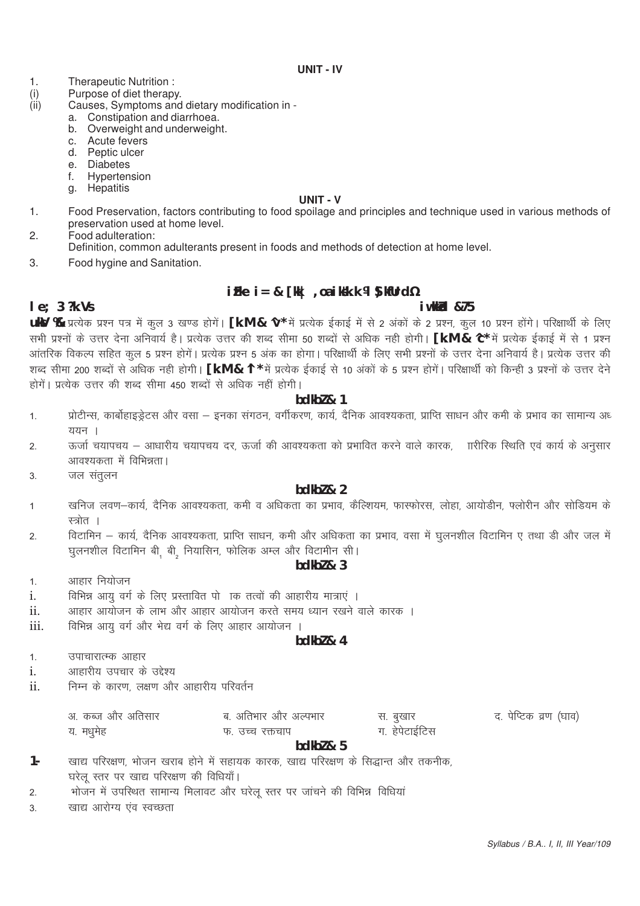**UNIT - IV**

1. Therapeutic Nutrition :
(i) Purpose of diet therapy.
(ii) Causes, Symptoms and dietary modification in -
   a. Constipation and diarrhoea.
   b. Overweight and underweight.
   c. Acute fevers
   d. Peptic ulcer
   e. Diabetes
   f. Hypertension
   g. Hepatitis

**UNIT - V**

1. Food Preservation, factors contributing to food spoilage and principles and technique used in various methods of preservation used at home level.
2. Food adulteration:
   Definition, common adulterants present in foods and methods of detection at home level.
3. Food hygine and Sanitation.

**iz'ue i= & [kk| ,oa iks"k.k ¼ $kfUrd½**

**le; 3 ?k.Vs** **iw.kkZad &75**

**uksV %&** प्रत्येक प्रश्न पत्र में कुल 3 खण्ड होगें। **[k.M& ^v*** में प्रत्येक ईकाई में से 2 अंकों के 2 प्रश्न, कुल 10 प्रश्न होंगे। परिक्षार्थी के लिए सभी प्रश्नों के उत्तर देना अनिवार्य है। प्रत्येक उत्तर की शब्द सीमा 50 शब्दों से अधिक नही होगी। **[k.M& ^c*** में प्रत्येक ईकाई में से 1 प्रश्न आंतरिक विकल्प सहित कुल 5 प्रश्न होगें। प्रत्येक प्रश्न 5 अंक का होगा। परिक्षार्थी के लिए सभी प्रश्नों के उत्तर देना अनिवार्य है। प्रत्येक उत्तर की शब्द सीमा 200 शब्दों से अधिक नही होगी। **[k.M& ^l*** में प्रत्येक ईकाई से 10 अंकों के 5 प्रश्न होगें। परिक्षार्थी को किन्ही 3 प्रश्नों के उत्तर देने होगें। प्रत्येक उत्तर की शब्द सीमा 450 शब्दों से अधिक नहीं होगी।

**bdkbZ& 1**

1. प्रोटीन्स, कार्बोहाइड्रेटस और वसा – इनका संगठन, वर्गीकरण, कार्य, दैनिक आवश्यकता, प्राप्ति साधन और कमी के प्रभाव का सामान्य अध्ययन ।
2. ऊर्जा चयापचय – आधारीय चयापचय दर, ऊर्जा की आवश्यकता को प्रभावित करने वाले कारक, ारीरिक स्थिति एवं कार्य के अनुसार आवश्यकता में विभिन्नता।
3. जल संतुलन

**bdkbZ& 2**

1. खनिज लवण–कार्य, दैनिक आवश्यकता, कमी व अधिकता का प्रभाव, कैल्शियम, फास्फोरस, लोहा, आयोडीन, फ्लोरीन और सोडियम के स्त्रोत ।
2. विटामिन – कार्य, दैनिक आवश्यकता, प्राप्ति साधन, कमी और अधिकता का प्रभाव, वसा में घुलनशील विटामिन ए तथा डी और जल में घुलनशील विटामिन बी$_1$ बी$_2$ नियासिन, फोलिक अम्ल और विटामीन सी।

**bdkbZ& 3**

1. आहार नियोजन
i. विभिन्न आयु वर्ग के लिए प्रस्तावित पो ाक तत्वों की आहारीय मात्राएं ।
ii. आहार आयोजन के लाभ और आहार आयोजन करते समय ध्यान रखने वाले कारक ।
iii. विभिन्न आयु वर्ग और भेद्य वर्ग के लिए आहार आयोजन ।

**bdkbZ& 4**

1. उपाचारात्मक आहार
i. आहारीय उपचार के उद्देश्य
ii. निम्न के कारण, लक्षण और आहारीय परिवर्तन

| अ. कब्ज और अतिसार | ब. अतिभार और अल्पभार | स. बुखार | द. पेप्टिक व्रण (घाव) |
|---|---|---|---|
| य. मधुमेह | फ. उच्च रक्तचाप | ग. हेपेटाईटिस | |

**bdkbZ& 5**

1. खाद्य परिरक्षण, भोजन खराब होने में सहायक कारक, खाद्य परिरक्षण के सिद्धान्त और तकनीक, घरेलू स्तर पर खाद्य परिरक्षण की विधियाँ।
2. भोजन में उपस्थित सामान्य मिलावट और घरेलू स्तर पर जांचने की विभिन्न विधियां
3. खाद्य आरोग्य एंव स्वच्छता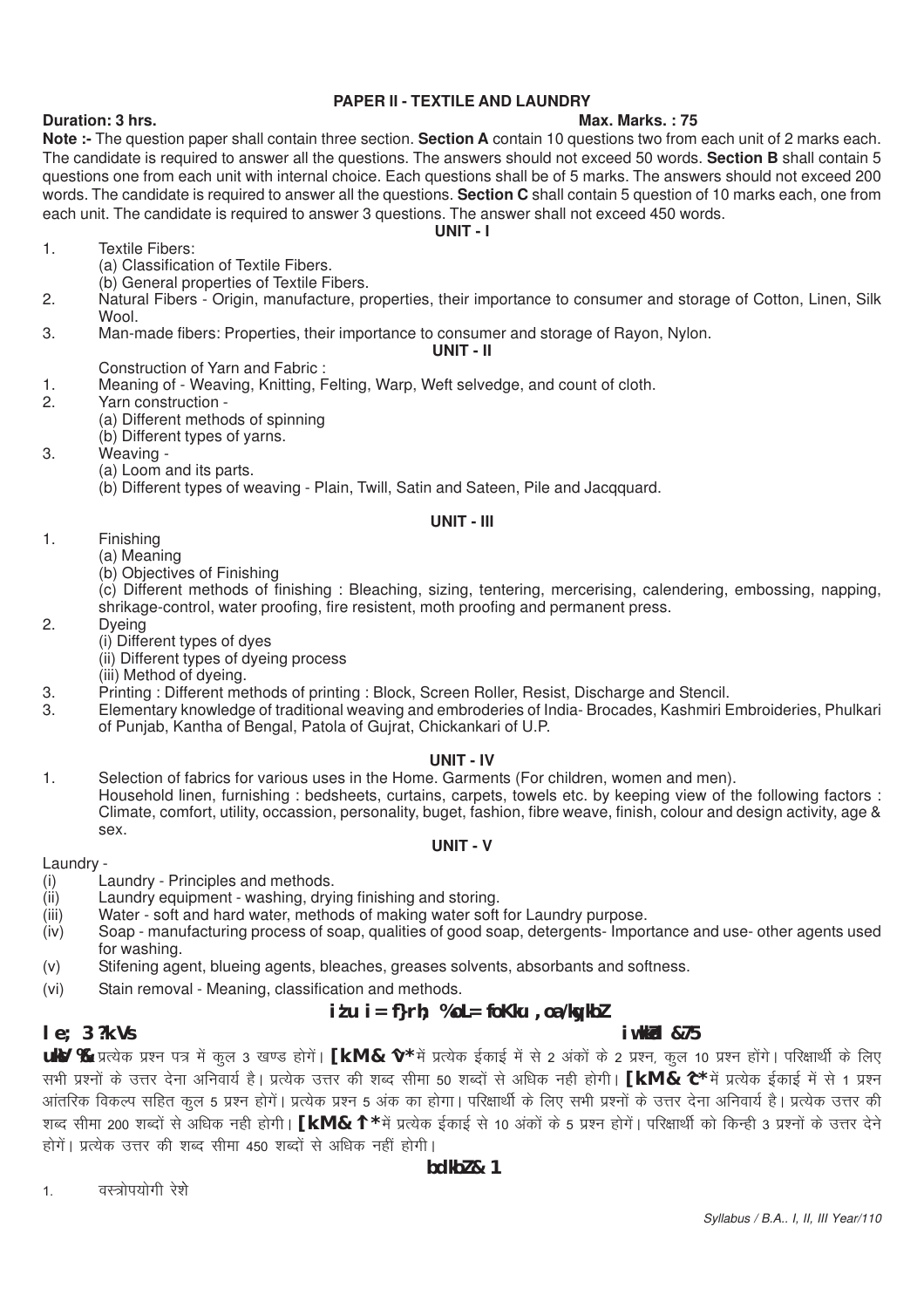## PAPER II - TEXTILE AND LAUNDRY

**Duration: 3 hrs.** **Max. Marks. : 75**

**Note :-** The question paper shall contain three section. **Section A** contain 10 questions two from each unit of 2 marks each. The candidate is required to answer all the questions. The answers should not exceed 50 words. **Section B** shall contain 5 questions one from each unit with internal choice. Each questions shall be of 5 marks. The answers should not exceed 200 words. The candidate is required to answer all the questions. **Section C** shall contain 5 question of 10 marks each, one from each unit. The candidate is required to answer 3 questions. The answer shall not exceed 450 words.

### UNIT - I

1. Textile Fibers:
   (a) Classification of Textile Fibers.
   (b) General properties of Textile Fibers.
2. Natural Fibers - Origin, manufacture, properties, their importance to consumer and storage of Cotton, Linen, Silk Wool.
3. Man-made fibers: Properties, their importance to consumer and storage of Rayon, Nylon.

### UNIT - II

Construction of Yarn and Fabric :

1. Meaning of - Weaving, Knitting, Felting, Warp, Weft selvedge, and count of cloth.
2. Yarn construction -
   (a) Different methods of spinning
   (b) Different types of yarns.
3. Weaving -
   (a) Loom and its parts.
   (b) Different types of weaving - Plain, Twill, Satin and Sateen, Pile and Jacqquard.

### UNIT - III

1. Finishing
   (a) Meaning
   (b) Objectives of Finishing
   (c) Different methods of finishing : Bleaching, sizing, tentering, mercerising, calendering, embossing, napping, shrikage-control, water proofing, fire resistent, moth proofing and permanent press.
2. Dyeing
   (i) Different types of dyes
   (ii) Different types of dyeing process
   (iii) Method of dyeing.
3. Printing : Different methods of printing : Block, Screen Roller, Resist, Discharge and Stencil.
3. Elementary knowledge of traditional weaving and embroderies of India- Brocades, Kashmiri Embroideries, Phulkari of Punjab, Kantha of Bengal, Patola of Gujrat, Chickankari of U.P.

### UNIT - IV

1. Selection of fabrics for various uses in the Home. Garments (For children, women and men).
   Household linen, furnishing : bedsheets, curtains, carpets, towels etc. by keeping view of the following factors : Climate, comfort, utility, occassion, personality, buget, fashion, fibre weave, finish, colour and design activity, age & sex.

### UNIT - V

Laundry -

(i) Laundry - Principles and methods.
(ii) Laundry equipment - washing, drying finishing and storing.
(iii) Water - soft and hard water, methods of making water soft for Laundry purpose.
(iv) Soap - manufacturing process of soap, qualities of good soap, detergents- Importance and use- other agents used for washing.
(v) Stifening agent, blueing agents, bleaches, greases solvents, absorbants and softness.
(vi) Stain removal - Meaning, classification and methods.

## प्रश्न पत्र द्वितीय : वस्त्र विज्ञान एवं धुलाई

**समय 3 घण्टे** **पूर्णांक - 75**

**नोट :-** प्रत्येक प्रश्न पत्र में कुल 3 खण्ड होगें। **खण्ड - 'अ'** में प्रत्येक ईकाई में से 2 अंकों के 2 प्रश्न, कुल 10 प्रश्न होंगे। परिक्षार्थी के लिए सभी प्रश्नों के उत्तर देना अनिवार्य है। प्रत्येक उत्तर की शब्द सीमा 50 शब्दों से अधिक नही होगी। **खण्ड - 'ब'** में प्रत्येक ईकाई में से 1 प्रश्न आंतरिक विकल्प सहित कुल 5 प्रश्न होगें। प्रत्येक प्रश्न 5 अंक का होगा। परिक्षार्थी के लिए सभी प्रश्नों के उत्तर देना अनिवार्य है। प्रत्येक उत्तर की शब्द सीमा 200 शब्दों से अधिक नही होगी। **खण्ड - 'स'** में प्रत्येक ईकाई से 10 अंकों के 5 प्रश्न होगें। परिक्षार्थी को किन्ही 3 प्रश्नों के उत्तर देने होगें। प्रत्येक उत्तर की शब्द सीमा 450 शब्दों से अधिक नहीं होगी।

### इकाई - 1

1. वस्त्रोपयोगी रेशे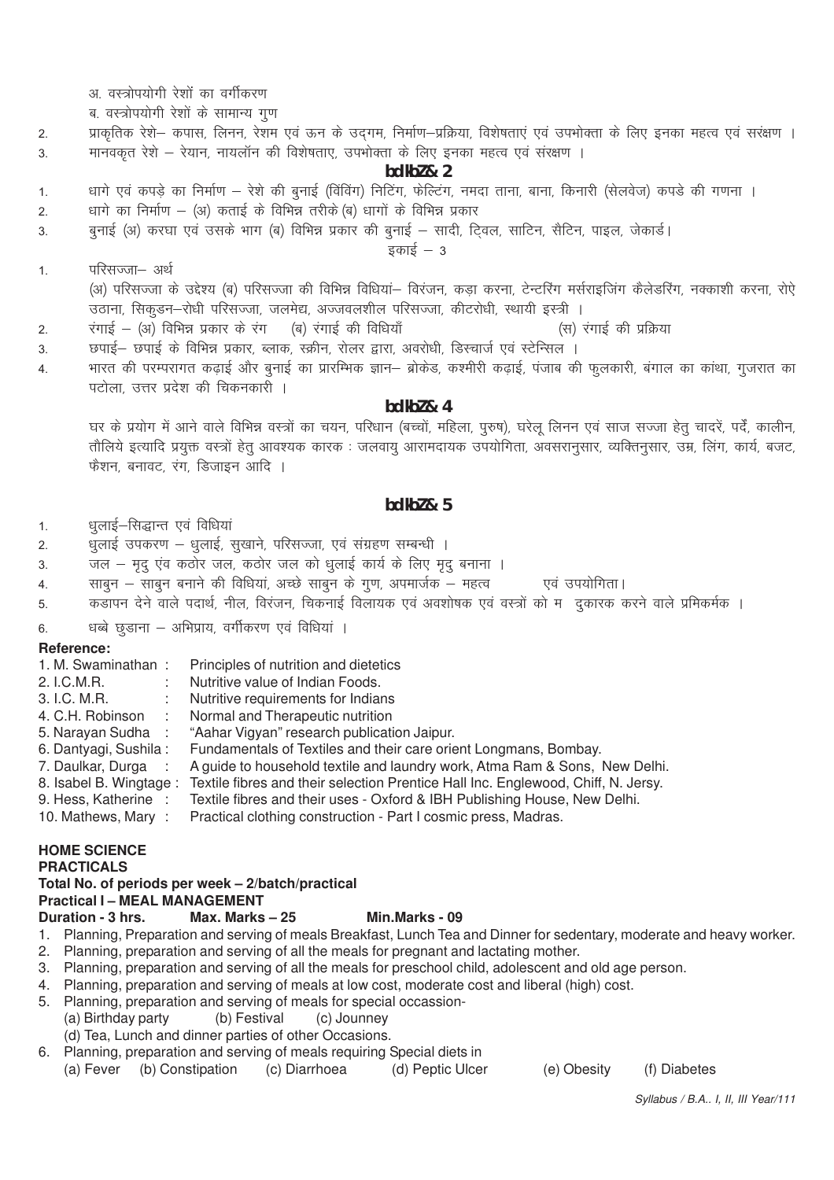अ. वस्त्रोपयोगी रेशों का वर्गीकरण

ब. वस्त्रोपयोगी रेशों के सामान्य गुण

2. प्राकृतिक रेशे– कपास, लिनन, रेशम एवं ऊन के उद्‌गम, निर्माण–प्रक्रिया, विशेषताएं एवं उपभोक्ता के लिए इनका महत्व एवं सरंक्षण ।
3. मानवकृत रेशे – रेयान, नायलॉन की विशेषताए, उपभोक्ता के लिए इनका महत्व एवं संरक्षण ।

### bdkbZ& 2

1. धागे एवं कपड़े का निर्माण – रेशे की बुनाई (विविंग) निटिंग, फेल्टिंग, नमदा ताना, बाना, किनारी (सेलवेज) कपडे की गणना ।
2. धागे का निर्माण – (अ) कताई के विभिन्न तरीके (ब) धागों के विभिन्न प्रकार
3. बुनाई (अ) करघा एवं उसके भाग (ब) विभिन्न प्रकार की बुनाई – सादी, ट्विल, साटिन, सैटिन, पाइल, जेकार्ड।

### इकाई – 3

1. परिसज्जा– अर्थ

   (अ) परिसज्जा के उद्देश्य (ब) परिसज्जा की विभिन्न विधियां– विरंजन, कड़ा करना, टेन्टरिंग मर्सराइजिंग कैलेंडरिंग, नक्काशी करना, रोऐ उठाना, सिकुडन–रोधी परिसज्जा, जलमेद्य, अज्जवलशील परिसज्जा, कीटरोधी, स्थायी इस्त्री ।
2. रंगाई – (अ) विभिन्न प्रकार के रंग (ब) रंगाई की विधियाँ (स) रंगाई की प्रक्रिया
3. छपाई– छपाई के विभिन्न प्रकार, ब्लाक, स्क्रीन, रोलर द्वारा, अवरोधी, डिस्चार्ज एवं स्टेन्सिल ।
4. भारत की परम्परागत कढ़ाई और बुनाई का प्रारम्भिक ज्ञान– ब्रोकेड, कश्मीरी कढ़ाई, पंजाब की फुलकारी, बंगाल का कांथा, गुजरात का पटोला, उत्तर प्रदेश की चिकनकारी ।

### bdkbZ& 4

घर के प्रयोग में आने वाले विभिन्न वस्त्रों का चयन, परिधान (बच्चों, महिला, पुरुष), घरेलू लिनन एवं साज सज्जा हेतु चादरें, पर्दे, कालीन, तौलिये इत्यादि प्रयुक्त वस्त्रों हेतु आवश्यक कारक : जलवायु आरामदायक उपयोगिता, अवसरानुसार, व्यक्तिनुसार, उम्र, लिंग, कार्य, बजट, फैशन, बनावट, रंग, डिजाइन आदि ।

### bdkbZ& 5

1. धुलाई–सिद्धान्त एवं विधियां
2. धुलाई उपकरण – धुलाई, सुखाने, परिसज्जा, एवं संग्रहण सम्बन्धी ।
3. जल – मृदु एंव कठोर जल, कठोर जल को धुलाई कार्य के लिए मृदु बनाना ।
4. साबुन – साबुन बनाने की विधियां, अच्छे साबुन के गुण, अपमार्जक – महत्व एवं उपयोगिता।
5. कड़ापन देने वाले पदार्थ, नील, विरंजन, चिकनाई विलायक एवं अवशोषक एवं वस्त्रों को म दुकारक करने वाले प्रमिकर्मक ।
6. धब्बे छुड़ाना – अभिप्राय, वर्गीकरण एवं विधियां ।

**Reference:**

1. M. Swaminathan : Principles of nutrition and dietetics
2. I.C.M.R. : Nutritive value of Indian Foods.
3. I.C. M.R. : Nutritive requirements for Indians
4. C.H. Robinson : Normal and Therapeutic nutrition
5. Narayan Sudha : "Aahar Vigyan" research publication Jaipur.
6. Dantyagi, Sushila : Fundamentals of Textiles and their care orient Longmans, Bombay.
7. Daulkar, Durga : A guide to household textile and laundry work, Atma Ram & Sons, New Delhi.
8. Isabel B. Wingtage : Textile fibres and their selection Prentice Hall Inc. Englewood, Chiff, N. Jersy.
9. Hess, Katherine : Textile fibres and their uses - Oxford & IBH Publishing House, New Delhi.
10. Mathews, Mary : Practical clothing construction - Part I cosmic press, Madras.

**HOME SCIENCE**

**PRACTICALS**

**Total No. of periods per week – 2/batch/practical**

**Practical I – MEAL MANAGEMENT**

**Duration - 3 hrs. Max. Marks – 25 Min.Marks - 09**

1. Planning, Preparation and serving of meals Breakfast, Lunch Tea and Dinner for sedentary, moderate and heavy worker.
2. Planning, preparation and serving of all the meals for pregnant and lactating mother.
3. Planning, preparation and serving of all the meals for preschool child, adolescent and old age person.
4. Planning, preparation and serving of meals at low cost, moderate cost and liberal (high) cost.
5. Planning, preparation and serving of meals for special occassion-
   (a) Birthday party (b) Festival (c) Jounney
   (d) Tea, Lunch and dinner parties of other Occasions.
6. Planning, preparation and serving of meals requiring Special diets in
   (a) Fever (b) Constipation (c) Diarrhoea (d) Peptic Ulcer (e) Obesity (f) Diabetes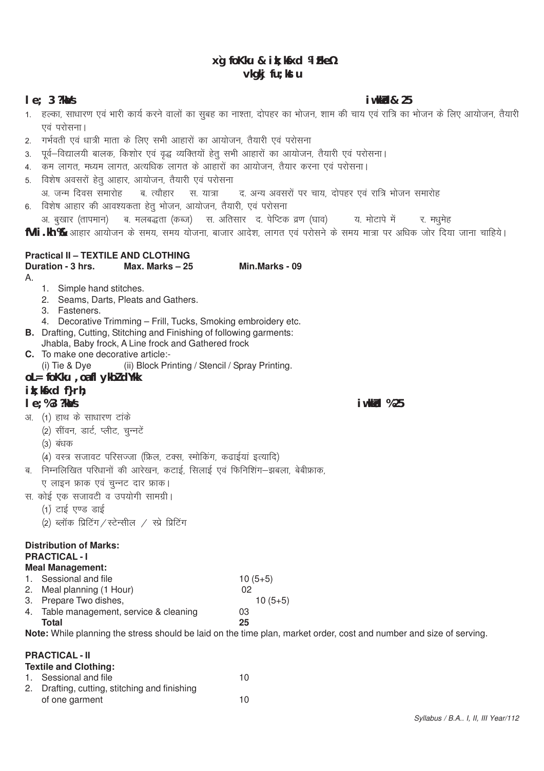**xg foKku & iz;ksfxd ¼izFke½**
**vkgkj fu;kstu**

**le; 3 ?kaVs** **iw.kkZad & 25**

1. हल्का, साधारण एवं भारी कार्य करने वालों का सुबह का नाश्ता, दोपहर का भोजन, शाम की चाय एवं रात्रि का भोजन के लिए आयोजन, तैयारी एवं परोसना।
2. गर्भवती एवं धात्री माता के लिए सभी आहारों का आयोजन, तैयारी एवं परोसना
3. पूर्व–विद्यालयी बालक, किशोर एवं वृद्ध व्यक्तियों हेतु सभी आहारों का आयोजन, तैयारी एवं परोसना।
4. कम लागत, मध्यम लागत, अत्यधिक लागत के आहारों का आयोजन, तैयार करना एवं परोसना।
5. विशेष अवसरों हेतु आहार, आयोजन, तैयारी एवं परोसना
   अ. जन्म दिवस समारोह ब. त्यौहार स. यात्रा द. अन्य अवसरों पर चाय, दोपहर एवं रात्रि भोजन समारोह
6. विशेष आहार की आवश्यकता हेतु भोजन, आयोजन, तैयारी, एवं परोसना
   अ. बुखार (तापमान) ब. मलबद्धता (कब्ज) स. अतिसार द. पेप्टिक व्रण (घाव) य. मोटापे में र. मधुमेह

**fVi.kh%&** आहार आयोजन के समय, समय योजना, बाजार आदेश, लागत एवं परोसने के समय मात्रा पर अधिक जोर दिया जाना चाहिये।

**Practical II – TEXTILE AND CLOTHING**

**Duration - 3 hrs. Max. Marks – 25 Min.Marks - 09**

A.
1. Simple hand stitches.
2. Seams, Darts, Pleats and Gathers.
3. Fasteners.
4. Decorative Trimming – Frill, Tucks, Smoking embroidery etc.

**B.** Drafting, Cutting, Stitching and Finishing of following garments:
Jhabla, Baby frock, A Line frock and Gathered frock

**C.** To make one decorative article:-
(i) Tie & Dye (ii) Block Printing / Stencil / Spray Printing.

**oL= foKku ,oa fl ykbZ dyk**

**iz;ksfxd f}rh;**

**le; %3 ?kaVs** **iw.kkZad %25**

अ. (1) हाथ के साधारण टांके
   (2) सींवन, डार्ट, प्लीट, चुन्नटें
   (3) बंधक
   (4) वस्त्र सजावट परिसज्जा (फ्रिल, टक्स, स्मोकिंग, कढाईयां इत्यादि)

ब. निम्नलिखित परिधानों की आरेखन, कटाई, सिलाई एवं फिनिशिंग–झबला, बेबीफ्राक, ए लाइन फ्राक एवं चुन्नट दार फ्राक।

स. कोई एक सजावटी व उपयोगी सामग्री।
   (1) टाई एण्ड डाई
   (2) ब्लॉक प्रिटिंग / स्टेन्सील / स्प्रे प्रिटिंग

**Distribution of Marks:**

**PRACTICAL - I**

**Meal Management:**

| | | |
|---|---|---|
| 1. | Sessional and file | 10 (5+5) |
| 2. | Meal planning (1 Hour) | 02 |
| 3. | Prepare Two dishes, | 10 (5+5) |
| 4. | Table management, service & cleaning | 03 |
| | **Total** | **25** |

**Note:** While planning the stress should be laid on the time plan, market order, cost and number and size of serving.

**PRACTICAL - II**

**Textile and Clothing:**

| | | |
|---|---|---|
| 1. | Sessional and file | 10 |
| 2. | Drafting, cutting, stitching and finishing of one garment | 10 |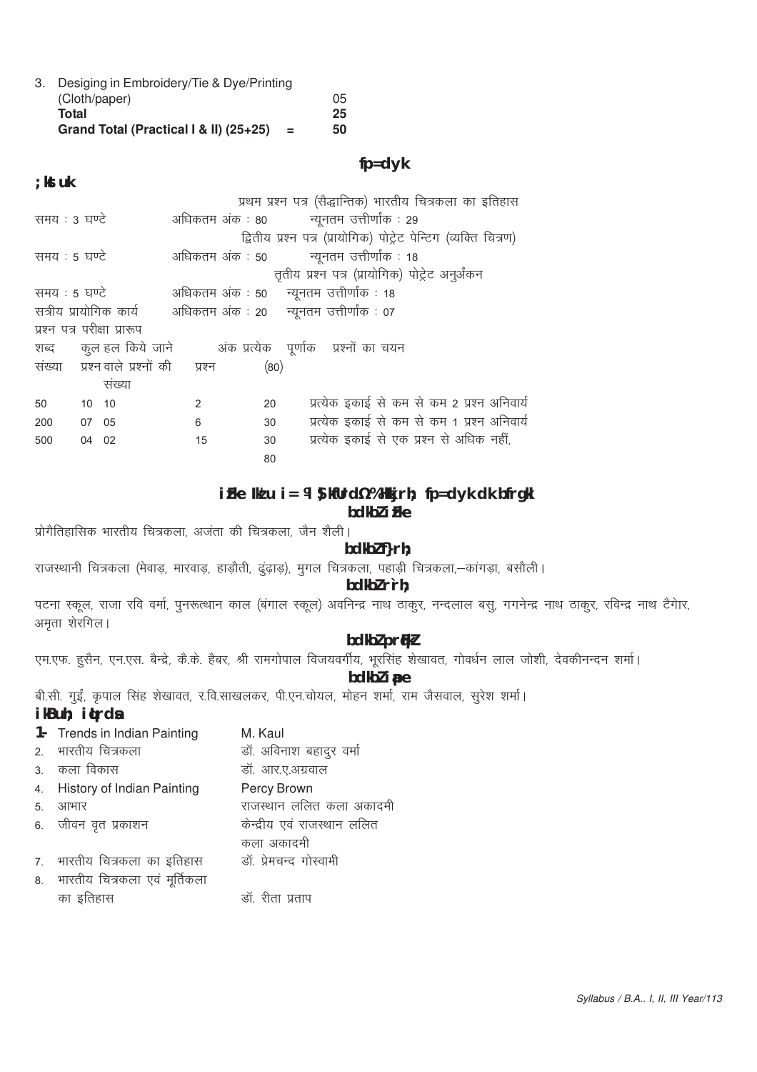3. Desiging in Embroidery/Tie & Dye/Printing (Cloth/paper) — 05

| | |
|---|---|
| **Total** | **25** |
| **Grand Total (Practical I & II) (25+25) =** | **50** |

## चित्रकला

### योजना

प्रथम प्रश्न पत्र (सैद्धान्तिक) भारतीय चित्रकला का इतिहास
समय : 3 घण्टे — अधिकतम अंक : 80 — न्यूनतम उत्तीर्णांक : 29

द्वितीय प्रश्न पत्र (प्रायोगिक) पोट्रेट पेन्टिंग (व्यक्ति चित्रण)
समय : 5 घण्टे — अधिकतम अंक : 50 — न्यूनतम उत्तीर्णांक : 18

तृतीय प्रश्न पत्र (प्रायोगिक) पोट्रेट अनुअंकन
समय : 5 घण्टे — अधिकतम अंक : 50 — न्यूनतम उत्तीर्णांक : 18

सत्रीय प्रायोगिक कार्य — अधिकतम अंक : 20 — न्यूनतम उत्तीर्णांक : 07

प्रश्न पत्र परीक्षा प्रारूप

| शब्द संख्या | कुल प्रश्न | हल किये जाने वाले प्रश्नों की संख्या | अंक प्रत्येक प्रश्न | पूर्णांक (80) | प्रश्नों का चयन |
|---|---|---|---|---|---|
| 50 | 10 | 10 | 2 | 20 | प्रत्येक इकाई से कम से कम 2 प्रश्न अनिवार्य |
| 200 | 07 | 05 | 6 | 30 | प्रत्येक इकाई से कम से कम 1 प्रश्न अनिवार्य |
| 500 | 04 | 02 | 15 | 30 | प्रत्येक इकाई से एक प्रश्न से अधिक नहीं, |
| | | | | 80 | |

### प्रथम प्रश्न पत्र (सैद्धान्तिक) भारतीय चित्रकला का इतिहास

#### इकाई प्रथम

प्रोगैतिहासिक भारतीय चित्रकला, अजंता की चित्रकला, जैन शैली।

#### इकाई द्वितीय

राजस्थानी चित्रकला (मेवाड़, मारवाड़, हाड़ौती, ढुंढ़ाड़), मुगल चित्रकला, पहाड़ी चित्रकला,–कांगड़ा, बसौली।

#### इकाई तृतीय

पटना स्कूल, राजा रवि वर्मा, पुनरूत्थान काल (बंगाल स्कूल) अवनिन्द्र नाथ ठाकुर, नन्दलाल बसु, गगनेन्द्र नाथ ठाकुर, रविन्द्र नाथ टैगोर, अमृता शेरगिल।

#### इकाई चतुर्थ

एम.एफ. हुसैन, एन.एस. बैन्द्रे, कै.के. हैबर, श्री रामगोपाल विजयवर्गीय, भूरसिंह शेखावत, गोवर्धन लाल जोशी, देवकीनन्दन शर्मा।

#### इकाई पंचम

बी.सी. गुईं, कृपाल सिंह शेखावत, र.वि.साखलकर, पी.एन.चोयल, मोहन शर्मा, राम जैसवाल, सुरेश शर्मा।

### पाठ्य पुस्तकें

1. Trends in Indian Painting — M. Kaul
2. भारतीय चित्रकला — डॉ. अविनाश बहादुर वर्मा
3. कला विकास — डॉ. आर.ए.अग्रवाल
4. History of Indian Painting — Percy Brown
5. आभार — राजस्थान ललित कला अकादमी
6. जीवन वृत प्रकाशन — केन्द्रीय एवं राजस्थान ललित कला अकादमी
7. भारतीय चित्रकला का इतिहास — डॉ. प्रेमचन्द गोस्वामी
8. भारतीय चित्रकला एवं मूर्तिकला का इतिहास — डॉ. रीता प्रताप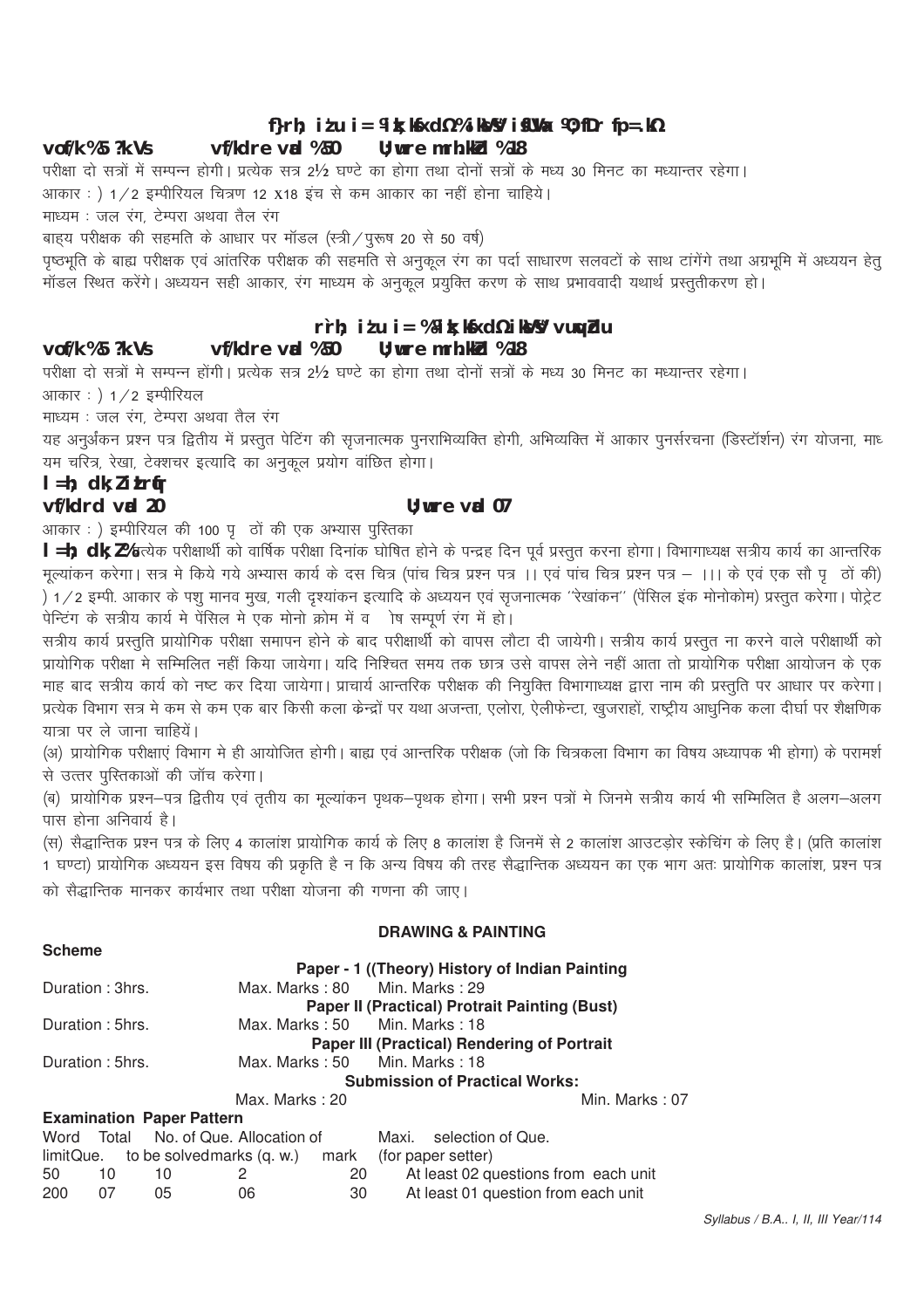## द्वितीय प्रश्न पत्र (प्रायोगिक) : पोर्ट्रेट पेन्टिंग (आवक्ष चित्रण)

**अवधि : 5 घंटे** **अधिकतम अंक : 50** **न्यूनतम उत्तीर्णांक : 18**

परीक्षा दो सत्रों में सम्पन्न होगी। प्रत्येक सत्र 2½ घण्टे का होगा तथा दोनों सत्रों के मध्य 30 मिनट का मध्यान्तर रहेगा।

आकार : ) 1/2 इम्पीरियल चित्रण 12 X18 इंच से कम आकार का नहीं होना चाहिये।

माध्यम : जल रंग, टेम्परा अथवा तैल रंग

बाह्य परीक्षक की सहमति के आधार पर मॉडल (स्त्री/पुरूष 20 से 50 वर्ष)

पृष्ठभूति के बाह्य परीक्षक एवं आंतरिक परीक्षक की सहमति से अनुकूल रंग का पर्दा साधारण सलवटों के साथ टांगेंगे तथा अग्रभूमि में अध्ययन हेतु मॉडल स्थित करेंगे। अध्ययन सही आकार, रंग माध्यम के अनुकूल प्रयुक्ति करण के साथ प्रभाववादी यथार्थ प्रस्तुतीकरण हो।

## तृतीय प्रश्न पत्र : (प्रायोगिक) पोर्ट्रेट अनुअंकन

**अवधि : 5 घंटे** **अधिकतम अंक : 50** **न्यूनतम उत्तीर्णांक : 18**

परीक्षा दो सत्रों मे सम्पन्न होंगी। प्रत्येक सत्र 2½ घण्टे का होगा तथा दोनों सत्रों के मध्य 30 मिनट का मध्यान्तर रहेगा।

आकार : ) 1/2 इम्पीरियल

माध्यम : जल रंग, टेम्परा अथवा तैल रंग

यह अनुर्अंकन प्रश्न पत्र द्वितीय में प्रस्तुत पेटिंग की सृजनात्मक पुनराभिव्यक्ति होगी, अभिव्यक्ति में आकार पुनर्सरचना (डिस्टॉर्शन) रंग योजना, माध्यम चरित्र, रेखा, टेक्शचर इत्यादि का अनुकूल प्रयोग वांछित होगा।

## सत्रीय कार्य प्रस्तुति

**अधिकतम अंक 20** **न्यूनतम अंक 07**

आकार : ) इम्पीरियल की 100 पृष्ठों की एक अभ्यास पुस्तिका

**सत्रीय कार्य :** प्रत्येक परीक्षार्थी को वार्षिक परीक्षा दिनांक घोषित होने के पन्द्रह दिन पूर्व प्रस्तुत करना होगा। विभागाध्यक्ष सत्रीय कार्य का आन्तरिक मूल्यांकन करेगा। सत्र मे किये गये अभ्यास कार्य के दस चित्र (पांच चित्र प्रश्न पत्र ।। एवं पांच चित्र प्रश्न पत्र – ।।। के एवं एक सौ पृष्ठों की) ) 1/2 इम्पी. आकार के पशु मानव मुख, गली दृश्यांकन इत्यादि के अध्ययन एवं सृजनात्मक ''रेखांकन'' (पेंसिल इंक मोनोकोम) प्रस्तुत करेगा। पोट्रेट पेन्टिंग के सत्रीय कार्य मे पेंसिल मे एक मोनो क्रोम में व शेष सम्पूर्ण रंग में हो।

सत्रीय कार्य प्रस्तुति प्रायोगिक परीक्षा समापन होने के बाद परीक्षार्थी को वापस लौटा दी जायेगी। सत्रीय कार्य प्रस्तुत ना करने वाले परीक्षार्थी को प्रायोगिक परीक्षा मे सम्मिलित नहीं किया जायेगा। यदि निश्चित समय तक छात्र उसे वापस लेने नहीं आता तो प्रायोगिक परीक्षा आयोजन के एक माह बाद सत्रीय कार्य को नष्ट कर दिया जायेगा। प्राचार्य आन्तरिक परीक्षक की नियुक्ति विभागाध्यक्ष द्वारा नाम की प्रस्तुति पर आधार पर करेगा। प्रत्येक विभाग सत्र मे कम से कम एक बार किसी कला केन्द्रों पर यथा अजन्ता, एलोरा, ऐलीफेन्टा, खुजराहों, राष्ट्रीय आधुनिक कला दीर्घा पर शैक्षणिक यात्रा पर ले जाना चाहियें।

(अ) प्रायोगिक परीक्षाएं विभाग मे ही आयोजित होगी। बाह्य एवं आन्तरिक परीक्षक (जो कि चित्रकला विभाग का विषय अध्यापक भी होगा) के परामर्श से उत्तर पुस्तिकाओं की जॉच करेगा।

(ब) प्रायोगिक प्रश्न–पत्र द्वितीय एवं तृतीय का मूल्यांकन पृथक–पृथक होगा। सभी प्रश्न पत्रों मे जिनमे सत्रीय कार्य भी सम्मिलित है अलग–अलग पास होना अनिवार्य है।

(स) सैद्धान्तिक प्रश्न पत्र के लिए 4 कालांश प्रायोगिक कार्य के लिए 8 कालांश है जिनमें से 2 कालांश आउटड़ोर स्केचिंग के लिए है। (प्रति कालांश 1 घण्टा) प्रायोगिक अध्ययन इस विषय की प्रकृति है न कि अन्य विषय की तरह सैद्धान्तिक अध्ययन का एक भाग अतः प्रायोगिक कालांश, प्रश्न पत्र को सैद्धान्तिक मानकर कार्यभार तथा परीक्षा योजना की गणना की जाए।

## DRAWING & PAINTING

**Scheme**

**Paper - 1 ((Theory) History of Indian Painting**

Duration : 3hrs. Max. Marks : 80 Min. Marks : 29

**Paper II (Practical) Protrait Painting (Bust)**

Duration : 5hrs. Max. Marks : 50 Min. Marks : 18

**Paper III (Practical) Rendering of Portrait**

Duration : 5hrs. Max. Marks : 50 Min. Marks : 18

**Submission of Practical Works:**

Max. Marks : 20 Min. Marks : 07

**Examination Paper Pattern**

| Word limit | Total Que. | No. of Que. to be solved | Allocation of marks (q. w.) | Maxi. mark | selection of Que. (for paper setter) |
|---|---|---|---|---|---|
| 50 | 10 | 10 | 2 | 20 | At least 02 questions from each unit |
| 200 | 07 | 05 | 06 | 30 | At least 01 question from each unit |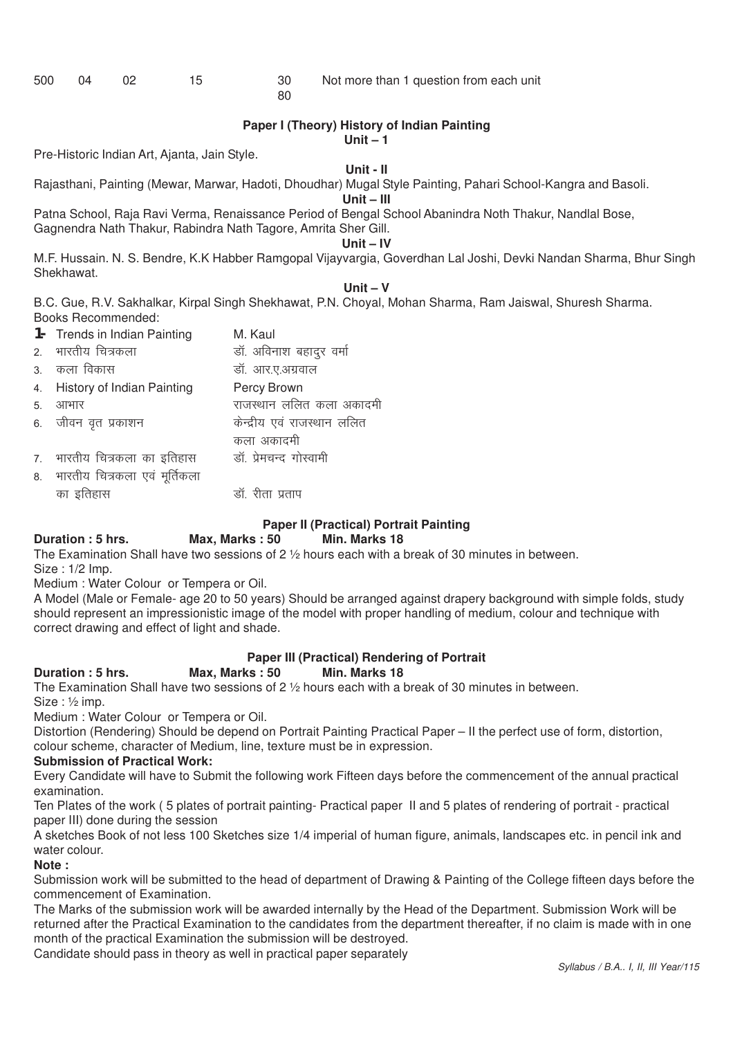| 500 | 04 | 02 | 15 | 30<br>80 | Not more than 1 question from each unit |
|---|---|---|---|---|---|

## Paper I (Theory) History of Indian Painting

**Unit – 1**

Pre-Historic Indian Art, Ajanta, Jain Style.

**Unit - II**

Rajasthani, Painting (Mewar, Marwar, Hadoti, Dhoudhar) Mugal Style Painting, Pahari School-Kangra and Basoli.

**Unit – III**

Patna School, Raja Ravi Verma, Renaissance Period of Bengal School Abanindra Noth Thakur, Nandlal Bose, Gagnendra Nath Thakur, Rabindra Nath Tagore, Amrita Sher Gill.

**Unit – IV**

M.F. Hussain. N. S. Bendre, K.K Habber Ramgopal Vijayvargia, Goverdhan Lal Joshi, Devki Nandan Sharma, Bhur Singh Shekhawat.

**Unit – V**

B.C. Gue, R.V. Sakhalkar, Kirpal Singh Shekhawat, P.N. Choyal, Mohan Sharma, Ram Jaiswal, Shuresh Sharma.

Books Recommended:

| | | |
|---|---|---|
| 1. | Trends in Indian Painting | M. Kaul |
| 2. | भारतीय चित्रकला | डॉ. अविनाश बहादुर वर्मा |
| 3. | कला विकास | डॉ. आर.ए.अग्रवाल |
| 4. | History of Indian Painting | Percy Brown |
| 5. | आभार | राजस्थान ललित कला अकादमी |
| 6. | जीवन वृत प्रकाशन | केन्द्रीय एवं राजस्थान ललित कला अकादमी |
| 7. | भारतीय चित्रकला का इतिहास | डॉ. प्रेमचन्द गोस्वामी |
| 8. | भारतीय चित्रकला एवं मूर्तिकला का इतिहास | डॉ. रीता प्रताप |

## Paper II (Practical) Portrait Painting

**Duration : 5 hrs.** **Max, Marks : 50** **Min. Marks 18**

The Examination Shall have two sessions of 2 ½ hours each with a break of 30 minutes in between.

Size : 1/2 Imp.

Medium : Water Colour or Tempera or Oil.

A Model (Male or Female- age 20 to 50 years) Should be arranged against drapery background with simple folds, study should represent an impressionistic image of the model with proper handling of medium, colour and technique with correct drawing and effect of light and shade.

## Paper III (Practical) Rendering of Portrait

**Duration : 5 hrs.** **Max, Marks : 50** **Min. Marks 18**

The Examination Shall have two sessions of 2 ½ hours each with a break of 30 minutes in between.

Size : ½ imp.

Medium : Water Colour or Tempera or Oil.

Distortion (Rendering) Should be depend on Portrait Painting Practical Paper – II the perfect use of form, distortion, colour scheme, character of Medium, line, texture must be in expression.

**Submission of Practical Work:**

Every Candidate will have to Submit the following work Fifteen days before the commencement of the annual practical examination.

Ten Plates of the work ( 5 plates of portrait painting- Practical paper II and 5 plates of rendering of portrait - practical paper III) done during the session

A sketches Book of not less 100 Sketches size 1/4 imperial of human figure, animals, landscapes etc. in pencil ink and water colour.

**Note :**

Submission work will be submitted to the head of department of Drawing & Painting of the College fifteen days before the commencement of Examination.

The Marks of the submission work will be awarded internally by the Head of the Department. Submission Work will be returned after the Practical Examination to the candidates from the department thereafter, if no claim is made with in one month of the practical Examination the submission will be destroyed.

Candidate should pass in theory as well in practical paper separately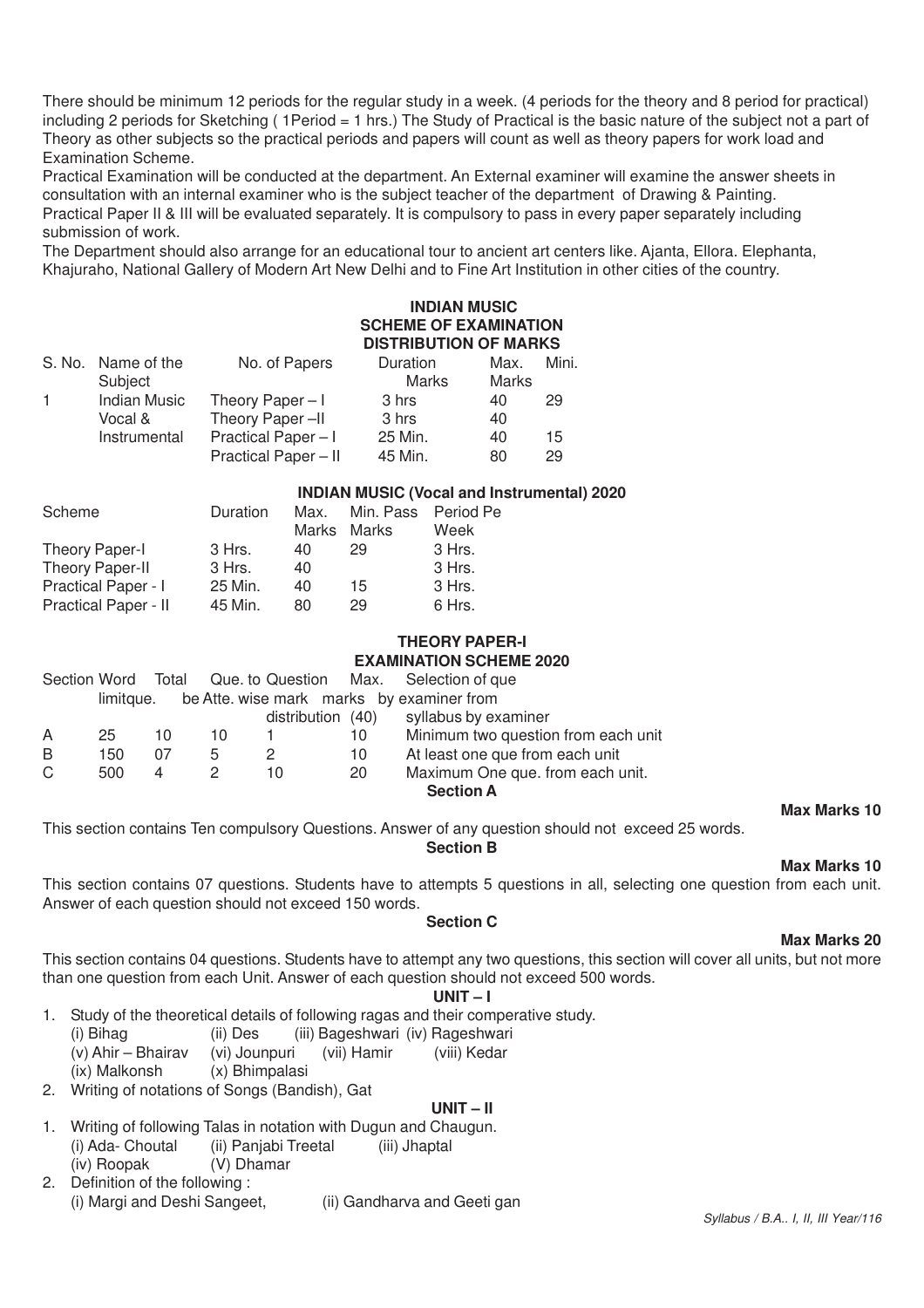There should be minimum 12 periods for the regular study in a week. (4 periods for the theory and 8 period for practical) including 2 periods for Sketching ( 1Period = 1 hrs.) The Study of Practical is the basic nature of the subject not a part of Theory as other subjects so the practical periods and papers will count as well as theory papers for work load and Examination Scheme.

Practical Examination will be conducted at the department. An External examiner will examine the answer sheets in consultation with an internal examiner who is the subject teacher of the department of Drawing & Painting.

Practical Paper II & III will be evaluated separately. It is compulsory to pass in every paper separately including submission of work.

The Department should also arrange for an educational tour to ancient art centers like. Ajanta, Ellora. Elephanta, Khajuraho, National Gallery of Modern Art New Delhi and to Fine Art Institution in other cities of the country.

## INDIAN MUSIC
## SCHEME OF EXAMINATION
## DISTRIBUTION OF MARKS

| S. No. | Name of the Subject | No. of Papers | Duration Marks | Max. Marks | Mini. |
|---|---|---|---|---|---|
| 1 | Indian Music | Theory Paper – I | 3 hrs | 40 | 29 |
| | Vocal & | Theory Paper –II | 3 hrs | 40 | |
| | Instrumental | Practical Paper – I | 25 Min. | 40 | 15 |
| | | Practical Paper – II | 45 Min. | 80 | 29 |

### INDIAN MUSIC (Vocal and Instrumental) 2020

| Scheme | Duration | Max. Marks | Min. Pass Marks | Period Pe Week |
|---|---|---|---|---|
| Theory Paper-I | 3 Hrs. | 40 | 29 | 3 Hrs. |
| Theory Paper-II | 3 Hrs. | 40 | | 3 Hrs. |
| Practical Paper - I | 25 Min. | 40 | 15 | 3 Hrs. |
| Practical Paper - II | 45 Min. | 80 | 29 | 6 Hrs. |

### THEORY PAPER-I
### EXAMINATION SCHEME 2020

| Section | Word limitque. | Total | Que. to be Atte. | Question wise mark distribution | Max. marks (40) | Selection of que by examiner from syllabus by examiner |
|---|---|---|---|---|---|---|
| A | 25 | 10 | 10 | 1 | 10 | Minimum two question from each unit |
| B | 150 | 07 | 5 | 2 | 10 | At least one que from each unit |
| C | 500 | 4 | 2 | 10 | 20 | Maximum One que. from each unit. |

**Section A**

**Max Marks 10**

This section contains Ten compulsory Questions. Answer of any question should not exceed 25 words.

**Section B**

**Max Marks 10**

This section contains 07 questions. Students have to attempts 5 questions in all, selecting one question from each unit. Answer of each question should not exceed 150 words.

**Section C**

**Max Marks 20**

This section contains 04 questions. Students have to attempt any two questions, this section will cover all units, but not more than one question from each Unit. Answer of each question should not exceed 500 words.

**UNIT – I**

1. Study of the theoretical details of following ragas and their comperative study.
   (i) Bihag (ii) Des (iii) Bageshwari (iv) Rageshwari
   (v) Ahir – Bhairav (vi) Jounpuri (vii) Hamir (viii) Kedar
   (ix) Malkonsh (x) Bhimpalasi
2. Writing of notations of Songs (Bandish), Gat

**UNIT – II**

1. Writing of following Talas in notation with Dugun and Chaugun.
   (i) Ada- Choutal (ii) Panjabi Treetal (iii) Jhaptal
   (iv) Roopak (V) Dhamar
2. Definition of the following :
   (i) Margi and Deshi Sangeet, (ii) Gandharva and Geeti gan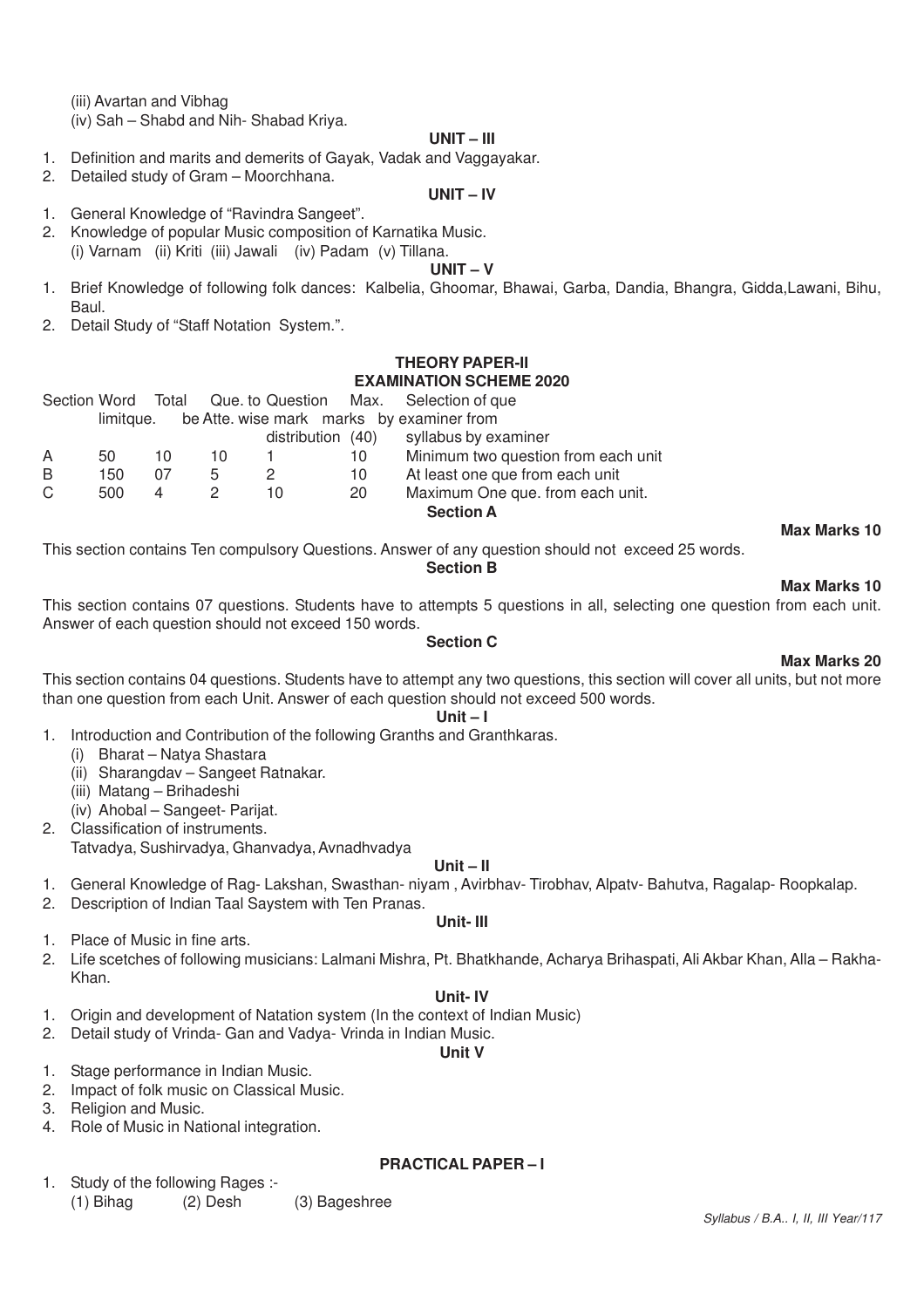(iii) Avartan and Vibhag

(iv) Sah – Shabd and Nih- Shabad Kriya.

### UNIT – III

1. Definition and marits and demerits of Gayak, Vadak and Vaggayakar.
2. Detailed study of Gram – Moorchhana.

### UNIT – IV

1. General Knowledge of "Ravindra Sangeet".
2. Knowledge of popular Music composition of Karnatika Music.
   (i) Varnam (ii) Kriti (iii) Jawali (iv) Padam (v) Tillana.

### UNIT – V

1. Brief Knowledge of following folk dances: Kalbelia, Ghoomar, Bhawai, Garba, Dandia, Bhangra, Gidda,Lawani, Bihu, Baul.
2. Detail Study of "Staff Notation System.".

## THEORY PAPER-II

### EXAMINATION SCHEME 2020

| Section | Word limitque. | Total | Que. to be Atte. | Question wise mark distribution | Max. marks (40) | Selection of que by examiner from syllabus by examiner |
|---|---|---|---|---|---|---|
| A | 50 | 10 | 10 | 1 | 10 | Minimum two question from each unit |
| B | 150 | 07 | 5 | 2 | 10 | At least one que from each unit |
| C | 500 | 4 | 2 | 10 | 20 | Maximum One que. from each unit. |

### Section A

**Max Marks 10**

This section contains Ten compulsory Questions. Answer of any question should not exceed 25 words.

### Section B

**Max Marks 10**

This section contains 07 questions. Students have to attempts 5 questions in all, selecting one question from each unit. Answer of each question should not exceed 150 words.

### Section C

**Max Marks 20**

This section contains 04 questions. Students have to attempt any two questions, this section will cover all units, but not more than one question from each Unit. Answer of each question should not exceed 500 words.

### Unit – I

1. Introduction and Contribution of the following Granths and Granthkaras.
   (i) Bharat – Natya Shastara
   (ii) Sharangdav – Sangeet Ratnakar.
   (iii) Matang – Brihadeshi
   (iv) Ahobal – Sangeet- Parijat.
2. Classification of instruments.
   Tatvadya, Sushirvadya, Ghanvadya, Avnadhvadya

### Unit – II

1. General Knowledge of Rag- Lakshan, Swasthan- niyam , Avirbhav- Tirobhav, Alpatv- Bahutva, Ragalap- Roopkalap.
2. Description of Indian Taal Saystem with Ten Pranas.

### Unit- III

1. Place of Music in fine arts.
2. Life scetches of following musicians: Lalmani Mishra, Pt. Bhatkhande, Acharya Brihaspati, Ali Akbar Khan, Alla – Rakha-Khan.

### Unit- IV

1. Origin and development of Natation system (In the context of Indian Music)
2. Detail study of Vrinda- Gan and Vadya- Vrinda in Indian Music.

### Unit V

1. Stage performance in Indian Music.
2. Impact of folk music on Classical Music.
3. Religion and Music.
4. Role of Music in National integration.

## PRACTICAL PAPER – I

1. Study of the following Rages :-
   (1) Bihag (2) Desh (3) Bageshree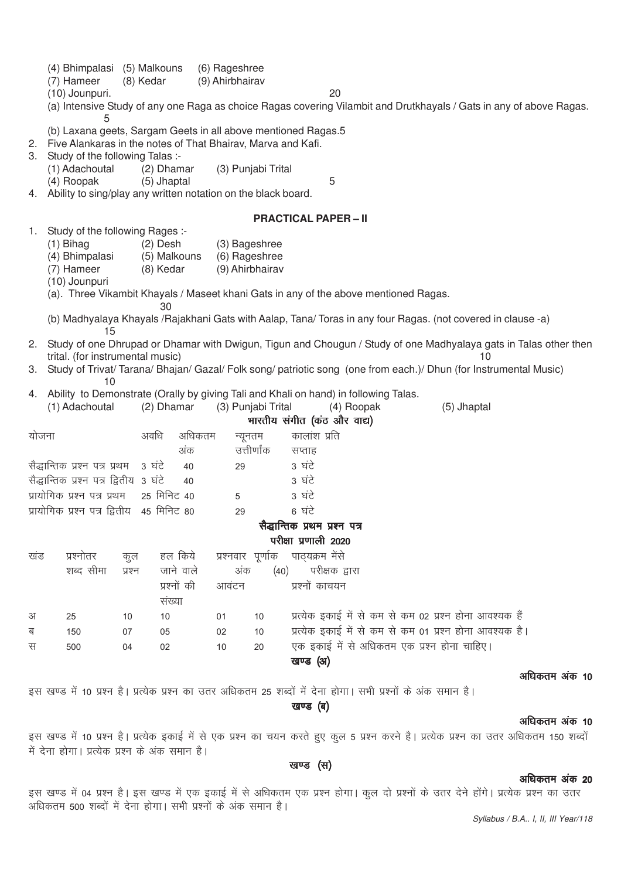(4) Bhimpalasi (5) Malkouns (6) Rageshree
(7) Hameer (8) Kedar (9) Ahirbhairav
(10) Jounpuri. 20

(a) Intensive Study of any one Raga as choice Ragas covering Vilambit and Drutkhayals / Gats in any of above Ragas. 5

(b) Laxana geets, Sargam Geets in all above mentioned Ragas.5

2. Five Alankaras in the notes of That Bhairav, Marva and Kafi.
3. Study of the following Talas :-
   (1) Adachoutal (2) Dhamar (3) Punjabi Trital
   (4) Roopak (5) Jhaptal 5
4. Ability to sing/play any written notation on the black board.

## PRACTICAL PAPER – II

1. Study of the following Rages :-
   (1) Bihag (2) Desh (3) Bageshree
   (4) Bhimpalasi (5) Malkouns (6) Rageshree
   (7) Hameer (8) Kedar (9) Ahirbhairav
   (10) Jounpuri

   (a). Three Vikambit Khayals / Maseet khani Gats in any of the above mentioned Ragas. 30

   (b) Madhyalaya Khayals /Rajakhani Gats with Aalap, Tana/ Toras in any four Ragas. (not covered in clause -a) 15
2. Study of one Dhrupad or Dhamar with Dwigun, Tigun and Chougun / Study of one Madhyalaya gats in Talas other then trital. (for instrumental music) 10
3. Study of Trivat/ Tarana/ Bhajan/ Gazal/ Folk song/ patriotic song (one from each.)/ Dhun (for Instrumental Music) 10
4. Ability to Demonstrate (Orally by giving Tali and Khali on hand) in following Talas.
   (1) Adachoutal (2) Dhamar (3) Punjabi Trital (4) Roopak (5) Jhaptal

## भारतीय संगीत (कंठ और वाद्य)

| योजना | अवधि | अधिकतम अंक | न्यूनतम उत्तीर्णांक | कालांश प्रति सप्ताह |
|---|---|---|---|---|
| सैद्धान्तिक प्रश्न पत्र प्रथम | 3 घंटे | 40 | 29 | 3 घंटे |
| सैद्धान्तिक प्रश्न पत्र द्वितीय | 3 घंटे | 40 | | 3 घंटे |
| प्रायोगिक प्रश्न पत्र प्रथम | 25 मिनिट | 40 | 5 | 3 घंटे |
| प्रायोगिक प्रश्न पत्र द्वितीय | 45 मिनिट | 80 | 29 | 6 घंटे |

## सैद्धान्तिक प्रथम प्रश्न पत्र

### परीक्षा प्रणाली 2020

| खंड | प्रश्नोतर शब्द सीमा | कुल प्रश्न | हल किये जाने वाले प्रश्नों की संख्या | प्रश्नवार अंक आवंटन | पूर्णाक (40) | पाठ्यक्रम मेंसे परीक्षक द्वारा प्रश्नों काचयन |
|---|---|---|---|---|---|---|
| अ | 25 | 10 | 10 | 01 | 10 | प्रत्येक इकाई में से कम से कम 02 प्रश्न होना आवश्यक हैं |
| ब | 150 | 07 | 05 | 02 | 10 | प्रत्येक इकाई में से कम से कम 01 प्रश्न होना आवश्यक है। |
| स | 500 | 04 | 02 | 10 | 20 | एक इकाई में से अधिकतम एक प्रश्न होना चाहिए। |

### खण्ड (अ)

**अधिकतम अंक 10**

इस खण्ड में 10 प्रश्न है। प्रत्येक प्रश्न का उत्तर अधिकतम 25 शब्दों में देना होगा। सभी प्रश्नों के अंक समान है।

### खण्ड (ब)

**अधिकतम अंक 10**

इस खण्ड में 10 प्रश्न है। प्रत्येक इकाई में से एक प्रश्न का चयन करते हुए कुल 5 प्रश्न करने है। प्रत्येक प्रश्न का उत्तर अधिकतम 150 शब्दों में देना होगा। प्रत्येक प्रश्न के अंक समान है।

### खण्ड (स)

**अधिकतम अंक 20**

इस खण्ड में 04 प्रश्न है। इस खण्ड में एक इकाई में से अधिकतम एक प्रश्न होगा। कुल दो प्रश्नों के उत्तर देने होंगे। प्रत्येक प्रश्न का उत्तर अधिकतम 500 शब्दों में देना होगा। सभी प्रश्नों के अंक समान है।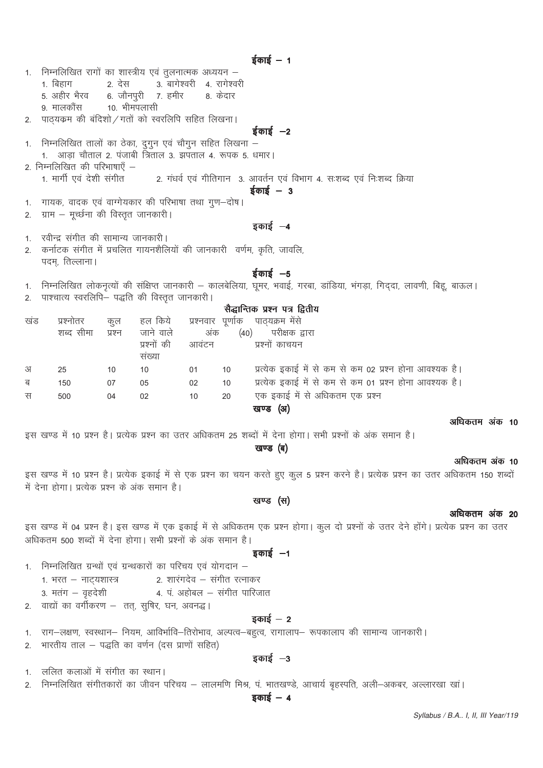### ईकाई – 1

1. निम्नलिखित रागों का शास्त्रीय एवं तुलनात्मक अध्ययन –
   1. बिहाग 2. देस 3. बागेश्वरी 4. रागेश्वरी
   5. अहीर भैरव 6. जौनपुरी 7. हमीर 8. केदार
   9. मालकौंस 10. भीमपलासी
2. पाठ्यक्रम की बंदिशो / गतों को स्वरलिपि सहित लिखना।

### ईकाई –2

1. निम्नलिखित तालों का ठेका, दुगुन एवं चौगुन सहित लिखना –
   1. आड़ा चौताल 2. पंजाबी त्रिताल 3. झपताल 4. रूपक 5. धमार।
2. निम्नलिखित की परिभाषाएँ –
   1. मार्गी एवं देशी संगीत 2. गंधर्व एवं गीतिगान 3. आवर्तन एवं विभाग 4. सःशब्द एवं निःशब्द क्रिया

### ईकाई – 3

1. गायक, वादक एवं वाग्गेयकार की परिभाषा तथा गुण–दोष।
2. ग्राम – मूर्च्छना की विस्तृत जानकारी।

### इकाई –4

1. रवीन्द्र संगीत की सामान्य जानकारी।
2. कर्नाटक संगीत में प्रचलित गायनशैलियों की जानकारी वर्णम, कृति, जावलि, पदम्, तिल्लाना।

### ईकाई –5

1. निम्नलिखित लोकनृत्यों की संक्षिप्त जानकारी – कालबेलिया, घूमर, भवाई, गरबा, डांडिया, भंगड़ा, गिद्दा, लावणी, बिहू, बाऊल।
2. पाश्चात्य स्वरलिपि– पद्धति की विस्तृत जानकारी।

## सैद्धान्तिक प्रश्न पत्र द्वितीय

| खंड | प्रश्नोतर शब्द सीमा | कुल प्रश्न | हल किये जाने वाले प्रश्नों की संख्या | प्रश्नवार अंक आवंटन | पूर्णांक (40) | पाठ्यक्रम मेंसे परीक्षक द्वारा प्रश्नों काचयन |
|---|---|---|---|---|---|---|
| अ | 25 | 10 | 10 | 01 | 10 | प्रत्येक इकाई में से कम से कम 02 प्रश्न होना आवश्यक है। |
| ब | 150 | 07 | 05 | 02 | 10 | प्रत्येक इकाई में से कम से कम 01 प्रश्न होना आवश्यक है। |
| स | 500 | 04 | 02 | 10 | 20 | एक इकाई में से अधिकतम एक प्रश्न |

### खण्ड (अ)

**अधिकतम अंक 10**

इस खण्ड में 10 प्रश्न है। प्रत्येक प्रश्न का उत्तर अधिकतम 25 शब्दों में देना होगा। सभी प्रश्नों के अंक समान है।

### खण्ड (ब)

**अधिकतम अंक 10**

इस खण्ड में 10 प्रश्न है। प्रत्येक इकाई में से एक प्रश्न का चयन करते हुए कुल 5 प्रश्न करने है। प्रत्येक प्रश्न का उत्तर अधिकतम 150 शब्दों में देना होगा। प्रत्येक प्रश्न के अंक समान है।

### खण्ड (स)

**अधिकतम अंक 20**

इस खण्ड में 04 प्रश्न है। इस खण्ड में एक इकाई में से अधिकतम एक प्रश्न होगा। कुल दो प्रश्नों के उत्तर देने होंगे। प्रत्येक प्रश्न का उत्तर अधिकतम 500 शब्दों में देना होगा। सभी प्रश्नों के अंक समान है।

### इकाई –1

1. निम्नलिखित ग्रन्थों एवं ग्रन्थकारों का परिचय एवं योगदान –
   1. भरत – नाट्यशास्त्र 2. शारंगदेव – संगीत रत्नाकर
   3. मतंग – वृहदेशी 4. पं. अहोबल – संगीत पारिजात
2. वाद्यों का वर्गीकरण – तत्, सुषिर, घन, अवनद्ध।

### इकाई – 2

1. राग–लक्षण, स्वस्थान– नियम, आविर्भावि–तिरोभाव, अल्पत्व–बहुत्व, रागालाप– रूपकालाप की सामान्य जानकारी।
2. भारतीय ताल – पद्धति का वर्णन (दस प्राणों सहित)

### इकाई –3

1. ललित कलाओं में संगीत का स्थान।
2. निम्नलिखित संगीतकारों का जीवन परिचय – लालमणि मिश्र, पं. भातखण्डे, आचार्य बृहस्पति, अली–अकबर, अल्लारखा खां।

### इकाई – 4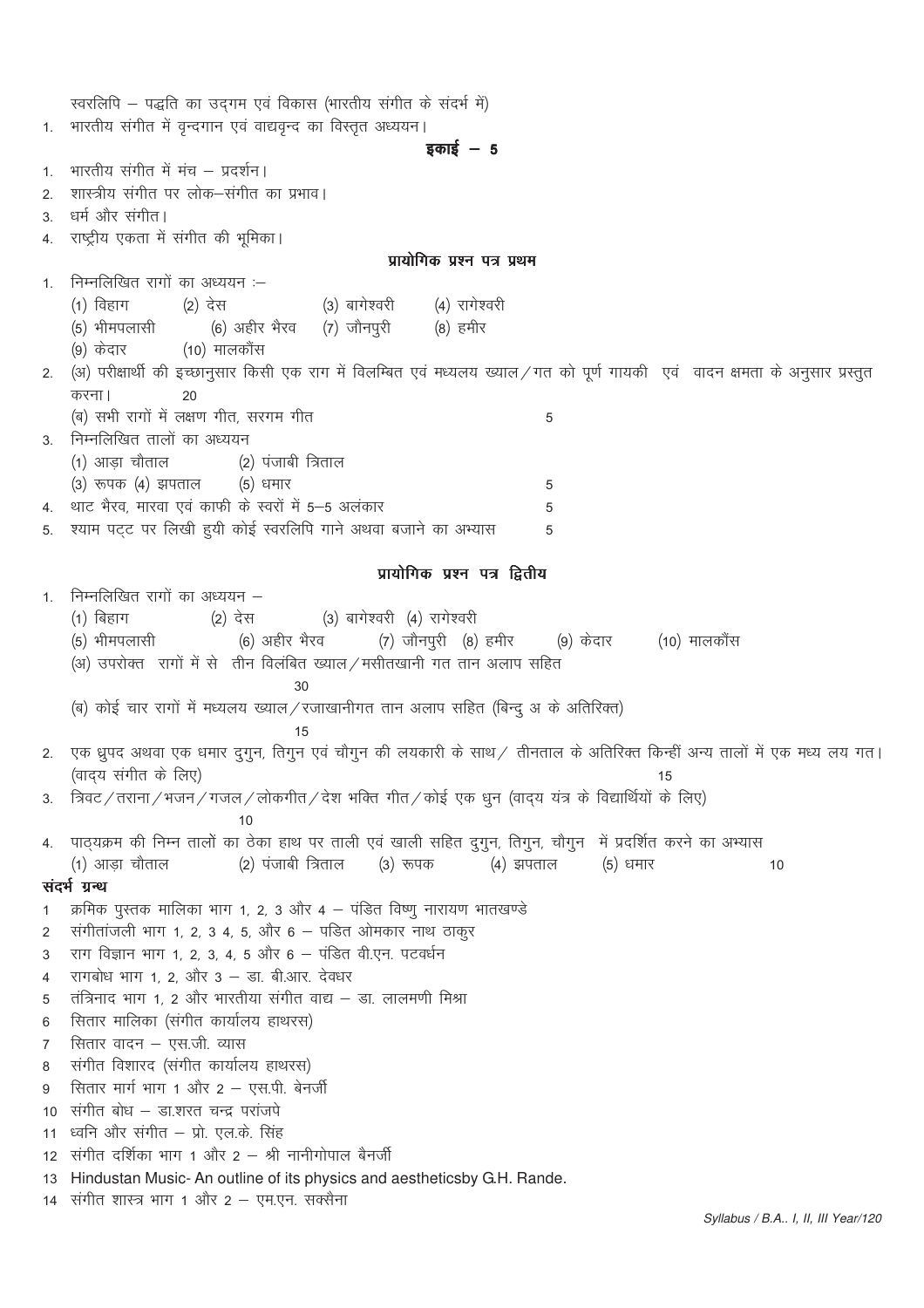स्वरलिपि – पद्धति का उद्‌गम एवं विकास (भारतीय संगीत के संदर्भ में)

1. भारतीय संगीत में वृन्दगान एवं वाद्यवृन्द का विस्तृत अध्ययन।

## इकाई – 5

1. भारतीय संगीत में मंच – प्रदर्शन।
2. शास्त्रीय संगीत पर लोक–संगीत का प्रभाव।
3. धर्म और संगीत।
4. राष्ट्रीय एकता में संगीत की भूमिका।

## प्रायोगिक प्रश्न पत्र प्रथम

1. निम्नलिखित रागों का अध्ययन :–
   (1) विहाग (2) देस (3) बागेश्वरी (4) रागेश्वरी
   (5) भीमपलासी (6) अहीर भैरव (7) जौनपुरी (8) हमीर
   (9) केदार (10) मालकौंस
2. (अ) परीक्षार्थी की इच्छानुसार किसी एक राग में विलम्बित एवं मध्यलय ख्याल/गत को पूर्ण गायकी एवं वादन क्षमता के अनुसार प्रस्तुत करना। 20
   (ब) सभी रागों में लक्षण गीत, सरगम गीत 5
3. निम्नलिखित तालों का अध्ययन
   (1) आड़ा चौताल (2) पंजाबी त्रिताल
   (3) रूपक (4) झपताल (5) धमार 5
4. थाट भैरव, मारवा एवं काफी के स्वरों में 5–5 अलंकार 5
5. श्याम पट्ट पर लिखी हुयी कोई स्वरलिपि गाने अथवा बजाने का अभ्यास 5

## प्रायोगिक प्रश्न पत्र द्वितीय

1. निम्नलिखित रागों का अध्ययन –
   (1) बिहाग (2) देस (3) बागेश्वरी (4) रागेश्वरी
   (5) भीमपलासी (6) अहीर भैरव (7) जौनपुरी (8) हमीर (9) केदार (10) मालकौंस
   (अ) उपरोक्त रागों में से तीन विलंबित ख्याल/मसीतखानी गत तान अलाप सहित 30
   (ब) कोई चार रागों में मध्यलय ख्याल/रजाखानीगत तान अलाप सहित (बिन्दु अ के अतिरिक्त) 15
2. एक ध्रुपद अथवा एक धमार दुगुन, तिगुन एवं चौगुन की लयकारी के साथ/ तीनताल के अतिरिक्त किन्हीं अन्य तालों में एक मध्य लय गत। (वाद्य संगीत के लिए) 15
3. त्रिवट/तराना/भजन/गजल/लोकगीत/देश भक्ति गीत/कोई एक धुन (वाद्य यंत्र के विद्यार्थियों के लिए) 10
4. पाठ्यक्रम की निम्न तालों का ठेका हाथ पर ताली एवं खाली सहित दुगुन, तिगुन, चौगुन में प्रदर्शित करने का अभ्यास
   (1) आड़ा चौताल (2) पंजाबी त्रिताल (3) रूपक (4) झपताल (5) धमार 10

**संदर्भ ग्रन्थ**

1. क्रमिक पुस्तक मालिका भाग 1, 2, 3 और 4 – पंडित विष्णु नारायण भातखण्डे
2. संगीतांजली भाग 1, 2, 3 4, 5, और 6 – पडित ओमकार नाथ ठाकुर
3. राग विज्ञान भाग 1, 2, 3, 4, 5 और 6 – पंडित वी.एन. पटवर्धन
4. रागबोध भाग 1, 2, और 3 – डा. बी.आर. देवधर
5. तंत्रिनाद भाग 1, 2 और भारतीया संगीत वाद्य – डा. लालमणी मिश्रा
6. सितार मालिका (संगीत कार्यालय हाथरस)
7. सितार वादन – एस.जी. व्यास
8. संगीत विशारद (संगीत कार्यालय हाथरस)
9. सितार मार्ग भाग 1 और 2 – एस.पी. बेनर्जी
10. संगीत बोध – डा.शरत चन्द्र परांजपे
11. ध्वनि और संगीत – प्रो. एल.के. सिंह
12. संगीत दर्शिका भाग 1 और 2 – श्री नानीगोपाल बैनर्जी
13. Hindustan Music- An outline of its physics and aestheticsby G.H. Rande.
14. संगीत शास्त्र भाग 1 और 2 – एम.एन. सक्सैना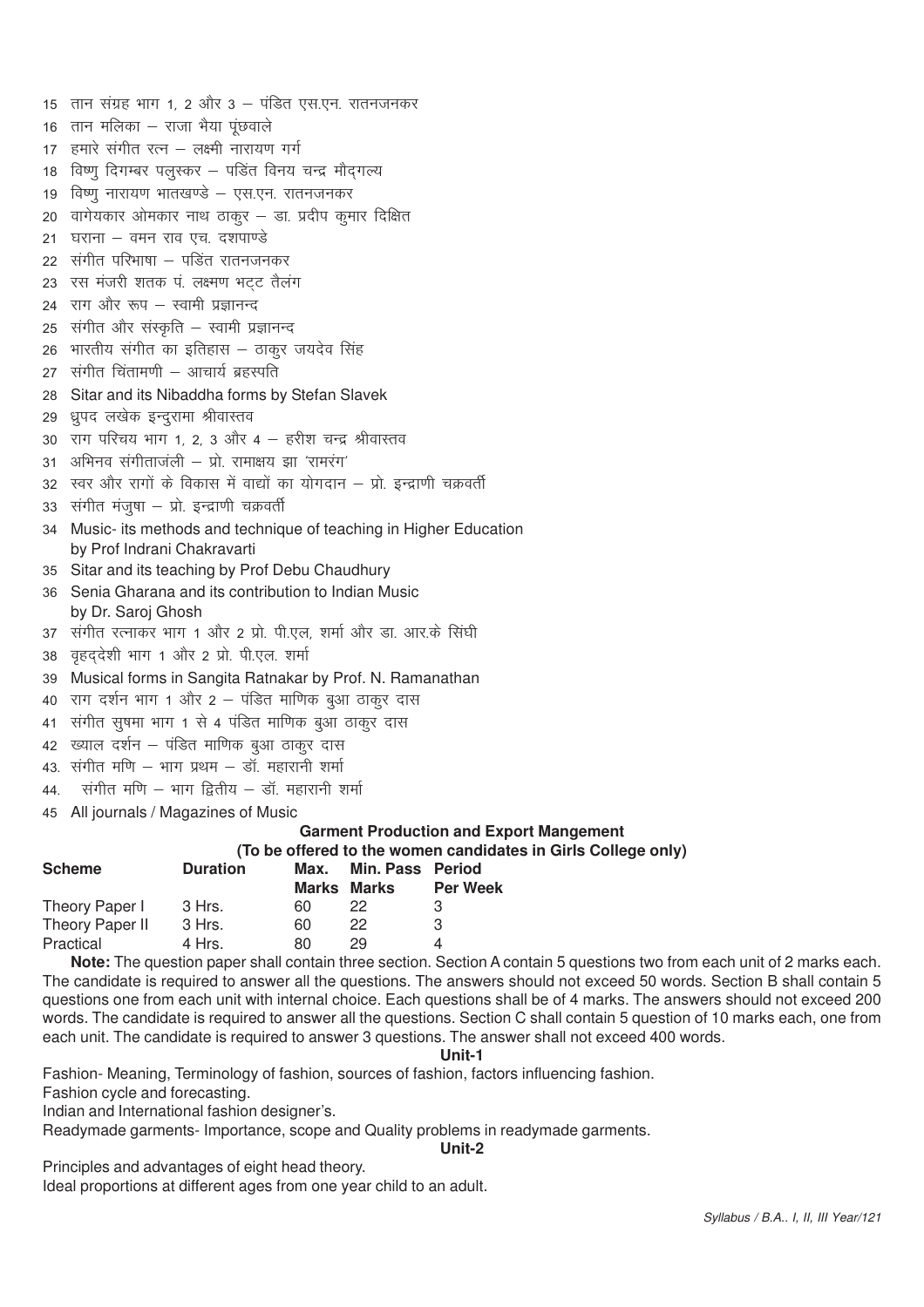15 तान संग्रह भाग 1, 2 और 3 – पंडित एस.एन. रातनजनकर
16 तान मलिका – राजा भैया पूंछवाले
17 हमारे संगीत रत्न – लक्ष्मी नारायण गर्ग
18 विष्णु दिगम्बर पलुस्कर – पडिंत विनय चन्द्र मौद्गल्य
19 विष्णु नारायण भातखण्डे – एस.एन. रातनजनकर
20 वागेयकार ओमकार नाथ ठाकुर – डा. प्रदीप कुमार दिक्षित
21 घराना – वमन राव एच. दशपाण्डे
22 संगीत परिभाषा – पडिंत रातनजनकर
23 रस मंजरी शतक पं. लक्ष्मण भट्ट तैलंग
24 राग और रूप – स्वामी प्रज्ञानन्द
25 संगीत और संस्कृति – स्वामी प्रज्ञानन्द
26 भारतीय संगीत का इतिहास – ठाकुर जयदेव सिंह
27 संगीत चिंतामणी – आचार्य ब्रहस्पति
28 Sitar and its Nibaddha forms by Stefan Slavek
29 ध्रुपद लखेक इन्दुरामा श्रीवास्तव
30 राग परिचय भाग 1, 2, 3 और 4 – हरीश चन्द्र श्रीवास्तव
31 अभिनव संगीताजंली – प्रो. रामाक्षय झा 'रामरंग'
32 स्वर और रागों के विकास में वाद्यों का योगदान – प्रो. इन्द्राणी चक्रवर्ती
33 संगीत मंजुषा – प्रो. इन्द्राणी चक्रवर्ती
34 Music- its methods and technique of teaching in Higher Education by Prof Indrani Chakravarti
35 Sitar and its teaching by Prof Debu Chaudhury
36 Senia Gharana and its contribution to Indian Music by Dr. Saroj Ghosh
37 संगीत रत्नाकर भाग 1 और 2 प्रो. पी.एल. शर्मा और डा. आर.के सिंघी
38 वृहद्देशी भाग 1 और 2 प्रो. पी.एल. शर्मा
39 Musical forms in Sangita Ratnakar by Prof. N. Ramanathan
40 राग दर्शन भाग 1 और 2 – पंडित माणिक बुआ ठाकुर दास
41 संगीत सुषमा भाग 1 से 4 पंडित माणिक बुआ ठाकुर दास
42 ख्याल दर्शन – पंडित माणिक बुआ ठाकुर दास
43. संगीत मणि – भाग प्रथम – डॉ. महारानी शर्मा
44. संगीत मणि – भाग द्वितीय – डॉ. महारानी शर्मा
45 All journals / Magazines of Music

## Garment Production and Export Mangement

**(To be offered to the women candidates in Girls College only)**

| Scheme | Duration | Max. Marks | Min. Pass Marks | Period Per Week |
|---|---|---|---|---|
| Theory Paper I | 3 Hrs. | 60 | 22 | 3 |
| Theory Paper II | 3 Hrs. | 60 | 22 | 3 |
| Practical | 4 Hrs. | 80 | 29 | 4 |

**Note:** The question paper shall contain three section. Section A contain 5 questions two from each unit of 2 marks each. The candidate is required to answer all the questions. The answers should not exceed 50 words. Section B shall contain 5 questions one from each unit with internal choice. Each questions shall be of 4 marks. The answers should not exceed 200 words. The candidate is required to answer all the questions. Section C shall contain 5 question of 10 marks each, one from each unit. The candidate is required to answer 3 questions. The answer shall not exceed 400 words.

### Unit-1

Fashion- Meaning, Terminology of fashion, sources of fashion, factors influencing fashion.

Fashion cycle and forecasting.

Indian and International fashion designer's.

Readymade garments- Importance, scope and Quality problems in readymade garments.

### Unit-2

Principles and advantages of eight head theory.

Ideal proportions at different ages from one year child to an adult.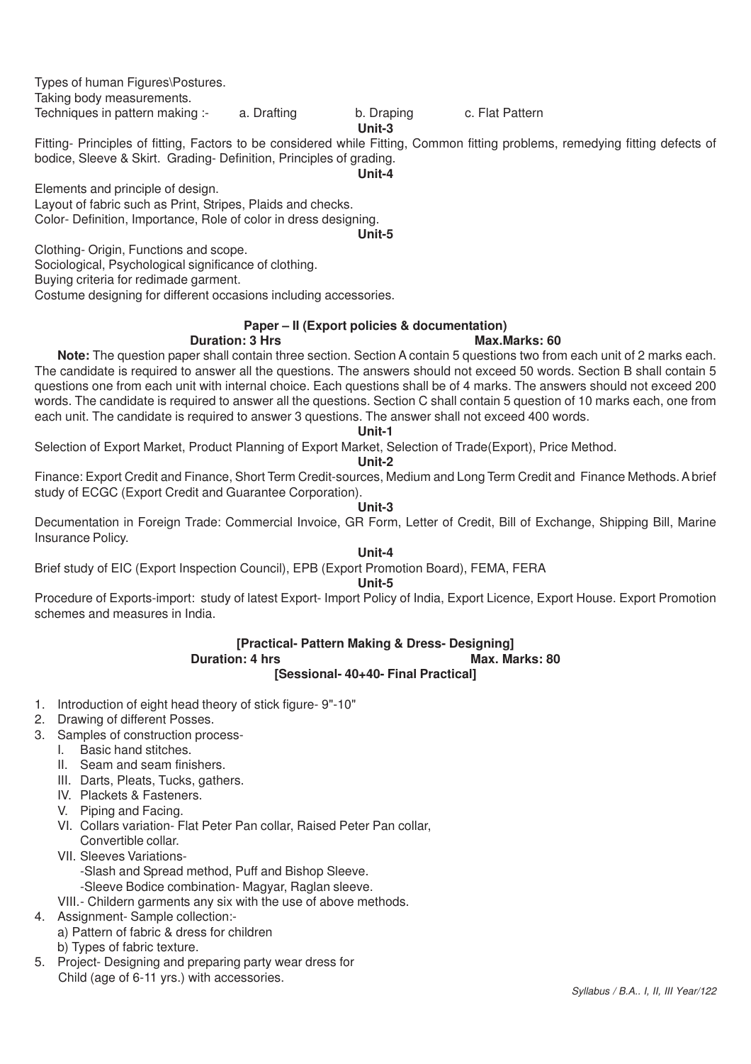Types of human Figures\Postures.

Taking body measurements.

Techniques in pattern making :- a. Drafting b. Draping c. Flat Pattern

**Unit-3**

Fitting- Principles of fitting, Factors to be considered while Fitting, Common fitting problems, remedying fitting defects of bodice, Sleeve & Skirt. Grading- Definition, Principles of grading.

**Unit-4**

Elements and principle of design.

Layout of fabric such as Print, Stripes, Plaids and checks.

Color- Definition, Importance, Role of color in dress designing.

**Unit-5**

Clothing- Origin, Functions and scope.

Sociological, Psychological significance of clothing.

Buying criteria for redimade garment.

Costume designing for different occasions including accessories.

## Paper – II (Export policies & documentation)

**Duration: 3 Hrs** **Max.Marks: 60**

**Note:** The question paper shall contain three section. Section A contain 5 questions two from each unit of 2 marks each. The candidate is required to answer all the questions. The answers should not exceed 50 words. Section B shall contain 5 questions one from each unit with internal choice. Each questions shall be of 4 marks. The answers should not exceed 200 words. The candidate is required to answer all the questions. Section C shall contain 5 question of 10 marks each, one from each unit. The candidate is required to answer 3 questions. The answer shall not exceed 400 words.

**Unit-1**

Selection of Export Market, Product Planning of Export Market, Selection of Trade(Export), Price Method.

**Unit-2**

Finance: Export Credit and Finance, Short Term Credit-sources, Medium and Long Term Credit and Finance Methods. A brief study of ECGC (Export Credit and Guarantee Corporation).

**Unit-3**

Documentation in Foreign Trade: Commercial Invoice, GR Form, Letter of Credit, Bill of Exchange, Shipping Bill, Marine Insurance Policy.

**Unit-4**

Brief study of EIC (Export Inspection Council), EPB (Export Promotion Board), FEMA, FERA

**Unit-5**

Procedure of Exports-import: study of latest Export- Import Policy of India, Export Licence, Export House. Export Promotion schemes and measures in India.

## [Practical- Pattern Making & Dress- Designing]

**Duration: 4 hrs** **Max. Marks: 80**

**[Sessional- 40+40- Final Practical]**

1. Introduction of eight head theory of stick figure- 9"-10"
2. Drawing of different Posses.
3. Samples of construction process-
   I. Basic hand stitches.
   II. Seam and seam finishers.
   III. Darts, Pleats, Tucks, gathers.
   IV. Plackets & Fasteners.
   V. Piping and Facing.
   VI. Collars variation- Flat Peter Pan collar, Raised Peter Pan collar, Convertible collar.
   VII. Sleeves Variations-
   -Slash and Spread method, Puff and Bishop Sleeve.
   -Sleeve Bodice combination- Magyar, Raglan sleeve.
   VIII.- Childern garments any six with the use of above methods.
4. Assignment- Sample collection:-
   a) Pattern of fabric & dress for children
   b) Types of fabric texture.
5. Project- Designing and preparing party wear dress for Child (age of 6-11 yrs.) with accessories.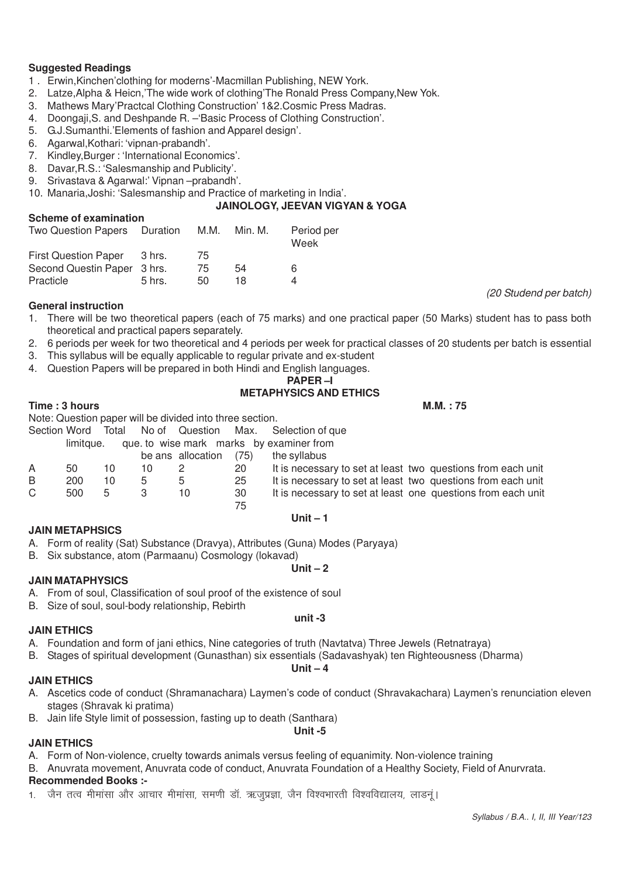**Suggested Readings**

1 . Erwin,Kinchen'clothing for moderns'-Macmillan Publishing, NEW York.
2. Latze,Alpha & Heicn,'The wide work of clothing'The Ronald Press Company,New Yok.
3. Mathews Mary'Practcal Clothing Construction' 1&2.Cosmic Press Madras.
4. Doongaji,S. and Deshpande R. –'Basic Process of Clothing Construction'.
5. G.J.Sumanthi.'Elements of fashion and Apparel design'.
6. Agarwal,Kothari: 'vipnan-prabandh'.
7. Kindley,Burger : 'International Economics'.
8. Davar,R.S.: 'Salesmanship and Publicity'.
9. Srivastava & Agarwal:' Vipnan –prabandh'.
10. Manaria,Joshi: 'Salesmanship and Practice of marketing in India'.

## JAINOLOGY, JEEVAN VIGYAN & YOGA

**Scheme of examination**

| Two Question Papers | Duration | M.M. | Min. M. | Period per Week |
|---|---|---|---|---|
| First Question Paper | 3 hrs. | 75 | | |
| Second Questin Paper | 3 hrs. | 75 | 54 | 6 |
| Practicle | 5 hrs. | 50 | 18 | 4 |

*(20 Studend per batch)*

**General instruction**

1. There will be two theoretical papers (each of 75 marks) and one practical paper (50 Marks) student has to pass both theoretical and practical papers separately.
2. 6 periods per week for two theoretical and 4 periods per week for practical classes of 20 students per batch is essential
3. This syllabus will be equally applicable to regular private and ex-student
4. Question Papers will be prepared in both Hindi and English languages.

### PAPER –I
### METAPHYSICS AND ETHICS

**Time : 3 hours** **M.M. : 75**

Note: Question paper will be divided into three section.

| Section | Word limitque. | Total que. | No of que. to be ans | Question wise mark allocation | Max. marks (75) | Selection of que by examiner from the syllabus |
|---|---|---|---|---|---|---|
| A | 50 | 10 | 10 | 2 | 20 | It is necessary to set at least two questions from each unit |
| B | 200 | 10 | 5 | 5 | 25 | It is necessary to set at least two questions from each unit |
| C | 500 | 5 | 3 | 10 | 30 | It is necessary to set at least one questions from each unit |
| | | | | | 75 | |

**Unit – 1**

**JAIN METAPHSICS**

A. Form of reality (Sat) Substance (Dravya), Attributes (Guna) Modes (Paryaya)
B. Six substance, atom (Parmaanu) Cosmology (lokavad)

**Unit – 2**

**JAIN MATAPHYSICS**

A. From of soul, Classification of soul proof of the existence of soul
B. Size of soul, soul-body relationship, Rebirth

**unit -3**

**JAIN ETHICS**

A. Foundation and form of jani ethics, Nine categories of truth (Navtatva) Three Jewels (Retnatraya)
B. Stages of spiritual development (Gunasthan) six essentials (Sadavashyak) ten Righteousness (Dharma)

**Unit – 4**

**JAIN ETHICS**

A. Ascetics code of conduct (Shramanachara) Laymen's code of conduct (Shravakachara) Laymen's renunciation eleven stages (Shravak ki pratima)
B. Jain life Style limit of possession, fasting up to death (Santhara)

**Unit -5**

**JAIN ETHICS**

A. Form of Non-violence, cruelty towards animals versus feeling of equanimity. Non-violence training
B. Anuvrata movement, Anuvrata code of conduct, Anuvrata Foundation of a Healthy Society, Field of Anurvrata.

**Recommended Books :-**

1. जैन तत्व मीमांसा और आचार मीमांसा, समणी डॉ. ऋजुप्रज्ञा, जैन विश्वभारती विश्वविद्यालय, लाडनूं।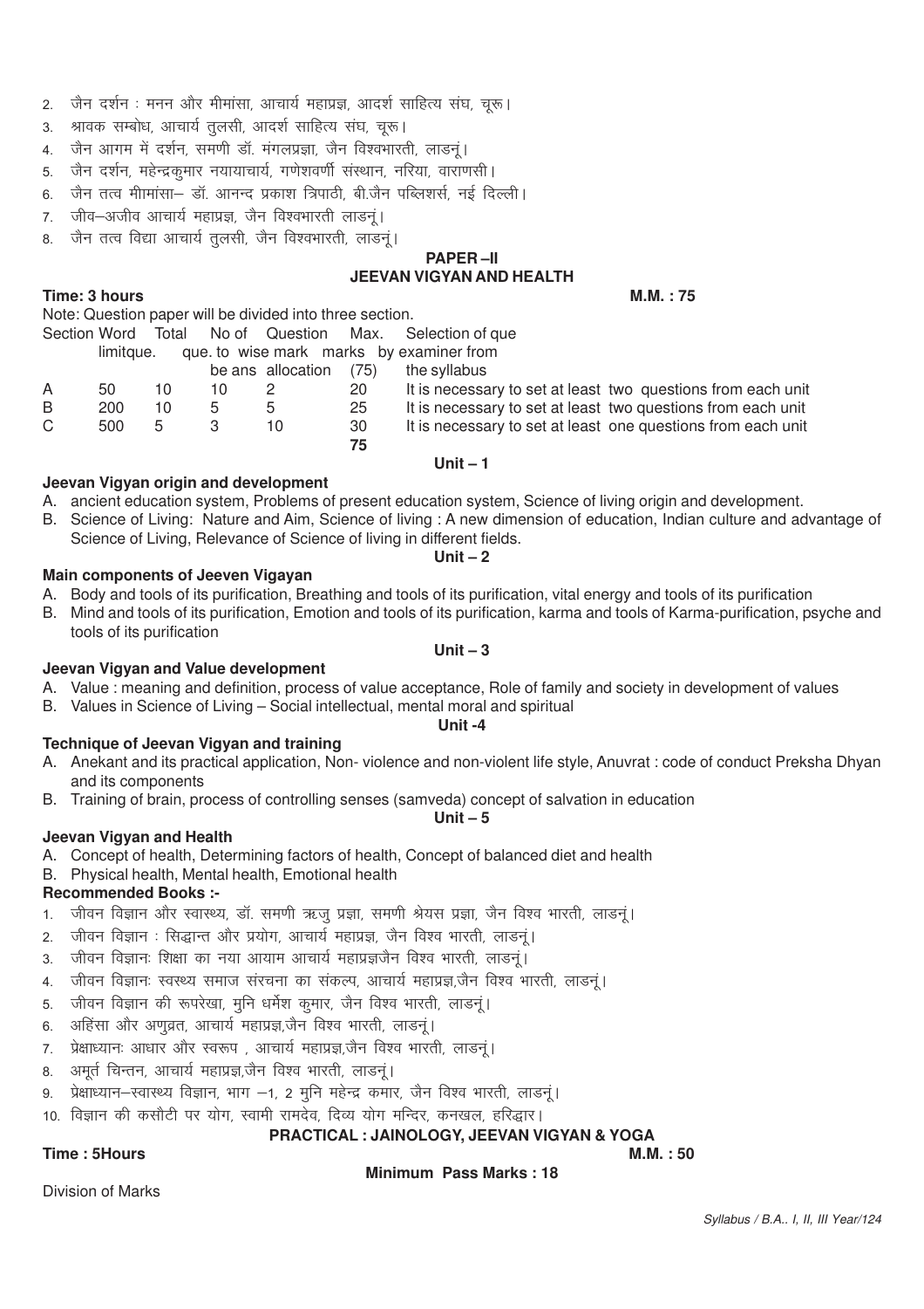2. जैन दर्शन : मनन और मीमांसा, आचार्य महाप्रज्ञ, आदर्श साहित्य संघ, चूरू।
3. श्रावक सम्बोध, आचार्य तुलसी, आदर्श साहित्य संघ, चूरू।
4. जैन आगम में दर्शन, समणी डॉ. मंगलप्रज्ञा, जैन विश्वभारती, लाडनूं।
5. जैन दर्शन, महेन्द्रकुमार नयायाचार्य, गणेशवर्णी संस्थान, नरिया, वाराणसी।
6. जैन तत्व मीमांसा– डॉ. आनन्द प्रकाश त्रिपाठी, बी.जैन पब्लिशर्स, नई दिल्ली।
7. जीव–अजीव आचार्य महाप्रज्ञ, जैन विश्वभारती लाडनूं।
8. जैन तत्व विद्या आचार्य तुलसी, जैन विश्वभारती, लाडनूं।

## PAPER –II
## JEEVAN VIGYAN AND HEALTH

**Time: 3 hours** **M.M. : 75**

Note: Question paper will be divided into three section.

| Section | Word limitque. | Total que. | No of Question to be ans | wise mark allocation | Max. marks (75) | Selection of que by examiner from the syllabus |
|---|---|---|---|---|---|---|
| A | 50 | 10 | 10 | 2 | 20 | It is necessary to set at least two questions from each unit |
| B | 200 | 10 | 5 | 5 | 25 | It is necessary to set at least two questions from each unit |
| C | 500 | 5 | 3 | 10 | 30 | It is necessary to set at least one questions from each unit |
| | | | | | **75** | |

### Unit – 1

**Jeevan Vigyan origin and development**

A. ancient education system, Problems of present education system, Science of living origin and development.

B. Science of Living: Nature and Aim, Science of living : A new dimension of education, Indian culture and advantage of Science of Living, Relevance of Science of living in different fields.

### Unit – 2

**Main components of Jeeven Vigayan**

A. Body and tools of its purification, Breathing and tools of its purification, vital energy and tools of its purification

B. Mind and tools of its purification, Emotion and tools of its purification, karma and tools of Karma-purification, psyche and tools of its purification

### Unit – 3

**Jeevan Vigyan and Value development**

A. Value : meaning and definition, process of value acceptance, Role of family and society in development of values

B. Values in Science of Living – Social intellectual, mental moral and spiritual

### Unit -4

**Technique of Jeevan Vigyan and training**

A. Anekant and its practical application, Non- violence and non-violent life style, Anuvrat : code of conduct Preksha Dhyan and its components

B. Training of brain, process of controlling senses (samveda) concept of salvation in education

### Unit – 5

**Jeevan Vigyan and Health**

A. Concept of health, Determining factors of health, Concept of balanced diet and health

B. Physical health, Mental health, Emotional health

**Recommended Books :-**

1. जीवन विज्ञान और स्वास्थ्य, डॉ. समणी ऋजु प्रज्ञा, समणी श्रेयस प्रज्ञा, जैन विश्व भारती, लाडनूं।
2. जीवन विज्ञान : सिद्धान्त और प्रयोग, आचार्य महाप्रज्ञ, जैन विश्व भारती, लाडनूं।
3. जीवन विज्ञानः शिक्षा का नया आयाम आचार्य महाप्रज्ञजैन विश्व भारती, लाडनूं।
4. जीवन विज्ञानः स्वस्थ्य समाज संरचना का संकल्प, आचार्य महाप्रज्ञ,जैन विश्व भारती, लाडनूं।
5. जीवन विज्ञान की रूपरेखा, मुनि धर्मेश कुमार, जैन विश्व भारती, लाडनूं।
6. अहिंसा और अणुव्रत, आचार्य महाप्रज्ञ,जैन विश्व भारती, लाडनूं।
7. प्रेक्षाध्यानः आधार और स्वरूप , आचार्य महाप्रज्ञ,जैन विश्व भारती, लाडनूं।
8. अमूर्त चिन्तन, आचार्य महाप्रज्ञ,जैन विश्व भारती, लाडनूं।
9. प्रेक्षाध्यान–स्वास्थ्य विज्ञान, भाग –1, 2 मुनि महेन्द्र कमार, जैन विश्व भारती, लाडनूं।
10. विज्ञान की कसौटी पर योग, स्वामी रामदेव, दिव्य योग मन्दिर, कनखल, हरिद्वार।

## PRACTICAL : JAINOLOGY, JEEVAN VIGYAN & YOGA

**Time : 5Hours** **M.M. : 50**

**Minimum Pass Marks : 18**

Division of Marks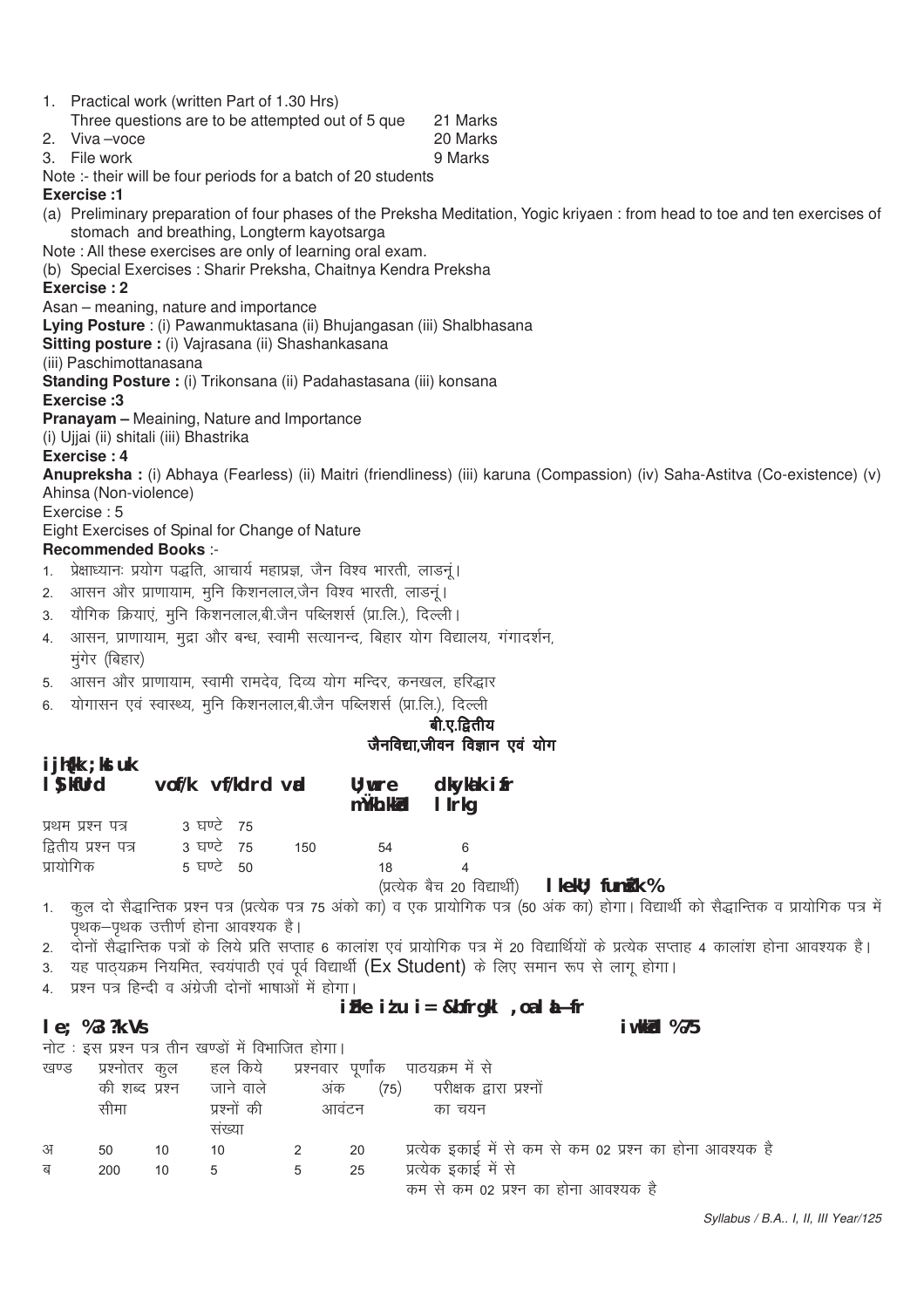1. Practical work (written Part of 1.30 Hrs)
   Three questions are to be attempted out of 5 que — 21 Marks
2. Viva –voce — 20 Marks
3. File work — 9 Marks

Note :- their will be four periods for a batch of 20 students

**Exercise :1**

(a) Preliminary preparation of four phases of the Preksha Meditation, Yogic kriyaen : from head to toe and ten exercises of stomach and breathing, Longterm kayotsarga

Note : All these exercises are only of learning oral exam.

(b) Special Exercises : Sharir Preksha, Chaitnya Kendra Preksha

**Exercise : 2**

Asan – meaning, nature and importance

**Lying Posture** : (i) Pawanmuktasana (ii) Bhujangasan (iii) Shalbhasana

**Sitting posture :** (i) Vajrasana (ii) Shashankasana (iii) Paschimottanasana

**Standing Posture :** (i) Trikonsana (ii) Padahastasana (iii) konsana

**Exercise :3**

**Pranayam –** Meaining, Nature and Importance

(i) Ujjai (ii) shitali (iii) Bhastrika

**Exercise : 4**

**Anupreksha :** (i) Abhaya (Fearless) (ii) Maitri (friendliness) (iii) karuna (Compassion) (iv) Saha-Astitva (Co-existence) (v) Ahinsa (Non-violence)

Exercise : 5

Eight Exercises of Spinal for Change of Nature

**Recommended Books** :-

1. प्रेक्षाध्यानः प्रयोग पद्धति, आचार्य महाप्रज्ञ, जैन विश्व भारती, लाडनूं।
2. आसन और प्राणायाम, मुनि किशनलाल,जैन विश्व भारती, लाडनूं।
3. यौगिक क्रियाएं, मुनि किशनलाल,बी.जैन पब्लिशर्स (प्रा.लि.), दिल्ली।
4. आसन, प्राणायाम, मुद्रा और बन्ध, स्वामी सत्यानन्द, बिहार योग विद्यालय, गंगादर्शन, मुंगेर (बिहार)
5. आसन और प्राणायाम, स्वामी रामदेव, दिव्य योग मन्दिर, कनखल, हरिद्वार
6. योगासन एवं स्वास्थ्य, मुनि किशनलाल,बी.जैन पब्लिशर्स (प्रा.लि.), दिल्ली

## बी.ए.द्वितीय
## जैनविद्या,जीवन विज्ञान एवं योग

### परीक्षा योजना

| सैद्धान्तिक | अवधि | अधिकतम अंक | | न्यूनतम उत्तीर्णांक | कालांश प्रति सप्ताह |
|---|---|---|---|---|---|
| प्रथम प्रश्न पत्र | 3 घण्टे | 75 | | | |
| द्वितीय प्रश्न पत्र | 3 घण्टे | 75 | 150 | 54 | 6 |
| प्रायोगिक | 5 घण्टे | 50 | | 18 | 4 |

(प्रत्येक बैच 20 विद्यार्थी)

**सामान्य निर्देश :**

1. कुल दो सैद्धान्तिक प्रश्न पत्र (प्रत्येक पत्र 75 अंको का) व एक प्रायोगिक पत्र (50 अंक का) होगा। विद्यार्थी को सैद्धान्तिक व प्रायोगिक पत्र में पृथक–पृथक उत्तीर्ण होना आवश्यक है।
2. दोनों सैद्धान्तिक पत्रों के लिये प्रति सप्ताह 6 कालांश एवं प्रायोगिक पत्र में 20 विद्यार्थियों के प्रत्येक सप्ताह 4 कालांश होना आवश्यक है।
3. यह पाठ्यक्रम नियमित, स्वयंपाठी एवं पूर्व विद्यार्थी (Ex Student) के लिए समान रूप से लागू होगा।
4. प्रश्न पत्र हिन्दी व अंग्रेजी दोनों भाषाओं में होगा।

### प्रथम प्रश्न पत्र – इतिहास एवं संस्कृति

**समय : 3 घण्टे** — **पूर्णांक : 75**

नोट : इस प्रश्न पत्र तीन खण्डों में विभाजित होगा।

| खण्ड | प्रश्नोत्तर की शब्द सीमा | कुल प्रश्न | हल किये जाने वाले प्रश्नों की संख्या | प्रश्नवार अंक | पूर्णांक (75) आवंटन | पाठ्यक्रम में से परीक्षक द्वारा प्रश्नों का चयन |
|---|---|---|---|---|---|---|
| अ | 50 | 10 | 10 | 2 | 20 | प्रत्येक इकाई में से कम से कम 02 प्रश्न का होना आवश्यक है |
| ब | 200 | 10 | 5 | 5 | 25 | प्रत्येक इकाई में से कम से कम 02 प्रश्न का होना आवश्यक है |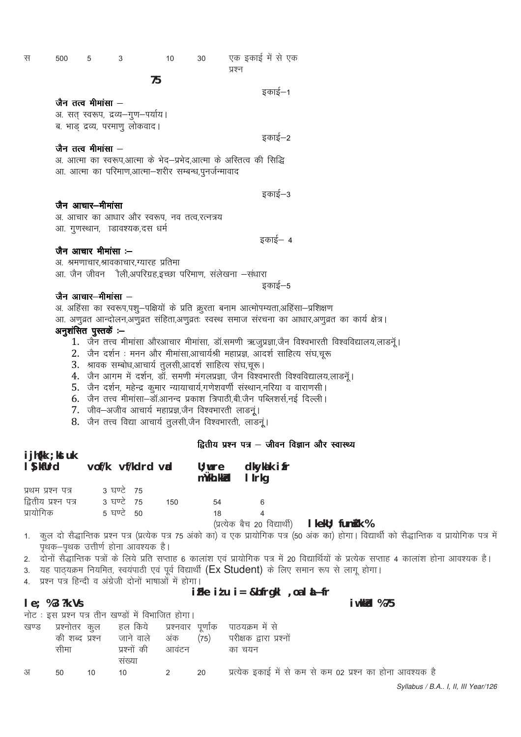| स | 500 | 5 | 3 | 10 | 30 | एक इकाई में से एक प्रश्न |
|---|---|---|---|---|---|---|
| | | | | 75 | | |

इकाई–1

**जैन तत्व मीमांसा –**

अ. सत् स्वरूप, द्रव्य–गुण–पर्याय।
ब. भाड़ द्रव्य, परमाणु लोकवाद।

इकाई–2

**जैन तत्व मीमांसा –**

अ. आत्मा का स्वरूप,आत्मा के भेद–प्रभेद,आत्मा के अस्तित्व की सिद्धि
आ. आत्मा का परिमाण,आत्मा–शरीर सम्बन्ध,पुनर्जन्मावाद

इकाई–3

**जैन आचार–मीमांसा**

अ. आचार का आधार और स्वरूप, नव तत्व,रत्नत्रय
आ. गुणस्थान, डावश्यक,दस धर्म

इकाई– 4

**जैन आचार मीमांसा :–**

अ. श्रमणाचार,श्रावकाचार,ग्यारह प्रतिमा
आ. जैन जीवन ौली,अपरिग्रह,इच्छा परिमाण, संलेखना –संधारा

इकाई–5

**जैन आचार–मीमांसा –**

अ. अहिंसा का स्वरूप,पशु–पक्षियों के प्रति क्रुरता बनाम आत्मोपम्यता,अहिंसा–प्रशिक्षण
आ. अणुव्रत आन्दोलन,अणुव्रत संहिता,अणुव्रतः स्वस्थ समाज संरचना का आधार,अणुव्रत का कार्य क्षेत्र।

**अनुशंसित पुस्तकें :–**

1. जैन तत्त्व मीमांसा औरआचार मीमांसा, डॉ.समणी ऋजुप्रज्ञा,जैन विश्वभारती विश्वविद्यालय,लाडनॅूं।
2. जैन दर्शन : मनन और मीमांसा,आचार्यश्री महाप्रज्ञ, आदर्श साहित्य संघ,चूरू
3. श्रावक सम्बोध,आचार्य तुलसी,आदर्श साहित्य संघ,चूरू।
4. जैन आगम में दर्शन, डॉ. समणी मंगलप्रज्ञा, जैन विश्वभारती विश्वविद्यालय,लाडनॅूं।
5. जैन दर्शन, महेन्द्र कुमार न्यायाचार्य,गणेशवर्णी संस्थान,नरिया व वाराणसी।
6. जैन तत्त्व मीमांसा–डॉ.आनन्द प्रकाश त्रिपाठी,बी.जैन पब्लिशर्स,नई दिल्ली।
7. जीव–अजीव आचार्य महाप्रज्ञ,जैन विश्वभारती लाडनूं।
8. जैन तत्त्व विद्या आचार्य तुलसी,जैन विश्वभारती, लाडनूं।

## द्वितीय प्रश्न पत्र – जीवन विज्ञान और स्वास्थ्य

**परीक्षा योजना**

| सैद्धान्तिक | अवधि | अधिकतम अंक | | न्यूनतम उत्तीर्णांक | कालांश प्रति सप्ताह |
|---|---|---|---|---|---|
| प्रथम प्रश्न पत्र | 3 घण्टे | 75 | | | |
| द्वितीय प्रश्न पत्र | 3 घण्टे | 75 | 150 | 54 | 6 |
| प्रायोगिक | 5 घण्टे | 50 | | 18 | 4 |

(प्रत्येक बैच 20 विद्यार्थी) **सामान्य निर्देश :**

1. कुल दो सैद्धान्तिक प्रश्न पत्र (प्रत्येक पत्र 75 अंको का) व एक प्रायोगिक पत्र (50 अंक का) होगा। विद्यार्थी को सैद्धान्तिक व प्रायोगिक पत्र में पृथक–पृथक उत्तीर्ण होना आवश्यक है।
2. दोनों सैद्धान्तिक पत्रों के लिये प्रति सप्ताह 6 कालांश एवं प्रायोगिक पत्र में 20 विद्यार्थियों के प्रत्येक सप्ताह 4 कालांश होना आवश्यक है।
3. यह पाठ्यक्रम नियमित, स्वयंपाठी एवं पूर्व विद्यार्थी (Ex Student) के लिए समान रूप से लागू होगा।
4. प्रश्न पत्र हिन्दी व अंग्रेजी दोनों भाषाओं में होगा।

**प्रथम प्रश्न पत्र – इतिहास एवं संस्कृति**

**समय : 3 घण्टे** **पूर्णांक : 75**

नोट : इस प्रश्न पत्र तीन खण्डों में विभाजित होगा।

| खण्ड | प्रश्नोतर की शब्द सीमा | कुल प्रश्न | हल किये जाने वाले प्रश्नों की संख्या | प्रश्नवार अंक आवंटन | पूर्णांक (75) | पाठयक्रम में से परीक्षक द्वारा प्रश्नों का चयन |
|---|---|---|---|---|---|---|
| अ | 50 | 10 | 10 | 2 | 20 | प्रत्येक इकाई में से कम से कम 02 प्रश्न का होना आवश्यक है |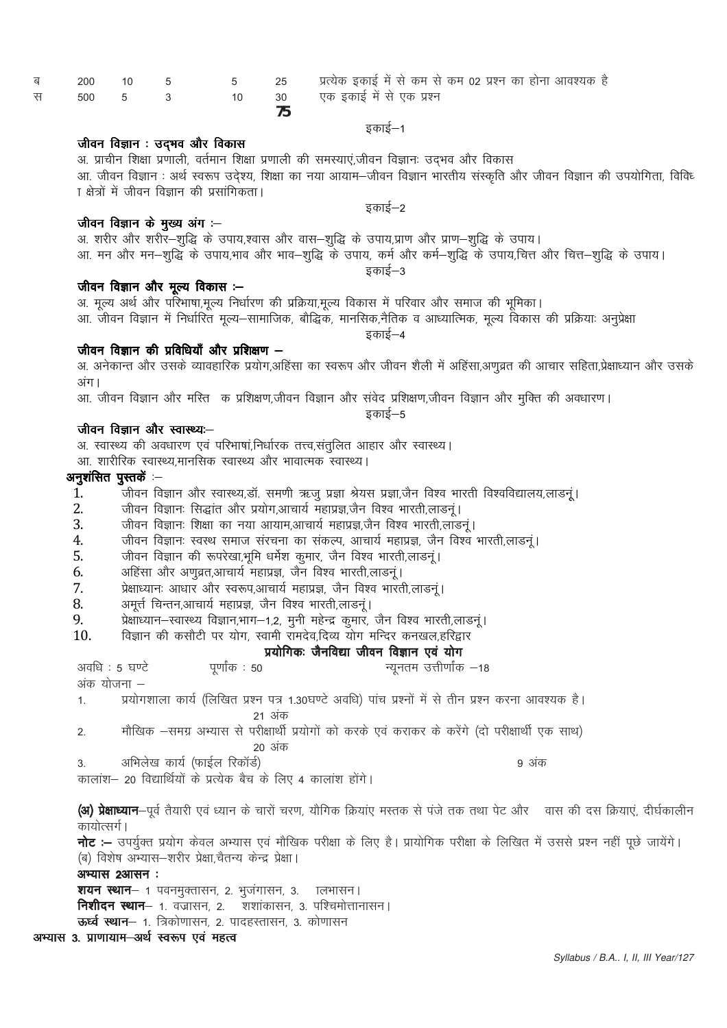| ब | 200 | 10 | 5 | 5 | 25 | प्रत्येक इकाई में से कम से कम 02 प्रश्न का होना आवश्यक है |
|---|---|---|---|---|---|---|
| स | 500 | 5 | 3 | 10 | 30 | एक इकाई में से एक प्रश्न |
| | | | | | **75** | |

इकाई–1

### जीवन विज्ञान : उद्भव और विकास

अ. प्राचीन शिक्षा प्रणाली, वर्तमान शिक्षा प्रणाली की समस्याएं,जीवन विज्ञानः उद्भव और विकास

आ. जीवन विज्ञान : अर्थ स्वरूप उद्देश्य, शिक्षा का नया आयाम–जीवन विज्ञान भारतीय संस्कृति और जीवन विज्ञान की उपयोगिता, विविध क्षेत्रों में जीवन विज्ञान की प्रासंगिकता।

इकाई–2

### जीवन विज्ञान के मुख्य अंग :–

अ. शरीर और शरीर–शुद्धि के उपाय,श्वास और वास–शुद्धि के उपाय,प्राण और प्राण–शुद्धि के उपाय।

आ. मन और मन–शुद्धि के उपाय,भाव और भाव–शुद्धि के उपाय, कर्म और कर्म–शुद्धि के उपाय,चित्त और चित्त–शुद्धि के उपाय।

इकाई–3

### जीवन विज्ञान और मूल्य विकास :–

अ. मूल्य अर्थ और परिभाषा,मूल्य निर्धारण की प्रक्रिया,मूल्य विकास में परिवार और समाज की भूमिका।

आ. जीवन विज्ञान में निर्धारित मूल्य–सामाजिक, बौद्धिक, मानसिक,नैतिक व आध्यात्मिक, मूल्य विकास की प्रक्रियाः अनुप्रेक्षा

इकाई–4

### जीवन विज्ञान की प्रविधियाँ और प्रशिक्षण –

अ. अनेकान्त और उसके व्यावहारिक प्रयोग,अहिंसा का स्वरूप और जीवन शैली में अहिंसा,अणुव्रत की आचार सहिता,प्रेक्षाध्यान और उसके अंग।

आ. जीवन विज्ञान और मस्ति क प्रशिक्षण,जीवन विज्ञान और संवेद प्रशिक्षण,जीवन विज्ञान और मुक्ति की अवधारण।

इकाई–5

### जीवन विज्ञान और स्वास्थ्यः–

अ. स्वास्थ्य की अवधारण एवं परिभाषां,निर्धारक तत्त्व,संतुलित आहार और स्वास्थ्य।

आ. शारीरिक स्वास्थ्य,मानसिक स्वास्थ्य और भावात्मक स्वास्थ्य।

### अनुशंसित पुस्तकें :–

1. जीवन विज्ञान और स्वास्थ्य,डॉ. समणी ऋजु प्रज्ञा श्रेयस प्रज्ञा,जैन विश्व भारती विश्वविद्यालय,लाडनूं।
2. जीवन विज्ञानः सिद्धांत और प्रयोग,आचार्य महाप्रज्ञ,जैन विश्व भारती,लाडनूं।
3. जीवन विज्ञानः शिक्षा का नया आयाम,आचार्य महाप्रज्ञ,जैन विश्व भारती,लाडनूं।
4. जीवन विज्ञानः स्वस्थ समाज संरचना का संकल्प, आचार्य महाप्रज्ञ, जैन विश्व भारती,लाडनूं।
5. जीवन विज्ञान की रूपरेखा,भूमि धर्मेश कुमार, जैन विश्व भारती,लाडनूं।
6. अहिंसा और अणुव्रत,आचार्य महाप्रज्ञ, जैन विश्व भारती,लाडनूं।
7. प्रेक्षाध्यानः आधार और स्वरूप,आचार्य महाप्रज्ञ, जैन विश्व भारती,लाडनूं।
8. अमूर्त चिन्तन,आचार्य महाप्रज्ञ, जैन विश्व भारती,लाडनूं।
9. प्रेक्षाध्यान–स्वास्थ्य विज्ञान,भाग–1,2, मुनी महेन्द्र कुमार, जैन विश्व भारती,लाडनूं।
10. विज्ञान की कसौटी पर योग, स्वामी रामदेव,दिव्य योग मन्दिर कनखल,हरिद्वार

### प्रयोगिकः जैनविद्या जीवन विज्ञान एवं योग

अवधि : 5 घण्टे पूर्णांक : 50 न्यूनतम उत्तीर्णांक –18

अंक योजना –

1. प्रयोगशाला कार्य (लिखित प्रश्न पत्र 1.30घण्टे अवधि) पांच प्रश्नों में से तीन प्रश्न करना आवश्यक है। 21 अंक
2. मौखिक –समग्र अभ्यास से परीक्षार्थी प्रयोगों को करके एवं कराकर के करेंगे (दो परीक्षार्थी एक साथ) 20 अंक
3. अभिलेख कार्य (फाईल रिकॉर्ड) 9 अंक

कालांश– 20 विद्यार्थियों के प्रत्येक बैच के लिए 4 कालांश होंगे।

**(अ) प्रेक्षाध्यान**–पूर्व तैयारी एवं ध्यान के चारों चरण, यौगिक क्रियांए मस्तक से पंजे तक तथा पेट और वास की दस क्रियाएं, दीर्घकालीन कायोत्सर्ग।

**नोट :–** उपर्युक्त प्रयोग केवल अभ्यास एवं मौखिक परीक्षा के लिए है। प्रायोगिक परीक्षा के लिखित में उससे प्रश्न नहीं पूछे जायेंगे।

(ब) विशेष अभ्यास–शरीर प्रेक्षा,चैतन्य केन्द्र प्रेक्षा।

**अभ्यास 2आसन :**

**शयन स्थान**– 1 पवनमुक्तासन, 2. भुजंगासन, 3. ा लभासन।

**निशीदन स्थान**– 1. वज्रासन, 2. शशांकासन, 3. पश्चिमोत्तानासन।

**ऊर्ध्व स्थान**– 1. त्रिकोणासन, 2. पादहस्तासन, 3. कोणासन

**अभ्यास 3. प्राणायाम–अर्थ स्वरूप एवं महत्व**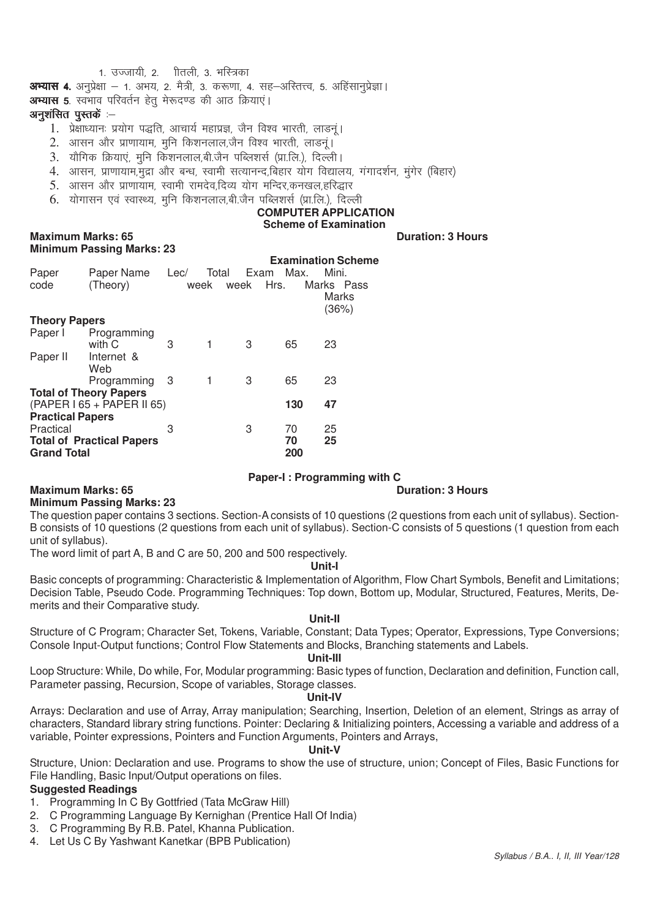1. उज्जायी, 2. ीतली, 3. भस्त्रिका

**अभ्यास 4.** अनुप्रेक्षा – 1. अभय, 2. मैत्री, 3. करूणा, 4. सह–अस्तित्त्व, 5. अहिंसानुप्रेज्ञा।

**अभ्यास 5**. स्वभाव परिवर्तन हेतु मेरूदण्ड की आठ क्रियाएं।

**अनुशंसित पुस्तकें** :–

1. प्रेक्षाध्यानः प्रयोग पद्धति, आचार्य महाप्रज्ञ, जैन विश्व भारती, लाडनूं।
2. आसन और प्राणायाम, मुनि किशनलाल,जैन विश्व भारती, लाडनूं।
3. यौगिक क्रियाएं, मुनि किशनलाल,बी.जैन पब्लिशर्स (प्रा.लि.), दिल्ली।
4. आसन, प्राणायाम,मुद्रा और बन्ध, स्वामी सत्यानन्द,बिहार योग विद्यालय, गंगादर्शन, मुंगेर (बिहार)
5. आसन और प्राणायाम, स्वामी रामदेव,दिव्य योग मन्दिर,कनखल,हरिद्वार
6. योगासन एवं स्वास्थ्य, मुनि किशनलाल,बी.जैन पब्लिशर्स (प्रा.लि.), दिल्ली

## COMPUTER APPLICATION

### Scheme of Examination

**Maximum Marks: 65** **Duration: 3 Hours**

**Minimum Passing Marks: 23**

**Examination Scheme**

| Paper code | Paper Name (Theory) | Lec/ week | Total week | Exam Hrs. | Max. Marks | Mini. Pass Marks (36%) |
|---|---|---|---|---|---|---|
| **Theory Papers** | | | | | | |
| Paper I | Programming with C | 3 | 1 | 3 | 65 | 23 |
| Paper II | Internet & Web Programming | 3 | 1 | 3 | 65 | 23 |
| **Total of Theory Papers** (PAPER I 65 + PAPER II 65) | | | | | **130** | **47** |
| **Practical Papers** | | | | | | |
| Practical | | 3 | | 3 | 70 | 25 |
| **Total of Practical Papers** | | | | | **70** | **25** |
| **Grand Total** | | | | | **200** | |

### Paper-I : Programming with C

**Maximum Marks: 65** **Duration: 3 Hours**

**Minimum Passing Marks: 23**

The question paper contains 3 sections. Section-A consists of 10 questions (2 questions from each unit of syllabus). Section-B consists of 10 questions (2 questions from each unit of syllabus). Section-C consists of 5 questions (1 question from each unit of syllabus).

The word limit of part A, B and C are 50, 200 and 500 respectively.

**Unit-I**

Basic concepts of programming: Characteristic & Implementation of Algorithm, Flow Chart Symbols, Benefit and Limitations; Decision Table, Pseudo Code. Programming Techniques: Top down, Bottom up, Modular, Structured, Features, Merits, Demerits and their Comparative study.

**Unit-II**

Structure of C Program; Character Set, Tokens, Variable, Constant; Data Types; Operator, Expressions, Type Conversions; Console Input-Output functions; Control Flow Statements and Blocks, Branching statements and Labels.

**Unit-III**

Loop Structure: While, Do while, For, Modular programming: Basic types of function, Declaration and definition, Function call, Parameter passing, Recursion, Scope of variables, Storage classes.

**Unit-IV**

Arrays: Declaration and use of Array, Array manipulation; Searching, Insertion, Deletion of an element, Strings as array of characters, Standard library string functions. Pointer: Declaring & Initializing pointers, Accessing a variable and address of a variable, Pointer expressions, Pointers and Function Arguments, Pointers and Arrays,

**Unit-V**

Structure, Union: Declaration and use. Programs to show the use of structure, union; Concept of Files, Basic Functions for File Handling, Basic Input/Output operations on files.

**Suggested Readings**

1. Programming In C By Gottfried (Tata McGraw Hill)
2. C Programming Language By Kernighan (Prentice Hall Of India)
3. C Programming By R.B. Patel, Khanna Publication.
4. Let Us C By Yashwant Kanetkar (BPB Publication)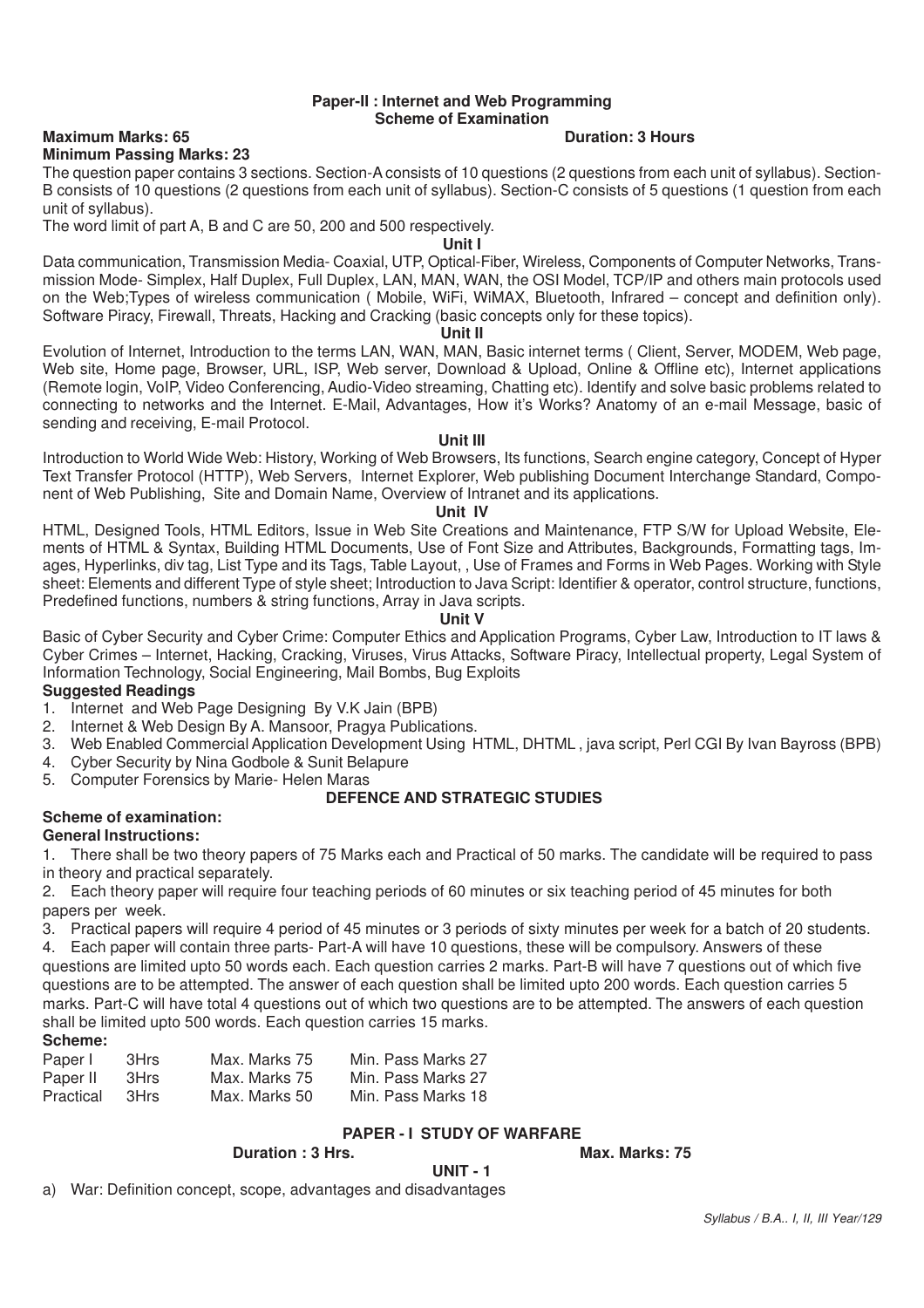**Paper-II : Internet and Web Programming**
**Scheme of Examination**

**Maximum Marks: 65** **Duration: 3 Hours**
**Minimum Passing Marks: 23**

The question paper contains 3 sections. Section-A consists of 10 questions (2 questions from each unit of syllabus). Section-B consists of 10 questions (2 questions from each unit of syllabus). Section-C consists of 5 questions (1 question from each unit of syllabus).

The word limit of part A, B and C are 50, 200 and 500 respectively.

**Unit I**

Data communication, Transmission Media- Coaxial, UTP, Optical-Fiber, Wireless, Components of Computer Networks, Transmission Mode- Simplex, Half Duplex, Full Duplex, LAN, MAN, WAN, the OSI Model, TCP/IP and others main protocols used on the Web;Types of wireless communication ( Mobile, WiFi, WiMAX, Bluetooth, Infrared – concept and definition only). Software Piracy, Firewall, Threats, Hacking and Cracking (basic concepts only for these topics).

**Unit II**

Evolution of Internet, Introduction to the terms LAN, WAN, MAN, Basic internet terms ( Client, Server, MODEM, Web page, Web site, Home page, Browser, URL, ISP, Web server, Download & Upload, Online & Offline etc), Internet applications (Remote login, VoIP, Video Conferencing, Audio-Video streaming, Chatting etc). Identify and solve basic problems related to connecting to networks and the Internet. E-Mail, Advantages, How it's Works? Anatomy of an e-mail Message, basic of sending and receiving, E-mail Protocol.

**Unit III**

Introduction to World Wide Web: History, Working of Web Browsers, Its functions, Search engine category, Concept of Hyper Text Transfer Protocol (HTTP), Web Servers, Internet Explorer, Web publishing Document Interchange Standard, Component of Web Publishing, Site and Domain Name, Overview of Intranet and its applications.

**Unit IV**

HTML, Designed Tools, HTML Editors, Issue in Web Site Creations and Maintenance, FTP S/W for Upload Website, Elements of HTML & Syntax, Building HTML Documents, Use of Font Size and Attributes, Backgrounds, Formatting tags, Images, Hyperlinks, div tag, List Type and its Tags, Table Layout, , Use of Frames and Forms in Web Pages. Working with Style sheet: Elements and different Type of style sheet; Introduction to Java Script: Identifier & operator, control structure, functions, Predefined functions, numbers & string functions, Array in Java scripts.

**Unit V**

Basic of Cyber Security and Cyber Crime: Computer Ethics and Application Programs, Cyber Law, Introduction to IT laws & Cyber Crimes – Internet, Hacking, Cracking, Viruses, Virus Attacks, Software Piracy, Intellectual property, Legal System of Information Technology, Social Engineering, Mail Bombs, Bug Exploits

**Suggested Readings**

1. Internet and Web Page Designing By V.K Jain (BPB)
2. Internet & Web Design By A. Mansoor, Pragya Publications.
3. Web Enabled Commercial Application Development Using HTML, DHTML , java script, Perl CGI By Ivan Bayross (BPB)
4. Cyber Security by Nina Godbole & Sunit Belapure
5. Computer Forensics by Marie- Helen Maras

## DEFENCE AND STRATEGIC STUDIES

**Scheme of examination:**

**General Instructions:**

1. There shall be two theory papers of 75 Marks each and Practical of 50 marks. The candidate will be required to pass in theory and practical separately.
2. Each theory paper will require four teaching periods of 60 minutes or six teaching period of 45 minutes for both papers per week.
3. Practical papers will require 4 period of 45 minutes or 3 periods of sixty minutes per week for a batch of 20 students.
4. Each paper will contain three parts- Part-A will have 10 questions, these will be compulsory. Answers of these questions are limited upto 50 words each. Each question carries 2 marks. Part-B will have 7 questions out of which five questions are to be attempted. The answer of each question shall be limited upto 200 words. Each question carries 5 marks. Part-C will have total 4 questions out of which two questions are to be attempted. The answers of each question shall be limited upto 500 words. Each question carries 15 marks.

**Scheme:**

| | | | |
|---|---|---|---|
| Paper I | 3Hrs | Max. Marks 75 | Min. Pass Marks 27 |
| Paper II | 3Hrs | Max. Marks 75 | Min. Pass Marks 27 |
| Practical | 3Hrs | Max. Marks 50 | Min. Pass Marks 18 |

### PAPER - I STUDY OF WARFARE

**Duration : 3 Hrs.** **Max. Marks: 75**

**UNIT - 1**

a) War: Definition concept, scope, advantages and disadvantages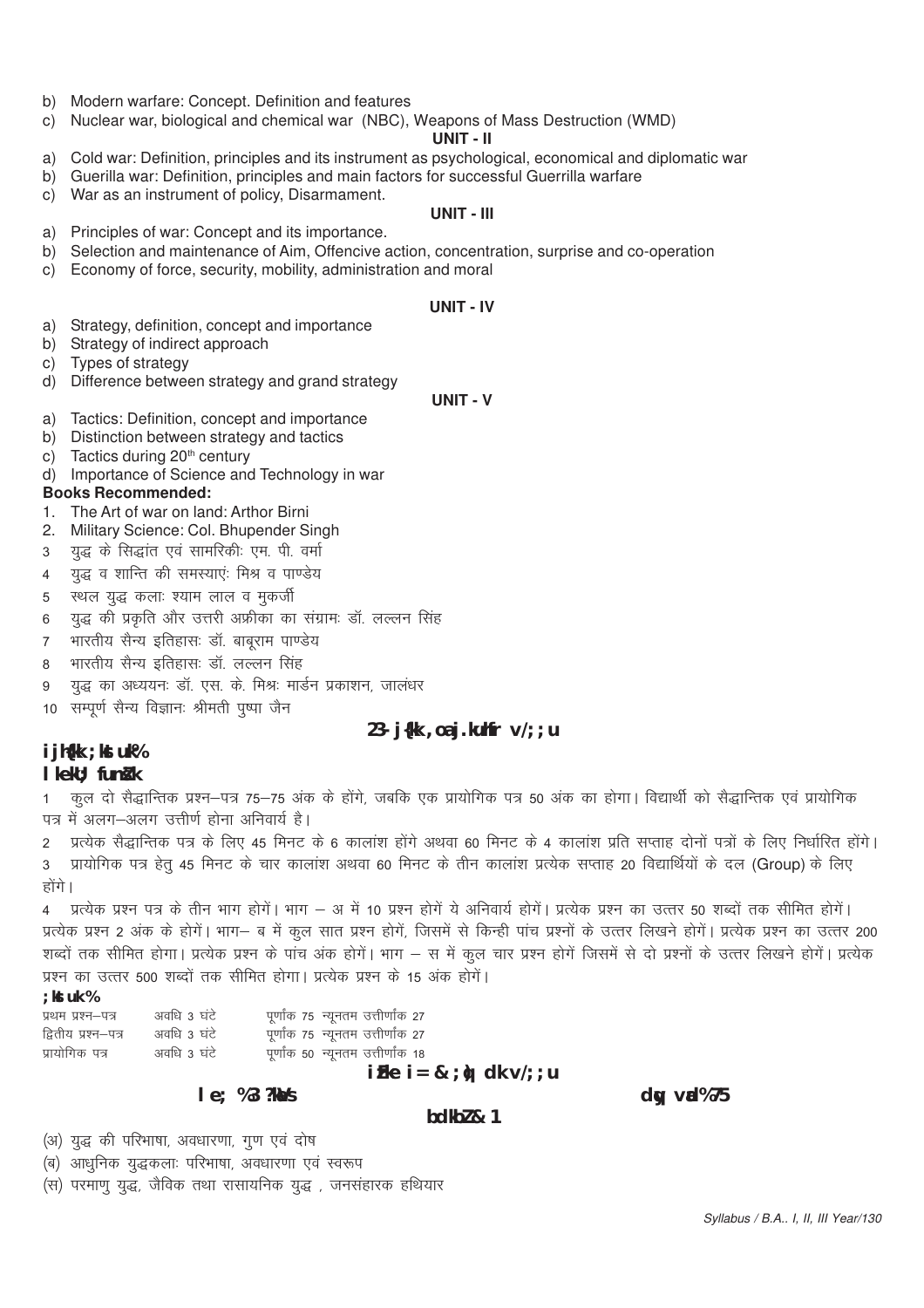b) Modern warfare: Concept. Definition and features
c) Nuclear war, biological and chemical war (NBC), Weapons of Mass Destruction (WMD)

**UNIT - II**

a) Cold war: Definition, principles and its instrument as psychological, economical and diplomatic war
b) Guerilla war: Definition, principles and main factors for successful Guerrilla warfare
c) War as an instrument of policy, Disarmament.

**UNIT - III**

a) Principles of war: Concept and its importance.
b) Selection and maintenance of Aim, Offencive action, concentration, surprise and co-operation
c) Economy of force, security, mobility, administration and moral

**UNIT - IV**

a) Strategy, definition, concept and importance
b) Strategy of indirect approach
c) Types of strategy
d) Difference between strategy and grand strategy

**UNIT - V**

a) Tactics: Definition, concept and importance
b) Distinction between strategy and tactics
c) Tactics during 20th century
d) Importance of Science and Technology in war

**Books Recommended:**

1. The Art of war on land: Arthor Birni
2. Military Science: Col. Bhupender Singh
3. युद्ध के सिद्धांत एवं सामरिकीः एम. पी. वर्मा
4. युद्ध व शान्ति की समस्याएंः मिश्र व पाण्डेय
5. स्थल युद्ध कलाः श्याम लाल व मुकर्जी
6. युद्ध की प्रकृति और उत्तरी अफ्रीका का संग्रामः डॉ. लल्लन सिंह
7. भारतीय सैन्य इतिहासः डॉ. बाबूराम पाण्डेय
8. भारतीय सैन्य इतिहासः डॉ. लल्लन सिंह
9. युद्ध का अध्ययनः डॉ. एस. के. मिश्रः मार्डन प्रकाशन, जालंधर
10. सम्पूर्ण सैन्य विज्ञानः श्रीमती पुष्पा जैन

## 23. रक्षा एवं रणनीति अध्ययन

**परीक्षा योजनाः**

**सामान्य निर्देश**

1 कुल दो सैद्धान्तिक प्रश्न–पत्र 75–75 अंक के होंगे, जबकि एक प्रायोगिक पत्र 50 अंक का होगा। विद्यार्थी को सैद्धान्तिक एवं प्रायोगिक पत्र में अलग–अलग उत्तीर्ण होना अनिवार्य है।

2 प्रत्येक सैद्धान्तिक पत्र के लिए 45 मिनट के 6 कालांश होंगे अथवा 60 मिनट के 4 कालांश प्रति सप्ताह दोनों पत्रों के लिए निर्धारित होंगे।

3 प्रायोगिक पत्र हेतु 45 मिनट के चार कालांश अथवा 60 मिनट के तीन कालांश प्रत्येक सप्ताह 20 विद्यार्थियों के दल (Group) के लिए होंगे।

4 प्रत्येक प्रश्न पत्र के तीन भाग होगें। भाग – अ में 10 प्रश्न होगें ये अनिवार्य होगें। प्रत्येक प्रश्न का उत्तर 50 शब्दों तक सीमित होगें। प्रत्येक प्रश्न 2 अंक के होगें। भाग– ब में कुल सात प्रश्न होगें, जिसमें से किन्ही पांच प्रश्नों के उत्तर लिखने होगें। प्रत्येक प्रश्न का उत्तर 200 शब्दों तक सीमित होगा। प्रत्येक प्रश्न के पांच अंक होगें। भाग – स में कुल चार प्रश्न होगें जिसमें से दो प्रश्नों के उत्तर लिखने होगें। प्रत्येक प्रश्न का उत्तर 500 शब्दों तक सीमित होगा। प्रत्येक प्रश्न के 15 अंक होगें।

**योजनाः**

| | | |
|---|---|---|
| प्रथम प्रश्न–पत्र | अवधि 3 घंटे | पूर्णांक 75 न्यूनतम उत्तीर्णांक 27 |
| द्वितीय प्रश्न–पत्र | अवधि 3 घंटे | पूर्णांक 75 न्यूनतम उत्तीर्णांक 27 |
| प्रायोगिक पत्र | अवधि 3 घंटे | पूर्णांक 50 न्यूनतम उत्तीर्णांक 18 |

### प्रथम पत्र – युद्ध का अध्ययन

**समयः 3 घंटे** **कुल अंकः 75**

**इकाई – 1**

(अ) युद्ध की परिभाषा, अवधारणा, गुण एवं दोष
(ब) आधुनिक युद्धकलाः परिभाषा, अवधारणा एवं स्वरूप
(स) परमाणु युद्ध, जैविक तथा रासायनिक युद्ध , जनसंहारक हथियार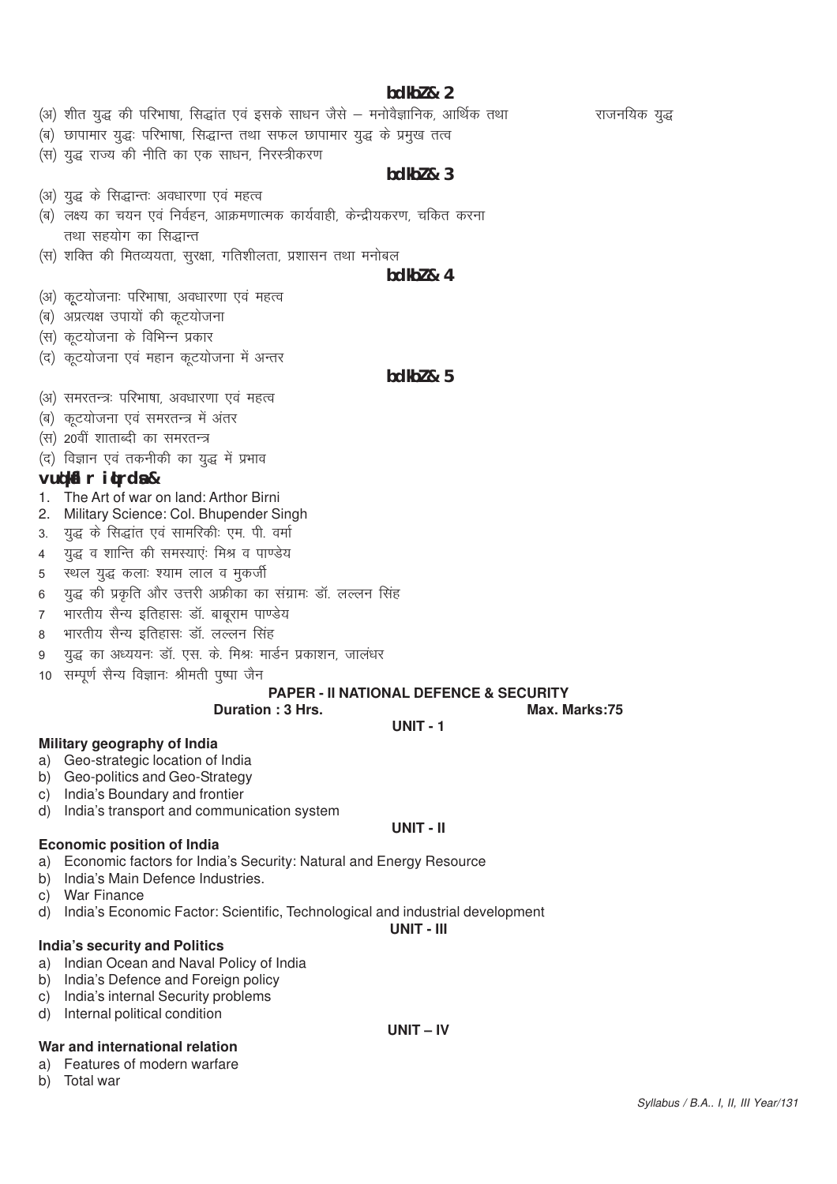### bdkbZ& 2

(अ) शीत युद्ध की परिभाषा, सिद्धांत एवं इसके साधन जैसे – मनोवैज्ञानिक, आर्थिक तथा राजनयिक युद्ध

(ब) छापामार युद्धः परिभाषा, सिद्धान्त तथा सफल छापामार युद्ध के प्रमुख तत्व

(स) युद्ध राज्य की नीति का एक साधन, निरस्त्रीकरण

### bdkbZ& 3

(अ) युद्ध के सिद्धान्तः अवधारणा एवं महत्व

(ब) लक्ष्य का चयन एवं निर्वहन, आक्रमणात्मक कार्यवाही, केन्द्रीयकरण, चकित करना तथा सहयोग का सिद्धान्त

(स) शक्ति की मितव्ययता, सुरक्षा, गतिशीलता, प्रशासन तथा मनोबल

### bdkbZ& 4

(अ) कूटयोजनाः परिभाषा, अवधारणा एवं महत्व

(ब) अप्रत्यक्ष उपायों की कूटयोजना

(स) कूटयोजना के विभिन्न प्रकार

(द) कूटयोजना एवं महान कूटयोजना में अन्तर

### bdkbZ& 5

(अ) समरतन्त्रः परिभाषा, अवधारणा एवं महत्व

(ब) कूटयोजना एवं समरतन्त्र में अंतर

(स) 20वीं शताब्दी का समरतन्त्र

(द) विज्ञान एवं तकनीकी का युद्ध में प्रभाव

### vuqeksfnr iqLrdsa&

1. The Art of war on land: Arthor Birni
2. Military Science: Col. Bhupender Singh
3. युद्ध के सिद्धांत एवं सामरिकीः एम. पी. वर्मा
4. युद्ध व शान्ति की समस्याएंः मिश्र व पाण्डेय
5. स्थल युद्ध कलाः श्याम लाल व मुकर्जी
6. युद्ध की प्रकृति और उत्तरी अफ्रीका का संग्रामः डॉ. लल्लन सिंह
7. भारतीय सैन्य इतिहासः डॉ. बाबूराम पाण्डेय
8. भारतीय सैन्य इतिहासः डॉ. लल्लन सिंह
9. युद्ध का अध्ययनः डॉ. एस. के. मिश्रः मार्डन प्रकाशन, जालंधर
10. सम्पूर्ण सैन्य विज्ञानः श्रीमती पुष्पा जैन

## PAPER - II NATIONAL DEFENCE & SECURITY

**Duration : 3 Hrs.** **Max. Marks:75**

### UNIT - 1

**Military geography of India**

a) Geo-strategic location of India
b) Geo-politics and Geo-Strategy
c) India's Boundary and frontier
d) India's transport and communication system

### UNIT - II

**Economic position of India**

a) Economic factors for India's Security: Natural and Energy Resource
b) India's Main Defence Industries.
c) War Finance
d) India's Economic Factor: Scientific, Technological and industrial development

### UNIT - III

**India's security and Politics**

a) Indian Ocean and Naval Policy of India
b) India's Defence and Foreign policy
c) India's internal Security problems
d) Internal political condition

### UNIT – IV

**War and international relation**

a) Features of modern warfare
b) Total war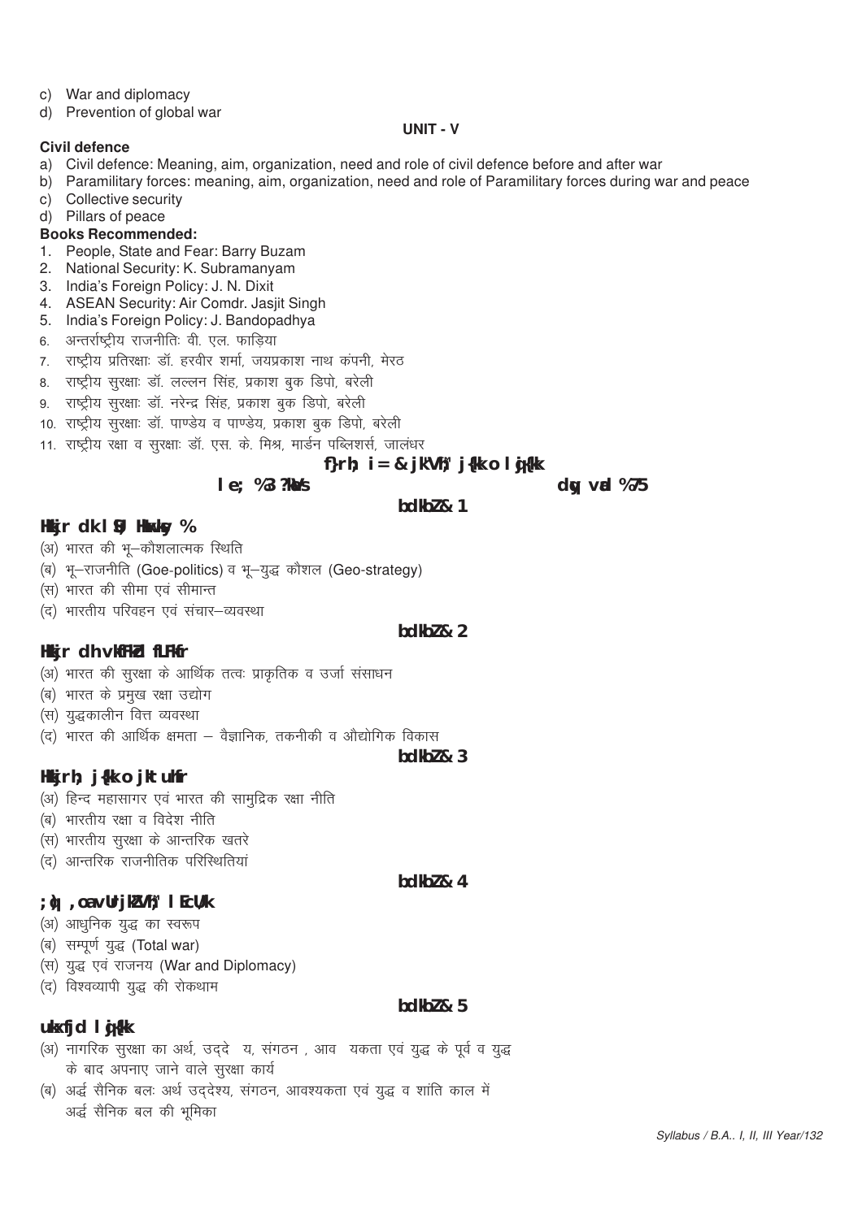c) War and diplomacy
d) Prevention of global war

## UNIT - V

**Civil defence**

a) Civil defence: Meaning, aim, organization, need and role of civil defence before and after war
b) Paramilitary forces: meaning, aim, organization, need and role of Paramilitary forces during war and peace
c) Collective security
d) Pillars of peace

**Books Recommended:**

1. People, State and Fear: Barry Buzam
2. National Security: K. Subramanyam
3. India's Foreign Policy: J. N. Dixit
4. ASEAN Security: Air Comdr. Jasjit Singh
5. India's Foreign Policy: J. Bandopadhya
6. अन्तर्राष्ट्रीय राजनीतिः वी. एल. फाड़िया
7. राष्ट्रीय प्रतिरक्षाः डॉ. हरवीर शर्मा, जयप्रकाश नाथ कंपनी, मेरठ
8. राष्ट्रीय सुरक्षाः डॉ. लल्लन सिंह, प्रकाश बुक डिपो, बरेली
9. राष्ट्रीय सुरक्षाः डॉ. नरेन्द्र सिंह, प्रकाश बुक डिपो, बरेली
10. राष्ट्रीय सुरक्षाः डॉ. पाण्डेय व पाण्डेय, प्रकाश बुक डिपो, बरेली
11. राष्ट्रीय रक्षा व सुरक्षाः डॉ. एस. के. मिश्र, मार्डन पब्लिशर्स, जालंधर

## f}rh; i= & jk"Vªh; j{kk o lqj{kk

**le; %3 ?k.Vs** **dqy vad %75**

### bdkbZ & 1

**Hkkjr dk lSU; Hkwxksy %**

(अ) भारत की भू–कौशलात्मक स्थिति
(ब) भू–राजनीति (Goe-politics) व भू–युद्ध कौशल (Geo-strategy)
(स) भारत की सीमा एवं सीमान्त
(द) भारतीय परिवहन एवं संचार–व्यवस्था

### bdkbZ & 2

**Hkkjr dh vkfFkZd fLFkfr**

(अ) भारत की सुरक्षा के आर्थिक तत्वः प्राकृतिक व उर्जा संसाधन
(ब) भारत के प्रमुख रक्षा उद्योग
(स) युद्धकालीन वित्त व्यवस्था
(द) भारत की आर्थिक क्षमता – वैज्ञानिक, तकनीकी व औद्योगिक विकास

### bdkbZ & 3

**Hkkjrh; j{kk o jktuhfr**

(अ) हिन्द महासागर एवं भारत की सामुद्रिक रक्षा नीति
(ब) भारतीय रक्षा व विदेश नीति
(स) भारतीय सुरक्षा के आन्तरिक खतरे
(द) आन्तरिक राजनीतिक परिस्थितियां

### bdkbZ & 4

**;q) ,oa vUrjkZ"Vªh; lEcU/k**

(अ) आधुनिक युद्ध का स्वरूप
(ब) सम्पूर्ण युद्ध (Total war)
(स) युद्ध एवं राजनय (War and Diplomacy)
(द) विश्वव्यापी युद्ध की रोकथाम

### bdkbZ & 5

**ukxfjd lqj{kk**

(अ) नागरिक सुरक्षा का अर्थ, उद्दे य, संगठन , आव यकता एवं युद्ध के पूर्व व युद्ध के बाद अपनाए जाने वाले सुरक्षा कार्य
(ब) अर्द्ध सैनिक बलः अर्थ उद्देश्य, संगठन, आवश्यकता एवं युद्ध व शांति काल में अर्द्ध सैनिक बल की भूमिका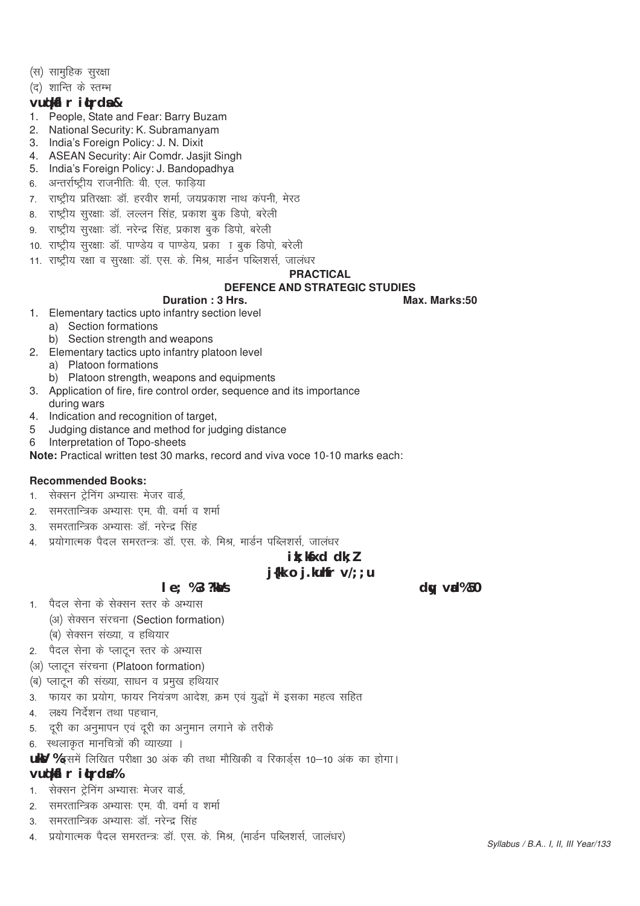(स) सामुहिक सुरक्षा

(द) शान्ति के स्तम्भ

**अनुशंसित पुस्तकें:**

1. People, State and Fear: Barry Buzam
2. National Security: K. Subramanyam
3. India's Foreign Policy: J. N. Dixit
4. ASEAN Security: Air Comdr. Jasjit Singh
5. India's Foreign Policy: J. Bandopadhya
6. अन्तर्राष्ट्रीय राजनीतिः वी. एल. फाड़िया
7. राष्ट्रीय प्रतिरक्षाः डॉ. हरवीर शर्मा, जयप्रकाश नाथ कंपनी, मेरठ
8. राष्ट्रीय सुरक्षाः डॉ. लल्लन सिंह, प्रकाश बुक डिपो, बरेली
9. राष्ट्रीय सुरक्षाः डॉ. नरेन्द्र सिंह, प्रकाश बुक डिपो, बरेली
10. राष्ट्रीय सुरक्षाः डॉ. पाण्डेय व पाण्डेय, प्रका ा बुक डिपो, बरेली
11. राष्ट्रीय रक्षा व सुरक्षाः डॉ. एस. के. मिश्र, मार्डन पब्लिशर्स, जालंधर

## PRACTICAL

## DEFENCE AND STRATEGIC STUDIES

**Duration : 3 Hrs.** **Max. Marks:50**

1. Elementary tactics upto infantry section level
   a) Section formations
   b) Section strength and weapons
2. Elementary tactics upto infantry platoon level
   a) Platoon formations
   b) Platoon strength, weapons and equipments
3. Application of fire, fire control order, sequence and its importance during wars
4. Indication and recognition of target,
5. Judging distance and method for judging distance
6. Interpretation of Topo-sheets

**Note:** Practical written test 30 marks, record and viva voce 10-10 marks each:

**Recommended Books:**

1. सेक्सन ट्रेनिंग अभ्यासः मेजर वार्ड,
2. समरतान्त्रिक अभ्यासः एम. वी. वर्मा व शर्मा
3. समरतान्त्रिक अभ्यासः डॉ. नरेन्द्र सिंह
4. प्रयोगात्मक पैदल समरतन्त्रः डॉ. एस. के. मिश्र, मार्डन पब्लिशर्स, जालंधर

## प्रायोगिक कार्य

## रक्षा व रणनीति अध्ययन

**समय: 3 घंटे** **कुल अंक: 50**

1. पैदल सेना के सेक्सन स्तर के अभ्यास
   (अ) सेक्सन संरचना (Section formation)
   (ब) सेक्सन संख्या, व हथियार
2. पैदल सेना के प्लाटून स्तर के अभ्यास

(अ) प्लाटून संरचना (Platoon formation)

(ब) प्लाटून की संख्या, साधन व प्रमुख हथियार

3. फायर का प्रयोग, फायर नियंत्रण आदेश, क्रम एवं युद्धों में इसका महत्व सहित
4. लक्ष्य निर्देशन तथा पहचान,
5. दूरी का अनुमापन एवं दूरी का अनुमान लगाने के तरीके
6. स्थलाकृत मानचित्रों की व्याख्या ।

**नोट:** इसमें लिखित परीक्षा 30 अंक की तथा मौखिकी व रिकार्ड्स 10–10 अंक का होगा।

**अनुशंसित पुस्तकें:**

1. सेक्सन ट्रेनिंग अभ्यासः मेजर वार्ड,
2. समरतान्त्रिक अभ्यासः एम. वी. वर्मा व शर्मा
3. समरतान्त्रिक अभ्यासः डॉ. नरेन्द्र सिंह
4. प्रयोगात्मक पैदल समरतन्त्रः डॉ. एस. के. मिश्र, (मार्डन पब्लिशर्स, जालंधर)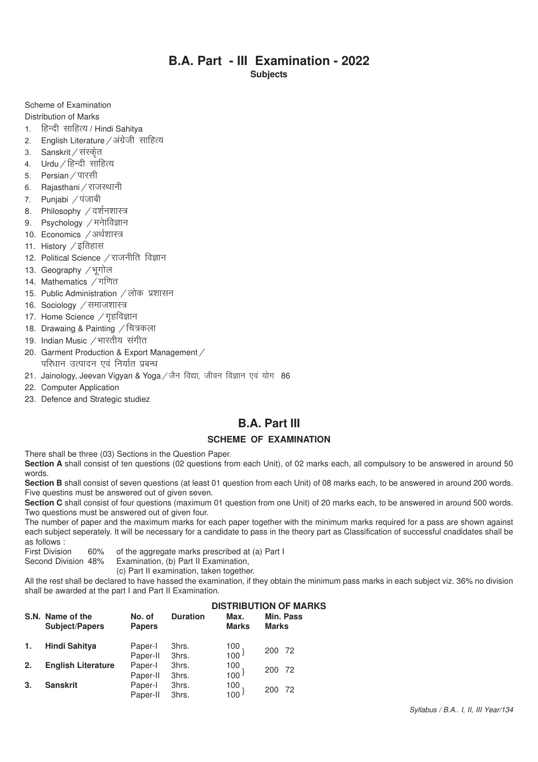# B.A. Part - III Examination - 2022

**Subjects**

Scheme of Examination

Distribution of Marks

1. हिन्दी साहित्य / Hindi Sahitya
2. English Literature / अंग्रेजी साहित्य
3. Sanskrit / संस्कृत
4. Urdu / हिन्दी साहित्य
5. Persian / पारसी
6. Rajasthani / राजस्थानी
7. Punjabi / पंजाबी
8. Philosophy / दर्शनशास्त्र
9. Psychology / मनोविज्ञान
10. Economics / अर्थशास्त्र
11. History / इतिहास
12. Political Science / राजनीति विज्ञान
13. Geography / भूगोल
14. Mathematics / गणित
15. Public Administration / लोक प्रशासन
16. Sociology / समाजशास्त्र
17. Home Science / गृहविज्ञान
18. Drawaing & Painting / चित्रकला
19. Indian Music / भारतीय संगीत
20. Garment Production & Export Management / परिधान उत्पादन एवं निर्यात प्रबन्ध
21. Jainology, Jeevan Vigyan & Yoga / जैन विद्या, जीवन विज्ञान एवं योग 86
22. Computer Application
23. Defence and Strategic studiez

## B.A. Part III

### SCHEME OF EXAMINATION

There shall be three (03) Sections in the Question Paper.

**Section A** shall consist of ten questions (02 questions from each Unit), of 02 marks each, all compulsory to be answered in around 50 words.

**Section B** shall consist of seven questions (at least 01 question from each Unit) of 08 marks each, to be answered in around 200 words. Five questins must be answered out of given seven.

**Section C** shall consist of four questions (maximum 01 question from one Unit) of 20 marks each, to be answered in around 500 words. Two questions must be answered out of given four.

The number of paper and the maximum marks for each paper together with the minimum marks required for a pass are shown against each subject seperately. It will be necessary for a candidate to pass in the theory part as Classification of successful cnadidates shall be as follows :

First Division 60% of the aggregate marks prescribed at (a) Part I
Second Division 48% Examination, (b) Part II Examination,
(c) Part II examination, taken together.

All the rest shall be declared to have hassed the examination, if they obtain the minimum pass marks in each subject viz. 36% no division shall be awarded at the part I and Part II Examination.

### DISTRIBUTION OF MARKS

| S.N. | Name of the Subject/Papers | No. of Papers | Duration | Max. Marks | Min. Pass Marks | |
|---|---|---|---|---|---|---|
| 1. | **Hindi Sahitya** | Paper-I | 3hrs. | 100 | 200 | 72 |
| | | Paper-II | 3hrs. | 100 | | |
| 2. | **English Literature** | Paper-I | 3hrs. | 100 | 200 | 72 |
| | | Paper-II | 3hrs. | 100 | | |
| 3. | **Sanskrit** | Paper-I | 3hrs. | 100 | 200 | 72 |
| | | Paper-II | 3hrs. | 100 | | |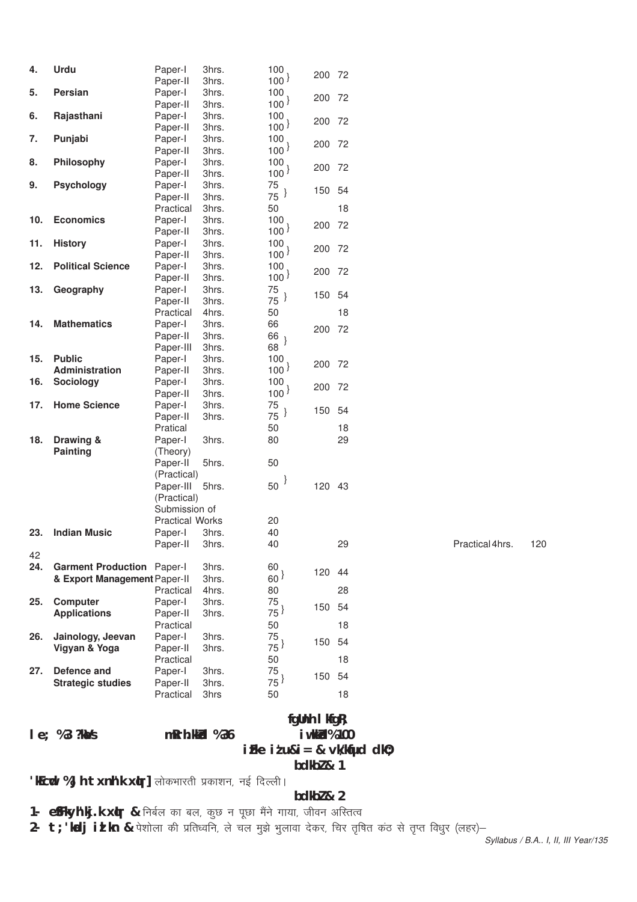| No. | Subject | Paper | Duration | Marks | Total | Min. |
|---|---|---|---|---|---|---|
| 4. | **Urdu** | Paper-I | 3hrs. | 100 | 200 | 72 |
| | | Paper-II | 3hrs. | 100 | | |
| 5. | **Persian** | Paper-I | 3hrs. | 100 | 200 | 72 |
| | | Paper-II | 3hrs. | 100 | | |
| 6. | **Rajasthani** | Paper-I | 3hrs. | 100 | 200 | 72 |
| | | Paper-II | 3hrs. | 100 | | |
| 7. | **Punjabi** | Paper-I | 3hrs. | 100 | 200 | 72 |
| | | Paper-II | 3hrs. | 100 | | |
| 8. | **Philosophy** | Paper-I | 3hrs. | 100 | 200 | 72 |
| | | Paper-II | 3hrs. | 100 | | |
| 9. | **Psychology** | Paper-I | 3hrs. | 75 | 150 | 54 |
| | | Paper-II | 3hrs. | 75 | | |
| | | Practical | 3hrs. | 50 | | 18 |
| 10. | **Economics** | Paper-I | 3hrs. | 100 | 200 | 72 |
| | | Paper-II | 3hrs. | 100 | | |
| 11. | **History** | Paper-I | 3hrs. | 100 | 200 | 72 |
| | | Paper-II | 3hrs. | 100 | | |
| 12. | **Political Science** | Paper-I | 3hrs. | 100 | 200 | 72 |
| | | Paper-II | 3hrs. | 100 | | |
| 13. | **Geography** | Paper-I | 3hrs. | 75 | 150 | 54 |
| | | Paper-II | 3hrs. | 75 | | |
| | | Practical | 4hrs. | 50 | | 18 |
| 14. | **Mathematics** | Paper-I | 3hrs. | 66 | 200 | 72 |
| | | Paper-II | 3hrs. | 66 | | |
| | | Paper-III | 3hrs. | 68 | | |
| 15. | **Public Administration** | Paper-I | 3hrs. | 100 | 200 | 72 |
| | | Paper-II | 3hrs. | 100 | | |
| 16. | **Sociology** | Paper-I | 3hrs. | 100 | 200 | 72 |
| | | Paper-II | 3hrs. | 100 | | |
| 17. | **Home Science** | Paper-I | 3hrs. | 75 | 150 | 54 |
| | | Paper-II | 3hrs. | 75 | | |
| | | Pratical | | 50 | | 18 |
| 18. | **Drawing & Painting** | Paper-I (Theory) | 3hrs. | 80 | | 29 |
| | | Paper-II (Practical) | 5hrs. | 50 | | |
| | | Paper-III (Practical) | 5hrs. | 50 | 120 | 43 |
| | | Submission of Practical Works | | 20 | | |
| 23. | **Indian Music** | Paper-I | 3hrs. | 40 | | |
| | | Paper-II | 3hrs. | 40 | | 29 |
| 24. | **Garment Production & Export Management** | Paper-I | 3hrs. | 60 | 120 | 44 |
| | | Paper-II | 3hrs. | 60 | | |
| | | Practical | 4hrs. | 80 | | 28 |
| 25. | **Computer Applications** | Paper-I | 3hrs. | 75 | 150 | 54 |
| | | Paper-II | 3hrs. | 75 | | |
| | | Practical | | 50 | | 18 |
| 26. | **Jainology, Jeevan Vigyan & Yoga** | Paper-I | 3hrs. | 75 | 150 | 54 |
| | | Paper-II | 3hrs. | 75 | | |
| | | Practical | | 50 | | 18 |
| 27. | **Defence and Strategic studies** | Paper-I | 3hrs. | 75 | 150 | 54 |
| | | Paper-II | 3hrs. | 75 | | |
| | | Practical | 3hrs | 50 | | 18 |

Practical 4hrs. 120

42

**fgUnh lkfgR;**

**le; %3 ?kaVs** **mRrh.kkZad %36** **iw.kkZad %100**

**izFke iz'u&i= & vk/kqfud dkO;**

**bdkbZ & 1**

**'kCcwd % Jh txnh'k xqIr]** लोकभारती प्रकाशन, नई दिल्ली।

**bdkbZ & 2**

**1- eSfFkyh'kj.k xqIr &** निर्बल का बल, कुछ न पूछा मैंने गाया, जीवन अस्तित्व

**2- t;'kadj izlkn &** पेशोला की प्रतिध्वनि, ले चल मुझे भुलावा देकर, चिर तृषित कंठ से तृप्त विधुर (लहर)–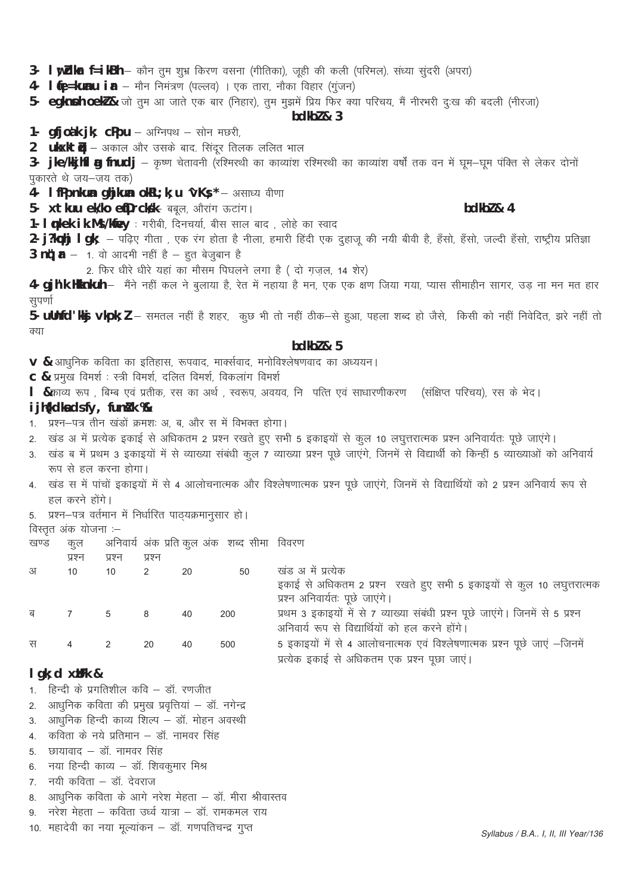**3- lw;ZdkUr f=kikBh**– कौन तुम शुभ्र किरण वसना (गीतिका), जूही की कली (परिमल). संध्या सुंदरी (अपरा)

**4- lqfe=kuUnu iar** – मौन निमंत्रण (पल्लव) । एक तारा, नौका विहार (गुंजन)

**5- egknsoh oekZ&** जो तुम आ जाते एक बार (निहार), तुम मुझमें प्रिय फिर क्या परिचय, मैं नीरभरी दुःख की बदली (नीरजा)

## bdkbZ& 3

**1- gfjoa'k jk; cPpu** – अग्निपथ – सोन मछरी,

**2 ukxktZqu** – अकाल और उसके बाद. सिंदूर तिलक ललित भाल

**3- jke/kkjh flag fnudj** – कृष्ण चेतावनी (रश्मिरथी का काव्यांश रश्मिरथी का काव्यांश वर्षों तक वन में घूम–घूम पंक्ति से लेकर दोनों पुकारते थे जय–जय तक)

**4- lfPpnkuan gjhkuan okRL;k;u ^vKs;*** – असाध्य वीणा

**5- xtkuu ek/ko eqfDrcks/k**– बबूल, औरांग ऊटांग।

## bdkbZ& 4

**1- lqnkek ik.Ms; /kwfey** : गरीबी, दिनचर्या, बीस साल बाद , लोहे का स्वाद

**2- j?kqohj lgk;** – पढ़िए गीता , एक रंग होता है नीला, हमारी हिंदी एक दुहाजू की नयी बीवी है, हँसो, हँसो, जल्दी हँसो, राष्ट्रीय प्रतिज्ञा

**3 nq";ar** – 1. वो आदमी नहीं है – हुत बेजुबान है

2. फिर धीरे धीरे यहां का मौसम पिघलने लगा है ( दो ग़ज़ल, 14 शेर)

**4- gjh'k Hkknkuh**– मैंने नहीं कल ने बुलाया है, रेत में नहाया है मन, एक एक क्षण जिया गया, प्यास सीमाहीन सागर, उड़ ना मन मत हार सुपर्णा

**5- uUnfd'kksj vkpk;Z** – समतल नहीं है शहर, कुछ भी तो नहीं ठीक–से हुआ, पहला शब्द हो जैसे, किसी को नहीं निवेदित, झरे नहीं तो क्या

## bdkbZ& 5

**v &** आधुनिक कविता का इतिहास, रूपवाद, मार्क्सवाद, मनोविश्लेषणवाद का अध्ययन।

**c &** प्रमुख विमर्श : स्त्री विमर्श, दलित विमर्श, विकलांग विमर्श

**l &** काव्य रूप , बिम्ब एवं प्रतीक, रस का अर्थ , स्वरूप, अवयव, नि पत्ति एवं साधारणीकरण (संक्षिप्त परिचय), रस के भेद।

### ijh{kk ds fy, funsZ'k%&

1. प्रश्न–पत्र तीन खंडों क्रमशः अ, ब, और स में विभक्त होगा।
2. खंड अ में प्रत्येक इकाई से अधिकतम 2 प्रश्न रखते हुए सभी 5 इकाइयों से कुल 10 लघुत्तरात्मक प्रश्न अनिवार्यतः पूछे जाएंगे।
3. खंड ब में प्रथम 3 इकाइयों में से व्याख्या संबंधी कुल 7 व्याख्या प्रश्न पूछे जाएंगे, जिनमें से विद्यार्थी को किन्हीं 5 व्याख्याओं को अनिवार्य रूप से हल करना होगा।
4. खंड स में पांचों इकाइयों में से 4 आलोचनात्मक और विश्लेषणात्मक प्रश्न पूछे जाएंगे, जिनमें से विद्यार्थियों को 2 प्रश्न अनिवार्य रूप से हल करने होंगे।
5. प्रश्न–पत्र वर्तमान में निर्धारित पाठ्यक्रमानुसार हो।

विस्तृत अंक योजना :–

| खण्ड | कुल प्रश्न | अनिवार्य प्रश्न | अंक प्रति प्रश्न | कुल अंक | शब्द सीमा | विवरण |
|---|---|---|---|---|---|---|
| अ | 10 | 10 | 2 | 20 | 50 | खंड अ में प्रत्येक इकाई से अधिकतम 2 प्रश्न रखते हुए सभी 5 इकाइयों से कुल 10 लघुत्तरात्मक प्रश्न अनिवार्यतः पूछे जाएंगे। |
| ब | 7 | 5 | 8 | 40 | 200 | प्रथम 3 इकाइयों में से 7 व्याख्या संबंधी प्रश्न पूछे जाएंगे। जिनमें से 5 प्रश्न अनिवार्य रूप से विद्यार्थियों को हल करने होंगे। |
| स | 4 | 2 | 20 | 40 | 500 | 5 इकाइयों में से 4 आलोचनात्मक एवं विश्लेषणात्मक प्रश्न पूछे जाएं –जिनमें प्रत्येक इकाई से अधिकतम एक प्रश्न पूछा जाएं। |

### lgk;d xzUFk &

1. हिन्दी के प्रगतिशील कवि – डॉ. रणजीत
2. आधुनिक कविता की प्रमुख प्रवृत्तियां – डॉ. नगेन्द्र
3. आधुनिक हिन्दी काव्य शिल्प – डॉ. मोहन अवस्थी
4. कविता के नये प्रतिमान – डॉ. नामवर सिंह
5. छायावाद – डॉ. नामवर सिंह
6. नया हिन्दी काव्य – डॉ. शिवकुमार मिश्र
7. नयी कविता – डॉ. देवराज
8. आधुनिक कविता के आगे नरेश मेहता – डॉ. मीरा श्रीवास्तव
9. नरेश मेहता – कविता उर्ध्व यात्रा – डॉ. रामकमल राय
10. महादेवी का नया मूल्यांकन – डॉ. गणपतिचन्द्र गुप्त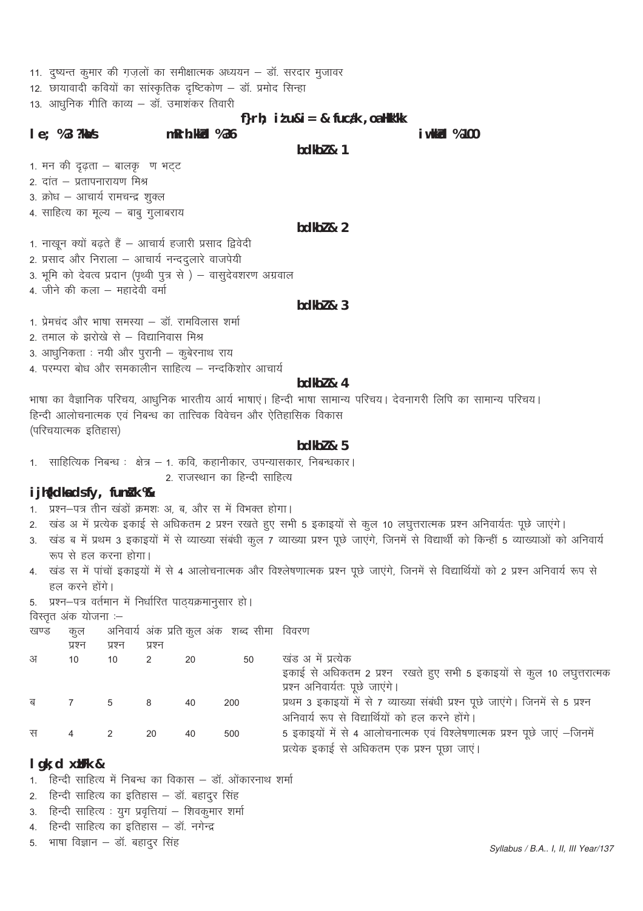11. दुष्यन्त कुमार की ग़ज़लों का समीक्षात्मक अध्ययन – डॉ. सरदार मुजावर
12. छायावादी कवियों का सांस्कृतिक दृष्टिकोण – डॉ. प्रमोद सिन्हा
13. आधुनिक गीति काव्य – डॉ. उमाशंकर तिवारी

## द्वितीय प्रश्न-पत्र – निबन्ध एवं भाषा

**समय : 3 घण्टे** **उत्तीर्णांक : 36** **पूर्णांक : 100**

### इकाई – 1

1. मन की दृढ़ता – बालकृ ण भट्ट
2. दांत – प्रतापनारायण मिश्र
3. क्रोध – आचार्य रामचन्द्र शुक्ल
4. साहित्य का मूल्य – बाबु गुलाबराय

### इकाई – 2

1. नाखून क्यों बढ़ते हैं – आचार्य हजारी प्रसाद द्विवेदी
2. प्रसाद और निराला – आचार्य नन्ददुलारे वाजपेयी
3. भूमि को देवत्व प्रदान (पृथ्वी पुत्र से ) – वासुदेवशरण अग्रवाल
4. जीने की कला – महादेवी वर्मा

### इकाई – 3

1. प्रेमचंद और भाषा समस्या – डॉ. रामविलास शर्मा
2. तमाल के झरोखे से – विद्यानिवास मिश्र
3. आधुनिकता : नयी और पुरानी – कुबेरनाथ राय
4. परम्परा बोध और समकालीन साहित्य – नन्दकिशोर आचार्य

### इकाई – 4

भाषा का वैज्ञानिक परिचय, आधुनिक भारतीय आर्य भाषाएं। हिन्दी भाषा सामान्य परिचय। देवनागरी लिपि का सामान्य परिचय।
हिन्दी आलोचनात्मक एवं निबन्ध का तात्त्विक विवेचन और ऐतिहासिक विकास
(परिचयात्मक इतिहास)

### इकाई – 5

1. साहित्यिक निबन्ध : क्षेत्र – 1. कवि, कहानीकार, उपन्यासकार, निबन्धकार।
   2. राजस्थान का हिन्दी साहित्य

### परीक्षा के लिए निर्देश :-

1. प्रश्न–पत्र तीन खंडों क्रमशः अ, ब, और स में विभक्त होगा।
2. खंड अ में प्रत्येक इकाई से अधिकतम 2 प्रश्न रखते हुए सभी 5 इकाइयों से कुल 10 लघुत्तरात्मक प्रश्न अनिवार्यतः पूछे जाएंगे।
3. खंड ब में प्रथम 3 इकाइयों में से व्याख्या संबंधी कुल 7 व्याख्या प्रश्न पूछे जाएंगे, जिनमें से विद्यार्थी को किन्हीं 5 व्याख्याओं को अनिवार्य रूप से हल करना होगा।
4. खंड स में पांचों इकाइयों में से 4 आलोचनात्मक और विश्लेषणात्मक प्रश्न पूछे जाएंगे, जिनमें से विद्यार्थियों को 2 प्रश्न अनिवार्य रूप से हल करने होंगे।
5. प्रश्न–पत्र वर्तमान में निर्धारित पाठ्यक्रमानुसार हो।

विस्तृत अंक योजना :–

| खण्ड | कुल प्रश्न | अनिवार्य प्रश्न | अंक प्रति प्रश्न | कुल अंक | शब्द सीमा | विवरण |
|---|---|---|---|---|---|---|
| अ | 10 | 10 | 2 | 20 | 50 | खंड अ में प्रत्येक इकाई से अधिकतम 2 प्रश्न रखते हुए सभी 5 इकाइयों से कुल 10 लघुत्तरात्मक प्रश्न अनिवार्यतः पूछे जाएंगे। |
| ब | 7 | 5 | 8 | 40 | 200 | प्रथम 3 इकाइयों में से 7 व्याख्या संबंधी प्रश्न पूछे जाएंगे। जिनमें से 5 प्रश्न अनिवार्य रूप से विद्यार्थियों को हल करने होंगे। |
| स | 4 | 2 | 20 | 40 | 500 | 5 इकाइयों में से 4 आलोचनात्मक एवं विश्लेषणात्मक प्रश्न पूछे जाएं –जिनमें प्रत्येक इकाई से अधिकतम एक प्रश्न पूछा जाएं। |

### सहायक ग्रन्थ –

1. हिन्दी साहित्य में निबन्ध का विकास – डॉ. ओंकारनाथ शर्मा
2. हिन्दी साहित्य का इतिहास – डॉ. बहादुर सिंह
3. हिन्दी साहित्य : युग प्रवृत्तियां – शिवकुमार शर्मा
4. हिन्दी साहित्य का इतिहास – डॉ. नगेन्द्र
5. भाषा विज्ञान – डॉ. बहादुर सिंह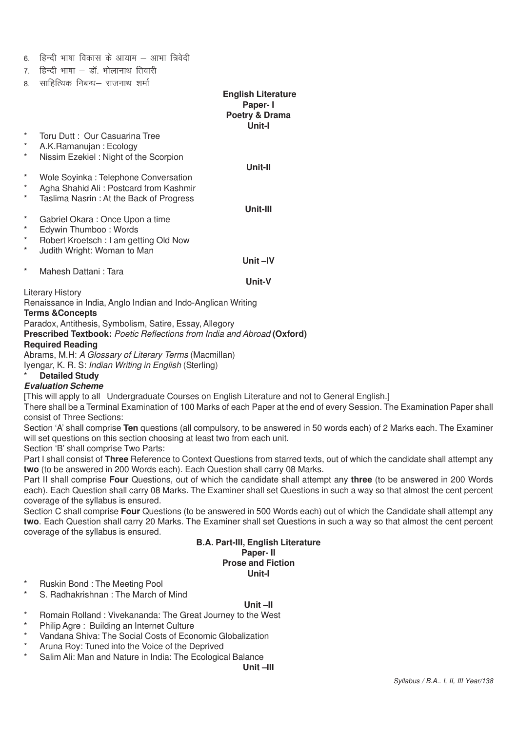6. हिन्दी भाषा विकास के आयाम – आभा त्रिवेदी
7. हिन्दी भाषा – डॉ. भोलानाथ तिवारी
8. साहित्यिक निबन्ध– राजनाथ शर्मा

## English Literature
### Paper- I
### Poetry & Drama
#### Unit-I

* Toru Dutt : Our Casuarina Tree
* A.K.Ramanujan : Ecology
* Nissim Ezekiel : Night of the Scorpion

#### Unit-II

* Wole Soyinka : Telephone Conversation
* Agha Shahid Ali : Postcard from Kashmir
* Taslima Nasrin : At the Back of Progress

#### Unit-III

* Gabriel Okara : Once Upon a time
* Edywin Thumboo : Words
* Robert Kroetsch : I am getting Old Now
* Judith Wright: Woman to Man

#### Unit –IV

* Mahesh Dattani : Tara

#### Unit-V

Literary History

Renaissance in India, Anglo Indian and Indo-Anglican Writing

**Terms &Concepts**

Paradox, Antithesis, Symbolism, Satire, Essay, Allegory

**Prescribed Textbook:** *Poetic Reflections from India and Abroad* **(Oxford)**

**Required Reading**

Abrams, M.H: *A Glossary of Literary Terms* (Macmillan)

Iyengar, K. R. S: *Indian Writing in English* (Sterling)

* **Detailed Study**

***Evaluation Scheme***

[This will apply to all Undergraduate Courses on English Literature and not to General English.]

There shall be a Terminal Examination of 100 Marks of each Paper at the end of every Session. The Examination Paper shall consist of Three Sections:

Section 'A' shall comprise **Ten** questions (all compulsory, to be answered in 50 words each) of 2 Marks each. The Examiner will set questions on this section choosing at least two from each unit.

Section 'B' shall comprise Two Parts:

Part I shall consist of **Three** Reference to Context Questions from starred texts, out of which the candidate shall attempt any **two** (to be answered in 200 Words each). Each Question shall carry 08 Marks.

Part II shall comprise **Four** Questions, out of which the candidate shall attempt any **three** (to be answered in 200 Words each). Each Question shall carry 08 Marks. The Examiner shall set Questions in such a way so that almost the cent percent coverage of the syllabus is ensured.

Section C shall comprise **Four** Questions (to be answered in 500 Words each) out of which the Candidate shall attempt any **two**. Each Question shall carry 20 Marks. The Examiner shall set Questions in such a way so that almost the cent percent coverage of the syllabus is ensured.

## B.A. Part-III, English Literature
### Paper- II
### Prose and Fiction
#### Unit-I

* Ruskin Bond : The Meeting Pool
* S. Radhakrishnan : The March of Mind

#### Unit –II

* Romain Rolland : Vivekananda: The Great Journey to the West
* Philip Agre : Building an Internet Culture
* Vandana Shiva: The Social Costs of Economic Globalization
* Aruna Roy: Tuned into the Voice of the Deprived
* Salim Ali: Man and Nature in India: The Ecological Balance

#### Unit –III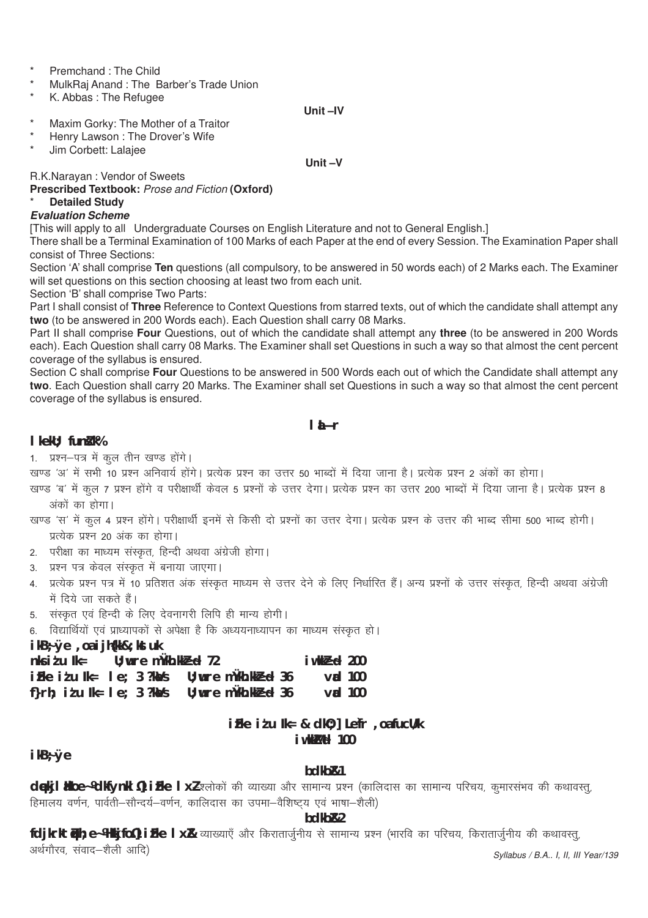* Premchand : The Child
* MulkRaj Anand : The Barber's Trade Union
* K. Abbas : The Refugee

**Unit –IV**

* Maxim Gorky: The Mother of a Traitor
* Henry Lawson : The Drover's Wife
* Jim Corbett: Lalajee

**Unit –V**

R.K.Narayan : Vendor of Sweets

**Prescribed Textbook:** *Prose and Fiction* **(Oxford)**

* **Detailed Study**

***Evaluation Scheme***

[This will apply to all Undergraduate Courses on English Literature and not to General English.]

There shall be a Terminal Examination of 100 Marks of each Paper at the end of every Session. The Examination Paper shall consist of Three Sections:

Section 'A' shall comprise **Ten** questions (all compulsory, to be answered in 50 words each) of 2 Marks each. The Examiner will set questions on this section choosing at least two from each unit.

Section 'B' shall comprise Two Parts:

Part I shall consist of **Three** Reference to Context Questions from starred texts, out of which the candidate shall attempt any **two** (to be answered in 200 Words each). Each Question shall carry 08 Marks.

Part II shall comprise **Four** Questions, out of which the candidate shall attempt any **three** (to be answered in 200 Words each). Each Question shall carry 08 Marks. The Examiner shall set Questions in such a way so that almost the cent percent coverage of the syllabus is ensured.

Section C shall comprise **Four** Questions to be answered in 500 Words each out of which the Candidate shall attempt any **two**. Each Question shall carry 20 Marks. The Examiner shall set Questions in such a way so that almost the cent percent coverage of the syllabus is ensured.

## l a—r

**lkekU; funsZ'k%**

1. प्रश्न–पत्र में कुल तीन खण्ड होंगे।

खण्ड 'अ' में सभी 10 प्रश्न अनिवार्य होंगे। प्रत्येक प्रश्न का उत्तर 50 भाब्दों में दिया जाना है। प्रत्येक प्रश्न 2 अंकों का होगा।

खण्ड 'ब' में कुल 7 प्रश्न होंगे व परीक्षार्थी केवल 5 प्रश्नों के उत्तर देगा। प्रत्येक प्रश्न का उत्तर 200 भाब्दों में दिया जाना है। प्रत्येक प्रश्न 8 अंकों का होगा।

खण्ड 'स' में कुल 4 प्रश्न होंगे। परीक्षार्थी इनमें से किसी दो प्रश्नों का उत्तर देगा। प्रत्येक प्रश्न के उत्तर की भाब्द सीमा 500 भाब्द होगी। प्रत्येक प्रश्न 20 अंक का होगा।

2. परीक्षा का माध्यम संस्कृत, हिन्दी अथवा अंग्रेजी होगा।
3. प्रश्न पत्र केवल संस्कृत में बनाया जाएगा।
4. प्रत्येक प्रश्न पत्र में 10 प्रतिशत अंक संस्कृत माध्यम से उत्तर देने के लिए निर्धारित हैं। अन्य प्रश्नों के उत्तर संस्कृत, हिन्दी अथवा अंग्रेजी में दिये जा सकते हैं।
5. संस्कृत एवं हिन्दी के लिए देवनागरी लिपि ही मान्य होगी।
6. विद्यार्थियों एवं प्राध्यापकों से अपेक्षा है कि अध्ययनाध्यापन का माध्यम संस्कृत हो।

**ikB~;Øe ,oa ijh{kk&;kstuk**

**nks iz'u i=   U;wure mÙkh.kkZad 72   iw.kkZad 200**

**izFke iz'u i= le; 3 ?kaVs   U;wure mÙkh.kkZad 36   vad 100**

**f}rh; iz'u i= le; 3 ?kaVs   U;wure mÙkh.kkZad 36   vad 100**

**izFke iz'u i= & dkO;] Le`fr ,oa fucU/k**

**iw.kkZad 100**

**ikB~;Øe**

**bdkbZ&1**

**dqekjlaHkoe~&dkfynkl ¼izFke lxZ½** श्लोकों की व्याख्या और सामान्य प्रश्न (कालिदास का सामान्य परिचय, कुमारसंभव की कथावस्तु, हिमालय वर्णन, पार्वती–सौन्दर्य–वर्णन, कालिदास का उपमा–वैशिष्ट्य एवं भाषा–शैली)

**bdkbZ&2**

**fdjkrktqZuh;e~&Hkkjfo ¼izFke lxZ½** व्याख्याएँ और किरातार्जुनीय से सामान्य प्रश्न (भारवि का परिचय, किरातार्जुनीय की कथावस्तु, अर्थगौरव, संवाद–शैली आदि)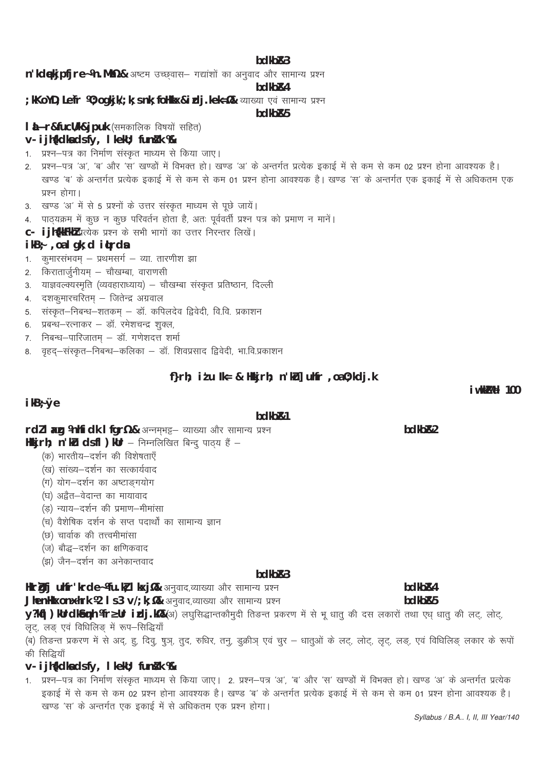bdkbZ&3

**n'kdqekjpfjre~&¼n.Mh½&** अष्टम उच्छ्वास– गद्यांशों का अनुवाद और सामान्य प्रश्न

bdkbZ&4

**;kKoYD;Lef`r ¼O;ogkjk/;k;&nk;foHkkx&izdj.k½&** व्याख्या एवं सामान्य प्रश्न

bdkbZ&5

**laLd`r&fuca/k&jpuk** (समकालिक विषयों सहित)

**v- iz'ui=k&lacaf/kr lkekU; funsZ'k %&**

1. प्रश्न–पत्र का निर्माण संस्कृत माध्यम से किया जाए।
2. प्रश्न–पत्र 'अ', 'ब' और 'स' खण्डों में विभक्त हो। खण्ड 'अ' के अन्तर्गत प्रत्येक इकाई में से कम से कम 02 प्रश्न होना आवश्यक है। खण्ड 'ब' के अन्तर्गत प्रत्येक इकाई में से कम से कम 01 प्रश्न होना आवश्यक है। खण्ड 'स' के अन्तर्गत एक इकाई में से अधिकतम एक प्रश्न होगा।
3. खण्ड 'अ' में से 5 प्रश्नों के उत्तर संस्कृत माध्यम से पूछे जायें।
4. पाठ्यक्रम में कुछ न कुछ परिवर्तन होता है, अतः पूर्ववर्ती प्रश्न पत्र को प्रमाण न मानें।

**c- ijh{kkFkhZ** प्रत्येक प्रश्न के सभी भागों का उत्तर निरन्तर लिखें।

**ikB~; ,oa lgk;d iqLrdsa**

1. कुमारसंभवम् – प्रथमसर्ग – व्या. तारणीश झा
2. किरातार्जुनीयम् – चौखम्बा, वाराणसी
3. याज्ञवल्क्यस्मृति (व्यवहाराध्याय) – चौखम्बा संस्कृत प्रतिष्ठान, दिल्ली
4. दशकुमारचरितम् – जितेन्द्र अग्रवाल
5. संस्कृत–निबन्ध–शतकम् – डॉ. कपिलदेव द्विवेदी, वि.वि. प्रकाशन
6. प्रबन्ध–रत्नाकर – डॉ. रमेशचन्द्र शुक्ल,
7. निबन्ध–पारिजातम् – डॉ. गणेशदत्त शर्मा
8. वृहद्–संस्कृत–निबन्ध–कलिका – डॉ. शिवप्रसाद द्विवेदी, भा.वि.प्रकाशन

## f}rh; iz'u i= & Hkkjrh; n'kZu] uhfr ,oa O;kdj.k

**iw.kk±d 100**

**ikB~;Øe**

bdkbZ&1

**rdZlaxzg ¼nhfidk lfgr½&** अन्नम्भट्ट– व्याख्या और सामान्य प्रश्न

bdkbZ&2

**Hkkjrh; n'kZu ds fl)kUr** – निम्नलिखित बिन्दु पाठ्य हैं –

(क) भारतीय–दर्शन की विशेषताएँ
(ख) सांख्य–दर्शन का सत्कार्यवाद
(ग) योग–दर्शन का अष्टाङ्गयोग
(घ) अद्वैत–वेदान्त का मायावाद
(ङ) न्याय–दर्शन की प्रमाण–मीमांसा
(च) वैशेषिक दर्शन के सप्त पदार्थों का सामान्य ज्ञान
(छ) चार्वाक की तत्त्वमीमांसा
(ज) बौद्ध–दर्शन का क्षणिकवाद
(झ) जैन–दर्शन का अनेकान्तवाद

bdkbZ&3

**Hkr`Zgfj uhfr'kre~ ¼u.Mh lkjx½&** अनुवाद,व्याख्या और सामान्य प्रश्न

bdkbZ&4

**JhenHkxon~xhrk ¼2 ls 3 v/;k;½&** अनुवाद,व्याख्या और सामान्य प्रश्न

bdkbZ&5

**y?kqfl)kUrdkSeqnh ¼fr³Ur izdj.k½&** (अ) लघुसिद्धान्तकौमुदी तिङन्त प्रकरण में से भू धातु की दस लकारों तथा एध् धातु की लट्, लोट्, लृट्, लङ् एवं विधिलिङ् में रूप–सिद्धियाँ

(ब) तिङन्त प्रकरण में से अद्, हु, दिवु, षुञ्, तुद, रुधिर, तनु, डुक्रीञ् एवं चुर – धातुओं के लट्, लोट्, लृट्, लङ्, एवं विधिलिङ् लकार के रूपों की सिद्धियाँ

**v- iz'ui=k&lacaf/kr lkekU; funsZ'k %&**

1. प्रश्न–पत्र का निर्माण संस्कृत माध्यम से किया जाए। 2. प्रश्न–पत्र 'अ', 'ब' और 'स' खण्डों में विभक्त हो। खण्ड 'अ' के अन्तर्गत प्रत्येक इकाई में से कम से कम 02 प्रश्न होना आवश्यक है। खण्ड 'ब' के अन्तर्गत प्रत्येक इकाई में से कम से कम 01 प्रश्न होना आवश्यक है। खण्ड 'स' के अन्तर्गत एक इकाई में से अधिकतम एक प्रश्न होगा।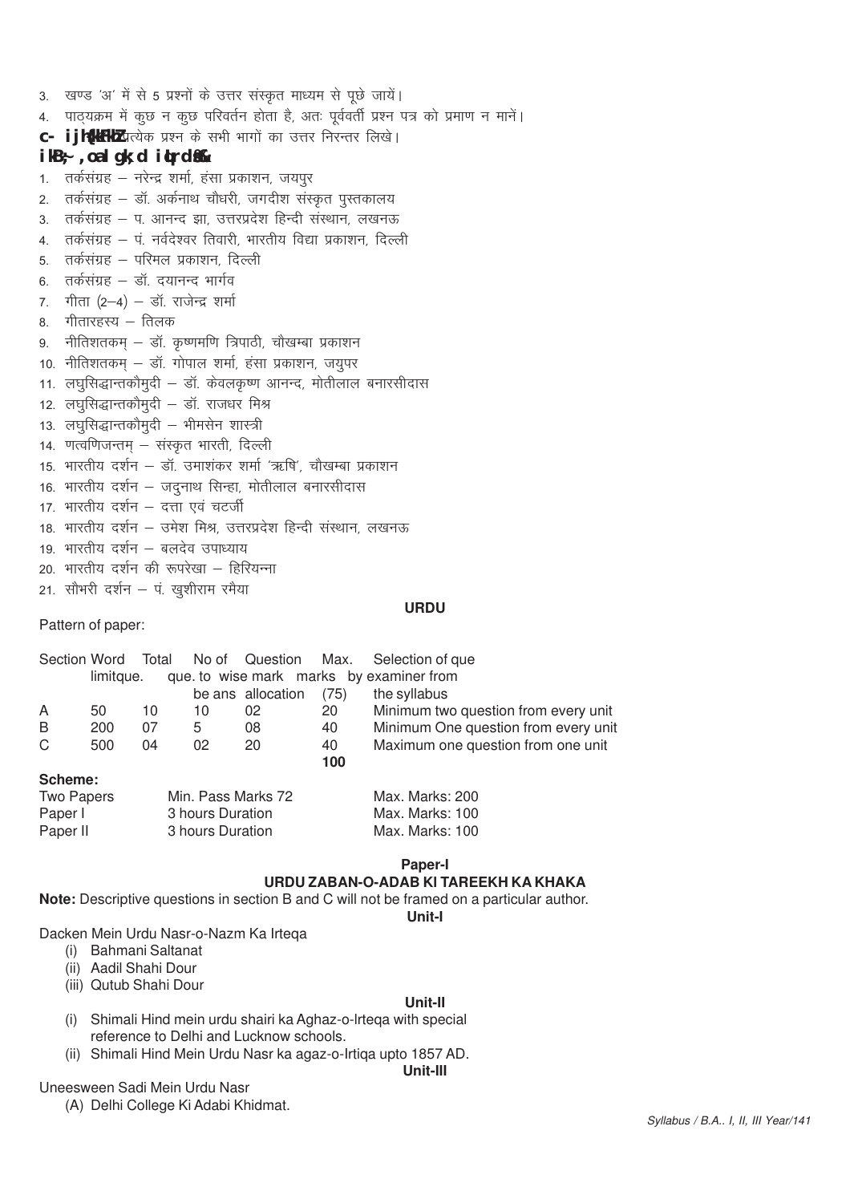3. खण्ड 'अ' में से 5 प्रश्नों के उत्तर संस्कृत माध्यम से पूछे जायें।
4. पाठ्यक्रम में कुछ न कुछ परिवर्तन होता है, अतः पूर्ववर्ती प्रश्न पत्र को प्रमाण न मानें।

**ब. परीक्षार्थी** प्रत्येक प्रश्न के सभी भागों का उत्तर निरन्तर लिखे।

**पाठ्य-एवं सहायक पुस्तकें-**

1. तर्कसंग्रह – नरेन्द्र शर्मा, हंसा प्रकाशन, जयपुर
2. तर्कसंग्रह – डॉ. अर्कनाथ चौधरी, जगदीश संस्कृत पुस्तकालय
3. तर्कसंग्रह – प. आनन्द झा, उत्तरप्रदेश हिन्दी संस्थान, लखनऊ
4. तर्कसंग्रह – पं. नर्वदेश्वर तिवारी, भारतीय विद्या प्रकाशन, दिल्ली
5. तर्कसंग्रह – परिमल प्रकाशन, दिल्ली
6. तर्कसंग्रह – डॉ. दयानन्द भार्गव
7. गीता (2–4) – डॉ. राजेन्द्र शर्मा
8. गीतारहस्य – तिलक
9. नीतिशतकम् – डॉ. कृष्णमणि त्रिपाठी, चौखम्बा प्रकाशन
10. नीतिशतकम् – डॉ. गोपाल शर्मा, हंसा प्रकाशन, जयुपर
11. लघुसिद्धान्तकौमुदी – डॉ. केवलकृष्ण आनन्द, मोतीलाल बनारसीदास
12. लघुसिद्धान्तकौमुदी – डॉ. राजधर मिश्र
13. लघुसिद्धान्तकौमुदी – भीमसेन शास्त्री
14. णत्वणिजन्तम् – संस्कृत भारती, दिल्ली
15. भारतीय दर्शन – डॉ. उमाशंकर शर्मा 'ऋषि', चौखम्बा प्रकाशन
16. भारतीय दर्शन – जदुनाथ सिन्हा, मोतीलाल बनारसीदास
17. भारतीय दर्शन – दत्ता एवं चटर्जी
18. भारतीय दर्शन – उमेश मिश्र, उत्तरप्रदेश हिन्दी संस्थान, लखनऊ
19. भारतीय दर्शन – बलदेव उपाध्याय
20. भारतीय दर्शन की रूपरेखा – हिरियन्ना
21. सौभरी दर्शन – पं. खुशीराम रमैया

## URDU

Pattern of paper:

| Section | Word limitque. | Total que. | No of que. to be ans | Question wise mark allocation | Max. marks (75) | Selection of que by examiner from the syllabus |
|---|---|---|---|---|---|---|
| A | 50 | 10 | 10 | 02 | 20 | Minimum two question from every unit |
| B | 200 | 07 | 5 | 08 | 40 | Minimum One question from every unit |
| C | 500 | 04 | 02 | 20 | 40 | Maximum one question from one unit |
| | | | | | **100** | |

**Scheme:**

| | | |
|---|---|---|
| Two Papers | Min. Pass Marks 72 | Max. Marks: 200 |
| Paper I | 3 hours Duration | Max. Marks: 100 |
| Paper II | 3 hours Duration | Max. Marks: 100 |

### Paper-I
### URDU ZABAN-O-ADAB KI TAREEKH KA KHAKA

**Note:** Descriptive questions in section B and C will not be framed on a particular author.

**Unit-I**

Dacken Mein Urdu Nasr-o-Nazm Ka Irteqa
- (i) Bahmani Saltanat
- (ii) Aadil Shahi Dour
- (iii) Qutub Shahi Dour

**Unit-II**

- (i) Shimali Hind mein urdu shairi ka Aghaz-o-Irteqa with special reference to Delhi and Lucknow schools.
- (ii) Shimali Hind Mein Urdu Nasr ka agaz-o-Irtiqa upto 1857 AD.

**Unit-III**

Uneesween Sadi Mein Urdu Nasr
- (A) Delhi College Ki Adabi Khidmat.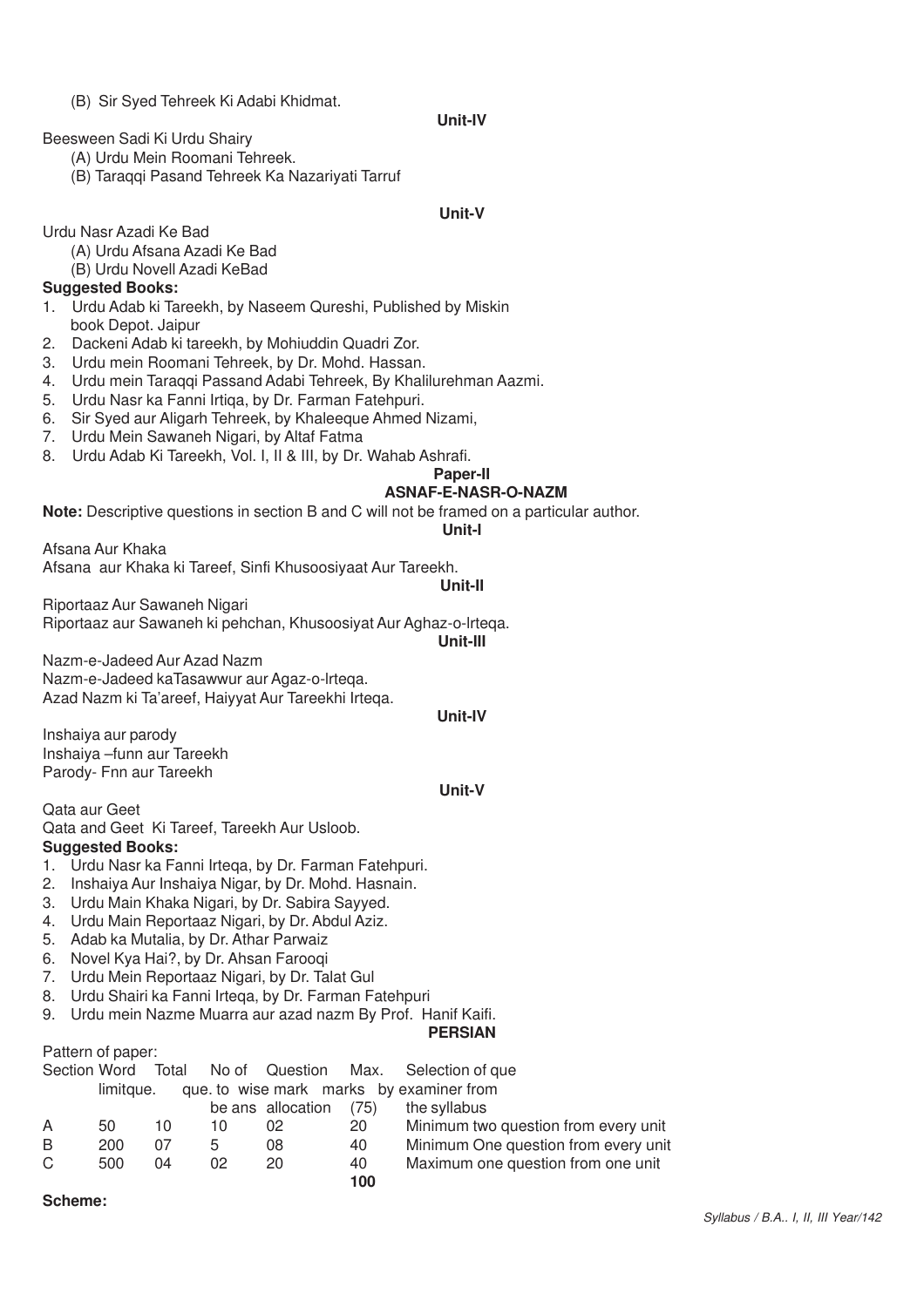(B) Sir Syed Tehreek Ki Adabi Khidmat.

**Unit-IV**

Beesween Sadi Ki Urdu Shairy

(A) Urdu Mein Roomani Tehreek.

(B) Taraqqi Pasand Tehreek Ka Nazariyati Tarruf

**Unit-V**

Urdu Nasr Azadi Ke Bad

(A) Urdu Afsana Azadi Ke Bad

(B) Urdu Novell Azadi KeBad

**Suggested Books:**

1. Urdu Adab ki Tareekh, by Naseem Qureshi, Published by Miskin book Depot. Jaipur
2. Dackeni Adab ki tareekh, by Mohiuddin Quadri Zor.
3. Urdu mein Roomani Tehreek, by Dr. Mohd. Hassan.
4. Urdu mein Taraqqi Passand Adabi Tehreek, By Khalilurehman Aazmi.
5. Urdu Nasr ka Fanni Irtiqa, by Dr. Farman Fatehpuri.
6. Sir Syed aur Aligarh Tehreek, by Khaleeque Ahmed Nizami,
7. Urdu Mein Sawaneh Nigari, by Altaf Fatma
8. Urdu Adab Ki Tareekh, Vol. I, II & III, by Dr. Wahab Ashrafi.

**Paper-II**

**ASNAF-E-NASR-O-NAZM**

**Note:** Descriptive questions in section B and C will not be framed on a particular author.

**Unit-I**

Afsana Aur Khaka

Afsana aur Khaka ki Tareef, Sinfi Khusoosiyaat Aur Tareekh.

**Unit-II**

Riportaaz Aur Sawaneh Nigari

Riportaaz aur Sawaneh ki pehchan, Khusoosiyat Aur Aghaz-o-lrteqa.

**Unit-III**

Nazm-e-Jadeed Aur Azad Nazm

Nazm-e-Jadeed kaTasawwur aur Agaz-o-lrteqa.

Azad Nazm ki Ta'areef, Haiyyat Aur Tareekhi Irteqa.

**Unit-IV**

Inshaiya aur parody

Inshaiya –funn aur Tareekh

Parody- Fnn aur Tareekh

**Unit-V**

Qata aur Geet

Qata and Geet Ki Tareef, Tareekh Aur Usloob.

**Suggested Books:**

1. Urdu Nasr ka Fanni Irteqa, by Dr. Farman Fatehpuri.
2. Inshaiya Aur Inshaiya Nigar, by Dr. Mohd. Hasnain.
3. Urdu Main Khaka Nigari, by Dr. Sabira Sayyed.
4. Urdu Main Reportaaz Nigari, by Dr. Abdul Aziz.
5. Adab ka Mutalia, by Dr. Athar Parwaiz
6. Novel Kya Hai?, by Dr. Ahsan Farooqi
7. Urdu Mein Reportaaz Nigari, by Dr. Talat Gul
8. Urdu Shairi ka Fanni Irteqa, by Dr. Farman Fatehpuri
9. Urdu mein Nazme Muarra aur azad nazm By Prof. Hanif Kaifi.

## PERSIAN

Pattern of paper:

| Section | Word limit | Total que. | No of que. to be ans | Question wise mark allocation | Max. marks (75) | Selection of que by examiner from the syllabus |
|---|---|---|---|---|---|---|
| A | 50 | 10 | 10 | 02 | 20 | Minimum two question from every unit |
| B | 200 | 07 | 5 | 08 | 40 | Minimum One question from every unit |
| C | 500 | 04 | 02 | 20 | 40 | Maximum one question from one unit |
| | | | | | 100 | |

**Scheme:**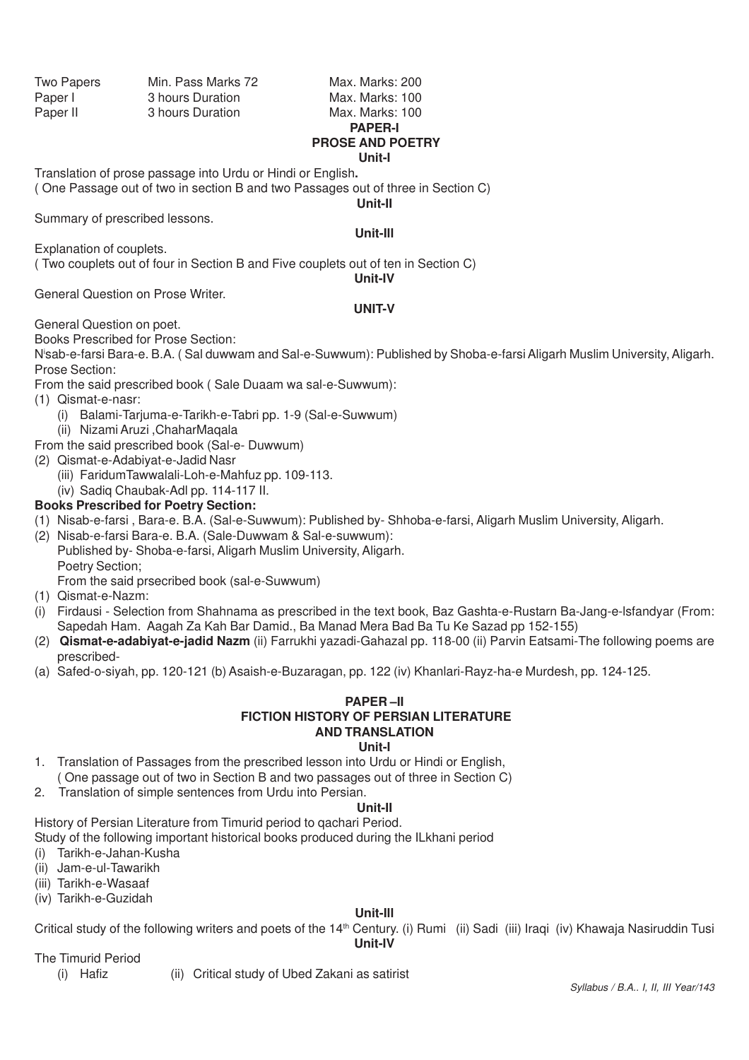| Two Papers | Min. Pass Marks 72 | Max. Marks: 200 |
|---|---|---|
| Paper I | 3 hours Duration | Max. Marks: 100 |
| Paper II | 3 hours Duration | Max. Marks: 100 |

## PAPER-I
### PROSE AND POETRY
#### Unit-I

Translation of prose passage into Urdu or Hindi or English**.**

( One Passage out of two in section B and two Passages out of three in Section C)

#### Unit-II

Summary of prescribed lessons.

#### Unit-III

Explanation of couplets.

( Two couplets out of four in Section B and Five couplets out of ten in Section C)

#### Unit-IV

General Question on Prose Writer.

#### UNIT-V

General Question on poet.

Books Prescribed for Prose Section:

Nisab-e-farsi Bara-e. B.A. ( Sal duwwam and Sal-e-Suwwum): Published by Shoba-e-farsi Aligarh Muslim University, Aligarh.

Prose Section:

From the said prescribed book ( Sale Duaam wa sal-e-Suwwum):

(1) Qismat-e-nasr:
   - (i) Balami-Tarjuma-e-Tarikh-e-Tabri pp. 1-9 (Sal-e-Suwwum)
   - (ii) Nizami Aruzi ,ChaharMaqala

From the said prescribed book (Sal-e- Duwwum)

(2) Qismat-e-Adabiyat-e-Jadid Nasr
   - (iii) FaridumTawwalali-Loh-e-Mahfuz pp. 109-113.
   - (iv) Sadiq Chaubak-Adl pp. 114-117 II.

**Books Prescribed for Poetry Section:**

(1) Nisab-e-farsi , Bara-e. B.A. (Sal-e-Suwwum): Published by- Shhoba-e-farsi, Aligarh Muslim University, Aligarh.

(2) Nisab-e-farsi Bara-e. B.A. (Sale-Duwwam & Sal-e-suwwum):
Published by- Shoba-e-farsi, Aligarh Muslim University, Aligarh.
Poetry Section;
From the said prsecribed book (sal-e-Suwwum)

(1) Qismat-e-Nazm:

(i) Firdausi - Selection from Shahnama as prescribed in the text book, Baz Gashta-e-Rustarn Ba-Jang-e-lsfandyar (From: Sapedah Ham. Aagah Za Kah Bar Damid., Ba Manad Mera Bad Ba Tu Ke Sazad pp 152-155)

(2) **Qismat-e-adabiyat-e-jadid Nazm** (ii) Farrukhi yazadi-Gahazal pp. 118-00 (ii) Parvin Eatsami-The following poems are prescribed-

(a) Safed-o-siyah, pp. 120-121 (b) Asaish-e-Buzaragan, pp. 122 (iv) Khanlari-Rayz-ha-e Murdesh, pp. 124-125.

## PAPER –II
### FICTION HISTORY OF PERSIAN LITERATURE AND TRANSLATION
#### Unit-I

1. Translation of Passages from the prescribed lesson into Urdu or Hindi or English,
   ( One passage out of two in Section B and two passages out of three in Section C)
2. Translation of simple sentences from Urdu into Persian.

#### Unit-II

History of Persian Literature from Timurid period to qachari Period.

Study of the following important historical books produced during the ILkhani period

(i) Tarikh-e-Jahan-Kusha
(ii) Jam-e-ul-Tawarikh
(iii) Tarikh-e-Wasaaf
(iv) Tarikh-e-Guzidah

#### Unit-III

Critical study of the following writers and poets of the 14th Century. (i) Rumi (ii) Sadi (iii) Iraqi (iv) Khawaja Nasiruddin Tusi

#### Unit-IV

The Timurid Period

(i) Hafiz (ii) Critical study of Ubed Zakani as satirist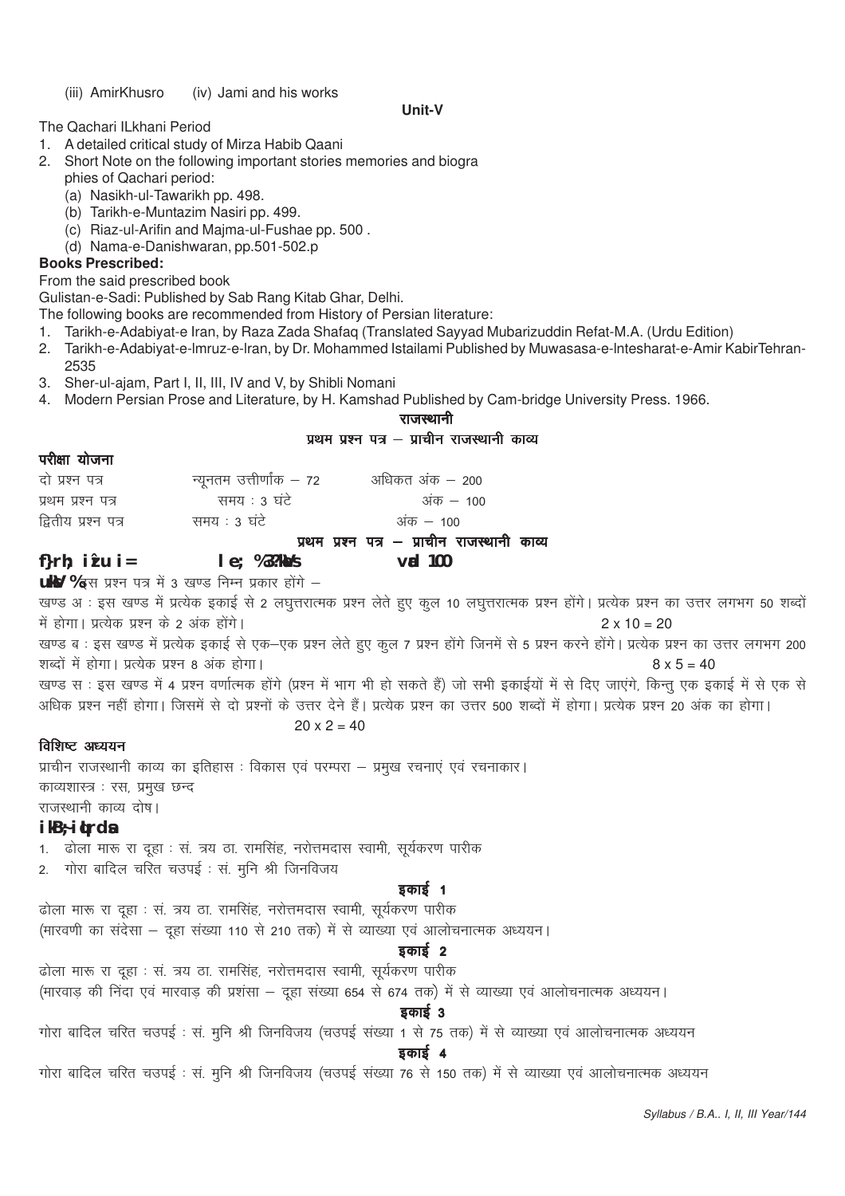(iii) AmirKhusro (iv) Jami and his works

**Unit-V**

The Qachari ILkhani Period

1. A detailed critical study of Mirza Habib Qaani
2. Short Note on the following important stories memories and biogra phies of Qachari period:
   (a) Nasikh-ul-Tawarikh pp. 498.
   (b) Tarikh-e-Muntazim Nasiri pp. 499.
   (c) Riaz-ul-Arifin and Majma-ul-Fushae pp. 500 .
   (d) Nama-e-Danishwaran, pp.501-502.p

**Books Prescribed:**

From the said prescribed book

Gulistan-e-Sadi: Published by Sab Rang Kitab Ghar, Delhi.

The following books are recommended from History of Persian literature:

1. Tarikh-e-Adabiyat-e Iran, by Raza Zada Shafaq (Translated Sayyad Mubarizuddin Refat-M.A. (Urdu Edition)
2. Tarikh-e-Adabiyat-e-Imruz-e-Iran, by Dr. Mohammed Istailami Published by Muwasasa-e-Intesharat-e-Amir KabirTehran-2535
3. Sher-ul-ajam, Part I, II, III, IV and V, by Shibli Nomani
4. Modern Persian Prose and Literature, by H. Kamshad Published by Cam-bridge University Press. 1966.

## राजस्थानी

### प्रथम प्रश्न पत्र – प्राचीन राजस्थानी काव्य

**परीक्षा योजना**

| | | |
|---|---|---|
| दो प्रश्न पत्र | न्यूनतम उत्तीर्णांक – 72 | अधिकत अंक – 200 |
| प्रथम प्रश्न पत्र | समय : 3 घंटे | अंक – 100 |
| द्वितीय प्रश्न पत्र | समय : 3 घंटे | अंक – 100 |

### प्रथम प्रश्न पत्र – प्राचीन राजस्थानी काव्य

**f}rh; i`zu i=  le; %3 ?k.Vs  vad 100**

**uksV %** इस प्रश्न पत्र में 3 खण्ड निम्न प्रकार होंगे –

खण्ड अ : इस खण्ड में प्रत्येक इकाई से 2 लघुत्तरात्मक प्रश्न लेते हुए कुल 10 लघुत्तरात्मक प्रश्न होंगे। प्रत्येक प्रश्न का उत्तर लगभग 50 शब्दों में होगा। प्रत्येक प्रश्न के 2 अंक होंगे। 2 x 10 = 20

खण्ड ब : इस खण्ड में प्रत्येक इकाई से एक–एक प्रश्न लेते हुए कुल 7 प्रश्न होंगे जिनमें से 5 प्रश्न करने होंगे। प्रत्येक प्रश्न का उत्तर लगभग 200 शब्दों में होगा। प्रत्येक प्रश्न 8 अंक होगा। 8 x 5 = 40

खण्ड स : इस खण्ड में 4 प्रश्न वर्णात्मक होंगे (प्रश्न में भाग भी हो सकते हैं) जो सभी इकाईयों में से दिए जाएंगे, किन्तु एक इकाई में से एक से अधिक प्रश्न नहीं होगा। जिसमें से दो प्रश्नों के उत्तर देने हैं। प्रत्येक प्रश्न का उत्तर 500 शब्दों में होगा। प्रत्येक प्रश्न 20 अंक का होगा। 20 x 2 = 40

**विशिष्ट अध्ययन**

प्राचीन राजस्थानी काव्य का इतिहास : विकास एवं परम्परा – प्रमुख रचनाएं एवं रचनाकार।

काव्यशास्त्र : रस, प्रमुख छन्द

राजस्थानी काव्य दोष।

**ikB;iqLrdsa**

1. ढोला मारू रा दूहा : सं. त्रय ठा. रामसिंह, नरोत्तमदास स्वामी, सूर्यकरण पारीक
2. गोरा बादिल चरित चउपई : सं. मुनि श्री जिनविजय

**इकाई 1**

ढोला मारू रा दूहा : सं. त्रय ठा. रामसिंह, नरोत्तमदास स्वामी, सूर्यकरण पारीक (मारवणी का संदेसा – दूहा संख्या 110 से 210 तक) में से व्याख्या एवं आलोचनात्मक अध्ययन।

**इकाई 2**

ढोला मारू रा दूहा : सं. त्रय ठा. रामसिंह, नरोत्तमदास स्वामी, सूर्यकरण पारीक (मारवाड़ की निंदा एवं मारवाड़ की प्रशंसा – दूहा संख्या 654 से 674 तक) में से व्याख्या एवं आलोचनात्मक अध्ययन।

**इकाई 3**

गोरा बादिल चरित चउपई : सं. मुनि श्री जिनविजय (चउपई संख्या 1 से 75 तक) में से व्याख्या एवं आलोचनात्मक अध्ययन

**इकाई 4**

गोरा बादिल चरित चउपई : सं. मुनि श्री जिनविजय (चउपई संख्या 76 से 150 तक) में से व्याख्या एवं आलोचनात्मक अध्ययन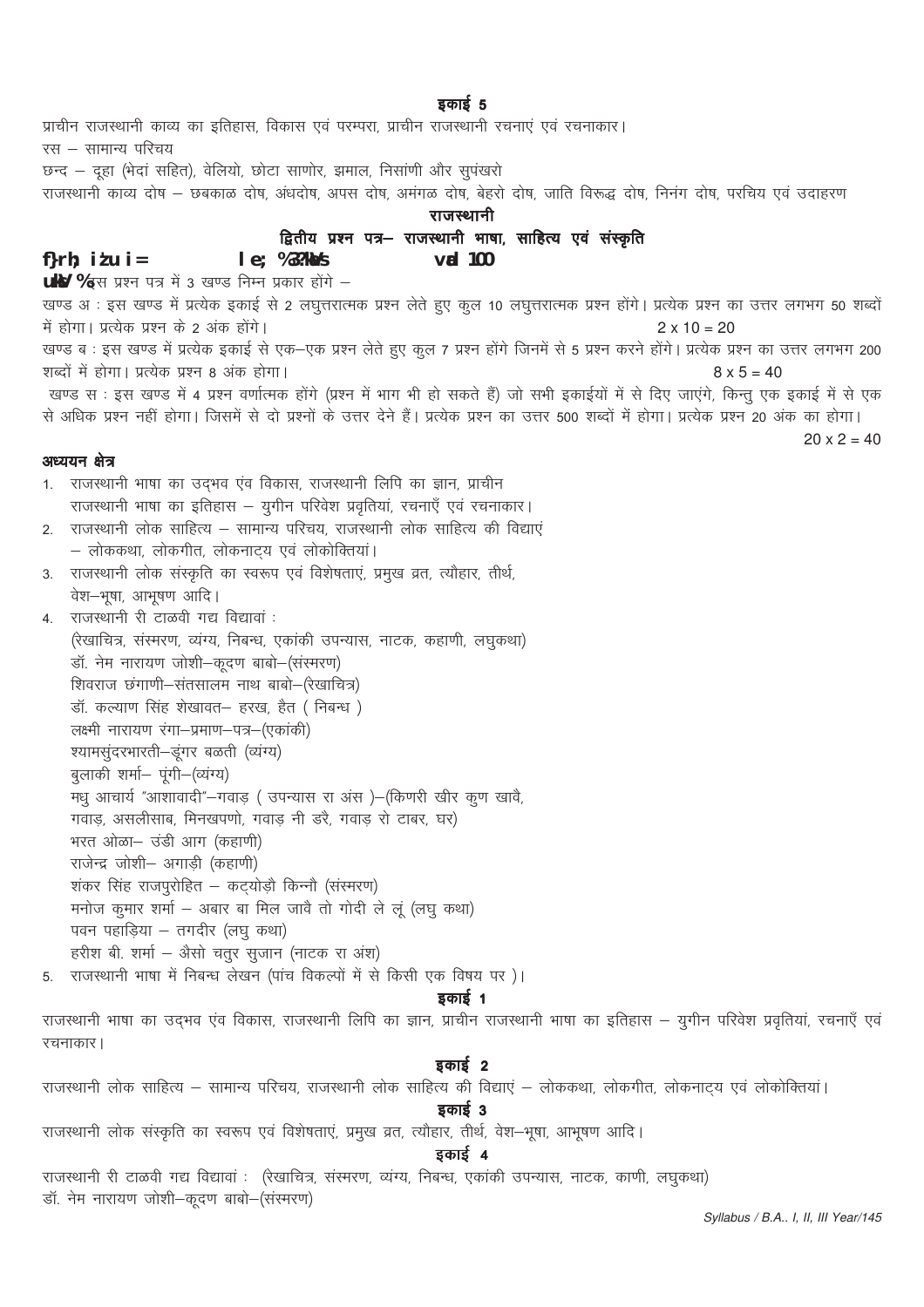## इकाई 5

प्राचीन राजस्थानी काव्य का इतिहास, विकास एवं परम्परा, प्राचीन राजस्थानी रचनाएं एवं रचनाकार।

रस – सामान्य परिचय

छन्द – दूहा (भेदां सहित), वेलियो, छोटा साणोर, झमाल, निसांणी और सुपंखरो

राजस्थानी काव्य दोष – छबकाळ दोष, अंधदोष, अपस दोष, अमंगळ दोष, बेहरो दोष, जाति विरूद्ध दोष, निनंग दोष, परिचय एवं उदाहरण

# राजस्थानी

## द्वितीय प्रश्न पत्र– राजस्थानी भाषा, साहित्य एवं संस्कृति

**द्वितीय प्रश्न पत्र        समय: 3 घण्टे        अंक 100**

**नोट :** इस प्रश्न पत्र में 3 खण्ड निम्न प्रकार होंगे –

खण्ड अ : इस खण्ड में प्रत्येक इकाई से 2 लघुत्तरात्मक प्रश्न लेते हुए कुल 10 लघुत्तरात्मक प्रश्न होंगे। प्रत्येक प्रश्न का उत्तर लगभग 50 शब्दों में होगा। प्रत्येक प्रश्न के 2 अंक होंगे। 2 x 10 = 20

खण्ड ब : इस खण्ड में प्रत्येक इकाई से एक–एक प्रश्न लेते हुए कुल 7 प्रश्न होंगे जिनमें से 5 प्रश्न करने होंगे। प्रत्येक प्रश्न का उत्तर लगभग 200 शब्दों में होगा। प्रत्येक प्रश्न 8 अंक होगा। 8 x 5 = 40

खण्ड स : इस खण्ड में 4 प्रश्न वर्णात्मक होंगे (प्रश्न में भाग भी हो सकते हैं) जो सभी इकाईयों में से दिए जाएंगे, किन्तु एक इकाई में से एक से अधिक प्रश्न नहीं होगा। जिसमें से दो प्रश्नों के उत्तर देने हैं। प्रत्येक प्रश्न का उत्तर 500 शब्दों में होगा। प्रत्येक प्रश्न 20 अंक का होगा। 20 x 2 = 40

### अध्ययन क्षेत्र

1. राजस्थानी भाषा का उद्भव एंव विकास, राजस्थानी लिपि का ज्ञान, प्राचीन राजस्थानी भाषा का इतिहास – युगीन परिवेश प्रवृतियां, रचनाएँ एवं रचनाकार।
2. राजस्थानी लोक साहित्य – सामान्य परिचय, राजस्थानी लोक साहित्य की विद्याएं – लोककथा, लोकगीत, लोकनाट्य एवं लोकोक्तियां।
3. राजस्थानी लोक संस्कृति का स्वरूप एवं विशेषताएं, प्रमुख व्रत, त्यौहार, तीर्थ, वेश–भूषा, आभूषण आदि।
4. राजस्थानी री टाळवी गद्य विद्यावां :
   (रेखाचित्र, संस्मरण, व्यंग्य, निबन्ध, एकांकी उपन्यास, नाटक, कहाणी, लघुकथा)
   डॉ. नेम नारायण जोशी–कूदण बाबो–(संस्मरण)
   शिवराज छंगाणी–संतसालम नाथ बाबो–(रेखाचित्र)
   डॉ. कल्याण सिंह शेखावत– हरख, हैत ( निबन्ध )
   लक्ष्मी नारायण रंगा–प्रमाण–पत्र–(एकांकी)
   श्यामसुंदरभारती–डूंगर बळती (व्यंग्य)
   बुलाकी शर्मा– पूंगी–(व्यंग्य)
   मधु आचार्य "आशावादी"–गवाड़ ( उपन्यास रा अंस )–(किणरी खीर कुण खावै, गवाड़, असलीसाब, मिनखपणो, गवाड़ नी डरै, गवाड़ रो टाबर, घर)
   भरत ओळा– उंडी आग (कहाणी)
   राजेन्द्र जोशी– अगाड़ी (कहाणी)
   शंकर सिंह राजपुरोहित – कट्योड़ौ किन्नौ (संस्मरण)
   मनोज कुमार शर्मा – अबार बा मिल जावै तो गोदी ले लूं (लघु कथा)
   पवन पहाड़िया – तगदीर (लघु कथा)
   हरीश बी. शर्मा – अैसो चतुर सुजान (नाटक रा अंश)
5. राजस्थानी भाषा में निबन्ध लेखन (पांच विकल्पों में से किसी एक विषय पर )।

## इकाई 1

राजस्थानी भाषा का उद्भव एंव विकास, राजस्थानी लिपि का ज्ञान, प्राचीन राजस्थानी भाषा का इतिहास – युगीन परिवेश प्रवृतियां, रचनाएँ एवं रचनाकार।

## इकाई 2

राजस्थानी लोक साहित्य – सामान्य परिचय, राजस्थानी लोक साहित्य की विद्याएं – लोककथा, लोकगीत, लोकनाट्य एवं लोकोक्तियां।

## इकाई 3

राजस्थानी लोक संस्कृति का स्वरूप एवं विशेषताएं, प्रमुख व्रत, त्यौहार, तीर्थ, वेश–भूषा, आभूषण आदि।

## इकाई 4

राजस्थानी री टाळवी गद्य विद्यावां : (रेखाचित्र, संस्मरण, व्यंग्य, निबन्ध, एकांकी उपन्यास, नाटक, काणी, लघुकथा)

डॉ. नेम नारायण जोशी–कूदण बाबो–(संस्मरण)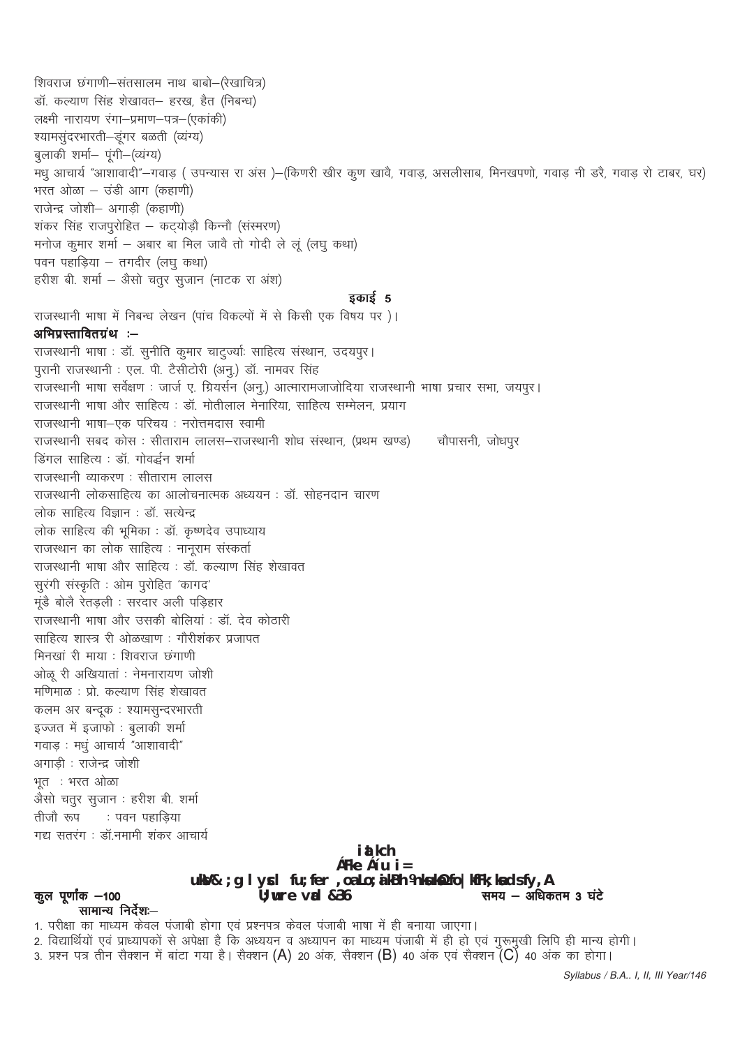शिवराज छंगाणी–संतसालम नाथ बाबो–(रेखाचित्र)
डॉ. कल्याण सिंह शेखावत– हरख, हैत (निबन्ध)
लक्ष्मी नारायण रंगा–प्रमाण–पत्र–(एकांकी)
श्यामसुंदरभारती–डूंगर बळती (व्यंग्य)
बुलाकी शर्मा– पूंगी–(व्यंग्य)
मधु आचार्य "आशावादी"–गवाड़ ( उपन्यास रा अंस )–(किणरी खीर कुण खावै, गवाड़, असलीसाब, मिनखपणो, गवाड़ नी डरै, गवाड़ रो टाबर, घर)
भरत ओळा – उंडी आग (कहाणी)
राजेन्द्र जोशी– अगाड़ी (कहाणी)
शंकर सिंह राजपुरोहित – कट्योड़ौ किन्नौ (संस्मरण)
मनोज कुमार शर्मा – अबार बा मिल जावै तो गोदी ले लूं (लघु कथा)
पवन पहाड़िया – तगदीर (लघु कथा)
हरीश बी. शर्मा – अैसो चतुर सुजान (नाटक रा अंश)

### इकाई 5

राजस्थानी भाषा में निबन्ध लेखन (पांच विकल्पों में से किसी एक विषय पर )।

**अभिप्रस्तावितग्रंथ :–**

राजस्थानी भाषा : डॉ. सुनीति कुमार चाटुर्ज्याः साहित्य संस्थान, उदयपुर।
पुरानी राजस्थानी : एल. पी. टैसीटोरी (अनु.) डॉ. नामवर सिंह
राजस्थानी भाषा सर्वेक्षण : जार्ज ए. ग्रियर्सन (अनु.) आत्मारामजाजोदिया राजस्थानी भाषा प्रचार सभा, जयपुर।
राजस्थानी भाषा और साहित्य : डॉ. मोतीलाल मेनारिया, साहित्य सम्मेलन, प्रयाग
राजस्थानी भाषा–एक परिचय : नरोत्तमदास स्वामी
राजस्थानी सबद कोस : सीताराम लालस–राजस्थानी शोध संस्थान, (प्रथम खण्ड) चौपासनी, जोधपुर
डिंगल साहित्य : डॉ. गोवर्द्धन शर्मा
राजस्थानी व्याकरण : सीताराम लालस
राजस्थानी लोकसाहित्य का आलोचनात्मक अध्ययन : डॉ. सोहनदान चारण
लोक साहित्य विज्ञान : डॉ. सत्येन्द्र
लोक साहित्य की भूमिका : डॉ. कृष्णदेव उपाध्याय
राजस्थान का लोक साहित्य : नानूराम संस्कर्ता
राजस्थानी भाषा और साहित्य : डॉ. कल्याण सिंह शेखावत
सुरंगी संस्कृति : ओम पुरोहित 'कागद'
मूंडै बोलै रेतड़ली : सरदार अली पड़िहार
राजस्थानी भाषा और उसकी बोलियां : डॉ. देव कोठारी
साहित्य शास्त्र री ओळखाण : गौरीशंकर प्रजापत
मिनखां री माया : शिवराज छंगाणी
ओळू री अखियातां : नेमनारायण जोशी
मणिमाळ : प्रो. कल्याण सिंह शेखावत
कलम अर बन्दूक : श्यामसुन्दरभारती
इज्जत में इजाफो : बुलाकी शर्मा
गवाड़ : मधुं आचार्य "आशावादी"
अगाड़ी : राजेन्द्र जोशी
भूत : भरत ओळा
अैसो चतुर सुजान : हरीश बी. शर्मा
तीजौ रूप : पवन पहाड़िया
गद्य सतरंग : डॉ.नमामी शंकर आचार्य

**iatkch**
**Áfke Áu i=**
**ukbV&;g lysl fu;fer ,oa Lo;ikBh Nk=kvksa dsfy,A**

**कुल पूर्णांक –100** **U;wure vad &36** समय – अधिकतम 3 घंटे

सामान्य निर्देशः–

1. परीक्षा का माध्यम केवल पंजाबी होगा एवं प्रश्नपत्र केवल पंजाबी भाषा में ही बनाया जाएगा।
2. विद्यार्थियों एवं प्राध्यापकों से अपेक्षा है कि अध्ययन व अध्यापन का माध्यम पंजाबी में ही हो एवं गुरूमुखी लिपि ही मान्य होगी।
3. प्रश्न पत्र तीन सैक्शन में बांटा गया है। सैक्शन (A) 20 अंक, सैक्शन (B) 40 अंक एवं सैक्शन (C) 40 अंक का होगा।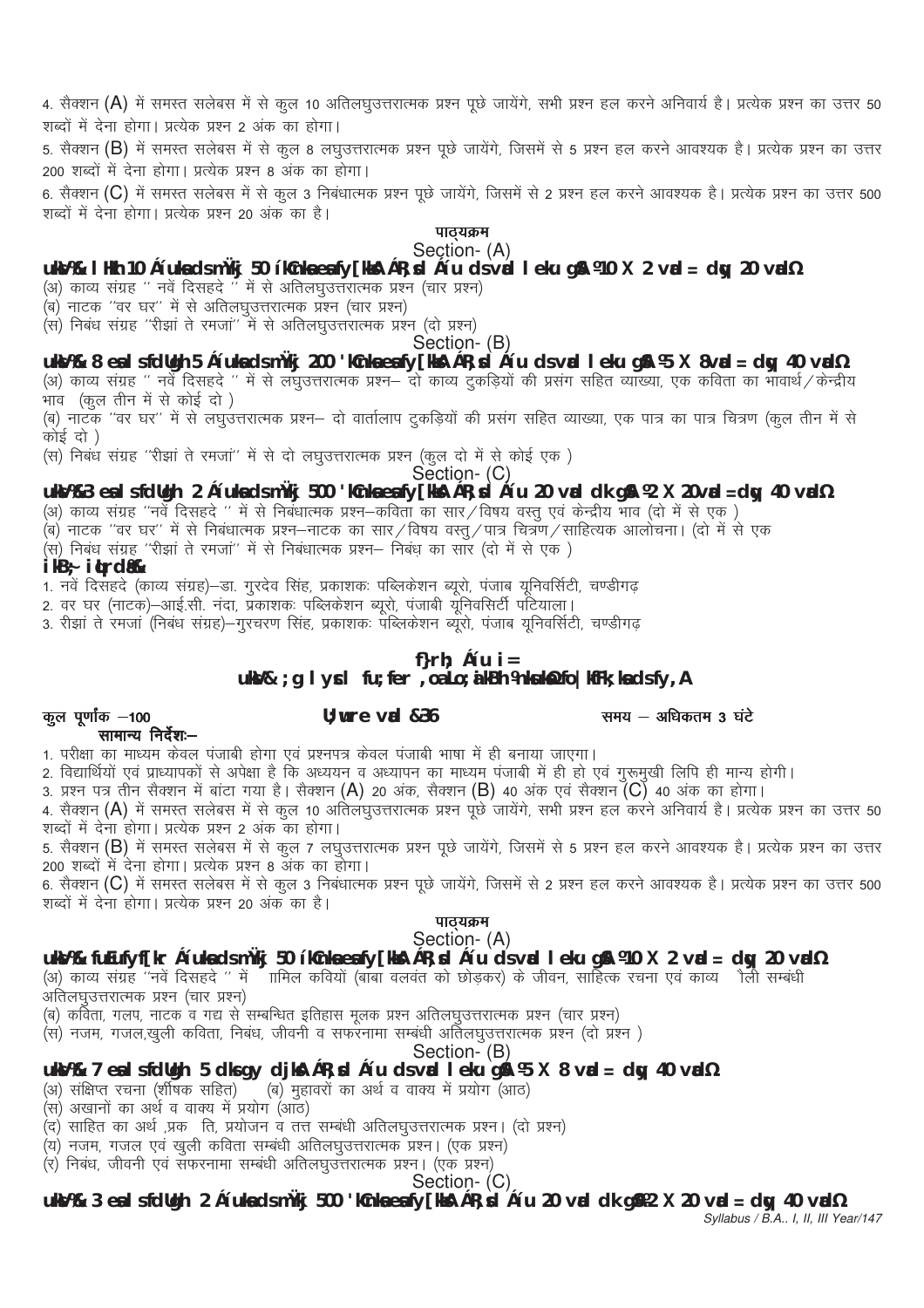4. सैक्शन (A) में समस्त सलेबस में से कुल 10 अतिलघुउत्तरात्मक प्रश्न पूछे जायेंगे, सभी प्रश्न हल करने अनिवार्य है। प्रत्येक प्रश्न का उत्तर 50 शब्दों में देना होगा। प्रत्येक प्रश्न 2 अंक का होगा।

5. सैक्शन (B) में समस्त सलेबस में से कुल 8 लघुउत्तरात्मक प्रश्न पूछे जायेंगे, जिसमें से 5 प्रश्न हल करने आवश्यक है। प्रत्येक प्रश्न का उत्तर 200 शब्दों में देना होगा। प्रत्येक प्रश्न 8 अंक का होगा।

6. सैक्शन (C) में समस्त सलेबस में से कुल 3 निबंधात्मक प्रश्न पूछे जायेंगे, जिसमें से 2 प्रश्न हल करने आवश्यक है। प्रत्येक प्रश्न का उत्तर 500 शब्दों में देना होगा। प्रत्येक प्रश्न 20 अंक का है।

**पाठ्यक्रम**

**Section- (A)**

**uksV%& lHkh 10 Áúuksa dks mÙkj 50 ÍkCnksa esa fy[kuk ÁR;sd Áúu ds vad leku gSA ¼10 X 2 vad = dqy 20 vad½**

(अ) काव्य संग्रह '' नवें दिसहदे '' में से अतिलघुउत्तरात्मक प्रश्न (चार प्रश्न)

(ब) नाटक ''वर घर'' में से अतिलघुउत्तरात्मक प्रश्न (चार प्रश्न)

(स) निबंध संग्रह ''रीझां ते रमजां'' में से अतिलघुउत्तरात्मक प्रश्न (दो प्रश्न)

**Section- (B)**

**uksV%& 8 esa ls fdUgh 5 Áúuksa dks mÙkj 200 'kCnksa esa fy[kuk ÁR;sd Áúu ds vad leku gSA ¼5 X 8vad = dqy 40 vad½**

(अ) काव्य संग्रह '' नवें दिसहदे '' में से लघुउत्तरात्मक प्रश्न– दो काव्य टुकड़ियों की प्रसंग सहित व्याख्या, एक कविता का भावार्थ/केन्द्रीय भाव (कुल तीन में से कोई दो)

(ब) नाटक ''वर घर'' में से लघुउत्तरात्मक प्रश्न– दो वार्तालाप टुकड़ियों की प्रसंग सहित व्याख्या, एक पात्र का पात्र चित्रण (कुल तीन में से कोई दो)

(स) निबंध संग्रह ''रीझां ते रमजां'' में से दो लघुउत्तरात्मक प्रश्न (कुल दो में से कोई एक)

**Section- (C)**

**uksV%& 3 esa ls fdUgh 2 Áúuksa dks mÙkj 500 'kCnksa esa fy[kuk ÁR;sd Áúu 20 vad dk gSA ¼2 X 20vad =dqy 40 vad½**

(अ) काव्य संग्रह ''नवें दिसहदे '' में से निबंधात्मक प्रश्न–कविता का सार/विषय वस्तु एवं केन्द्रीय भाव (दो में से एक)

(ब) नाटक ''वर घर'' में से निबंधात्मक प्रश्न–नाटक का सार/विषय वस्तु/पात्र चित्रण/साहित्यक आलोचना। (दो में से एक

(स) निबंध संग्रह ''रीझां ते रमजां'' में से निबंधात्मक प्रश्न– निबंध का सार (दो में से एक)

**ikB~; iqLrdsa&**

1. नवें दिसहदे (काव्य संग्रह)–डा. गुरदेव सिंह, प्रकाशकः पब्लिकेशन ब्यूरो, पंजाब यूनिवर्सिटी, चण्डीगढ़
2. वर घर (नाटक)–आई.सी. नंदा, प्रकाशकः पब्लिकेशन ब्यूरो, पंजाबी यूनिवर्सिटी पटियाला।
3. रीझां ते रमजां (निबंध संग्रह)–गुरचरण सिंह, प्रकाशकः पब्लिकेशन ब्यूरो, पंजाब यूनिवर्सिटी, चण्डीगढ़

## f}rh; Áúu i=

## uksV& ;g lyscl fu;fer ,oa Lo;aikBh ¼uksudkWysft;sV½ fo|kfFk;ksa ds fy, A

कुल पूर्णांक –100 | U;wure vad &36 | समय – अधिकतम 3 घंटे

**सामान्य निर्देशः–**

1. परीक्षा का माध्यम केवल पंजाबी होगा एवं प्रश्नपत्र केवल पंजाबी भाषा में ही बनाया जाएगा।
2. विद्यार्थियों एवं प्राध्यापकों से अपेक्षा है कि अध्ययन व अध्यापन का माध्यम पंजाबी में ही हो एवं गुरूमुखी लिपि ही मान्य होगी।
3. प्रश्न पत्र तीन सैक्शन में बांटा गया है। सैक्शन (A) 20 अंक, सैक्शन (B) 40 अंक एवं सैक्शन (C) 40 अंक का होगा।
4. सैक्शन (A) में समस्त सलेबस में से कुल 10 अतिलघुउत्तरात्मक प्रश्न पूछे जायेंगे, सभी प्रश्न हल करने अनिवार्य है। प्रत्येक प्रश्न का उत्तर 50 शब्दों में देना होगा। प्रत्येक प्रश्न 2 अंक का होगा।
5. सैक्शन (B) में समस्त सलेबस में से कुल 7 लघुउत्तरात्मक प्रश्न पूछे जायेंगे, जिसमें से 5 प्रश्न हल करने आवश्यक है। प्रत्येक प्रश्न का उत्तर 200 शब्दों में देना होगा। प्रत्येक प्रश्न 8 अंक का होगा।
6. सैक्शन (C) में समस्त सलेबस में से कुल 3 निबंधात्मक प्रश्न पूछे जायेंगे, जिसमें से 2 प्रश्न हल करने आवश्यक है। प्रत्येक प्रश्न का उत्तर 500 शब्दों में देना होगा। प्रत्येक प्रश्न 20 अंक का है।

**पाठ्यक्रम**

**Section- (A)**

**uksV%& fuEufyf[kr Áúuksa dks mÙkj 50 ÍkCnksa esa fy[kuk ÁR;sd Áúu ds vad leku gSA ¼10 X 2 vad = dqy 20 vad½**

(अ) काव्य संग्रह ''नवें दिसहदे '' में ामिल कवियों (बाबा वलवंत को छोड़कर) के जीवन, साहित्क रचना एवं काव्य ैली सम्बंधी अतिलघुउत्तरात्मक प्रश्न (चार प्रश्न)

(ब) कविता, गलप, नाटक व गद्य से सम्बन्धित इतिहास मूलक प्रश्न अतिलघुउत्तरात्मक प्रश्न (चार प्रश्न)

(स) नजम, गजल,खुली कविता, निबंध, जीवनी व सफरनामा सम्बंधी अतिलघुउत्तरात्मक प्रश्न (दो प्रश्न)

**Section- (B)**

**uksV%& 7 esa ls fdUgh 5 dks gy djuk ÁR;sd Áúu ds vad leku gSA ¼5 X 8 vad = dqy 40 vad½**

(अ) संक्षिप्त रचना (शीर्षक सहित) (ब) मुहावरों का अर्थ व वाक्य में प्रयोग (आठ)

(स) अखानों का अर्थ व वाक्य में प्रयोग (आठ)

(द) साहित का अर्थ ,प्रक ति, प्रयोजन व तत्त सम्बंधी अतिलघुउत्तरात्मक प्रश्न। (दो प्रश्न)

(य) नजम, गजल एवं खुली कविता सम्बंधी अतिलघुउत्तरात्मक प्रश्न। (एक प्रश्न)

(र) निबंध, जीवनी एवं सफरनामा सम्बंधी अतिलघुउत्तरात्मक प्रश्न। (एक प्रश्न)

**Section- (C)**

**uksV%& 3 esa ls fdUgh 2 Áúuksa dks mÙkj 500 'kCnksa esa fy[kuk ÁR;sd Áúu 20 vad dk gSA¼2 X 20 vad = dqy 40 vad½**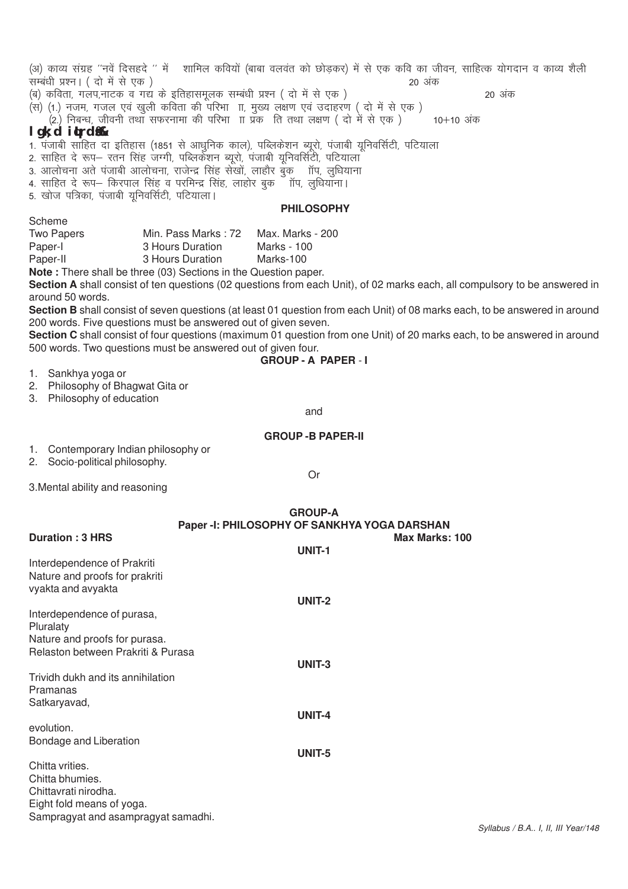(अ) काव्य संग्रह ''नवें दिसहदे '' में शामिल कवियों (बाबा वलवंत को छोड़कर) में से एक कवि का जीवन, साहित्क योगदान व काव्य शैली सम्बंधी प्रश्न। ( दो में से एक ) 20 अंक

(ब) कविता, गलप,नाटक व गद्य के इतिहासमूलक सम्बंधी प्रश्न ( दो में से एक ) 20 अंक

(स) (1.) नजम, गजल एवं खुली कविता की परिभा ाा, मुख्य लक्षण एवं उदाहरण ( दो में से एक )

(2.) निबन्ध, जीवनी तथा सफरनामा की परिभा ाा प्रक ति तथा लक्षण ( दो में से एक ) 10+10 अंक

**I gk;d iqLrdsa**

1. पंजाबी साहित दा इतिहास (1851 से आधुनिक काल), पब्लिकेशन ब्यूरो, पंजाबी यूनिवर्सिटी, पटियाला
2. साहित दे रूप– रतन सिंह जग्गी, पब्लिकेशन ब्यूरो, पंजाबी यूनिवर्सिटी, पटियाला
3. आलोचना अते पंजाबी आलोचना, राजेन्द्र सिंह सेखों, लाहौर बुक ॉप, लुधियाना
4. साहित दे रूप– किरपाल सिंह व परमिन्द्र सिंह, लाहोर बुक ॉप, लुधियाना।
5. खोज पत्रिका, पंजाबी यूनिवर्सिटी, पटियाला।

## PHILOSOPHY

Scheme

| | | |
|---|---|---|
| Two Papers | Min. Pass Marks : 72 | Max. Marks - 200 |
| Paper-I | 3 Hours Duration | Marks - 100 |
| Paper-II | 3 Hours Duration | Marks-100 |

**Note :** There shall be three (03) Sections in the Question paper.

**Section A** shall consist of ten questions (02 questions from each Unit), of 02 marks each, all compulsory to be answered in around 50 words.

**Section B** shall consist of seven questions (at least 01 question from each Unit) of 08 marks each, to be answered in around 200 words. Five questions must be answered out of given seven.

**Section C** shall consist of four questions (maximum 01 question from one Unit) of 20 marks each, to be answered in around 500 words. Two questions must be answered out of given four.

### GROUP - A PAPER - I

1. Sankhya yoga or
2. Philosophy of Bhagwat Gita or
3. Philosophy of education

and

### GROUP -B PAPER-II

1. Contemporary Indian philosophy or
2. Socio-political philosophy.

Or

3.Mental ability and reasoning

### GROUP-A
### Paper -I: PHILOSOPHY OF SANKHYA YOGA DARSHAN

**Duration : 3 HRS** **Max Marks: 100**

**UNIT-1**

Interdependence of Prakriti
Nature and proofs for prakriti
vyakta and avyakta

**UNIT-2**

Interdependence of purasa,
Pluralaty
Nature and proofs for purasa.
Relaston between Prakriti & Purasa

**UNIT-3**

Trividh dukh and its annihilation
Pramanas
Satkaryavad,

**UNIT-4**

evolution.
Bondage and Liberation

**UNIT-5**

Chitta vrities.
Chitta bhumies.
Chittavrati nirodha.
Eight fold means of yoga.
Sampragyat and asampragyat samadhi.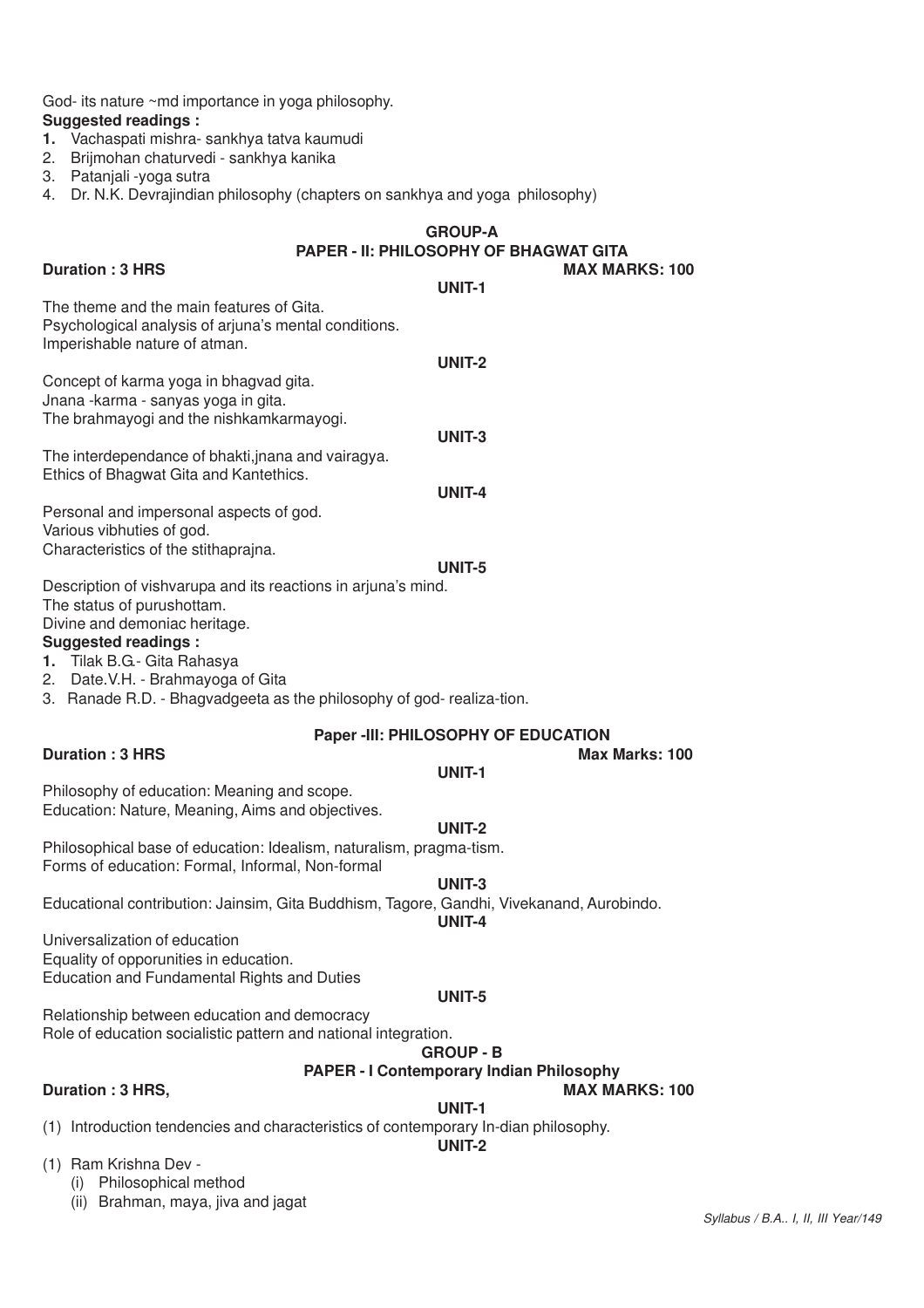God- its nature ~md importance in yoga philosophy.

**Suggested readings :**

1. Vachaspati mishra- sankhya tatva kaumudi
2. Brijmohan chaturvedi - sankhya kanika
3. Patanjali -yoga sutra
4. Dr. N.K. Devrajindian philosophy (chapters on sankhya and yoga philosophy)

## GROUP-A

## PAPER - II: PHILOSOPHY OF BHAGWAT GITA

**Duration : 3 HRS** **MAX MARKS: 100**

### UNIT-1

The theme and the main features of Gita.
Psychological analysis of arjuna's mental conditions.
Imperishable nature of atman.

### UNIT-2

Concept of karma yoga in bhagvad gita.
Jnana -karma - sanyas yoga in gita.
The brahmayogi and the nishkamkarmayogi.

### UNIT-3

The interdependance of bhakti,jnana and vairagya.
Ethics of Bhagwat Gita and Kantethics.

### UNIT-4

Personal and impersonal aspects of god.
Various vibhuties of god.
Characteristics of the stithaprajna.

### UNIT-5

Description of vishvarupa and its reactions in arjuna's mind.
The status of purushottam.
Divine and demoniac heritage.

**Suggested readings :**

1. Tilak B.G.- Gita Rahasya
2. Date.V.H. - Brahmayoga of Gita
3. Ranade R.D. - Bhagvadgeeta as the philosophy of god- realiza-tion.

## Paper -III: PHILOSOPHY OF EDUCATION

**Duration : 3 HRS** **Max Marks: 100**

### UNIT-1

Philosophy of education: Meaning and scope.
Education: Nature, Meaning, Aims and objectives.

### UNIT-2

Philosophical base of education: Idealism, naturalism, pragma-tism.
Forms of education: Formal, Informal, Non-formal

### UNIT-3

Educational contribution: Jainsim, Gita Buddhism, Tagore, Gandhi, Vivekanand, Aurobindo.

### UNIT-4

Universalization of education
Equality of opporunities in education.
Education and Fundamental Rights and Duties

### UNIT-5

Relationship between education and democracy
Role of education socialistic pattern and national integration.

## GROUP - B

## PAPER - I Contemporary Indian Philosophy

**Duration : 3 HRS,** **MAX MARKS: 100**

### UNIT-1

(1) Introduction tendencies and characteristics of contemporary In-dian philosophy.

### UNIT-2

(1) Ram Krishna Dev -
 (i) Philosophical method
 (ii) Brahman, maya, jiva and jagat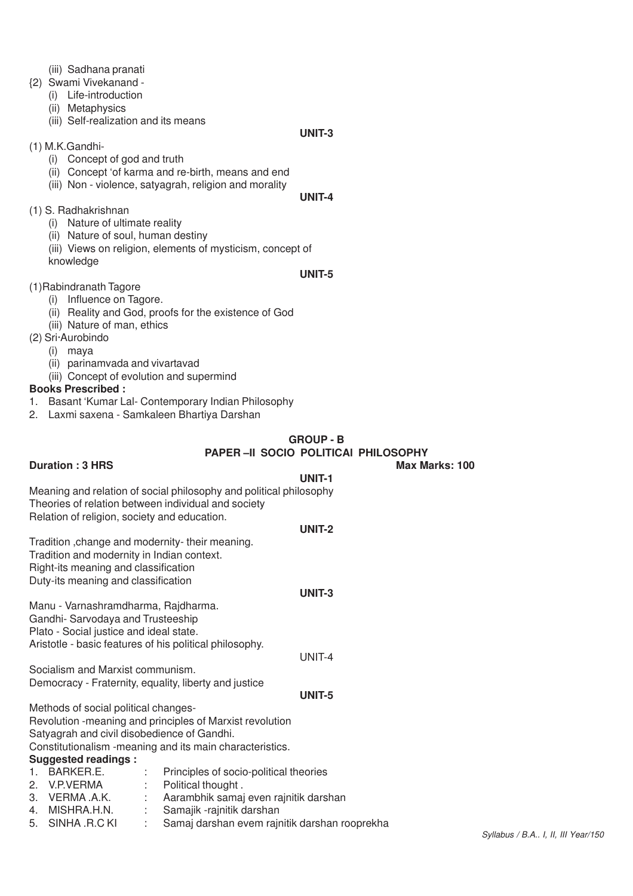(iii) Sadhana pranati

{2) Swami Vivekanand -
- (i) Life-introduction
- (ii) Metaphysics
- (iii) Self-realization and its means

**UNIT-3**

(1) M.K.Gandhi-
- (i) Concept of god and truth
- (ii) Concept 'of karma and re-birth, means and end
- (iii) Non - violence, satyagrah, religion and morality

**UNIT-4**

(1) S. Radhakrishnan
- (i) Nature of ultimate reality
- (ii) Nature of soul, human destiny
- (iii) Views on religion, elements of mysticism, concept of knowledge

**UNIT-5**

(1)Rabindranath Tagore
- (i) Influence on Tagore.
- (ii) Reality and God, proofs for the existence of God
- (iii) Nature of man, ethics

(2) Sri·Aurobindo
- (i) maya
- (ii) parinamvada and vivartavad
- (iii) Concept of evolution and supermind

**Books Prescribed :**
1. Basant 'Kumar Lal- Contemporary Indian Philosophy
2. Laxmi saxena - Samkaleen Bhartiya Darshan

## GROUP - B
## PAPER –II SOCIO POLITICAl PHILOSOPHY

**Duration : 3 HRS** **Max Marks: 100**

**UNIT-1**

Meaning and relation of social philosophy and political philosophy
Theories of relation between individual and society
Relation of religion, society and education.

**UNIT-2**

Tradition ,change and modernity- their meaning.
Tradition and modernity in Indian context.
Right-its meaning and classification
Duty-its meaning and classification

**UNIT-3**

Manu - Varnashramdharma, Rajdharma.
Gandhi- Sarvodaya and Trusteeship
Plato - Social justice and ideal state.
Aristotle - basic features of his political philosophy.

UNIT-4

Socialism and Marxist communism.
Democracy - Fraternity, equality, liberty and justice

**UNIT-5**

Methods of social political changes-
Revolution -meaning and principles of Marxist revolution
Satyagrah and civil disobedience of Gandhi.
Constitutionalism -meaning and its main characteristics.

**Suggested readings :**
1. BARKER.E. : Principles of socio-political theories
2. V.P.VERMA : Political thought .
3. VERMA .A.K. : Aarambhik samaj even rajnitik darshan
4. MISHRA.H.N. : Samajik -rajnitik darshan
5. SINHA .R.C KI : Samaj darshan evem rajnitik darshan rooprekha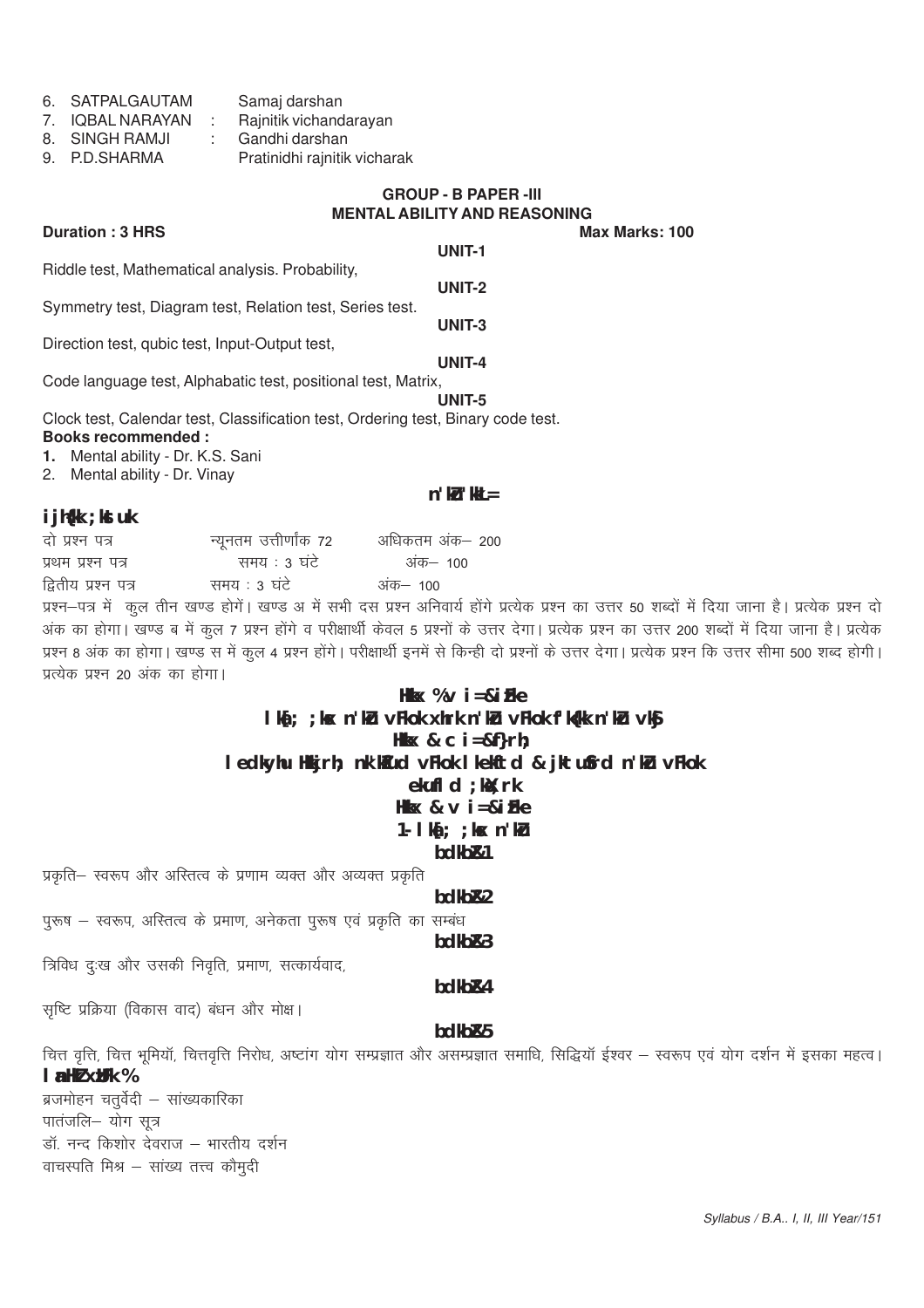6. SATPALGAUTAM Samaj darshan
7. IQBAL NARAYAN : Rajnitik vichandarayan
8. SINGH RAMJI : Gandhi darshan
9. P.D.SHARMA Pratinidhi rajnitik vicharak

### GROUP - B PAPER -III
### MENTAL ABILITY AND REASONING

**Duration : 3 HRS** **Max Marks: 100**

**UNIT-1**

Riddle test, Mathematical analysis. Probability,

**UNIT-2**

Symmetry test, Diagram test, Relation test, Series test.

**UNIT-3**

Direction test, qubic test, Input-Output test,

**UNIT-4**

Code language test, Alphabatic test, positional test, Matrix,

**UNIT-5**

Clock test, Calendar test, Classification test, Ordering test, Binary code test.

**Books recommended :**

1. Mental ability - Dr. K.S. Sani
2. Mental ability - Dr. Vinay

## n'kZu'kkL=

**ijh{kk ;kstuk**

| | | |
|---|---|---|
| दो प्रश्न पत्र | न्यूनतम उत्तीर्णांक 72 | अधिकतम अंक– 200 |
| प्रथम प्रश्न पत्र | समय : 3 घंटे | अंक– 100 |
| द्वितीय प्रश्न पत्र | समय : 3 घंटे | अंक– 100 |

प्रश्न–पत्र में कुल तीन खण्ड होगें। खण्ड अ में सभी दस प्रश्न अनिवार्य होंगे प्रत्येक प्रश्न का उत्तर 50 शब्दों में दिया जाना है। प्रत्येक प्रश्न दो अंक का होगा। खण्ड ब में कुल 7 प्रश्न होंगे व परीक्षार्थी केवल 5 प्रश्नों के उत्तर देगा। प्रत्येक प्रश्न का उत्तर 200 शब्दों में दिया जाना है। प्रत्येक प्रश्न 8 अंक का होगा। खण्ड स में कुल 4 प्रश्न होंगे। परीक्षार्थी इनमें से किन्ही दो प्रश्नों के उत्तर देगा। प्रत्येक प्रश्न कि उत्तर सीमा 500 शब्द होगी। प्रत्येक प्रश्न 20 अंक का होगा।

### Hkkx %v i=&izFke
### lka[; ;ksx n'kZu vFkok xhrk n'kZu vFkok f'k{kk n'kZu vkSj
### Hkkx & c i=&f}rh;
### ledkyhu Hkkjrh; nk'kZfud vFkok lkekftd & jktuSfrd n'kZu vFkok
### ekufld ;ksX;rk
### Hkkx & v i=&izFke
### 1- lka[; ;ksx n'kZu

**bdkbZ&1**

प्रकृति– स्वरूप और अस्तित्व के प्रणाम व्यक्त और अव्यक्त प्रकृति

**bdkbZ&2**

पुरूष – स्वरूप, अस्तित्व के प्रमाण, अनेकता पुरूष एवं प्रकृति का सम्बंध

**bdkbZ&3**

त्रिविध दुःख और उसकी निवृति, प्रमाण, सत्कार्यवाद,

**bdkbZ&4**

सृष्टि प्रक्रिया (विकास वाद) बंधन और मोक्ष।

**bdkbZ&5**

चित्त वृत्ति, चित्त भूमियॉ, चित्तवृत्ति निरोध, अष्टांग योग सम्प्रज्ञात और असम्प्रज्ञात समाधि, सिद्धियॉ ईश्वर – स्वरूप एवं योग दर्शन में इसका महत्व।

**lanHkZ xzaFk%**

ब्रजमोहन चतुर्वेदी – सांख्यकारिका
पातंजलि– योग सूत्र
डॉ. नन्द किशोर देवराज – भारतीय दर्शन
वाचस्पति मिश्र – सांख्य तत्त्व कौमुदी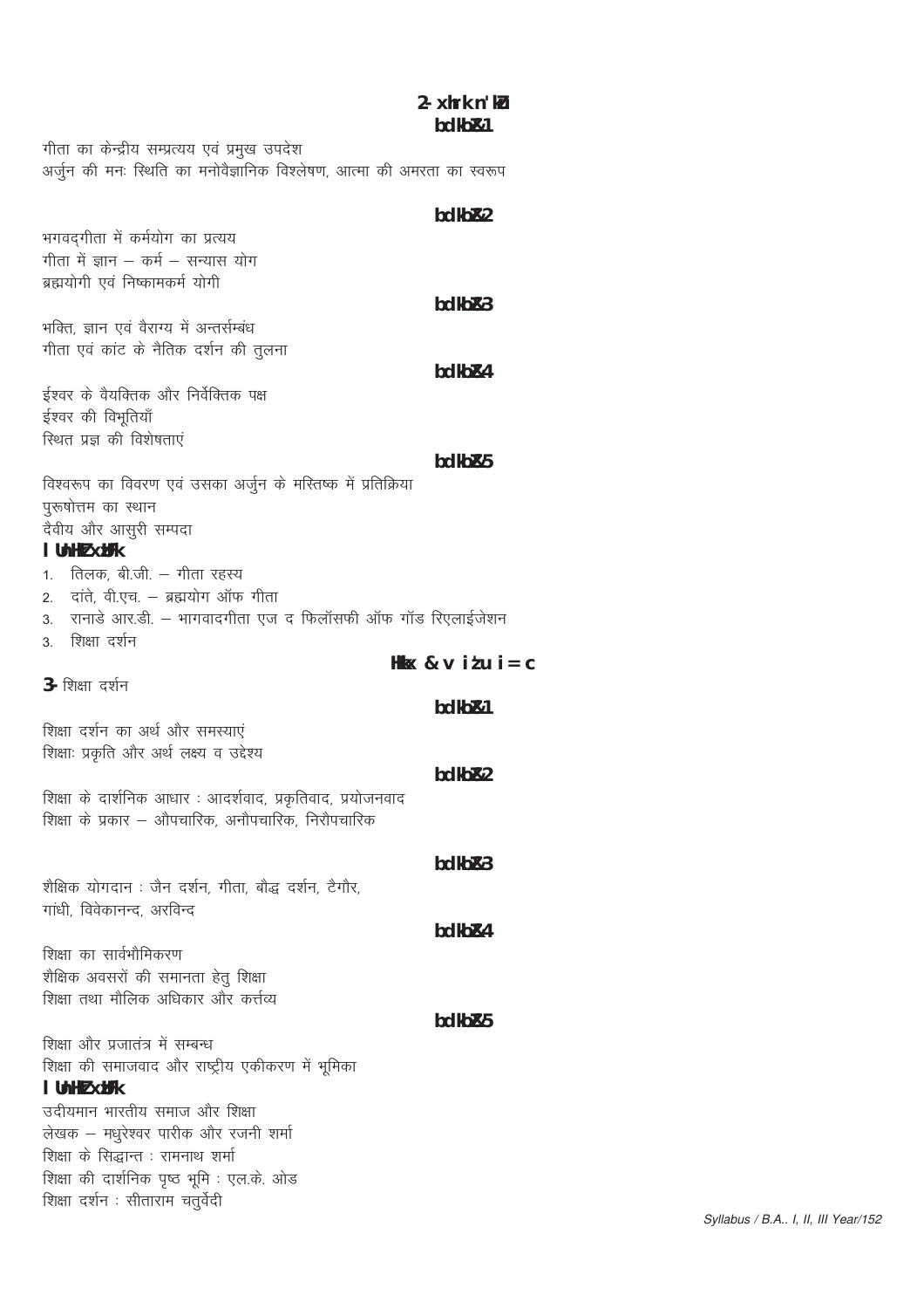## 2- xhrk n'kZu

### bdkbZ&1

गीता का केन्द्रीय सम्प्रत्यय एवं प्रमुख उपदेश
अर्जुन की मनः स्थिति का मनोवैज्ञानिक विश्लेषण, आत्मा की अमरता का स्वरूप

### bdkbZ&2

भगवद्गीता में कर्मयोग का प्रत्यय
गीता में ज्ञान – कर्म – सन्यास योग
ब्रह्मयोगी एवं निष्कामकर्म योगी

### bdkbZ&3

भक्ति, ज्ञान एवं वैराग्य में अन्तर्सम्बंध
गीता एवं कांट के नैतिक दर्शन की तुलना

### bdkbZ&4

ईश्वर के वैयक्तिक और निर्वेक्तिक पक्ष
ईश्वर की विभूतियाँ
स्थित प्रज्ञ की विशेषताएं

### bdkbZ&5

विश्वरूप का विवरण एवं उसका अर्जुन के मस्तिष्क में प्रतिक्रिया
पुरूषोत्तम का स्थान
दैवीय और आसुरी सम्पदा

**lUnHkZ xzUFk**

1. तिलक, बी.जी. – गीता रहस्य
2. दांते, वी.एच. – ब्रह्मयोग ऑफ गीता
3. रानाडे आर.डी. – भागवादगीता एज द फिलॉसफी ऑफ गॉड रिएलाईजेशन
3. शिक्षा दर्शन

## Hkkx & v iz'u i= c

## 3- शिक्षा दर्शन

### bdkbZ&1

शिक्षा दर्शन का अर्थ और समस्याएं
शिक्षाः प्रकृति और अर्थ लक्ष्य व उद्देश्य

### bdkbZ&2

शिक्षा के दार्शनिक आधार : आदर्शवाद, प्रकृतिवाद, प्रयोजनवाद
शिक्षा के प्रकार – औपचारिक, अनौपचारिक, निरौपचारिक

### bdkbZ&3

शैक्षिक योगदान : जैन दर्शन, गीता, बौद्ध दर्शन, टैगौर,
गांधी, विवेकानन्द, अरविन्द

### bdkbZ&4

शिक्षा का सार्वभौमिकरण
शैक्षिक अवसरों की समानता हेतु शिक्षा
शिक्षा तथा मौलिक अधिकार और कर्त्तव्य

### bdkbZ&5

शिक्षा और प्रजातंत्र में सम्बन्ध
शिक्षा की समाजवाद और राष्ट्रीय एकीकरण में भूमिका

**lUnHkZ xzUFk**

उदीयमान भारतीय समाज और शिक्षा
लेखक – मधुरेश्वर पारीक और रजनी शर्मा
शिक्षा के सिद्धान्त : रामनाथ शर्मा
शिक्षा की दार्शनिक पृष्ठ भूमि : एल.के. ओड
शिक्षा दर्शन : सीताराम चतुर्वेदी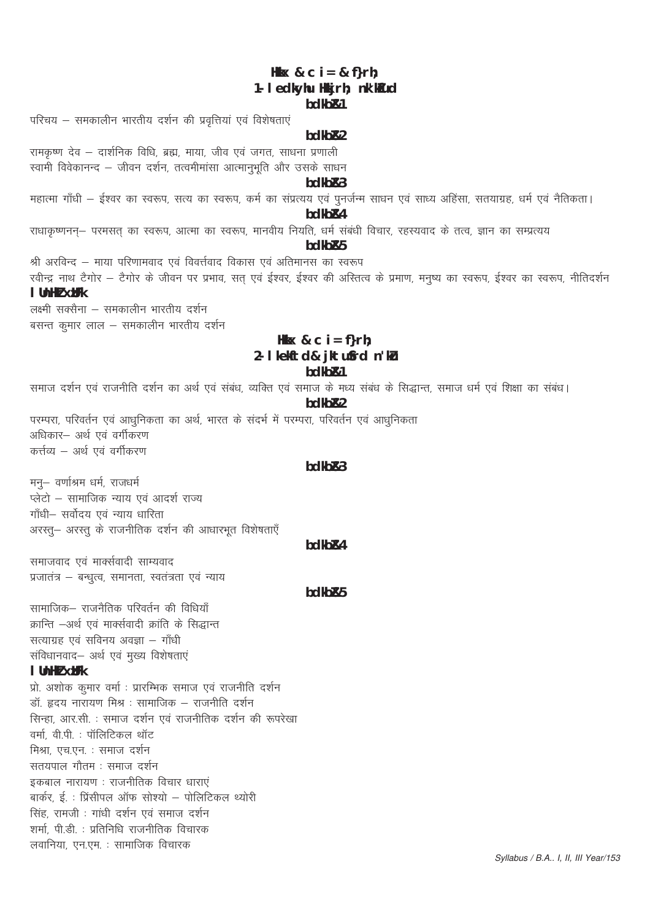## भाग - ब पत्र - द्वितीय
## 1. समकालीन भारतीय दर्शन

### इकाई-1

परिचय – समकालीन भारतीय दर्शन की प्रवृत्तियां एवं विशेषताएं

### इकाई-2

रामकृष्ण देव – दार्शनिक विधि, ब्रह्म, माया, जीव एवं जगत, साधना प्रणाली
स्वामी विवेकानन्द – जीवन दर्शन, तत्वमीमांसा आत्मानुभूति और उसके साधन

### इकाई-3

महात्मा गाँधी – ईश्वर का स्वरूप, सत्य का स्वरूप, कर्म का संप्रत्यय एवं पुनर्जन्म साधन एवं साध्य अहिंसा, सतयाग्रह, धर्म एवं नैतिकता।

### इकाई-4

राधाकृष्णनन्– परमसत् का स्वरूप, आत्मा का स्वरूप, मानवीय नियति, धर्म संबंधी विचार, रहस्यवाद के तत्व, ज्ञान का सम्प्रत्यय

### इकाई-5

श्री अरविन्द – माया परिणामवाद एवं विवर्त्तवाद विकास एवं अतिमानस का स्वरूप
रवीन्द्र नाथ टैगोर – टैगोर के जीवन पर प्रभाव, सत् एवं ईश्वर, ईश्वर की अस्तित्व के प्रमाण, मनुष्य का स्वरूप, ईश्वर का स्वरूप, नीतिदर्शन

### सन्दर्भ ग्रन्थ

लक्ष्मी सक्सैना – समकालीन भारतीय दर्शन
बसन्त कुमार लाल – समकालीन भारतीय दर्शन

## भाग - ब पत्र द्वितीय
## 2. समाज एवं राजनीति दर्शन

### इकाई-1

समाज दर्शन एवं राजनीति दर्शन का अर्थ एवं संबंध, व्यक्ति एवं समाज के मध्य संबंध के सिद्धान्त, समाज धर्म एवं शिक्षा का संबंध।

### इकाई-2

परम्परा, परिवर्तन एवं आधुनिकता का अर्थ, भारत के संदर्भ में परम्परा, परिवर्तन एवं आधुनिकता
अधिकार– अर्थ एवं वर्गीकरण
कर्त्तव्य – अर्थ एवं वर्गीकरण

### इकाई-3

मनु– वर्णाश्रम धर्म, राजधर्म
प्लेटो – सामाजिक न्याय एवं आदर्श राज्य
गाँधी– सर्वोदय एवं न्याय धारिता
अरस्तु– अरस्तु के राजनीतिक दर्शन की आधारभूत विशेषताएँ

### इकाई-4

समाजवाद एवं मार्क्सवादी साम्यवाद
प्रजातंत्र – बन्धुत्व, समानता, स्वतंत्रता एवं न्याय

### इकाई-5

सामाजिक– राजनैतिक परिवर्तन की विधियाँ
क्रान्ति –अर्थ एवं मार्क्सवादी क्रांति के सिद्धान्त
सत्याग्रह एवं सविनय अवज्ञा – गाँधी
संविधानवाद– अर्थ एवं मुख्य विशेषताएं

### सन्दर्भ ग्रन्थ

प्रो. अशोक कुमार वर्मा : प्रारम्भिक समाज एवं राजनीति दर्शन
डॉ. हृदय नारायण मिश्र : सामाजिक – राजनीति दर्शन
सिन्हा, आर.सी. : समाज दर्शन एवं राजनीतिक दर्शन की रूपरेखा
वर्मा, वी.पी. : पॉलिटिकल थॉट
मिश्रा, एच.एन. : समाज दर्शन
सतयपाल गौतम : समाज दर्शन
इकबाल नारायण : राजनीतिक विचार धाराएं
बार्कर, ई. : प्रिंसीपल ऑफ सोश्यो – पोलिटिकल थ्योरी
सिंह, रामजी : गांधी दर्शन एवं समाज दर्शन
शर्मा, पी.डी. : प्रतिनिधि राजनीतिक विचारक
लवानिया, एन.एम. : सामाजिक विचारक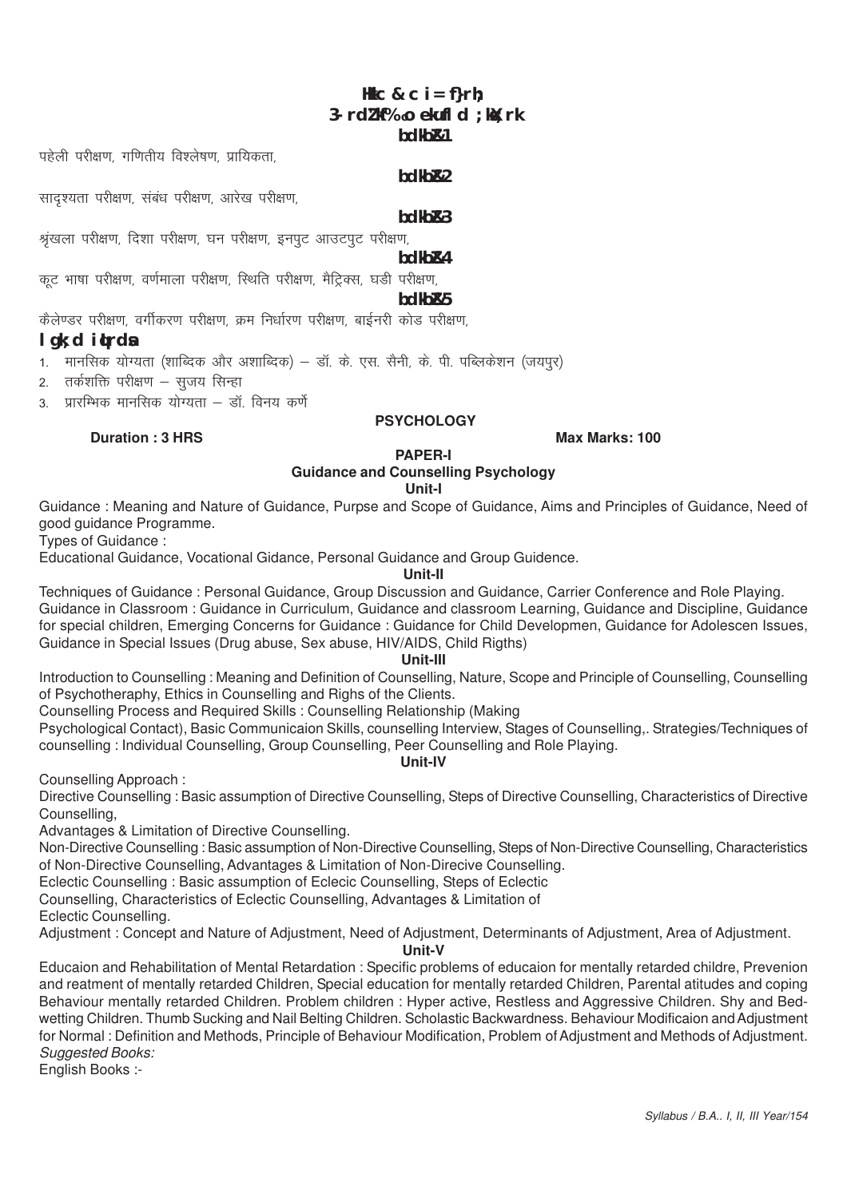**भाग – ब पत्र द्वितीय**
**3. तर्कशक्ति व मानसिक योग्यता**

**इकाई–1**

पहेली परीक्षण, गणितीय विश्लेषण, प्रायिकता,

**इकाई–2**

सादृश्यता परीक्षण, संबंध परीक्षण, आरेख परीक्षण,

**इकाई–3**

श्रृंखला परीक्षण, दिशा परीक्षण, घन परीक्षण, इनपुट आउटपुट परीक्षण,

**इकाई–4**

कूट भाषा परीक्षण, वर्णमाला परीक्षण, स्थिति परीक्षण, मैट्रिक्स, घडी परीक्षण,

**इकाई–5**

कैलेण्डर परीक्षण, वर्गीकरण परीक्षण, क्रम निर्धारण परीक्षण, बाईनरी कोड परीक्षण,

**सहायक पुस्तकें**

1. मानसिक योग्यता (शाब्दिक और अशाब्दिक) – डॉ. के. एस. सैनी, के. पी. पब्लिकेशन (जयपुर)
2. तर्कशक्ति परीक्षण – सुजय सिन्हा
3. प्रारम्भिक मानसिक योग्यता – डॉ. विनय कर्णे

## PSYCHOLOGY

**Duration : 3 HRS** **Max Marks: 100**

### PAPER-I
### Guidance and Counselling Psychology

**Unit-I**

Guidance : Meaning and Nature of Guidance, Purpse and Scope of Guidance, Aims and Principles of Guidance, Need of good guidance Programme.

Types of Guidance :

Educational Guidance, Vocational Gidance, Personal Guidance and Group Guidence.

**Unit-II**

Techniques of Guidance : Personal Guidance, Group Discussion and Guidance, Carrier Conference and Role Playing. Guidance in Classroom : Guidance in Curriculum, Guidance and classroom Learning, Guidance and Discipline, Guidance for special children, Emerging Concerns for Guidance : Guidance for Child Developmen, Guidance for Adolescen Issues, Guidance in Special Issues (Drug abuse, Sex abuse, HIV/AIDS, Child Rigths)

**Unit-III**

Introduction to Counselling : Meaning and Definition of Counselling, Nature, Scope and Principle of Counselling, Counselling of Psychotheraphy, Ethics in Counselling and Righs of the Clients.

Counselling Process and Required Skills : Counselling Relationship (Making Psychological Contact), Basic Communicaion Skills, counselling Interview, Stages of Counselling,. Strategies/Techniques of counselling : Individual Counselling, Group Counselling, Peer Counselling and Role Playing.

**Unit-IV**

Counselling Approach :

Directive Counselling : Basic assumption of Directive Counselling, Steps of Directive Counselling, Characteristics of Directive Counselling,

Advantages & Limitation of Directive Counselling.

Non-Directive Counselling : Basic assumption of Non-Directive Counselling, Steps of Non-Directive Counselling, Characteristics of Non-Directive Counselling, Advantages & Limitation of Non-Direcive Counselling.

Eclectic Counselling : Basic assumption of Eclecic Counselling, Steps of Eclectic Counselling, Characteristics of Eclectic Counselling, Advantages & Limitation of Eclectic Counselling.

Adjustment : Concept and Nature of Adjustment, Need of Adjustment, Determinants of Adjustment, Area of Adjustment.

**Unit-V**

Educaion and Rehabilitation of Mental Retardation : Specific problems of educaion for mentally retarded childre, Prevenion and reatment of mentally retarded Children, Special education for mentally retarded Children, Parental atitudes and coping Behaviour mentally retarded Children. Problem children : Hyper active, Restless and Aggressive Children. Shy and Bed-wetting Children. Thumb Sucking and Nail Belting Children. Scholastic Backwardness. Behaviour Modificaion and Adjustment for Normal : Definition and Methods, Principle of Behaviour Modification, Problem of Adjustment and Methods of Adjustment.

*Suggested Books:*

English Books :-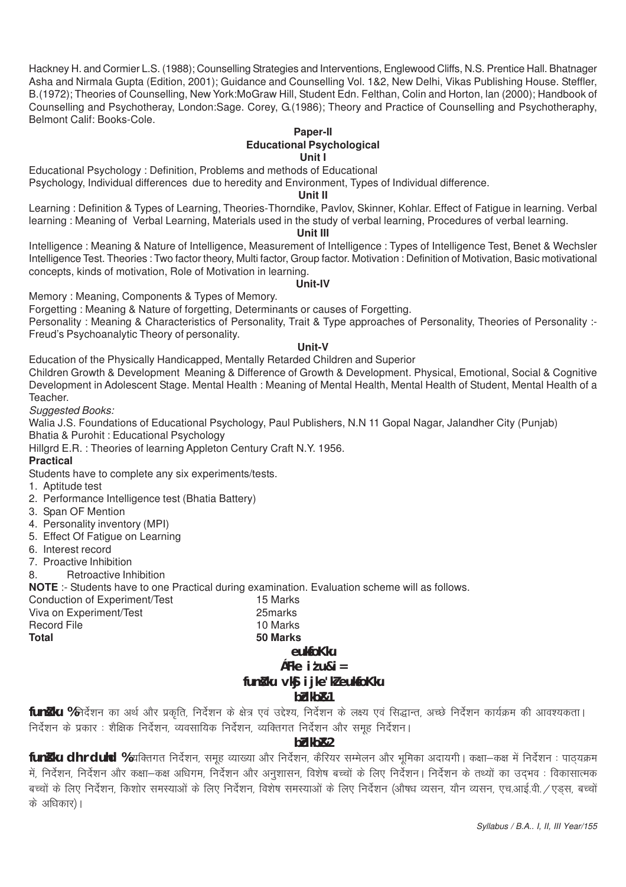Hackney H. and Cormier L.S. (1988); Counselling Strategies and Interventions, Englewood Cliffs, N.S. Prentice Hall. Bhatnager Asha and Nirmala Gupta (Edition, 2001); Guidance and Counselling Vol. 1&2, New Delhi, Vikas Publishing House. Steffler, B.(1972); Theories of Counselling, New York:MoGraw Hill, Student Edn. Felthan, Colin and Horton, Ian (2000); Handbook of Counselling and Psychotheray, London:Sage. Corey, G.(1986); Theory and Practice of Counselling and Psychotheraphy, Belmont Calif: Books-Cole.

## Paper-II

## Educational Psychological

### Unit I

Educational Psychology : Definition, Problems and methods of Educational Psychology, Individual differences due to heredity and Environment, Types of Individual difference.

### Unit II

Learning : Definition & Types of Learning, Theories-Thorndike, Pavlov, Skinner, Kohlar. Effect of Fatigue in learning. Verbal learning : Meaning of Verbal Learning, Materials used in the study of verbal learning, Procedures of verbal learning.

### Unit III

Intelligence : Meaning & Nature of Intelligence, Measurement of Intelligence : Types of Intelligence Test, Benet & Wechsler Intelligence Test. Theories : Two factor theory, Multi factor, Group factor. Motivation : Definition of Motivation, Basic motivational concepts, kinds of motivation, Role of Motivation in learning.

### Unit-IV

Memory : Meaning, Components & Types of Memory.

Forgetting : Meaning & Nature of forgetting, Determinants or causes of Forgetting.

Personality : Meaning & Characteristics of Personality, Trait & Type approaches of Personality, Theories of Personality :- Freud's Psychoanalytic Theory of personality.

### Unit-V

Education of the Physically Handicapped, Mentally Retarded Children and Superior

Children Growth & Development Meaning & Difference of Growth & Development. Physical, Emotional, Social & Cognitive Development in Adolescent Stage. Mental Health : Meaning of Mental Health, Mental Health of Student, Mental Health of a Teacher.

*Suggested Books:*

Walia J.S. Foundations of Educational Psychology, Paul Publishers, N.N 11 Gopal Nagar, Jalandher City (Punjab)

Bhatia & Purohit : Educational Psychology

Hillgrd E.R. : Theories of learning Appleton Century Craft N.Y. 1956.

**Practical**

Students have to complete any six experiments/tests.

1. Aptitude test
2. Performance Intelligence test (Bhatia Battery)
3. Span OF Mention
4. Personality inventory (MPI)
5. Effect Of Fatigue on Learning
6. Interest record
7. Proactive Inhibition
8. Retroactive Inhibition

**NOTE** :- Students have to one Practical during examination. Evaluation scheme will as follows.

| | |
|---|---|
| Conduction of Experiment/Test | 15 Marks |
| Viva on Experiment/Test | 25marks |
| Record File | 10 Marks |
| **Total** | **50 Marks** |

## मनोविज्ञान

## प्रथम प्रश्न-पत्र

## निर्देशन और परामर्श मनोविज्ञान

### इकाई-1

**निर्देशन :** निर्देशन का अर्थ और प्रकृति, निर्देशन के क्षेत्र एवं उद्देश्य, निर्देशन के लक्ष्य एवं सिद्धान्त, अच्छे निर्देशन कार्यक्रम की आवश्यकता। निर्देशन के प्रकार : शैक्षिक निर्देशन, व्यवसायिक निर्देशन, व्यक्तिगत निर्देशन और समूह निर्देशन।

### इकाई-2

**निर्देशन की तकनीक :** व्यक्तिगत निर्देशन, समूह व्याख्या और निर्देशन, कैरियर सम्मेलन और भूमिका अदायगी। कक्षा–कक्ष में निर्देशन : पाठ्यक्रम में, निर्देशन, निर्देशन और कक्षा–कक्ष अधिगम, निर्देशन और अनुशासन, विशेष बच्चों के लिए निर्देशन। निर्देशन के तथ्यों का उद्भव : विकासात्मक बच्चों के लिए निर्देशन, किशोर समस्याओं के लिए निर्देशन, विशेष समस्याओं के लिए निर्देशन (औषध व्यसन, यौन व्यसन, एच.आई.वी. ⁄ एड्स, बच्चों के अधिकार)।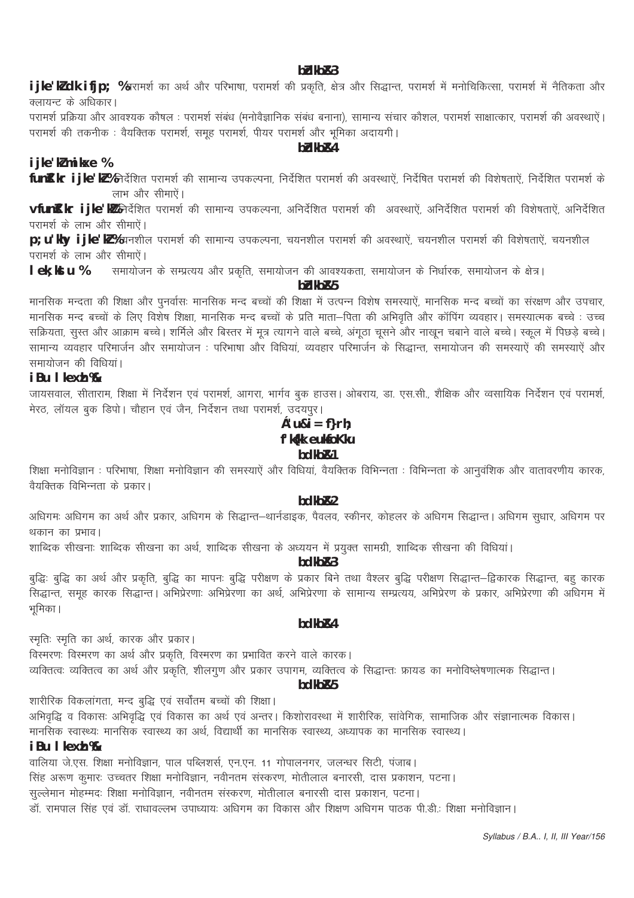### इकाई-3

**परामर्श का परिचय :** परामर्श का अर्थ और परिभाषा, परामर्श की प्रकृति, क्षेत्र और सिद्धान्त, परामर्श में मनोचिकित्सा, परामर्श में नैतिकता और क्लायन्ट के अधिकार।

परामर्श प्रक्रिया और आवश्यक कौशल : परामर्श संबंध (मनोवैज्ञानिक संबंध बनाना), सामान्य संचार कौशल, परामर्श साक्षात्कार, परामर्श की अवस्थाऐं। परामर्श की तकनीक : वैयक्तिक परामर्श, समूह परामर्श, पीयर परामर्श और भूमिका अदायगी।

### इकाई-4

**परामर्श उपागम :**

**निर्देशित परामर्श :** निर्देशित परामर्श की सामान्य उपकल्पना, निर्देशित परामर्श की अवस्थाऐं, निर्देषित परामर्श की विशेषताऐं, निर्देशित परामर्श के लाभ और सीमाऐं।

**अनिर्देशित परामर्श :** अनिर्देशित परामर्श की सामान्य उपकल्पना, अनिर्देशित परामर्श की अवस्थाऐं, अनिर्देशित परामर्श की विशेषताऐं, अनिर्देशित परामर्श के लाभ और सीमाऐं।

**चयनशील परामर्श :** चयनशील परामर्श की सामान्य उपकल्पना, चयनशील परामर्श की अवस्थाऐं, चयनशील परामर्श की विशेषताऐं, चयनशील परामर्श के लाभ और सीमाऐं।

**समायोजन :** समायोजन के सम्प्रत्यय और प्रकृति, समायोजन की आवश्यकता, समायोजन के निर्धारक, समायोजन के क्षेत्र।

### इकाई-5

मानसिक मन्दता की शिक्षा और पुनर्वासः मानसिक मन्द बच्चों की शिक्षा में उत्पन्न विशेष समस्याऐं, मानसिक मन्द बच्चों का संरक्षण और उपचार, मानसिक मन्द बच्चों के लिए विशेष शिक्षा, मानसिक मन्द बच्चों के प्रति माता–पिता की अभिवृत्ति और कॉपिंग व्यवहार। समस्यात्मक बच्चे : उच्च सक्रियता, सुस्त और आक्राम बच्चे। शर्मिले और बिस्तर में मूत्र त्यागने वाले बच्चे, अंगूठा चूसने और नाखून चबाने वाले बच्चे। स्कूल में पिछड़े बच्चे। सामान्य व्यवहार परिमार्जन और समायोजन : परिभाषा और विधियां, व्यवहार परिमार्जन के सिद्धान्त, समायोजन की समस्याऐं की समस्याऐं और समायोजन की विधियां।

**पठन सामग्री :**

जायसवाल, सीताराम, शिक्षा में निर्देशन एवं परामर्श, आगरा, भार्गव बुक हाउस। ओबराय, डा. एस.सी., शैक्षिक और व्सायिक निर्देशन एवं परामर्श, मेरठ, लॉयल बुक डिपो। चौहान एवं जैन, निर्देशन तथा परामर्श, उदयपुर।

## प्रश्न-पत्र द्वितीय

## शिक्षा मनोविज्ञान

### इकाई-1

शिक्षा मनोविज्ञान : परिभाषा, शिक्षा मनोविज्ञान की समस्याऐं और विधियां, वैयक्तिक विभिन्नता : विभिन्नता के आनुवंशिक और वातावरणीय कारक, वैयक्तिक विभिन्नता के प्रकार।

### इकाई-2

अधिगमः अधिगम का अर्थ और प्रकार, अधिगम के सिद्धान्त–थार्नडाइक, पैवलव, स्कीनर, कोहलर के अधिगम सिद्धान्त। अधिगम सुधार, अधिगम पर थकान का प्रभाव।

शाब्दिक सीखनाः शाब्दिक सीखना का अर्थ, शाब्दिक सीखना के अध्ययन में प्रयुक्त सामग्री, शाब्दिक सीखना की विधियां।

### इकाई-3

बुद्धिः बुद्धि का अर्थ और प्रकृति, बुद्धि का मापनः बुद्धि परीक्षण के प्रकार बिने तथा वैश्लर बुद्धि परीक्षण सिद्धान्त–द्विकारक सिद्धान्त, बहु कारक सिद्धान्त, समूह कारक सिद्धान्त। अभिप्रेरणाः अभिप्रेरणा का अर्थ, अभिप्रेरणा के सामान्य सम्प्रत्यय, अभिप्रेरण के प्रकार, अभिप्रेरणा की अधिगम में भूमिका।

### इकाई-4

स्मृतिः स्मृति का अर्थ, कारक और प्रकार।

विस्मरणः विस्मरण का अर्थ और प्रकृति, विस्मरण का प्रभावित करने वाले कारक।

व्यक्तित्वः व्यक्तित्व का अर्थ और प्रकृति, शीलगुण और प्रकार उपागम, व्यक्तित्व के सिद्धान्तः फ्रायड का मनोविश्लेषणात्मक सिद्धान्त।

### इकाई-5

शारीरिक विकलांगता, मन्द बुद्धि एवं सर्वोतम बच्चों की शिक्षा।

अभिवृद्धि व विकासः अभिवृद्धि एवं विकास का अर्थ एवं अन्तर। किशोरावस्था में शारीरिक, सांवेगिक, सामाजिक और संज्ञानात्मक विकास।

मानसिक स्वास्थ्यः मानसिक स्वास्थ्य का अर्थ, विद्यार्थी का मानसिक स्वास्थ्य, अध्यापक का मानसिक स्वास्थ्य।

**पठन सामग्री :**

वालिया जे.एस. शिक्षा मनोविज्ञान, पाल पब्लिशर्स, एन.एन. 11 गोपालनगर, जलन्धर सिटी, पंजाब।

सिंह अरूण कुमारः उच्चतर शिक्षा मनोविज्ञान, नवीनतम संस्करण, मोतीलाल बनारसी, दास प्रकाशन, पटना।

सुल्लेमान मोहम्मदः शिक्षा मनोविज्ञान, नवीनतम संस्करण, मोतीलाल बनारसी दास प्रकाशन, पटना।

डॉ. रामपाल सिंह एवं डॉ. राधावल्लभ उपाध्यायः अधिगम का विकास और शिक्षण अधिगम पाठक पी.डी.ः शिक्षा मनोविज्ञान।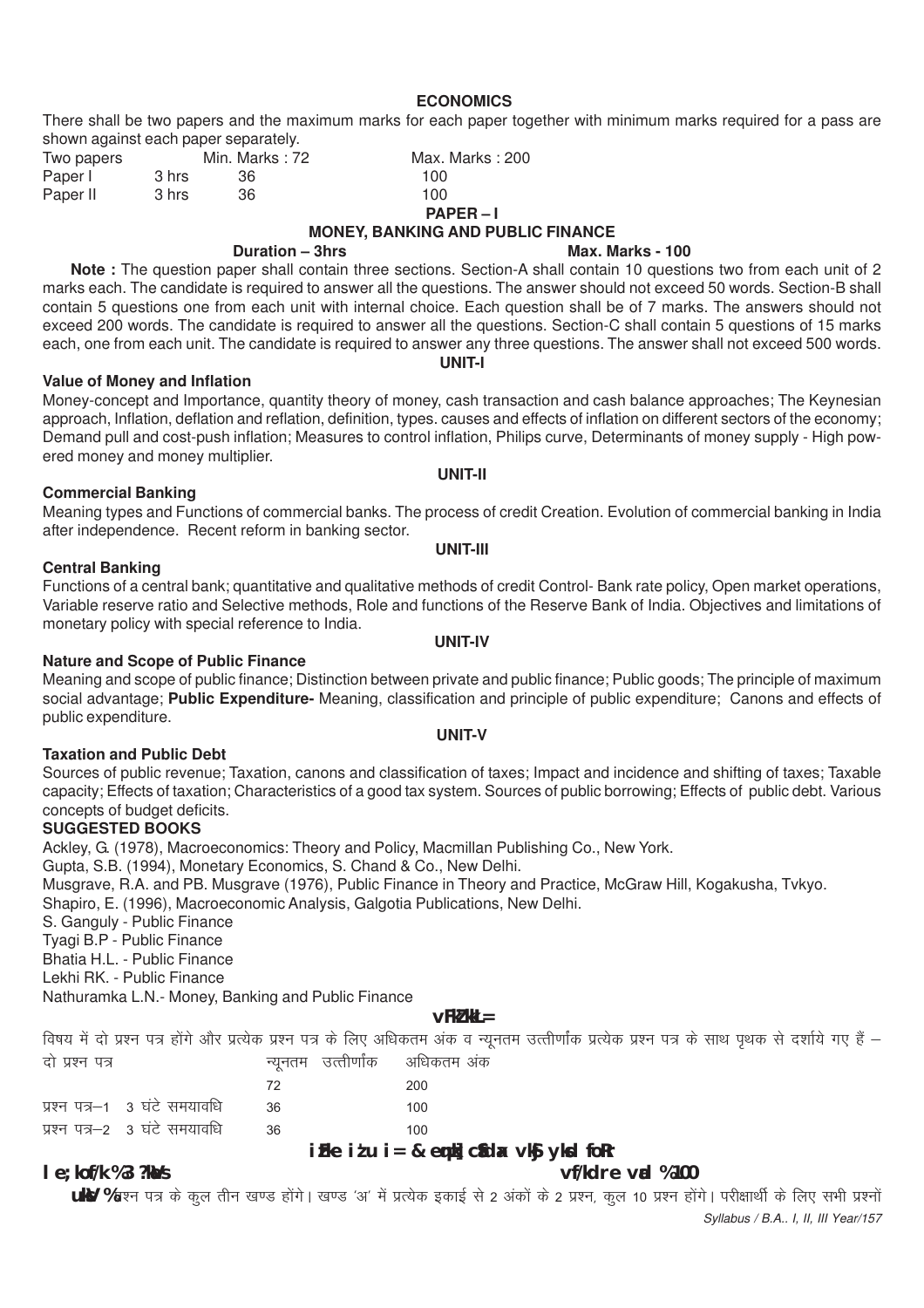## ECONOMICS

There shall be two papers and the maximum marks for each paper together with minimum marks required for a pass are shown against each paper separately.

| Two papers | | Min. Marks : 72 | Max. Marks : 200 |
|---|---|---|---|
| Paper I | 3 hrs | 36 | 100 |
| Paper II | 3 hrs | 36 | 100 |

### PAPER – I
### MONEY, BANKING AND PUBLIC FINANCE

**Duration – 3hrs** **Max. Marks - 100**

**Note :** The question paper shall contain three sections. Section-A shall contain 10 questions two from each unit of 2 marks each. The candidate is required to answer all the questions. The answer should not exceed 50 words. Section-B shall contain 5 questions one from each unit with internal choice. Each question shall be of 7 marks. The answers should not exceed 200 words. The candidate is required to answer all the questions. Section-C shall contain 5 questions of 15 marks each, one from each unit. The candidate is required to answer any three questions. The answer shall not exceed 500 words.

**UNIT-I**

**Value of Money and Inflation**

Money-concept and Importance, quantity theory of money, cash transaction and cash balance approaches; The Keynesian approach, Inflation, deflation and reflation, definition, types. causes and effects of inflation on different sectors of the economy; Demand pull and cost-push inflation; Measures to control inflation, Philips curve, Determinants of money supply - High powered money and money multiplier.

**UNIT-II**

**Commercial Banking**

Meaning types and Functions of commercial banks. The process of credit Creation. Evolution of commercial banking in India after independence. Recent reform in banking sector.

**UNIT-III**

**Central Banking**

Functions of a central bank; quantitative and qualitative methods of credit Control- Bank rate policy, Open market operations, Variable reserve ratio and Selective methods, Role and functions of the Reserve Bank of India. Objectives and limitations of monetary policy with special reference to India.

**UNIT-IV**

**Nature and Scope of Public Finance**

Meaning and scope of public finance; Distinction between private and public finance; Public goods; The principle of maximum social advantage; **Public Expenditure-** Meaning, classification and principle of public expenditure; Canons and effects of public expenditure.

**UNIT-V**

**Taxation and Public Debt**

Sources of public revenue; Taxation, canons and classification of taxes; Impact and incidence and shifting of taxes; Taxable capacity; Effects of taxation; Characteristics of a good tax system. Sources of public borrowing; Effects of public debt. Various concepts of budget deficits.

**SUGGESTED BOOKS**

Ackley, G. (1978), Macroeconomics: Theory and Policy, Macmillan Publishing Co., New York.
Gupta, S.B. (1994), Monetary Economics, S. Chand & Co., New Delhi.
Musgrave, R.A. and PB. Musgrave (1976), Public Finance in Theory and Practice, McGraw Hill, Kogakusha, Tvkyo.
Shapiro, E. (1996), Macroeconomic Analysis, Galgotia Publications, New Delhi.
S. Ganguly - Public Finance
Tyagi B.P - Public Finance
Bhatia H.L. - Public Finance
Lekhi RK. - Public Finance
Nathuramka L.N.- Money, Banking and Public Finance

## अर्थशास्त्र

विषय में दो प्रश्न पत्र होंगे और प्रत्येक प्रश्न पत्र के लिए अधिकतम अंक व न्यूनतम उत्तीर्णांक प्रत्येक प्रश्न पत्र के साथ पृथक से दर्शाये गए हैं –

| दो प्रश्न पत्र | न्यूनतम उत्तीर्णांक | अधिकतम अंक |
|---|---|---|
| | 72 | 200 |
| प्रश्न पत्र–1 3 घंटे समयावधि | 36 | 100 |
| प्रश्न पत्र–2 3 घंटे समयावधि | 36 | 100 |

### प्रश्न पत्र – मुद्रा, बैंकिंग और लोक वित्त

**समयावधि : 3 घंटे** **अधिकतम अंक : 100**

**नोट :** प्रश्न पत्र के कुल तीन खण्ड होंगे। खण्ड 'अ' में प्रत्येक इकाई से 2 अंकों के 2 प्रश्न, कुल 10 प्रश्न होंगे। परीक्षार्थी के लिए सभी प्रश्नों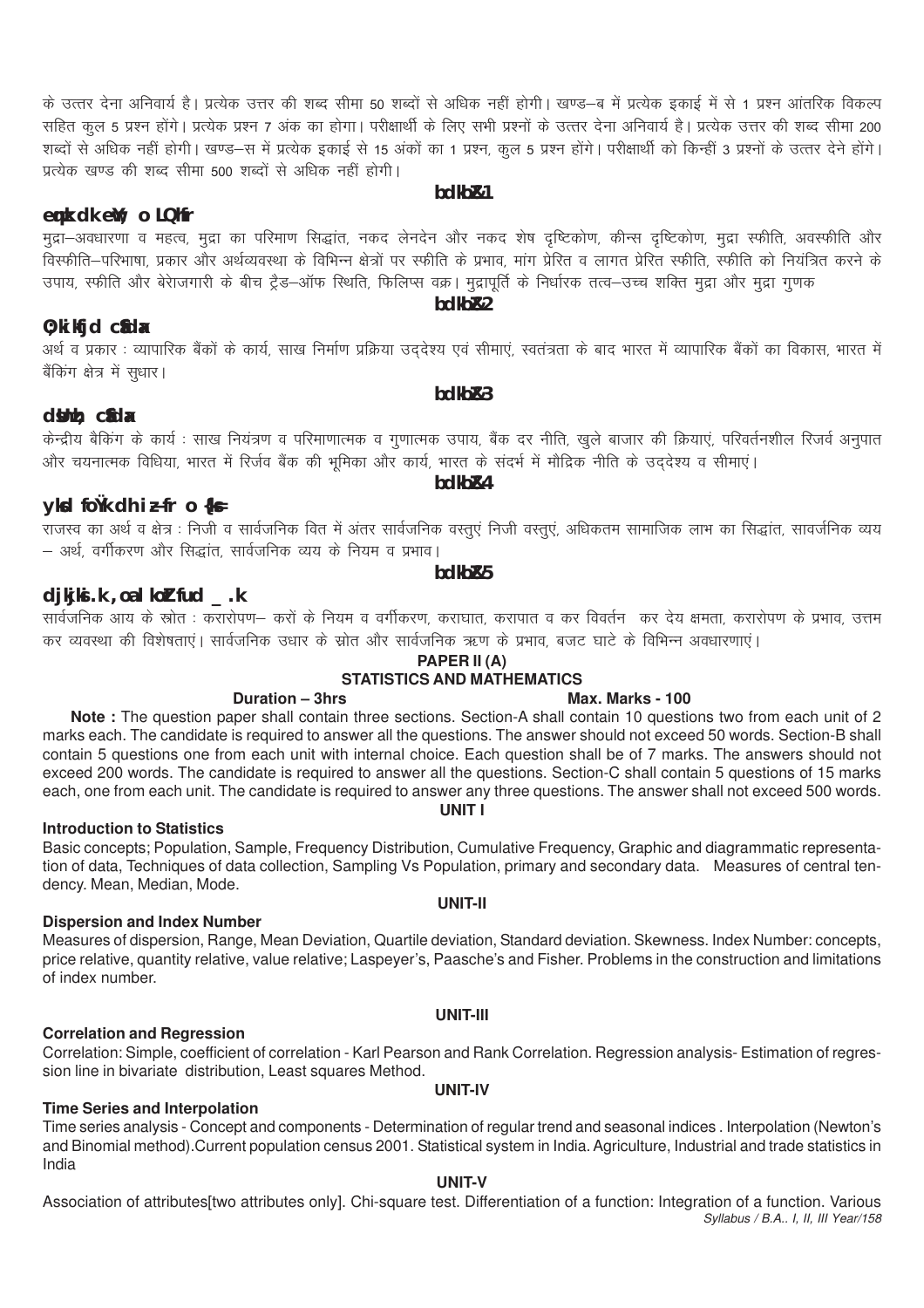के उत्तर देना अनिवार्य है। प्रत्येक उत्तर की शब्द सीमा 50 शब्दों से अधिक नहीं होगी। खण्ड–ब में प्रत्येक इकाई में से 1 प्रश्न आंतरिक विकल्प सहित कुल 5 प्रश्न होंगे। प्रत्येक प्रश्न 7 अंक का होगा। परीक्षार्थी के लिए सभी प्रश्नों के उत्तर देना अनिवार्य है। प्रत्येक उत्तर की शब्द सीमा 200 शब्दों से अधिक नहीं होगी। खण्ड–स में प्रत्येक इकाई से 15 अंकों का 1 प्रश्न, कुल 5 प्रश्न होंगे। परीक्षार्थी को किन्हीं 3 प्रश्नों के उत्तर देने होंगे। प्रत्येक खण्ड की शब्द सीमा 500 शब्दों से अधिक नहीं होगी।

**इकाई–1**

**मुद्रा का मूल्य व स्फीति**

मुद्रा–अवधारणा व महत्व, मुद्रा का परिमाण सिद्धांत, नकद लेनदेन और नकद शेष दृष्टिकोण, कीन्स दृष्टिकोण, मुद्रा स्फीति, अवस्फीति और विस्फीति–परिभाषा, प्रकार और अर्थव्यवस्था के विभिन्न क्षेत्रों पर स्फीति के प्रभाव, मांग प्रेरित व लागत प्रेरित स्फीति, स्फीति को नियंत्रित करने के उपाय, स्फीति और बेरोजगारी के बीच ट्रैड–ऑफ स्थिति, फिलिप्स वक्र। मुद्रापूर्ति के निर्धारक तत्व–उच्च शक्ति मुद्रा और मुद्रा गुणक

**इकाई–2**

**व्यापारिक बैंकिंग**

अर्थ व प्रकार : व्यापारिक बैंकों के कार्य, साख निर्माण प्रक्रिया उद्देश्य एवं सीमाएं, स्वतंत्रता के बाद भारत में व्यापारिक बैंकों का विकास, भारत में बैंकिंग क्षेत्र में सुधार।

**इकाई–3**

**केन्द्रीय बैंकिंग**

केन्द्रीय बैकिंग के कार्य : साख नियंत्रण व परिमाणात्मक व गुणात्मक उपाय, बैंक दर नीति, खुले बाजार की क्रियाएं, परिवर्तनशील रिजर्व अनुपात और चयनात्मक विधिया, भारत में रिर्जव बैंक की भूमिका और कार्य, भारत के संदर्भ में मौद्रिक नीति के उद्देश्य व सीमाएं।

**इकाई–4**

**लोक वित्त की प्रकृति व क्षेत्र**

राजस्व का अर्थ व क्षेत्र : निजी व सार्वजनिक वित में अंतर सार्वजनिक वस्तुएं निजी वस्तुएं, अधिकतम सामाजिक लाभ का सिद्धांत, सावर्जनिक व्यय – अर्थ, वर्गीकरण और सिद्धांत, सार्वजनिक व्यय के नियम व प्रभाव।

**इकाई–5**

**करारोपण एवं सार्वजनिक ऋण**

सार्वजनिक आय के स्रोत : करारोपण– करों के नियम व वर्गीकरण, कराघात, करापात व कर विवर्तन कर देय क्षमता, करारोपण के प्रभाव, उत्तम कर व्यवस्था की विशेषताएं। सार्वजनिक उधार के स्रोत और सार्वजनिक ऋण के प्रभाव, बजट घाटे के विभिन्न अवधारणाएं।

## PAPER II (A)
## STATISTICS AND MATHEMATICS

**Duration – 3hrs** **Max. Marks - 100**

**Note :** The question paper shall contain three sections. Section-A shall contain 10 questions two from each unit of 2 marks each. The candidate is required to answer all the questions. The answer should not exceed 50 words. Section-B shall contain 5 questions one from each unit with internal choice. Each question shall be of 7 marks. The answers should not exceed 200 words. The candidate is required to answer all the questions. Section-C shall contain 5 questions of 15 marks each, one from each unit. The candidate is required to answer any three questions. The answer shall not exceed 500 words.

**UNIT I**

**Introduction to Statistics**

Basic concepts; Population, Sample, Frequency Distribution, Cumulative Frequency, Graphic and diagrammatic representation of data, Techniques of data collection, Sampling Vs Population, primary and secondary data. Measures of central tendency. Mean, Median, Mode.

**UNIT-II**

**Dispersion and Index Number**

Measures of dispersion, Range, Mean Deviation, Quartile deviation, Standard deviation. Skewness. Index Number: concepts, price relative, quantity relative, value relative; Laspeyer's, Paasche's and Fisher. Problems in the construction and limitations of index number.

**UNIT-III**

**Correlation and Regression**

Correlation: Simple, coefficient of correlation - Karl Pearson and Rank Correlation. Regression analysis- Estimation of regression line in bivariate distribution, Least squares Method.

**UNIT-IV**

**Time Series and Interpolation**

Time series analysis - Concept and components - Determination of regular trend and seasonal indices . Interpolation (Newton's and Binomial method).Current population census 2001. Statistical system in India. Agriculture, Industrial and trade statistics in India

**UNIT-V**

Association of attributes[two attributes only]. Chi-square test. Differentiation of a function: Integration of a function. Various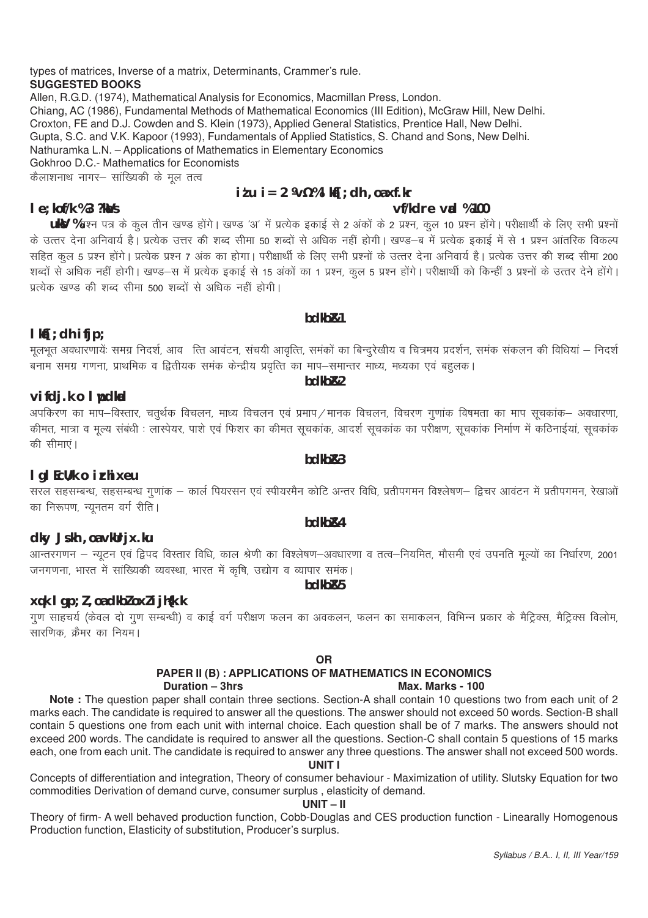types of matrices, Inverse of a matrix, Determinants, Crammer's rule.

**SUGGESTED BOOKS**

Allen, R.G.D. (1974), Mathematical Analysis for Economics, Macmillan Press, London.
Chiang, AC (1986), Fundamental Methods of Mathematical Economics (III Edition), McGraw Hill, New Delhi.
Croxton, FE and D.J. Cowden and S. Klein (1973), Applied General Statistics, Prentice Hall, New Delhi.
Gupta, S.C. and V.K. Kapoor (1993), Fundamentals of Applied Statistics, S. Chand and Sons, New Delhi.
Nathuramka L.N. – Applications of Mathematics in Elementary Economics
Gokhroo D.C.- Mathematics for Economists
कैलाशनाथ नागर– सांख्यिकी के मूल तत्व

## i‡u i= 2 ¼v½% lkaf[;dh ,oa xf.kr

**le;kof/k %3 ?k.Vs** **vf/kdre vad %100**

**uksV %** प्रश्न पत्र के कुल तीन खण्ड होंगे। खण्ड 'अ' में प्रत्येक इकाई से 2 अंकों के 2 प्रश्न, कुल 10 प्रश्न होंगे। परीक्षार्थी के लिए सभी प्रश्नों के उत्तर देना अनिवार्य है। प्रत्येक उत्तर की शब्द सीमा 50 शब्दों से अधिक नहीं होगी। खण्ड–ब में प्रत्येक इकाई में से 1 प्रश्न आंतरिक विकल्प सहित कुल 5 प्रश्न होंगे। प्रत्येक प्रश्न 7 अंक का होगा। परीक्षार्थी के लिए सभी प्रश्नों के उत्तर देना अनिवार्य है। प्रत्येक उत्तर की शब्द सीमा 200 शब्दों से अधिक नहीं होगी। खण्ड–स में प्रत्येक इकाई से 15 अंकों का 1 प्रश्न, कुल 5 प्रश्न होंगे। परीक्षार्थी को किन्हीं 3 प्रश्नों के उत्तर देने होंगे। प्रत्येक खण्ड की शब्द सीमा 500 शब्दों से अधिक नहीं होगी।

**bdkbZ&1**

### lkaf[;dh ifjp;

मूलभूत अवधारणायें: समग्र निदर्श, आव त्ति आवंटन, संचयी आवृत्ति, समंकों का बिन्दुरेखीय व चित्रमय प्रदर्शन, समंक संकलन की विधियां – निदर्श बनाम समग्र गणना, प्राथमिक व द्वितीयक समंक केन्द्रीय प्रवृत्ति का माप–समान्तर माध्य, मध्यका एवं बहुलक।

**bdkbZ&2**

### vifdj.k o lwpdkad

अपकिरण का माप–विस्तार, चतुर्थक विचलन, माध्य विचलन एवं प्रमाप/मानक विचलन, विचरण गुणांक विषमता का माप सूचकांक– अवधारणा, कीमत, मात्रा व मूल्य संबंधी : लास्पेयर, पाशे एवं फिशर का कीमत सूचकांक, आदर्श सूचकांक का परीक्षण, सूचकांक निर्माण में कठिनाईयां, सूचकांक की सीमाएं।

**bdkbZ&3**

### lglEcU/k o izrhixeu

सरल सहसम्बन्ध, सहसम्बन्ध गुणांक – कार्ल पियरसन एवं स्पीयरमैन कोटि अन्तर विधि, प्रतीपगमन विश्लेषण– द्विचर आवंटन में प्रतीपगमन, रेखाओं का निरूपण, न्यूनतम वर्ग रीति।

**bdkbZ&4**

### dky Js.kh ,oa vkUrjx.ku

आन्तरगणन – न्यूटन एवं द्विपद विस्तार विधि, काल श्रेणी का विश्लेषण–अवधारणा व तत्व–नियमित, मौसमी एवं उपनति मूल्यों का निर्धारण, 2001 जनगणना, भारत में सांख्यिकी व्यवस्था, भारत में कृषि, उद्योग व व्यापार समंक।

**bdkbZ&5**

### xq.k lgp;Z ,oa dkbZ oxZ ijh{k.k

गुण साहचर्य (केवल दो गुण सम्बन्धी) व काई वर्ग परीक्षण फलन का अवकलन, फलन का समाकलन, विभिन्न प्रकार के मैट्रिक्स, मैट्रिक्स विलोम, सारणिक, क्रैमर का नियम।

**OR**

## PAPER II (B) : APPLICATIONS OF MATHEMATICS IN ECONOMICS

**Duration – 3hrs** **Max. Marks - 100**

**Note :** The question paper shall contain three sections. Section-A shall contain 10 questions two from each unit of 2 marks each. The candidate is required to answer all the questions. The answer should not exceed 50 words. Section-B shall contain 5 questions one from each unit with internal choice. Each question shall be of 7 marks. The answers should not exceed 200 words. The candidate is required to answer all the questions. Section-C shall contain 5 questions of 15 marks each, one from each unit. The candidate is required to answer any three questions. The answer shall not exceed 500 words.

**UNIT I**

Concepts of differentiation and integration, Theory of consumer behaviour - Maximization of utility. Slutsky Equation for two commodities Derivation of demand curve, consumer surplus , elasticity of demand.

**UNIT – II**

Theory of firm- A well behaved production function, Cobb-Douglas and CES production function - Linearally Homogenous Production function, Elasticity of substitution, Producer's surplus.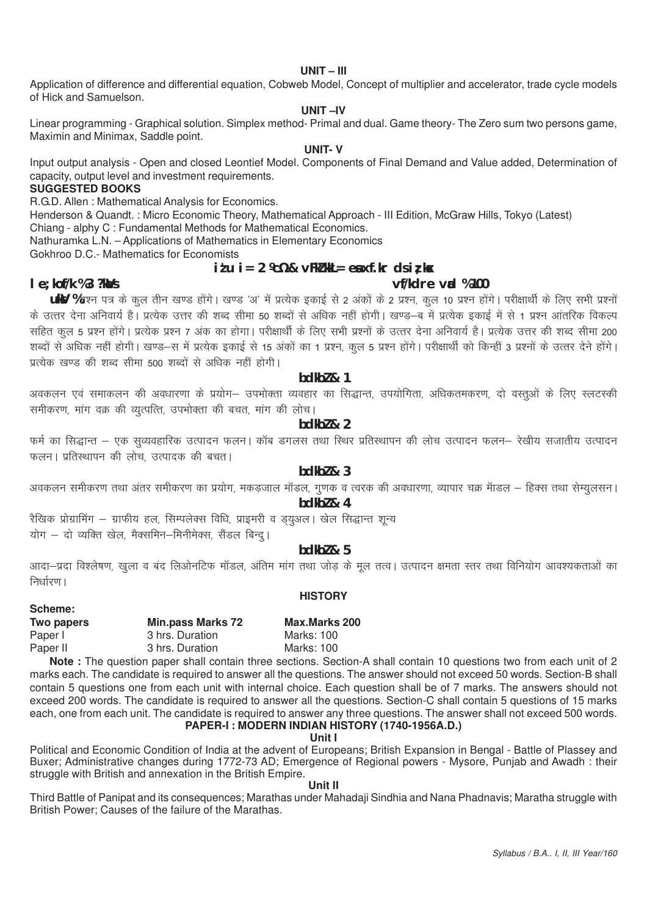**UNIT – III**

Application of difference and differential equation, Cobweb Model, Concept of multiplier and accelerator, trade cycle models of Hick and Samuelson.

**UNIT –IV**

Linear programming - Graphical solution. Simplex method- Primal and dual. Game theory- The Zero sum two persons game, Maximin and Minimax, Saddle point.

**UNIT- V**

Input output analysis - Open and closed Leontief Model. Components of Final Demand and Value added, Determination of capacity, output level and investment requirements.

**SUGGESTED BOOKS**

R.G.D. Allen : Mathematical Analysis for Economics.

Henderson & Quandt. : Micro Economic Theory, Mathematical Approach - III Edition, McGraw Hills, Tokyo (Latest)

Chiang - alphy C : Fundamental Methods for Mathematical Economics.

Nathuramka L.N. – Applications of Mathematics in Elementary Economics

Gokhroo D.C.- Mathematics for Economists

**iz'u i= & 2 ¼c½& vFkZ'kkL= esa xf.kr dk iz;ksx**

**le;kof/k %3 ?kaVs** **vf/kdre vad %100**

**uksV %** प्रश्न पत्र के कुल तीन खण्ड होंगे। खण्ड 'अ' में प्रत्येक इकाई से 2 अंकों के 2 प्रश्न, कुल 10 प्रश्न होंगे। परीक्षार्थी के लिए सभी प्रश्नों के उत्तर देना अनिवार्य है। प्रत्येक उत्तर की शब्द सीमा 50 शब्दों से अधिक नहीं होगी। खण्ड–ब में प्रत्येक इकाई में से 1 प्रश्न आंतरिक विकल्प सहित कुल 5 प्रश्न होंगे। प्रत्येक प्रश्न 7 अंक का होगा। परीक्षार्थी के लिए सभी प्रश्नों के उत्तर देना अनिवार्य है। प्रत्येक उत्तर की शब्द सीमा 200 शब्दों से अधिक नहीं होगी। खण्ड–स में प्रत्येक इकाई से 15 अंकों का 1 प्रश्न, कुल 5 प्रश्न होंगे। परीक्षार्थी को किन्हीं 3 प्रश्नों के उत्तर देने होंगे। प्रत्येक खण्ड की शब्द सीमा 500 शब्दों से अधिक नहीं होगी।

**bdkbZ & 1**

अवकलन एवं समाकलन की अवधारणा के प्रयोग– उपभोक्ता व्यवहार का सिद्धान्त, उपयोगिता, अधिकतमकरण, दो वस्तुओं के लिए स्लटस्की समीकरण, मांग वक्र की व्युत्पत्ति, उपभोक्ता की बचत, मांग की लोच।

**bdkbZ & 2**

फर्म का सिद्धान्त – एक सुव्यवहारिक उत्पादन फलन। कॉब डगलस तथा स्थिर प्रतिस्थापन की लोच उत्पादन फलन– रेखीय सजातीय उत्पादन फलन। प्रतिस्थापन की लोच, उत्पादक की बचत।

**bdkbZ & 3**

अवकलन समीकरण तथा अंतर समीकरण का प्रयोग, मकड़जाल मॉडल, गुणक व त्वरक की अवधारणा, व्यापार चक्र मॉडल – हिक्स तथा सेम्युलसन।

**bdkbZ & 4**

रैखिक प्रोग्रामिंग – ग्राफीय हल, सिम्पलेक्स विधि, प्राइमरी व ड्युअल। खेल सिद्धान्त शून्य योग – दो व्यक्ति खेल, मैक्समिन–मिनीमेक्स, सैंडल बिन्दु।

**bdkbZ & 5**

आदा–प्रदा विश्लेषण, खुला व बंद लिओनटिफ मॉडल, अंतिम मांग तथा जोड़ के मूल तत्व। उत्पादन क्षमता स्तर तथा विनियोग आवश्यकताओं का निर्धारण।

**HISTORY**

**Scheme:**

| **Two papers** | **Min.pass Marks 72** | **Max.Marks 200** |
|---|---|---|
| Paper I | 3 hrs. Duration | Marks: 100 |
| Paper II | 3 hrs. Duration | Marks: 100 |

**Note :** The question paper shall contain three sections. Section-A shall contain 10 questions two from each unit of 2 marks each. The candidate is required to answer all the questions. The answer should not exceed 50 words. Section-B shall contain 5 questions one from each unit with internal choice. Each question shall be of 7 marks. The answers should not exceed 200 words. The candidate is required to answer all the questions. Section-C shall contain 5 questions of 15 marks each, one from each unit. The candidate is required to answer any three questions. The answer shall not exceed 500 words.

**PAPER-I : MODERN INDIAN HISTORY (1740-1956A.D.)**

**Unit I**

Political and Economic Condition of India at the advent of Europeans; British Expansion in Bengal - Battle of Plassey and Buxer; Administrative changes during 1772-73 AD; Emergence of Regional powers - Mysore, Punjab and Awadh : their struggle with British and annexation in the British Empire.

**Unit II**

Third Battle of Panipat and its consequences; Marathas under Mahadaji Sindhia and Nana Phadnavis; Maratha struggle with British Power; Causes of the failure of the Marathas.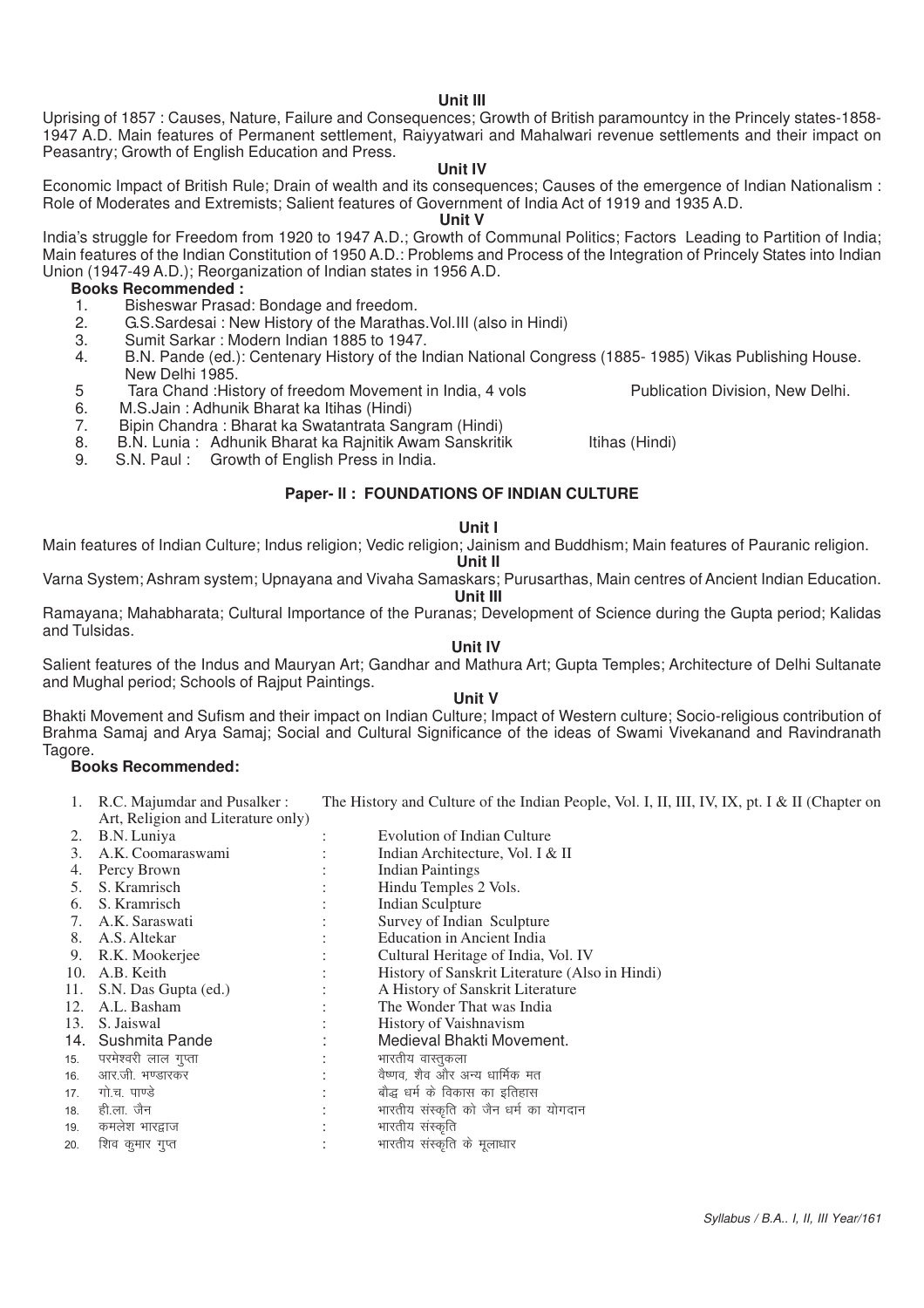### Unit III

Uprising of 1857 : Causes, Nature, Failure and Consequences; Growth of British paramountcy in the Princely states-1858-1947 A.D. Main features of Permanent settlement, Raiyyatwari and Mahalwari revenue settlements and their impact on Peasantry; Growth of English Education and Press.

### Unit IV

Economic Impact of British Rule; Drain of wealth and its consequences; Causes of the emergence of Indian Nationalism : Role of Moderates and Extremists; Salient features of Government of India Act of 1919 and 1935 A.D.

### Unit V

India's struggle for Freedom from 1920 to 1947 A.D.; Growth of Communal Politics; Factors Leading to Partition of India; Main features of the Indian Constitution of 1950 A.D.: Problems and Process of the Integration of Princely States into Indian Union (1947-49 A.D.); Reorganization of Indian states in 1956 A.D.

**Books Recommended :**

1. Bisheswar Prasad: Bondage and freedom.
2. G.S.Sardesai : New History of the Marathas.Vol.III (also in Hindi)
3. Sumit Sarkar : Modern Indian 1885 to 1947.
4. B.N. Pande (ed.): Centenary History of the Indian National Congress (1885- 1985) Vikas Publishing House. New Delhi 1985.
5. Tara Chand :History of freedom Movement in India, 4 vols Publication Division, New Delhi.
6. M.S.Jain : Adhunik Bharat ka Itihas (Hindi)
7. Bipin Chandra : Bharat ka Swatantrata Sangram (Hindi)
8. B.N. Lunia : Adhunik Bharat ka Rajnitik Awam Sanskritik Itihas (Hindi)
9. S.N. Paul : Growth of English Press in India.

## Paper- II : FOUNDATIONS OF INDIAN CULTURE

### Unit I

Main features of Indian Culture; Indus religion; Vedic religion; Jainism and Buddhism; Main features of Pauranic religion.

### Unit II

Varna System; Ashram system; Upnayana and Vivaha Samaskars; Purusarthas, Main centres of Ancient Indian Education.

### Unit III

Ramayana; Mahabharata; Cultural Importance of the Puranas; Development of Science during the Gupta period; Kalidas and Tulsidas.

### Unit IV

Salient features of the Indus and Mauryan Art; Gandhar and Mathura Art; Gupta Temples; Architecture of Delhi Sultanate and Mughal period; Schools of Rajput Paintings.

### Unit V

Bhakti Movement and Sufism and their impact on Indian Culture; Impact of Western culture; Socio-religious contribution of Brahma Samaj and Arya Samaj; Social and Cultural Significance of the ideas of Swami Vivekanand and Ravindranath Tagore.

**Books Recommended:**

1. R.C. Majumdar and Pusalker : Art, Religion and Literature only) — The History and Culture of the Indian People, Vol. I, II, III, IV, IX, pt. I & II (Chapter on Art, Religion and Literature only)
2. B.N. Luniya : Evolution of Indian Culture
3. A.K. Coomaraswami : Indian Architecture, Vol. I & II
4. Percy Brown : Indian Paintings
5. S. Kramrisch : Hindu Temples 2 Vols.
6. S. Kramrisch : Indian Sculpture
7. A.K. Saraswati : Survey of Indian Sculpture
8. A.S. Altekar : Education in Ancient India
9. R.K. Mookerjee : Cultural Heritage of India, Vol. IV
10. A.B. Keith : History of Sanskrit Literature (Also in Hindi)
11. S.N. Das Gupta (ed.) : A History of Sanskrit Literature
12. A.L. Basham : The Wonder That was India
13. S. Jaiswal : History of Vaishnavism
14. Sushmita Pande : Medieval Bhakti Movement.
15. परमेश्वरी लाल गुप्ता : भारतीय वास्तुकला
16. आर.जी. भण्डारकर : वैष्णव, शैव और अन्य धार्मिक मत
17. गो.च. पाण्डे : बौद्ध धर्म के विकास का इतिहास
18. ही.ला. जैन : भारतीय संस्कृति को जैन धर्म का योगदान
19. कमलेश भारद्वाज : भारतीय संस्कृति
20. शिव कुमार गुप्त : भारतीय संस्कृति के मूलाधार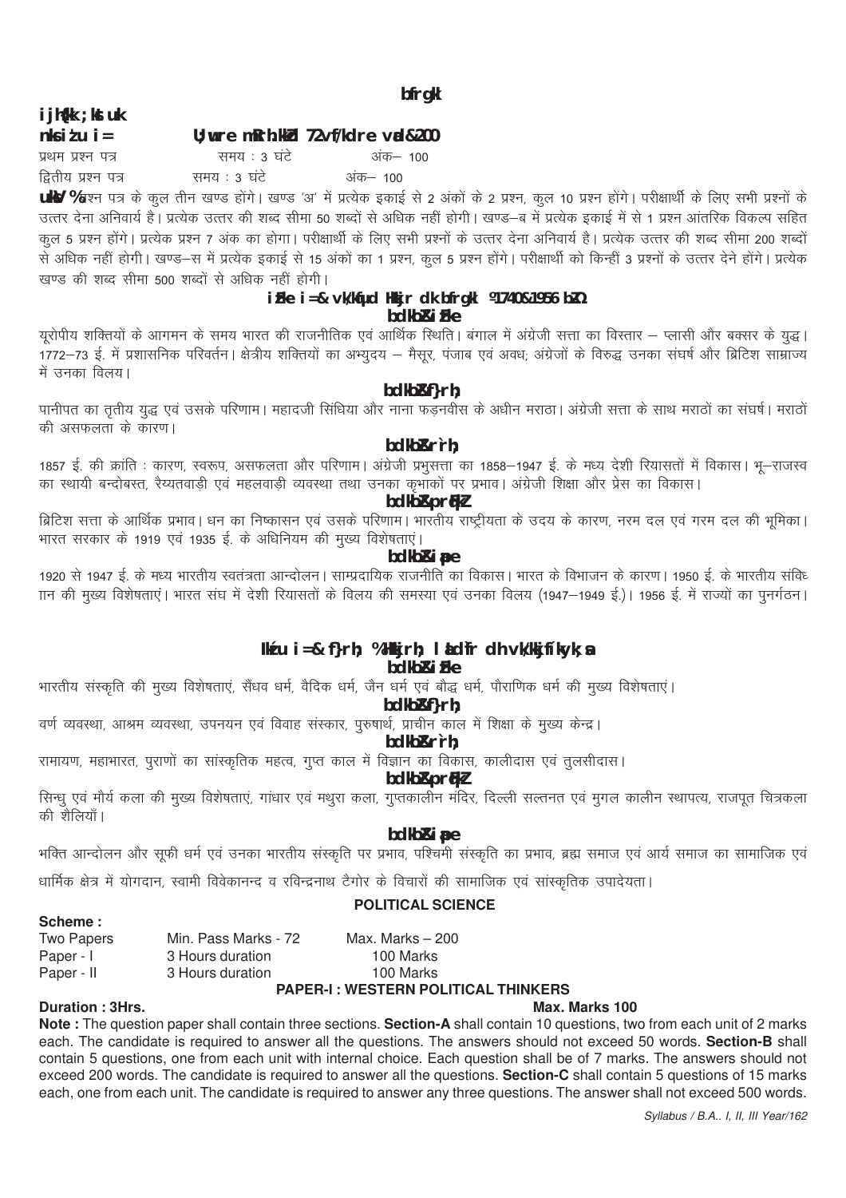# इतिहास

**परीक्षा योजना**

**दो प्रश्न पत्र — न्यूनतम उत्तीर्णांक 72 अधिकतम अंक-200**

| | | |
|---|---|---|
| प्रथम प्रश्न पत्र | समय : 3 घंटे | अंक— 100 |
| द्वितीय प्रश्न पत्र | समय : 3 घंटे | अंक— 100 |

**नोट :** प्रश्न पत्र के कुल तीन खण्ड होंगे। खण्ड 'अ' में प्रत्येक इकाई से 2 अंकों के 2 प्रश्न, कुल 10 प्रश्न होंगे। परीक्षार्थी के लिए सभी प्रश्नों के उत्तर देना अनिवार्य है। प्रत्येक उत्तर की शब्द सीमा 50 शब्दों से अधिक नहीं होगी। खण्ड–ब में प्रत्येक इकाई में से 1 प्रश्न आंतरिक विकल्प सहित कुल 5 प्रश्न होंगे। प्रत्येक प्रश्न 7 अंक का होगा। परीक्षार्थी के लिए सभी प्रश्नों के उत्तर देना अनिवार्य है। प्रत्येक उत्तर की शब्द सीमा 200 शब्दों से अधिक नहीं होगी। खण्ड–स में प्रत्येक इकाई से 15 अंकों का 1 प्रश्न, कुल 5 प्रश्न होंगे। परीक्षार्थी को किन्हीं 3 प्रश्नों के उत्तर देने होंगे। प्रत्येक खण्ड की शब्द सीमा 500 शब्दों से अधिक नहीं होगी।

## प्रथम पत्र– आधुनिक भारत का इतिहास (1740–1956 ई.)

### इकाई–प्रथम

यूरोपीय शक्तियों के आगमन के समय भारत की राजनीतिक एवं आर्थिक स्थिति। बंगाल में अंग्रेजी सत्ता का विस्तार – प्लासी और बक्सर के युद्ध। 1772–73 ई. में प्रशासनिक परिवर्तन। क्षेत्रीय शक्तियों का अभ्युदय – मैसूर, पंजाब एवं अवध; अंग्रेजों के विरुद्ध उनका संघर्ष और ब्रिटिश साम्राज्य में उनका विलय।

### इकाई–द्वितीय

पानीपत का तृतीय युद्ध एवं उसके परिणाम। महादजी सिंधिया और नाना फड़नवीस के अधीन मराठा। अंग्रेजी सत्ता के साथ मराठों का संघर्ष। मराठों की असफलता के कारण।

### इकाई–तृतीय

1857 ई. की क्रांति : कारण, स्वरूप, असफलता और परिणाम। अंग्रेजी प्रभुसत्ता का 1858–1947 ई. के मध्य देशी रियासतों में विकास। भू–राजस्व का स्थायी बन्दोबस्त, रैय्यतवाड़ी एवं महलवाड़ी व्यवस्था तथा उनका कृषकों पर प्रभाव। अंग्रेजी शिक्षा और प्रेस का विकास।

### इकाई–चतुर्थ

ब्रिटिश सत्ता के आर्थिक प्रभाव। धन का निष्कासन एवं उसके परिणाम। भारतीय राष्ट्रीयता के उदय के कारण, नरम दल एवं गरम दल की भूमिका। भारत सरकार के 1919 एवं 1935 ई. के अधिनियम की मुख्य विशेषताएं।

### इकाई–पंचम

1920 से 1947 ई. के मध्य भारतीय स्वतंत्रता आन्दोलन। साम्प्रदायिक राजनीति का विकास। भारत के विभाजन के कारण। 1950 ई. के भारतीय संविधान की मुख्य विशेषताएं। भारत संघ में देशी रियासतों के विलय की समस्या एवं उनका विलय (1947–1949 ई.)। 1956 ई. में राज्यों का पुनर्गठन।

## प्रश्न पत्र– द्वितीय : भारतीय संस्कृति की आधारशिलाएं

### इकाई–प्रथम

भारतीय संस्कृति की मुख्य विशेषताएं, सैंधव धर्म, वैदिक धर्म, जैन धर्म एवं बौद्ध धर्म, पौराणिक धर्म की मुख्य विशेषताएं।

### इकाई–द्वितीय

वर्ण व्यवस्था, आश्रम व्यवस्था, उपनयन एवं विवाह संस्कार, पुरुषार्थ, प्राचीन काल में शिक्षा के मुख्य केन्द्र।

### इकाई–तृतीय

रामायण, महाभारत, पुराणों का सांस्कृतिक महत्व, गुप्त काल में विज्ञान का विकास, कालीदास एवं तुलसीदास।

### इकाई–चतुर्थ

सिन्धु एवं मौर्य कला की मुख्य विशेषताएं, गांधार एवं मथुरा कला, गुप्तकालीन मंदिर, दिल्ली सल्तनत एवं मुगल कालीन स्थापत्य, राजपूत चित्रकला की शैलियाँ।

### इकाई–पंचम

भक्ति आन्दोलन और सूफी धर्म एवं उनका भारतीय संस्कृति पर प्रभाव, पश्चिमी संस्कृति का प्रभाव, ब्रह्म समाज एवं आर्य समाज का सामाजिक एवं धार्मिक क्षेत्र में योगदान, स्वामी विवेकानन्द व रविन्द्रनाथ टैगोर के विचारों की सामाजिक एवं सांस्कृतिक उपादेयता।

# POLITICAL SCIENCE

**Scheme :**

| | | |
|---|---|---|
| Two Papers | Min. Pass Marks - 72 | Max. Marks – 200 |
| Paper - I | 3 Hours duration | 100 Marks |
| Paper - II | 3 Hours duration | 100 Marks |

## PAPER-I : WESTERN POLITICAL THINKERS

**Duration : 3Hrs.** **Max. Marks 100**

**Note :** The question paper shall contain three sections. **Section-A** shall contain 10 questions, two from each unit of 2 marks each. The candidate is required to answer all the questions. The answers should not exceed 50 words. **Section-B** shall contain 5 questions, one from each unit with internal choice. Each question shall be of 7 marks. The answers should not exceed 200 words. The candidate is required to answer all the questions. **Section-C** shall contain 5 questions of 15 marks each, one from each unit. The candidate is required to answer any three questions. The answer shall not exceed 500 words.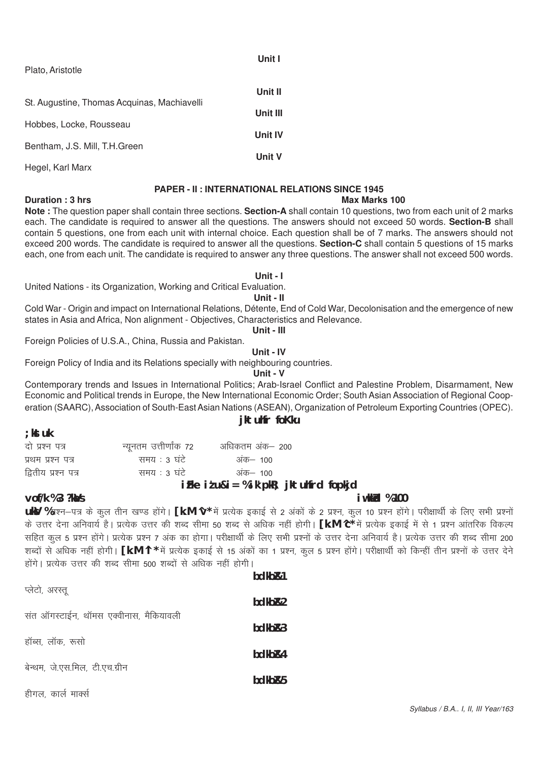**Unit I**

Plato, Aristotle

**Unit II**

St. Augustine, Thomas Acquinas, Machiavelli

**Unit III**

Hobbes, Locke, Rousseau

**Unit IV**

Bentham, J.S. Mill, T.H.Green

**Unit V**

Hegel, Karl Marx

## PAPER - II : INTERNATIONAL RELATIONS SINCE 1945

**Duration : 3 hrs** **Max Marks 100**

**Note :** The question paper shall contain three sections. **Section-A** shall contain 10 questions, two from each unit of 2 marks each. The candidate is required to answer all the questions. The answers should not exceed 50 words. **Section-B** shall contain 5 questions, one from each unit with internal choice. Each question shall be of 7 marks. The answers should not exceed 200 words. The candidate is required to answer all the questions. **Section-C** shall contain 5 questions of 15 marks each, one from each unit. The candidate is required to answer any three questions. The answer shall not exceed 500 words.

**Unit - I**

United Nations - its Organization, Working and Critical Evaluation.

**Unit - II**

Cold War - Origin and impact on International Relations, Détente, End of Cold War, Decolonisation and the emergence of new states in Asia and Africa, Non alignment - Objectives, Characteristics and Relevance.

**Unit - III**

Foreign Policies of U.S.A., China, Russia and Pakistan.

**Unit - IV**

Foreign Policy of India and its Relations specially with neighbouring countries.

**Unit - V**

Contemporary trends and Issues in International Politics; Arab-Israel Conflict and Palestine Problem, Disarmament, New Economic and Political trends in Europe, the New International Economic Order; South Asian Association of Regional Cooperation (SAARC), Association of South-East Asian Nations (ASEAN), Organization of Petroleum Exporting Countries (OPEC).

## राजनीति विज्ञान

**योजना**

| | | |
|---|---|---|
| दो प्रश्न पत्र | न्यूनतम उत्तीर्णांक 72 | अधिकतम अंक– 200 |
| प्रथम प्रश्न पत्र | समय : 3 घंटे | अंक– 100 |
| द्वितीय प्रश्न पत्र | समय : 3 घंटे | अंक– 100 |

## प्रथम प्रश्न-पत्र : पाश्चात्य राजनीतिक विचारक

**अवधि : 3 घंटे** **पूर्णांक : 100**

**नोट :** प्रश्न–पत्र के कुल तीन खण्ड होंगे। **खण्ड 'अ'** में प्रत्येक इकाई से 2 अंकों के 2 प्रश्न, कुल 10 प्रश्न होंगे। परीक्षार्थी के लिए सभी प्रश्नों के उत्तर देना अनिवार्य है। प्रत्येक उत्तर की शब्द सीमा 50 शब्द से अधिक नहीं होगी। **खण्ड 'ब'** में प्रत्येक इकाई में से 1 प्रश्न आंतरिक विकल्प सहित कुल 5 प्रश्न होंगे। प्रत्येक प्रश्न 7 अंक का होगा। परीक्षार्थी के लिए सभी प्रश्नों के उत्तर देना अनिवार्य है। प्रत्येक उत्तर की शब्द सीमा 200 शब्दों से अधिक नहीं होगी। **खण्ड 'स'** में प्रत्येक इकाई से 15 अंकों का 1 प्रश्न, कुल 5 प्रश्न होंगे। परीक्षार्थी को किन्हीं तीन प्रश्नों के उत्तर देने होंगे। प्रत्येक उत्तर की शब्द सीमा 500 शब्दों से अधिक नहीं होगी।

**इकाई-1**

प्लेटो, अरस्तू

**इकाई-2**

संत ऑगस्टाईन, थॉमस एक्वीनास, मैकियावली

**इकाई-3**

हॉब्स, लॉक, रूसो

**इकाई-4**

बेन्थम, जे.एस.मिल, टी.एच.ग्रीन

**इकाई-5**

हीगल, कार्ल मार्क्स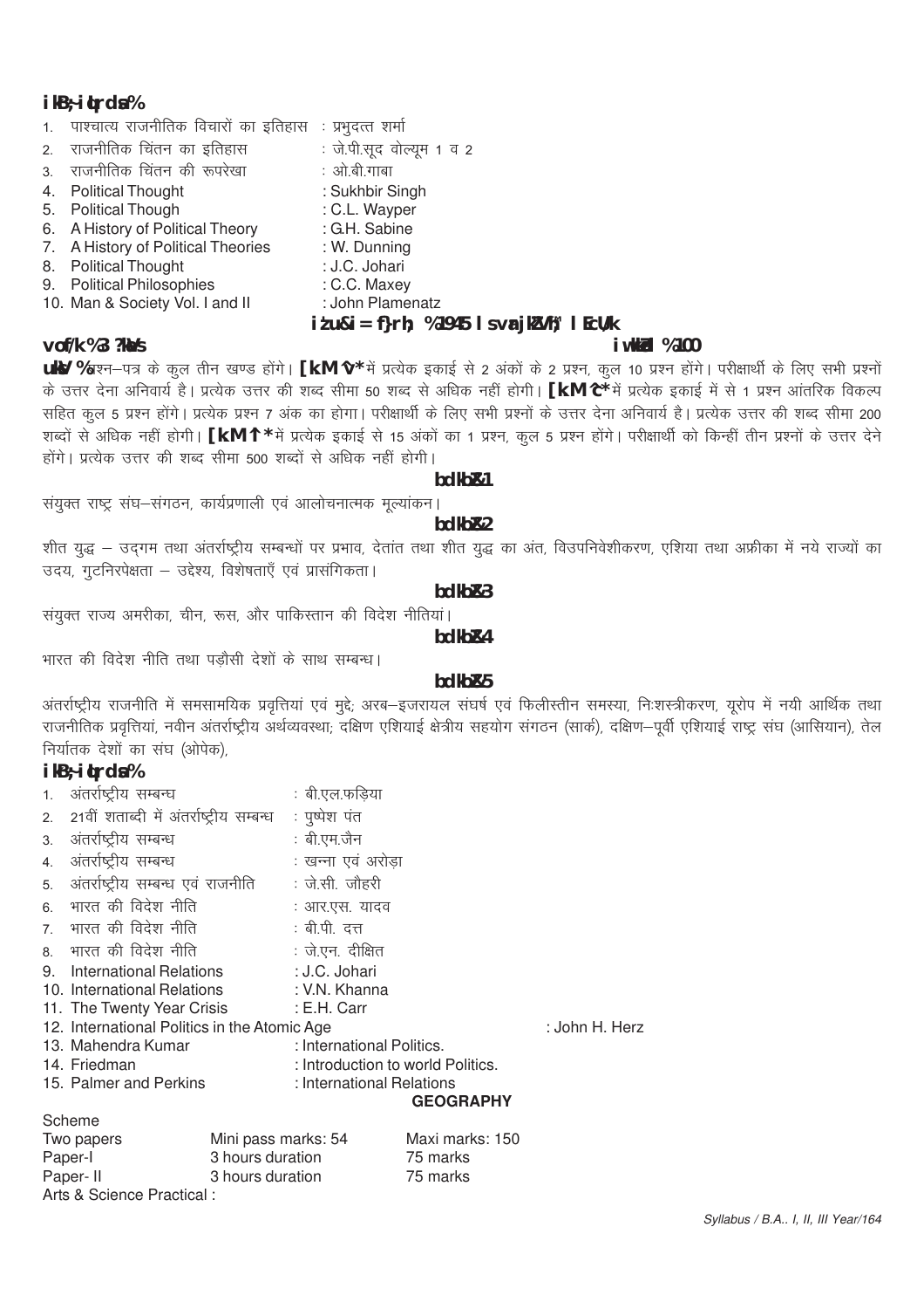## पाठ्य-पुस्तकें:

1. पाश्चात्य राजनीतिक विचारों का इतिहास : प्रभुदत्त शर्मा
2. राजनीतिक चिंतन का इतिहास : जे.पी.सूद वोल्यूम 1 व 2
3. राजनीतिक चिंतन की रूपरेखा : ओ.बी.गाबा
4. Political Thought : Sukhbir Singh
5. Political Though : C.L. Wayper
6. A History of Political Theory : G.H. Sabine
7. A History of Political Theories : W. Dunning
8. Political Thought : J.C. Johari
9. Political Philosophies : C.C. Maxey
10. Man & Society Vol. I and II : John Plamenatz

## प्रश्न-पत्र तृतीय : 1945 से अंतर्राष्ट्रीय सम्बन्ध

**अवधि : 3 घण्टे** **पूर्णांक : 100**

**नोट :** प्रश्न–पत्र के कुल तीन खण्ड होंगे। **खण्ड 'अ'** में प्रत्येक इकाई से 2 अंकों के 2 प्रश्न, कुल 10 प्रश्न होंगे। परीक्षार्थी के लिए सभी प्रश्नों के उत्तर देना अनिवार्य है। प्रत्येक उत्तर की शब्द सीमा 50 शब्द से अधिक नहीं होगी। **खण्ड 'ब'** में प्रत्येक इकाई में से 1 प्रश्न आंतरिक विकल्प सहित कुल 5 प्रश्न होंगे। प्रत्येक प्रश्न 7 अंक का होगा। परीक्षार्थी के लिए सभी प्रश्नों के उत्तर देना अनिवार्य है। प्रत्येक उत्तर की शब्द सीमा 200 शब्दों से अधिक नहीं होगी। **खण्ड 'स'** में प्रत्येक इकाई से 15 अंकों का 1 प्रश्न, कुल 5 प्रश्न होंगे। परीक्षार्थी को किन्हीं तीन प्रश्नों के उत्तर देने होंगे। प्रत्येक उत्तर की शब्द सीमा 500 शब्दों से अधिक नहीं होगी।

### इकाई-1

संयुक्त राष्ट्र संघ–संगठन, कार्यप्रणाली एवं आलोचनात्मक मूल्यांकन।

### इकाई-2

शीत युद्ध – उदगम तथा अंतर्राष्ट्रीय सम्बन्धों पर प्रभाव, देतांत तथा शीत युद्ध का अंत, विउपनिवेशीकरण, एशिया तथा अफ्रीका में नये राज्यों का उदय, गुटनिरपेक्षता – उद्देश्य, विशेषताएँ एवं प्रासंगिकता।

### इकाई-3

संयुक्त राज्य अमरीका, चीन, रूस, और पाकिस्तान की विदेश नीतियां।

### इकाई-4

भारत की विदेश नीति तथा पड़ौसी देशों के साथ सम्बन्ध।

### इकाई-5

अंतर्राष्ट्रीय राजनीति में समसामयिक प्रवृत्तियां एवं मुद्दे; अरब–इजरायल संघर्ष एवं फिलीस्तीन समस्या, निःशस्त्रीकरण, यूरोप में नयी आर्थिक तथा राजनीतिक प्रवृत्तियां, नवीन अंतर्राष्ट्रीय अर्थव्यवस्था; दक्षिण एशियाई क्षेत्रीय सहयोग संगठन (सार्क), दक्षिण–पूर्वी एशियाई राष्ट्र संघ (आसियान), तेल निर्यातक देशों का संघ (ओपेक),

## पाठ्य-पुस्तकें:

1. अंतर्राष्ट्रीय सम्बन्ध : बी.एल.फड़िया
2. 21वीं शताब्दी में अंतर्राष्ट्रीय सम्बन्ध : पुष्पेश पंत
3. अंतर्राष्ट्रीय सम्बन्ध : बी.एम.जैन
4. अंतर्राष्ट्रीय सम्बन्ध : खन्ना एवं अरोड़ा
5. अंतर्राष्ट्रीय सम्बन्ध एवं राजनीति : जे.सी. जौहरी
6. भारत की विदेश नीति : आर.एस. यादव
7. भारत की विदेश नीति : बी.पी. दत्त
8. भारत की विदेश नीति : जे.एन. दीक्षित
9. International Relations : J.C. Johari
10. International Relations : V.N. Khanna
11. The Twenty Year Crisis : E.H. Carr
12. International Politics in the Atomic Age : John H. Herz
13. Mahendra Kumar : International Politics.
14. Friedman : Introduction to world Politics.
15. Palmer and Perkins : International Relations

# GEOGRAPHY

Scheme

| Two papers | Mini pass marks: 54 | Maxi marks: 150 |
|---|---|---|
| Paper-I | 3 hours duration | 75 marks |
| Paper- II | 3 hours duration | 75 marks |

Arts & Science Practical :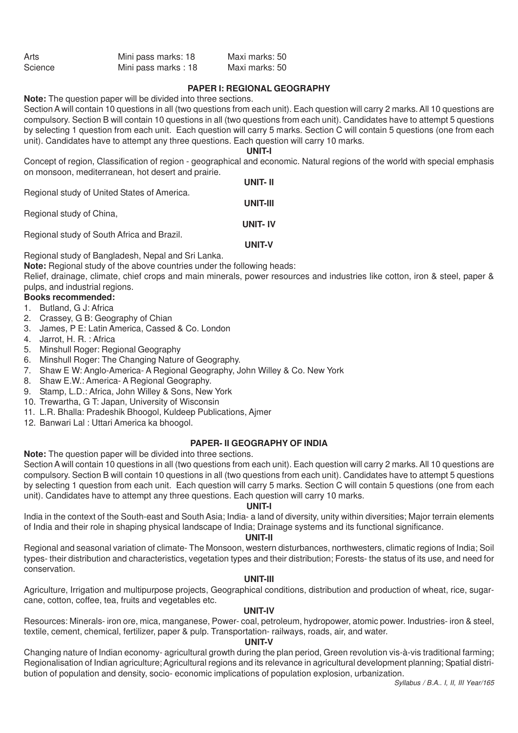| Arts | Mini pass marks: 18 | Maxi marks: 50 |
| --- | --- | --- |
| Science | Mini pass marks : 18 | Maxi marks: 50 |

## PAPER I: REGIONAL GEOGRAPHY

**Note:** The question paper will be divided into three sections.

Section A will contain 10 questions in all (two questions from each unit). Each question will carry 2 marks. All 10 questions are compulsory. Section B will contain 10 questions in all (two questions from each unit). Candidates have to attempt 5 questions by selecting 1 question from each unit. Each question will carry 5 marks. Section C will contain 5 questions (one from each unit). Candidates have to attempt any three questions. Each question will carry 10 marks.

**UNIT-I**

Concept of region, Classification of region - geographical and economic. Natural regions of the world with special emphasis on monsoon, mediterranean, hot desert and prairie.

**UNIT- II**

Regional study of United States of America.

**UNIT-III**

Regional study of China,

**UNIT- IV**

Regional study of South Africa and Brazil.

**UNIT-V**

Regional study of Bangladesh, Nepal and Sri Lanka.

**Note:** Regional study of the above countries under the following heads:

Relief, drainage, climate, chief crops and main minerals, power resources and industries like cotton, iron & steel, paper & pulps, and industrial regions.

**Books recommended:**

1. Butland, G J: Africa
2. Crassey, G B: Geography of Chian
3. James, P E: Latin America, Cassed & Co. London
4. Jarrot, H. R. : Africa
5. Minshull Roger: Regional Geography
6. Minshull Roger: The Changing Nature of Geography.
7. Shaw E W: Anglo-America- A Regional Geography, John Willey & Co. New York
8. Shaw E.W.: America- A Regional Geography.
9. Stamp, L.D.: Africa, John Willey & Sons, New York
10. Trewartha, G T: Japan, University of Wisconsin
11. L.R. Bhalla: Pradeshik Bhoogol, Kuldeep Publications, Ajmer
12. Banwari Lal : Uttari America ka bhoogol.

## PAPER- II GEOGRAPHY OF INDIA

**Note:** The question paper will be divided into three sections.

Section A will contain 10 questions in all (two questions from each unit). Each question will carry 2 marks. All 10 questions are compulsory. Section B will contain 10 questions in all (two questions from each unit). Candidates have to attempt 5 questions by selecting 1 question from each unit. Each question will carry 5 marks. Section C will contain 5 questions (one from each unit). Candidates have to attempt any three questions. Each question will carry 10 marks.

**UNIT-I**

India in the context of the South-east and South Asia; India- a land of diversity, unity within diversities; Major terrain elements of India and their role in shaping physical landscape of India; Drainage systems and its functional significance.

**UNIT-II**

Regional and seasonal variation of climate- The Monsoon, western disturbances, northwesters, climatic regions of India; Soil types- their distribution and characteristics, vegetation types and their distribution; Forests- the status of its use, and need for conservation.

**UNIT-III**

Agriculture, Irrigation and multipurpose projects, Geographical conditions, distribution and production of wheat, rice, sugar-cane, cotton, coffee, tea, fruits and vegetables etc.

**UNIT-IV**

Resources: Minerals- iron ore, mica, manganese, Power- coal, petroleum, hydropower, atomic power. Industries- iron & steel, textile, cement, chemical, fertilizer, paper & pulp. Transportation- railways, roads, air, and water.

**UNIT-V**

Changing nature of Indian economy- agricultural growth during the plan period, Green revolution vis-à-vis traditional farming; Regionalisation of Indian agriculture; Agricultural regions and its relevance in agricultural development planning; Spatial distribution of population and density, socio- economic implications of population explosion, urbanization.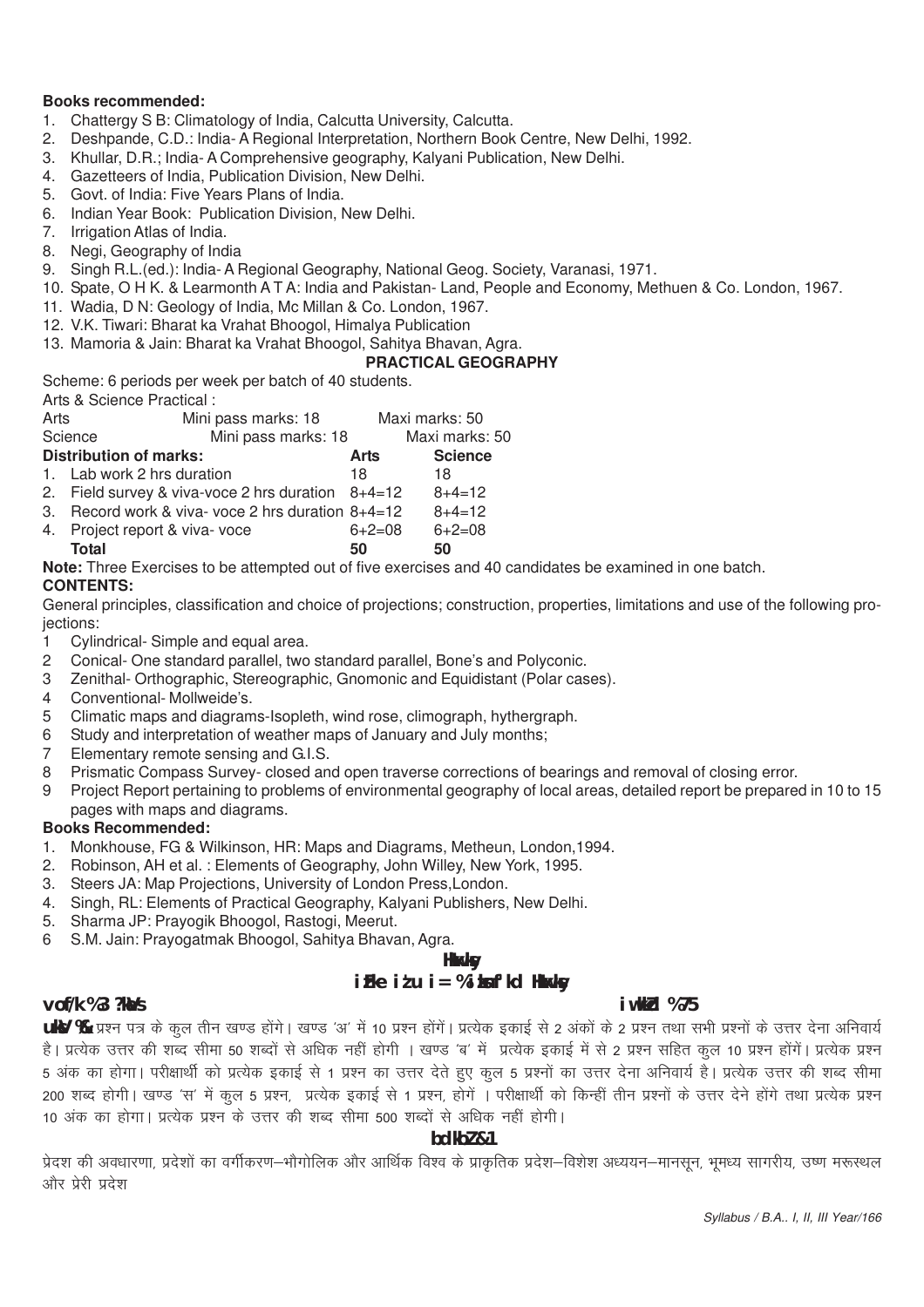**Books recommended:**

1. Chattergy S B: Climatology of India, Calcutta University, Calcutta.
2. Deshpande, C.D.: India- A Regional Interpretation, Northern Book Centre, New Delhi, 1992.
3. Khullar, D.R.; India- A Comprehensive geography, Kalyani Publication, New Delhi.
4. Gazetteers of India, Publication Division, New Delhi.
5. Govt. of India: Five Years Plans of India.
6. Indian Year Book: Publication Division, New Delhi.
7. Irrigation Atlas of India.
8. Negi, Geography of India
9. Singh R.L.(ed.): India- A Regional Geography, National Geog. Society, Varanasi, 1971.
10. Spate, O H K. & Learmonth A T A: India and Pakistan- Land, People and Economy, Methuen & Co. London, 1967.
11. Wadia, D N: Geology of India, Mc Millan & Co. London, 1967.
12. V.K. Tiwari: Bharat ka Vrahat Bhoogol, Himalya Publication
13. Mamoria & Jain: Bharat ka Vrahat Bhoogol, Sahitya Bhavan, Agra.

## PRACTICAL GEOGRAPHY

Scheme: 6 periods per week per batch of 40 students.

Arts & Science Practical :

| | Mini pass marks | Maxi marks |
|---|---|---|
| Arts | 18 | 50 |
| Science | 18 | 50 |

| **Distribution of marks:** | **Arts** | **Science** |
|---|---|---|
| 1. Lab work 2 hrs duration | 18 | 18 |
| 2. Field survey & viva-voce 2 hrs duration | 8+4=12 | 8+4=12 |
| 3. Record work & viva- voce 2 hrs duration | 8+4=12 | 8+4=12 |
| 4. Project report & viva- voce | 6+2=08 | 6+2=08 |
| **Total** | 50 | 50 |

**Note:** Three Exercises to be attempted out of five exercises and 40 candidates be examined in one batch.

**CONTENTS:**

General principles, classification and choice of projections; construction, properties, limitations and use of the following projections:

1. Cylindrical- Simple and equal area.
2. Conical- One standard parallel, two standard parallel, Bone's and Polyconic.
3. Zenithal- Orthographic, Stereographic, Gnomonic and Equidistant (Polar cases).
4. Conventional- Mollweide's.
5. Climatic maps and diagrams-Isopleth, wind rose, climograph, hythergraph.
6. Study and interpretation of weather maps of January and July months;
7. Elementary remote sensing and G.I.S.
8. Prismatic Compass Survey- closed and open traverse corrections of bearings and removal of closing error.
9. Project Report pertaining to problems of environmental geography of local areas, detailed report be prepared in 10 to 15 pages with maps and diagrams.

**Books Recommended:**

1. Monkhouse, FG & Wilkinson, HR: Maps and Diagrams, Metheun, London,1994.
2. Robinson, AH et al. : Elements of Geography, John Willey, New York, 1995.
3. Steers JA: Map Projections, University of London Press,London.
4. Singh, RL: Elements of Practical Geography, Kalyani Publishers, New Delhi.
5. Sharma JP: Prayogik Bhoogol, Rastogi, Meerut.
6. S.M. Jain: Prayogatmak Bhoogol, Sahitya Bhavan, Agra.

## भूगोल

### प्रथम प्रश्न पत्र : प्रादेशिक भूगोल

**अवधि : 3 घण्टे** **पूर्णांक : 75**

**नोट :-** प्रश्न पत्र के कुल तीन खण्ड होंगे। खण्ड 'अ' में 10 प्रश्न होंगें। प्रत्येक इकाई से 2 अंकों के 2 प्रश्न तथा सभी प्रश्नों के उत्तर देना अनिवार्य है। प्रत्येक उत्तर की शब्द सीमा 50 शब्दों से अधिक नहीं होगी । खण्ड 'ब' में प्रत्येक इकाई में से 2 प्रश्न सहित कुल 10 प्रश्न होंगें। प्रत्येक प्रश्न 5 अंक का होगा। परीक्षार्थी को प्रत्येक इकाई से 1 प्रश्न का उत्तर देते हुए कुल 5 प्रश्नों का उत्तर देना अनिवार्य है। प्रत्येक उत्तर की शब्द सीमा 200 शब्द होगी। खण्ड 'स' में कुल 5 प्रश्न, प्रत्येक इकाई से 1 प्रश्न, होगें । परीक्षार्थी को किन्हीं तीन प्रश्नों के उत्तर देने होंगे तथा प्रत्येक प्रश्न 10 अंक का होगा। प्रत्येक प्रश्न के उत्तर की शब्द सीमा 500 शब्दों से अधिक नहीं होगी।

### इकाई-1

प्रदेश की अवधारणा, प्रदेशों का वर्गीकरण–भौगोलिक और आर्थिक विश्व के प्राकृतिक प्रदेश–विशेश अध्ययन–मानसून, भूमध्य सागरीय, उष्ण मरूस्थल और प्रेरी प्रदेश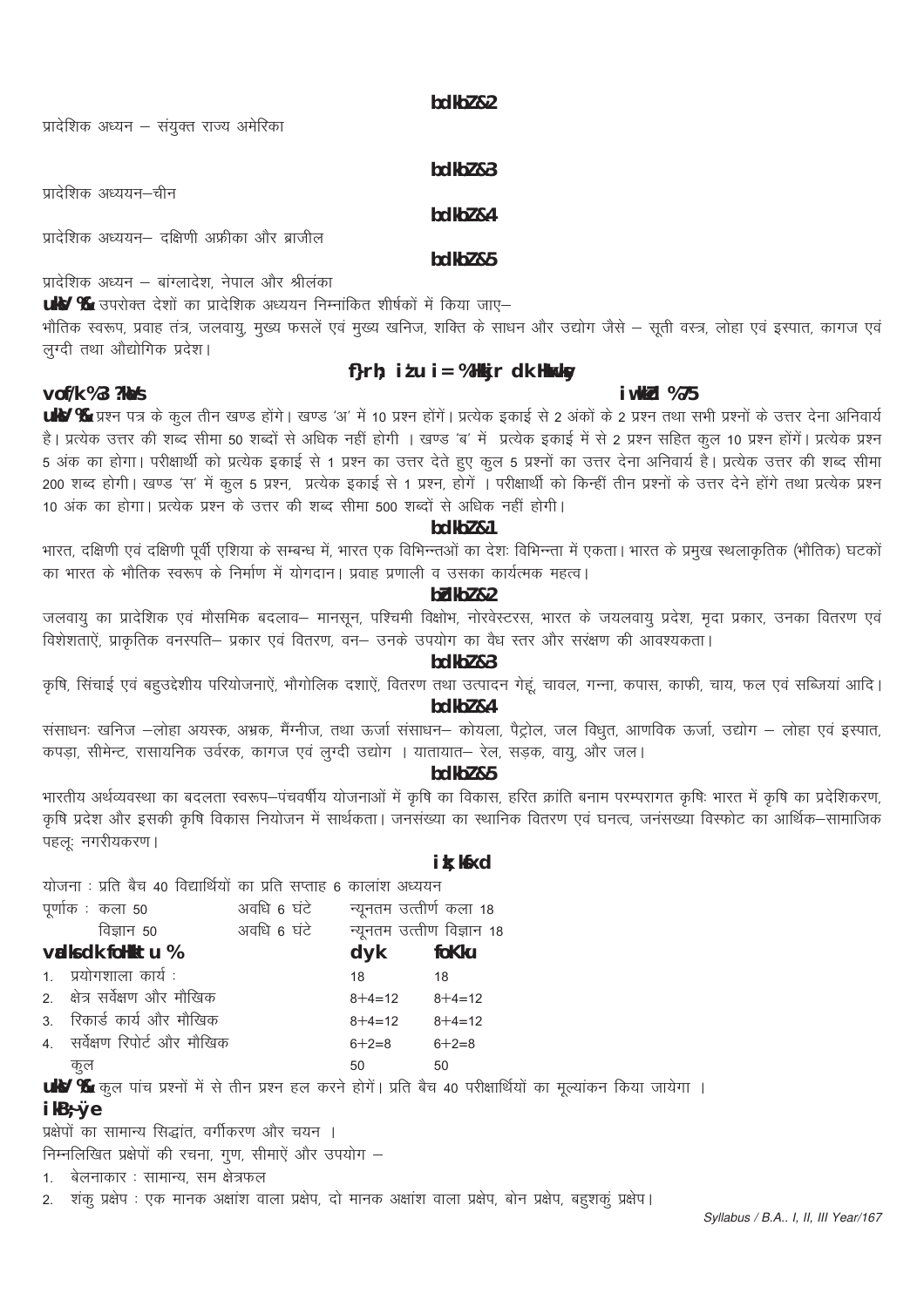**bdkbZ&2**

प्रादेशिक अध्यन – संयुक्त राज्य अमेरिका

**bdkbZ&3**

प्रादेशिक अध्ययन–चीन

**bdkbZ&4**

प्रादेशिक अध्ययन– दक्षिणी अफ्रीका और ब्राजील

**bdkbZ&5**

प्रादेशिक अध्यन – बांग्लादेश, नेपाल और श्रीलंका

**uksV %&** उपरोक्त देशों का प्रादेशिक अध्ययन निम्नांकित शीर्षकों में किया जाए–

भौतिक स्वरूप, प्रवाह तंत्र, जलवायु, मुख्य फसलें एवं मुख्य खनिज, शक्ति के साधन और उद्योग जैसे – सूती वस्त्र, लोहा एवं इस्पात, कागज एवं लुग्दी तथा औद्योगिक प्रदेश।

## f}rh; iz'u i= %Hkkjr dk Hkwxksy

**vof/k %3 ?kaVs** **iw.kkZad %75**

**uksV %&** प्रश्न पत्र के कुल तीन खण्ड होंगे। खण्ड 'अ' में 10 प्रश्न होंगें। प्रत्येक इकाई से 2 अंकों के 2 प्रश्न तथा सभी प्रश्नों के उत्तर देना अनिवार्य है। प्रत्येक उत्तर की शब्द सीमा 50 शब्दों से अधिक नहीं होगी । खण्ड 'ब' में प्रत्येक इकाई में से 2 प्रश्न सहित कुल 10 प्रश्न होंगें। प्रत्येक प्रश्न 5 अंक का होगा। परीक्षार्थी को प्रत्येक इकाई से 1 प्रश्न का उत्तर देते हुए कुल 5 प्रश्नों का उत्तर देना अनिवार्य है। प्रत्येक उत्तर की शब्द सीमा 200 शब्द होगी। खण्ड 'स' में कुल 5 प्रश्न, प्रत्येक इकाई से 1 प्रश्न, होगें । परीक्षार्थी को किन्हीं तीन प्रश्नों के उत्तर देने होंगे तथा प्रत्येक प्रश्न 10 अंक का होगा। प्रत्येक प्रश्न के उत्तर की शब्द सीमा 500 शब्दों से अधिक नहीं होगी।

**bdkbZ&1**

भारत, दक्षिणी एवं दक्षिणी पूर्वी एशिया के सम्बन्ध में, भारत एक विभिन्नताओं का देशः विभिन्नता में एकता। भारत के प्रमुख स्थलाकृतिक (भौतिक) घटकों का भारत के भौतिक स्वरूप के निर्माण में योगदान। प्रवाह प्रणाली व उसका कार्यत्मक महत्व।

**bZdkbZ&2**

जलवायु का प्रादेशिक एवं मौसमिक बदलाव– मानसून, पश्चिमी विक्षोभ, नोरवेस्टरस, भारत के जयलवायु प्रदेश, मृदा प्रकार, उनका वितरण एवं विशेताऐं, प्राकृतिक वनस्पति– प्रकार एवं वितरण, वन– उनके उपयोग का वैध स्तर और सरंक्षण की आवश्यकता।

**bdkbZ&3**

कृषि, सिंचाई एवं बहुउद्देशीय परियोजनाऐं, भौगोलिक दशाऐं, वितरण तथा उत्पादन गेहूं, चावल, गन्ना, कपास, काफी, चाय, फल एवं सब्जियां आदि।

**bdkbZ&4**

संसाधनः खनिज –लोहा अयस्क, अभ्रक, मैंग्नीज, तथा ऊर्जा संसाधन– कोयला, पैट्रोल, जल विधुत, आणविक ऊर्जा, उद्योग – लोहा एवं इस्पात, कपड़ा, सीमेन्ट, रासायनिक उर्वरक, कागज एवं लुग्दी उद्योग । यातायात– रेल, सड़क, वायु, और जल।

**bdkbZ&5**

भारतीय अर्थव्यवस्था का बदलता स्वरूप–पंचवर्षीय योजनाओं में कृषि का विकास, हरित क्रांति बनाम परम्परागत कृषिः भारत में कृषि का प्रदेशिकरण, कृषि प्रदेश और इसकी कृषि विकास नियोजन में सार्थकता। जनसंख्या का स्थानिक वितरण एवं घनत्व, जनसंख्या विस्फोट का आर्थिक–सामाजिक पहलूः नगरीयकरण।

**izk;ksfxd**

योजना : प्रति बैच 40 विद्यार्थियों का प्रति सप्ताह 6 कालांश अध्ययन

| | | |
|---|---|---|
| पूर्णाक : कला 50 | अवधि 6 घंटे | न्यूनतम उत्तीर्ण कला 18 |
| विज्ञान 50 | अवधि 6 घंटे | न्यूनतम उत्तीण विज्ञान 18 |

| **vadksa dk foHkktu %** | **dyk** | **foKku** |
|---|---|---|
| 1. प्रयोगशाला कार्य : | 18 | 18 |
| 2. क्षेत्र सर्वेक्षण और मौखिक | 8+4=12 | 8+4=12 |
| 3. रिकार्ड कार्य और मौखिक | 8+4=12 | 8+4=12 |
| 4. सर्वेक्षण रिपोर्ट और मौखिक | 6+2=8 | 6+2=8 |
| कुल | 50 | 50 |

**uksV %&** कुल पांच प्रश्नों में से तीन प्रश्न हल करने होगें। प्रति बैच 40 परीक्षार्थियों का मूल्यांकन किया जायेगा ।

**ikB;-ÿe**

प्रक्षेपों का सामान्य सिद्धांत, वर्गीकरण और चयन ।

निम्नलिखित प्रक्षेपों की रचना, गुण, सीमाऐं और उपयोग –

1. बेलनाकार : सामान्य, सम क्षेत्रफल
2. शंकु प्रक्षेप : एक मानक अक्षांश वाला प्रक्षेप, दो मानक अक्षांश वाला प्रक्षेप, बोन प्रक्षेप, बहुशकुं प्रक्षेप।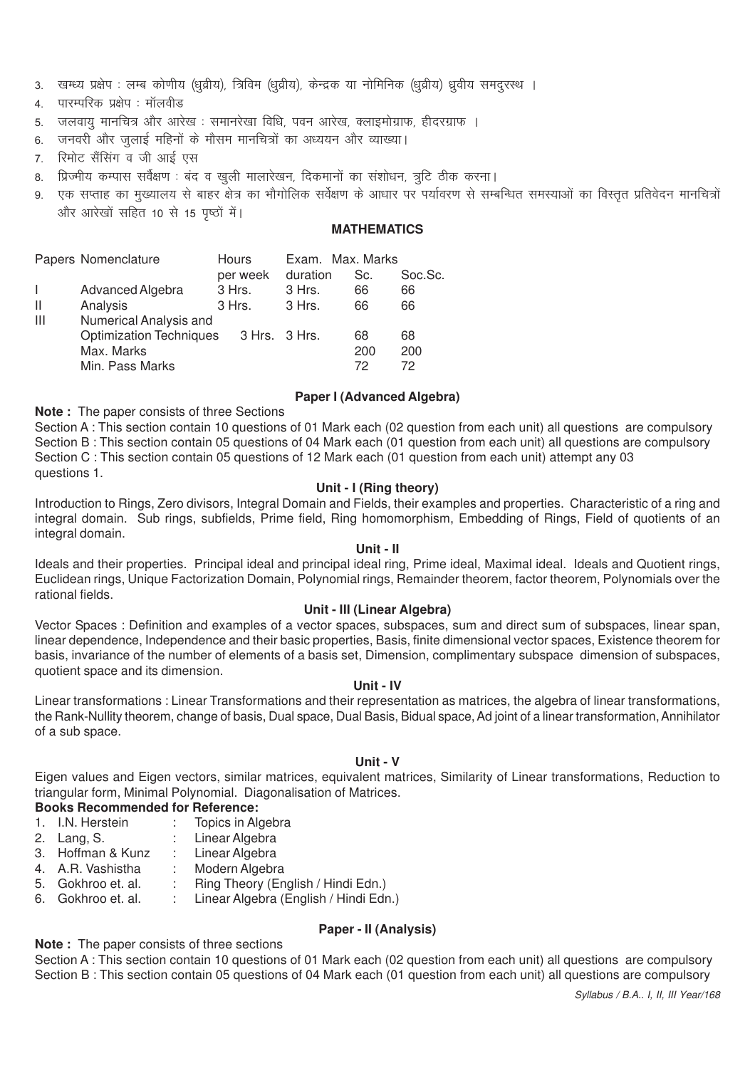3. खम्ध्य प्रक्षेप : लम्ब कोणीय (ध्रुवीय), त्रिविम (ध्रुवीय), केन्द्रक या नोमिनिक (ध्रुवीय) ध्रुवीय समदुरस्थ ।
4. पारम्परिक प्रक्षेप : मॉलवीड
5. जलवायु मानचित्र और आरेख : समानरेखा विधि, पवन आरेख, क्लाइमोग्राफ, हीदरग्राफ ।
6. जनवरी और जुलाई महिनों के मौसम मानचित्रों का अध्ययन और व्याख्या।
7. रिमोट सैंसिंग व जी आई एस
8. प्रिज्मीय कम्पास सर्वेक्षण : बंद व खुली मालारेखन, दिकमानों का संशोधन, त्रुटि ठीक करना।
9. एक सप्ताह का मुख्यालय से बाहर क्षेत्र का भौगोलिक सर्वेक्षण के आधार पर पर्यावरण से सम्बन्धित समस्याओं का विस्तृत प्रतिवेदन मानचित्रों और आरेखों सहित 10 से 15 पृष्ठों में।

## MATHEMATICS

| Papers | Nomenclature | Hours per week | Exam. duration | Max. Marks Sc. | Max. Marks Soc.Sc. |
|---|---|---|---|---|---|
| I | Advanced Algebra | 3 Hrs. | 3 Hrs. | 66 | 66 |
| II | Analysis | 3 Hrs. | 3 Hrs. | 66 | 66 |
| III | Numerical Analysis and Optimization Techniques | 3 Hrs. | 3 Hrs. | 68 | 68 |
| | Max. Marks | | | 200 | 200 |
| | Min. Pass Marks | | | 72 | 72 |

### Paper I (Advanced Algebra)

**Note :** The paper consists of three Sections

Section A : This section contain 10 questions of 01 Mark each (02 question from each unit) all questions are compulsory

Section B : This section contain 05 questions of 04 Mark each (01 question from each unit) all questions are compulsory

Section C : This section contain 05 questions of 12 Mark each (01 question from each unit) attempt any 03 questions 1.

#### Unit - I (Ring theory)

Introduction to Rings, Zero divisors, Integral Domain and Fields, their examples and properties. Characteristic of a ring and integral domain. Sub rings, subfields, Prime field, Ring homomorphism, Embedding of Rings, Field of quotients of an integral domain.

#### Unit - II

Ideals and their properties. Principal ideal and principal ideal ring, Prime ideal, Maximal ideal. Ideals and Quotient rings, Euclidean rings, Unique Factorization Domain, Polynomial rings, Remainder theorem, factor theorem, Polynomials over the rational fields.

#### Unit - III (Linear Algebra)

Vector Spaces : Definition and examples of a vector spaces, subspaces, sum and direct sum of subspaces, linear span, linear dependence, Independence and their basic properties, Basis, finite dimensional vector spaces, Existence theorem for basis, invariance of the number of elements of a basis set, Dimension, complimentary subspace dimension of subspaces, quotient space and its dimension.

#### Unit - IV

Linear transformations : Linear Transformations and their representation as matrices, the algebra of linear transformations, the Rank-Nullity theorem, change of basis, Dual space, Dual Basis, Bidual space, Ad joint of a linear transformation, Annihilator of a sub space.

#### Unit - V

Eigen values and Eigen vectors, similar matrices, equivalent matrices, Similarity of Linear transformations, Reduction to triangular form, Minimal Polynomial. Diagonalisation of Matrices.

**Books Recommended for Reference:**

1. I.N. Herstein : Topics in Algebra
2. Lang, S. : Linear Algebra
3. Hoffman & Kunz : Linear Algebra
4. A.R. Vashistha : Modern Algebra
5. Gokhroo et. al. : Ring Theory (English / Hindi Edn.)
6. Gokhroo et. al. : Linear Algebra (English / Hindi Edn.)

### Paper - II (Analysis)

**Note :** The paper consists of three sections

Section A : This section contain 10 questions of 01 Mark each (02 question from each unit) all questions are compulsory

Section B : This section contain 05 questions of 04 Mark each (01 question from each unit) all questions are compulsory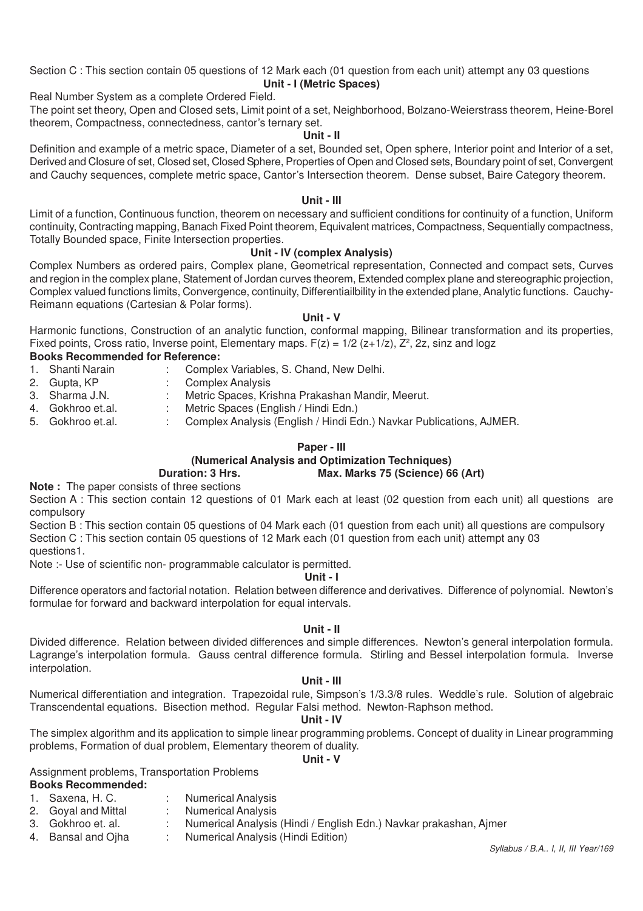Section C : This section contain 05 questions of 12 Mark each (01 question from each unit) attempt any 03 questions

**Unit - I (Metric Spaces)**

Real Number System as a complete Ordered Field.

The point set theory, Open and Closed sets, Limit point of a set, Neighborhood, Bolzano-Weierstrass theorem, Heine-Borel theorem, Compactness, connectedness, cantor's ternary set.

**Unit - II**

Definition and example of a metric space, Diameter of a set, Bounded set, Open sphere, Interior point and Interior of a set, Derived and Closure of set, Closed set, Closed Sphere, Properties of Open and Closed sets, Boundary point of set, Convergent and Cauchy sequences, complete metric space, Cantor's Intersection theorem. Dense subset, Baire Category theorem.

**Unit - III**

Limit of a function, Continuous function, theorem on necessary and sufficient conditions for continuity of a function, Uniform continuity, Contracting mapping, Banach Fixed Point theorem, Equivalent matrices, Compactness, Sequentially compactness, Totally Bounded space, Finite Intersection properties.

**Unit - IV (complex Analysis)**

Complex Numbers as ordered pairs, Complex plane, Geometrical representation, Connected and compact sets, Curves and region in the complex plane, Statement of Jordan curves theorem, Extended complex plane and stereographic projection, Complex valued functions limits, Convergence, continuity, Differentiailbility in the extended plane, Analytic functions. Cauchy-Reimann equations (Cartesian & Polar forms).

**Unit - V**

Harmonic functions, Construction of an analytic function, conformal mapping, Bilinear transformation and its properties, Fixed points, Cross ratio, Inverse point, Elementary maps. $F(z) = 1/2\ (z+1/z)$, $Z^2$, 2z, sinz and logz

**Books Recommended for Reference:**

1. Shanti Narain : Complex Variables, S. Chand, New Delhi.
2. Gupta, KP : Complex Analysis
3. Sharma J.N. : Metric Spaces, Krishna Prakashan Mandir, Meerut.
4. Gokhroo et.al. : Metric Spaces (English / Hindi Edn.)
5. Gokhroo et.al. : Complex Analysis (English / Hindi Edn.) Navkar Publications, AJMER.

## Paper - III

### (Numerical Analysis and Optimization Techniques)

**Duration: 3 Hrs. Max. Marks 75 (Science) 66 (Art)**

**Note :** The paper consists of three sections

Section A : This section contain 12 questions of 01 Mark each at least (02 question from each unit) all questions are compulsory

Section B : This section contain 05 questions of 04 Mark each (01 question from each unit) all questions are compulsory

Section C : This section contain 05 questions of 12 Mark each (01 question from each unit) attempt any 03 questions1.

Note :- Use of scientific non- programmable calculator is permitted.

**Unit - I**

Difference operators and factorial notation. Relation between difference and derivatives. Difference of polynomial. Newton's formulae for forward and backward interpolation for equal intervals.

**Unit - II**

Divided difference. Relation between divided differences and simple differences. Newton's general interpolation formula. Lagrange's interpolation formula. Gauss central difference formula. Stirling and Bessel interpolation formula. Inverse interpolation.

**Unit - III**

Numerical differentiation and integration. Trapezoidal rule, Simpson's 1/3.3/8 rules. Weddle's rule. Solution of algebraic Transcendental equations. Bisection method. Regular Falsi method. Newton-Raphson method.

**Unit - IV**

The simplex algorithm and its application to simple linear programming problems. Concept of duality in Linear programming problems, Formation of dual problem, Elementary theorem of duality.

**Unit - V**

Assignment problems, Transportation Problems

**Books Recommended:**

1. Saxena, H. C. : Numerical Analysis
2. Goyal and Mittal : Numerical Analysis
3. Gokhroo et. al. : Numerical Analysis (Hindi / English Edn.) Navkar prakashan, Ajmer
4. Bansal and Ojha : Numerical Analysis (Hindi Edition)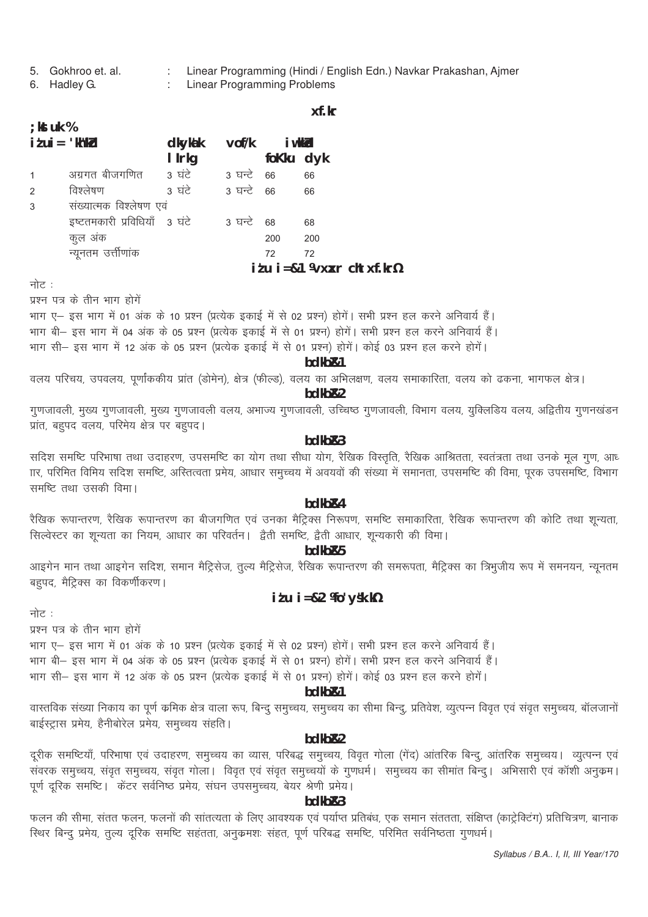5. Gokhroo et. al. : Linear Programming (Hindi / English Edn.) Navkar Prakashan, Ajmer
6. Hadley G. : Linear Programming Problems

## गणित

**योजना :**

| प्रश्न पत्र शीर्षक | | कालांश सप्ताह | अवधि | पूर्णांक विज्ञान | पूर्णांक कला |
|---|---|---|---|---|---|
| 1 | अग्रगत बीजगणित | 3 घंटे | 3 घन्टे | 66 | 66 |
| 2 | विश्लेषण | 3 घंटे | 3 घन्टे | 66 | 66 |
| 3 | संख्यात्मक विश्लेषण एवं इष्टतमकारी प्रविधियाँ | 3 घंटे | 3 घन्टे | 68 | 68 |
| | कुल अंक | | | 200 | 200 |
| | न्यूनतम उत्तीर्णांक | | | 72 | 72 |

### प्रश्न पत्र–1 (अग्रगत बीजगणित)

नोट :

प्रश्न पत्र के तीन भाग होगें

भाग ए– इस भाग में 01 अंक के 10 प्रश्न (प्रत्येक इकाई में से 02 प्रश्न) होगें। सभी प्रश्न हल करने अनिवार्य हैं।

भाग बी– इस भाग में 04 अंक के 05 प्रश्न (प्रत्येक इकाई में से 01 प्रश्न) होगें। सभी प्रश्न हल करने अनिवार्य हैं।

भाग सी– इस भाग में 12 अंक के 05 प्रश्न (प्रत्येक इकाई में से 01 प्रश्न) होगें। कोई 03 प्रश्न हल करने होगें।

#### इकाई–1

वलय परिचय, उपवलय, पूर्णांककीय प्रांत (डोमेन), क्षेत्र (फील्ड), वलय का अभिलक्षण, वलय समाकारिता, वलय को ढकना, भागफल क्षेत्र।

#### इकाई–2

गुणजावली, मुख्य गुणजावली, मुख्य गुणजावली वलय, अभाज्य गुणजावली, उच्चिष्ठ गुणजावली, विभाग वलय, युक्लिडिय वलय, अद्वितीय गुणनखंडन प्रांत, बहुपद वलय, परिमेय क्षेत्र पर बहुपद।

#### इकाई–3

सदिश समष्टि परिभाषा तथा उदाहरण, उपसमष्टि का योग तथा सीधा योग, रैखिक विस्तृति, रैखिक आश्रितता, स्वतंत्रता तथा उनके मूल गुण, आधार, परिमित विमिय सदिश समष्टि, अस्तित्वता प्रमेय, आधार समुच्चय में अवयवों की संख्या में समानता, उपसमष्टि की विमा, पूरक उपसमष्टि, विभाग समष्टि तथा उसकी विमा।

#### इकाई–4

रैखिक रूपान्तरण, रैखिक रूपान्तरण का बीजगणित एवं उनका मैट्रिक्स निरूपण, समष्टि समाकारिता, रैखिक रूपान्तरण की कोटि तथा शून्यता, सिल्वेस्टर का शून्यता का नियम, आधार का परिवर्तन। द्वैती समष्टि, द्वैती आधार, शून्यकारी की विमा।

#### इकाई–5

आइगेन मान तथा आइगेन सदिश, समान मैट्रिसेज, तुल्य मैट्रिसेज, रैखिक रूपान्तरण की समरूपता, मैट्रिक्स का त्रिभुजीय रूप में समनयन, न्यूनतम बहुपद, मैट्रिक्स का विकर्णीकरण।

### प्रश्न पत्र–2 (विश्लेषण)

नोट :

प्रश्न पत्र के तीन भाग होगें

भाग ए– इस भाग में 01 अंक के 10 प्रश्न (प्रत्येक इकाई में से 02 प्रश्न) होगें। सभी प्रश्न हल करने अनिवार्य हैं।

भाग बी– इस भाग में 04 अंक के 05 प्रश्न (प्रत्येक इकाई में से 01 प्रश्न) होगें। सभी प्रश्न हल करने अनिवार्य हैं।

भाग सी– इस भाग में 12 अंक के 05 प्रश्न (प्रत्येक इकाई में से 01 प्रश्न) होगें। कोई 03 प्रश्न हल करने होगें।

#### इकाई–1

वास्तविक संख्या निकाय का पूर्ण क्रमिक क्षेत्र वाला रूप, बिन्दु समुच्चय, समुच्चय का सीमा बिन्दु, प्रतिवेश, व्युत्पन्न विवृत एवं संवृत समुच्चय, बॉलजानों बाईस्ट्रास प्रमेय, हैनीबोरेल प्रमेय, समुच्चय संहति।

#### इकाई–2

दूरीक समष्टियाँ, परिभाषा एवं उदाहरण, समुच्चय का व्यास, परिबद्ध समुच्चय, विवृत गोला (गेंद) आंतरिक बिन्दु, आंतरिक समुच्चय। व्युत्पन्न एवं संवरक समुच्चय, संवृत समुच्चय, संवृत गोला। विवृत एवं संवृत समुच्चयों के गुणधर्म। समुच्चय का सीमांत बिन्दु। अभिसारी एवं कॉशी अनुक्रम। पूर्ण दूरिक समष्टि। केंटर सर्वनिष्ठ प्रमेय, संघन उपसमुच्चय, बेयर श्रेणी प्रमेय।

#### इकाई–3

फलन की सीमा, संतत फलन, फलनों की सांतत्यता के लिए आवश्यक एवं पर्याप्त प्रतिबंध, एक समान संततता, संक्षिप्त (काट्रेक्टिंग) प्रतिचित्रण, बानाक स्थिर बिन्दु प्रमेय, तुल्य दूरिक समष्टि सहंतता, अनुक्रमशः संहत, पूर्ण परिबद्ध समष्टि, परिमित सर्वनिष्ठता गुणधर्म।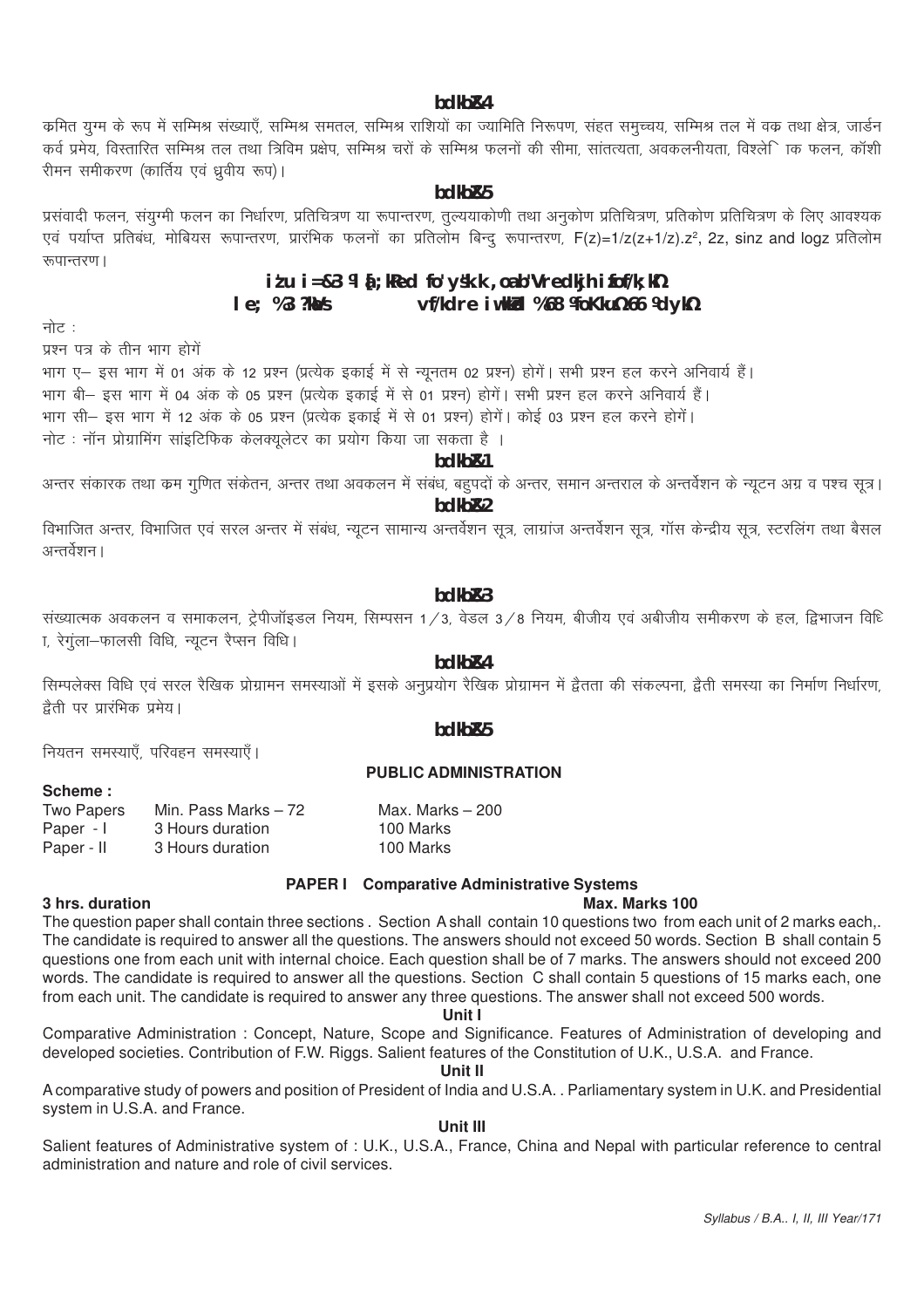### इकाई–4

क्रमित युग्म के रूप में सम्मिश्र संख्याएँ, सम्मिश्र समतल, सम्मिश्र राशियों का ज्यामिति निरूपण, संहत समुच्चय, सम्मिश्र तल में वक्र तथा क्षेत्र, जार्डन कर्व प्रमेय, विस्तारित सम्मिश्र तल तथा त्रिविम प्रक्षेप, सम्मिश्र चरों के सम्मिश्र फलनों की सीमा, सांतत्यता, अवकलनीयता, विश्लेषिक फलन, कॉशी रीमन समीकरण (कार्तिय एवं ध्रुवीय रूप)।

### इकाई–5

प्रसंवादी फलन, संयुग्मी फलन का निर्धारण, प्रतिचित्रण या रूपान्तरण, तुल्ययाकोणी तथा अनुकोण प्रतिचित्रण, प्रतिकोण प्रतिचित्रण के लिए आवश्यक एवं पर्याप्त प्रतिबंध, मोबियस रूपान्तरण, प्रारंभिक फलनों का प्रतिलोम बिन्दु रूपान्तरण, $F(z)=1/z(z+1/z).z^2$, 2z, sinz and logz प्रतिलोम रूपान्तरण।

## प्रश्न पत्र–3 (संख्यात्मक विश्लेषण एवं रैखिक प्रोग्रामन)

**समय : 3 घंटे    अधिकतम पूर्णांक : 68 (विज्ञान) 66 (कला)**

नोट :

प्रश्न पत्र के तीन भाग होगें

भाग ए– इस भाग में 01 अंक के 12 प्रश्न (प्रत्येक इकाई में से न्यूनतम 02 प्रश्न) होगें। सभी प्रश्न हल करने अनिवार्य हैं।

भाग बी– इस भाग में 04 अंक के 05 प्रश्न (प्रत्येक इकाई में से 01 प्रश्न) होगें। सभी प्रश्न हल करने अनिवार्य हैं।

भाग सी– इस भाग में 12 अंक के 05 प्रश्न (प्रत्येक इकाई में से 01 प्रश्न) होगें। कोई 03 प्रश्न हल करने होगें।

नोट : नॉन प्रोग्रामिंग सांइटिफिक केलक्यूलेटर का प्रयोग किया जा सकता है ।

### इकाई–1

अन्तर संकारक तथा क्रम गुणित संकेतन, अन्तर तथा अवकलन में संबंध, बहुपदों के अन्तर, समान अन्तराल के अन्तर्वेशन के न्यूटन अग्र व पश्च सूत्र।

### इकाई–2

विभाजित अन्तर, विभाजित एवं सरल अन्तर में संबंध, न्यूटन सामान्य अन्तर्वेशन सूत्र, लाग्रांज अन्तर्वेशन सूत्र, गॉस केन्द्रीय सूत्र, स्टरलिंग तथा बैसल अन्तर्वेशन।

### इकाई–3

संख्यात्मक अवकलन व समाकलन, ट्रेपीजॉइडल नियम, सिम्पसन 1/3, वेडल 3/8 नियम, बीजीय एवं अबीजीय समीकरण के हल, द्विभाजन विधि, रेगुंला–फालसी विधि, न्यूटन रैप्सन विधि।

### इकाई–4

सिम्पलेक्स विधि एवं सरल रैखिक प्रोग्रामन समस्याओं में इसके अनुप्रयोग रैखिक प्रोग्रामन में द्वैतता की संकल्पना, द्वैती समस्या का निर्माण निर्धारण, द्वैती पर प्रारंभिक प्रमेय।

### इकाई–5

नियतन समस्याएँ, परिवहन समस्याएँ।

## PUBLIC ADMINISTRATION

**Scheme :**

| | | |
|---|---|---|
| Two Papers | Min. Pass Marks – 72 | Max. Marks – 200 |
| Paper - I | 3 Hours duration | 100 Marks |
| Paper - II | 3 Hours duration | 100 Marks |

### PAPER I Comparative Administrative Systems

**3 hrs. duration** **Max. Marks 100**

The question paper shall contain three sections . Section A shall contain 10 questions two from each unit of 2 marks each,. The candidate is required to answer all the questions. The answers should not exceed 50 words. Section B shall contain 5 questions one from each unit with internal choice. Each question shall be of 7 marks. The answers should not exceed 200 words. The candidate is required to answer all the questions. Section C shall contain 5 questions of 15 marks each, one from each unit. The candidate is required to answer any three questions. The answer shall not exceed 500 words.

**Unit I**

Comparative Administration : Concept, Nature, Scope and Significance. Features of Administration of developing and developed societies. Contribution of F.W. Riggs. Salient features of the Constitution of U.K., U.S.A. and France.

**Unit II**

A comparative study of powers and position of President of India and U.S.A. . Parliamentary system in U.K. and Presidential system in U.S.A. and France.

**Unit III**

Salient features of Administrative system of : U.K., U.S.A., France, China and Nepal with particular reference to central administration and nature and role of civil services.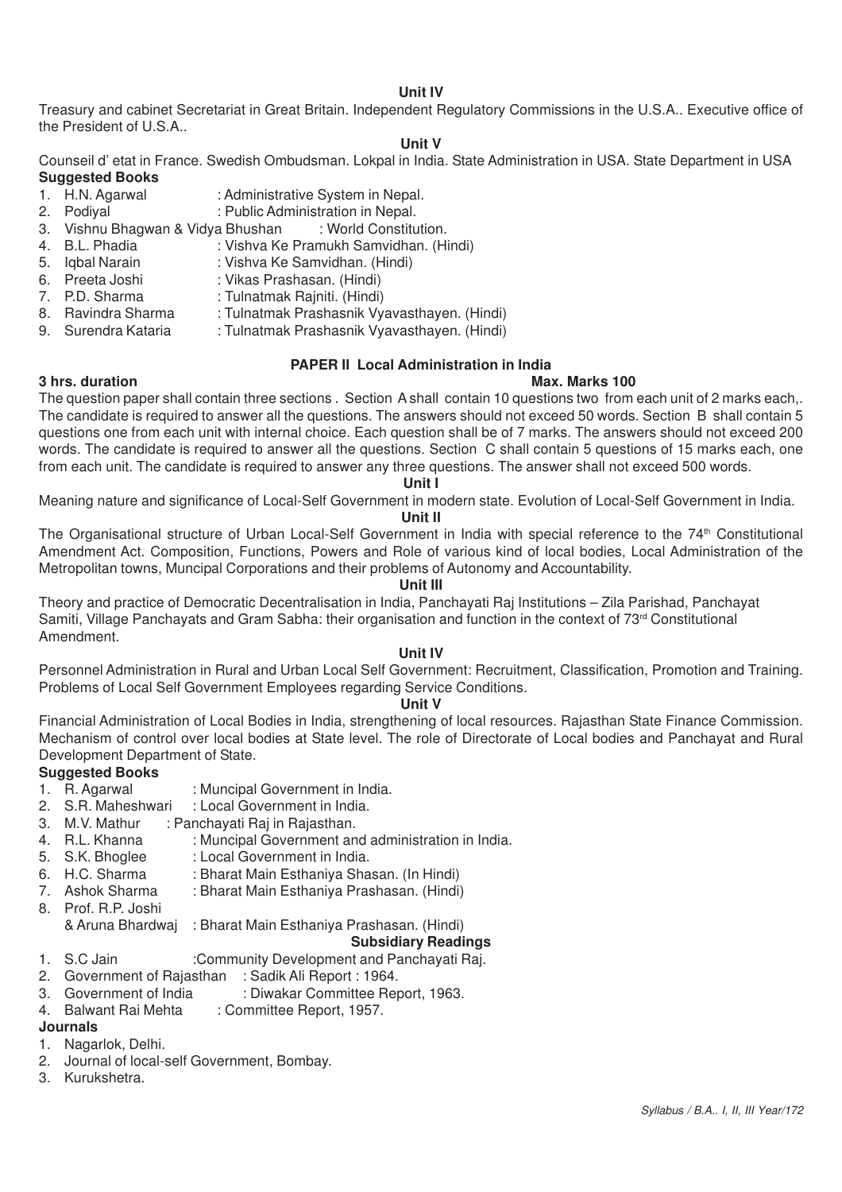**Unit IV**

Treasury and cabinet Secretariat in Great Britain. Independent Regulatory Commissions in the U.S.A.. Executive office of the President of U.S.A..

**Unit V**

Counseil d' etat in France. Swedish Ombudsman. Lokpal in India. State Administration in USA. State Department in USA

**Suggested Books**

1. H.N. Agarwal : Administrative System in Nepal.
2. Podiyal : Public Administration in Nepal.
3. Vishnu Bhagwan & Vidya Bhushan : World Constitution.
4. B.L. Phadia : Vishva Ke Pramukh Samvidhan. (Hindi)
5. Iqbal Narain : Vishva Ke Samvidhan. (Hindi)
6. Preeta Joshi : Vikas Prashasan. (Hindi)
7. P.D. Sharma : Tulnatmak Rajniti. (Hindi)
8. Ravindra Sharma : Tulnatmak Prashasnik Vyavasthayen. (Hindi)
9. Surendra Kataria : Tulnatmak Prashasnik Vyavasthayen. (Hindi)

## PAPER II Local Administration in India

**3 hrs. duration** **Max. Marks 100**

The question paper shall contain three sections . Section A shall contain 10 questions two from each unit of 2 marks each,. The candidate is required to answer all the questions. The answers should not exceed 50 words. Section B shall contain 5 questions one from each unit with internal choice. Each question shall be of 7 marks. The answers should not exceed 200 words. The candidate is required to answer all the questions. Section C shall contain 5 questions of 15 marks each, one from each unit. The candidate is required to answer any three questions. The answer shall not exceed 500 words.

**Unit I**

Meaning nature and significance of Local-Self Government in modern state. Evolution of Local-Self Government in India.

**Unit II**

The Organisational structure of Urban Local-Self Government in India with special reference to the 74th Constitutional Amendment Act. Composition, Functions, Powers and Role of various kind of local bodies, Local Administration of the Metropolitan towns, Muncipal Corporations and their problems of Autonomy and Accountability.

**Unit III**

Theory and practice of Democratic Decentralisation in India, Panchayati Raj Institutions – Zila Parishad, Panchayat Samiti, Village Panchayats and Gram Sabha: their organisation and function in the context of 73rd Constitutional Amendment.

**Unit IV**

Personnel Administration in Rural and Urban Local Self Government: Recruitment, Classification, Promotion and Training. Problems of Local Self Government Employees regarding Service Conditions.

**Unit V**

Financial Administration of Local Bodies in India, strengthening of local resources. Rajasthan State Finance Commission. Mechanism of control over local bodies at State level. The role of Directorate of Local bodies and Panchayat and Rural Development Department of State.

**Suggested Books**

1. R. Agarwal : Muncipal Government in India.
2. S.R. Maheshwari : Local Government in India.
3. M.V. Mathur : Panchayati Raj in Rajasthan.
4. R.L. Khanna : Muncipal Government and administration in India.
5. S.K. Bhoglee : Local Government in India.
6. H.C. Sharma : Bharat Main Esthaniya Shasan. (In Hindi)
7. Ashok Sharma : Bharat Main Esthaniya Prashasan. (Hindi)
8. Prof. R.P. Joshi & Aruna Bhardwaj : Bharat Main Esthaniya Prashasan. (Hindi)

**Subsidiary Readings**

1. S.C Jain :Community Development and Panchayati Raj.
2. Government of Rajasthan : Sadik Ali Report : 1964.
3. Government of India : Diwakar Committee Report, 1963.
4. Balwant Rai Mehta : Committee Report, 1957.

**Journals**

1. Nagarlok, Delhi.
2. Journal of local-self Government, Bombay.
3. Kurukshetra.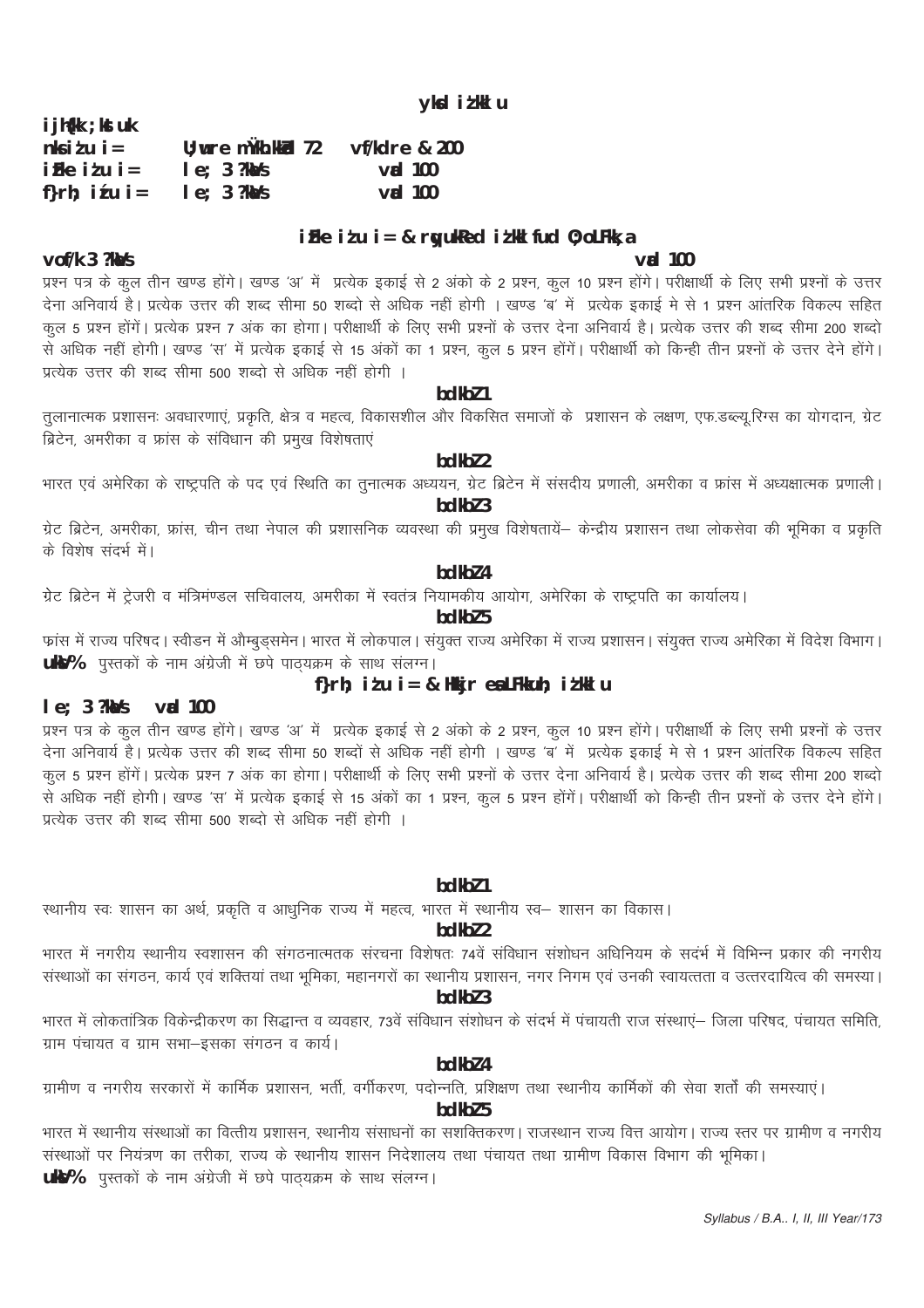**ykd iz'kklu**

**ijh{kk ;kstuk**

| | | |
|---|---|---|
| **nks iz'u i=** | **U;wure mÙkh.kkZad 72** | **vf/kdre & 200** |
| **izFke iz'u i=** | **le; 3 ?kaVs** | **vad 100** |
| **f}rh; iz'u i=** | **le; 3 ?kaVs** | **vad 100** |

## izFke iz'u i= & rqyukRed iz'kklfud O;oLFkk,a

**vof/k 3 ?kaVs** **vad 100**

प्रश्न पत्र के कुल तीन खण्ड होंगे। खण्ड 'अ' में प्रत्येक इकाई से 2 अंको के 2 प्रश्न, कुल 10 प्रश्न होंगे। परीक्षार्थी के लिए सभी प्रश्नों के उत्तर देना अनिवार्य है। प्रत्येक उत्तर की शब्द सीमा 50 शब्दो से अधिक नहीं होगी । खण्ड 'ब' में प्रत्येक इकाई मे से 1 प्रश्न आंतरिक विकल्प सहित कुल 5 प्रश्न होंगें। प्रत्येक प्रश्न 7 अंक का होगा। परीक्षार्थी के लिए सभी प्रश्नों के उत्तर देना अनिवार्य है। प्रत्येक उत्तर की शब्द सीमा 200 शब्दो से अधिक नहीं होगी। खण्ड 'स' में प्रत्येक इकाई से 15 अंकों का 1 प्रश्न, कुल 5 प्रश्न होंगें। परीक्षार्थी को किन्ही तीन प्रश्नों के उत्तर देने होंगे। प्रत्येक उत्तर की शब्द सीमा 500 शब्दो से अधिक नहीं होगी ।

### bdkbZ 1

तुलानात्मक प्रशासनः अवधारणाएं, प्रकृति, क्षेत्र व महत्व, विकासशील और विकसित समाजों के प्रशासन के लक्षण, एफ.डब्ल्यू.रिग्स का योगदान, ग्रेट ब्रिटेन, अमरीका व फ्रांस के संविधान की प्रमुख विशेषताएं

### bdkbZ 2

भारत एवं अमेरिका के राष्ट्रपति के पद एवं स्थिति का तुनात्मक अध्ययन, ग्रेट ब्रिटेन में संसदीय प्रणाली, अमरीका व फ्रांस में अध्यक्षात्मक प्रणाली।

### bdkbZ 3

ग्रेट ब्रिटेन, अमरीका, फ्रांस, चीन तथा नेपाल की प्रशासनिक व्यवस्था की प्रमुख विशेषतायें– केन्द्रीय प्रशासन तथा लोकसेवा की भूमिका व प्रकृति के विशेष संदर्भ में।

### bdkbZ 4

ग्रेट ब्रिटेन में ट्रेजरी व मंत्रिमंण्डल सचिवालय, अमरीका में स्वतंत्र नियामकीय आयोग, अमेरिका के राष्ट्रपति का कार्यालय।

### bdkbZ 5

फ्रांस में राज्य परिषद। स्वीडन में औम्बुड्समेन। भारत में लोकपाल। संयुक्त राज्य अमेरिका में राज्य प्रशासन। संयुक्त राज्य अमेरिका में विदेश विभाग।

**uksV%** पुस्तकों के नाम अंग्रेजी में छपे पाठ्यक्रम के साथ संलग्न।

## f}rh; iz'u i= & Hkkjr esa LFkkuh; iz'kklu

**le; 3 ?kaVs** **vad 100**

प्रश्न पत्र के कुल तीन खण्ड होंगे। खण्ड 'अ' में प्रत्येक इकाई से 2 अंको के 2 प्रश्न, कुल 10 प्रश्न होंगे। परीक्षार्थी के लिए सभी प्रश्नों के उत्तर देना अनिवार्य है। प्रत्येक उत्तर की शब्द सीमा 50 शब्दों से अधिक नहीं होगी । खण्ड 'ब' में प्रत्येक इकाई मे से 1 प्रश्न आंतरिक विकल्प सहित कुल 5 प्रश्न होंगें। प्रत्येक प्रश्न 7 अंक का होगा। परीक्षार्थी के लिए सभी प्रश्नों के उत्तर देना अनिवार्य है। प्रत्येक उत्तर की शब्द सीमा 200 शब्दो से अधिक नहीं होगी। खण्ड 'स' में प्रत्येक इकाई से 15 अंकों का 1 प्रश्न, कुल 5 प्रश्न होंगें। परीक्षार्थी को किन्ही तीन प्रश्नों के उत्तर देने होंगे। प्रत्येक उत्तर की शब्द सीमा 500 शब्दो से अधिक नहीं होगी ।

### bdkbZ 1

स्थानीय स्वः शासन का अर्थ, प्रकृति व आधुनिक राज्य में महत्व, भारत में स्थानीय स्व– शासन का विकास।

### bdkbZ 2

भारत में नगरीय स्थानीय स्वशासन की संगठनात्मतक संरचना विशेषतः 74वें संविधान संशोधन अधिनियम के सदर्भ में विभिन्न प्रकार की नगरीय संस्थाओं का संगठन, कार्य एवं शक्तियां तथा भूमिका, महानगरों का स्थानीय प्रशासन, नगर निगम एवं उनकी स्वायत्तता व उत्तरदायित्व की समस्या।

### bdkbZ 3

भारत में लोकतांत्रिक विकेन्द्रीकरण का सिद्धान्त व व्यवहार, 73वें संविधान संशोधन के संदर्भ में पंचायती राज संस्थाएं– जिला परिषद, पंचायत समिति, ग्राम पंचायत व ग्राम सभा–इसका संगठन व कार्य।

### bdkbZ 4

ग्रामीण व नगरीय सरकारों में कार्मिक प्रशासन, भर्ती, वर्गीकरण, पदोन्नति, प्रशिक्षण तथा स्थानीय कार्मिकों की सेवा शर्तों की समस्याएं।

### bdkbZ 5

भारत में स्थानीय संस्थाओं का वित्तीय प्रशासन, स्थानीय संसाधनों का सशक्तिकरण। राजस्थान राज्य वित्त आयोग। राज्य स्तर पर ग्रामीण व नगरीय संस्थाओं पर नियंत्रण का तरीका, राज्य के स्थानीय शासन निदेशालय तथा पंचायत तथा ग्रामीण विकास विभाग की भूमिका।

**uksV%** पुस्तकों के नाम अंग्रेजी में छपे पाठ्यक्रम के साथ संलग्न।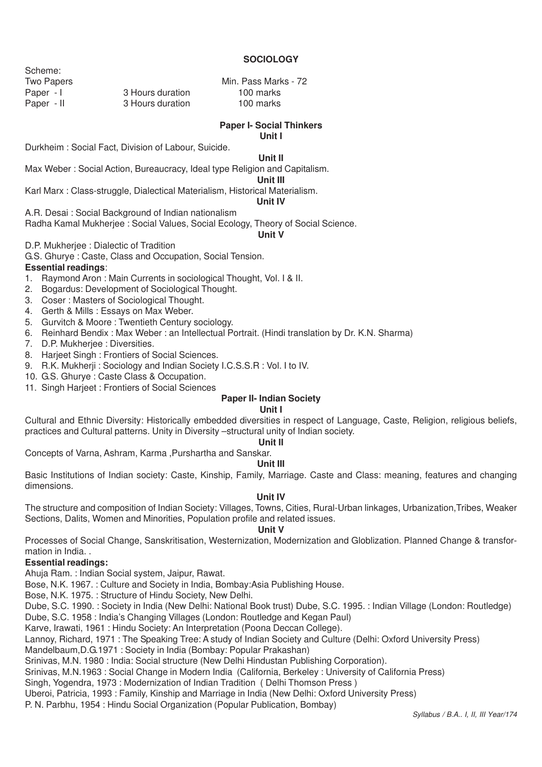# SOCIOLOGY

Scheme:

| | | |
|---|---|---|
| Two Papers | | Min. Pass Marks - 72 |
| Paper - I | 3 Hours duration | 100 marks |
| Paper - II | 3 Hours duration | 100 marks |

## Paper I- Social Thinkers

**Unit I**

Durkheim : Social Fact, Division of Labour, Suicide.

**Unit II**

Max Weber : Social Action, Bureaucracy, Ideal type Religion and Capitalism.

**Unit III**

Karl Marx : Class-struggle, Dialectical Materialism, Historical Materialism.

**Unit IV**

A.R. Desai : Social Background of Indian nationalism

Radha Kamal Mukherjee : Social Values, Social Ecology, Theory of Social Science.

**Unit V**

D.P. Mukherjee : Dialectic of Tradition

G.S. Ghurye : Caste, Class and Occupation, Social Tension.

**Essential readings**:

1. Raymond Aron : Main Currents in sociological Thought, Vol. I & II.
2. Bogardus: Development of Sociological Thought.
3. Coser : Masters of Sociological Thought.
4. Gerth & Mills : Essays on Max Weber.
5. Gurvitch & Moore : Twentieth Century sociology.
6. Reinhard Bendix : Max Weber : an Intellectual Portrait. (Hindi translation by Dr. K.N. Sharma)
7. D.P. Mukherjee : Diversities.
8. Harjeet Singh : Frontiers of Social Sciences.
9. R.K. Mukherji : Sociology and Indian Society I.C.S.S.R : Vol. I to IV.
10. G.S. Ghurye : Caste Class & Occupation.
11. Singh Harjeet : Frontiers of Social Sciences

## Paper II- Indian Society

**Unit I**

Cultural and Ethnic Diversity: Historically embedded diversities in respect of Language, Caste, Religion, religious beliefs, practices and Cultural patterns. Unity in Diversity –structural unity of Indian society.

**Unit II**

Concepts of Varna, Ashram, Karma ,Purshartha and Sanskar.

**Unit III**

Basic Institutions of Indian society: Caste, Kinship, Family, Marriage. Caste and Class: meaning, features and changing dimensions.

**Unit IV**

The structure and composition of Indian Society: Villages, Towns, Cities, Rural-Urban linkages, Urbanization,Tribes, Weaker Sections, Dalits, Women and Minorities, Population profile and related issues.

**Unit V**

Processes of Social Change, Sanskritisation, Westernization, Modernization and Globlization. Planned Change & transformation in India. .

**Essential readings:**

Ahuja Ram. : Indian Social system, Jaipur, Rawat.

Bose, N.K. 1967. : Culture and Society in India, Bombay:Asia Publishing House.

Bose, N.K. 1975. : Structure of Hindu Society, New Delhi.

Dube, S.C. 1990. : Society in India (New Delhi: National Book trust) Dube, S.C. 1995. : Indian Village (London: Routledge)

Dube, S.C. 1958 : India's Changing Villages (London: Routledge and Kegan Paul)

Karve, Irawati, 1961 : Hindu Society: An Interpretation (Poona Deccan College).

Lannoy, Richard, 1971 : The Speaking Tree: A study of Indian Society and Culture (Delhi: Oxford University Press)

Mandelbaum,D.G.1971 : Society in India (Bombay: Popular Prakashan)

Srinivas, M.N. 1980 : India: Social structure (New Delhi Hindustan Publishing Corporation).

Srinivas, M.N.1963 : Social Change in Modern India (California, Berkeley : University of California Press)

Singh, Yogendra, 1973 : Modernization of Indian Tradition ( Delhi Thomson Press )

Uberoi, Patricia, 1993 : Family, Kinship and Marriage in India (New Delhi: Oxford University Press)

P. N. Parbhu, 1954 : Hindu Social Organization (Popular Publication, Bombay)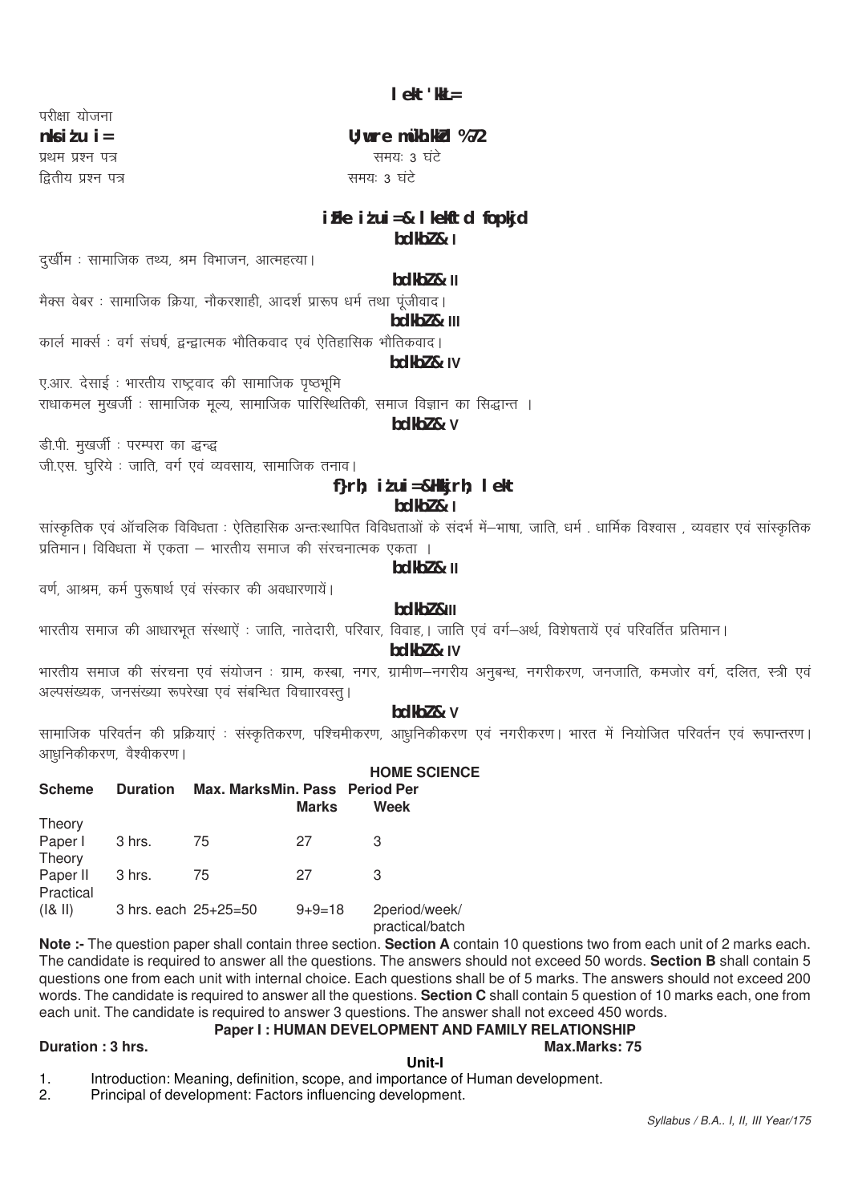# lekt'kkL=

परीक्षा योजना

**nksiz'u i=** **U;wure mÙkhZ.kkad %72**

प्रथम प्रश्न पत्र समयः 3 घंटे

द्वितीय प्रश्न पत्र समयः 3 घंटे

## izFke iz'u i=& lkekftd fopkjd

**bdkbZ& I**

दुर्खीम : सामाजिक तथ्य, श्रम विभाजन, आत्महत्या।

**bdkbZ& II**

मैक्स वेबर : सामाजिक क्रिया, नौकरशाही, आदर्श प्रारूप धर्म तथा पूंजीवाद।

**bdkbZ& III**

कार्ल मार्क्स : वर्ग संघर्ष, द्वन्द्वात्मक भौतिकवाद एवं ऐतिहासिक भौतिकवाद।

**bdkbZ& IV**

ए.आर. देसाई : भारतीय राष्ट्रवाद की सामाजिक पृष्ठभूमि

राधाकमल मुखर्जी : सामाजिक मूल्य, सामाजिक पारिस्थितिकी, समाज विज्ञान का सिद्धान्त ।

**bdkbZ& V**

डी.पी. मुखर्जी : परम्परा का द्वन्द्व

जी.एस. घुरिये : जाति, वर्ग एवं व्यवसाय, सामाजिक तनाव।

## f}rh; iz'u i=&Hkkjrh; lekt

**bdkbZ& I**

सांस्कृतिक एवं ऑचलिक विविधता : ऐतिहासिक अन्तःस्थापित विविधताओं के संदर्भ में–भाषा, जाति, धर्म . धार्मिक विश्वास , व्यवहार एवं सांस्कृतिक प्रतिमान। विविधता में एकता – भारतीय समाज की संरचनात्मक एकता ।

**bdkbZ& II**

वर्ण, आश्रम, कर्म पुरूषार्थ एवं संस्कार की अवधारणायें।

**bdkbZ&III**

भारतीय समाज की आधारभूत संस्थाऐं : जाति, नातेदारी, परिवार, विवाह,। जाति एवं वर्ग–अर्थ, विशेषतायें एवं परिवर्तित प्रतिमान।

**bdkbZ& IV**

भारतीय समाज की संरचना एवं संयोजन : ग्राम, कस्बा, नगर, ग्रामीण–नगरीय अनुबन्ध, नगरीकरण, जनजाति, कमजोर वर्ग, दलित, स्त्री एवं अल्पसंख्यक, जनसंख्या रूपरेखा एवं संबन्धित विचारवस्तु।

**bdkbZ& V**

सामाजिक परिवर्तन की प्रक्रियाएं : संस्कृतिकरण, पश्चिमीकरण, आधुनिकीकरण एवं नगरीकरण। भारत में नियोजित परिवर्तन एवं रूपान्तरण। आधुनिकीकरण, वैश्वीकरण।

# HOME SCIENCE

| Scheme | Duration | Max. Marks | Min. Pass Marks | Period Per Week |
|---|---|---|---|---|
| Theory Paper I | 3 hrs. | 75 | 27 | 3 |
| Theory Paper II | 3 hrs. | 75 | 27 | 3 |
| Practical (I& II) | 3 hrs. each | 25+25=50 | 9+9=18 | 2period/week/ practical/batch |

**Note :-** The question paper shall contain three section. **Section A** contain 10 questions two from each unit of 2 marks each. The candidate is required to answer all the questions. The answers should not exceed 50 words. **Section B** shall contain 5 questions one from each unit with internal choice. Each questions shall be of 5 marks. The answers should not exceed 200 words. The candidate is required to answer all the questions. **Section C** shall contain 5 question of 10 marks each, one from each unit. The candidate is required to answer 3 questions. The answer shall not exceed 450 words.

## Paper I : HUMAN DEVELOPMENT AND FAMILY RELATIONSHIP

**Duration : 3 hrs.** **Max.Marks: 75**

**Unit-I**

1. Introduction: Meaning, definition, scope, and importance of Human development.
2. Principal of development: Factors influencing development.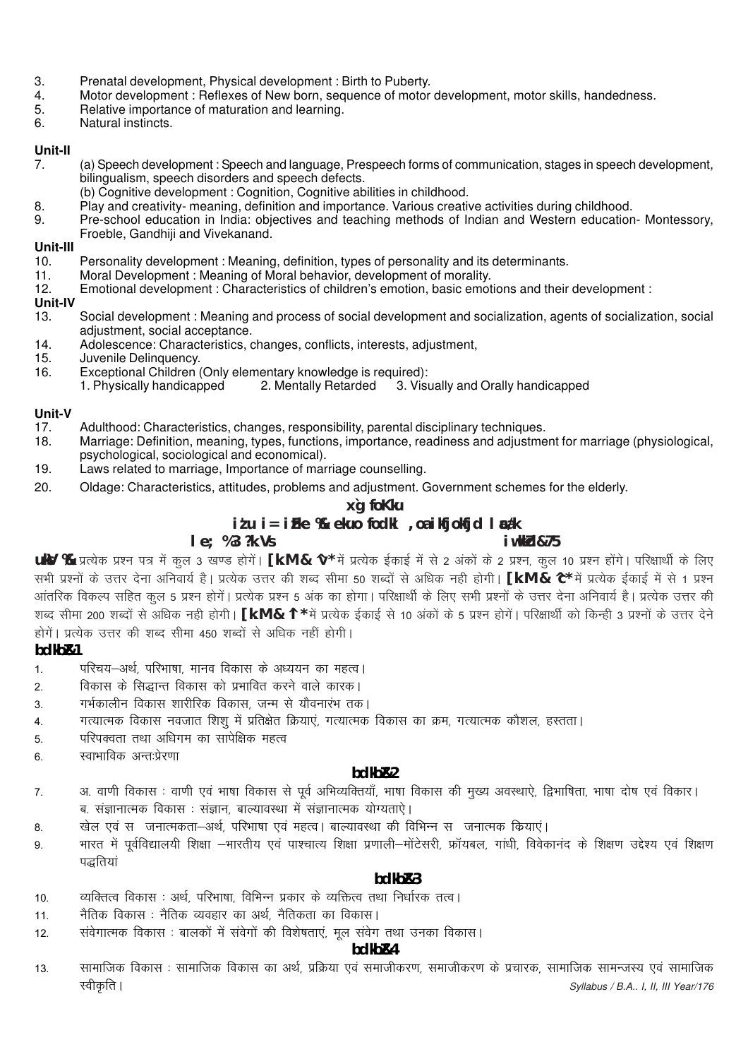3. Prenatal development, Physical development : Birth to Puberty.
4. Motor development : Reflexes of New born, sequence of motor development, motor skills, handedness.
5. Relative importance of maturation and learning.
6. Natural instincts.

**Unit-II**

7. (a) Speech development : Speech and language, Prespeech forms of communication, stages in speech development, bilingualism, speech disorders and speech defects.
   (b) Cognitive development : Cognition, Cognitive abilities in childhood.
8. Play and creativity- meaning, definition and importance. Various creative activities during childhood.
9. Pre-school education in India: objectives and teaching methods of Indian and Western education- Montessory, Froeble, Gandhiji and Vivekanand.

**Unit-III**

10. Personality development : Meaning, definition, types of personality and its determinants.
11. Moral Development : Meaning of Moral behavior, development of morality.
12. Emotional development : Characteristics of children's emotion, basic emotions and their development :

**Unit-IV**

13. Social development : Meaning and process of social development and socialization, agents of socialization, social adjustment, social acceptance.
14. Adolescence: Characteristics, changes, conflicts, interests, adjustment,
15. Juvenile Delinquency.
16. Exceptional Children (Only elementary knowledge is required):
    1. Physically handicapped 2. Mentally Retarded 3. Visually and Orally handicapped

**Unit-V**

17. Adulthood: Characteristics, changes, responsibility, parental disciplinary techniques.
18. Marriage: Definition, meaning, types, functions, importance, readiness and adjustment for marriage (physiological, psychological, sociological and economical).
19. Laws related to marriage, Importance of marriage counselling.
20. Oldage: Characteristics, attitudes, problems and adjustment. Government schemes for the elderly.

## गृह विज्ञान

### प्रश्न पत्र प्रथम : मानव विकास एवं पारिवारिक संबंध

**समय : 3 घंटे** **पूर्णांक-75**

**नोट :-** प्रत्येक प्रश्न पत्र में कुल 3 खण्ड होगें। **खण्ड-'अ'** में प्रत्येक ईकाई में से 2 अंकों के 2 प्रश्न, कुल 10 प्रश्न होंगे। परिक्षार्थी के लिए सभी प्रश्नों के उत्तर देना अनिवार्य है। प्रत्येक उत्तर की शब्द सीमा 50 शब्दों से अधिक नही होगी। **खण्ड-'ब'** में प्रत्येक ईकाई में से 1 प्रश्न आंतरिक विकल्प सहित कुल 5 प्रश्न होगें। प्रत्येक प्रश्न 5 अंक का होगा। परिक्षार्थी के लिए सभी प्रश्नों के उत्तर देना अनिवार्य है। प्रत्येक उत्तर की शब्द सीमा 200 शब्दों से अधिक नही होगी। **खण्ड-'स'** में प्रत्येक ईकाई से 10 अंकों के 5 प्रश्न होगें। परिक्षार्थी को किन्ही 3 प्रश्नों के उत्तर देने होगें। प्रत्येक उत्तर की शब्द सीमा 450 शब्दों से अधिक नहीं होगी।

**इकाई-1**

1. परिचय–अर्थ, परिभाषा, मानव विकास के अध्ययन का महत्व।
2. विकास के सिद्धान्त विकास को प्रभावित करने वाले कारक।
3. गर्भकालीन विकास शारीरिक विकास, जन्म से यौवनारंभ तक।
4. गत्यात्मक विकास नवजात शिशु में प्रतिक्षेत क्रियाएं, गत्यात्मक विकास का क्रम, गत्यात्मक कौशल, हस्तता।
5. परिपक्वता तथा अधिगम का सापेक्षिक महत्व
6. स्वाभाविक अन्तःप्रेरणा

**इकाई-2**

7. अ. वाणी विकास : वाणी एवं भाषा विकास से पूर्व अभिव्यक्तियाँ, भाषा विकास की मुख्य अवस्थाऐ, द्विभाषिता, भाषा दोष एवं विकार।
   ब. संज्ञानात्मक विकास : संज्ञान, बाल्यावस्था में संज्ञानात्मक योग्यताऐ।
8. खेल एवं स जनात्मकता–अर्थ, परिभाषा एवं महत्व। बाल्यावस्था की विभिन्न स जनात्मक कियाएं।
9. भारत में पूर्वविद्यालयी शिक्षा –भारतीय एवं पाश्चात्य शिक्षा प्रणाली–मोंटेसरी, फ्रॉयबल, गांधी, विवेकानंद के शिक्षण उद्देश्य एवं शिक्षण पद्धतियां

**इकाई-3**

10. व्यक्तित्व विकास : अर्थ, परिभाषा, विभिन्न प्रकार के व्यक्तित्व तथा निर्धारक तत्व।
11. नैतिक विकास : नैतिक व्यवहार का अर्थ, नैतिकता का विकास।
12. संवेगात्मक विकास : बालकों में संवेगों की विशेषताएं, मूल संवेग तथा उनका विकास।

**इकाई-4**

13. सामाजिक विकास : सामाजिक विकास का अर्थ, प्रक्रिया एवं समाजीकरण, समाजीकरण के प्रचारक, सामाजिक सामन्जस्य एवं सामाजिक स्वीकृति।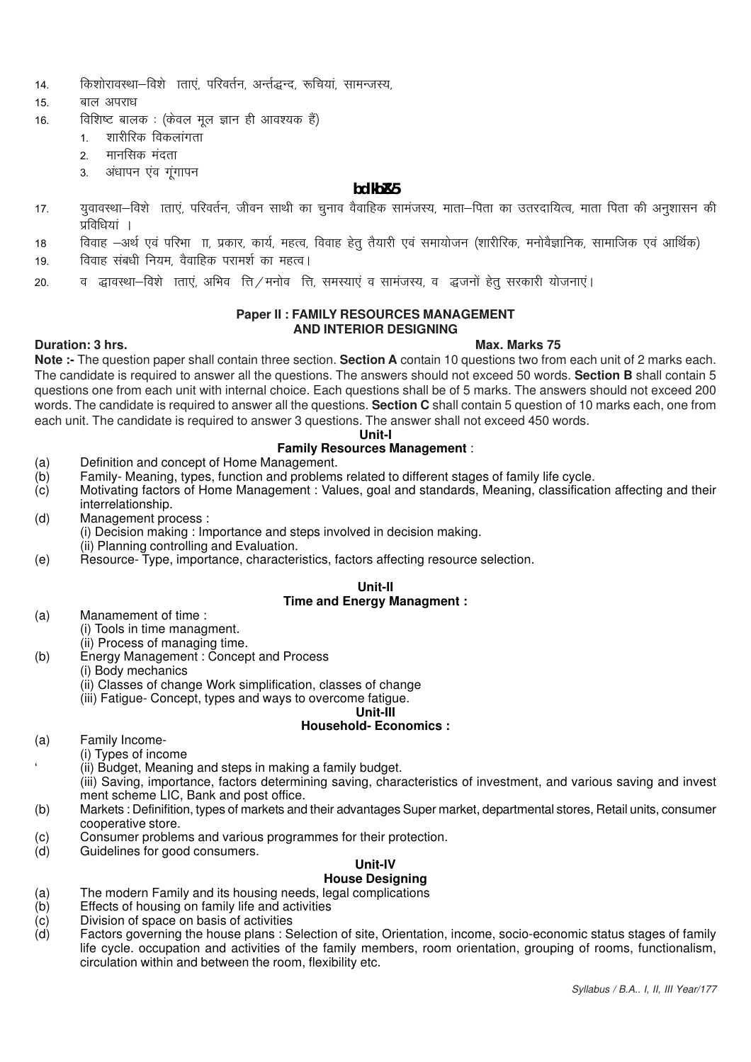14. किशोरावस्था–विशे ाताएं, परिवर्तन, अन्तर्द्धन्द, रूचियां, सामन्जस्य,
15. बाल अपराध
16. विशिष्ट बालक : (केवल मूल ज्ञान ही आवश्यक हैं)
    1. शारीरिक विकलांगता
    2. मानसिक मंदता
    3. अंधापन एंव गूंगापन

**bdkbZ&5**

17. युवावस्था–विशे ाताएं, परिवर्तन, जीवन साथी का चुनाव वैवाहिक सामंजस्य, माता–पिता का उतरदायित्व, माता पिता की अनुशासन की प्रविधियां ।
18. विवाह –अर्थ एवं परिभा ाा, प्रकार, कार्य, महत्व, विवाह हेतु तैयारी एवं समायोजन (शारीरिक, मनोवैज्ञानिक, सामाजिक एवं आर्थिक)
19. विवाह संबंधी नियम, वैवाहिक परामर्श का महत्व।
20. व द्धावस्था–विशे ाताएं, अभिव त्ति/मनोव त्ति, समस्याएं व सामंजस्य, व द्धजनों हेतु सरकारी योजनाएं।

## Paper II : FAMILY RESOURCES MANAGEMENT AND INTERIOR DESIGNING

**Duration: 3 hrs.** **Max. Marks 75**

**Note :-** The question paper shall contain three section. **Section A** contain 10 questions two from each unit of 2 marks each. The candidate is required to answer all the questions. The answers should not exceed 50 words. **Section B** shall contain 5 questions one from each unit with internal choice. Each questions shall be of 5 marks. The answers should not exceed 200 words. The candidate is required to answer all the questions. **Section C** shall contain 5 question of 10 marks each, one from each unit. The candidate is required to answer 3 questions. The answer shall not exceed 450 words.

### Unit-I

### Family Resources Management :

(a) Definition and concept of Home Management.
(b) Family- Meaning, types, function and problems related to different stages of family life cycle.
(c) Motivating factors of Home Management : Values, goal and standards, Meaning, classification affecting and their interrelationship.
(d) Management process :
    (i) Decision making : Importance and steps involved in decision making.
    (ii) Planning controlling and Evaluation.
(e) Resource- Type, importance, characteristics, factors affecting resource selection.

### Unit-II

### Time and Energy Managment :

(a) Manamement of time :
    (i) Tools in time managment.
    (ii) Process of managing time.
(b) Energy Management : Concept and Process
    (i) Body mechanics
    (ii) Classes of change Work simplification, classes of change
    (iii) Fatigue- Concept, types and ways to overcome fatigue.

### Unit-III

### Household- Economics :

(a) Family Income-
    (i) Types of income
    (ii) Budget, Meaning and steps in making a family budget.
    (iii) Saving, importance, factors determining saving, characteristics of investment, and various saving and invest ment scheme LIC, Bank and post office.
(b) Markets : Definifition, types of markets and their advantages Super market, departmental stores, Retail units, consumer cooperative store.
(c) Consumer problems and various programmes for their protection.
(d) Guidelines for good consumers.

### Unit-IV

### House Designing

(a) The modern Family and its housing needs, legal complications
(b) Effects of housing on family life and activities
(c) Division of space on basis of activities
(d) Factors governing the house plans : Selection of site, Orientation, income, socio-economic status stages of family life cycle. occupation and activities of the family members, room orientation, grouping of rooms, functionalism, circulation within and between the room, flexibility etc.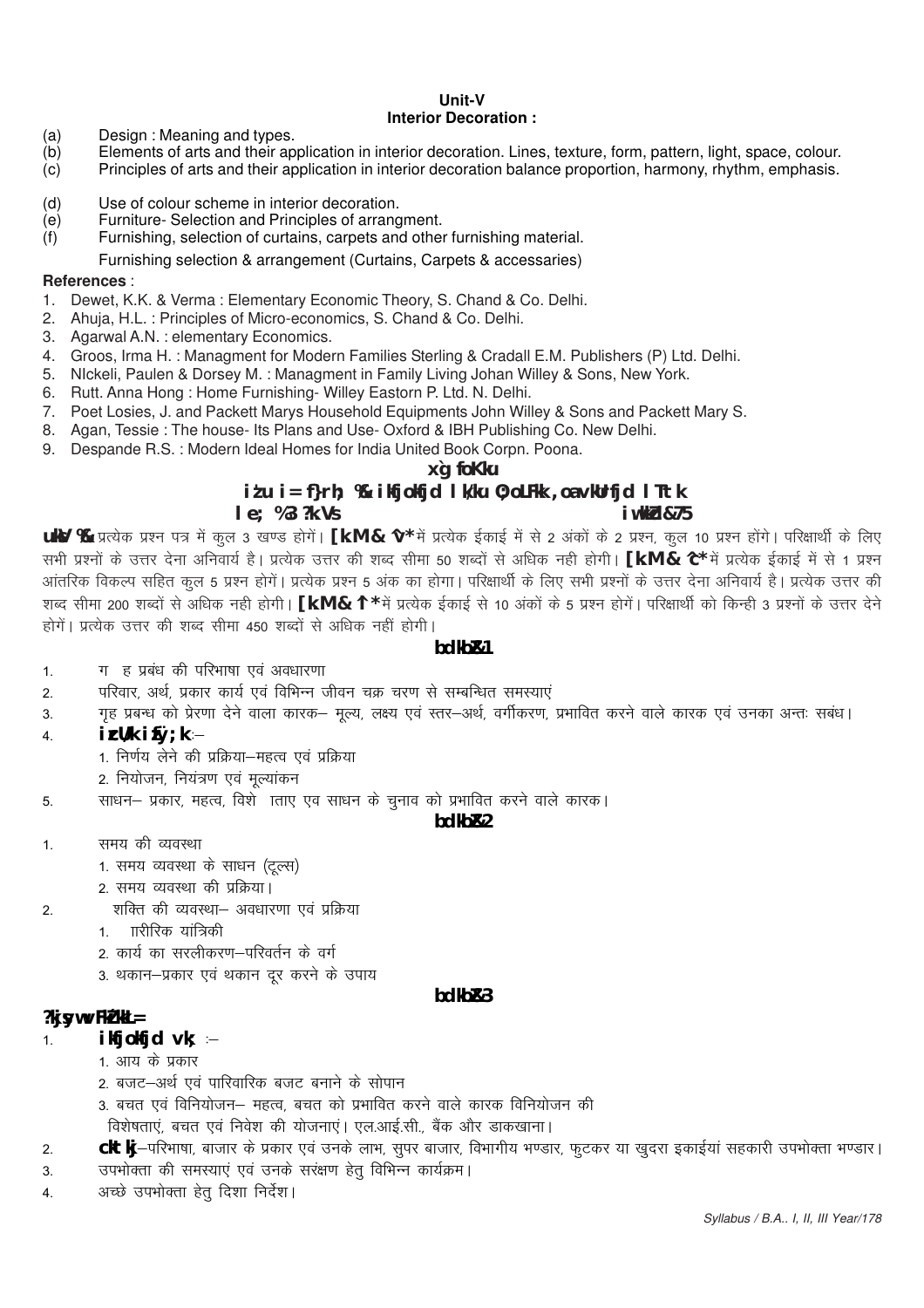### Unit-V
### Interior Decoration :

(a) Design : Meaning and types.
(b) Elements of arts and their application in interior decoration. Lines, texture, form, pattern, light, space, colour.
(c) Principles of arts and their application in interior decoration balance proportion, harmony, rhythm, emphasis.

(d) Use of colour scheme in interior decoration.
(e) Furniture- Selection and Principles of arrangment.
(f) Furnishing, selection of curtains, carpets and other furnishing material.

Furnishing selection & arrangement (Curtains, Carpets & accessaries)

**References** :

1. Dewet, K.K. & Verma : Elementary Economic Theory, S. Chand & Co. Delhi.
2. Ahuja, H.L. : Principles of Micro-economics, S. Chand & Co. Delhi.
3. Agarwal A.N. : elementary Economics.
4. Groos, Irma H. : Managment for Modern Families Sterling & Cradall E.M. Publishers (P) Ltd. Delhi.
5. NIckeli, Paulen & Dorsey M. : Managment in Family Living Johan Willey & Sons, New York.
6. Rutt. Anna Hong : Home Furnishing- Willey Eastorn P. Ltd. N. Delhi.
7. Poet Losies, J. and Packett Marys Household Equipments John Willey & Sons and Packett Mary S.
8. Agan, Tessie : The house- Its Plans and Use- Oxford & IBH Publishing Co. New Delhi.
9. Despande R.S. : Modern Ideal Homes for India United Book Corpn. Poona.

## xg foKku

## iz'u i= f}rh; %& ikfjokfjd lalk/ku O;oLFkk ,oa vkUrfjd lTTkk

**le; %3 ?k.Vs** **iw.kkZad&75**

**uksV %&** प्रत्येक प्रश्न पत्र में कुल 3 खण्ड होगें। **[k.M& ^v*** में प्रत्येक ईकाई में से 2 अंकों के 2 प्रश्न, कुल 10 प्रश्न होंगे। परिक्षार्थी के लिए सभी प्रश्नों के उत्तर देना अनिवार्य है। प्रत्येक उत्तर की शब्द सीमा 50 शब्दों से अधिक नही होगी। **[k.M& ^c*** में प्रत्येक ईकाई में से 1 प्रश्न आंतरिक विकल्प सहित कुल 5 प्रश्न होगें। प्रत्येक प्रश्न 5 अंक का होगा। परिक्षार्थी के लिए सभी प्रश्नों के उत्तर देना अनिवार्य है। प्रत्येक उत्तर की शब्द सीमा 200 शब्दों से अधिक नही होगी। **[k.M& ^l*** में प्रत्येक ईकाई से 10 अंकों के 5 प्रश्न होगें। परिक्षार्थी को किन्ही 3 प्रश्नों के उत्तर देने होगें। प्रत्येक उत्तर की शब्द सीमा 450 शब्दों से अधिक नहीं होगी।

### bdkbZ&1

1. ग ह प्रबंध की परिभाषा एवं अवधारणा
2. परिवार, अर्थ, प्रकार कार्य एवं विभिन्न जीवन चक्र चरण से सम्बन्धित समस्याएं
3. गृह प्रबन्ध को प्रेरणा देने वाला कारक– मूल्य, लक्ष्य एवं स्तर–अर्थ, वर्गीकरण, प्रभावित करने वाले कारक एवं उनका अन्तः सबंध।
4. **izcU/k izfØ;k**:–
   1. निर्णय लेने की प्रक्रिया–महत्व एवं प्रक्रिया
   2. नियोजन, नियंत्रण एवं मूल्यांकन
5. साधन– प्रकार, महत्व, विशे ताए एव साधन के चुनाव को प्रभावित करने वाले कारक।

### bdkbZ&2

1. समय की व्यवस्था
   1. समय व्यवस्था के साधन (टूल्स)
   2. समय व्यवस्था की प्रक्रिया।
2. शक्ति की व्यवस्था– अवधारणा एवं प्रक्रिया
   1. ारीरिक यांत्रिकी
   2. कार्य का सरलीकरण–परिवर्तन के वर्ग
   3. थकान–प्रकार एवं थकान दूर करने के उपाय

### bdkbZ&3

**?kjsyw vFkZ'kkL=**

1. **ikfjokfjd vk;** :–
   1. आय के प्रकार
   2. बजट–अर्थ एवं पारिवारिक बजट बनाने के सोपान
   3. बचत एवं विनियोजन– महत्व, बचत को प्रभावित करने वाले कारक विनियोजन की विशेषताएं, बचत एवं निवेश की योजनाएं। एल.आई.सी., बैंक और डाकखाना।
2. **cktkj**–परिभाषा, बाजार के प्रकार एवं उनके लाभ, सुपर बाजार, विभागीय भण्डार, फुटकर या खुदरा इकाईयां सहकारी उपभोक्ता भण्डार।
3. उपभोक्ता की समस्याएं एवं उनके सरंक्षण हेतु विभिन्न कार्यक्रम।
4. अच्छे उपभोक्ता हेतु दिशा निर्देश।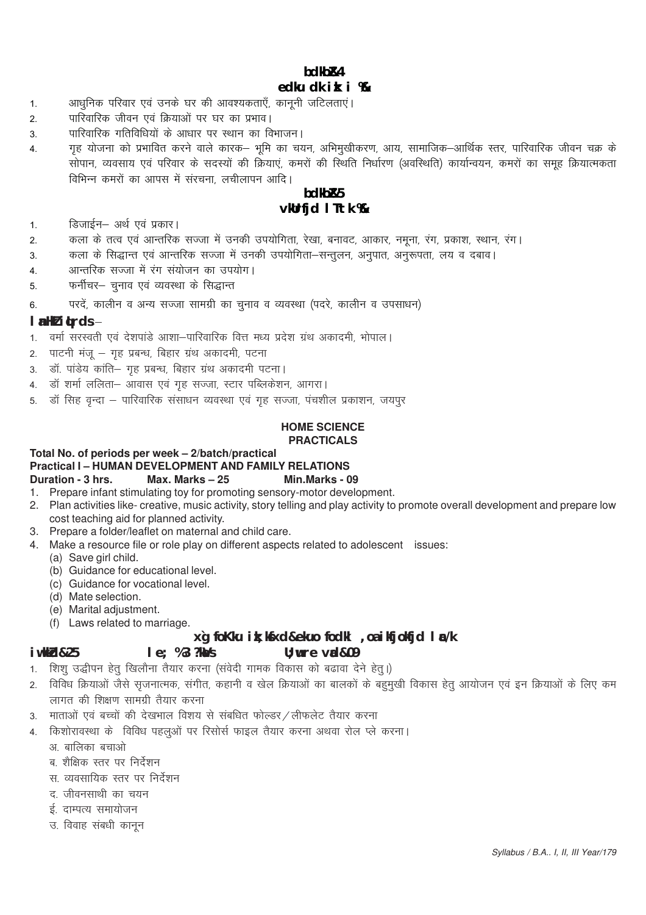## इकाई–4

### मकान का प्रारूप :–

1. आधुनिक परिवार एवं उनके घर की आवश्यकताएँ, कानूनी जटिलताएं।
2. पारिवारिक जीवन एवं क्रियाओं पर घर का प्रभाव।
3. पारिवारिक गतिविधियों के आधार पर स्थान का विभाजन।
4. गृह योजना को प्रभावित करने वाले कारक– भूमि का चयन, अभिमुखीकरण, आय, सामाजिक–आर्थिक स्तर, पारिवारिक जीवन चक्र के सोपान, व्यवसाय एवं परिवार के सदस्यों की क्रियाएं, कमरों की स्थिति निर्धारण (अवस्थिति) कार्यान्वयन, कमरों का समूह क्रियात्मकता विभिन्न कमरों का आपस में संरचना, लचीलापन आदि।

## इकाई–5

### आन्तरिक सज्जा :–

1. डिजाईन– अर्थ एवं प्रकार।
2. कला के तत्व एवं आन्तरिक सज्जा में उनकी उपयोगिता, रेखा, बनावट, आकार, नमूना, रंग, प्रकाश, स्थान, रंग।
3. कला के सिद्धान्त एवं आन्तरिक सज्जा में उनकी उपयोगिता–सन्तुलन, अनुपात, अनुरूपता, लय व दबाव।
4. आन्तरिक सज्जा में रंग संयोजन का उपयोग।
5. फर्नीचर– चुनाव एवं व्यवस्था के सिद्धान्त
6. परदें, कालीन व अन्य सज्जा सामग्री का चुनाव व व्यवस्था (पदरे, कालीन व उपसाधन)

### संदर्भ पुस्तकें–

1. वर्मा सरस्वती एवं देशपांडे आशा–पारिवारिक वित्त मध्य प्रदेश ग्रंथ अकादमी, भोपाल।
2. पाटनी मंजू – गृह प्रबन्ध, बिहार ग्रंथ अकादमी, पटना
3. डॉ. पांडेय कांति– गृह प्रबन्ध, बिहार ग्रंथ अकादमी पटना।
4. डॉ शर्मा ललिता– आवास एवं गृह सज्जा, स्टार पब्लिकेशन, आगरा।
5. डॉ सिह वृन्दा – पारिवारिक संसाधन व्यवस्था एवं गृह सज्जा, पंचशील प्रकाशन, जयपुर

## HOME SCIENCE
## PRACTICALS

**Total No. of periods per week – 2/batch/practical**

**Practical I – HUMAN DEVELOPMENT AND FAMILY RELATIONS**

**Duration - 3 hrs.   Max. Marks – 25   Min.Marks - 09**

1. Prepare infant stimulating toy for promoting sensory-motor development.
2. Plan activities like- creative, music activity, story telling and play activity to promote overall development and prepare low cost teaching aid for planned activity.
3. Prepare a folder/leaflet on maternal and child care.
4. Make a resource file or role play on different aspects related to adolescent issues:
   (a) Save girl child.
   (b) Guidance for educational level.
   (c) Guidance for vocational level.
   (d) Mate selection.
   (e) Marital adjustment.
   (f) Laws related to marriage.

### गृह विज्ञान प्रायोगिक–मानव विकास एवं पारिवारिक संबंध

**पूर्णांक–25   समय : 3 घण्टे   न्यूनतम अंक–09**

1. शिशु उद्धीपन हेतु खिलौना तैयार करना (संवेदी गामक विकास को बढावा देने हेतु।)
2. विविध क्रियाओं जैसे सृजनात्मक, संगीत, कहानी व खेल क्रियाओं का बालकों के बहुमुखी विकास हेतु आयोजन एवं इन क्रियाओं के लिए कम लागत की शिक्षण सामग्री तैयार करना
3. माताओं एवं बच्चों की देखभाल विशय से संबंधित फोल्डर/लीफलेट तैयार करना
4. किशोरावस्था के विविध पहलुओं पर रिसोर्स फाइल तैयार करना अथवा रोल प्ले करना।
   अ. बालिका बचाओ
   ब. शैक्षिक स्तर पर निर्देशन
   स. व्यवसायिक स्तर पर निर्देशन
   द. जीवनसाथी का चयन
   ई. दाम्पत्य समायोजन
   उ. विवाह संबधी कानून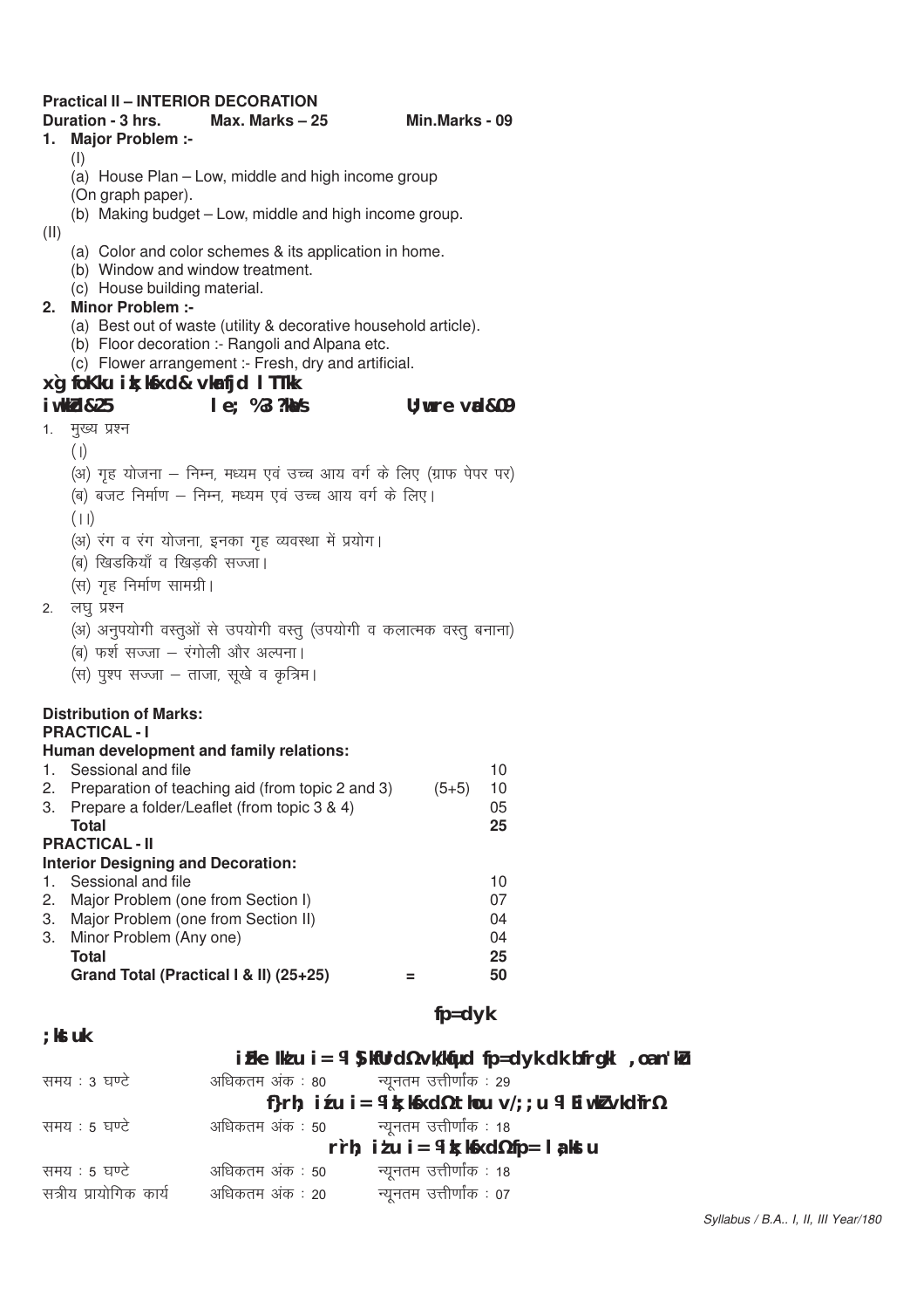**Practical II – INTERIOR DECORATION**

**Duration - 3 hrs.    Max. Marks – 25    Min.Marks - 09**

1. **Major Problem :-**

   (I)

   (a) House Plan – Low, middle and high income group (On graph paper).

   (b) Making budget – Low, middle and high income group.

(II)

   (a) Color and color schemes & its application in home.

   (b) Window and window treatment.

   (c) House building material.

2. **Minor Problem :-**

   (a) Best out of waste (utility & decorative household article).

   (b) Floor decoration :- Rangoli and Alpana etc.

   (c) Flower arrangement :- Fresh, dry and artificial.

**xg foKku iz;ksxd & vkarfjd lTTkk**

**iw.kkZad&25    le; %3 ?kaVs    U;wure vad&09**

1. मुख्य प्रश्न

   (I)

   (अ) गृह योजना – निम्न, मध्यम एवं उच्च आय वर्ग के लिए (ग्राफ पेपर पर)

   (ब) बजट निर्माण – निम्न, मध्यम एवं उच्च आय वर्ग के लिए।

   (II)

   (अ) रंग व रंग योजना, इनका गृह व्यवस्था में प्रयोग।

   (ब) खिडकियाँ व खिड़की सज्जा।

   (स) गृह निर्माण सामग्री।

2. लघु प्रश्न

   (अ) अनुपयोगी वस्तुओं से उपयोगी वस्तु (उपयोगी व कलात्मक वस्तु बनाना)

   (ब) फर्श सज्जा – रंगोली और अल्पना।

   (स) पुश्प सज्जा – ताजा, सूखे व कृत्रिम।

**Distribution of Marks:**

**PRACTICAL - I**

**Human development and family relations:**

| | | | |
|---|---|---|---|
| 1. | Sessional and file | | 10 |
| 2. | Preparation of teaching aid (from topic 2 and 3) | (5+5) | 10 |
| 3. | Prepare a folder/Leaflet (from topic 3 & 4) | | 05 |
| | **Total** | | **25** |

**PRACTICAL - II**

**Interior Designing and Decoration:**

| | | | |
|---|---|---|---|
| 1. | Sessional and file | | 10 |
| 2. | Major Problem (one from Section I) | | 07 |
| 3. | Major Problem (one from Section II) | | 04 |
| 3. | Minor Problem (Any one) | | 04 |
| | **Total** | | **25** |
| | **Grand Total (Practical I & II) (25+25)** | = | **50** |

**fp=dyk**

**;kstuk**

**izFke iz'u i= % $kfUrd@vk/kqfud fp=dyk dk bfrgkl ,oa n'kZu**

समय : 3 घण्टे    अधिकतम अंक : 80    न्यूनतम उत्तीर्णांक : 29

**f}rh; iz'u i= % iz;ksxkRed%thou v/;;u % LFkwy vkd`fr%**

समय : 5 घण्टे    अधिकतम अंक : 50    न्यूनतम उत्तीर्णांक : 18

**r`rh; iz'u i= % iz;ksxkRed%fp= lajpuk**

समय : 5 घण्टे    अधिकतम अंक : 50    न्यूनतम उत्तीर्णांक : 18

सत्रीय प्रायोगिक कार्य    अधिकतम अंक : 20    न्यूनतम उत्तीर्णांक : 07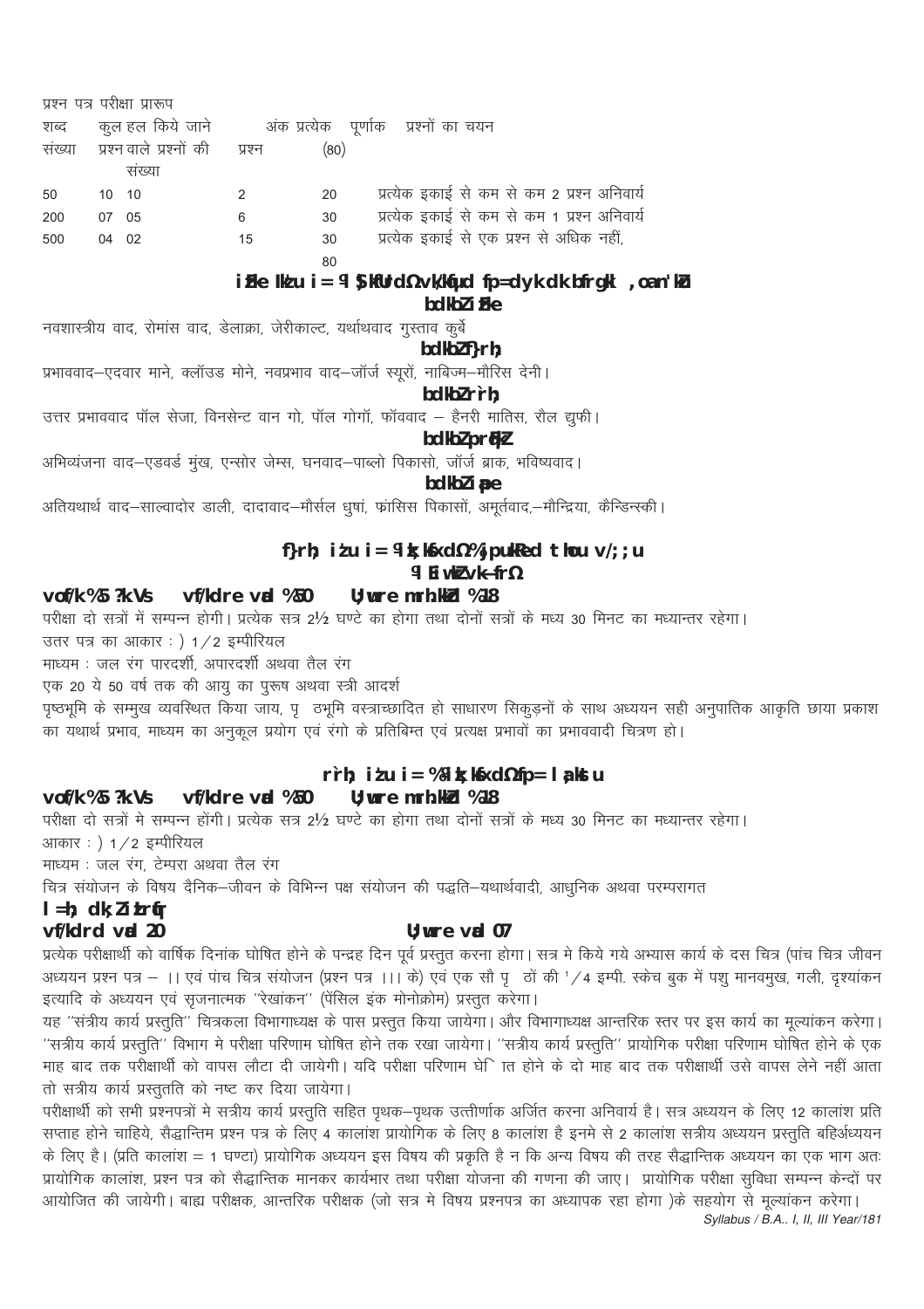प्रश्न पत्र परीक्षा प्रारूप

| शब्द संख्या | कुल हल किये जाने वाले प्रश्नों की संख्या | | अंक प्रत्येक प्रश्न | पूर्णांक (80) | प्रश्नों का चयन |
|---|---|---|---|---|---|
| 50 | 10 | 10 | 2 | 20 | प्रत्येक इकाई से कम से कम 2 प्रश्न अनिवार्य |
| 200 | 07 | 05 | 6 | 30 | प्रत्येक इकाई से कम से कम 1 प्रश्न अनिवार्य |
| 500 | 04 | 02 | 15 | 30 | प्रत्येक इकाई से एक प्रश्न से अधिक नहीं, |
| | | | | 80 | |

## iße lkzu i= 9 ¶kfUrd¿vk/kqfud fp=dyk dk bfrgkl ,oa n'ku

### bdkbZ iße

नवशास्त्रीय वाद, रोमांस वाद, डेलाक्रा, जेरीकाल्ट, यर्थाथवाद गुस्ताव कुर्बे

### bdkbZ f}rh;

प्रभाववाद–एदवार माने, क्लॉउड मोने, नवप्रभाव वाद–जॉर्ज स्यूरों, नाबिज्म–मौरिस देनी।

### bdkbZ rr`h;

उत्तर प्रभाववाद पॉल सेजा, विनसेन्ट वान गो, पॉल गोगॉ, फॉववाद – हैनरी मातिस, रौल ड्युफी।

### bdkbZ prq¶kZ

अभिव्यंजना वाद–एडवर्ड मुंख, एन्सोर जेम्स, घनवाद–पाब्लो पिकासो, जॉर्ज ब्राक, भविष्यवाद।

### bdkbZ iape

अतियथार्थ वाद–साल्वादोर डाली, दादावाद–मौर्सल धुषां, फ्रांसिस पिकासों, अमूर्तवाद,–मौन्द्रिया, कैन्डिन्स्की।

## f}rh; i`zu i= ¶1s;k¶xd¿%jpukRed thou v/;;u
## ¶Ei vkÏ vk-frΩ

**vof/k %5 ?k.Vs    vf/kdre vad %50    U;wure mrh.kkZd %18**

परीक्षा दो सत्रों में सम्पन्न होगी। प्रत्येक सत्र 2½ घण्टे का होगा तथा दोनों सत्रों के मध्य 30 मिनट का मध्यान्तर रहेगा।

उत्तर पत्र का आकार : ) 1/2 इम्पीरियल

माध्यम : जल रंग पारदर्शी, अपारदर्शी अथवा तैल रंग

एक 20 ये 50 वर्ष तक की आयु का पुरूष अथवा स्त्री आदर्श

पृष्ठभूमि के सम्मुख व्यवस्थित किया जाय, पृ ठभूमि वस्त्राच्छादित हो साधारण सिकुड़नों के साथ अध्ययन सही अनुपातिक आकृति छाया प्रकाश का यथार्थ प्रभाव, माध्यम का अनुकूल प्रयोग एवं रंगो के प्रतिबिम्त एवं प्रत्यक्ष प्रभावों का प्रभाववादी चित्रण हो।

## rr`h; i`zu i= %1s;k¶xd¿fp= la;kstu

**vof/k %5 ?k.Vs    vf/kdre vad %50    U;wure mrh.kkZd %18**

परीक्षा दो सत्रों मे सम्पन्न होंगी। प्रत्येक सत्र 2½ घण्टे का होगा तथा दोनों सत्रों के मध्य 30 मिनट का मध्यान्तर रहेगा।

आकार : ) 1/2 इम्पीरियल

माध्यम : जल रंग, टेम्परा अथवा तैल रंग

चित्र संयोजन के विषय दैनिक–जीवन के विभिन्न पक्ष संयोजन की पद्धति–यथार्थवादी, आधुनिक अथवा परम्परागत

**l=h; dk;Z izLrqfr**

**vf/kdrd vad 20    U;wure vad 07**

प्रत्येक परीक्षार्थी को वार्षिक दिनांक घोषित होने के पन्द्रह दिन पूर्व प्रस्तुत करना होगा। सत्र मे किये गये अभ्यास कार्य के दस चित्र (पांच चित्र जीवन अध्ययन प्रश्न पत्र – ।। एवं पांच चित्र संयोजन (प्रश्न पत्र ।।। के) एवं एक सौ पृ ठों की 1/4 इम्पी. स्केच बुक में पशु मानवमुख, गली, दृश्यांकन इत्यादि के अध्ययन एवं सृजनात्मक ''रेखांकन'' (पेंसिल इंक मोनोक्रोम) प्रस्तुत करेगा।

यह ''संत्रीय कार्य प्रस्तुति'' चित्रकला विभागाध्यक्ष के पास प्रस्तुत किया जायेगा। और विभागाध्यक्ष आन्तरिक स्तर पर इस कार्य का मूल्यांकन करेगा। ''सत्रीय कार्य प्रस्तुति'' विभाग मे परीक्षा परिणाम घोषित होने तक रखा जायेगा। ''सत्रीय कार्य प्रस्तुति'' प्रायोगिक परीक्षा परिणाम घोषित होने के एक माह बाद तक परीक्षार्थी को वापस लौटा दी जायेगी। यदि परीक्षा परिणाम घे ित होने के दो माह बाद तक परीक्षार्थी उसे वापस लेने नहीं आता तो सत्रीय कार्य प्रस्तुतति को नष्ट कर दिया जायेगा।

परीक्षार्थी को सभी प्रश्नपत्रों मे सत्रीय कार्य प्रस्तुति सहित पृथक–पृथक उत्तीर्णांक अर्जित करना अनिवार्य है। सत्र अध्ययन के लिए 12 कालांश प्रति सप्ताह होने चाहिये, सैद्धान्तिम प्रश्न पत्र के लिए 4 कालांश प्रायोगिक के लिए 8 कालांश है इनमे से 2 कालांश सत्रीय अध्ययन प्रस्तुति बहिर्अध्ययन के लिए है। (प्रति कालांश = 1 घण्टा) प्रायोगिक अध्ययन इस विषय की प्रकृति है न कि अन्य विषय की तरह सैद्धान्तिक अध्ययन का एक भाग अतः प्रायोगिक कालांश, प्रश्न पत्र को सैद्धान्तिक मानकर कार्यभार तथा परीक्षा योजना की गणना की जाए। प्रायोगिक परीक्षा सुविधा सम्पन्न केन्दों पर आयोजित की जायेगी। बाह्य परीक्षक, आन्तरिक परीक्षक (जो सत्र मे विषय प्रश्नपत्र का अध्यापक रहा होगा )के सहयोग से मूल्यांकन करेगा।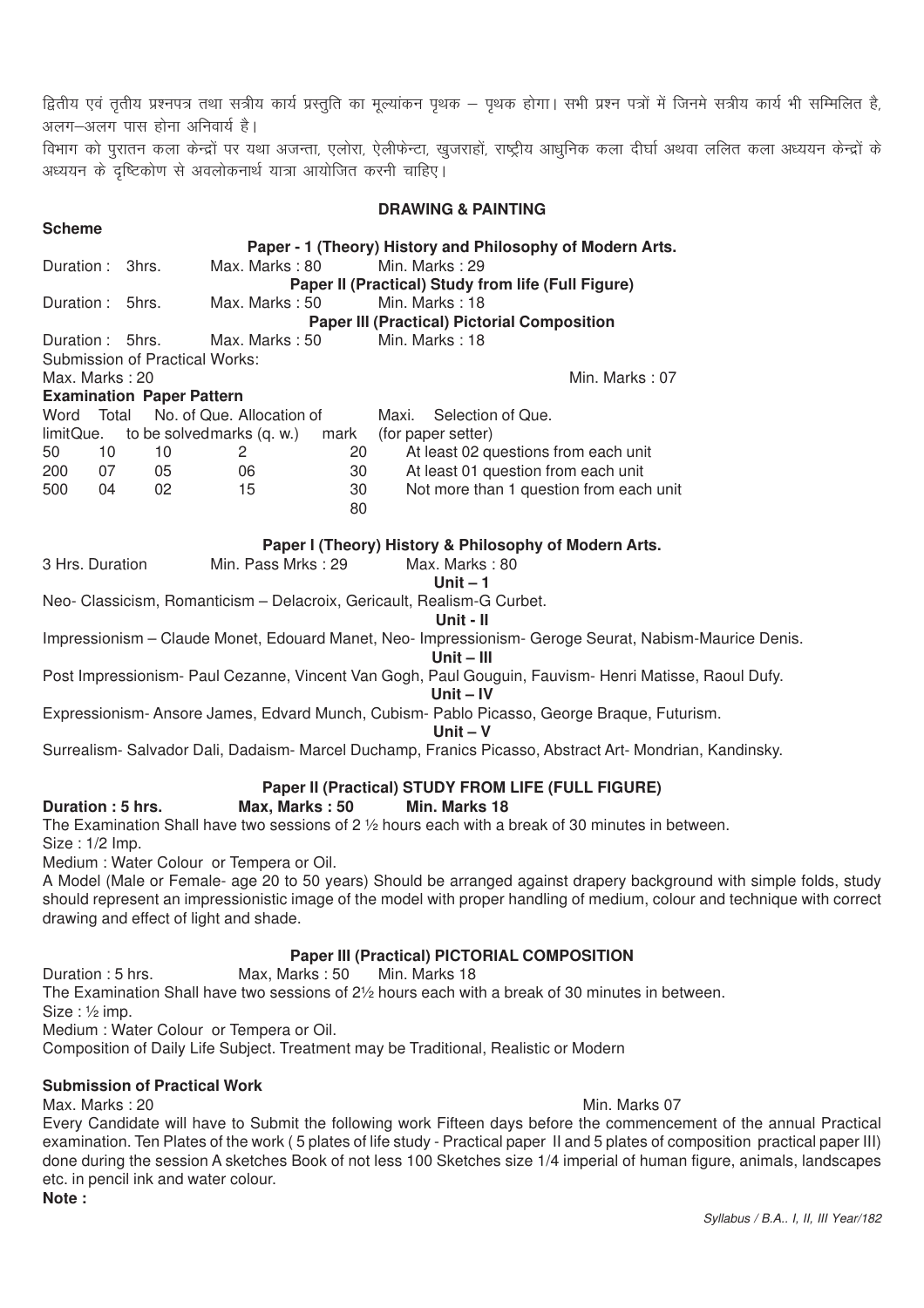द्वितीय एवं तृतीय प्रश्नपत्र तथा सत्रीय कार्य प्रस्तुति का मूल्यांकन पृथक – पृथक होगा। सभी प्रश्न पत्रों में जिनमे सत्रीय कार्य भी सम्मिलित है, अलग–अलग पास होना अनिवार्य है।

विभाग को पुरातन कला केन्द्रों पर यथा अजन्ता, एलोरा, ऐलीफेन्टा, खुजराहों, राष्ट्रीय आधुनिक कला दीर्घा अथवा ललित कला अध्ययन केन्द्रों के अध्ययन के दृष्टिकोण से अवलोकनार्थ यात्रा आयोजित करनी चाहिए।

## DRAWING & PAINTING

**Scheme**

**Paper - 1 (Theory) History and Philosophy of Modern Arts.**

Duration : 3hrs. Max. Marks : 80 Min. Marks : 29

**Paper II (Practical) Study from life (Full Figure)**

Duration : 5hrs. Max. Marks : 50 Min. Marks : 18

**Paper III (Practical) Pictorial Composition**

Duration : 5hrs. Max. Marks : 50 Min. Marks : 18

Submission of Practical Works:

Max. Marks : 20 Min. Marks : 07

**Examination Paper Pattern**

| Word limit | Total Que. | No. of Que. to be solved | Allocation of marks (q. w.) | Maxi. mark | Selection of Que. (for paper setter) |
|---|---|---|---|---|---|
| 50 | 10 | 10 | 2 | 20 | At least 02 questions from each unit |
| 200 | 07 | 05 | 06 | 30 | At least 01 question from each unit |
| 500 | 04 | 02 | 15 | 30 | Not more than 1 question from each unit |
| | | | | 80 | |

### Paper I (Theory) History & Philosophy of Modern Arts.

3 Hrs. Duration Min. Pass Mrks : 29 Max. Marks : 80

**Unit – 1**

Neo- Classicism, Romanticism – Delacroix, Gericault, Realism-G Curbet.

**Unit - II**

Impressionism – Claude Monet, Edouard Manet, Neo- Impressionism- Geroge Seurat, Nabism-Maurice Denis.

**Unit – III**

Post Impressionism- Paul Cezanne, Vincent Van Gogh, Paul Gouguin, Fauvism- Henri Matisse, Raoul Dufy.

**Unit – IV**

Expressionism- Ansore James, Edvard Munch, Cubism- Pablo Picasso, George Braque, Futurism.

**Unit – V**

Surrealism- Salvador Dali, Dadaism- Marcel Duchamp, Franics Picasso, Abstract Art- Mondrian, Kandinsky.

### Paper II (Practical) STUDY FROM LIFE (FULL FIGURE)

**Duration : 5 hrs. Max, Marks : 50 Min. Marks 18**

The Examination Shall have two sessions of 2 ½ hours each with a break of 30 minutes in between.

Size : 1/2 Imp.

Medium : Water Colour or Tempera or Oil.

A Model (Male or Female- age 20 to 50 years) Should be arranged against drapery background with simple folds, study should represent an impressionistic image of the model with proper handling of medium, colour and technique with correct drawing and effect of light and shade.

### Paper III (Practical) PICTORIAL COMPOSITION

Duration : 5 hrs. Max, Marks : 50 Min. Marks 18

The Examination Shall have two sessions of 2½ hours each with a break of 30 minutes in between.

Size : ½ imp.

Medium : Water Colour or Tempera or Oil.

Composition of Daily Life Subject. Treatment may be Traditional, Realistic or Modern

**Submission of Practical Work**

Max. Marks : 20 Min. Marks 07

Every Candidate will have to Submit the following work Fifteen days before the commencement of the annual Practical examination. Ten Plates of the work ( 5 plates of life study - Practical paper II and 5 plates of composition practical paper III) done during the session A sketches Book of not less 100 Sketches size 1/4 imperial of human figure, animals, landscapes etc. in pencil ink and water colour.

**Note :**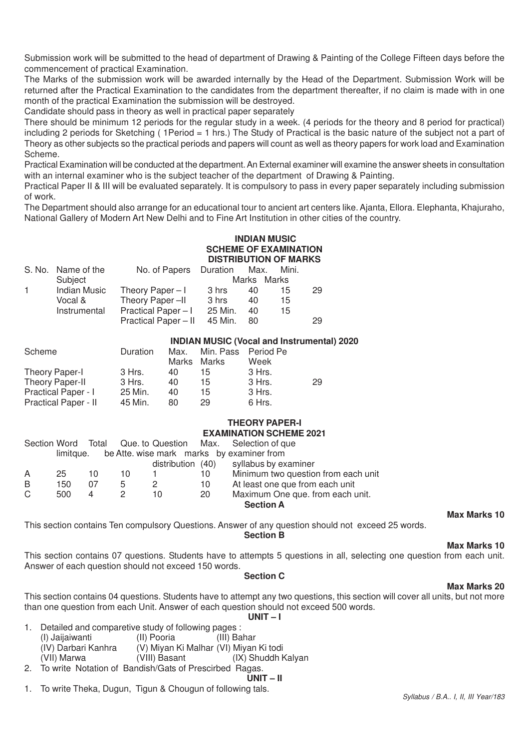Submission work will be submitted to the head of department of Drawing & Painting of the College Fifteen days before the commencement of practical Examination.

The Marks of the submission work will be awarded internally by the Head of the Department. Submission Work will be returned after the Practical Examination to the candidates from the department thereafter, if no claim is made with in one month of the practical Examination the submission will be destroyed.

Candidate should pass in theory as well in practical paper separately

There should be minimum 12 periods for the regular study in a week. (4 periods for the theory and 8 period for practical) including 2 periods for Sketching ( 1Period = 1 hrs.) The Study of Practical is the basic nature of the subject not a part of Theory as other subjects so the practical periods and papers will count as well as theory papers for work load and Examination Scheme.

Practical Examination will be conducted at the department. An External examiner will examine the answer sheets in consultation with an internal examiner who is the subject teacher of the department of Drawing & Painting.

Practical Paper II & III will be evaluated separately. It is compulsory to pass in every paper separately including submission of work.

The Department should also arrange for an educational tour to ancient art centers like. Ajanta, Ellora. Elephanta, Khajuraho, National Gallery of Modern Art New Delhi and to Fine Art Institution in other cities of the country.

## INDIAN MUSIC
## SCHEME OF EXAMINATION
## DISTRIBUTION OF MARKS

| S. No. | Name of the Subject | No. of Papers | Duration | Max. Marks | Mini. Marks | |
|---|---|---|---|---|---|---|
| 1 | Indian Music | Theory Paper – I | 3 hrs | 40 | 15 | 29 |
| | Vocal & | Theory Paper –II | 3 hrs | 40 | 15 | |
| | Instrumental | Practical Paper – I | 25 Min. | 40 | 15 | |
| | | Practical Paper – II | 45 Min. | 80 | | 29 |

## INDIAN MUSIC (Vocal and Instrumental) 2020

| Scheme | Duration | Max. Marks | Min. Pass Marks | Period Pe Week | |
|---|---|---|---|---|---|
| Theory Paper-I | 3 Hrs. | 40 | 15 | 3 Hrs. | |
| Theory Paper-II | 3 Hrs. | 40 | 15 | 3 Hrs. | 29 |
| Practical Paper - I | 25 Min. | 40 | 15 | 3 Hrs. | |
| Practical Paper - II | 45 Min. | 80 | 29 | 6 Hrs. | |

## THEORY PAPER-I
## EXAMINATION SCHEME 2021

| Section | Word limitque. | Total | Que. to be Atte. | Question wise mark distribution | Max. marks (40) | Selection of que by examiner from syllabus by examiner |
|---|---|---|---|---|---|---|
| A | 25 | 10 | 10 | 1 | 10 | Minimum two question from each unit |
| B | 150 | 07 | 5 | 2 | 10 | At least one que from each unit |
| C | 500 | 4 | 2 | 10 | 20 | Maximum One que. from each unit. |

### Section A

**Max Marks 10**

This section contains Ten compulsory Questions. Answer of any question should not exceed 25 words.

### Section B

**Max Marks 10**

This section contains 07 questions. Students have to attempts 5 questions in all, selecting one question from each unit. Answer of each question should not exceed 150 words.

### Section C

**Max Marks 20**

This section contains 04 questions. Students have to attempt any two questions, this section will cover all units, but not more than one question from each Unit. Answer of each question should not exceed 500 words.

### UNIT – I

1. Detailed and comparetive study of following pages :
   (I) Jaijaiwanti (II) Pooria (III) Bahar
   (IV) Darbari Kanhra (V) Miyan Ki Malhar (VI) Miyan Ki todi
   (VII) Marwa (VIII) Basant (IX) Shuddh Kalyan
2. To write Notation of Bandish/Gats of Prescirbed Ragas.

### UNIT – II

1. To write Theka, Dugun, Tigun & Chougun of following tals.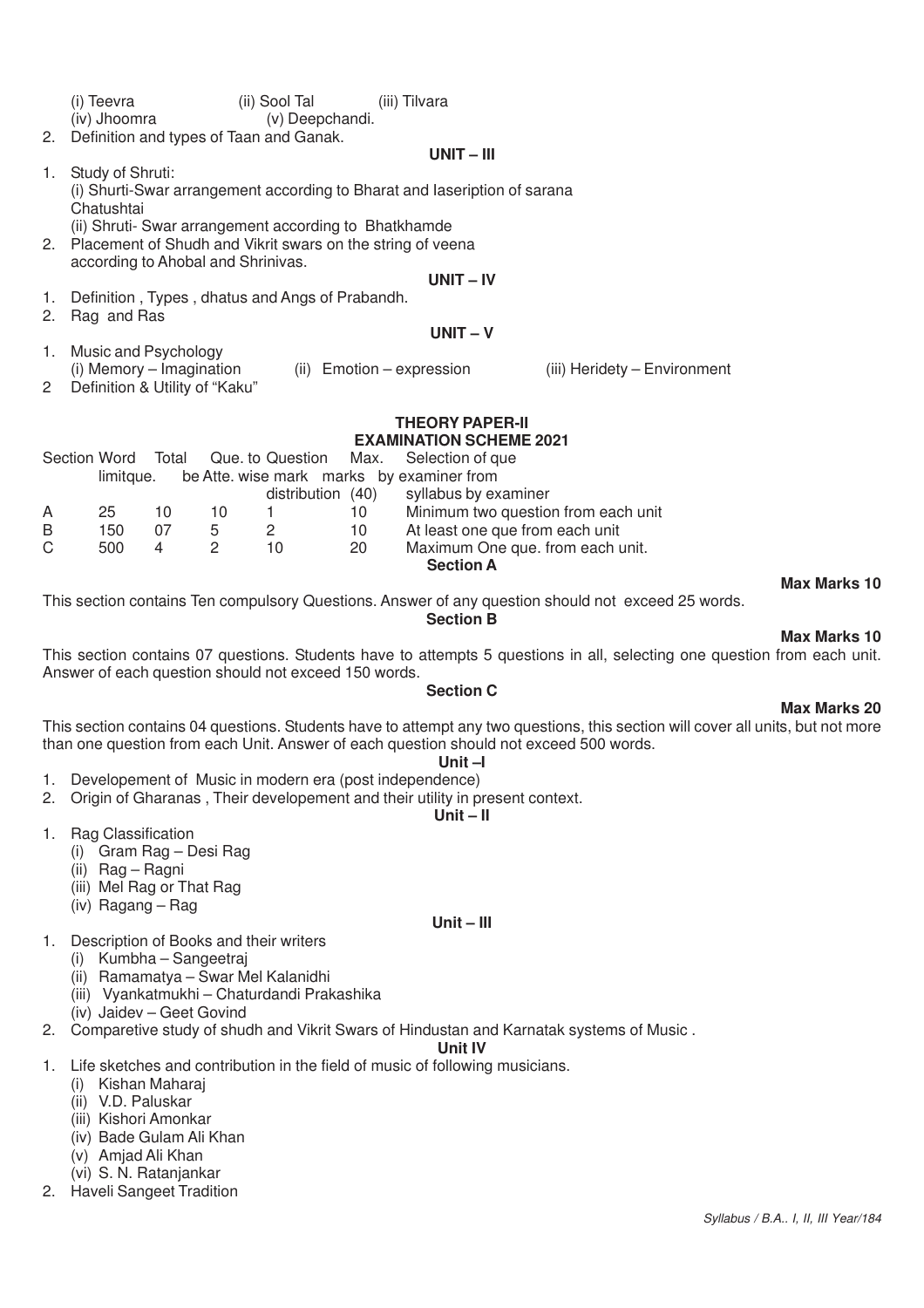(i) Teevra (ii) Sool Tal (iii) Tilvara
(iv) Jhoomra (v) Deepchandi.

2. Definition and types of Taan and Ganak.

### UNIT – III

1. Study of Shruti:
   (i) Shurti-Swar arrangement according to Bharat and Iaseription of sarana Chatushtai
   (ii) Shruti- Swar arrangement according to Bhatkhamde
2. Placement of Shudh and Vikrit swars on the string of veena according to Ahobal and Shrinivas.

### UNIT – IV

1. Definition , Types , dhatus and Angs of Prabandh.
2. Rag and Ras

### UNIT – V

1. Music and Psychology
   (i) Memory – Imagination (ii) Emotion – expression (iii) Heridety – Environment
2. Definition & Utility of "Kaku"

## THEORY PAPER-II
## EXAMINATION SCHEME 2021

| Section | Word limit | Total que. | Que. to be Atte. | Question wise mark distribution | Max. marks (40) | Selection of que by examiner from syllabus by examiner |
|---|---|---|---|---|---|---|
| A | 25 | 10 | 10 | 1 | 10 | Minimum two question from each unit |
| B | 150 | 07 | 5 | 2 | 10 | At least one que from each unit |
| C | 500 | 4 | 2 | 10 | 20 | Maximum One que. from each unit. |

### Section A

**Max Marks 10**

This section contains Ten compulsory Questions. Answer of any question should not exceed 25 words.

### Section B

**Max Marks 10**

This section contains 07 questions. Students have to attempts 5 questions in all, selecting one question from each unit. Answer of each question should not exceed 150 words.

### Section C

**Max Marks 20**

This section contains 04 questions. Students have to attempt any two questions, this section will cover all units, but not more than one question from each Unit. Answer of each question should not exceed 500 words.

### Unit –I

1. Developement of Music in modern era (post independence)
2. Origin of Gharanas , Their developement and their utility in present context.

### Unit – II

1. Rag Classification
   (i) Gram Rag – Desi Rag
   (ii) Rag – Ragni
   (iii) Mel Rag or That Rag
   (iv) Ragang – Rag

### Unit – III

1. Description of Books and their writers
   (i) Kumbha – Sangeetraj
   (ii) Ramamatya – Swar Mel Kalanidhi
   (iii) Vyankatmukhi – Chaturdandi Prakashika
   (iv) Jaidev – Geet Govind
2. Comparetive study of shudh and Vikrit Swars of Hindustan and Karnatak systems of Music .

### Unit IV

1. Life sketches and contribution in the field of music of following musicians.
   (i) Kishan Maharaj
   (ii) V.D. Paluskar
   (iii) Kishori Amonkar
   (iv) Bade Gulam Ali Khan
   (v) Amjad Ali Khan
   (vi) S. N. Ratanjankar
2. Haveli Sangeet Tradition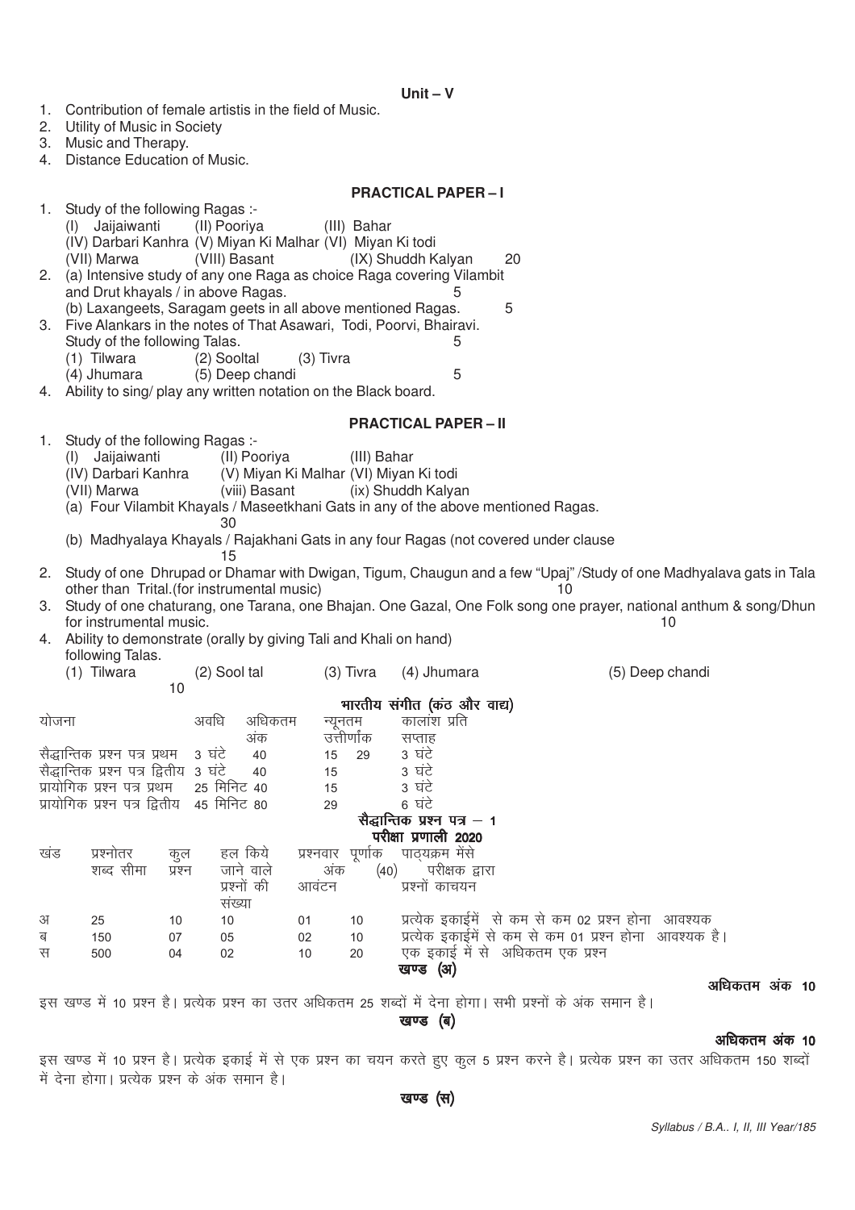## Unit – V

1. Contribution of female artistis in the field of Music.
2. Utility of Music in Society
3. Music and Therapy.
4. Distance Education of Music.

## PRACTICAL PAPER – I

1. Study of the following Ragas :-
   (I) Jaijaiwanti (II) Pooriya (III) Bahar
   (IV) Darbari Kanhra (V) Miyan Ki Malhar (VI) Miyan Ki todi
   (VII) Marwa (VIII) Basant (IX) Shuddh Kalyan 20
2. (a) Intensive study of any one Raga as choice Raga covering Vilambit and Drut khayals / in above Ragas. 5
   (b) Laxangeets, Saragam geets in all above mentioned Ragas. 5
3. Five Alankars in the notes of That Asawari, Todi, Poorvi, Bhairavi. 5
   Study of the following Talas.
   (1) Tilwara (2) Sooltal (3) Tivra
   (4) Jhumara (5) Deep chandi 5
4. Ability to sing/ play any written notation on the Black board.

## PRACTICAL PAPER – II

1. Study of the following Ragas :-
   (I) Jaijaiwanti (II) Pooriya (III) Bahar
   (IV) Darbari Kanhra (V) Miyan Ki Malhar (VI) Miyan Ki todi
   (VII) Marwa (viii) Basant (ix) Shuddh Kalyan
   (a) Four Vilambit Khayals / Maseetkhani Gats in any of the above mentioned Ragas. 30
   (b) Madhyalaya Khayals / Rajakhani Gats in any four Ragas (not covered under clause 15
2. Study of one Dhrupad or Dhamar with Dwigan, Tigum, Chaugun and a few "Upaj" /Study of one Madhyalava gats in Tala other than Trital.(for instrumental music) 10
3. Study of one chaturang, one Tarana, one Bhajan. One Gazal, One Folk song one prayer, national anthum & song/Dhun for instrumental music. 10
4. Ability to demonstrate (orally by giving Tali and Khali on hand) following Talas.
   (1) Tilwara (2) Sool tal (3) Tivra (4) Jhumara (5) Deep chandi 10

## भारतीय संगीत (कंठ और वाद्य)

| योजना | अवधि | अधिकतम अंक | न्यूनतम उत्तीर्णांक | | कालांश प्रति सप्ताह |
|---|---|---|---|---|---|
| सैद्धान्तिक प्रश्न पत्र प्रथम | 3 घंटे | 40 | 15 | 29 | 3 घंटे |
| सैद्धान्तिक प्रश्न पत्र द्वितीय | 3 घंटे | 40 | 15 | | 3 घंटे |
| प्रायोगिक प्रश्न पत्र प्रथम | 25 मिनिट | 40 | 15 | | 3 घंटे |
| प्रायोगिक प्रश्न पत्र द्वितीय | 45 मिनिट | 80 | 29 | | 6 घंटे |

### सैद्धान्तिक प्रश्न पत्र – 1
### परीक्षा प्रणाली 2020

| खंड | प्रश्नोतर शब्द सीमा | कुल प्रश्न | हल किये जाने वाले प्रश्नों की संख्या | प्रश्नवार अंक आवंटन | पूर्णांक (40) | पाठ्यक्रम मेंसे परीक्षक द्वारा प्रश्नों काचयन |
|---|---|---|---|---|---|---|
| अ | 25 | 10 | 10 | 01 | 10 | प्रत्येक इकाईमें से कम से कम 02 प्रश्न होना आवश्यक |
| ब | 150 | 07 | 05 | 02 | 10 | प्रत्येक इकाईमें से कम से कम 01 प्रश्न होना आवश्यक है। |
| स | 500 | 04 | 02 | 10 | 20 | एक इकाई में से अधिकतम एक प्रश्न |

### खण्ड (अ)

**अधिकतम अंक 10**

इस खण्ड में 10 प्रश्न है। प्रत्येक प्रश्न का उत्तर अधिकतम 25 शब्दों में देना होगा। सभी प्रश्नों के अंक समान है।

### खण्ड (ब)

**अधिकतम अंक 10**

इस खण्ड में 10 प्रश्न है। प्रत्येक इकाई में से एक प्रश्न का चयन करते हुए कुल 5 प्रश्न करने है। प्रत्येक प्रश्न का उत्तर अधिकतम 150 शब्दों में देना होगा। प्रत्येक प्रश्न के अंक समान है।

### खण्ड (स)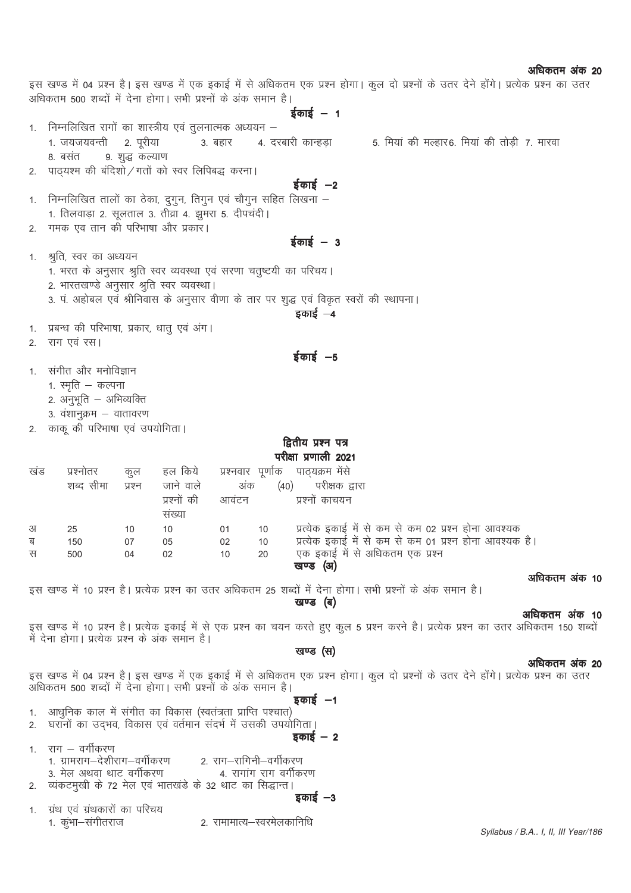**अधिकतम अंक 20**

इस खण्ड में 04 प्रश्न है। इस खण्ड में एक इकाई में से अधिकतम एक प्रश्न होगा। कुल दो प्रश्नों के उत्तर देने होंगे। प्रत्येक प्रश्न का उत्तर अधिकतम 500 शब्दों में देना होगा। सभी प्रश्नों के अंक समान है।

### ईकाई – 1

1. निम्नलिखित रागों का शास्त्रीय एवं तुलनात्मक अध्ययन –
   1. जयजयवन्ती 2. पूरीया 3. बहार 4. दरबारी कान्हड़ा 5. मियां की मल्हार 6. मियां की तोड़ी 7. मारवा 8. बसंत 9. शुद्ध कल्याण
2. पाठ्यश्म की बंदिशो / गतों को स्वर लिपिबद्ध करना।

### ईकाई –2

1. निम्नलिखित तालों का ठेका, दुगुन, तिगुन एवं चौगुन सहित लिखना –
   1. तिलवाड़ा 2. सूलताल 3. तीव्रा 4. झुमरा 5. दीपचंदी।
2. गमक एव तान की परिभाषा और प्रकार।

### ईकाई – 3

1. श्रुति, स्वर का अध्ययन
   1. भरत के अनुसार श्रुति स्वर व्यवस्था एवं सरणा चतुष्टयी का परिचय।
   2. भारतखण्डे अनुसार श्रुति स्वर व्यवस्था।
   3. पं. अहोबल एवं श्रीनिवास के अनुसार वीणा के तार पर शुद्ध एवं विकृत स्वरों की स्थापना।

### इकाई –4

1. प्रबन्ध की परिभाषा, प्रकार, धातु एवं अंग।
2. राग एवं रस।

### ईकाई –5

1. संगीत और मनोविज्ञान
   1. स्मृति – कल्पना
   2. अनुभूति – अभिव्यक्ति
   3. वंशानुक्रम – वातावरण
2. काकू की परिभाषा एवं उपयोगिता।

## द्वितीय प्रश्न पत्र

### परीक्षा प्रणाली 2021

| खंड | प्रश्नोतर शब्द सीमा | कुल प्रश्न | हल किये जाने वाले प्रश्नों की संख्या | प्रश्नवार अंक आवंटन | पूर्णाक (40) | पाठ्यक्रम मेंसे परीक्षक द्वारा प्रश्नों काचयन |
|---|---|---|---|---|---|---|
| अ | 25 | 10 | 10 | 01 | 10 | प्रत्येक इकाई में से कम से कम 02 प्रश्न होना आवश्यक |
| ब | 150 | 07 | 05 | 02 | 10 | प्रत्येक इकाई में से कम से कम 01 प्रश्न होना आवश्यक है। |
| स | 500 | 04 | 02 | 10 | 20 | एक इकाई में से अधिकतम एक प्रश्न |

### खण्ड (अ)

**अधिकतम अंक 10**

इस खण्ड में 10 प्रश्न है। प्रत्येक प्रश्न का उत्तर अधिकतम 25 शब्दों में देना होगा। सभी प्रश्नों के अंक समान है।

### खण्ड (ब)

**अधिकतम अंक 10**

इस खण्ड में 10 प्रश्न है। प्रत्येक इकाई में से एक प्रश्न का चयन करते हुए कुल 5 प्रश्न करने है। प्रत्येक प्रश्न का उत्तर अधिकतम 150 शब्दों में देना होगा। प्रत्येक प्रश्न के अंक समान है।

### खण्ड (स)

**अधिकतम अंक 20**

इस खण्ड में 04 प्रश्न है। इस खण्ड में एक इकाई में से अधिकतम एक प्रश्न होगा। कुल दो प्रश्नों के उत्तर देने होंगे। प्रत्येक प्रश्न का उत्तर अधिकतम 500 शब्दों में देना होगा। सभी प्रश्नों के अंक समान है।

### इकाई –1

1. आधुनिक काल में संगीत का विकास (स्वतंत्रता प्राप्ति पश्चात)
2. घरानों का उद्भव, विकास एवं वर्तमान संदर्भ में उसकी उपयोगिता।

### इकाई – 2

1. राग – वर्गीकरण
   1. ग्रामराग–देशीराग–वर्गीकरण
   2. राग–रागिनी–वर्गीकरण
   3. मेल अथवा थाट वर्गीकरण
   4. रागांग राग वर्गीकरण
2. व्यंकटमुखी के 72 मेल एवं भातखंडे के 32 थाट का सिद्धान्त।

### इकाई –3

1. ग्रंथ एवं ग्रंथकारों का परिचय
   1. कुंभा–संगीतराज
   2. रामामात्य–स्वरमेलकानिधि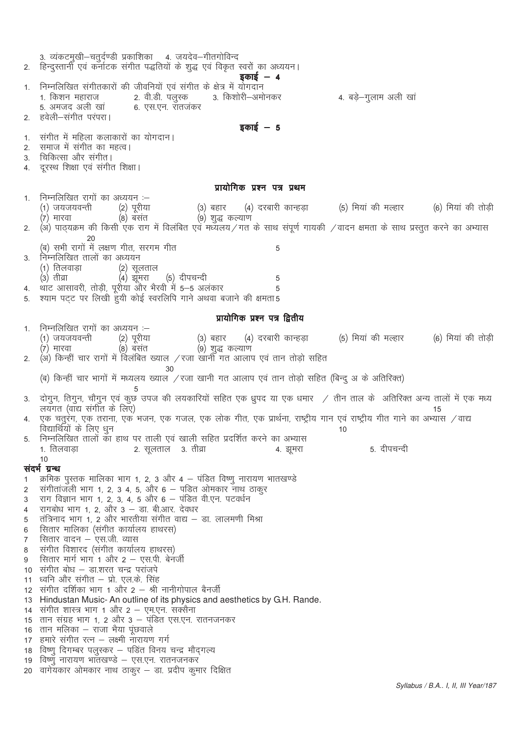3. व्यंकटमुखी–चतुर्दण्डी प्रकाशिका 4. जयदेव–गीतगोविन्द

2. हिन्दुस्तानी एवं कर्नाटक संगीत पद्धतियों के शुद्ध एवं विकृत स्वरों का अध्ययन।

### इकाई – 4

1. निम्नलिखित संगीतकारों की जीवनियों एवं संगीत के क्षेत्र में योगदान
   1. किशन महाराज 2. वी.डी. पलुस्कर 3. किशोरी–अमोनकर 4. बड़े–गुलाम अली खां
   5. अमजद अली खां 6. एस.एन. रातजंकर
2. हवेली–संगीत परंपरा।

### इकाई – 5

1. संगीत में महिला कलाकारों का योगदान।
2. समाज में संगीत का महत्व।
3. चिकित्सा और संगीत।
4. दूरस्थ शिक्षा एवं संगीत शिक्षा।

## प्रायोगिक प्रश्न पत्र प्रथम

1. निम्नलिखित रागों का अध्ययन :–
   (1) जयजयवन्ती (2) पूरीया (3) बहार (4) दरबारी कान्हड़ा (5) मियां की मल्हार (6) मियां की तोड़ी
   (7) मारवा (8) बसंत (9) शुद्ध कल्याण
2. (अ) पाठ्यक्रम की किसी एक राग में विलंबित एवं मध्यलय/गत के साथ संपूर्ण गायकी /वादन क्षमता के साथ प्रस्तुत करने का अभ्यास 20
   (ब) सभी रागों में लक्षण गीत, सरगम गीत 5
3. निम्नलिखित तालों का अध्ययन
   (1) तिलवाड़ा (2) सूलताल
   (3) तीव्रा (4) झूमरा (5) दीपचन्दी 5
4. थाट आसावरी, तोड़ी, पूरीया और भैरवी में 5–5 अलंकार 5
5. श्याम पट्ट पर लिखी हुयी कोई स्वरलिपि गाने अथवा बजाने की क्षमता 5

## प्रायोगिक प्रश्न पत्र द्वितीय

1. निम्नलिखित रागों का अध्ययन :–
   (1) जयजयवन्ती (2) पूरीया (3) बहार (4) दरबारी कान्हड़ा (5) मियां की मल्हार (6) मियां की तोड़ी
   (7) मारवा (8) बसंत (9) शुद्ध कल्याण
2. (अ) किन्हीं चार रागों में विलंबित ख्याल /रजा खानी गत आलाप एवं तान तोड़ो सहित 30
   (ब) किन्हीं चार भागों में मध्यलय ख्याल /रजा खानी गत आलाप एवं तान तोड़ो सहित (बिन्दु अ के अतिरिक्त) 5
3. दोगुन, तिगुन, चौगुन एवं कुछ उपज की लयकारियों सहित एक ध्रुपद या एक धमार / तीन ताल के अतिरिक्त अन्य तालों में एक मध्य लयगत (वाद्य संगीत के लिए) 15
4. एक चतुरंग, एक तराना, एक भजन, एक गजल, एक लोक गीत, एक प्रार्थना, राष्ट्रीय गान एवं राष्ट्रीय गीत गाने का अभ्यास /वाद्य विद्यार्थियों के लिए धुन 10
5. निम्नलिखित तालों का हाथ पर ताली एवं खाली सहित प्रदर्शित करने का अभ्यास
   1. तिलवाड़ा 2. सूलताल 3. तीव्रा 4. झूमरा 5. दीपचन्दी
   10

### संदर्भ ग्रन्थ

1. क्रमिक पुस्तक मालिका भाग 1, 2, 3 और 4 – पंडित विष्णु नारायण भातखण्डे
2. संगीतांजली भाग 1, 2, 3 4, 5, और 6 – पडित ओमकार नाथ ठाकुर
3. राग विज्ञान भाग 1, 2, 3, 4, 5 और 6 – पंडित वी.एन. पटवर्धन
4. रागबोध भाग 1, 2, और 3 – डा. बी.आर. देवधर
5. तंत्रिनाद भाग 1, 2 और भारतीया संगीत वाद्य – डा. लालमणी मिश्रा
6. सितार मालिका (संगीत कार्यालय हाथरस)
7. सितार वादन – एस.जी. व्यास
8. संगीत विशारद (संगीत कार्यालय हाथरस)
9. सितार मार्ग भाग 1 और 2 – एस.पी. बेनर्जी
10. संगीत बोध – डा.शरत चन्द्र परांजपे
11. ध्वनि और संगीत – प्रो. एल.के. सिंह
12. संगीत दर्शिका भाग 1 और 2 – श्री नानीगोपाल बैनर्जी
13. Hindustan Music- An outline of its physics and aesthetics by G.H. Rande.
14. संगीत शास्त्र भाग 1 और 2 – एम.एन. सक्सैना
15. तान संग्रह भाग 1, 2 और 3 – पंडित एस.एन. रातनजनकर
16. तान मलिका – राजा भैया पूंछवाले
17. हमारे संगीत रत्न – लक्ष्मी नारायण गर्ग
18. विष्णु दिगम्बर पलुस्कर – पडित विनय चन्द्र मौद्गल्य
19. विष्णु नारायण भातखण्डे – एस.एन. रातनजनकर
20. वागेयकार ओमकार नाथ ठाकुर – डा. प्रदीप कुमार दिक्षित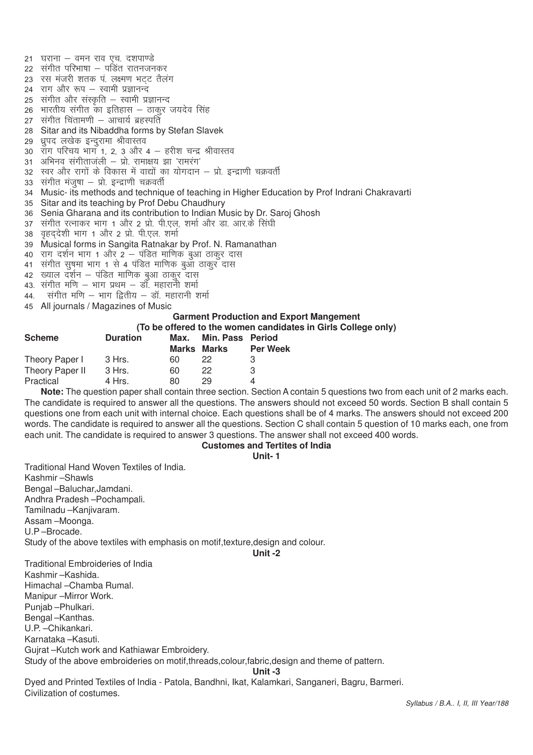21 घराना – वमन राव एच. दशपाण्डे
22 संगीत परिभाषा – पडित रातनजनकर
23 रस मंजरी शतक पं. लक्ष्मण भट्ट तैलंग
24 राग और रूप – स्वामी प्रज्ञानन्द
25 संगीत और संस्कृति – स्वामी प्रज्ञानन्द
26 भारतीय संगीत का इतिहास – ठाकुर जयदेव सिंह
27 संगीत चिंतामणी – आचार्य ब्रहस्पति
28 Sitar and its Nibaddha forms by Stefan Slavek
29 ध्रुपद लखेक इन्दुरामा श्रीवास्तव
30 राग परिचय भाग 1, 2, 3 और 4 – हरीश चन्द्र श्रीवास्तव
31 अभिनव संगीताजंली – प्रो. रामाक्षय झा 'रामरंग'
32 स्वर और रागों के विकास में वाद्यों का योगदान – प्रो. इन्द्राणी चक्रवर्ती
33 संगीत मंजुषा – प्रो. इन्द्राणी चक्रवर्ती
34 Music- its methods and technique of teaching in Higher Education by Prof Indrani Chakravarti
35 Sitar and its teaching by Prof Debu Chaudhury
36 Senia Gharana and its contribution to Indian Music by Dr. Saroj Ghosh
37 संगीत रत्नाकर भाग 1 और 2 प्रो. पी.एल. शर्मा और डा. आर.के सिंघी
38 वृहद्देशी भाग 1 और 2 प्रो. पी.एल. शर्मा
39 Musical forms in Sangita Ratnakar by Prof. N. Ramanathan
40 राग दर्शन भाग 1 और 2 – पंडित माणिक बुआ ठाकुर दास
41 संगीत सुषमा भाग 1 से 4 पंडित माणिक बुआ ठाकुर दास
42 ख्याल दर्शन – पंडित माणिक बुआ ठाकुर दास
43. संगीत मणि – भाग प्रथम – डॉ. महारानी शर्मा
44. संगीत मणि – भाग द्वितीय – डॉ. महारानी शर्मा
45 All journals / Magazines of Music

## Garment Production and Export Mangement

**(To be offered to the women candidates in Girls College only)**

| Scheme | Duration | Max. Marks | Min. Pass Marks | Period Per Week |
|---|---|---|---|---|
| Theory Paper I | 3 Hrs. | 60 | 22 | 3 |
| Theory Paper II | 3 Hrs. | 60 | 22 | 3 |
| Practical | 4 Hrs. | 80 | 29 | 4 |

**Note:** The question paper shall contain three section. Section A contain 5 questions two from each unit of 2 marks each. The candidate is required to answer all the questions. The answers should not exceed 50 words. Section B shall contain 5 questions one from each unit with internal choice. Each questions shall be of 4 marks. The answers should not exceed 200 words. The candidate is required to answer all the questions. Section C shall contain 5 question of 10 marks each, one from each unit. The candidate is required to answer 3 questions. The answer shall not exceed 400 words.

### Customes and Tertites of India

**Unit- 1**

Traditional Hand Woven Textiles of India.
Kashmir –Shawls
Bengal –Baluchar,Jamdani.
Andhra Pradesh –Pochampali.
Tamilnadu –Kanjivaram.
Assam –Moonga.
U.P –Brocade.
Study of the above textiles with emphasis on motif,texture,design and colour.

**Unit -2**

Traditional Embroideries of India
Kashmir –Kashida.
Himachal –Chamba Rumal.
Manipur –Mirror Work.
Punjab –Phulkari.
Bengal –Kanthas.
U.P. –Chikankari.
Karnataka –Kasuti.
Gujrat –Kutch work and Kathiawar Embroidery.
Study of the above embroideries on motif,threads,colour,fabric,design and theme of pattern.

**Unit -3**

Dyed and Printed Textiles of India - Patola, Bandhni, Ikat, Kalamkari, Sanganeri, Bagru, Barmeri.
Civilization of costumes.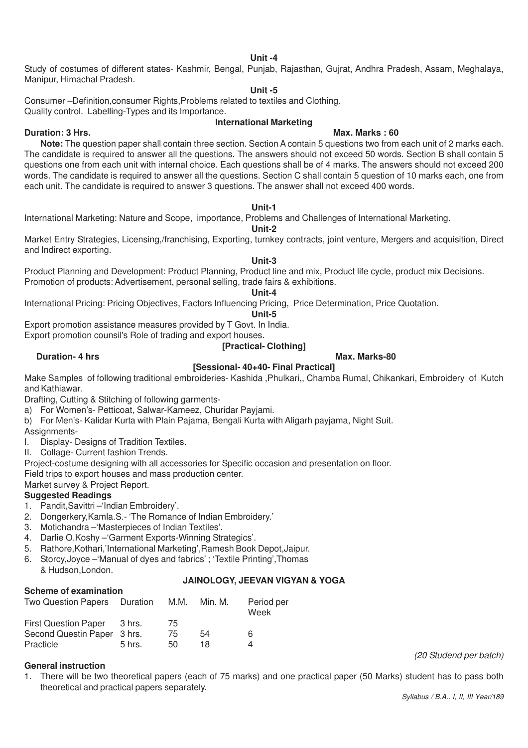**Unit -4**

Study of costumes of different states- Kashmir, Bengal, Punjab, Rajasthan, Gujrat, Andhra Pradesh, Assam, Meghalaya, Manipur, Himachal Pradesh.

**Unit -5**

Consumer –Definition,consumer Rights,Problems related to textiles and Clothing.
Quality control. Labelling-Types and its Importance.

## International Marketing

**Duration: 3 Hrs.** **Max. Marks : 60**

**Note:** The question paper shall contain three section. Section A contain 5 questions two from each unit of 2 marks each. The candidate is required to answer all the questions. The answers should not exceed 50 words. Section B shall contain 5 questions one from each unit with internal choice. Each questions shall be of 4 marks. The answers should not exceed 200 words. The candidate is required to answer all the questions. Section C shall contain 5 question of 10 marks each, one from each unit. The candidate is required to answer 3 questions. The answer shall not exceed 400 words.

**Unit-1**

International Marketing: Nature and Scope, importance, Problems and Challenges of International Marketing.

**Unit-2**

Market Entry Strategies, Licensing,/franchising, Exporting, turnkey contracts, joint venture, Mergers and acquisition, Direct and Indirect exporting.

**Unit-3**

Product Planning and Development: Product Planning, Product line and mix, Product life cycle, product mix Decisions. Promotion of products: Advertisement, personal selling, trade fairs & exhibitions.

**Unit-4**

International Pricing: Pricing Objectives, Factors Influencing Pricing, Price Determination, Price Quotation.

**Unit-5**

Export promotion assistance measures provided by T Govt. In India.
Export promotion counsil's Role of trading and export houses.

**[Practical- Clothing]**

**Duration- 4 hrs** **Max. Marks-80**

**[Sessional- 40+40- Final Practical]**

Make Samples of following traditional embroideries- Kashida ,Phulkari,, Chamba Rumal, Chikankari, Embroidery of Kutch and Kathiawar.

Drafting, Cutting & Stitching of following garments-

a) For Women's- Petticoat, Salwar-Kameez, Churidar Payjami.
b) For Men's- Kalidar Kurta with Plain Pajama, Bengali Kurta with Aligarh payjama, Night Suit.

Assignments-

I. Display- Designs of Tradition Textiles.
II. Collage- Current fashion Trends.

Project-costume designing with all accessories for Specific occasion and presentation on floor.

Field trips to export houses and mass production center.

Market survey & Project Report.

**Suggested Readings**

1. Pandit,Savittri –'Indian Embroidery'.
2. Dongerkery,Kamla.S.- 'The Romance of Indian Embroidery.'
3. Motichandra –'Masterpieces of Indian Textiles'.
4. Darlie O.Koshy –'Garment Exports-Winning Strategics'.
5. Rathore,Kothari,'International Marketing',Ramesh Book Depot,Jaipur.
6. Storcy,Joyce –'Manual of dyes and fabrics' ; 'Textile Printing',Thomas & Hudson,London.

## JAINOLOGY, JEEVAN VIGYAN & YOGA

**Scheme of examination**

| Two Question Papers | Duration | M.M. | Min. M. | Period per Week |
|---|---|---|---|---|
| First Question Paper | 3 hrs. | 75 | | |
| Second Questin Paper | 3 hrs. | 75 | 54 | 6 |
| Practicle | 5 hrs. | 50 | 18 | 4 |

*(20 Studend per batch)*

**General instruction**

1. There will be two theoretical papers (each of 75 marks) and one practical paper (50 Marks) student has to pass both theoretical and practical papers separately.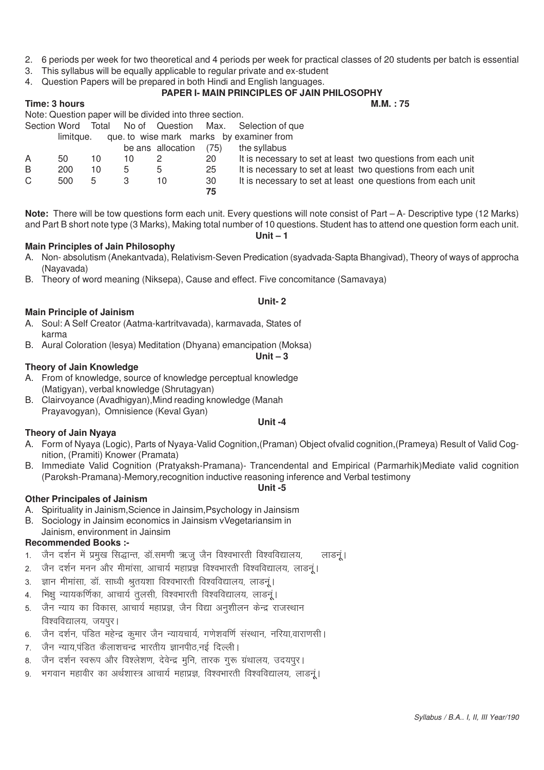2. 6 periods per week for two theoretical and 4 periods per week for practical classes of 20 students per batch is essential
3. This syllabus will be equally applicable to regular private and ex-student
4. Question Papers will be prepared in both Hindi and English languages.

## PAPER I- MAIN PRINCIPLES OF JAIN PHILOSOPHY

**Time: 3 hours** **M.M. : 75**

Note: Question paper will be divided into three section.

| Section | Word limitque. | Total que. | No of que. to be ans | Question wise mark allocation | Max. marks (75) | Selection of que by examiner from the syllabus |
|---|---|---|---|---|---|---|
| A | 50 | 10 | 10 | 2 | 20 | It is necessary to set at least two questions from each unit |
| B | 200 | 10 | 5 | 5 | 25 | It is necessary to set at least two questions from each unit |
| C | 500 | 5 | 3 | 10 | 30 | It is necessary to set at least one questions from each unit |
| | | | | | **75** | |

**Note:** There will be tow questions form each unit. Every questions will note consist of Part – A- Descriptive type (12 Marks) and Part B short note type (3 Marks), Making total number of 10 questions. Student has to attend one question form each unit.

**Unit – 1**

### Main Principles of Jain Philosophy

A. Non- absolutism (Anekantvada), Relativism-Seven Predication (syadvada-Sapta Bhangivad), Theory of ways of approcha (Nayavada)

B. Theory of word meaning (Niksepa), Cause and effect. Five concomitance (Samavaya)

**Unit- 2**

### Main Principle of Jainism

A. Soul: A Self Creator (Aatma-kartritvavada), karmavada, States of karma

B. Aural Coloration (lesya) Meditation (Dhyana) emancipation (Moksa)

**Unit – 3**

### Theory of Jain Knowledge

A. From of knowledge, source of knowledge perceptual knowledge (Matigyan), verbal knowledge (Shrutagyan)

B. Clairvoyance (Avadhigyan),Mind reading knowledge (Manah Prayavogyan), Omnisience (Keval Gyan)

**Unit -4**

### Theory of Jain Nyaya

A. Form of Nyaya (Logic), Parts of Nyaya-Valid Cognition,(Praman) Object ofvalid cognition,(Prameya) Result of Valid Cognition, (Pramiti) Knower (Pramata)

B. Immediate Valid Cognition (Pratyaksh-Pramana)- Trancendental and Empirical (Parmarhik)Mediate valid cognition (Paroksh-Pramana)-Memory,recognition inductive reasoning inference and Verbal testimony

**Unit -5**

### Other Principales of Jainism

A. Spirituality in Jainism,Science in Jainsim,Psychology in Jainsism

B. Sociology in Jainsim economics in Jainsism vVegetariansim in Jainism, environment in Jainsim

### Recommended Books :-

1. जैन दर्शन में प्रमुख सिद्धान्त, डॉ.समणी ऋजु जैन विश्वभारती विश्वविद्यालय, लाडनूं।
2. जैन दर्शन मनन और मीमांसा, आचार्य महाप्रज्ञ विश्वभारती विश्वविद्यालय, लाडनूं।
3. ज्ञान मीमांसा, डॉ. साध्वी श्रुतयशा विश्वभारती विश्वविद्यालय, लाडनूं।
4. भिक्षु न्यायकर्णिका, आचार्य तुलसी, विश्वभारती विश्वविद्यालय, लाडनूं।
5. जैन न्याय का विकास, आचार्य महाप्रज्ञ, जैन विद्या अनुशीलन केन्द्र राजस्थान विश्वविद्यालय, जयपुर।
6. जैन दर्शन, पंडित महेन्द्र कुमार जैन न्यायचार्य, गणेशवर्णि संस्थान, नरिया,वाराणसी।
7. जैन न्याय,पंडित कैलाशचन्द्र भारतीय ज्ञानपीठ,नई दिल्ली।
8. जैन दर्शन स्वरूप और विश्लेशण, देवेन्द्र मुनि, तारक गुरू ग्रंथालय, उदयपुर।
9. भगवान महावीर का अर्थशास्त्र आचार्य महाप्रज्ञ, विश्वभारती विश्वविद्यालय, लाडनूं।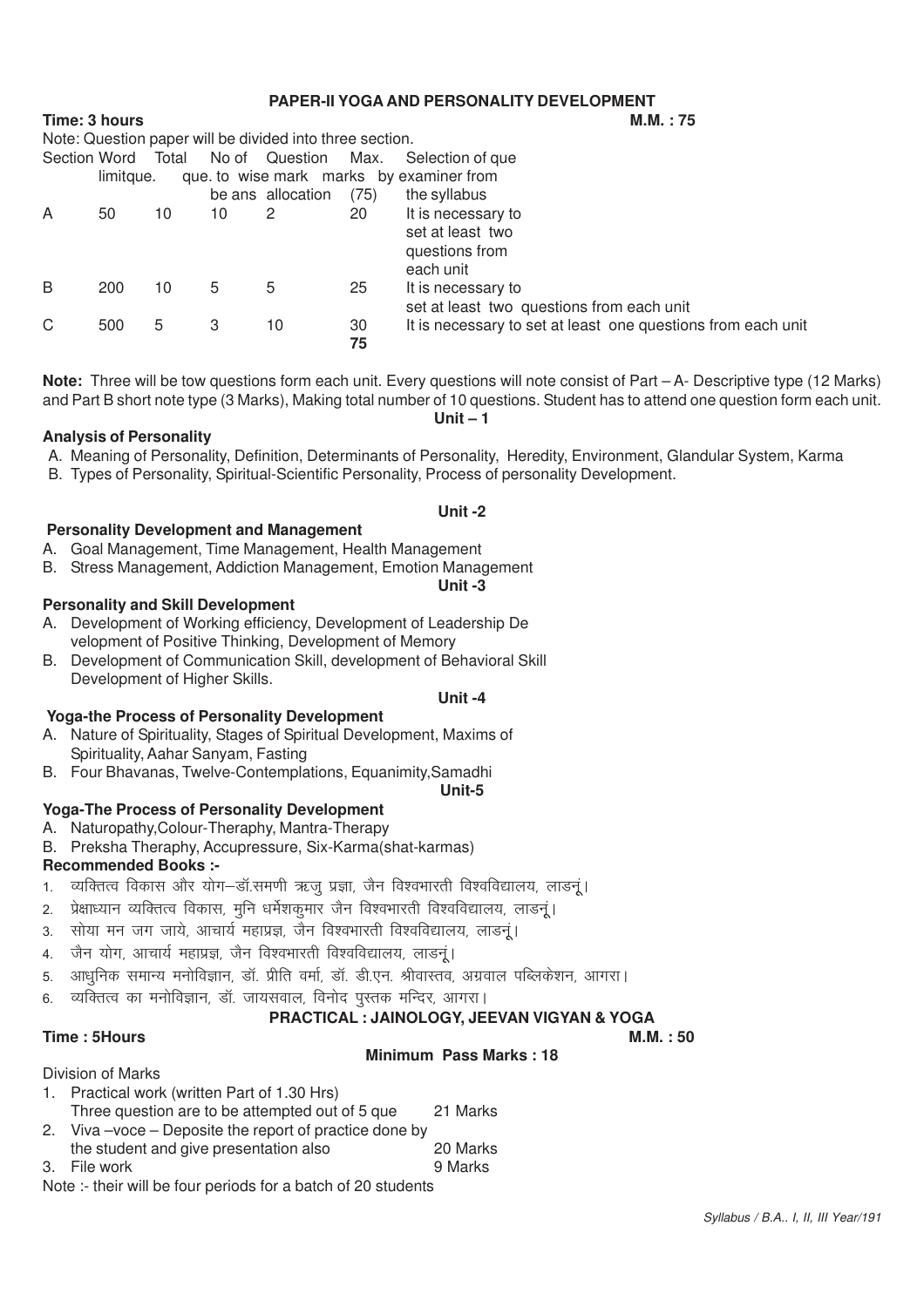## PAPER-II YOGA AND PERSONALITY DEVELOPMENT

**Time: 3 hours** **M.M. : 75**

Note: Question paper will be divided into three section.

| Section | Word limitque. | Total que. | No of Question to be ans | wise mark allocation | Max. marks (75) | Selection of que by examiner from the syllabus |
|---|---|---|---|---|---|---|
| A | 50 | 10 | 10 | 2 | 20 | It is necessary to set at least two questions from each unit |
| B | 200 | 10 | 5 | 5 | 25 | It is necessary to set at least two questions from each unit |
| C | 500 | 5 | 3 | 10 | 30 | It is necessary to set at least one questions from each unit |
| | | | | | **75** | |

**Note:** Three will be tow questions form each unit. Every questions will note consist of Part – A- Descriptive type (12 Marks) and Part B short note type (3 Marks), Making total number of 10 questions. Student has to attend one question form each unit.

**Unit – 1**

**Analysis of Personality**

A. Meaning of Personality, Definition, Determinants of Personality, Heredity, Environment, Glandular System, Karma

B. Types of Personality, Spiritual-Scientific Personality, Process of personality Development.

**Unit -2**

**Personality Development and Management**

A. Goal Management, Time Management, Health Management

B. Stress Management, Addiction Management, Emotion Management

**Unit -3**

**Personality and Skill Development**

A. Development of Working efficiency, Development of Leadership De velopment of Positive Thinking, Development of Memory

B. Development of Communication Skill, development of Behavioral Skill Development of Higher Skills.

**Unit -4**

**Yoga-the Process of Personality Development**

A. Nature of Spirituality, Stages of Spiritual Development, Maxims of Spirituality, Aahar Sanyam, Fasting

B. Four Bhavanas, Twelve-Contemplations, Equanimity,Samadhi

**Unit-5**

**Yoga-The Process of Personality Development**

A. Naturopathy,Colour-Theraphy, Mantra-Therapy

B. Preksha Theraphy, Accupressure, Six-Karma(shat-karmas)

**Recommended Books :-**

1. व्यक्तित्व विकास और योग–डॉ.समणी ऋजु प्रज्ञा, जैन विश्वभारती विश्वविद्यालय, लाडनूं।
2. प्रेक्षाध्यान व्यक्तित्व विकास, मुनि धर्मेशकुमार जैन विश्वभारती विश्वविद्यालय, लाडनूं।
3. सोया मन जग जाये, आचार्य महाप्रज्ञ, जैन विश्वभारती विश्वविद्यालय, लाडनूं।
4. जैन योग, आचार्य महाप्रज्ञ, जैन विश्वभारती विश्वविद्यालय, लाडनूं।
5. आधुनिक समान्य मनोविज्ञान, डॉ. प्रीति वर्मा, डॉ. डी.एन. श्रीवास्तव, अग्रवाल पब्लिकेशन, आगरा।
6. व्यक्तित्व का मनोविज्ञान, डॉ. जायसवाल, विनोद पुस्तक मन्दिर, आगरा।

## PRACTICAL : JAINOLOGY, JEEVAN VIGYAN & YOGA

**Time : 5Hours** **M.M. : 50**

**Minimum Pass Marks : 18**

Division of Marks

1. Practical work (written Part of 1.30 Hrs) Three question are to be attempted out of 5 que — 21 Marks
2. Viva –voce – Deposite the report of practice done by the student and give presentation also — 20 Marks
3. File work — 9 Marks

Note :- their will be four periods for a batch of 20 students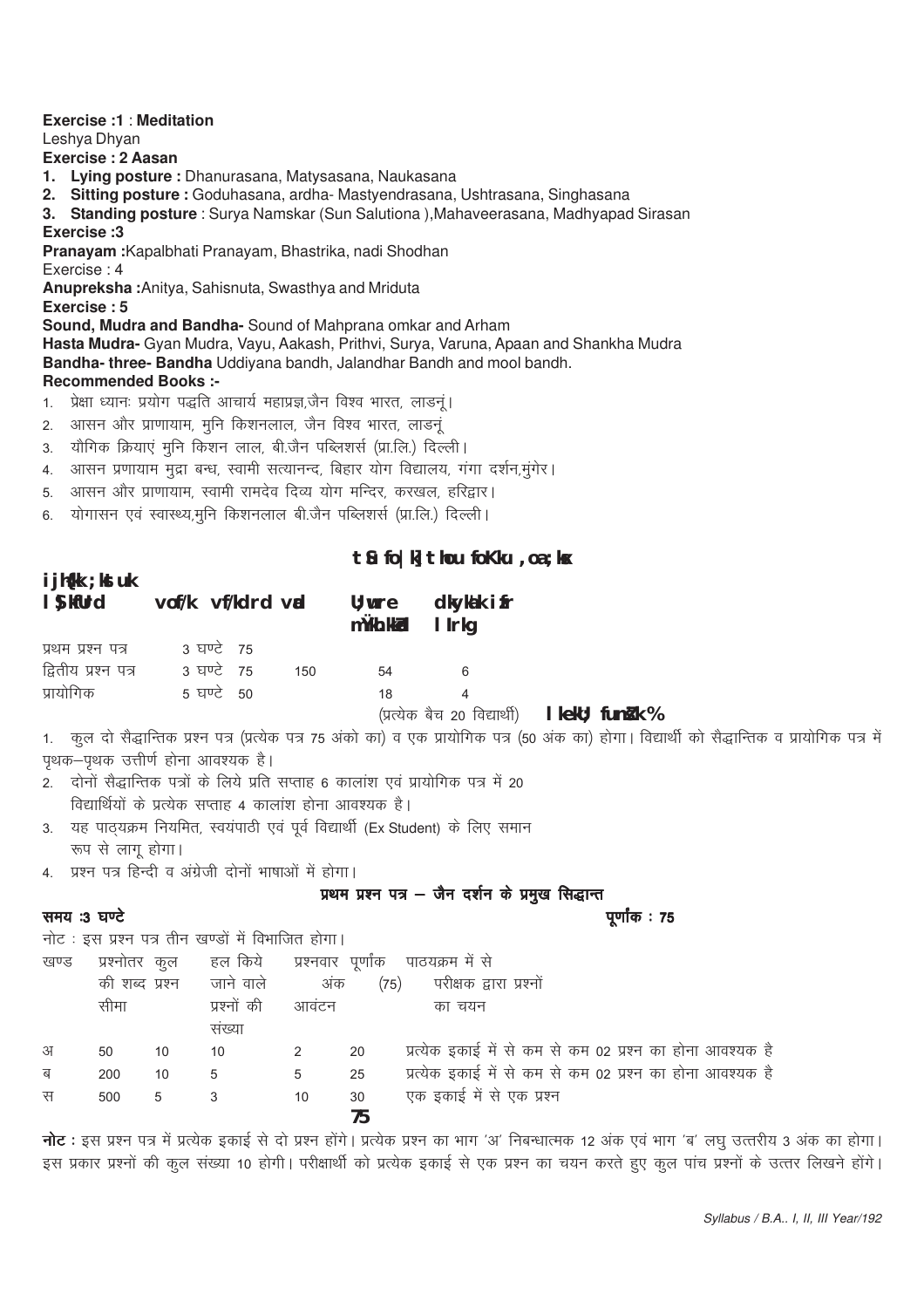**Exercise :1** : **Meditation**

Leshya Dhyan

**Exercise : 2 Aasan**

1. **Lying posture :** Dhanurasana, Matysasana, Naukasana
2. **Sitting posture :** Goduhasana, ardha- Mastyendrasana, Ushtrasana, Singhasana
3. **Standing posture** : Surya Namskar (Sun Salutiona ),Mahaveerasana, Madhyapad Sirasan

**Exercise :3**

**Pranayam :**Kapalbhati Pranayam, Bhastrika, nadi Shodhan

Exercise : 4

**Anupreksha :**Anitya, Sahisnuta, Swasthya and Mriduta

**Exercise : 5**

**Sound, Mudra and Bandha-** Sound of Mahprana omkar and Arham

**Hasta Mudra-** Gyan Mudra, Vayu, Aakash, Prithvi, Surya, Varuna, Apaan and Shankha Mudra

**Bandha- three- Bandha** Uddiyana bandh, Jalandhar Bandh and mool bandh.

**Recommended Books :-**

1. प्रेक्षा ध्यानः प्रयोग पद्धति आचार्य महाप्रज्ञ,जैन विश्व भारत, लाडनूं।
2. आसन और प्राणायाम, मुनि किशनलाल, जैन विश्व भारत, लाडनूं
3. यौगिक क्रियाएं मुनि किशन लाल, बी.जैन पब्लिशर्स (प्रा.लि.) दिल्ली।
4. आसन प्रणायाम मुद्रा बन्ध, स्वामी सत्यानन्द, बिहार योग विद्यालय, गंगा दर्शन,मुंगेर।
5. आसन और प्राणायाम, स्वामी रामदेव दिव्य योग मन्दिर, करखल, हरिद्वार।
6. योगासन एवं स्वास्थ्य,मुनि किशनलाल बी.जैन पब्लिशर्स (प्रा.लि.) दिल्ली।

## जैन विद्या, जीवन विज्ञान एवं योग

**परीक्षा योजना**

| सैद्धान्तिक | अवधि | अधिकतम अंक | | न्यूनतम उत्तीर्णांक | कालांश प्रति सप्ताह |
|---|---|---|---|---|---|
| प्रथम प्रश्न पत्र | 3 घण्टे | 75 | | | |
| द्वितीय प्रश्न पत्र | 3 घण्टे | 75 | 150 | 54 | 6 |
| प्रायोगिक | 5 घण्टे | 50 | | 18 | 4 |

(प्रत्येक बैच 20 विद्यार्थी) **सामान्य निर्देश:**

1. कुल दो सैद्धान्तिक प्रश्न पत्र (प्रत्येक पत्र 75 अंको का) व एक प्रायोगिक पत्र (50 अंक का) होगा। विद्यार्थी को सैद्धान्तिक व प्रायोगिक पत्र में पृथक–पृथक उत्तीर्ण होना आवश्यक है।
2. दोनों सैद्धान्तिक पत्रों के लिये प्रति सप्ताह 6 कालांश एवं प्रायोगिक पत्र में 20 विद्यार्थियों के प्रत्येक सप्ताह 4 कालांश होना आवश्यक है।
3. यह पाठ्यक्रम नियमित, स्वयंपाठी एवं पूर्व विद्यार्थी (Ex Student) के लिए समान रूप से लागू होगा।
4. प्रश्न पत्र हिन्दी व अंग्रेजी दोनों भाषाओं में होगा।

### प्रथम प्रश्न पत्र – जैन दर्शन के प्रमुख सिद्धान्त

**समय :3 घण्टे** **पूर्णांक : 75**

नोट : इस प्रश्न पत्र तीन खण्डों में विभाजित होगा।

| खण्ड | प्रश्नोतर की शब्द सीमा | कुल प्रश्न | हल किये जाने वाले प्रश्नों की संख्या | प्रश्नवार अंक आवंटन | पूर्णांक (75) | पाठ्यक्रम में से परीक्षक द्वारा प्रश्नों का चयन |
|---|---|---|---|---|---|---|
| अ | 50 | 10 | 10 | 2 | 20 | प्रत्येक इकाई में से कम से कम 02 प्रश्न का होना आवश्यक है |
| ब | 200 | 10 | 5 | 5 | 25 | प्रत्येक इकाई में से कम से कम 02 प्रश्न का होना आवश्यक है |
| स | 500 | 5 | 3 | 10 | 30 | एक इकाई में से एक प्रश्न |
| | | | | | **75** | |

**नोट :** इस प्रश्न पत्र में प्रत्येक इकाई से दो प्रश्न होंगे। प्रत्येक प्रश्न का भाग 'अ' निबन्धात्मक 12 अंक एवं भाग 'ब' लघु उत्तरीय 3 अंक का होगा। इस प्रकार प्रश्नों की कुल संख्या 10 होगी। परीक्षार्थी को प्रत्येक इकाई से एक प्रश्न का चयन करते हुए कुल पांच प्रश्नों के उत्तर लिखने होंगे।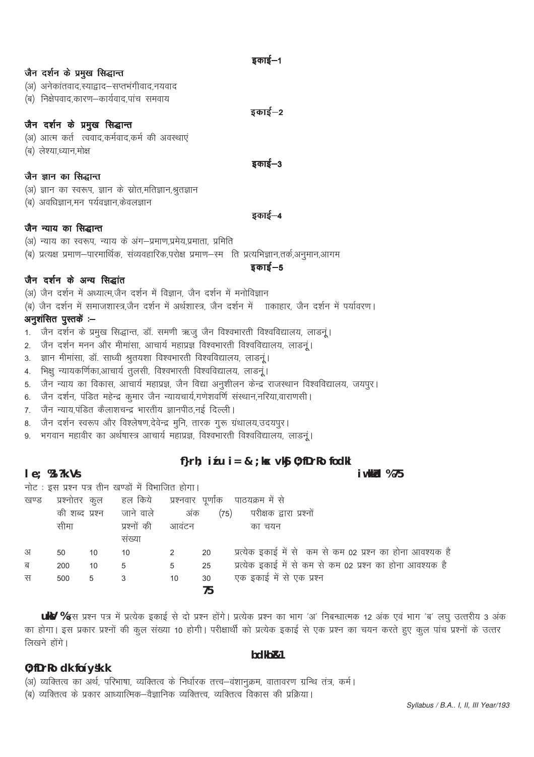### इकाई–1

**जैन दर्शन के प्रमुख सिद्धान्त**

(अ) अनेकांतवाद,स्याद्वाद–सप्तभंगीवाद,नयवाद

(ब) निक्षेपवाद,कारण–कार्यवाद,पांच समवाय

### इकाई–2

**जैन दर्शन के प्रमुख सिद्धान्त**

(अ) आत्म कर्त त्ववाद,कर्मवाद,कर्म की अवस्थाएं

(ब) लेश्या,ध्यान,मोक्ष

### इकाई–3

**जैन ज्ञान का सिद्धान्त**

(अ) ज्ञान का स्वरूप, ज्ञान के स्रोत,मतिज्ञान,श्रुतज्ञान

(ब) अवधिज्ञान,मन पर्यवज्ञान,केवलज्ञान

### इकाई–4

**जैन न्याय का सिद्धान्त**

(अ) न्याय का स्वरूप, न्याय के अंग–प्रमाण,प्रमेय,प्रमाता, प्रमिति

(ब) प्रत्यक्ष प्रमाण–पारमार्थिक, संव्यवहारिक,परोक्ष प्रमाण–स्म ति प्रत्यभिज्ञान,तर्क,अनुमान,आगम

### इकाई–5

**जैन दर्शन के अन्य सिद्धांत**

(अ) जैन दर्शन में अध्यात्म,जैन दर्शन में विज्ञान, जैन दर्शन में मनोविज्ञान

(ब) जैन दर्शन में समाजशास्त्र,जैन दर्शन में अर्थशास्त्र, जैन दर्शन में ाकाहार, जैन दर्शन में पर्यावरण।

**अनुशंसित पुस्तकें :–**

1. जैन दर्शन के प्रमुख सिद्धान्त, डॉ. समणी ऋजु जैन विश्वभारती विश्वविद्यालय, लाडनूं।
2. जैन दर्शन मनन और मीमांसा, आचार्य महाप्रज्ञ विश्वभारती विश्वविद्यालय, लाडनूं।
3. ज्ञान मीमांसा, डॉ. साध्वी श्रुतयशा विश्वभारती विश्वविद्यालय, लाडनूं।
4. भिक्षु न्यायकर्णिका,आचार्य तुलसी, विश्वभारती विश्वविद्यालय, लाडनूं।
5. जैन न्याय का विकास, आचार्य महाप्रज्ञ, जैन विद्या अनुशीलन केन्द्र राजस्थान विश्वविद्यालय, जयपुर।
6. जैन दर्शन, पंडित महेन्द्र कुमार जैन न्यायचार्य,गणेशवर्णि संस्थान,नरिया,वाराणसी।
7. जैन न्याय,पंडित कैलाशचन्द्र भारतीय ज्ञानपीठ,नई दिल्ली।
8. जैन दर्शन स्वरूप और विश्लेषण,देवेन्द्र मुनि, तारक गुरू ग्रंथालय,उदयपुर।
9. भगवान महावीर का अर्थषास्त्र आचार्य महाप्रज्ञ, विश्वभारती विश्वविद्यालय, लाडनूं।

## f}rh; iz'u i= & ;kx vkSj O;fDrRo fodkl

**le; %3 ?k.Vs** **iw.kkZad %75**

नोट : इस प्रश्न पत्र तीन खण्डों में विभाजित होगा।

| खण्ड | प्रश्नोतर की शब्द सीमा | कुल प्रश्न | हल किये जाने वाले प्रश्नों की संख्या | प्रश्नवार अंक आवंटन | पूर्णांक (75) | पाठयक्रम में से परीक्षक द्वारा प्रश्नों का चयन |
|---|---|---|---|---|---|---|
| अ | 50 | 10 | 10 | 2 | 20 | प्रत्येक इकाई में से कम से कम 02 प्रश्न का होना आवश्यक है |
| ब | 200 | 10 | 5 | 5 | 25 | प्रत्येक इकाई में से कम से कम 02 प्रश्न का होना आवश्यक है |
| स | 500 | 5 | 3 | 10 | 30 | एक इकाई में से एक प्रश्न |
| | | | | | **75** | |

**uksV %** इस प्रश्न पत्र में प्रत्येक इकाई से दो प्रश्न होंगे। प्रत्येक प्रश्न का भाग 'अ' निबन्धात्मक 12 अंक एवं भाग 'ब' लघु उत्तरीय 3 अंक का होगा। इस प्रकार प्रश्नों की कुल संख्या 10 होगी। परीक्षार्थी को प्रत्येक इकाई से एक प्रश्न का चयन करते हुए कुल पांच प्रश्नों के उत्तर लिखने होंगे।

### bdkbZ&1

**O;fDrRo dk fo'ys"k.k**

(अ) व्यक्तित्व का अर्थ, परिभाषा, व्यक्तित्व के निर्धारक तत्त्व–वंशानुक्रम, वातावरण ग्रन्थि तंत्र, कर्म।

(ब) व्यक्तित्व के प्रकार आध्यात्मिक–वैज्ञानिक व्यक्तित्त्व, व्यक्तित्व विकास की प्रक्रिया।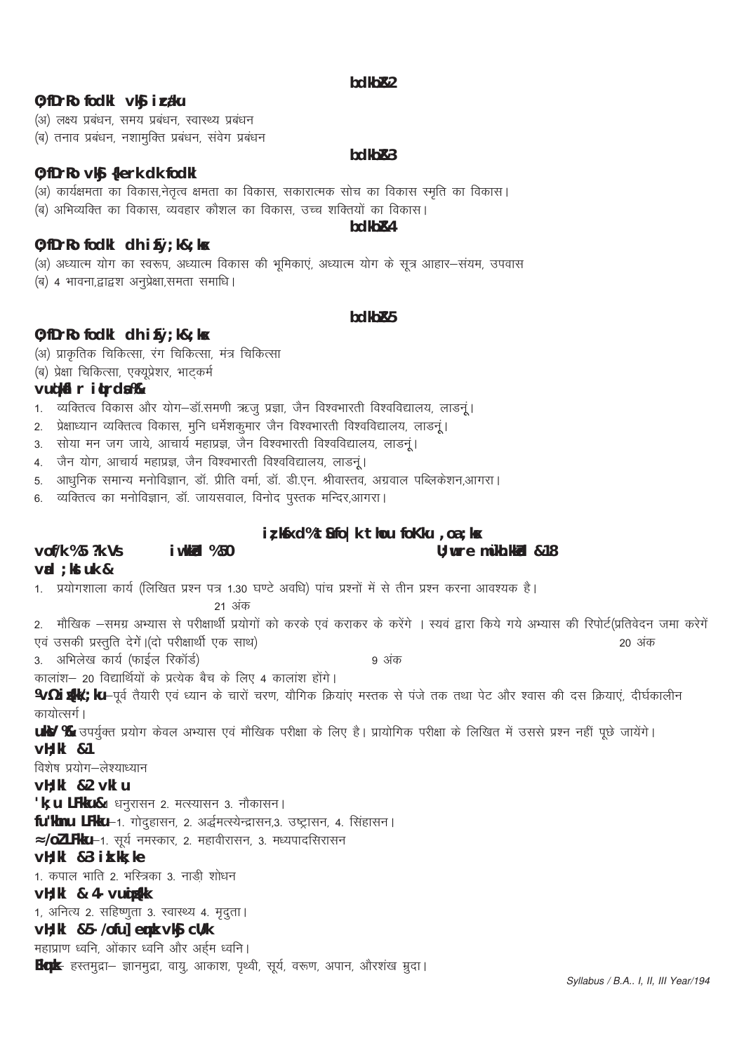### bdkbZ&2

**O;fDrRo fodkl vkSj izca/ku**

(अ) लक्ष्य प्रबंधन, समय प्रबंधन, स्वास्थ्य प्रबंधन

(ब) तनाव प्रबंधन, नशामुक्ति प्रबंधन, संवेग प्रबंधन

### bdkbZ&3

**O;fDrRo vkSj {kerk dk fodkl**

(अ) कार्यक्षमता का विकास,नेतृत्व क्षमता का विकास, सकारात्मक सोच का विकास स्मृति का विकास।

(ब) अभिव्यक्ति का विकास, व्यवहार कौशल का विकास, उच्च शक्तियों का विकास।

### bdkbZ&4

**O;fDrRo fodkl dh izfØ;k&;ksx**

(अ) अध्यात्म योग का स्वरूप, अध्यात्म विकास की भूमिकाएं, अध्यात्म योग के सूत्र आहार–संयम, उपवास

(ब) 4 भावना,द्वाद्वश अनुप्रेक्षा,समता समाधि।

### bdkbZ&5

**O;fDrRo fodkl dh izfØ;k&;ksx**

(अ) प्राकृतिक चिकित्सा, रंग चिकित्सा, मंत्र चिकित्सा

(ब) प्रेक्षा चिकित्सा, एक्यूप्रेशर, भाट्कर्म

**vuq'kaflr iqLrdsa%&**

1. व्यक्तित्व विकास और योग–डॉ.समणी ऋजु प्रज्ञा, जैन विश्वभारती विश्वविद्यालय, लाडनूं।
2. प्रेक्षाध्यान व्यक्तित्व विकास, मुनि धर्मेशकुमार जैन विश्वभारती विश्वविद्यालय, लाडनूं।
3. सोया मन जग जाये, आचार्य महाप्रज्ञ, जैन विश्वभारती विश्वविद्यालय, लाडनूं।
4. जैन योग, आचार्य महाप्रज्ञ, जैन विश्वभारती विश्वविद्यालय, लाडनूं।
5. आधुनिक समान्य मनोविज्ञान, डॉ. प्रीति वर्मा, डॉ. डी.एन. श्रीवास्तव, अग्रवाल पब्लिकेशन,आगरा।
6. व्यक्तित्व का मनोविज्ञान, डॉ. जायसवाल, विनोद पुस्तक मन्दिर,आगरा।

## izk;ksfxd%&thou foKku ,oa ;ksx

**vof/k%&3 ?kaVs   iw.kkZad%&50   U;wure mRrh.kkZad&18**

**vad ;kstuk&**

1. प्रयोगशाला कार्य (लिखित प्रश्न पत्र 1.30 घण्टे अवधि) पांच प्रश्नों में से तीन प्रश्न करना आवश्यक है। 21 अंक
2. मौखिक –समग्र अभ्यास से परीक्षार्थी प्रयोगों को करके एवं कराकर के करेंगे । स्वयं द्वारा किये गये अभ्यास की रिपोर्ट(प्रतिवेदन जमा करेगें एवं उसकी प्रस्तुति देगें।(दो परीक्षार्थी एक साथ) 20 अंक
3. अभिलेख कार्य (फाईल रिकॉर्ड) 9 अंक

कालांश– 20 विद्यार्थियों के प्रत्येक बैच के लिए 4 कालांश होंगे।

**%v% iz;ksx/;ku**–पूर्व तैयारी एवं ध्यान के चारों चरण, यौगिक क्रियांए मस्तक से पंजे तक तथा पेट और श्वास की दस क्रियाएं, दीर्घकालीन कायोत्सर्ग।

**uksV%&** उपर्युक्त प्रयोग केवल अभ्यास एवं मौखिक परीक्षा के लिए है। प्रायोगिक परीक्षा के लिखित में उससे प्रश्न नहीं पूछे जायेंगे।

**vH;kl &1**

विशेष प्रयोग–लेश्याध्यान

**vH;kl &2 vklu**

**'k;u LFkku&** धनुरासन 2. मत्स्यासन 3. नौकासन।

**fu"kknu LFkku**–1. गोदुहासन, 2. अर्द्धमत्स्येन्द्रासन,3. उष्ट्रासन, 4. सिंहासन।

**Å/oZLFkku**–1. सूर्य नमस्कार, 2. महावीरासन, 3. मध्यपादसिरासन

**vH;kl &3 izk.kk;ke**

1. कपाल भाति 2. भस्त्रिका 3. नाड़ी शोधन

**vH;kl & 4 vuqizs{kk**

1, अनित्य 2. सहिष्णुता 3. स्वास्थ्य 4. मृदुता।

**vH;kl &5 /ofu] eqnzk vkSj cU/k**

महाप्राण ध्वनि, ओंकार ध्वनि और अर्हम ध्वनि।

**Eqnzk**– हस्तमुद्रा– ज्ञानमुद्रा, वायु, आकाश, पृथ्वी, सूर्य, वरूण, अपान, औरशंख म्रुदा।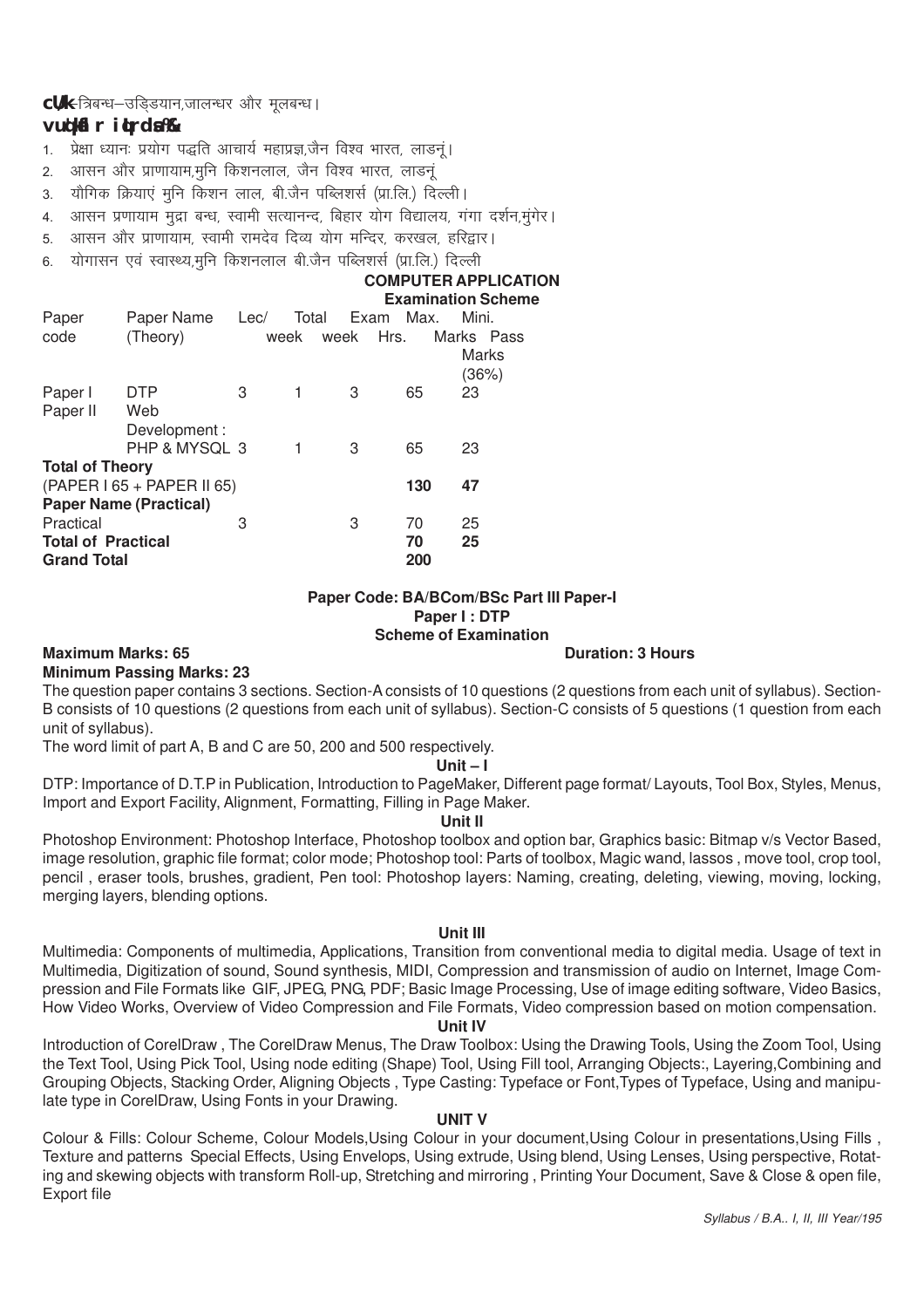**बन्ध-** त्रिबन्ध–उड्डियान,जालन्धर और मूलबन्ध।

**अनुशंसित पुस्तकें–**

1. प्रेक्षा ध्यानः प्रयोग पद्धति आचार्य महाप्रज्ञ,जैन विश्व भारत, लाडनूं।
2. आसन और प्राणायाम,मुनि किशनलाल, जैन विश्व भारत, लाडनूं
3. यौगिक क्रियाएं मुनि किशन लाल, बी.जैन पब्लिशर्स (प्रा.लि.) दिल्ली।
4. आसन प्रणायाम मुद्रा बन्ध, स्वामी सत्यानन्द, बिहार योग विद्यालय, गंगा दर्शन,मुंगेर।
5. आसन और प्राणायाम, स्वामी रामदेव दिव्य योग मन्दिर, करखल, हरिद्वार।
6. योगासन एवं स्वास्थ्य,मुनि किशनलाल बी.जैन पब्लिशर्स (प्रा.लि.) दिल्ली

## COMPUTER APPLICATION

### Examination Scheme

| Paper code | Paper Name (Theory) | Lec/ week | Total week | Exam Hrs. | Max. Marks | Mini. Pass Marks (36%) |
|---|---|---|---|---|---|---|
| Paper I | DTP | 3 | 1 | 3 | 65 | 23 |
| Paper II | Web Development : PHP & MYSQL | 3 | 1 | 3 | 65 | 23 |
| **Total of Theory** | | | | | | |
| (PAPER I 65 + PAPER II 65) | | | | | **130** | **47** |
| **Paper Name (Practical)** | | | | | | |
| Practical | | 3 | | 3 | 70 | 25 |
| **Total of Practical** | | | | | **70** | **25** |
| **Grand Total** | | | | | **200** | |

### Paper Code: BA/BCom/BSc Part III Paper-I

### Paper I : DTP

### Scheme of Examination

**Maximum Marks: 65** **Duration: 3 Hours**

**Minimum Passing Marks: 23**

The question paper contains 3 sections. Section-A consists of 10 questions (2 questions from each unit of syllabus). Section-B consists of 10 questions (2 questions from each unit of syllabus). Section-C consists of 5 questions (1 question from each unit of syllabus).

The word limit of part A, B and C are 50, 200 and 500 respectively.

**Unit – I**

DTP: Importance of D.T.P in Publication, Introduction to PageMaker, Different page format/ Layouts, Tool Box, Styles, Menus, Import and Export Facility, Alignment, Formatting, Filling in Page Maker.

**Unit II**

Photoshop Environment: Photoshop Interface, Photoshop toolbox and option bar, Graphics basic: Bitmap v/s Vector Based, image resolution, graphic file format; color mode; Photoshop tool: Parts of toolbox, Magic wand, lassos , move tool, crop tool, pencil , eraser tools, brushes, gradient, Pen tool: Photoshop layers: Naming, creating, deleting, viewing, moving, locking, merging layers, blending options.

**Unit III**

Multimedia: Components of multimedia, Applications, Transition from conventional media to digital media. Usage of text in Multimedia, Digitization of sound, Sound synthesis, MIDI, Compression and transmission of audio on Internet, Image Compression and File Formats like GIF, JPEG, PNG, PDF; Basic Image Processing, Use of image editing software, Video Basics, How Video Works, Overview of Video Compression and File Formats, Video compression based on motion compensation.

**Unit IV**

Introduction of CorelDraw , The CorelDraw Menus, The Draw Toolbox: Using the Drawing Tools, Using the Zoom Tool, Using the Text Tool, Using Pick Tool, Using node editing (Shape) Tool, Using Fill tool, Arranging Objects:, Layering,Combining and Grouping Objects, Stacking Order, Aligning Objects , Type Casting: Typeface or Font,Types of Typeface, Using and manipulate type in CorelDraw, Using Fonts in your Drawing.

**UNIT V**

Colour & Fills: Colour Scheme, Colour Models,Using Colour in your document,Using Colour in presentations,Using Fills , Texture and patterns Special Effects, Using Envelops, Using extrude, Using blend, Using Lenses, Using perspective, Rotating and skewing objects with transform Roll-up, Stretching and mirroring , Printing Your Document, Save & Close & open file, Export file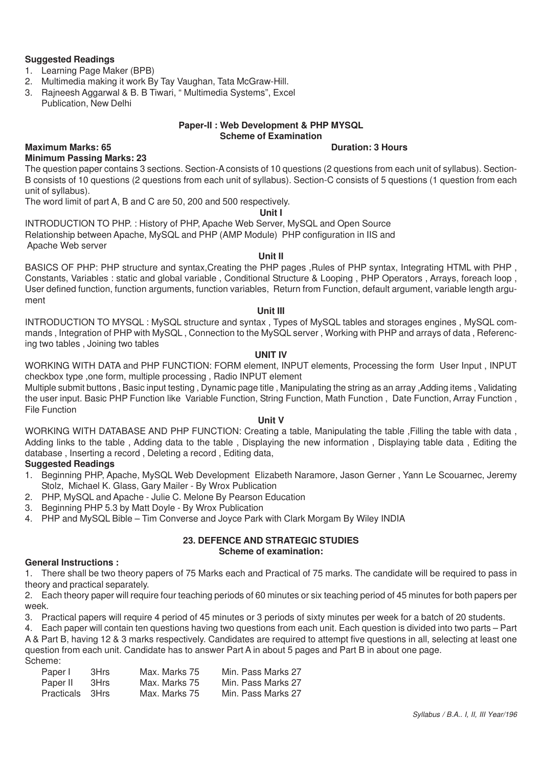**Suggested Readings**

1. Learning Page Maker (BPB)
2. Multimedia making it work By Tay Vaughan, Tata McGraw-Hill.
3. Rajneesh Aggarwal & B. B Tiwari, " Multimedia Systems", Excel Publication, New Delhi

## Paper-II : Web Development & PHP MYSQL

### Scheme of Examination

**Maximum Marks: 65** **Duration: 3 Hours**

**Minimum Passing Marks: 23**

The question paper contains 3 sections. Section-A consists of 10 questions (2 questions from each unit of syllabus). Section-B consists of 10 questions (2 questions from each unit of syllabus). Section-C consists of 5 questions (1 question from each unit of syllabus).

The word limit of part A, B and C are 50, 200 and 500 respectively.

**Unit I**

INTRODUCTION TO PHP. : History of PHP, Apache Web Server, MySQL and Open Source Relationship between Apache, MySQL and PHP (AMP Module) PHP configuration in IIS and Apache Web server

**Unit II**

BASICS OF PHP: PHP structure and syntax,Creating the PHP pages ,Rules of PHP syntax, Integrating HTML with PHP , Constants, Variables : static and global variable , Conditional Structure & Looping , PHP Operators , Arrays, foreach loop , User defined function, function arguments, function variables, Return from Function, default argument, variable length argument

**Unit III**

INTRODUCTION TO MYSQL : MySQL structure and syntax , Types of MySQL tables and storages engines , MySQL commands , Integration of PHP with MySQL , Connection to the MySQL server , Working with PHP and arrays of data , Referencing two tables , Joining two tables

**UNIT IV**

WORKING WITH DATA and PHP FUNCTION: FORM element, INPUT elements, Processing the form User Input , INPUT checkbox type ,one form, multiple processing , Radio INPUT element

Multiple submit buttons , Basic input testing , Dynamic page title , Manipulating the string as an array ,Adding items , Validating the user input. Basic PHP Function like Variable Function, String Function, Math Function , Date Function, Array Function , File Function

**Unit V**

WORKING WITH DATABASE AND PHP FUNCTION: Creating a table, Manipulating the table ,Filling the table with data , Adding links to the table , Adding data to the table , Displaying the new information , Displaying table data , Editing the database , Inserting a record , Deleting a record , Editing data,

**Suggested Readings**

1. Beginning PHP, Apache, MySQL Web Development Elizabeth Naramore, Jason Gerner , Yann Le Scouarnec, Jeremy Stolz, Michael K. Glass, Gary Mailer - By Wrox Publication
2. PHP, MySQL and Apache - Julie C. Melone By Pearson Education
3. Beginning PHP 5.3 by Matt Doyle - By Wrox Publication
4. PHP and MySQL Bible – Tim Converse and Joyce Park with Clark Morgam By Wiley INDIA

## 23. DEFENCE AND STRATEGIC STUDIES

### Scheme of examination:

**General Instructions :**

1. There shall be two theory papers of 75 Marks each and Practical of 75 marks. The candidate will be required to pass in theory and practical separately.
2. Each theory paper will require four teaching periods of 60 minutes or six teaching period of 45 minutes for both papers per week.
3. Practical papers will require 4 period of 45 minutes or 3 periods of sixty minutes per week for a batch of 20 students.
4. Each paper will contain ten questions having two questions from each unit. Each question is divided into two parts – Part A & Part B, having 12 & 3 marks respectively. Candidates are required to attempt five questions in all, selecting at least one question from each unit. Candidate has to answer Part A in about 5 pages and Part B in about one page.

Scheme:

| | | | |
|---|---|---|---|
| Paper I | 3Hrs | Max. Marks 75 | Min. Pass Marks 27 |
| Paper II | 3Hrs | Max. Marks 75 | Min. Pass Marks 27 |
| Practicals | 3Hrs | Max. Marks 75 | Min. Pass Marks 27 |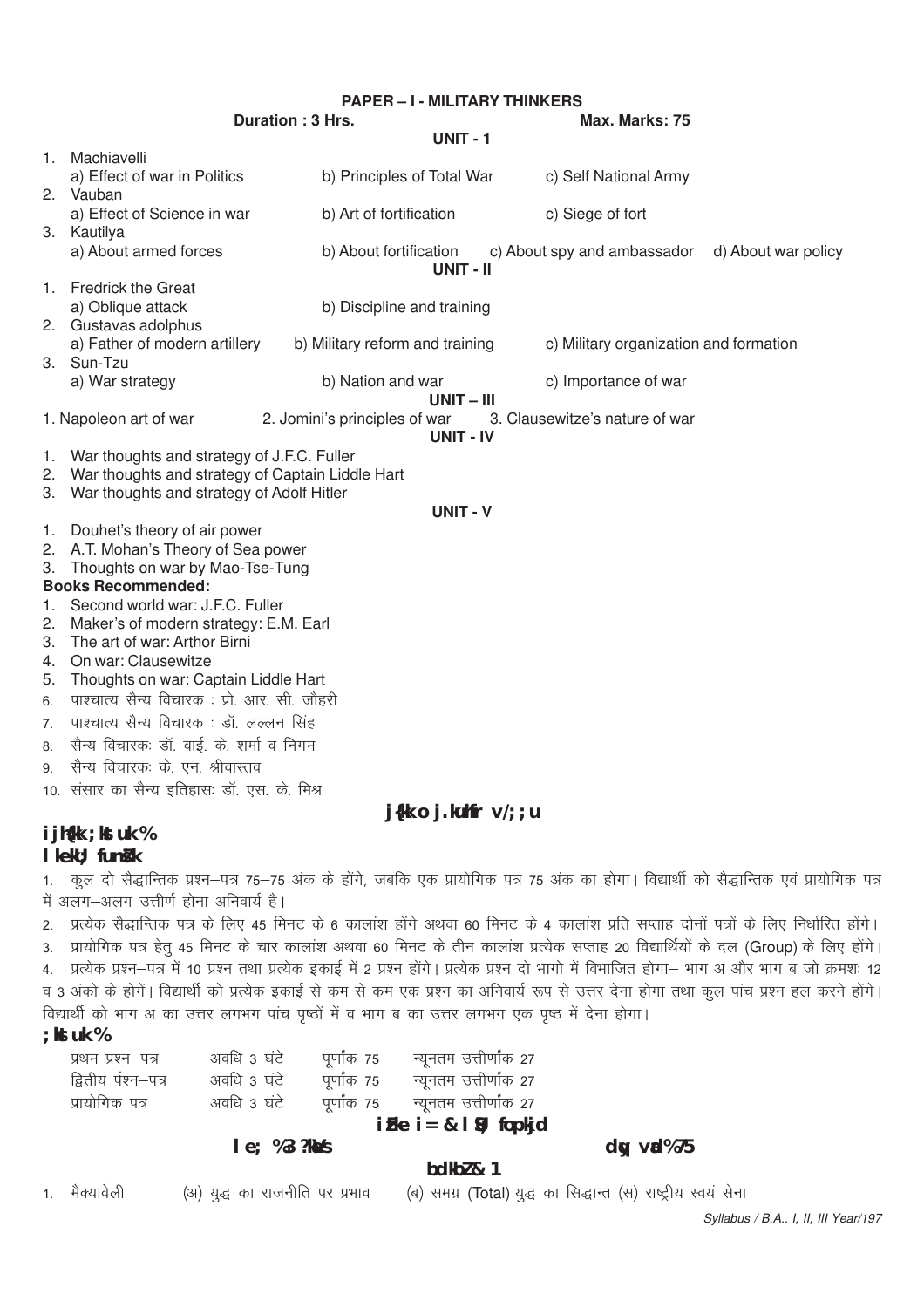## PAPER – I - MILITARY THINKERS

**Duration : 3 Hrs.** **Max. Marks: 75**

### UNIT - 1

1. Machiavelli
   a) Effect of war in Politics  b) Principles of Total War  c) Self National Army
2. Vauban
   a) Effect of Science in war  b) Art of fortification  c) Siege of fort
3. Kautilya
   a) About armed forces  b) About fortification  c) About spy and ambassador  d) About war policy

### UNIT - II

1. Fredrick the Great
   a) Oblique attack  b) Discipline and training
2. Gustavas adolphus
   a) Father of modern artillery  b) Military reform and training  c) Military organization and formation
3. Sun-Tzu
   a) War strategy  b) Nation and war  c) Importance of war

### UNIT – III

1. Napoleon art of war  2. Jomini's principles of war  3. Clausewitze's nature of war

### UNIT - IV

1. War thoughts and strategy of J.F.C. Fuller
2. War thoughts and strategy of Captain Liddle Hart
3. War thoughts and strategy of Adolf Hitler

### UNIT - V

1. Douhet's theory of air power
2. A.T. Mohan's Theory of Sea power
3. Thoughts on war by Mao-Tse-Tung

**Books Recommended:**

1. Second world war: J.F.C. Fuller
2. Maker's of modern strategy: E.M. Earl
3. The art of war: Arthor Birni
4. On war: Clausewitze
5. Thoughts on war: Captain Liddle Hart
6. पाश्चात्य सैन्य विचारक : प्रो. आर. सी. जौहरी
7. पाश्चात्य सैन्य विचारक : डॉ. लल्लन सिंह
8. सैन्य विचारकः डॉ. वाई. के. शर्मा व निगम
9. सैन्य विचारकः के. एन. श्रीवास्तव
10. संसार का सैन्य इतिहासः डॉ. एस. के. मिश्र

## j{kk o j.kuhfr v/;;u

**i jh{kk ;kstuk %**

**I kekU; funZk**

1. कुल दो सैद्धान्तिक प्रश्न–पत्र 75–75 अंक के होंगे, जबकि एक प्रायोगिक पत्र 75 अंक का होगा। विद्यार्थी को सैद्धान्तिक एवं प्रायोगिक पत्र में अलग–अलग उत्तीर्ण होना अनिवार्य है।
2. प्रत्येक सैद्धान्तिक पत्र के लिए 45 मिनट के 6 कालांश होंगे अथवा 60 मिनट के 4 कालांश प्रति सप्ताह दोनों पत्रों के लिए निर्धारित होंगे।
3. प्रायोगिक पत्र हेतु 45 मिनट के चार कालांश अथवा 60 मिनट के तीन कालांश प्रत्येक सप्ताह 20 विद्यार्थियों के दल (Group) के लिए होंगे।
4. प्रत्येक प्रश्न–पत्र में 10 प्रश्न तथा प्रत्येक इकाई में 2 प्रश्न होंगे। प्रत्येक प्रश्न दो भागो में विभाजित होगा– भाग अ और भाग ब जो क्रमशः 12 व 3 अंको के होगें। विद्यार्थी को प्रत्येक इकाई से कम से कम एक प्रश्न का अनिवार्य रूप से उत्तर देना होगा तथा कुल पांच प्रश्न हल करने होंगे। विद्यार्थी को भाग अ का उत्तर लगभग पांच पृष्ठों में व भाग ब का उत्तर लगभग एक पृष्ठ में देना होगा।

**;kstuk %**

| | | | |
|---|---|---|---|
| प्रथम प्रश्न–पत्र | अवधि 3 घंटे | पूर्णांक 75 | न्यूनतम उत्तीर्णांक 27 |
| द्वितीय र्पश्न–पत्र | अवधि 3 घंटे | पूर्णांक 75 | न्यूनतम उत्तीर्णांक 27 |
| प्रायोगिक पत्र | अवधि 3 घंटे | पूर्णांक 75 | न्यूनतम उत्तीर्णांक 27 |

### iFke i= & I S) fopkjd

**le; %3 ?kaVs** **dqy vad%75**

### bdkbZ & 1

1. मैक्यावेली (अ) युद्ध का राजनीति पर प्रभाव (ब) समग्र (Total) युद्ध का सिद्धान्त (स) राष्ट्रीय स्वयं सेना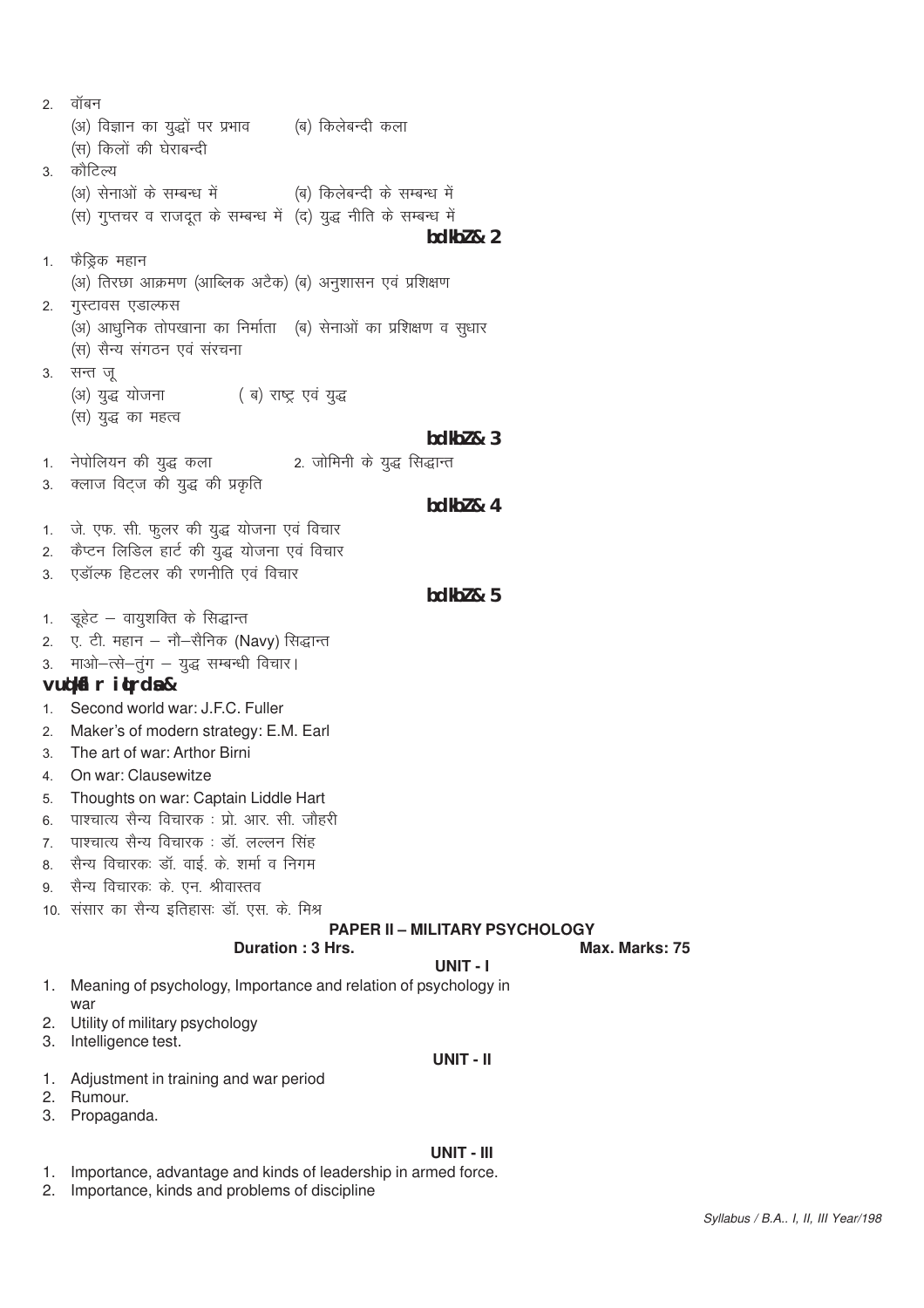2. वॉबन
   (अ) विज्ञान का युद्धों पर प्रभाव (ब) किलेबन्दी कला
   (स) किलों की घेराबन्दी
3. कौटिल्य
   (अ) सेनाओं के सम्बन्ध में (ब) किलेबन्दी के सम्बन्ध में
   (स) गुप्तचर व राजदूत के सम्बन्ध में (द) युद्ध नीति के सम्बन्ध में

**bdkbZ& 2**

1. फैड्रिक महान
   (अ) तिरछा आक्रमण (आब्लिक अटैक) (ब) अनुशासन एवं प्रशिक्षण
2. गुस्टावस एडाल्फस
   (अ) आधुनिक तोपखाना का निर्माता (ब) सेनाओं का प्रशिक्षण व सुधार
   (स) सैन्य संगठन एवं संरचना
3. सन्त जू
   (अ) युद्ध योजना ( ब) राष्ट्र एवं युद्ध
   (स) युद्ध का महत्व

**bdkbZ& 3**

1. नेपोलियन की युद्ध कला 2. जोमिनी के युद्ध सिद्धान्त
3. क्लाज विट्ज की युद्ध की प्रकृति

**bdkbZ& 4**

1. जे. एफ. सी. फुलर की युद्ध योजना एवं विचार
2. कैप्टन लिडिल हार्ट की युद्ध योजना एवं विचार
3. एडॉल्फ हिटलर की रणनीति एवं विचार

**bdkbZ& 5**

1. डूहेट – वायुशक्ति के सिद्धान्त
2. ए. टी. महान – नौ–सैनिक (Navy) सिद्धान्त
3. माओ–त्से–तुंग – युद्ध सम्बन्धी विचार।

**vuqeksfnr iqLrdsa&**

1. Second world war: J.F.C. Fuller
2. Maker's of modern strategy: E.M. Earl
3. The art of war: Arthor Birni
4. On war: Clausewitze
5. Thoughts on war: Captain Liddle Hart
6. पाश्चात्य सैन्य विचारक : प्रो. आर. सी. जौहरी
7. पाश्चात्य सैन्य विचारक : डॉ. लल्लन सिंह
8. सैन्य विचारकः डॉ. वाई. के. शर्मा व निगम
9. सैन्य विचारकः के. एन. श्रीवास्तव
10. संसार का सैन्य इतिहासः डॉ. एस. के. मिश्र

## PAPER II – MILITARY PSYCHOLOGY

**Duration : 3 Hrs.** **Max. Marks: 75**

### UNIT - I

1. Meaning of psychology, Importance and relation of psychology in war
2. Utility of military psychology
3. Intelligence test.

### UNIT - II

1. Adjustment in training and war period
2. Rumour.
3. Propaganda.

### UNIT - III

1. Importance, advantage and kinds of leadership in armed force.
2. Importance, kinds and problems of discipline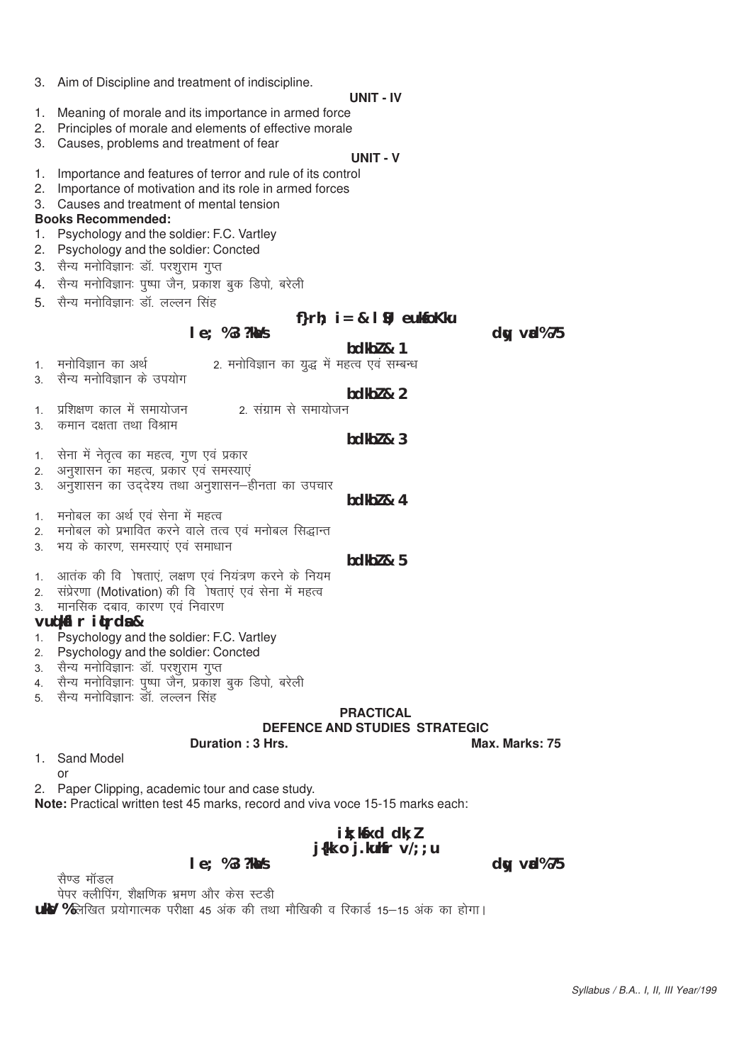3. Aim of Discipline and treatment of indiscipline.

**UNIT - IV**

1. Meaning of morale and its importance in armed force
2. Principles of morale and elements of effective morale
3. Causes, problems and treatment of fear

**UNIT - V**

1. Importance and features of terror and rule of its control
2. Importance of motivation and its role in armed forces
3. Causes and treatment of mental tension

**Books Recommended:**

1. Psychology and the soldier: F.C. Vartley
2. Psychology and the soldier: Concted
3. सैन्य मनोविज्ञानः डॉ. परशुराम गुप्त
4. सैन्य मनोविज्ञानः पुष्पा जैन, प्रकाश बुक डिपो, बरेली
5. सैन्य मनोविज्ञानः डॉ. लल्लन सिंह

## f}rh; i= & lSU; euksfoKku

**le; %3 ?k.Vs** **dqy vad%75**

**bdkbZ & 1**

1. मनोविज्ञान का अर्थ
2. मनोविज्ञान का युद्ध में महत्व एवं सम्बन्ध
3. सैन्य मनोविज्ञान के उपयोग

**bdkbZ & 2**

1. प्रशिक्षण काल में समायोजन
2. संग्राम से समायोजन
3. कमान दक्षता तथा विश्राम

**bdkbZ & 3**

1. सेना में नेतृत्व का महत्व, गुण एवं प्रकार
2. अनुशासन का महत्व, प्रकार एवं समस्याएं
3. अनुशासन का उद्देश्य तथा अनुशासन–हीनता का उपचार

**bdkbZ & 4**

1. मनोबल का अर्थ एवं सेना में महत्व
2. मनोबल को प्रभावित करने वाले तत्व एवं मनोबल सिद्धान्त
3. भय के कारण, समस्याएं एवं समाधान

**bdkbZ & 5**

1. आतंक की वि षताएं, लक्षण एवं नियंत्रण करने के नियम
2. संप्रेरणा (Motivation) की वि षताएं एवं सेना में महत्व
3. मानसिक दबाव, कारण एवं निवारण

**vuq'kaflr iqLrdsa&**

1. Psychology and the soldier: F.C. Vartley
2. Psychology and the soldier: Concted
3. सैन्य मनोविज्ञानः डॉ. परशुराम गुप्त
4. सैन्य मनोविज्ञानः पुष्पा जैन, प्रकाश बुक डिपो, बरेली
5. सैन्य मनोविज्ञानः डॉ. लल्लन सिंह

## PRACTICAL
## DEFENCE AND STUDIES STRATEGIC

**Duration : 3 Hrs.** **Max. Marks: 75**

1. Sand Model

   or

2. Paper Clipping, academic tour and case study.

**Note:** Practical written test 45 marks, record and viva voce 15-15 marks each:

## iz;ksfxd dk;Z
## j{kk o j.kuhfr v/;;u

**le; %3 ?k.Vs** **dqy vad%75**

सैण्ड मॉडल

पेपर क्लीपिंग, शैक्षणिक भ्रमण और केस स्टडी

**uksV %** लिखित प्रयोगात्मक परीक्षा 45 अंक की तथा मौखिकी व रिकार्ड 15–15 अंक का होगा।